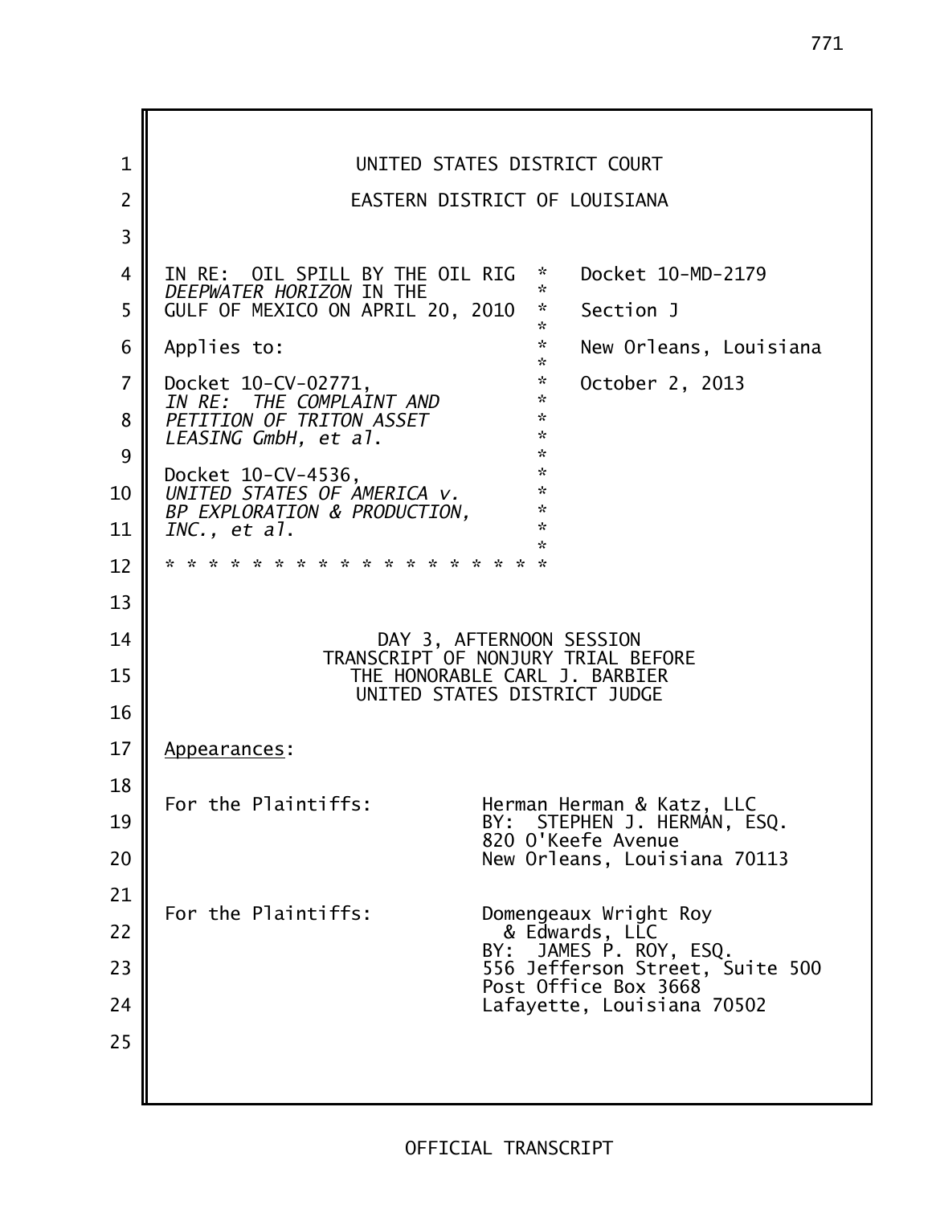UNITED STATES DISTRICT COURT

EASTERN DISTRICT OF LOUISIANA

| | | |
|---|---|---|
| IN RE: OIL SPILL BY THE OIL RIG *DEEPWATER HORIZON* IN THE GULF OF MEXICO ON APRIL 20, 2010 | * | Docket 10-MD-2179 |
| | * | Section J |
| Applies to: | * | New Orleans, Louisiana |
| Docket 10-CV-02771, *IN RE: THE COMPLAINT AND PETITION OF TRITON ASSET LEASING GmbH, et al.* | * | October 2, 2013 |
| Docket 10-CV-4536, *UNITED STATES OF AMERICA v. BP EXPLORATION & PRODUCTION, INC., et al.* | * | |

* * * * * * * * * * * * * * * * * * *

DAY 3, AFTERNOON SESSION
TRANSCRIPT OF NONJURY TRIAL BEFORE
THE HONORABLE CARL J. BARBIER
UNITED STATES DISTRICT JUDGE

Appearances:

For the Plaintiffs: Herman Herman & Katz, LLC
BY: STEPHEN J. HERMAN, ESQ.
820 O'Keefe Avenue
New Orleans, Louisiana 70113

For the Plaintiffs: Domengeaux Wright Roy & Edwards, LLC
BY: JAMES P. ROY, ESQ.
556 Jefferson Street, Suite 500
Post Office Box 3668
Lafayette, Louisiana 70502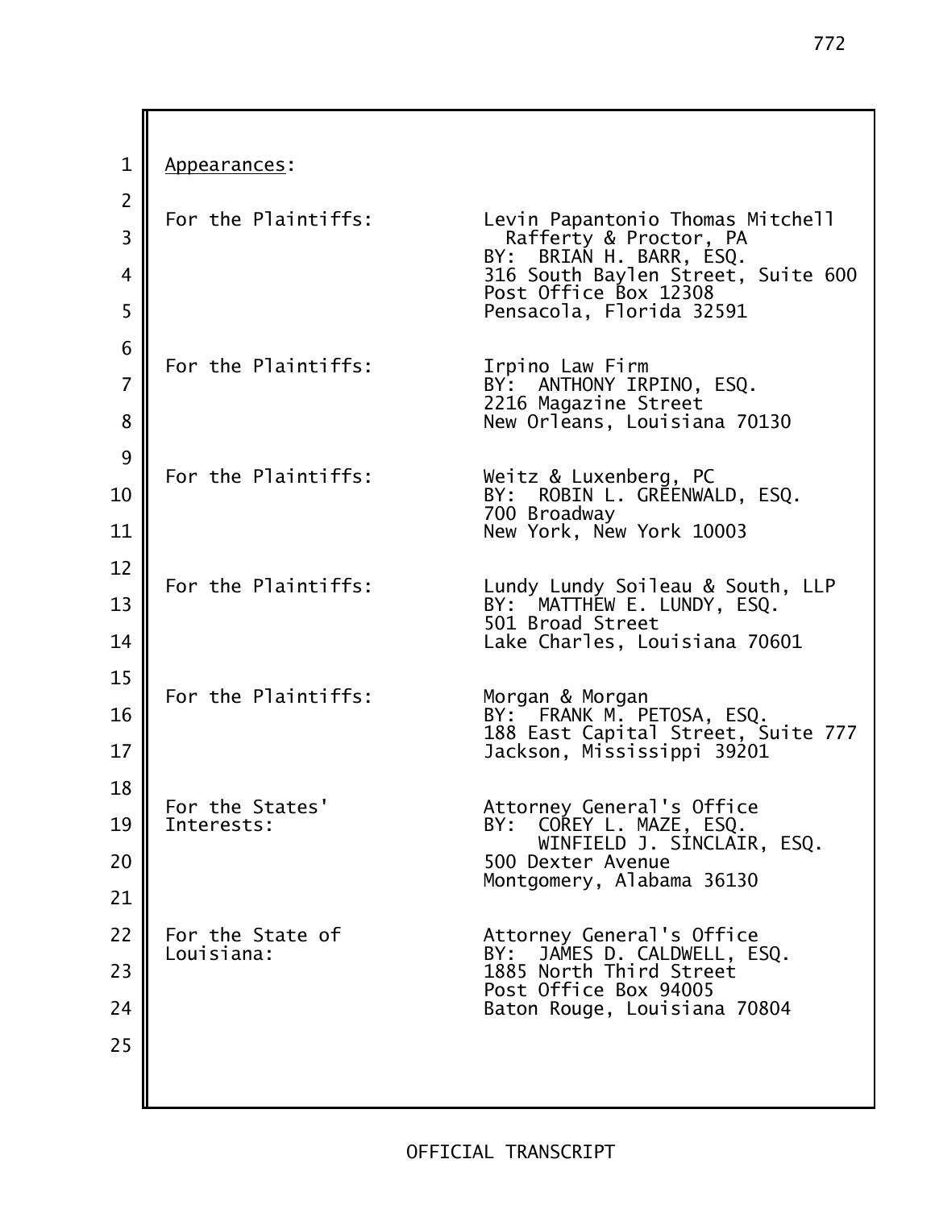Appearances:

For the Plaintiffs: Levin Papantonio Thomas Mitchell
Rafferty & Proctor, PA
BY: BRIAN H. BARR, ESQ.
316 South Baylen Street, Suite 600
Post Office Box 12308
Pensacola, Florida 32591

For the Plaintiffs: Irpino Law Firm
BY: ANTHONY IRPINO, ESQ.
2216 Magazine Street
New Orleans, Louisiana 70130

For the Plaintiffs: Weitz & Luxenberg, PC
BY: ROBIN L. GREENWALD, ESQ.
700 Broadway
New York, New York 10003

For the Plaintiffs: Lundy Lundy Soileau & South, LLP
BY: MATTHEW E. LUNDY, ESQ.
501 Broad Street
Lake Charles, Louisiana 70601

For the Plaintiffs: Morgan & Morgan
BY: FRANK M. PETOSA, ESQ.
188 East Capital Street, Suite 777
Jackson, Mississippi 39201

For the States' Interests: Attorney General's Office
BY: COREY L. MAZE, ESQ.
WINFIELD J. SINCLAIR, ESQ.
500 Dexter Avenue
Montgomery, Alabama 36130

For the State of Louisiana: Attorney General's Office
BY: JAMES D. CALDWELL, ESQ.
1885 North Third Street
Post Office Box 94005
Baton Rouge, Louisiana 70804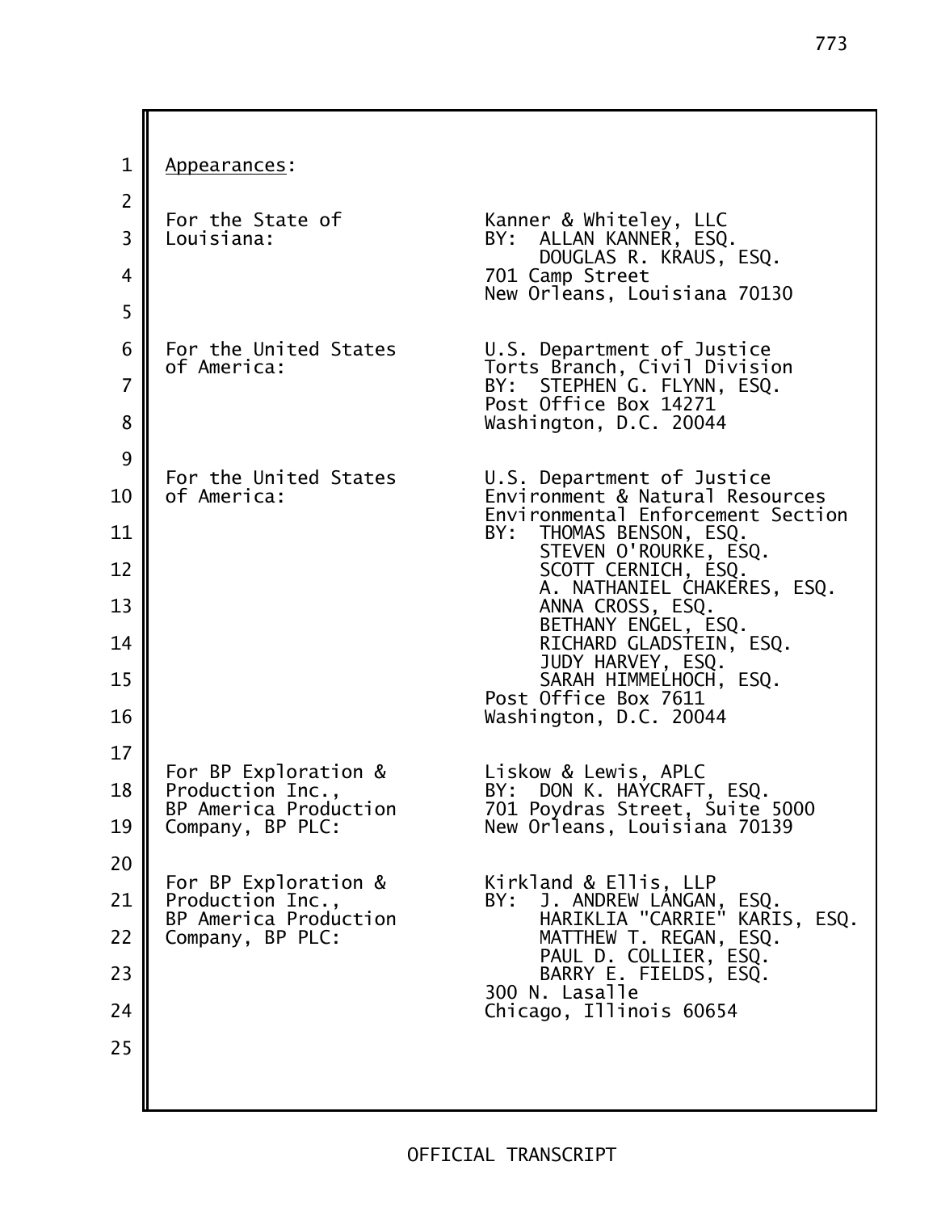Appearances:

For the State of Louisiana:

Kanner & Whiteley, LLC
BY: ALLAN KANNER, ESQ.
DOUGLAS R. KRAUS, ESQ.
701 Camp Street
New Orleans, Louisiana 70130

For the United States of America:

U.S. Department of Justice
Torts Branch, Civil Division
BY: STEPHEN G. FLYNN, ESQ.
Post Office Box 14271
Washington, D.C. 20044

For the United States of America:

U.S. Department of Justice
Environment & Natural Resources
Environmental Enforcement Section
BY: THOMAS BENSON, ESQ.
STEVEN O'ROURKE, ESQ.
SCOTT CERNICH, ESQ.
A. NATHANIEL CHAKERES, ESQ.
ANNA CROSS, ESQ.
BETHANY ENGEL, ESQ.
RICHARD GLADSTEIN, ESQ.
JUDY HARVEY, ESQ.
SARAH HIMMELHOCH, ESQ.
Post Office Box 7611
Washington, D.C. 20044

For BP Exploration & Production Inc., BP America Production Company, BP PLC:

Liskow & Lewis, APLC
BY: DON K. HAYCRAFT, ESQ.
701 Poydras Street, Suite 5000
New Orleans, Louisiana 70139

For BP Exploration & Production Inc., BP America Production Company, BP PLC:

Kirkland & Ellis, LLP
BY: J. ANDREW LANGAN, ESQ.
HARIKLIA "CARRIE" KARIS, ESQ.
MATTHEW T. REGAN, ESQ.
PAUL D. COLLIER, ESQ.
BARRY E. FIELDS, ESQ.
300 N. Lasalle
Chicago, Illinois 60654

OFFICIAL TRANSCRIPT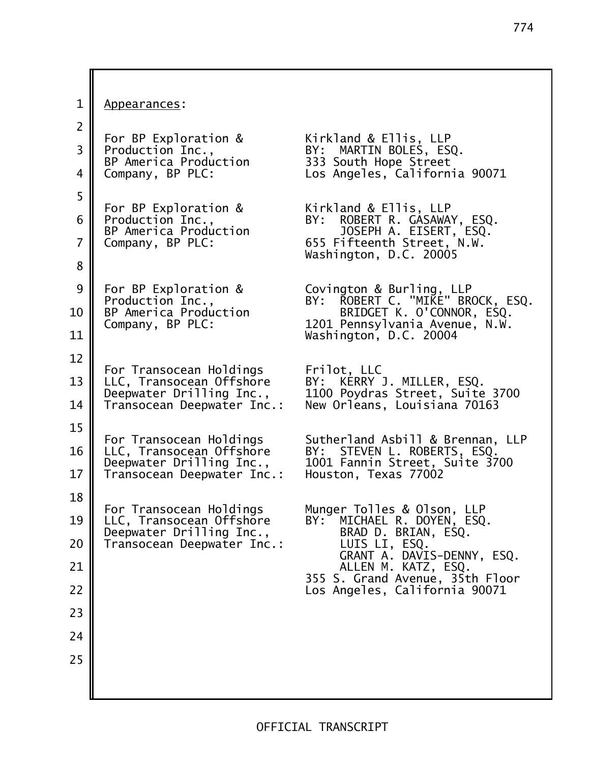Appearances:

For BP Exploration & Production Inc., BP America Production Company, BP PLC:
Kirkland & Ellis, LLP
BY: MARTIN BOLES, ESQ.
333 South Hope Street
Los Angeles, California 90071

For BP Exploration & Production Inc., BP America Production Company, BP PLC:
Kirkland & Ellis, LLP
BY: ROBERT R. GASAWAY, ESQ.
JOSEPH A. EISERT, ESQ.
655 Fifteenth Street, N.W.
Washington, D.C. 20005

For BP Exploration & Production Inc., BP America Production Company, BP PLC:
Covington & Burling, LLP
BY: ROBERT C. "MIKE" BROCK, ESQ.
BRIDGET K. O'CONNOR, ESQ.
1201 Pennsylvania Avenue, N.W.
Washington, D.C. 20004

For Transocean Holdings LLC, Transocean Offshore Deepwater Drilling Inc., Transocean Deepwater Inc.:
Frilot, LLC
BY: KERRY J. MILLER, ESQ.
1100 Poydras Street, Suite 3700
New Orleans, Louisiana 70163

For Transocean Holdings LLC, Transocean Offshore Deepwater Drilling Inc., Transocean Deepwater Inc.:
Sutherland Asbill & Brennan, LLP
BY: STEVEN L. ROBERTS, ESQ.
1001 Fannin Street, Suite 3700
Houston, Texas 77002

For Transocean Holdings LLC, Transocean Offshore Deepwater Drilling Inc., Transocean Deepwater Inc.:
Munger Tolles & Olson, LLP
BY: MICHAEL R. DOYEN, ESQ.
BRAD D. BRIAN, ESQ.
LUIS LI, ESQ.
GRANT A. DAVIS-DENNY, ESQ.
ALLEN M. KATZ, ESQ.
355 S. Grand Avenue, 35th Floor
Los Angeles, California 90071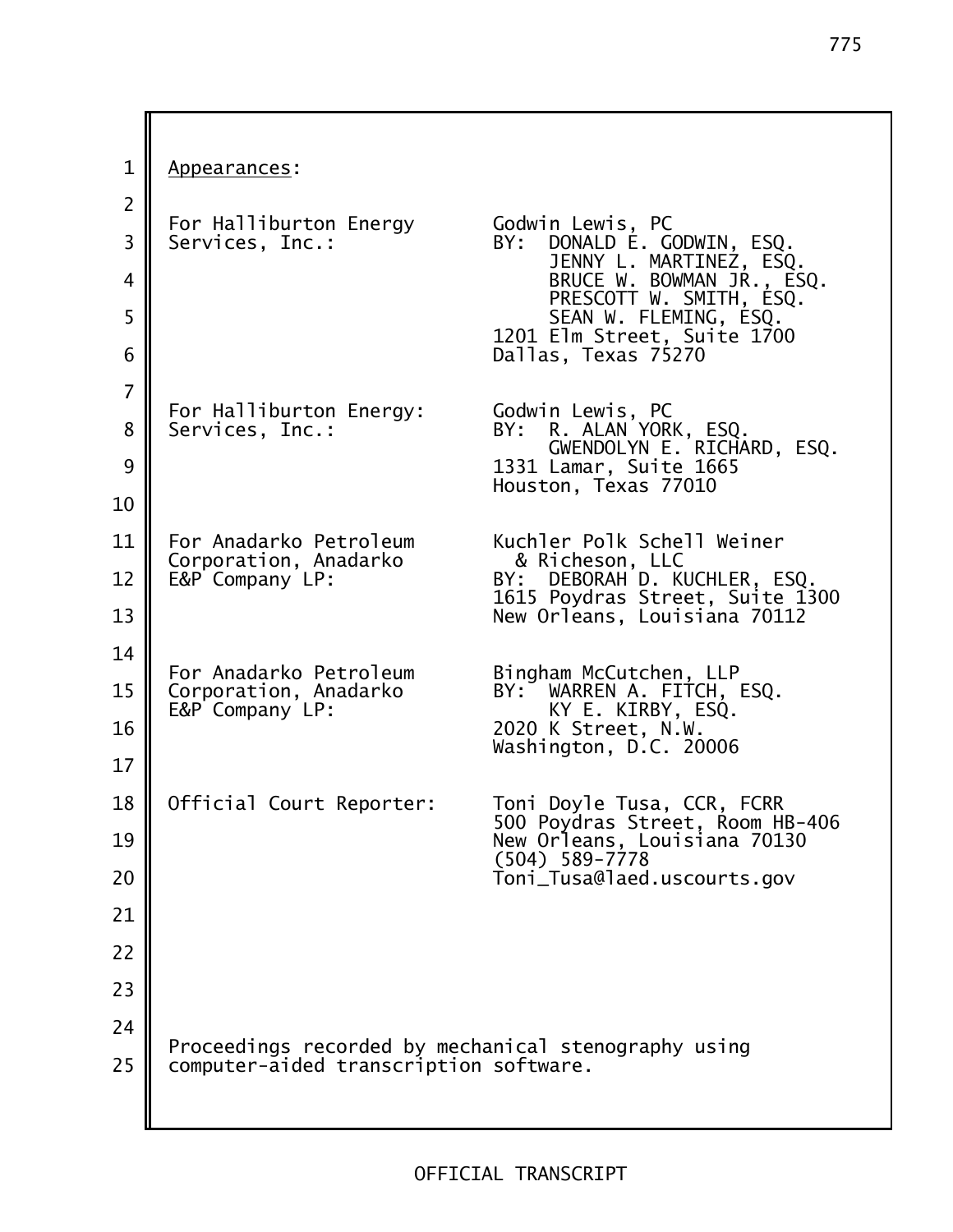<u>Appearances</u>:

| | |
|---|---|
| For Halliburton Energy Services, Inc.: | Godwin Lewis, PC<br>BY: DONALD E. GODWIN, ESQ.<br>JENNY L. MARTINEZ, ESQ.<br>BRUCE W. BOWMAN JR., ESQ.<br>PRESCOTT W. SMITH, ESQ.<br>SEAN W. FLEMING, ESQ.<br>1201 Elm Street, Suite 1700<br>Dallas, Texas 75270 |
| For Halliburton Energy: Services, Inc.: | Godwin Lewis, PC<br>BY: R. ALAN YORK, ESQ.<br>GWENDOLYN E. RICHARD, ESQ.<br>1331 Lamar, Suite 1665<br>Houston, Texas 77010 |
| For Anadarko Petroleum Corporation, Anadarko E&P Company LP: | Kuchler Polk Schell Weiner & Richeson, LLC<br>BY: DEBORAH D. KUCHLER, ESQ.<br>1615 Poydras Street, Suite 1300<br>New Orleans, Louisiana 70112 |
| For Anadarko Petroleum Corporation, Anadarko E&P Company LP: | Bingham McCutchen, LLP<br>BY: WARREN A. FITCH, ESQ.<br>KY E. KIRBY, ESQ.<br>2020 K Street, N.W.<br>Washington, D.C. 20006 |
| Official Court Reporter: | Toni Doyle Tusa, CCR, FCRR<br>500 Poydras Street, Room HB-406<br>New Orleans, Louisiana 70130<br>(504) 589-7778<br>Toni_Tusa@laed.uscourts.gov |

Proceedings recorded by mechanical stenography using computer-aided transcription software.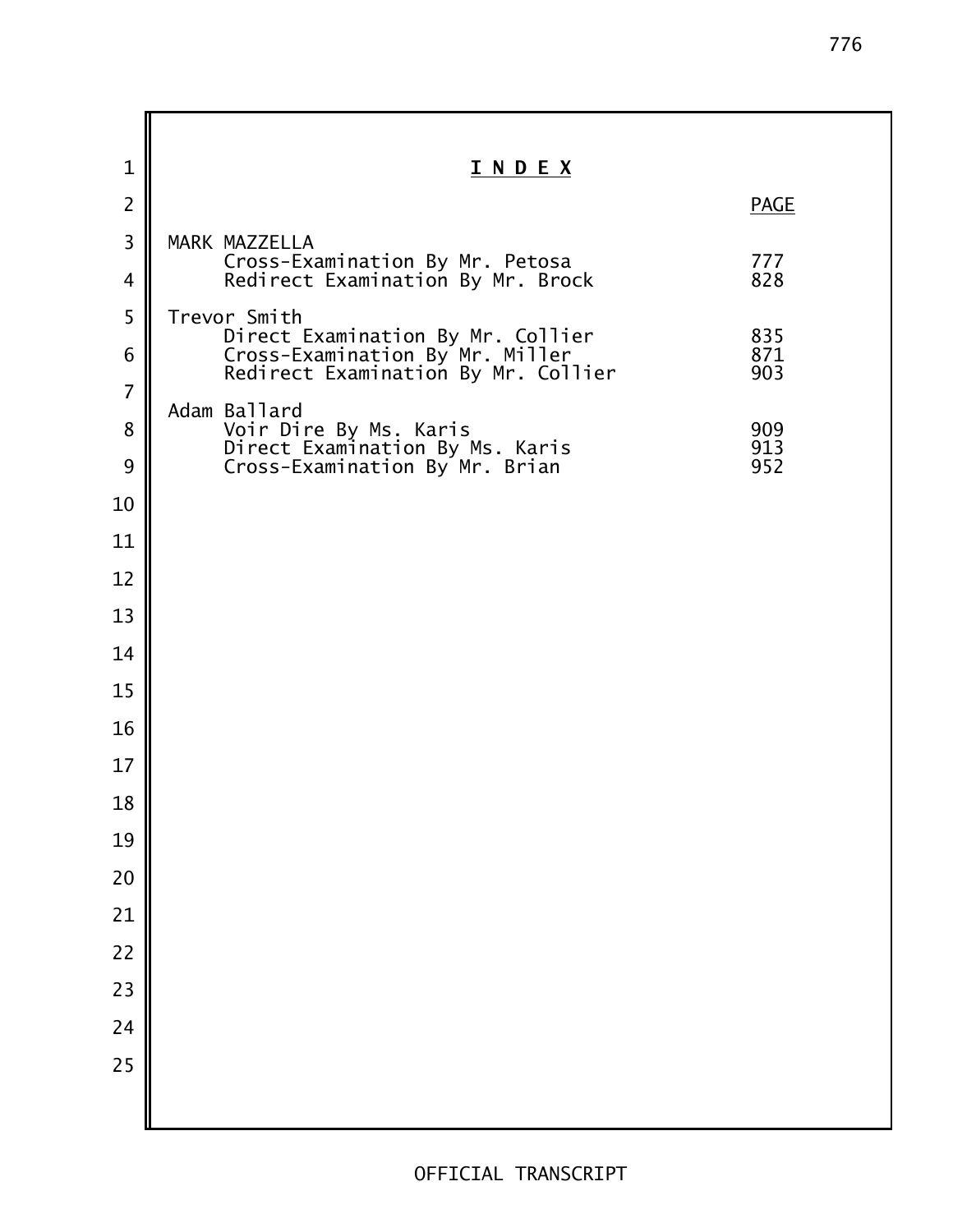# INDEX

| | PAGE |
|---|---|
| MARK MAZZELLA | |
| Cross-Examination By Mr. Petosa | 777 |
| Redirect Examination By Mr. Brock | 828 |
| Trevor Smith | |
| Direct Examination By Mr. Collier | 835 |
| Cross-Examination By Mr. Miller | 871 |
| Redirect Examination By Mr. Collier | 903 |
| Adam Ballard | |
| Voir Dire By Ms. Karis | 909 |
| Direct Examination By Ms. Karis | 913 |
| Cross-Examination By Mr. Brian | 952 |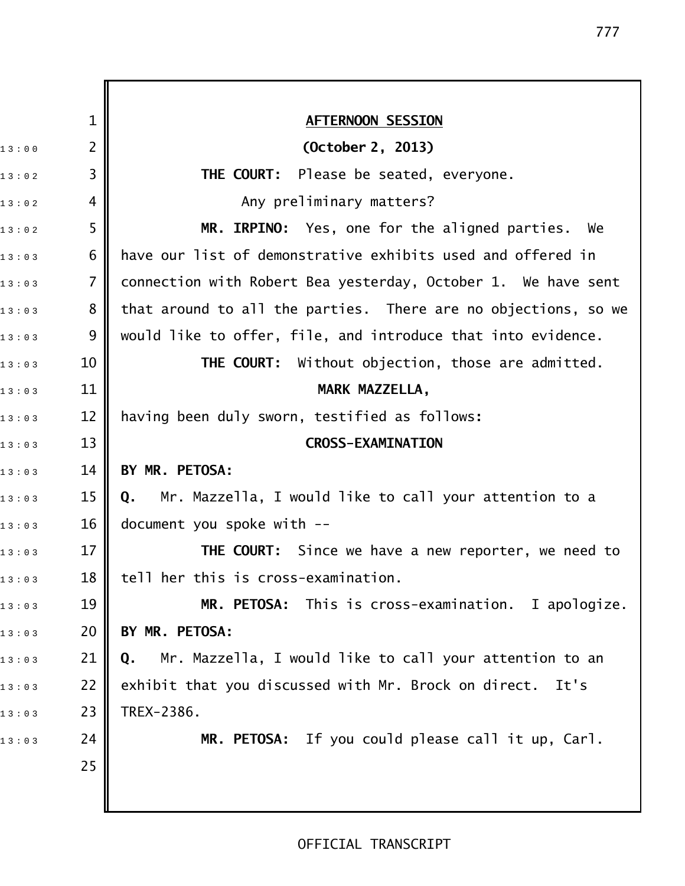**AFTERNOON SESSION**

**(October 2, 2013)**

**THE COURT:** Please be seated, everyone.

Any preliminary matters?

**MR. IRPINO:** Yes, one for the aligned parties. We have our list of demonstrative exhibits used and offered in connection with Robert Bea yesterday, October 1. We have sent that around to all the parties. There are no objections, so we would like to offer, file, and introduce that into evidence.

**THE COURT:** Without objection, those are admitted.

**MARK MAZZELLA,**

having been duly sworn, testified as follows:

**CROSS-EXAMINATION**

**BY MR. PETOSA:**

**Q.** Mr. Mazzella, I would like to call your attention to a document you spoke with --

**THE COURT:** Since we have a new reporter, we need to tell her this is cross-examination.

**MR. PETOSA:** This is cross-examination. I apologize.

**BY MR. PETOSA:**

**Q.** Mr. Mazzella, I would like to call your attention to an exhibit that you discussed with Mr. Brock on direct. It's TREX-2386.

**MR. PETOSA:** If you could please call it up, Carl.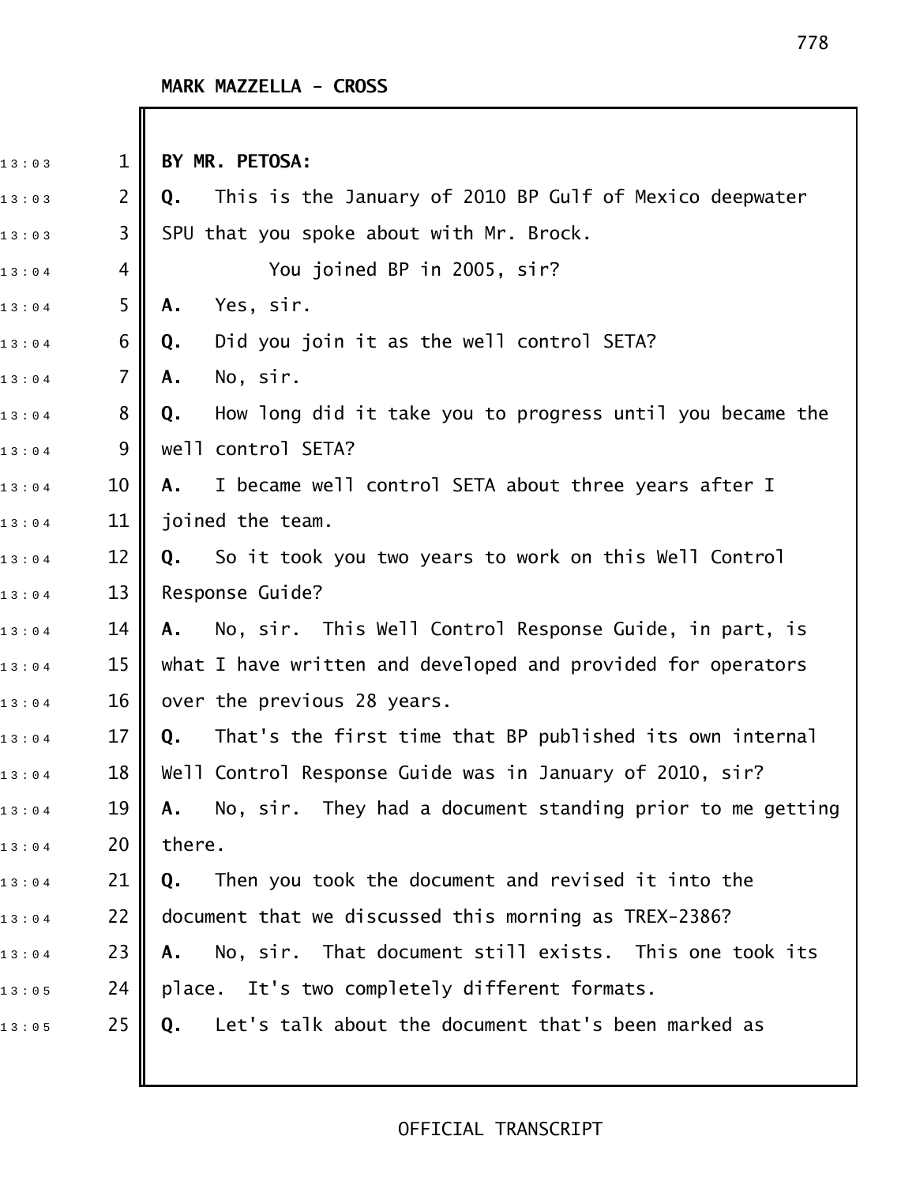**MARK MAZZELLA - CROSS**

**BY MR. PETOSA:**

**Q.** This is the January of 2010 BP Gulf of Mexico deepwater SPU that you spoke about with Mr. Brock.

You joined BP in 2005, sir?

**A.** Yes, sir.

**Q.** Did you join it as the well control SETA?

**A.** No, sir.

**Q.** How long did it take you to progress until you became the well control SETA?

**A.** I became well control SETA about three years after I joined the team.

**Q.** So it took you two years to work on this Well Control Response Guide?

**A.** No, sir. This Well Control Response Guide, in part, is what I have written and developed and provided for operators over the previous 28 years.

**Q.** That's the first time that BP published its own internal Well Control Response Guide was in January of 2010, sir?

**A.** No, sir. They had a document standing prior to me getting there.

**Q.** Then you took the document and revised it into the document that we discussed this morning as TREX-2386?

**A.** No, sir. That document still exists. This one took its place. It's two completely different formats.

**Q.** Let's talk about the document that's been marked as

OFFICIAL TRANSCRIPT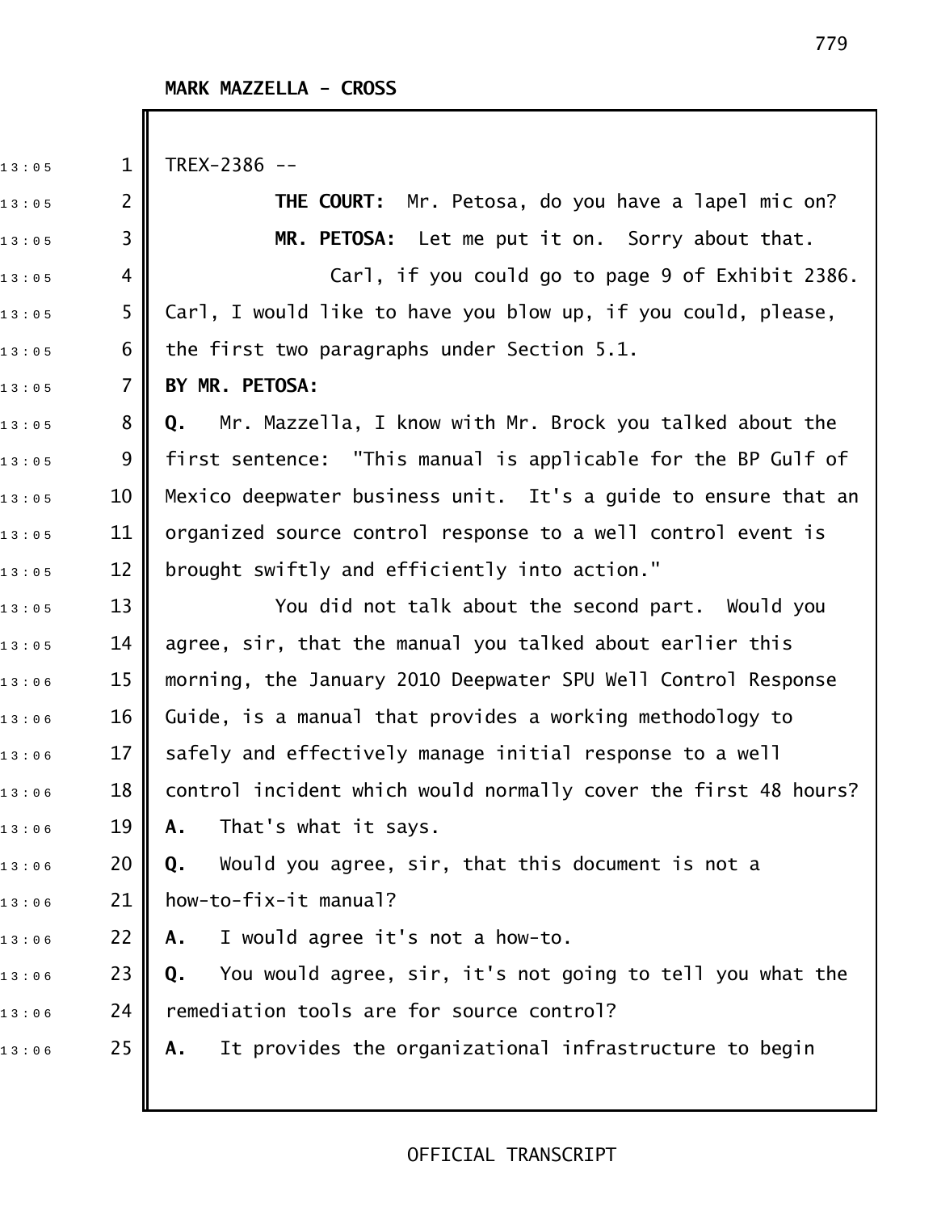**MARK MAZZELLA - CROSS**

TREX-2386 --

**THE COURT:** Mr. Petosa, do you have a lapel mic on?

**MR. PETOSA:** Let me put it on. Sorry about that.

Carl, if you could go to page 9 of Exhibit 2386. Carl, I would like to have you blow up, if you could, please, the first two paragraphs under Section 5.1.

**BY MR. PETOSA:**

**Q.** Mr. Mazzella, I know with Mr. Brock you talked about the first sentence: "This manual is applicable for the BP Gulf of Mexico deepwater business unit. It's a guide to ensure that an organized source control response to a well control event is brought swiftly and efficiently into action."

You did not talk about the second part. Would you agree, sir, that the manual you talked about earlier this morning, the January 2010 Deepwater SPU Well Control Response Guide, is a manual that provides a working methodology to safely and effectively manage initial response to a well control incident which would normally cover the first 48 hours?

**A.** That's what it says.

**Q.** Would you agree, sir, that this document is not a how-to-fix-it manual?

**A.** I would agree it's not a how-to.

**Q.** You would agree, sir, it's not going to tell you what the remediation tools are for source control?

**A.** It provides the organizational infrastructure to begin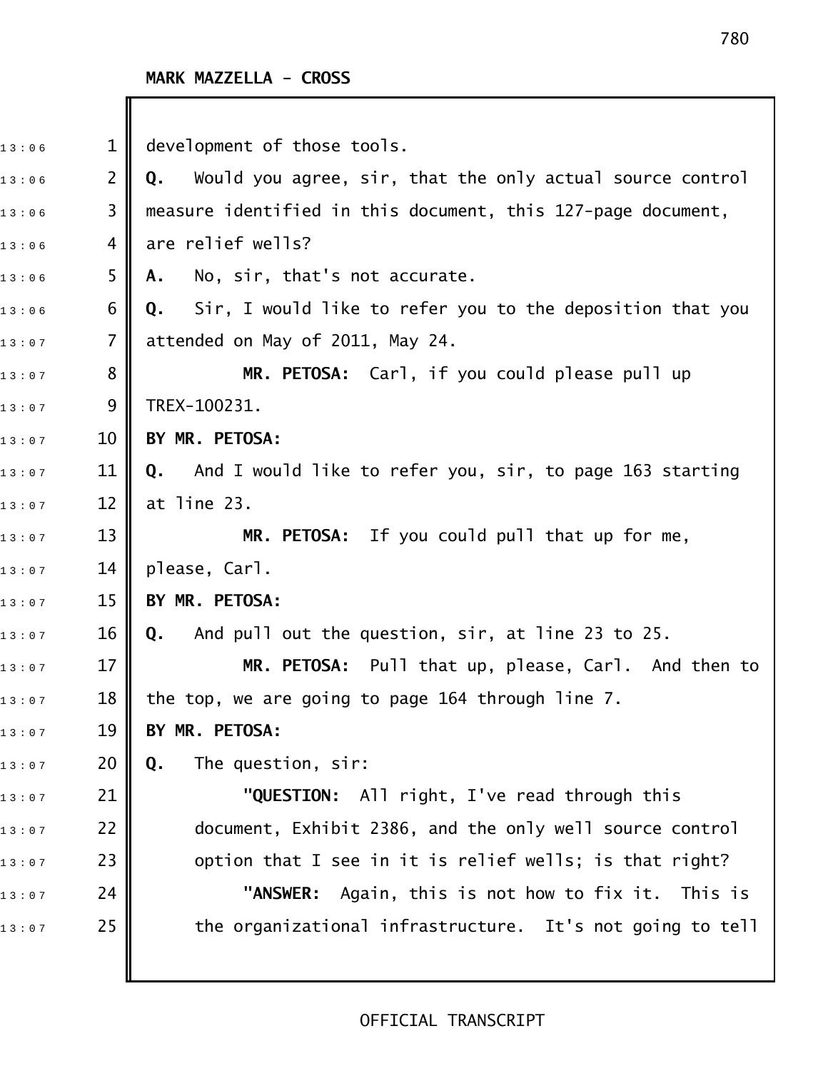**MARK MAZZELLA - CROSS**

development of those tools.

**Q.** Would you agree, sir, that the only actual source control measure identified in this document, this 127-page document, are relief wells?

**A.** No, sir, that's not accurate.

**Q.** Sir, I would like to refer you to the deposition that you attended on May of 2011, May 24.

**MR. PETOSA:** Carl, if you could please pull up TREX-100231.

**BY MR. PETOSA:**

**Q.** And I would like to refer you, sir, to page 163 starting at line 23.

**MR. PETOSA:** If you could pull that up for me, please, Carl.

**BY MR. PETOSA:**

**Q.** And pull out the question, sir, at line 23 to 25.

**MR. PETOSA:** Pull that up, please, Carl. And then to the top, we are going to page 164 through line 7.

**BY MR. PETOSA:**

**Q.** The question, sir:

"**QUESTION:** All right, I've read through this document, Exhibit 2386, and the only well source control option that I see in it is relief wells; is that right?

"**ANSWER:** Again, this is not how to fix it. This is the organizational infrastructure. It's not going to tell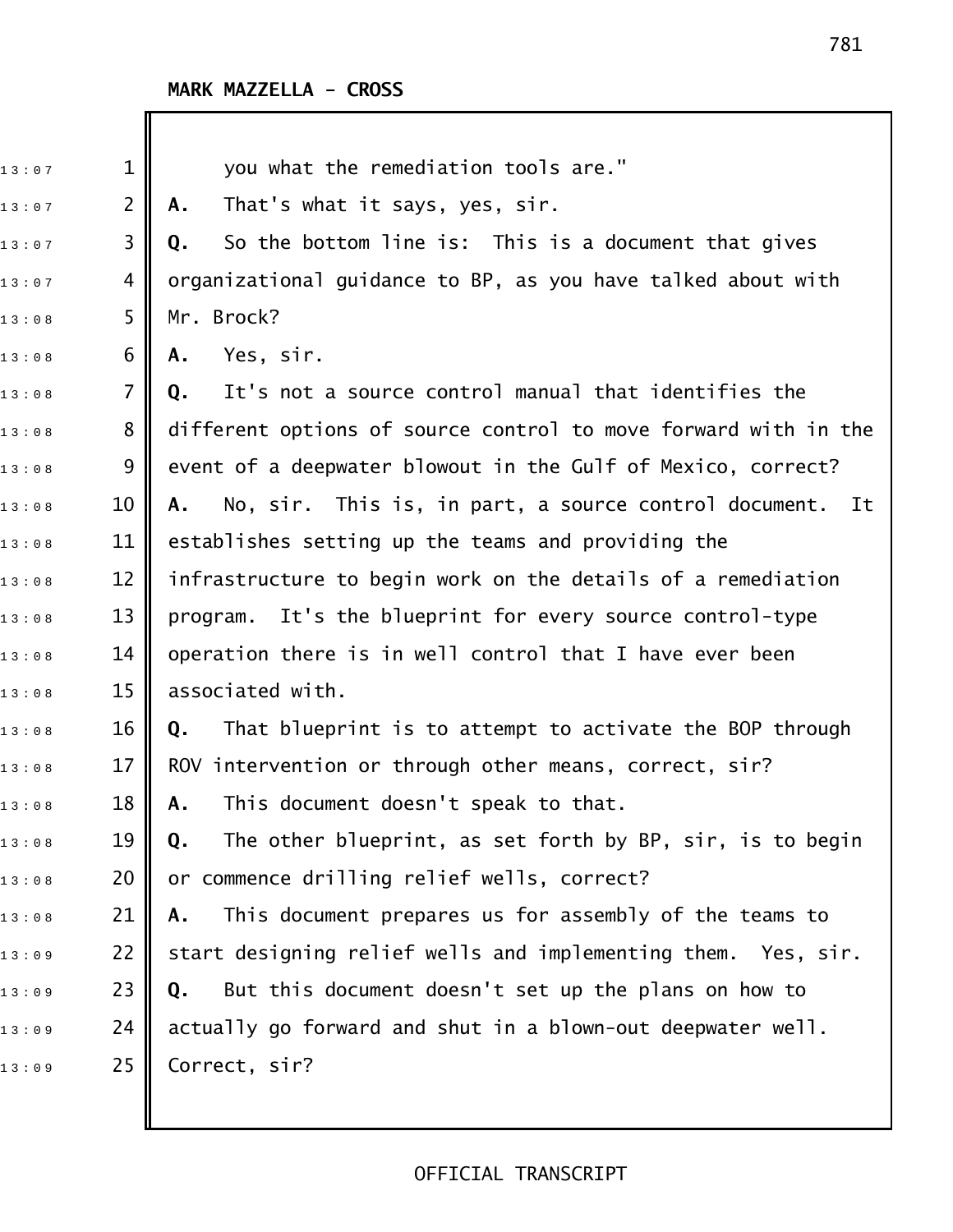MARK MAZZELLA - CROSS

you what the remediation tools are."

**A.** That's what it says, yes, sir.

**Q.** So the bottom line is: This is a document that gives organizational guidance to BP, as you have talked about with Mr. Brock?

**A.** Yes, sir.

**Q.** It's not a source control manual that identifies the different options of source control to move forward with in the event of a deepwater blowout in the Gulf of Mexico, correct?

**A.** No, sir. This is, in part, a source control document. It establishes setting up the teams and providing the infrastructure to begin work on the details of a remediation program. It's the blueprint for every source control-type operation there is in well control that I have ever been associated with.

**Q.** That blueprint is to attempt to activate the BOP through ROV intervention or through other means, correct, sir?

**A.** This document doesn't speak to that.

**Q.** The other blueprint, as set forth by BP, sir, is to begin or commence drilling relief wells, correct?

**A.** This document prepares us for assembly of the teams to start designing relief wells and implementing them. Yes, sir.

**Q.** But this document doesn't set up the plans on how to actually go forward and shut in a blown-out deepwater well. Correct, sir?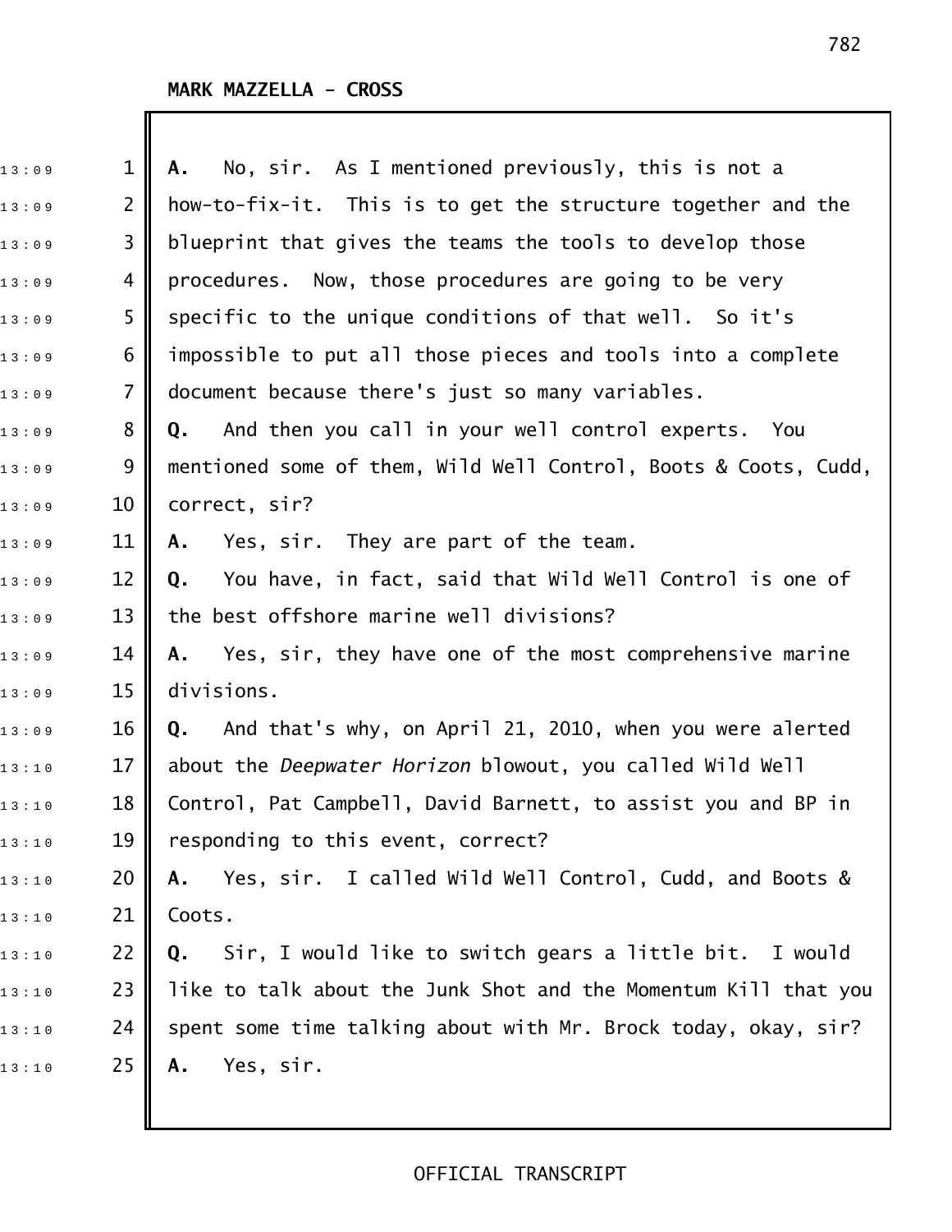**MARK MAZZELLA - CROSS**

**A.** No, sir. As I mentioned previously, this is not a how-to-fix-it. This is to get the structure together and the blueprint that gives the teams the tools to develop those procedures. Now, those procedures are going to be very specific to the unique conditions of that well. So it's impossible to put all those pieces and tools into a complete document because there's just so many variables.

**Q.** And then you call in your well control experts. You mentioned some of them, Wild Well Control, Boots & Coots, Cudd, correct, sir?

**A.** Yes, sir. They are part of the team.

**Q.** You have, in fact, said that Wild Well Control is one of the best offshore marine well divisions?

**A.** Yes, sir, they have one of the most comprehensive marine divisions.

**Q.** And that's why, on April 21, 2010, when you were alerted about the *Deepwater Horizon* blowout, you called Wild Well Control, Pat Campbell, David Barnett, to assist you and BP in responding to this event, correct?

**A.** Yes, sir. I called Wild Well Control, Cudd, and Boots & Coots.

**Q.** Sir, I would like to switch gears a little bit. I would like to talk about the Junk Shot and the Momentum Kill that you spent some time talking about with Mr. Brock today, okay, sir?

**A.** Yes, sir.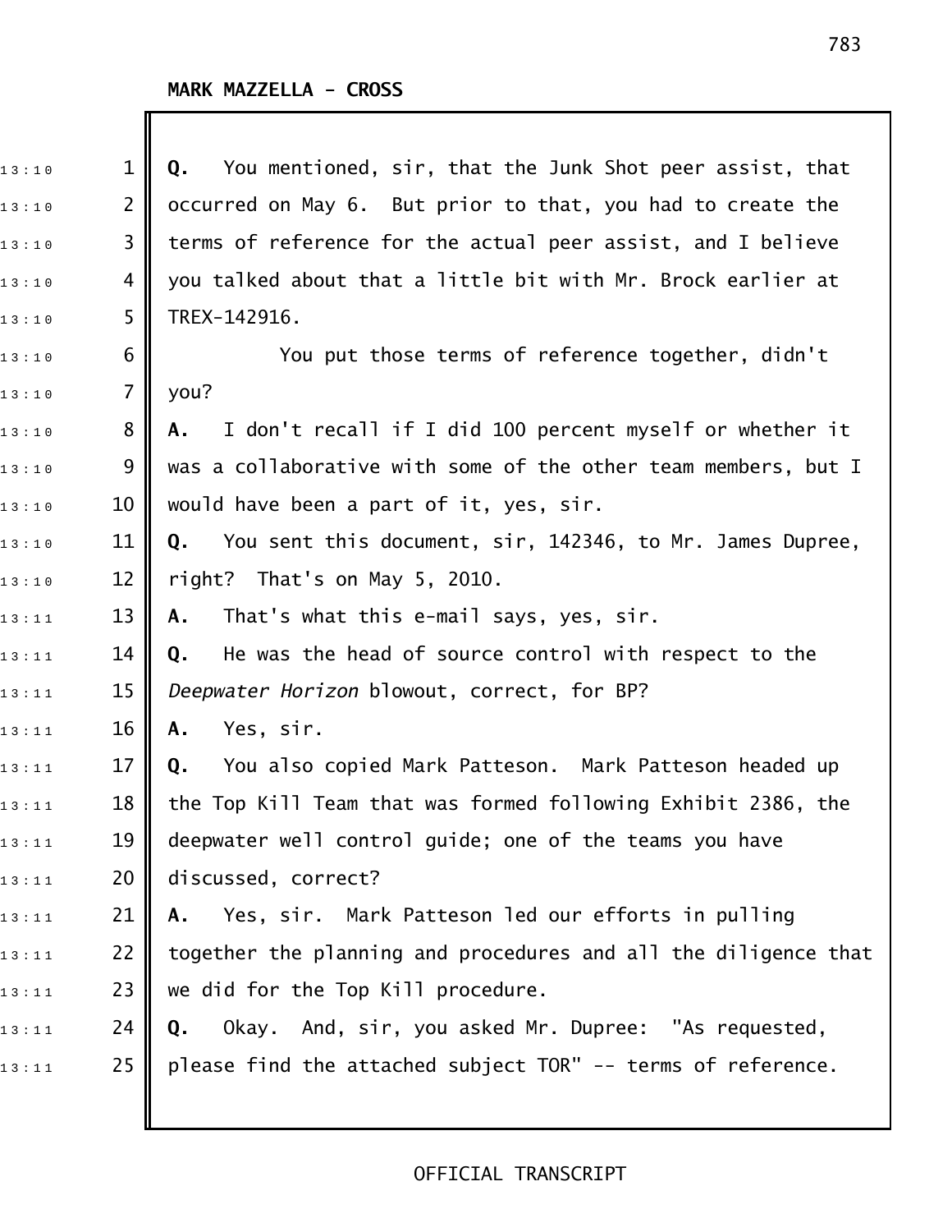**MARK MAZZELLA - CROSS**

**Q.** You mentioned, sir, that the Junk Shot peer assist, that occurred on May 6. But prior to that, you had to create the terms of reference for the actual peer assist, and I believe you talked about that a little bit with Mr. Brock earlier at TREX-142916.

You put those terms of reference together, didn't you?

**A.** I don't recall if I did 100 percent myself or whether it was a collaborative with some of the other team members, but I would have been a part of it, yes, sir.

**Q.** You sent this document, sir, 142346, to Mr. James Dupree, right? That's on May 5, 2010.

**A.** That's what this e-mail says, yes, sir.

**Q.** He was the head of source control with respect to the *Deepwater Horizon* blowout, correct, for BP?

**A.** Yes, sir.

**Q.** You also copied Mark Patteson. Mark Patteson headed up the Top Kill Team that was formed following Exhibit 2386, the deepwater well control guide; one of the teams you have discussed, correct?

**A.** Yes, sir. Mark Patteson led our efforts in pulling together the planning and procedures and all the diligence that we did for the Top Kill procedure.

**Q.** Okay. And, sir, you asked Mr. Dupree: "As requested, please find the attached subject TOR" -- terms of reference.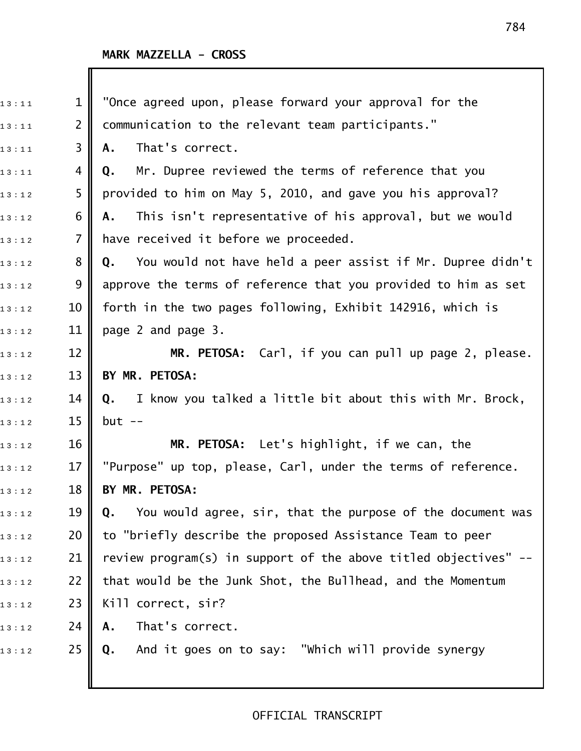**MARK MAZZELLA - CROSS**

"Once agreed upon, please forward your approval for the communication to the relevant team participants."

**A.** That's correct.

**Q.** Mr. Dupree reviewed the terms of reference that you provided to him on May 5, 2010, and gave you his approval?

**A.** This isn't representative of his approval, but we would have received it before we proceeded.

**Q.** You would not have held a peer assist if Mr. Dupree didn't approve the terms of reference that you provided to him as set forth in the two pages following, Exhibit 142916, which is page 2 and page 3.

**MR. PETOSA:** Carl, if you can pull up page 2, please.

**BY MR. PETOSA:**

**Q.** I know you talked a little bit about this with Mr. Brock, but --

**MR. PETOSA:** Let's highlight, if we can, the "Purpose" up top, please, Carl, under the terms of reference.

**BY MR. PETOSA:**

**Q.** You would agree, sir, that the purpose of the document was to "briefly describe the proposed Assistance Team to peer review program(s) in support of the above titled objectives" -- that would be the Junk Shot, the Bullhead, and the Momentum Kill correct, sir?

**A.** That's correct.

**Q.** And it goes on to say: "Which will provide synergy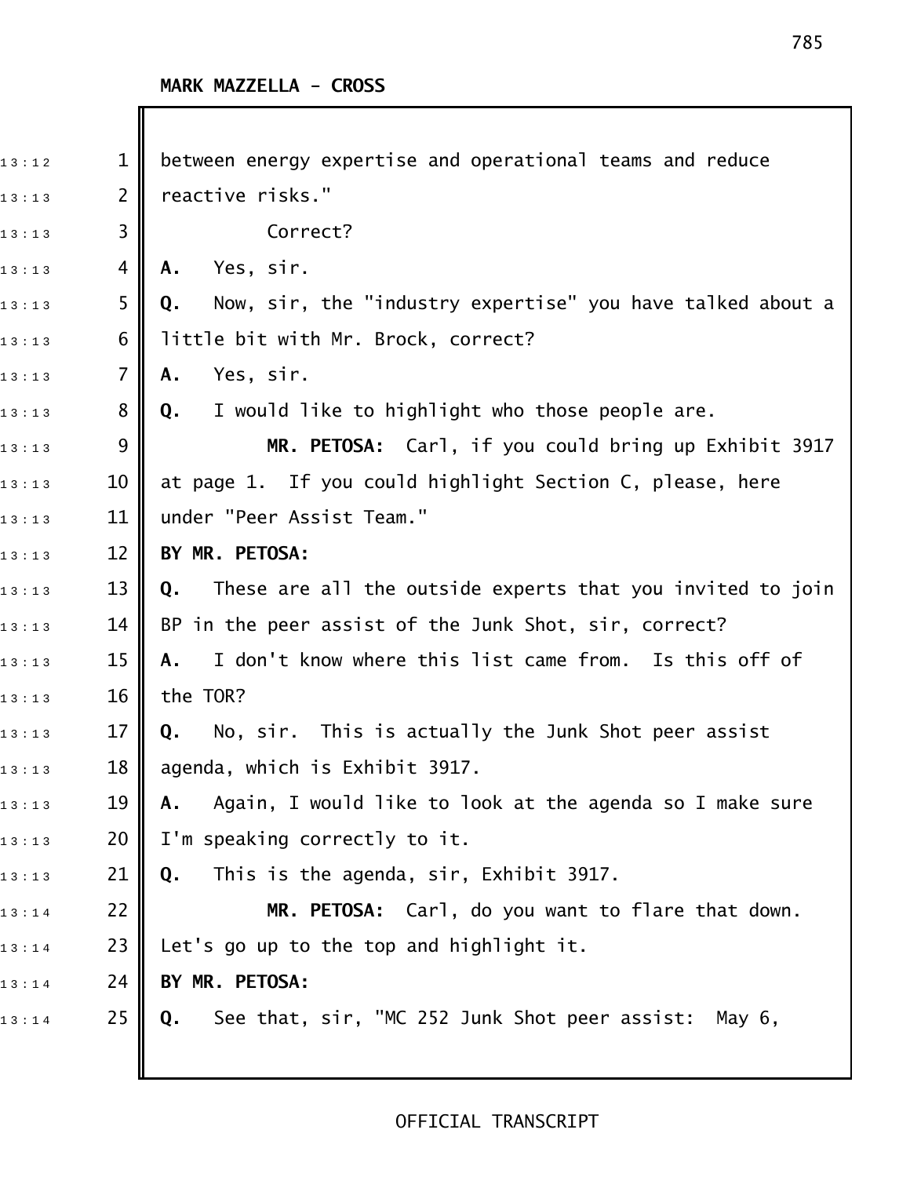**MARK MAZZELLA - CROSS**

between energy expertise and operational teams and reduce reactive risks."

Correct?

**A.** Yes, sir.

**Q.** Now, sir, the "industry expertise" you have talked about a little bit with Mr. Brock, correct?

**A.** Yes, sir.

**Q.** I would like to highlight who those people are.

**MR. PETOSA:** Carl, if you could bring up Exhibit 3917 at page 1. If you could highlight Section C, please, here under "Peer Assist Team."

**BY MR. PETOSA:**

**Q.** These are all the outside experts that you invited to join BP in the peer assist of the Junk Shot, sir, correct?

**A.** I don't know where this list came from. Is this off of the TOR?

**Q.** No, sir. This is actually the Junk Shot peer assist agenda, which is Exhibit 3917.

**A.** Again, I would like to look at the agenda so I make sure I'm speaking correctly to it.

**Q.** This is the agenda, sir, Exhibit 3917.

**MR. PETOSA:** Carl, do you want to flare that down. Let's go up to the top and highlight it.

**BY MR. PETOSA:**

**Q.** See that, sir, "MC 252 Junk Shot peer assist: May 6,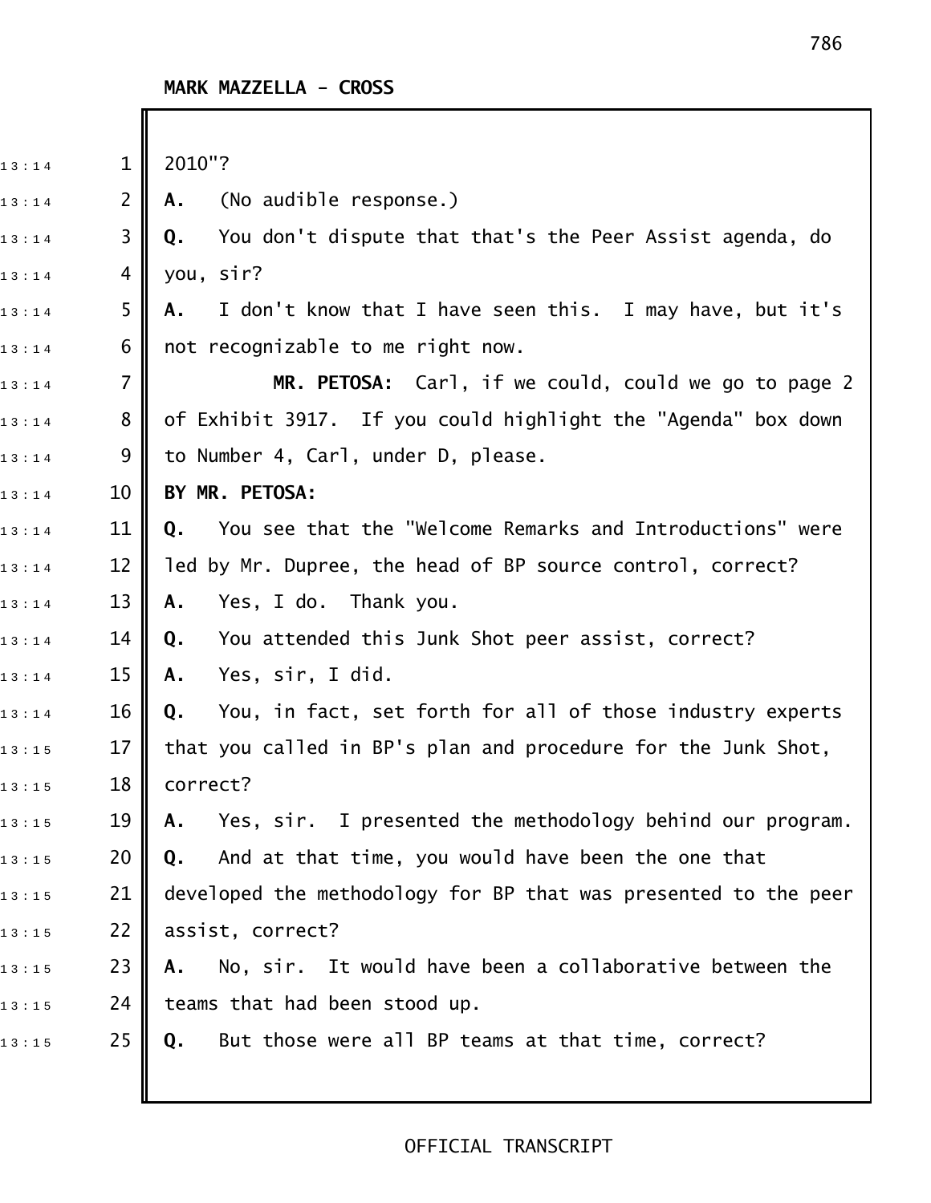**MARK MAZZELLA - CROSS**

2010"?

**A.** (No audible response.)

**Q.** You don't dispute that that's the Peer Assist agenda, do you, sir?

**A.** I don't know that I have seen this. I may have, but it's not recognizable to me right now.

**MR. PETOSA:** Carl, if we could, could we go to page 2 of Exhibit 3917. If you could highlight the "Agenda" box down to Number 4, Carl, under D, please.

**BY MR. PETOSA:**

**Q.** You see that the "Welcome Remarks and Introductions" were led by Mr. Dupree, the head of BP source control, correct?

**A.** Yes, I do. Thank you.

**Q.** You attended this Junk Shot peer assist, correct?

**A.** Yes, sir, I did.

**Q.** You, in fact, set forth for all of those industry experts that you called in BP's plan and procedure for the Junk Shot, correct?

**A.** Yes, sir. I presented the methodology behind our program.

**Q.** And at that time, you would have been the one that developed the methodology for BP that was presented to the peer assist, correct?

**A.** No, sir. It would have been a collaborative between the teams that had been stood up.

**Q.** But those were all BP teams at that time, correct?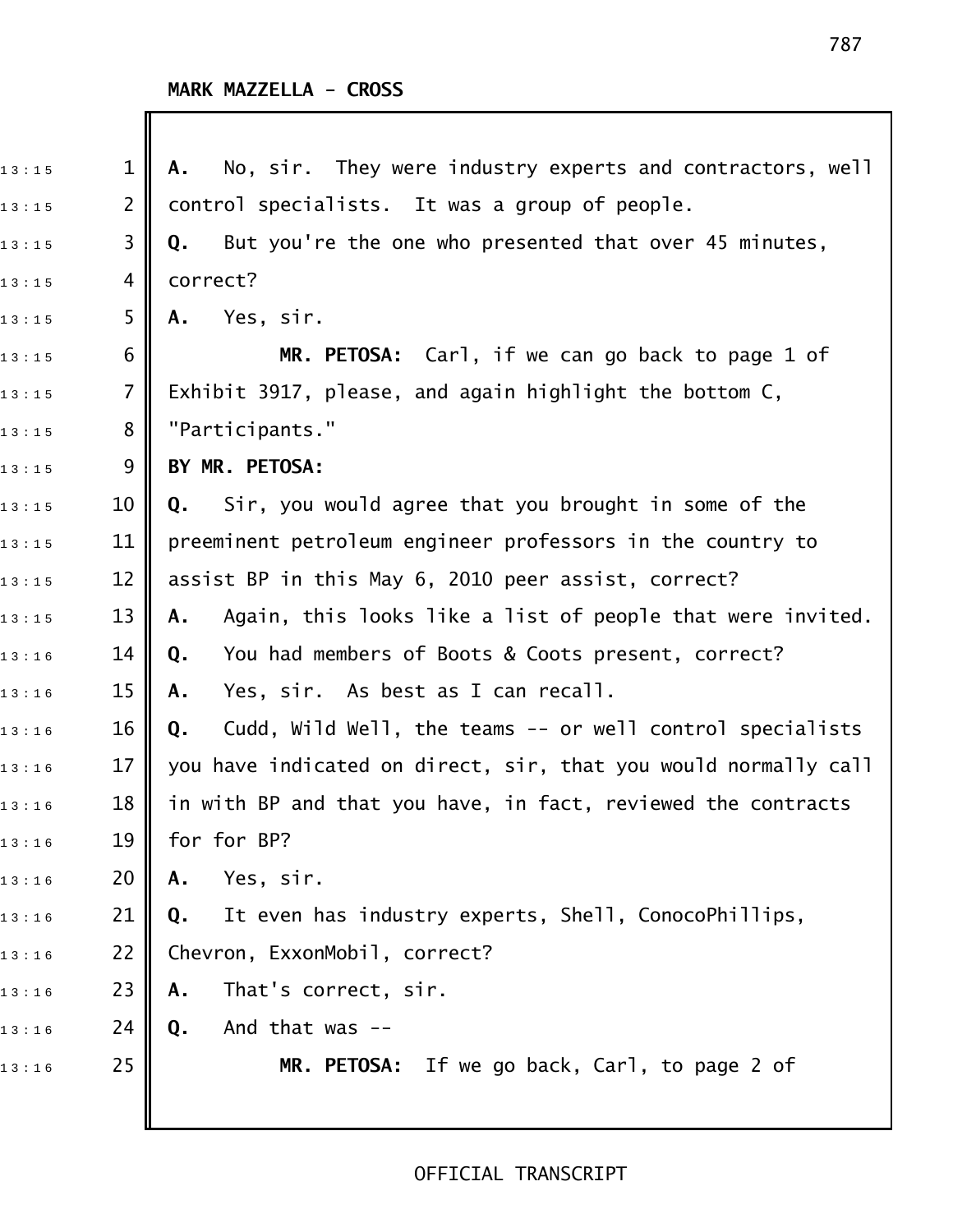MARK MAZZELLA - CROSS

A. No, sir. They were industry experts and contractors, well control specialists. It was a group of people.

Q. But you're the one who presented that over 45 minutes, correct?

A. Yes, sir.

**MR. PETOSA:** Carl, if we can go back to page 1 of Exhibit 3917, please, and again highlight the bottom C, "Participants."

**BY MR. PETOSA:**

Q. Sir, you would agree that you brought in some of the preeminent petroleum engineer professors in the country to assist BP in this May 6, 2010 peer assist, correct?

A. Again, this looks like a list of people that were invited.

Q. You had members of Boots & Coots present, correct?

A. Yes, sir. As best as I can recall.

Q. Cudd, Wild Well, the teams -- or well control specialists you have indicated on direct, sir, that you would normally call in with BP and that you have, in fact, reviewed the contracts for for BP?

A. Yes, sir.

Q. It even has industry experts, Shell, ConocoPhillips, Chevron, ExxonMobil, correct?

A. That's correct, sir.

Q. And that was --

**MR. PETOSA:** If we go back, Carl, to page 2 of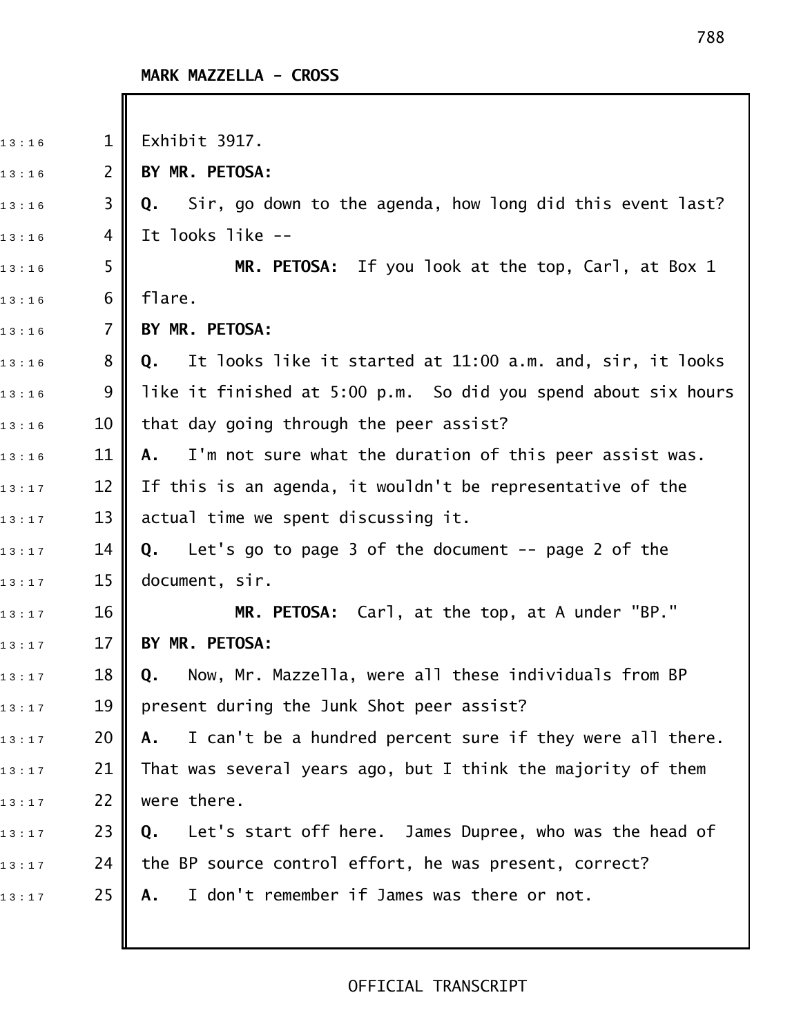Exhibit 3917.

**BY MR. PETOSA:**

**Q.** Sir, go down to the agenda, how long did this event last? It looks like --

**MR. PETOSA:** If you look at the top, Carl, at Box 1 flare.

**BY MR. PETOSA:**

**Q.** It looks like it started at 11:00 a.m. and, sir, it looks like it finished at 5:00 p.m. So did you spend about six hours that day going through the peer assist?

**A.** I'm not sure what the duration of this peer assist was. If this is an agenda, it wouldn't be representative of the actual time we spent discussing it.

**Q.** Let's go to page 3 of the document -- page 2 of the document, sir.

**MR. PETOSA:** Carl, at the top, at A under "BP."

**BY MR. PETOSA:**

**Q.** Now, Mr. Mazzella, were all these individuals from BP present during the Junk Shot peer assist?

**A.** I can't be a hundred percent sure if they were all there. That was several years ago, but I think the majority of them were there.

**Q.** Let's start off here. James Dupree, who was the head of the BP source control effort, he was present, correct?

**A.** I don't remember if James was there or not.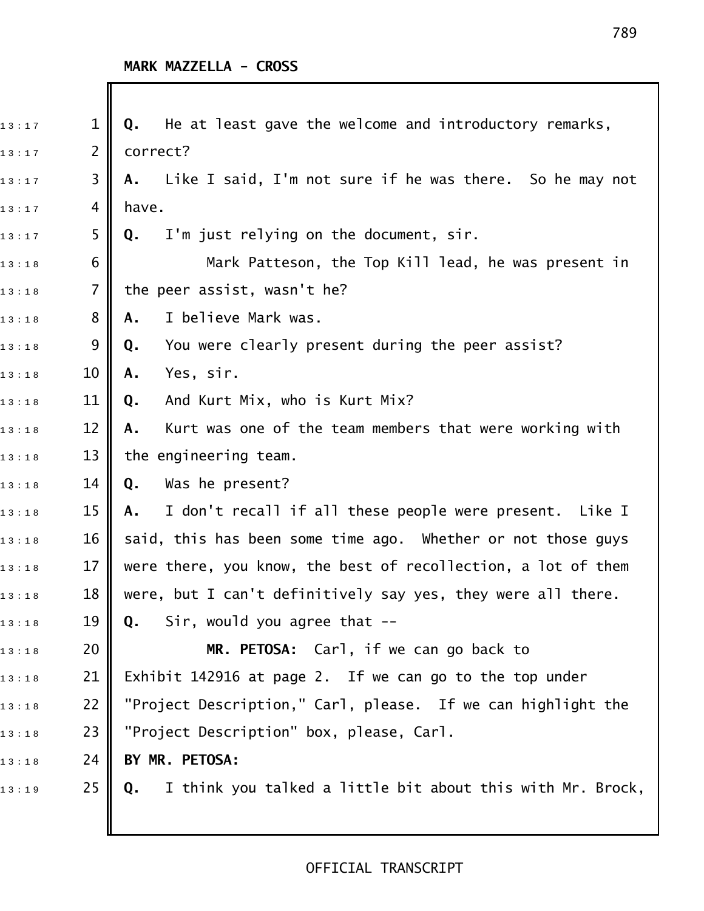MARK MAZZELLA - CROSS

**Q.** He at least gave the welcome and introductory remarks, correct?

**A.** Like I said, I'm not sure if he was there. So he may not have.

**Q.** I'm just relying on the document, sir.

Mark Patteson, the Top Kill lead, he was present in the peer assist, wasn't he?

**A.** I believe Mark was.

**Q.** You were clearly present during the peer assist?

**A.** Yes, sir.

**Q.** And Kurt Mix, who is Kurt Mix?

**A.** Kurt was one of the team members that were working with the engineering team.

**Q.** Was he present?

**A.** I don't recall if all these people were present. Like I said, this has been some time ago. Whether or not those guys were there, you know, the best of recollection, a lot of them were, but I can't definitively say yes, they were all there.

**Q.** Sir, would you agree that --

**MR. PETOSA:** Carl, if we can go back to Exhibit 142916 at page 2. If we can go to the top under "Project Description," Carl, please. If we can highlight the "Project Description" box, please, Carl.

**BY MR. PETOSA:**

**Q.** I think you talked a little bit about this with Mr. Brock,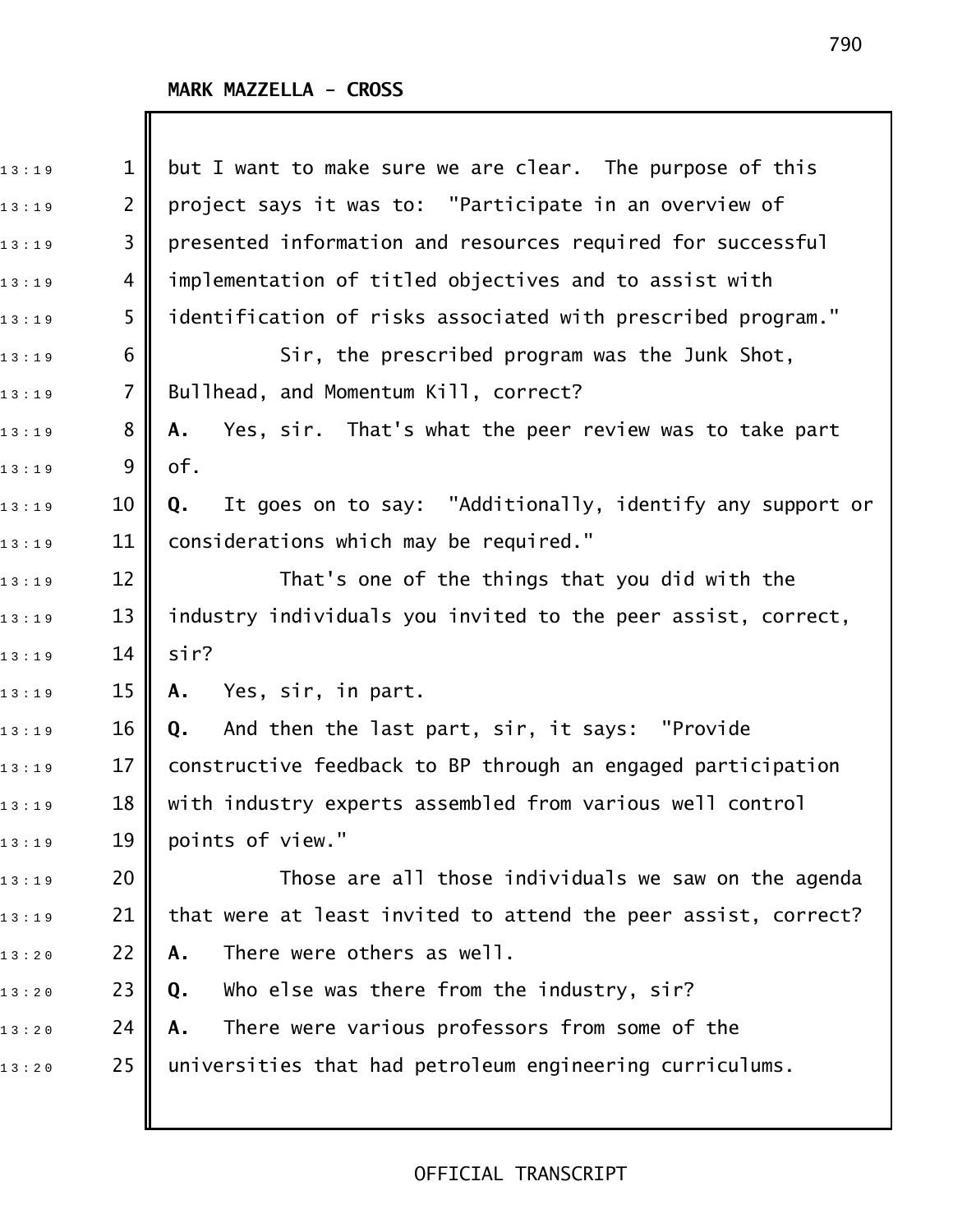but I want to make sure we are clear. The purpose of this project says it was to: "Participate in an overview of presented information and resources required for successful implementation of titled objectives and to assist with identification of risks associated with prescribed program."

Sir, the prescribed program was the Junk Shot, Bullhead, and Momentum Kill, correct?

**A.** Yes, sir. That's what the peer review was to take part of.

**Q.** It goes on to say: "Additionally, identify any support or considerations which may be required."

That's one of the things that you did with the industry individuals you invited to the peer assist, correct, sir?

**A.** Yes, sir, in part.

**Q.** And then the last part, sir, it says: "Provide constructive feedback to BP through an engaged participation with industry experts assembled from various well control points of view."

Those are all those individuals we saw on the agenda that were at least invited to attend the peer assist, correct?

**A.** There were others as well.

**Q.** Who else was there from the industry, sir?

**A.** There were various professors from some of the universities that had petroleum engineering curriculums.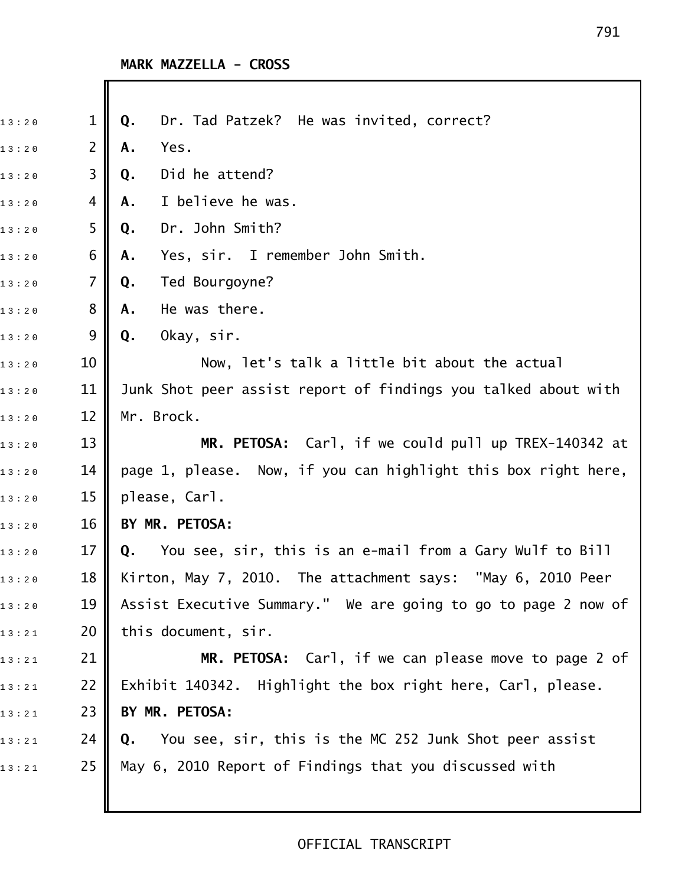**MARK MAZZELLA - CROSS**

**Q.** Dr. Tad Patzek? He was invited, correct?

**A.** Yes.

**Q.** Did he attend?

**A.** I believe he was.

**Q.** Dr. John Smith?

**A.** Yes, sir. I remember John Smith.

**Q.** Ted Bourgoyne?

**A.** He was there.

**Q.** Okay, sir.

Now, let's talk a little bit about the actual Junk Shot peer assist report of findings you talked about with Mr. Brock.

**MR. PETOSA:** Carl, if we could pull up TREX-140342 at page 1, please. Now, if you can highlight this box right here, please, Carl.

**BY MR. PETOSA:**

**Q.** You see, sir, this is an e-mail from a Gary Wulf to Bill Kirton, May 7, 2010. The attachment says: "May 6, 2010 Peer Assist Executive Summary." We are going to go to page 2 now of this document, sir.

**MR. PETOSA:** Carl, if we can please move to page 2 of Exhibit 140342. Highlight the box right here, Carl, please.

**BY MR. PETOSA:**

**Q.** You see, sir, this is the MC 252 Junk Shot peer assist May 6, 2010 Report of Findings that you discussed with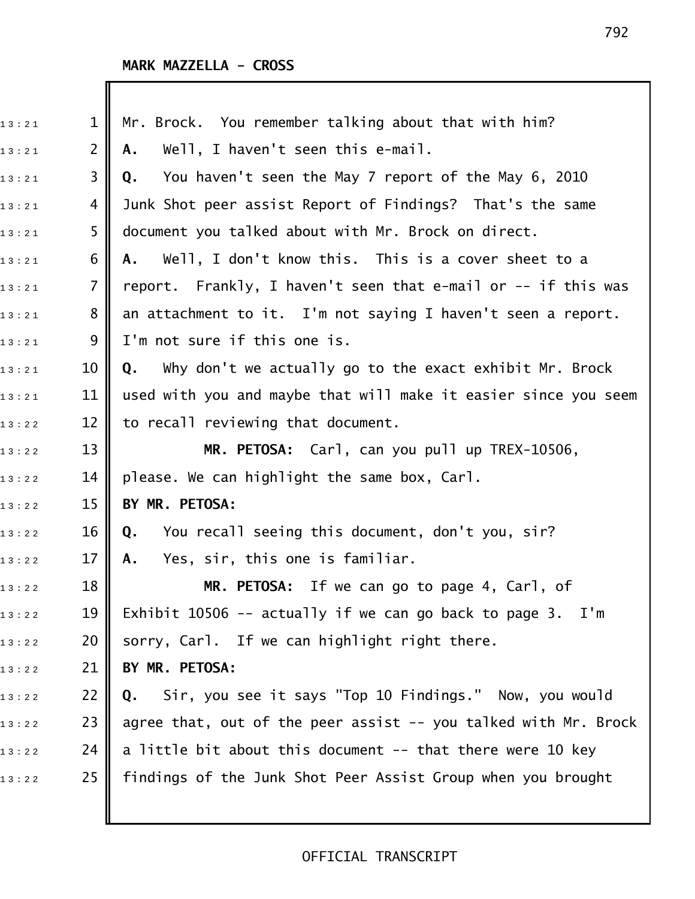MARK MAZZELLA - CROSS

Mr. Brock. You remember talking about that with him?

**A.** Well, I haven't seen this e-mail.

**Q.** You haven't seen the May 7 report of the May 6, 2010 Junk Shot peer assist Report of Findings? That's the same document you talked about with Mr. Brock on direct.

**A.** Well, I don't know this. This is a cover sheet to a report. Frankly, I haven't seen that e-mail or -- if this was an attachment to it. I'm not saying I haven't seen a report. I'm not sure if this one is.

**Q.** Why don't we actually go to the exact exhibit Mr. Brock used with you and maybe that will make it easier since you seem to recall reviewing that document.

**MR. PETOSA:** Carl, can you pull up TREX-10506, please. We can highlight the same box, Carl.

**BY MR. PETOSA:**

**Q.** You recall seeing this document, don't you, sir?

**A.** Yes, sir, this one is familiar.

**MR. PETOSA:** If we can go to page 4, Carl, of Exhibit 10506 -- actually if we can go back to page 3. I'm sorry, Carl. If we can highlight right there.

**BY MR. PETOSA:**

**Q.** Sir, you see it says "Top 10 Findings." Now, you would agree that, out of the peer assist -- you talked with Mr. Brock a little bit about this document -- that there were 10 key findings of the Junk Shot Peer Assist Group when you brought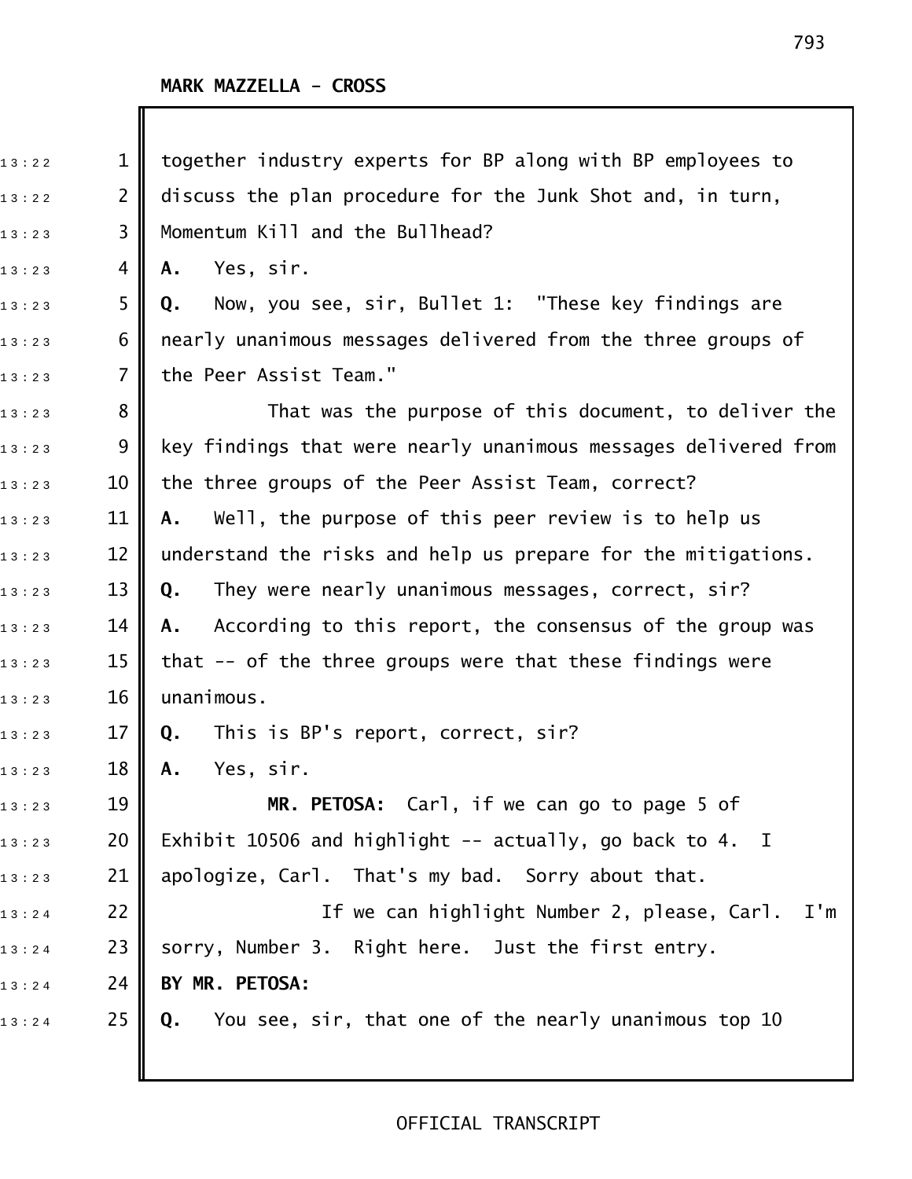**MARK MAZZELLA - CROSS**

together industry experts for BP along with BP employees to discuss the plan procedure for the Junk Shot and, in turn, Momentum Kill and the Bullhead?

**A.** Yes, sir.

**Q.** Now, you see, sir, Bullet 1: "These key findings are nearly unanimous messages delivered from the three groups of the Peer Assist Team."

That was the purpose of this document, to deliver the key findings that were nearly unanimous messages delivered from the three groups of the Peer Assist Team, correct?

**A.** Well, the purpose of this peer review is to help us understand the risks and help us prepare for the mitigations.

**Q.** They were nearly unanimous messages, correct, sir?

**A.** According to this report, the consensus of the group was that -- of the three groups were that these findings were unanimous.

**Q.** This is BP's report, correct, sir?

**A.** Yes, sir.

**MR. PETOSA:** Carl, if we can go to page 5 of Exhibit 10506 and highlight -- actually, go back to 4. I apologize, Carl. That's my bad. Sorry about that.

If we can highlight Number 2, please, Carl. I'm sorry, Number 3. Right here. Just the first entry.

**BY MR. PETOSA:**

**Q.** You see, sir, that one of the nearly unanimous top 10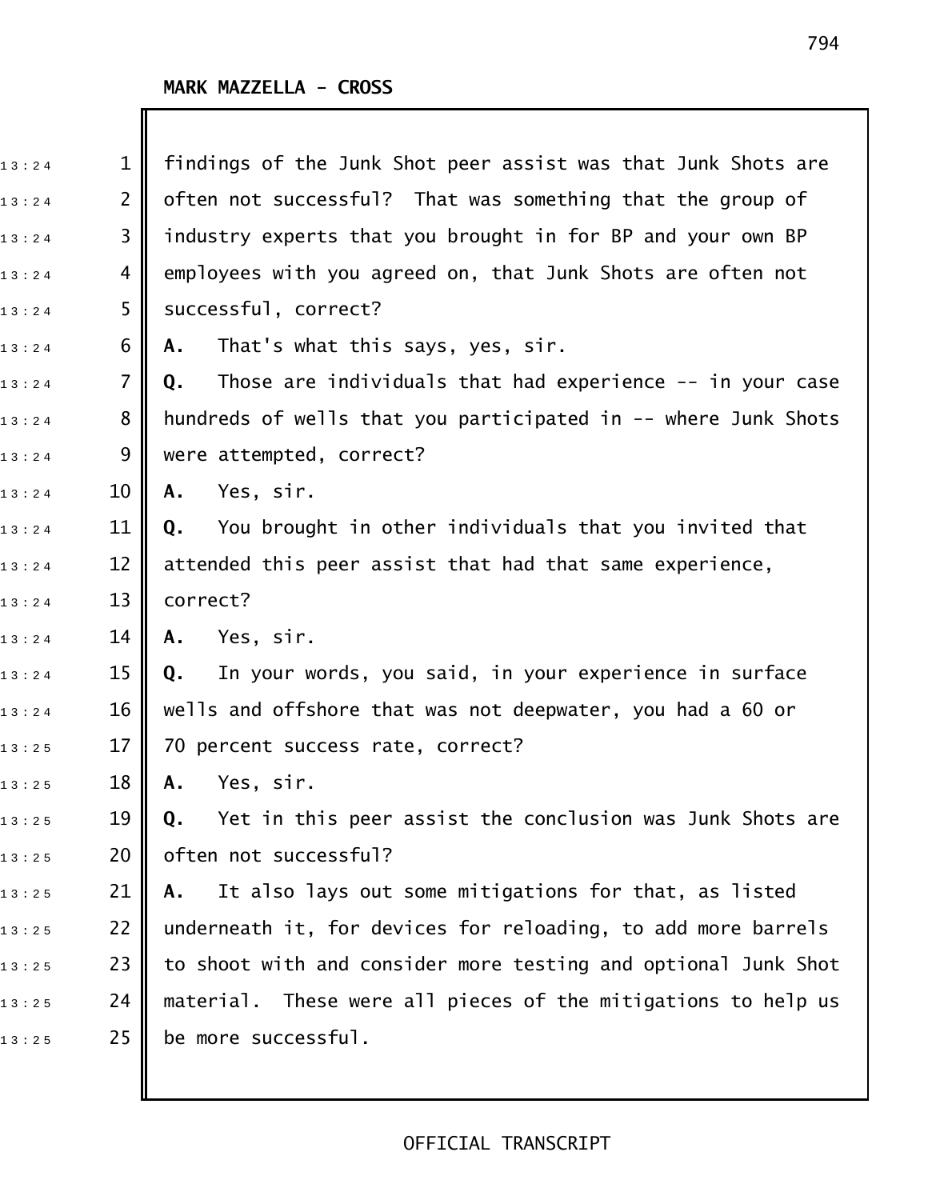**MARK MAZZELLA - CROSS**

findings of the Junk Shot peer assist was that Junk Shots are often not successful? That was something that the group of industry experts that you brought in for BP and your own BP employees with you agreed on, that Junk Shots are often not successful, correct?

**A.** That's what this says, yes, sir.

**Q.** Those are individuals that had experience -- in your case hundreds of wells that you participated in -- where Junk Shots were attempted, correct?

**A.** Yes, sir.

**Q.** You brought in other individuals that you invited that attended this peer assist that had that same experience, correct?

**A.** Yes, sir.

**Q.** In your words, you said, in your experience in surface wells and offshore that was not deepwater, you had a 60 or 70 percent success rate, correct?

**A.** Yes, sir.

**Q.** Yet in this peer assist the conclusion was Junk Shots are often not successful?

**A.** It also lays out some mitigations for that, as listed underneath it, for devices for reloading, to add more barrels to shoot with and consider more testing and optional Junk Shot material. These were all pieces of the mitigations to help us be more successful.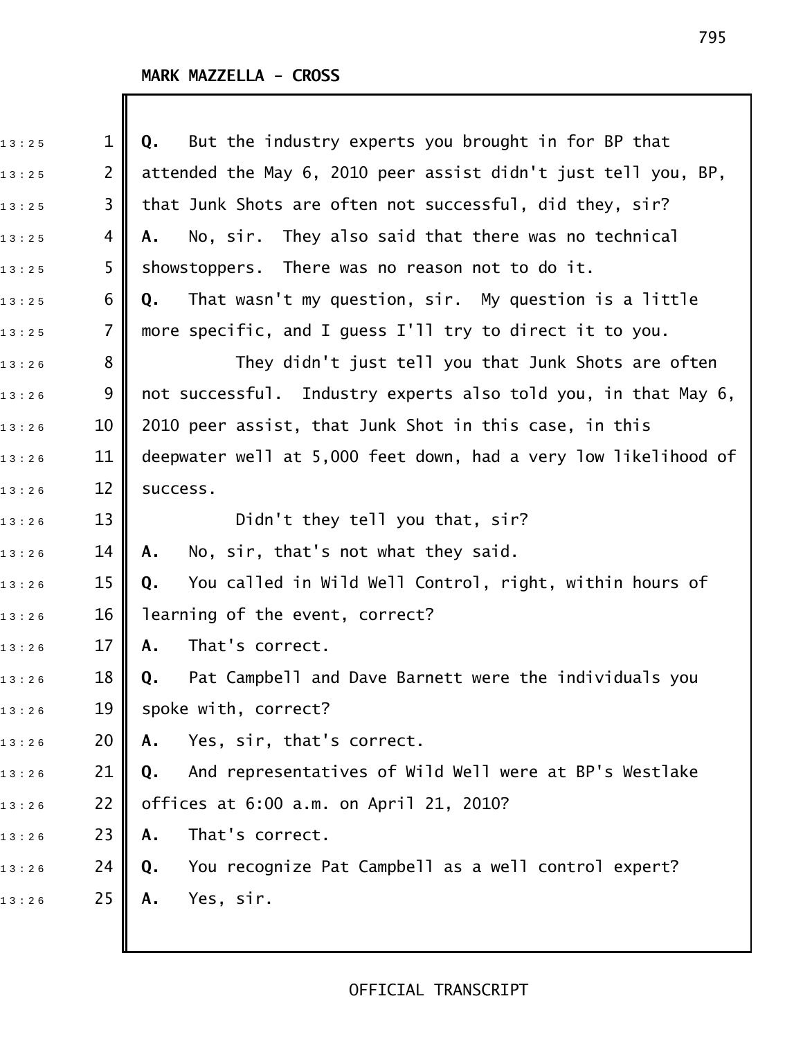**MARK MAZZELLA - CROSS**

**Q.** But the industry experts you brought in for BP that attended the May 6, 2010 peer assist didn't just tell you, BP, that Junk Shots are often not successful, did they, sir?

**A.** No, sir. They also said that there was no technical showstoppers. There was no reason not to do it.

**Q.** That wasn't my question, sir. My question is a little more specific, and I guess I'll try to direct it to you.

They didn't just tell you that Junk Shots are often not successful. Industry experts also told you, in that May 6, 2010 peer assist, that Junk Shot in this case, in this deepwater well at 5,000 feet down, had a very low likelihood of success.

Didn't they tell you that, sir?

**A.** No, sir, that's not what they said.

**Q.** You called in Wild Well Control, right, within hours of learning of the event, correct?

**A.** That's correct.

**Q.** Pat Campbell and Dave Barnett were the individuals you spoke with, correct?

**A.** Yes, sir, that's correct.

**Q.** And representatives of Wild Well were at BP's Westlake offices at 6:00 a.m. on April 21, 2010?

**A.** That's correct.

**Q.** You recognize Pat Campbell as a well control expert?

**A.** Yes, sir.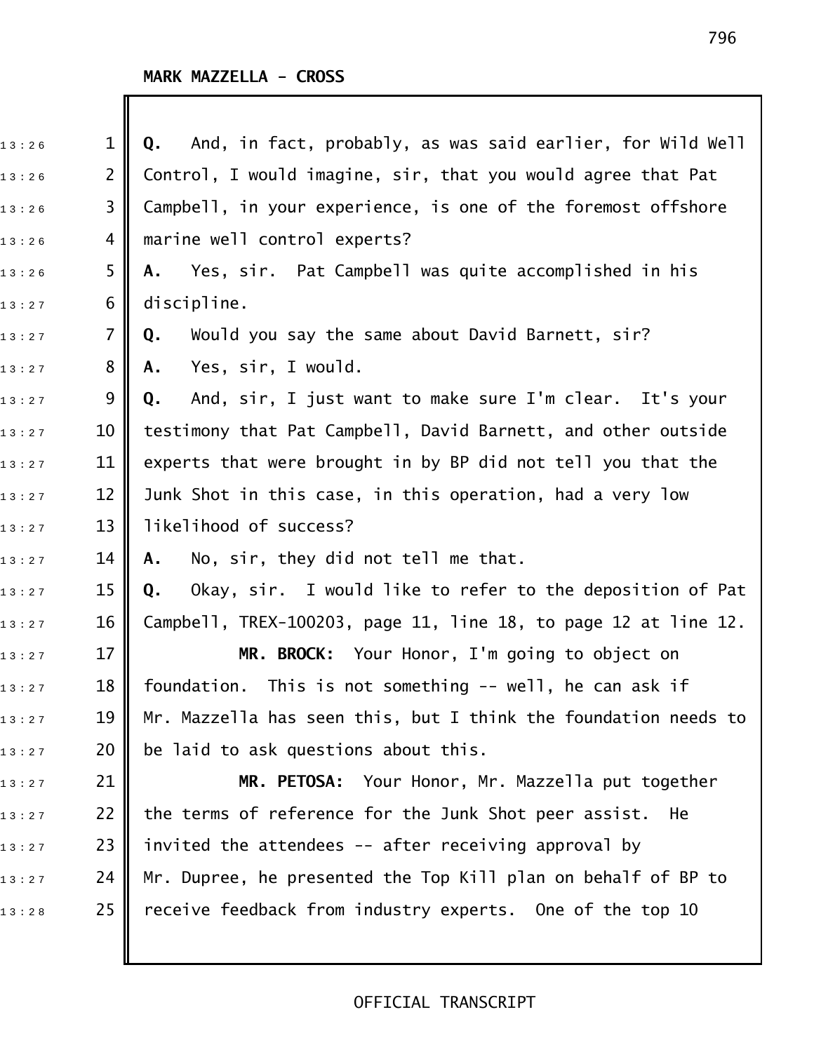MARK MAZZELLA - CROSS

Q. And, in fact, probably, as was said earlier, for Wild Well Control, I would imagine, sir, that you would agree that Pat Campbell, in your experience, is one of the foremost offshore marine well control experts?

A. Yes, sir. Pat Campbell was quite accomplished in his discipline.

Q. Would you say the same about David Barnett, sir?

A. Yes, sir, I would.

Q. And, sir, I just want to make sure I'm clear. It's your testimony that Pat Campbell, David Barnett, and other outside experts that were brought in by BP did not tell you that the Junk Shot in this case, in this operation, had a very low likelihood of success?

A. No, sir, they did not tell me that.

Q. Okay, sir. I would like to refer to the deposition of Pat Campbell, TREX-100203, page 11, line 18, to page 12 at line 12.

**MR. BROCK:** Your Honor, I'm going to object on foundation. This is not something -- well, he can ask if Mr. Mazzella has seen this, but I think the foundation needs to be laid to ask questions about this.

**MR. PETOSA:** Your Honor, Mr. Mazzella put together the terms of reference for the Junk Shot peer assist. He invited the attendees -- after receiving approval by Mr. Dupree, he presented the Top Kill plan on behalf of BP to receive feedback from industry experts. One of the top 10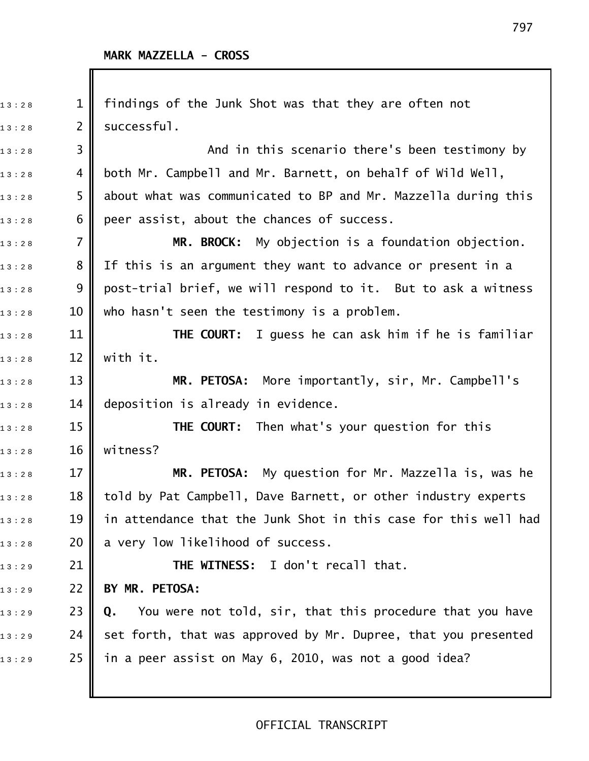findings of the Junk Shot was that they are often not successful.

And in this scenario there's been testimony by both Mr. Campbell and Mr. Barnett, on behalf of Wild Well, about what was communicated to BP and Mr. Mazzella during this peer assist, about the chances of success.

**MR. BROCK:** My objection is a foundation objection. If this is an argument they want to advance or present in a post-trial brief, we will respond to it. But to ask a witness who hasn't seen the testimony is a problem.

**THE COURT:** I guess he can ask him if he is familiar with it.

**MR. PETOSA:** More importantly, sir, Mr. Campbell's deposition is already in evidence.

**THE COURT:** Then what's your question for this witness?

**MR. PETOSA:** My question for Mr. Mazzella is, was he told by Pat Campbell, Dave Barnett, or other industry experts in attendance that the Junk Shot in this case for this well had a very low likelihood of success.

**THE WITNESS:** I don't recall that.

**BY MR. PETOSA:**

**Q.** You were not told, sir, that this procedure that you have set forth, that was approved by Mr. Dupree, that you presented in a peer assist on May 6, 2010, was not a good idea?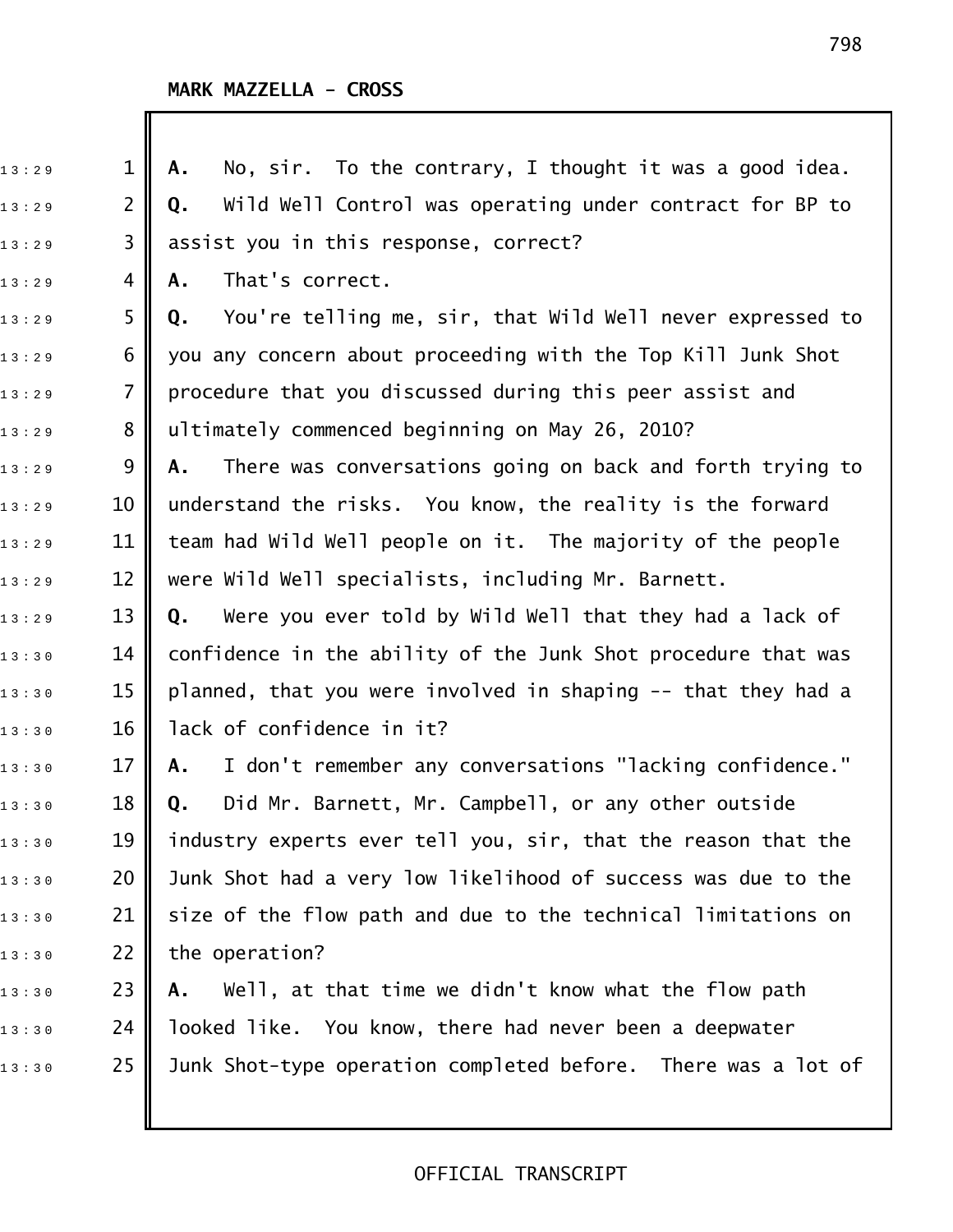MARK MAZZELLA - CROSS

**A.** No, sir. To the contrary, I thought it was a good idea.

**Q.** Wild Well Control was operating under contract for BP to assist you in this response, correct?

**A.** That's correct.

**Q.** You're telling me, sir, that Wild Well never expressed to you any concern about proceeding with the Top Kill Junk Shot procedure that you discussed during this peer assist and ultimately commenced beginning on May 26, 2010?

**A.** There was conversations going on back and forth trying to understand the risks. You know, the reality is the forward team had Wild Well people on it. The majority of the people were Wild Well specialists, including Mr. Barnett.

**Q.** Were you ever told by Wild Well that they had a lack of confidence in the ability of the Junk Shot procedure that was planned, that you were involved in shaping -- that they had a lack of confidence in it?

**A.** I don't remember any conversations "lacking confidence."

**Q.** Did Mr. Barnett, Mr. Campbell, or any other outside industry experts ever tell you, sir, that the reason that the Junk Shot had a very low likelihood of success was due to the size of the flow path and due to the technical limitations on the operation?

**A.** Well, at that time we didn't know what the flow path looked like. You know, there had never been a deepwater Junk Shot-type operation completed before. There was a lot of

OFFICIAL TRANSCRIPT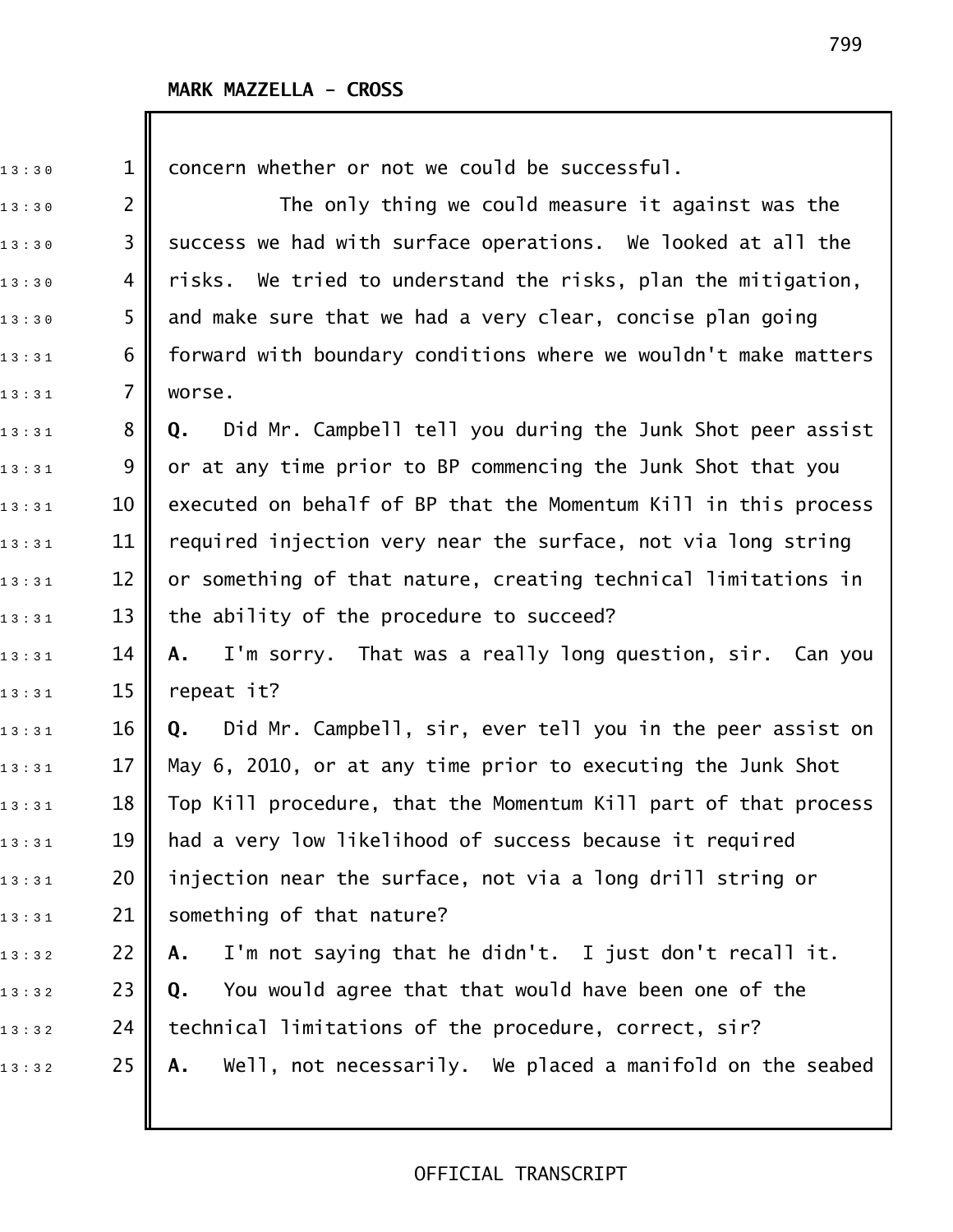**MARK MAZZELLA - CROSS**

concern whether or not we could be successful.

The only thing we could measure it against was the success we had with surface operations. We looked at all the risks. We tried to understand the risks, plan the mitigation, and make sure that we had a very clear, concise plan going forward with boundary conditions where we wouldn't make matters worse.

**Q.** Did Mr. Campbell tell you during the Junk Shot peer assist or at any time prior to BP commencing the Junk Shot that you executed on behalf of BP that the Momentum Kill in this process required injection very near the surface, not via long string or something of that nature, creating technical limitations in the ability of the procedure to succeed?

**A.** I'm sorry. That was a really long question, sir. Can you repeat it?

**Q.** Did Mr. Campbell, sir, ever tell you in the peer assist on May 6, 2010, or at any time prior to executing the Junk Shot Top Kill procedure, that the Momentum Kill part of that process had a very low likelihood of success because it required injection near the surface, not via a long drill string or something of that nature?

**A.** I'm not saying that he didn't. I just don't recall it.

**Q.** You would agree that that would have been one of the technical limitations of the procedure, correct, sir?

**A.** Well, not necessarily. We placed a manifold on the seabed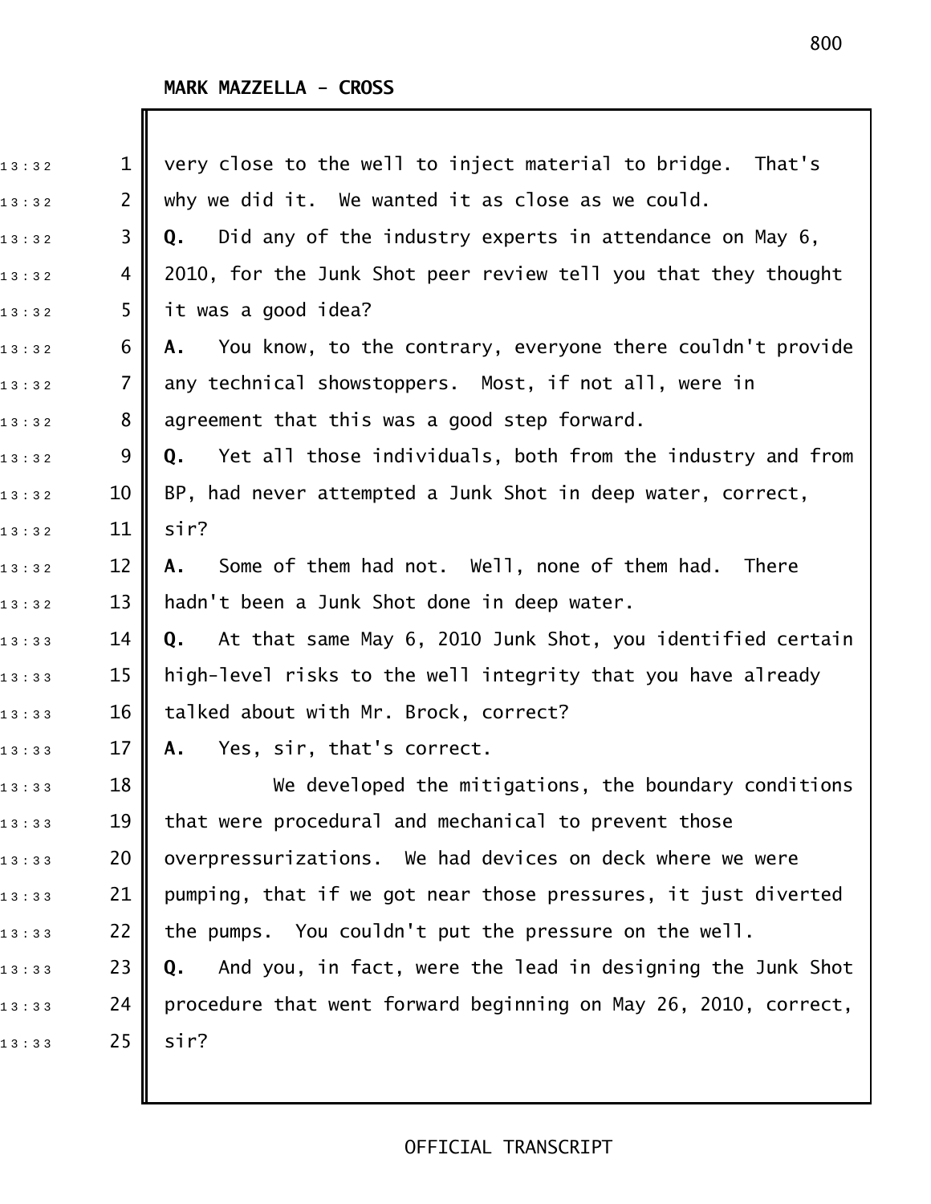MARK MAZZELLA - CROSS

very close to the well to inject material to bridge. That's why we did it. We wanted it as close as we could.

**Q.** Did any of the industry experts in attendance on May 6, 2010, for the Junk Shot peer review tell you that they thought it was a good idea?

**A.** You know, to the contrary, everyone there couldn't provide any technical showstoppers. Most, if not all, were in agreement that this was a good step forward.

**Q.** Yet all those individuals, both from the industry and from BP, had never attempted a Junk Shot in deep water, correct, sir?

**A.** Some of them had not. Well, none of them had. There hadn't been a Junk Shot done in deep water.

**Q.** At that same May 6, 2010 Junk Shot, you identified certain high-level risks to the well integrity that you have already talked about with Mr. Brock, correct?

**A.** Yes, sir, that's correct.

We developed the mitigations, the boundary conditions that were procedural and mechanical to prevent those overpressurizations. We had devices on deck where we were pumping, that if we got near those pressures, it just diverted the pumps. You couldn't put the pressure on the well.

**Q.** And you, in fact, were the lead in designing the Junk Shot procedure that went forward beginning on May 26, 2010, correct, sir?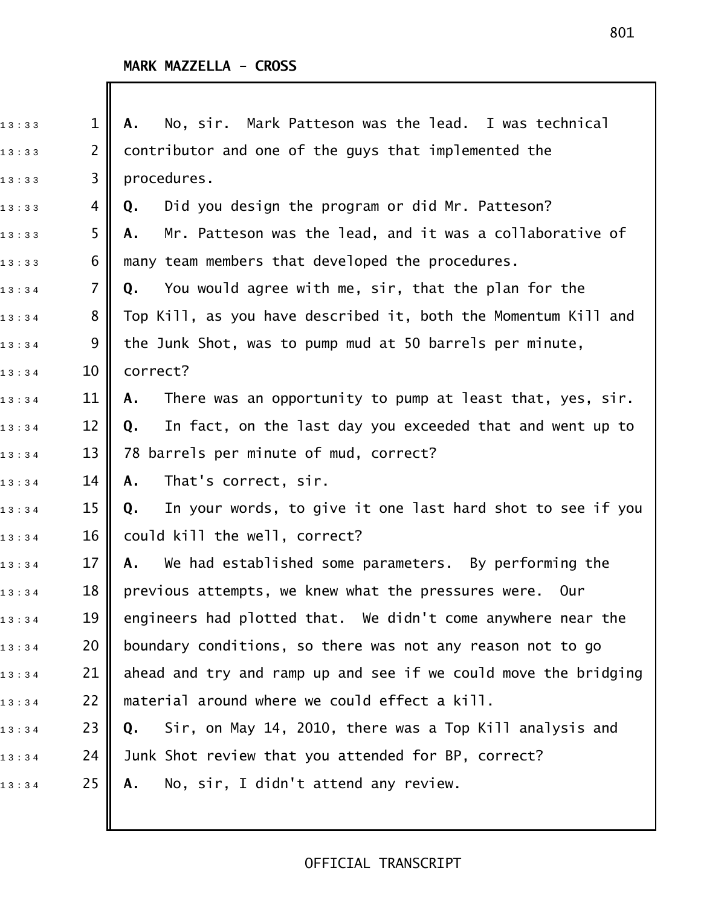**MARK MAZZELLA - CROSS**

**A.** No, sir. Mark Patteson was the lead. I was technical contributor and one of the guys that implemented the procedures.

**Q.** Did you design the program or did Mr. Patteson?

**A.** Mr. Patteson was the lead, and it was a collaborative of many team members that developed the procedures.

**Q.** You would agree with me, sir, that the plan for the Top Kill, as you have described it, both the Momentum Kill and the Junk Shot, was to pump mud at 50 barrels per minute, correct?

**A.** There was an opportunity to pump at least that, yes, sir.

**Q.** In fact, on the last day you exceeded that and went up to 78 barrels per minute of mud, correct?

**A.** That's correct, sir.

**Q.** In your words, to give it one last hard shot to see if you could kill the well, correct?

**A.** We had established some parameters. By performing the previous attempts, we knew what the pressures were. Our engineers had plotted that. We didn't come anywhere near the boundary conditions, so there was not any reason not to go ahead and try and ramp up and see if we could move the bridging material around where we could effect a kill.

**Q.** Sir, on May 14, 2010, there was a Top Kill analysis and Junk Shot review that you attended for BP, correct?

**A.** No, sir, I didn't attend any review.

OFFICIAL TRANSCRIPT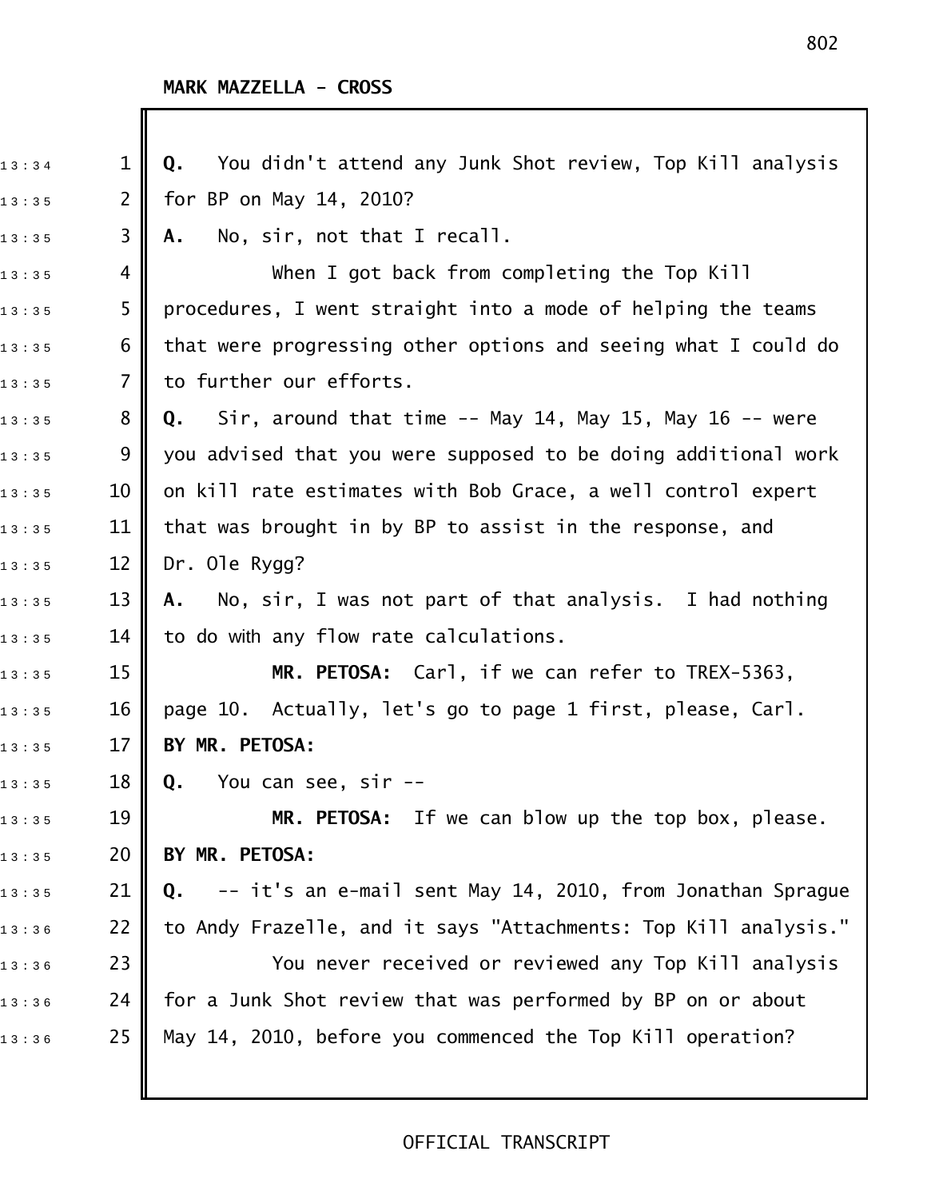**MARK MAZZELLA - CROSS**

**Q.** You didn't attend any Junk Shot review, Top Kill analysis for BP on May 14, 2010?

**A.** No, sir, not that I recall.

When I got back from completing the Top Kill procedures, I went straight into a mode of helping the teams that were progressing other options and seeing what I could do to further our efforts.

**Q.** Sir, around that time -- May 14, May 15, May 16 -- were you advised that you were supposed to be doing additional work on kill rate estimates with Bob Grace, a well control expert that was brought in by BP to assist in the response, and Dr. Ole Rygg?

**A.** No, sir, I was not part of that analysis. I had nothing to do with any flow rate calculations.

**MR. PETOSA:** Carl, if we can refer to TREX-5363, page 10. Actually, let's go to page 1 first, please, Carl.

**BY MR. PETOSA:**

**Q.** You can see, sir --

**MR. PETOSA:** If we can blow up the top box, please.

**BY MR. PETOSA:**

**Q.** -- it's an e-mail sent May 14, 2010, from Jonathan Sprague to Andy Frazelle, and it says "Attachments: Top Kill analysis."

You never received or reviewed any Top Kill analysis for a Junk Shot review that was performed by BP on or about May 14, 2010, before you commenced the Top Kill operation?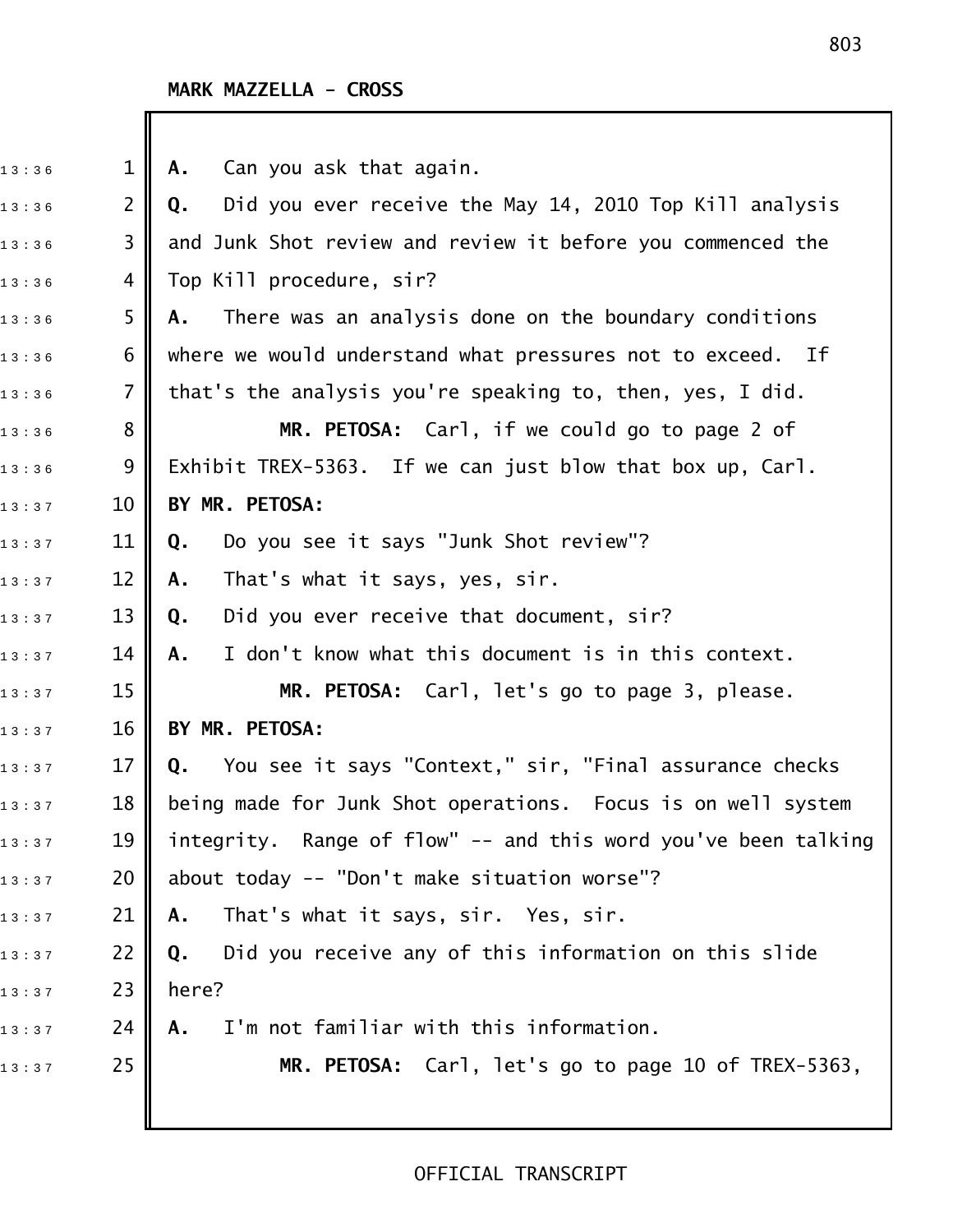**MARK MAZZELLA - CROSS**

**A.** Can you ask that again.

**Q.** Did you ever receive the May 14, 2010 Top Kill analysis and Junk Shot review and review it before you commenced the Top Kill procedure, sir?

**A.** There was an analysis done on the boundary conditions where we would understand what pressures not to exceed. If that's the analysis you're speaking to, then, yes, I did.

**MR. PETOSA:** Carl, if we could go to page 2 of Exhibit TREX-5363. If we can just blow that box up, Carl.

**BY MR. PETOSA:**

**Q.** Do you see it says "Junk Shot review"?

**A.** That's what it says, yes, sir.

**Q.** Did you ever receive that document, sir?

**A.** I don't know what this document is in this context.

**MR. PETOSA:** Carl, let's go to page 3, please.

**BY MR. PETOSA:**

**Q.** You see it says "Context," sir, "Final assurance checks being made for Junk Shot operations. Focus is on well system integrity. Range of flow" -- and this word you've been talking about today -- "Don't make situation worse"?

**A.** That's what it says, sir. Yes, sir.

**Q.** Did you receive any of this information on this slide here?

**A.** I'm not familiar with this information.

**MR. PETOSA:** Carl, let's go to page 10 of TREX-5363,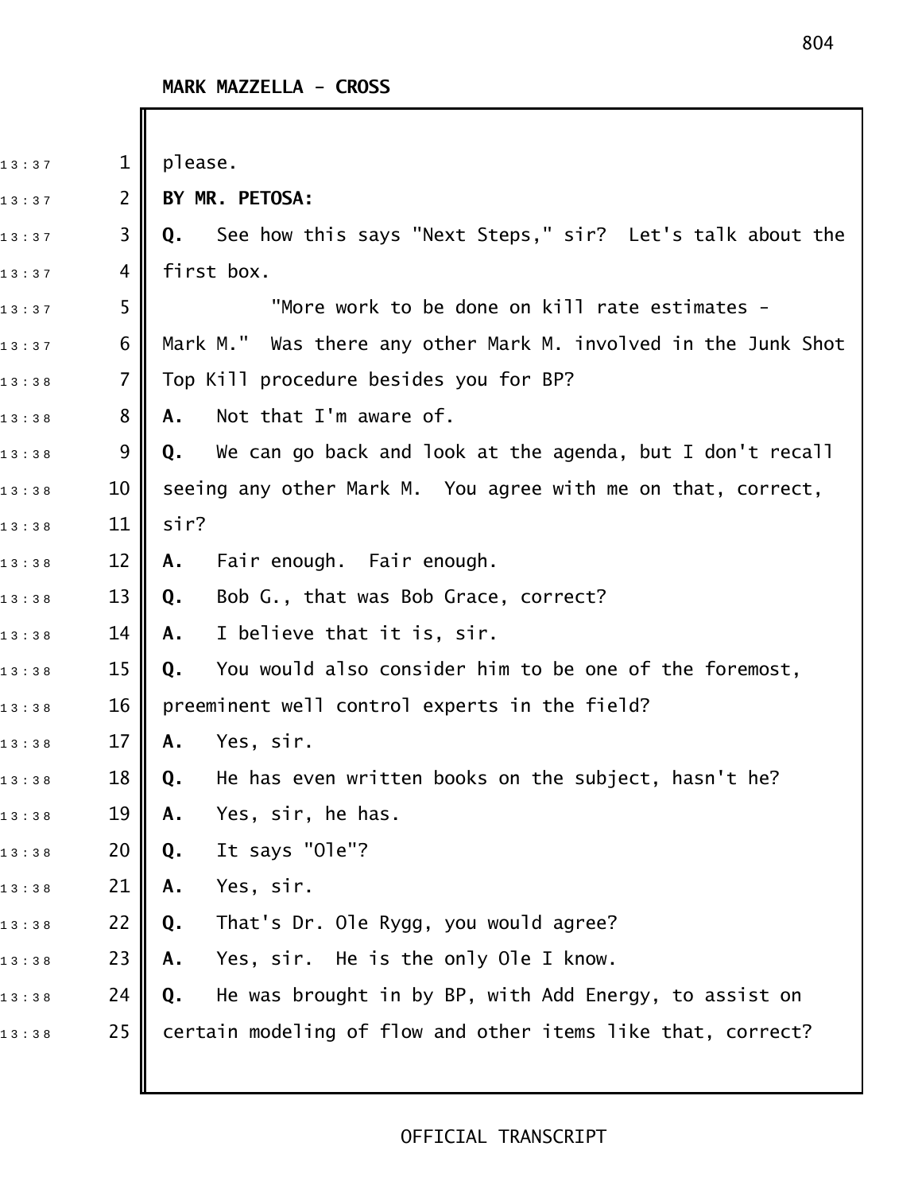MARK MAZZELLA - CROSS

please.

**BY MR. PETOSA:**

**Q.** See how this says "Next Steps," sir? Let's talk about the first box.

"More work to be done on kill rate estimates - Mark M." Was there any other Mark M. involved in the Junk Shot Top Kill procedure besides you for BP?

**A.** Not that I'm aware of.

**Q.** We can go back and look at the agenda, but I don't recall seeing any other Mark M. You agree with me on that, correct, sir?

**A.** Fair enough. Fair enough.

**Q.** Bob G., that was Bob Grace, correct?

**A.** I believe that it is, sir.

**Q.** You would also consider him to be one of the foremost, preeminent well control experts in the field?

**A.** Yes, sir.

**Q.** He has even written books on the subject, hasn't he?

**A.** Yes, sir, he has.

**Q.** It says "Ole"?

**A.** Yes, sir.

**Q.** That's Dr. Ole Rygg, you would agree?

**A.** Yes, sir. He is the only Ole I know.

**Q.** He was brought in by BP, with Add Energy, to assist on certain modeling of flow and other items like that, correct?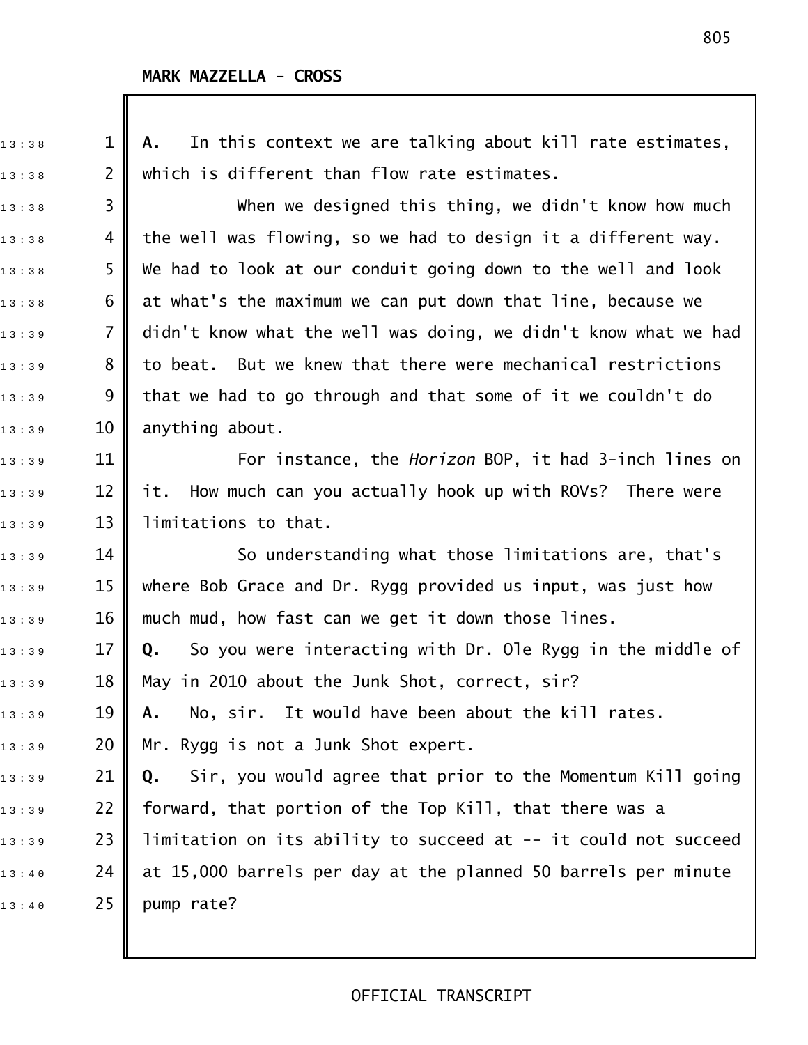**MARK MAZZELLA - CROSS**

**A.** In this context we are talking about kill rate estimates, which is different than flow rate estimates.

When we designed this thing, we didn't know how much the well was flowing, so we had to design it a different way. We had to look at our conduit going down to the well and look at what's the maximum we can put down that line, because we didn't know what the well was doing, we didn't know what we had to beat. But we knew that there were mechanical restrictions that we had to go through and that some of it we couldn't do anything about.

For instance, the *Horizon* BOP, it had 3-inch lines on it. How much can you actually hook up with ROVs? There were limitations to that.

So understanding what those limitations are, that's where Bob Grace and Dr. Rygg provided us input, was just how much mud, how fast can we get it down those lines.

**Q.** So you were interacting with Dr. Ole Rygg in the middle of May in 2010 about the Junk Shot, correct, sir?

**A.** No, sir. It would have been about the kill rates. Mr. Rygg is not a Junk Shot expert.

**Q.** Sir, you would agree that prior to the Momentum Kill going forward, that portion of the Top Kill, that there was a limitation on its ability to succeed at -- it could not succeed at 15,000 barrels per day at the planned 50 barrels per minute pump rate?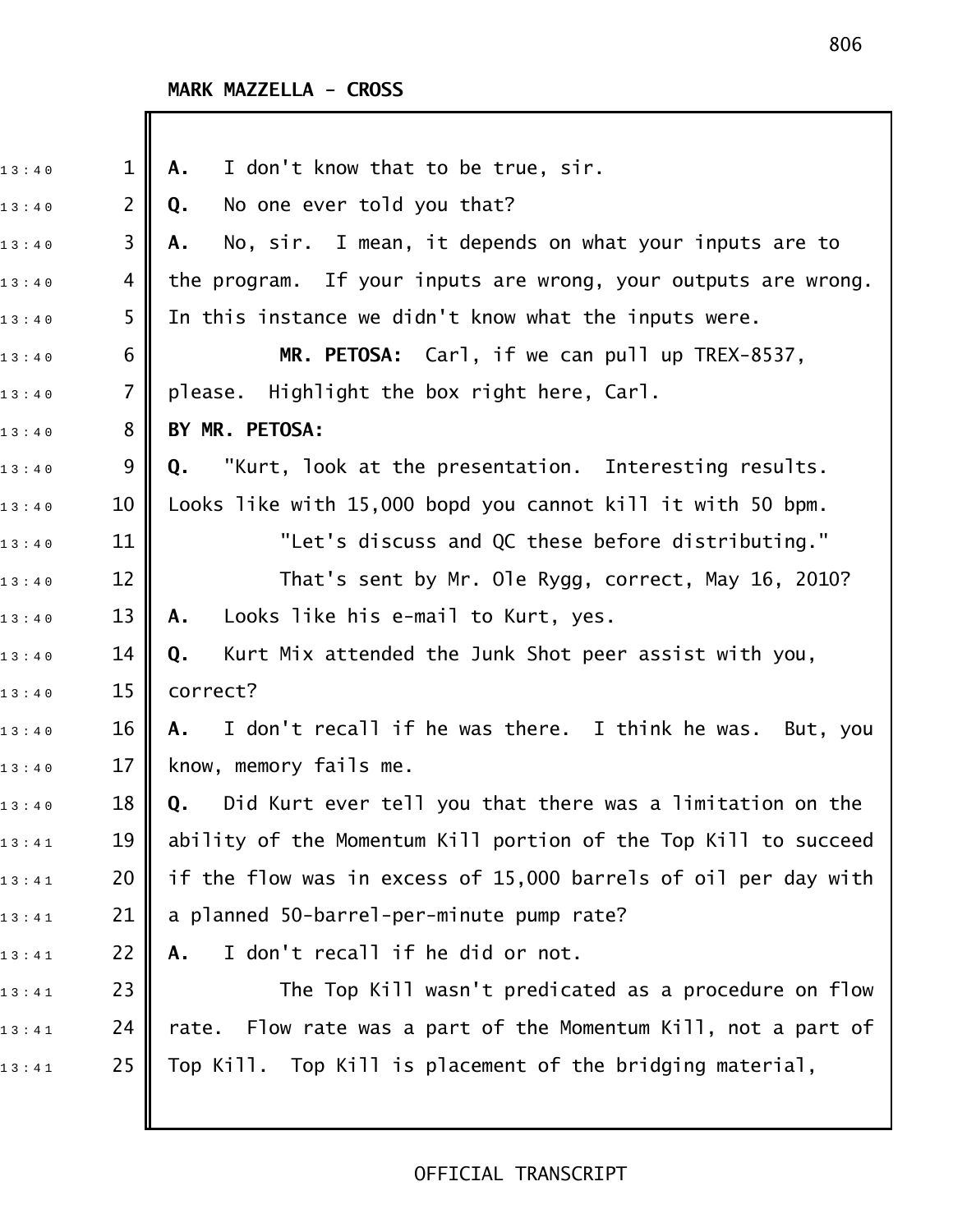**MARK MAZZELLA - CROSS**

**A.** I don't know that to be true, sir.

**Q.** No one ever told you that?

**A.** No, sir. I mean, it depends on what your inputs are to the program. If your inputs are wrong, your outputs are wrong. In this instance we didn't know what the inputs were.

**MR. PETOSA:** Carl, if we can pull up TREX-8537, please. Highlight the box right here, Carl.

**BY MR. PETOSA:**

**Q.** "Kurt, look at the presentation. Interesting results. Looks like with 15,000 bopd you cannot kill it with 50 bpm.

"Let's discuss and QC these before distributing."

That's sent by Mr. Ole Rygg, correct, May 16, 2010?

**A.** Looks like his e-mail to Kurt, yes.

**Q.** Kurt Mix attended the Junk Shot peer assist with you, correct?

**A.** I don't recall if he was there. I think he was. But, you know, memory fails me.

**Q.** Did Kurt ever tell you that there was a limitation on the ability of the Momentum Kill portion of the Top Kill to succeed if the flow was in excess of 15,000 barrels of oil per day with a planned 50-barrel-per-minute pump rate?

**A.** I don't recall if he did or not.

The Top Kill wasn't predicated as a procedure on flow rate. Flow rate was a part of the Momentum Kill, not a part of Top Kill. Top Kill is placement of the bridging material,

OFFICIAL TRANSCRIPT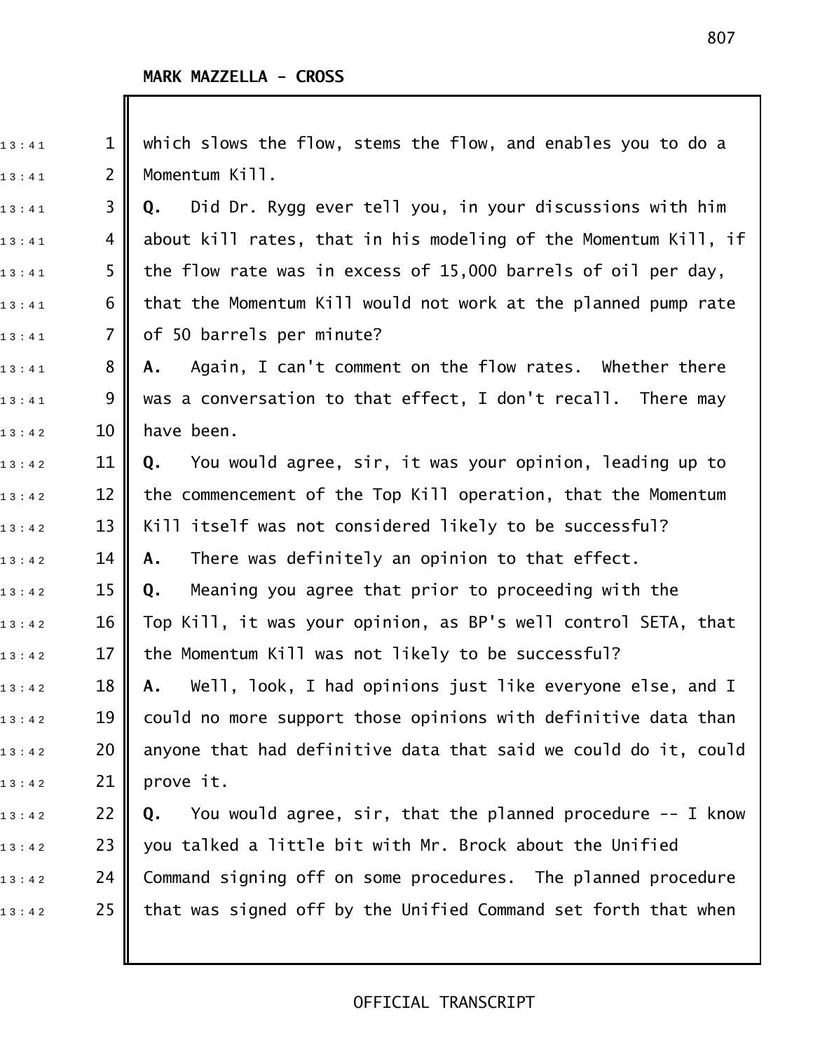**MARK MAZZELLA - CROSS**

which slows the flow, stems the flow, and enables you to do a Momentum Kill.

**Q.** Did Dr. Rygg ever tell you, in your discussions with him about kill rates, that in his modeling of the Momentum Kill, if the flow rate was in excess of 15,000 barrels of oil per day, that the Momentum Kill would not work at the planned pump rate of 50 barrels per minute?

**A.** Again, I can't comment on the flow rates. Whether there was a conversation to that effect, I don't recall. There may have been.

**Q.** You would agree, sir, it was your opinion, leading up to the commencement of the Top Kill operation, that the Momentum Kill itself was not considered likely to be successful?

**A.** There was definitely an opinion to that effect.

**Q.** Meaning you agree that prior to proceeding with the Top Kill, it was your opinion, as BP's well control SETA, that the Momentum Kill was not likely to be successful?

**A.** Well, look, I had opinions just like everyone else, and I could no more support those opinions with definitive data than anyone that had definitive data that said we could do it, could prove it.

**Q.** You would agree, sir, that the planned procedure -- I know you talked a little bit with Mr. Brock about the Unified Command signing off on some procedures. The planned procedure that was signed off by the Unified Command set forth that when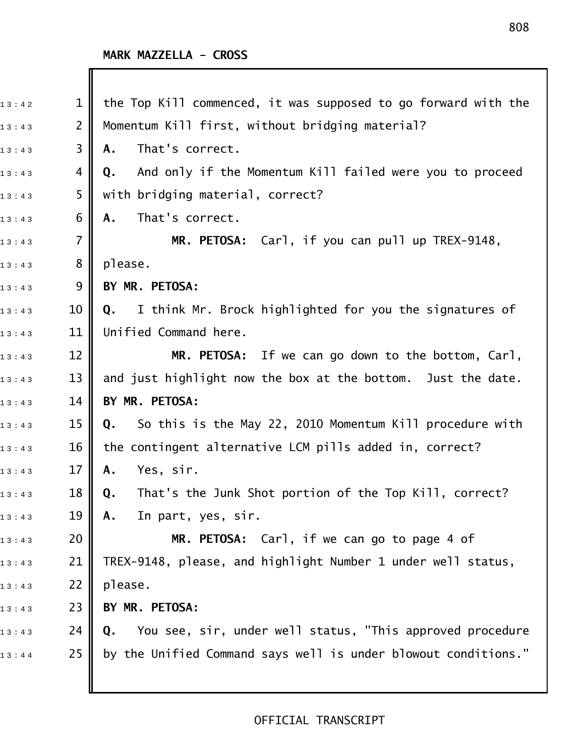**MARK MAZZELLA - CROSS**

the Top Kill commenced, it was supposed to go forward with the Momentum Kill first, without bridging material?

**A.** That's correct.

**Q.** And only if the Momentum Kill failed were you to proceed with bridging material, correct?

**A.** That's correct.

**MR. PETOSA:** Carl, if you can pull up TREX-9148, please.

**BY MR. PETOSA:**

**Q.** I think Mr. Brock highlighted for you the signatures of Unified Command here.

**MR. PETOSA:** If we can go down to the bottom, Carl, and just highlight now the box at the bottom. Just the date.

**BY MR. PETOSA:**

**Q.** So this is the May 22, 2010 Momentum Kill procedure with the contingent alternative LCM pills added in, correct?

**A.** Yes, sir.

**Q.** That's the Junk Shot portion of the Top Kill, correct?

**A.** In part, yes, sir.

**MR. PETOSA:** Carl, if we can go to page 4 of TREX-9148, please, and highlight Number 1 under well status, please.

**BY MR. PETOSA:**

**Q.** You see, sir, under well status, "This approved procedure by the Unified Command says well is under blowout conditions."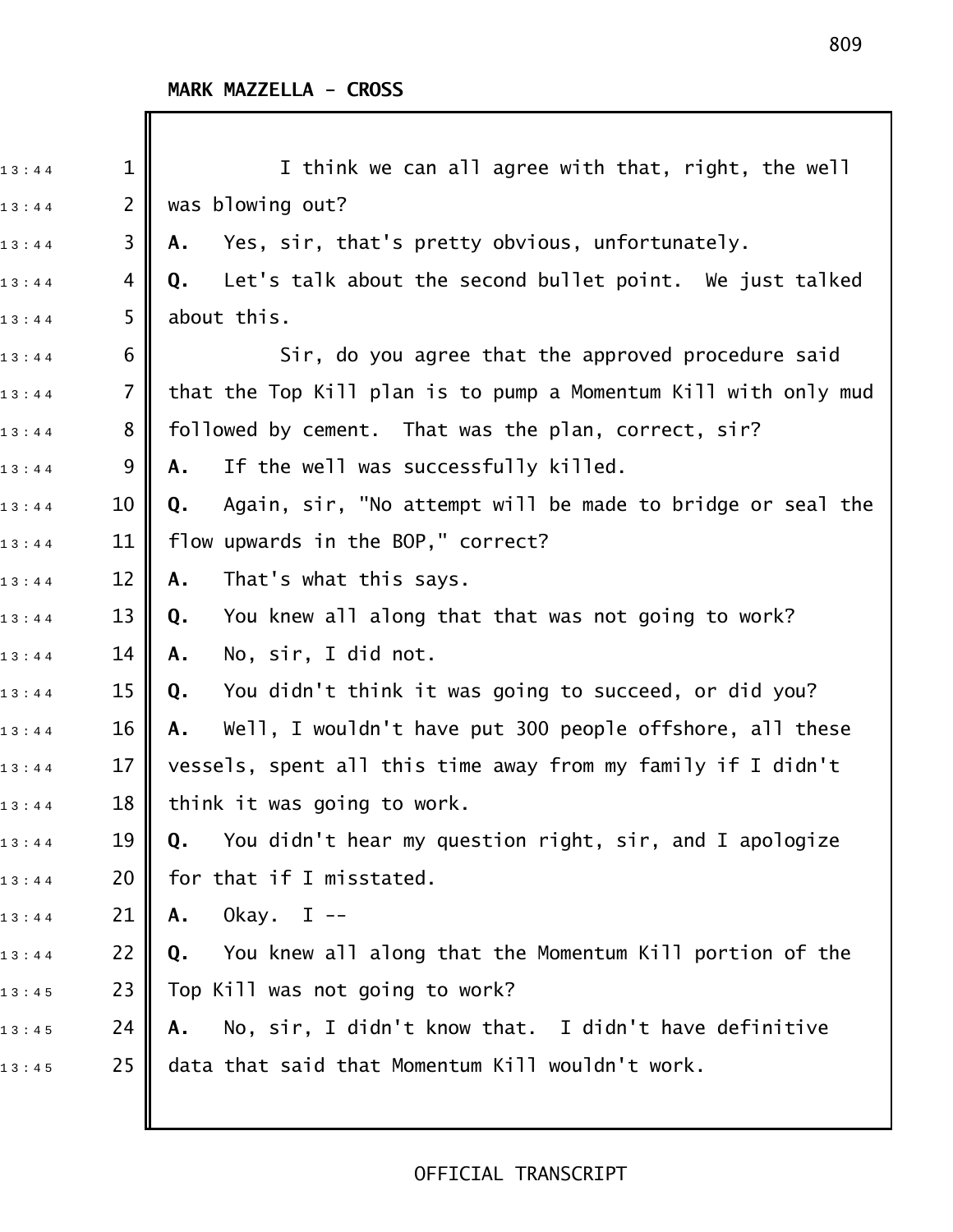**MARK MAZZELLA - CROSS**

I think we can all agree with that, right, the well was blowing out?

**A.** Yes, sir, that's pretty obvious, unfortunately.

**Q.** Let's talk about the second bullet point. We just talked about this.

Sir, do you agree that the approved procedure said that the Top Kill plan is to pump a Momentum Kill with only mud followed by cement. That was the plan, correct, sir?

**A.** If the well was successfully killed.

**Q.** Again, sir, "No attempt will be made to bridge or seal the flow upwards in the BOP," correct?

**A.** That's what this says.

**Q.** You knew all along that that was not going to work?

**A.** No, sir, I did not.

**Q.** You didn't think it was going to succeed, or did you?

**A.** Well, I wouldn't have put 300 people offshore, all these vessels, spent all this time away from my family if I didn't think it was going to work.

**Q.** You didn't hear my question right, sir, and I apologize for that if I misstated.

**A.** Okay. I --

**Q.** You knew all along that the Momentum Kill portion of the Top Kill was not going to work?

**A.** No, sir, I didn't know that. I didn't have definitive data that said that Momentum Kill wouldn't work.

OFFICIAL TRANSCRIPT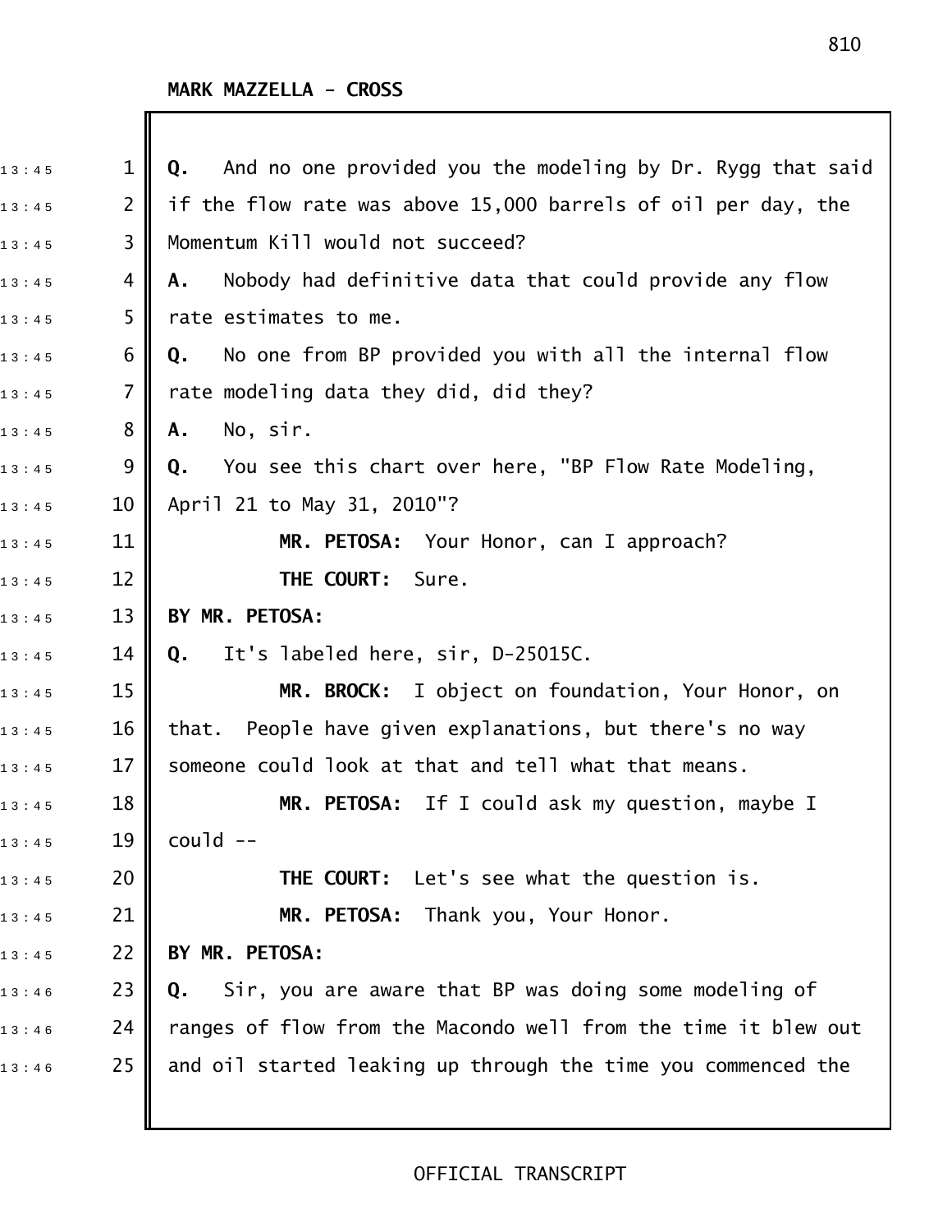MARK MAZZELLA - CROSS

Q. And no one provided you the modeling by Dr. Rygg that said if the flow rate was above 15,000 barrels of oil per day, the Momentum Kill would not succeed?

A. Nobody had definitive data that could provide any flow rate estimates to me.

Q. No one from BP provided you with all the internal flow rate modeling data they did, did they?

A. No, sir.

Q. You see this chart over here, "BP Flow Rate Modeling, April 21 to May 31, 2010"?

**MR. PETOSA:** Your Honor, can I approach?

**THE COURT:** Sure.

**BY MR. PETOSA:**

Q. It's labeled here, sir, D-25015C.

**MR. BROCK:** I object on foundation, Your Honor, on that. People have given explanations, but there's no way someone could look at that and tell what that means.

**MR. PETOSA:** If I could ask my question, maybe I could --

**THE COURT:** Let's see what the question is.

**MR. PETOSA:** Thank you, Your Honor.

**BY MR. PETOSA:**

Q. Sir, you are aware that BP was doing some modeling of ranges of flow from the Macondo well from the time it blew out and oil started leaking up through the time you commenced the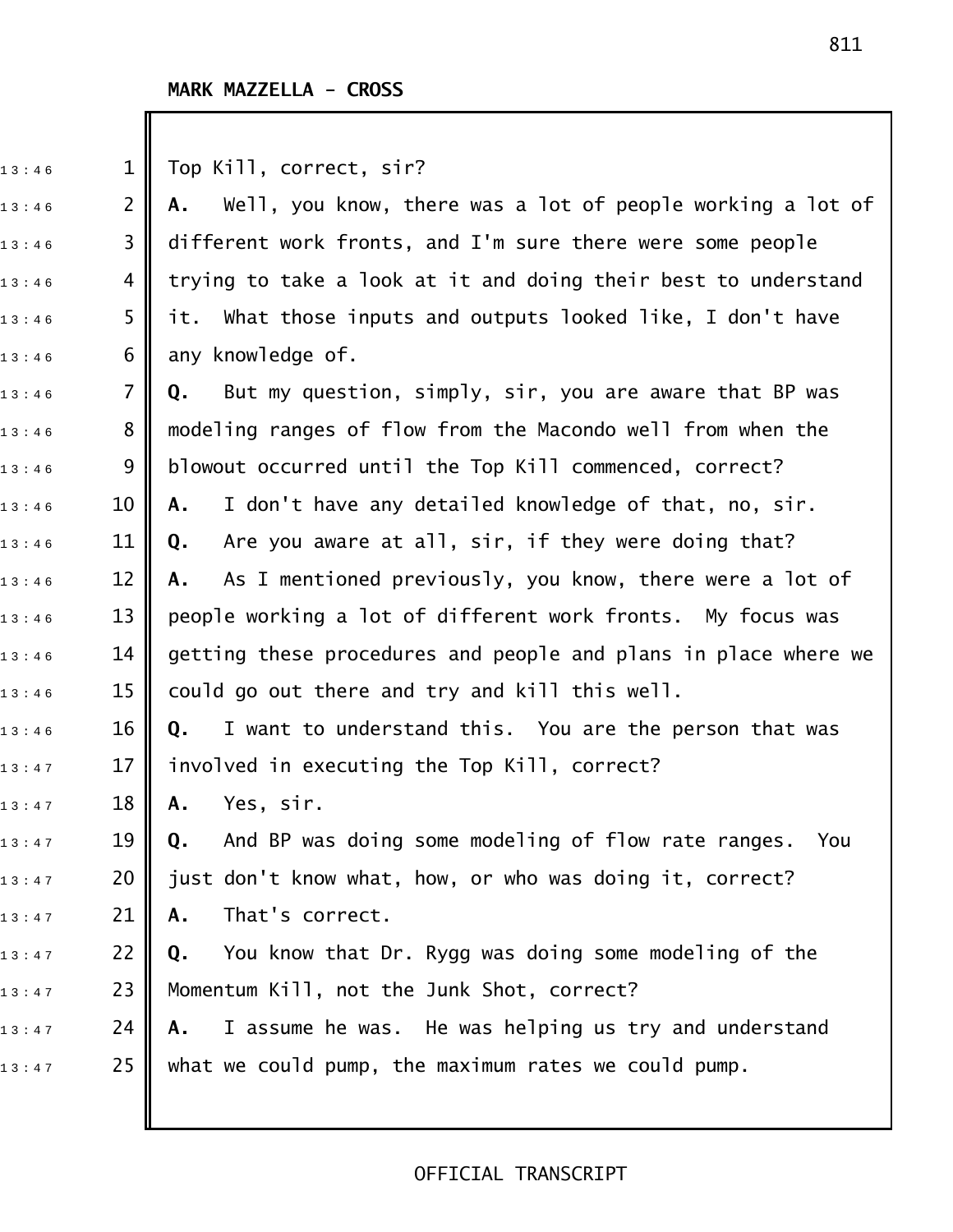**MARK MAZZELLA - CROSS**

Top Kill, correct, sir?

**A.** Well, you know, there was a lot of people working a lot of different work fronts, and I'm sure there were some people trying to take a look at it and doing their best to understand it. What those inputs and outputs looked like, I don't have any knowledge of.

**Q.** But my question, simply, sir, you are aware that BP was modeling ranges of flow from the Macondo well from when the blowout occurred until the Top Kill commenced, correct?

**A.** I don't have any detailed knowledge of that, no, sir.

**Q.** Are you aware at all, sir, if they were doing that?

**A.** As I mentioned previously, you know, there were a lot of people working a lot of different work fronts. My focus was getting these procedures and people and plans in place where we could go out there and try and kill this well.

**Q.** I want to understand this. You are the person that was involved in executing the Top Kill, correct?

**A.** Yes, sir.

**Q.** And BP was doing some modeling of flow rate ranges. You just don't know what, how, or who was doing it, correct?

**A.** That's correct.

**Q.** You know that Dr. Rygg was doing some modeling of the Momentum Kill, not the Junk Shot, correct?

**A.** I assume he was. He was helping us try and understand what we could pump, the maximum rates we could pump.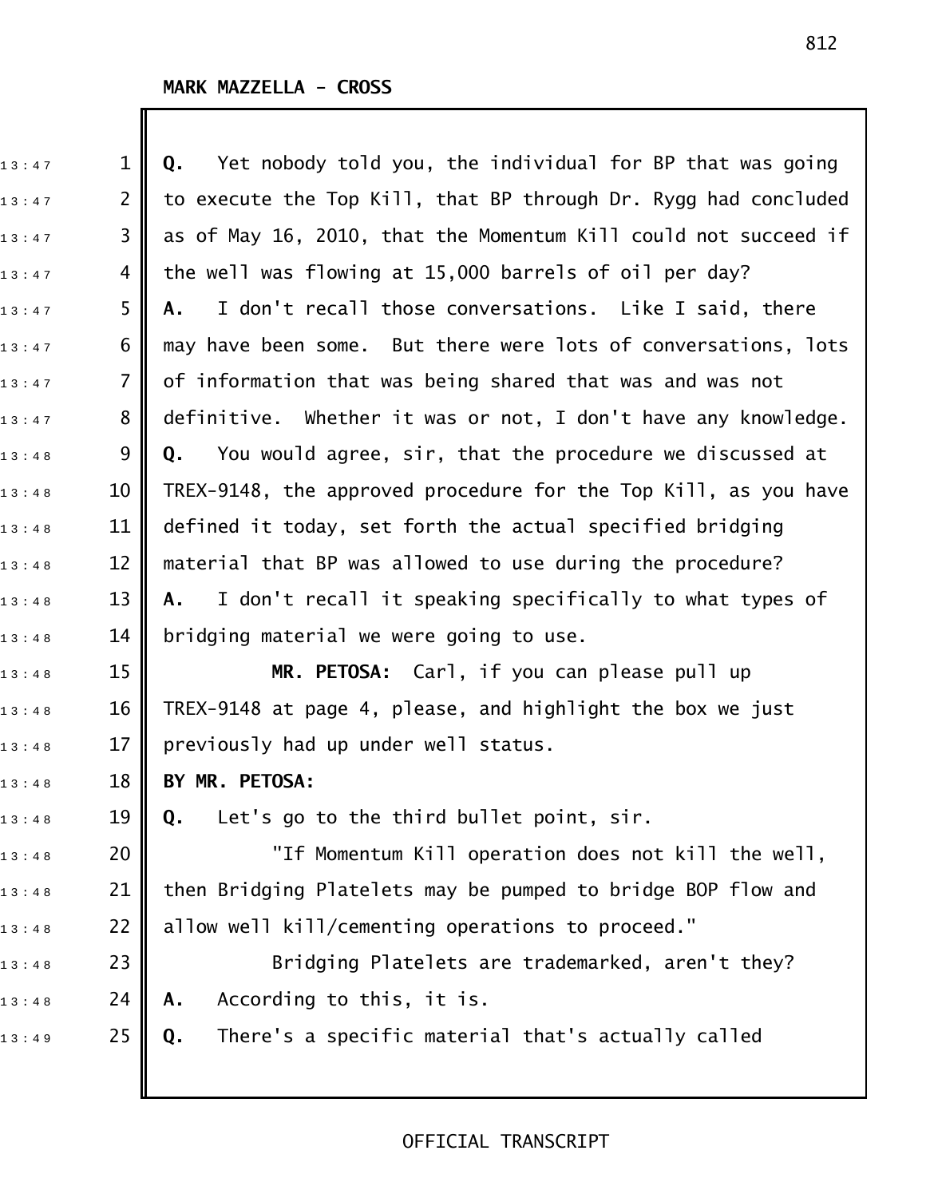**MARK MAZZELLA - CROSS**

**Q.** Yet nobody told you, the individual for BP that was going to execute the Top Kill, that BP through Dr. Rygg had concluded as of May 16, 2010, that the Momentum Kill could not succeed if the well was flowing at 15,000 barrels of oil per day?

**A.** I don't recall those conversations. Like I said, there may have been some. But there were lots of conversations, lots of information that was being shared that was and was not definitive. Whether it was or not, I don't have any knowledge.

**Q.** You would agree, sir, that the procedure we discussed at TREX-9148, the approved procedure for the Top Kill, as you have defined it today, set forth the actual specified bridging material that BP was allowed to use during the procedure?

**A.** I don't recall it speaking specifically to what types of bridging material we were going to use.

**MR. PETOSA:** Carl, if you can please pull up TREX-9148 at page 4, please, and highlight the box we just previously had up under well status.

**BY MR. PETOSA:**

**Q.** Let's go to the third bullet point, sir.

"If Momentum Kill operation does not kill the well, then Bridging Platelets may be pumped to bridge BOP flow and allow well kill/cementing operations to proceed."

Bridging Platelets are trademarked, aren't they?

**A.** According to this, it is.

**Q.** There's a specific material that's actually called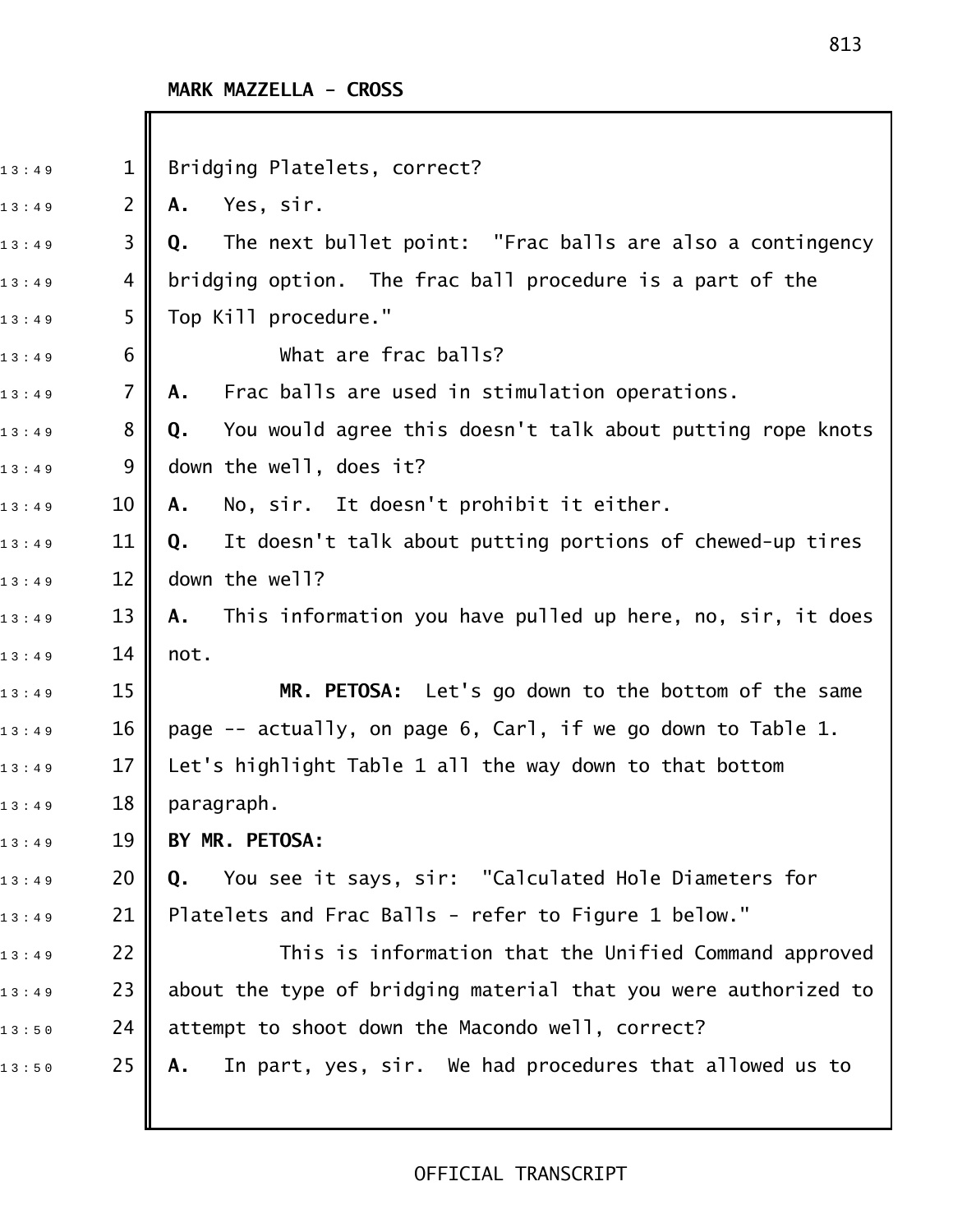MARK MAZZELLA - CROSS

Bridging Platelets, correct?

**A.** Yes, sir.

**Q.** The next bullet point: "Frac balls are also a contingency bridging option. The frac ball procedure is a part of the Top Kill procedure."

What are frac balls?

**A.** Frac balls are used in stimulation operations.

**Q.** You would agree this doesn't talk about putting rope knots down the well, does it?

**A.** No, sir. It doesn't prohibit it either.

**Q.** It doesn't talk about putting portions of chewed-up tires down the well?

**A.** This information you have pulled up here, no, sir, it does not.

**MR. PETOSA:** Let's go down to the bottom of the same page -- actually, on page 6, Carl, if we go down to Table 1. Let's highlight Table 1 all the way down to that bottom paragraph.

**BY MR. PETOSA:**

**Q.** You see it says, sir: "Calculated Hole Diameters for Platelets and Frac Balls - refer to Figure 1 below."

This is information that the Unified Command approved about the type of bridging material that you were authorized to attempt to shoot down the Macondo well, correct?

**A.** In part, yes, sir. We had procedures that allowed us to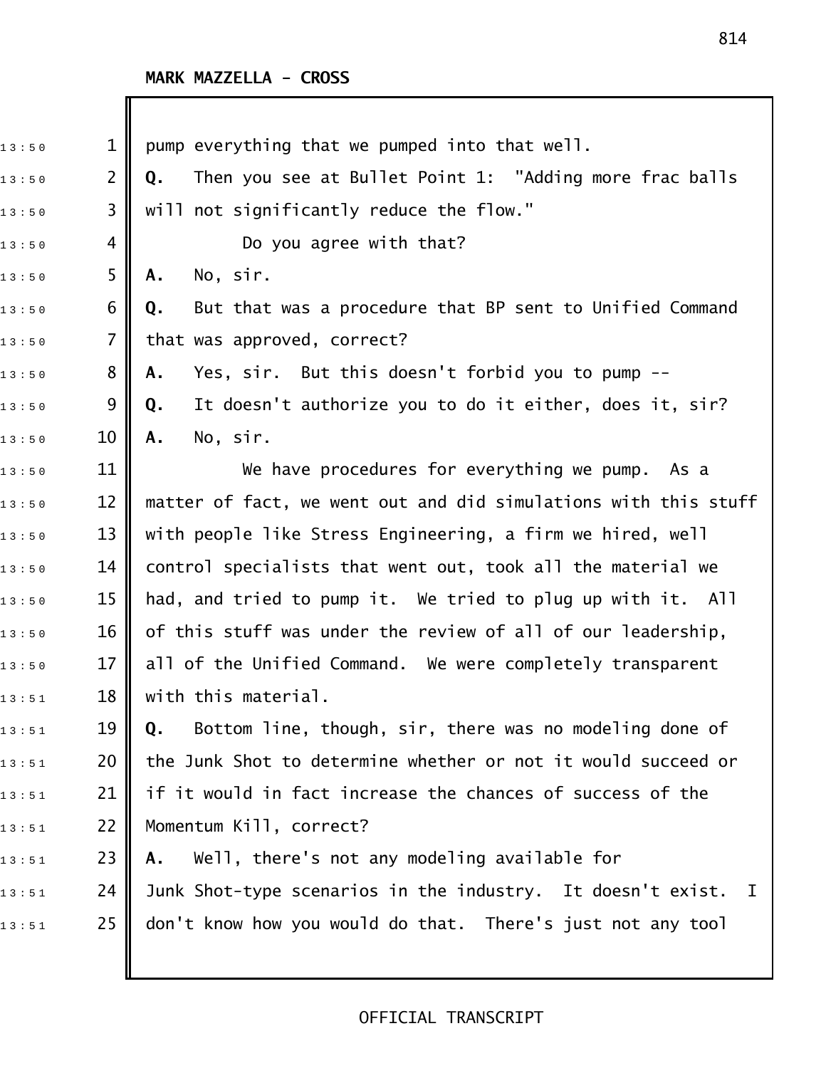**MARK MAZZELLA - CROSS**

pump everything that we pumped into that well.

**Q.** Then you see at Bullet Point 1: "Adding more frac balls will not significantly reduce the flow."

Do you agree with that?

**A.** No, sir.

**Q.** But that was a procedure that BP sent to Unified Command that was approved, correct?

**A.** Yes, sir. But this doesn't forbid you to pump --

**Q.** It doesn't authorize you to do it either, does it, sir?

**A.** No, sir.

We have procedures for everything we pump. As a matter of fact, we went out and did simulations with this stuff with people like Stress Engineering, a firm we hired, well control specialists that went out, took all the material we had, and tried to pump it. We tried to plug up with it. All of this stuff was under the review of all of our leadership, all of the Unified Command. We were completely transparent with this material.

**Q.** Bottom line, though, sir, there was no modeling done of the Junk Shot to determine whether or not it would succeed or if it would in fact increase the chances of success of the Momentum Kill, correct?

**A.** Well, there's not any modeling available for Junk Shot-type scenarios in the industry. It doesn't exist. I don't know how you would do that. There's just not any tool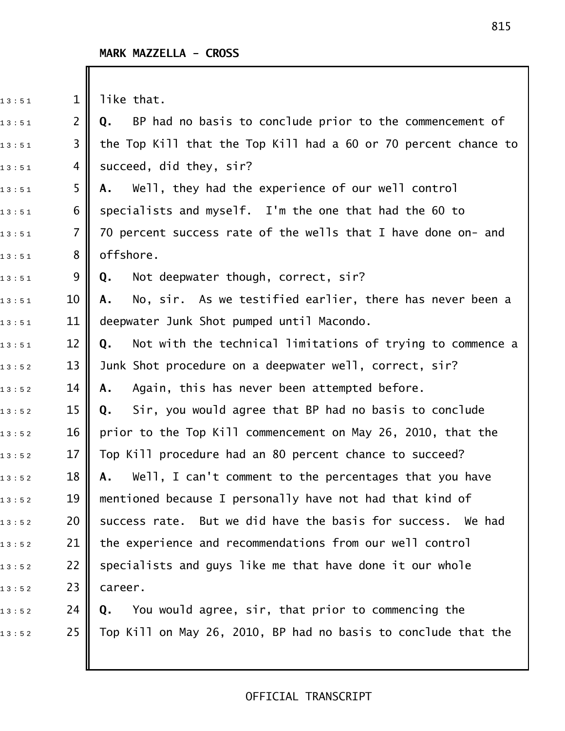**MARK MAZZELLA - CROSS**

like that.

**Q.** BP had no basis to conclude prior to the commencement of the Top Kill that the Top Kill had a 60 or 70 percent chance to succeed, did they, sir?

**A.** Well, they had the experience of our well control specialists and myself. I'm the one that had the 60 to 70 percent success rate of the wells that I have done on- and offshore.

**Q.** Not deepwater though, correct, sir?

**A.** No, sir. As we testified earlier, there has never been a deepwater Junk Shot pumped until Macondo.

**Q.** Not with the technical limitations of trying to commence a Junk Shot procedure on a deepwater well, correct, sir?

**A.** Again, this has never been attempted before.

**Q.** Sir, you would agree that BP had no basis to conclude prior to the Top Kill commencement on May 26, 2010, that the Top Kill procedure had an 80 percent chance to succeed?

**A.** Well, I can't comment to the percentages that you have mentioned because I personally have not had that kind of success rate. But we did have the basis for success. We had the experience and recommendations from our well control specialists and guys like me that have done it our whole career.

**Q.** You would agree, sir, that prior to commencing the Top Kill on May 26, 2010, BP had no basis to conclude that the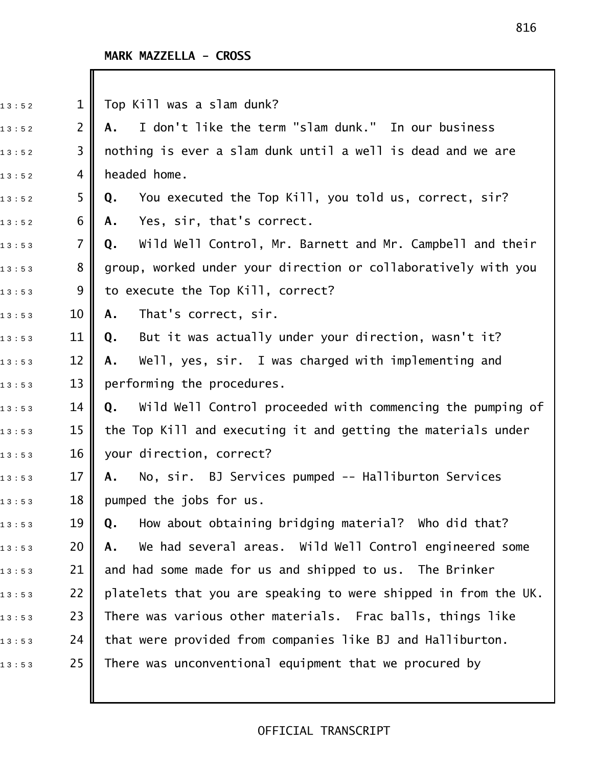**MARK MAZZELLA - CROSS**

Top Kill was a slam dunk?

**A.** I don't like the term "slam dunk." In our business nothing is ever a slam dunk until a well is dead and we are headed home.

**Q.** You executed the Top Kill, you told us, correct, sir?

**A.** Yes, sir, that's correct.

**Q.** Wild Well Control, Mr. Barnett and Mr. Campbell and their group, worked under your direction or collaboratively with you to execute the Top Kill, correct?

**A.** That's correct, sir.

**Q.** But it was actually under your direction, wasn't it?

**A.** Well, yes, sir. I was charged with implementing and performing the procedures.

**Q.** Wild Well Control proceeded with commencing the pumping of the Top Kill and executing it and getting the materials under your direction, correct?

**A.** No, sir. BJ Services pumped -- Halliburton Services pumped the jobs for us.

**Q.** How about obtaining bridging material? Who did that?

**A.** We had several areas. Wild Well Control engineered some and had some made for us and shipped to us. The Brinker platelets that you are speaking to were shipped in from the UK. There was various other materials. Frac balls, things like that were provided from companies like BJ and Halliburton. There was unconventional equipment that we procured by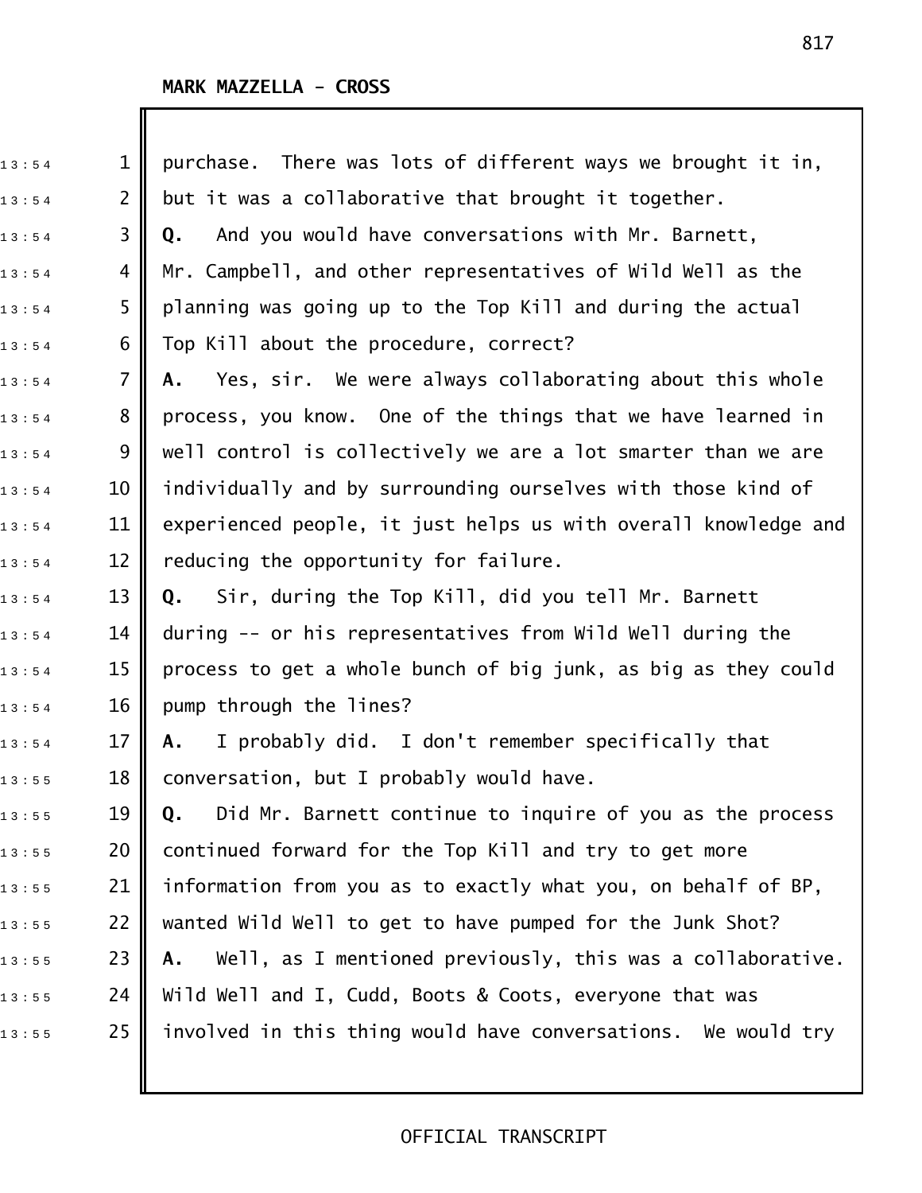**MARK MAZZELLA - CROSS**

purchase. There was lots of different ways we brought it in, but it was a collaborative that brought it together.

**Q.** And you would have conversations with Mr. Barnett, Mr. Campbell, and other representatives of Wild Well as the planning was going up to the Top Kill and during the actual Top Kill about the procedure, correct?

**A.** Yes, sir. We were always collaborating about this whole process, you know. One of the things that we have learned in well control is collectively we are a lot smarter than we are individually and by surrounding ourselves with those kind of experienced people, it just helps us with overall knowledge and reducing the opportunity for failure.

**Q.** Sir, during the Top Kill, did you tell Mr. Barnett during -- or his representatives from Wild Well during the process to get a whole bunch of big junk, as big as they could pump through the lines?

**A.** I probably did. I don't remember specifically that conversation, but I probably would have.

**Q.** Did Mr. Barnett continue to inquire of you as the process continued forward for the Top Kill and try to get more information from you as to exactly what you, on behalf of BP, wanted Wild Well to get to have pumped for the Junk Shot?

**A.** Well, as I mentioned previously, this was a collaborative. Wild Well and I, Cudd, Boots & Coots, everyone that was involved in this thing would have conversations. We would try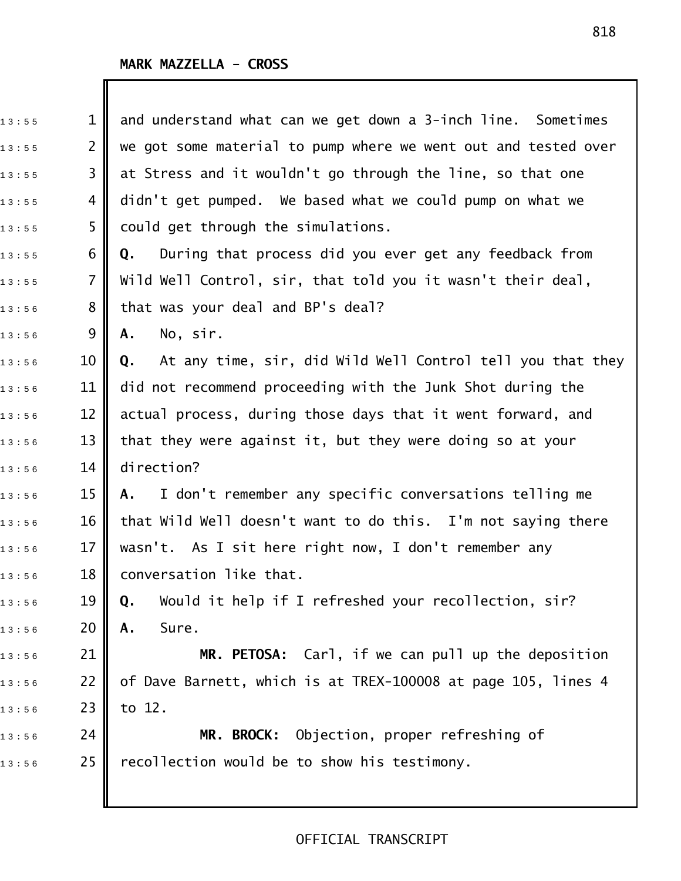MARK MAZZELLA - CROSS

and understand what can we get down a 3-inch line. Sometimes we got some material to pump where we went out and tested over at Stress and it wouldn't go through the line, so that one didn't get pumped. We based what we could pump on what we could get through the simulations.

**Q.** During that process did you ever get any feedback from Wild Well Control, sir, that told you it wasn't their deal, that was your deal and BP's deal?

**A.** No, sir.

**Q.** At any time, sir, did Wild Well Control tell you that they did not recommend proceeding with the Junk Shot during the actual process, during those days that it went forward, and that they were against it, but they were doing so at your direction?

**A.** I don't remember any specific conversations telling me that Wild Well doesn't want to do this. I'm not saying there wasn't. As I sit here right now, I don't remember any conversation like that.

**Q.** Would it help if I refreshed your recollection, sir?

**A.** Sure.

**MR. PETOSA:** Carl, if we can pull up the deposition of Dave Barnett, which is at TREX-100008 at page 105, lines 4 to 12.

**MR. BROCK:** Objection, proper refreshing of recollection would be to show his testimony.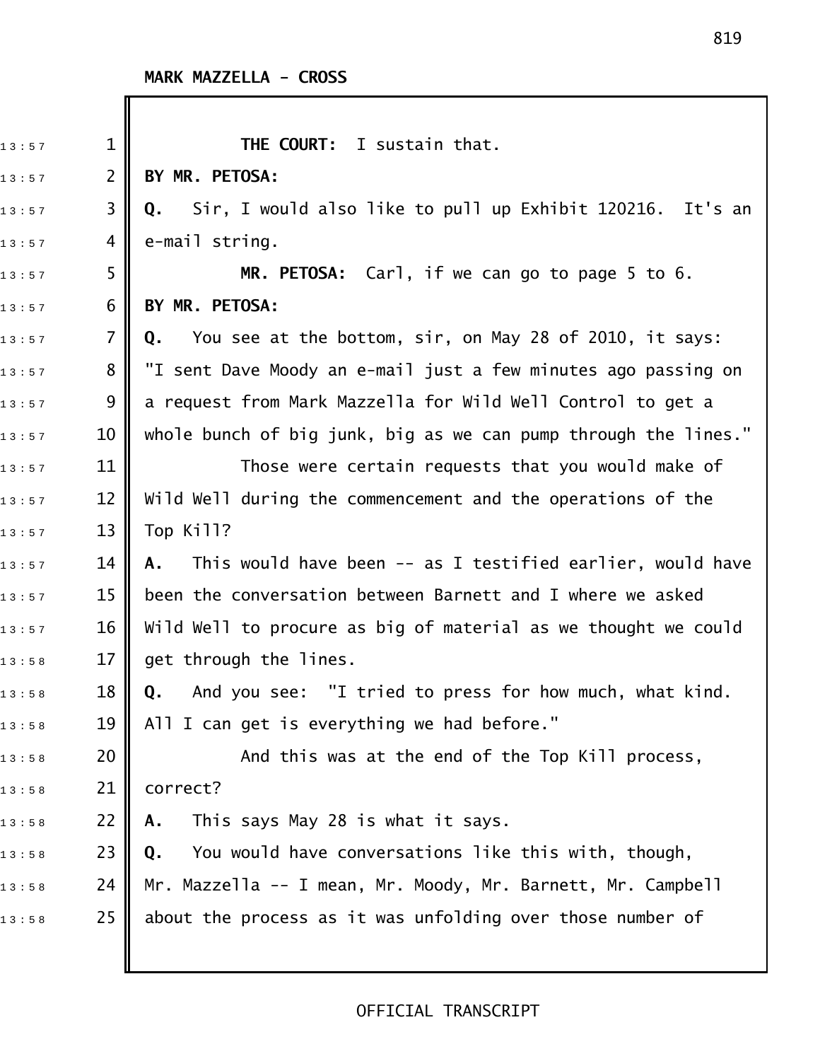**MARK MAZZELLA - CROSS**

**THE COURT:** I sustain that.

**BY MR. PETOSA:**

**Q.** Sir, I would also like to pull up Exhibit 120216. It's an e-mail string.

**MR. PETOSA:** Carl, if we can go to page 5 to 6.

**BY MR. PETOSA:**

**Q.** You see at the bottom, sir, on May 28 of 2010, it says: "I sent Dave Moody an e-mail just a few minutes ago passing on a request from Mark Mazzella for Wild Well Control to get a whole bunch of big junk, big as we can pump through the lines."

Those were certain requests that you would make of Wild Well during the commencement and the operations of the Top Kill?

**A.** This would have been -- as I testified earlier, would have been the conversation between Barnett and I where we asked Wild Well to procure as big of material as we thought we could get through the lines.

**Q.** And you see: "I tried to press for how much, what kind. All I can get is everything we had before."

And this was at the end of the Top Kill process, correct?

**A.** This says May 28 is what it says.

**Q.** You would have conversations like this with, though, Mr. Mazzella -- I mean, Mr. Moody, Mr. Barnett, Mr. Campbell about the process as it was unfolding over those number of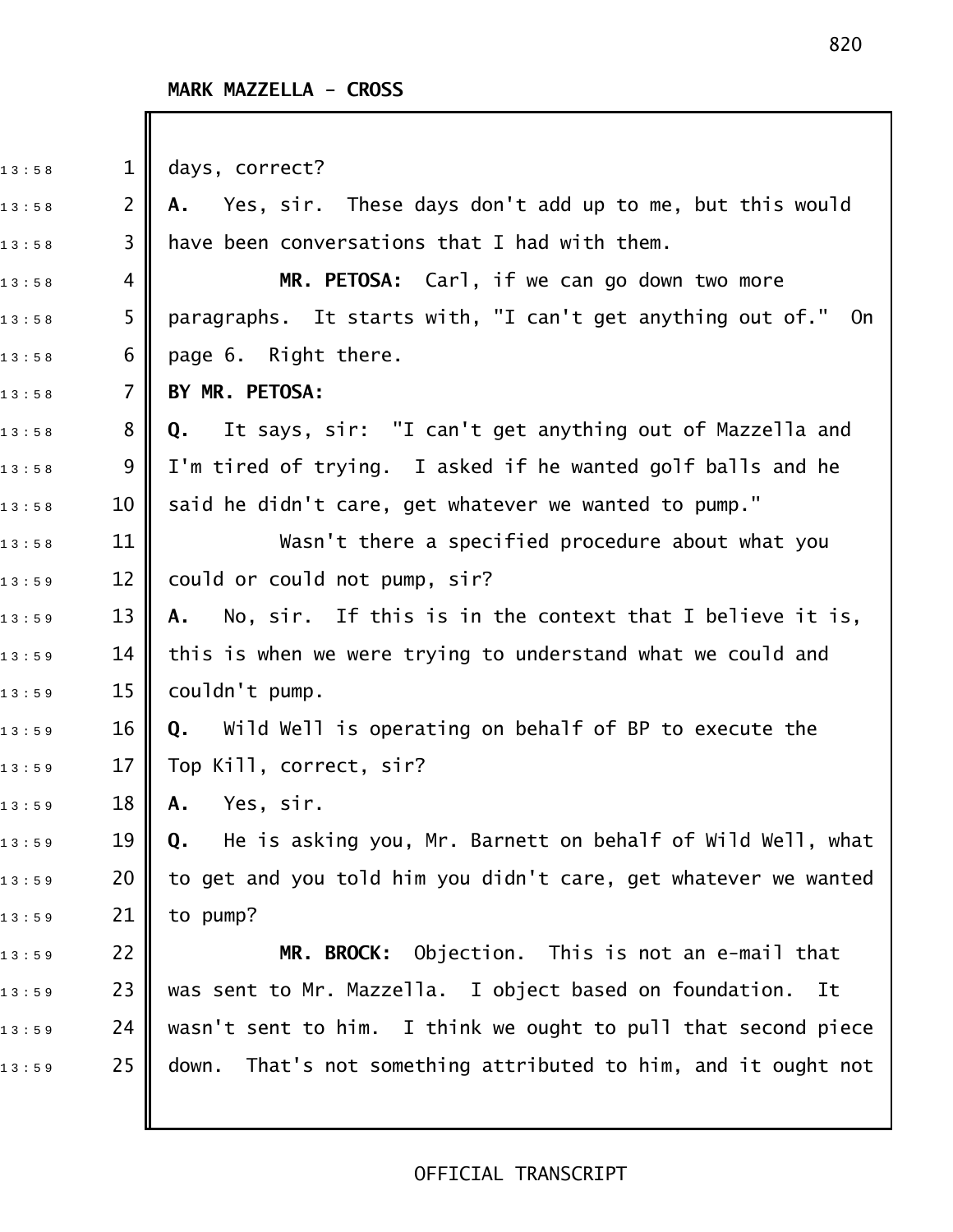MARK MAZZELLA - CROSS

days, correct?

**A.** Yes, sir. These days don't add up to me, but this would have been conversations that I had with them.

**MR. PETOSA:** Carl, if we can go down two more paragraphs. It starts with, "I can't get anything out of." On page 6. Right there.

**BY MR. PETOSA:**

**Q.** It says, sir: "I can't get anything out of Mazzella and I'm tired of trying. I asked if he wanted golf balls and he said he didn't care, get whatever we wanted to pump."

Wasn't there a specified procedure about what you could or could not pump, sir?

**A.** No, sir. If this is in the context that I believe it is, this is when we were trying to understand what we could and couldn't pump.

**Q.** Wild Well is operating on behalf of BP to execute the Top Kill, correct, sir?

**A.** Yes, sir.

**Q.** He is asking you, Mr. Barnett on behalf of Wild Well, what to get and you told him you didn't care, get whatever we wanted to pump?

**MR. BROCK:** Objection. This is not an e-mail that was sent to Mr. Mazzella. I object based on foundation. It wasn't sent to him. I think we ought to pull that second piece down. That's not something attributed to him, and it ought not

OFFICIAL TRANSCRIPT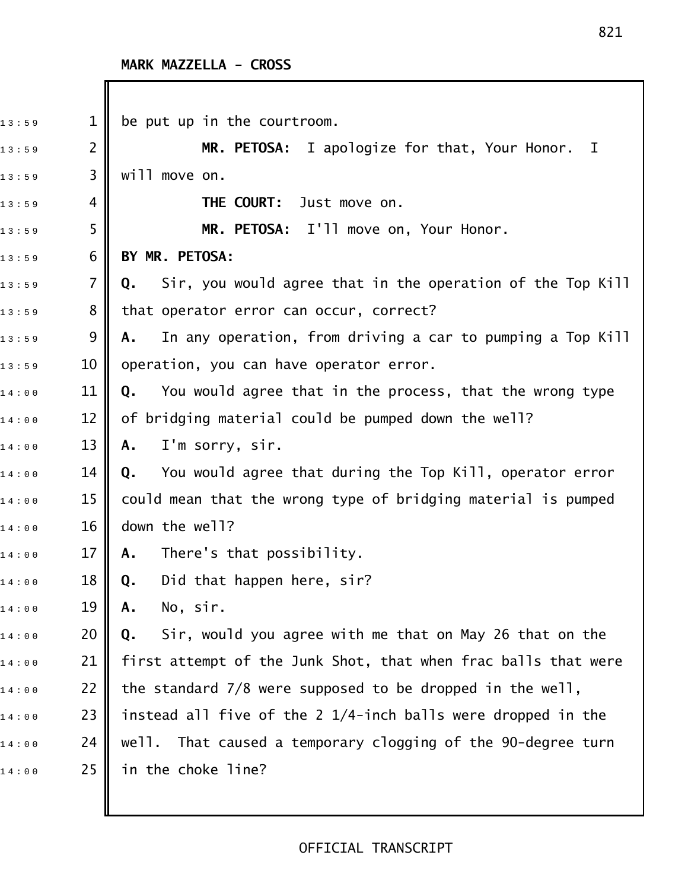**MARK MAZZELLA - CROSS**

be put up in the courtroom.

**MR. PETOSA:** I apologize for that, Your Honor. I will move on.

**THE COURT:** Just move on.

**MR. PETOSA:** I'll move on, Your Honor.

**BY MR. PETOSA:**

**Q.** Sir, you would agree that in the operation of the Top Kill that operator error can occur, correct?

**A.** In any operation, from driving a car to pumping a Top Kill operation, you can have operator error.

**Q.** You would agree that in the process, that the wrong type of bridging material could be pumped down the well?

**A.** I'm sorry, sir.

**Q.** You would agree that during the Top Kill, operator error could mean that the wrong type of bridging material is pumped down the well?

**A.** There's that possibility.

**Q.** Did that happen here, sir?

**A.** No, sir.

**Q.** Sir, would you agree with me that on May 26 that on the first attempt of the Junk Shot, that when frac balls that were the standard 7/8 were supposed to be dropped in the well, instead all five of the 2 1/4-inch balls were dropped in the well. That caused a temporary clogging of the 90-degree turn in the choke line?

OFFICIAL TRANSCRIPT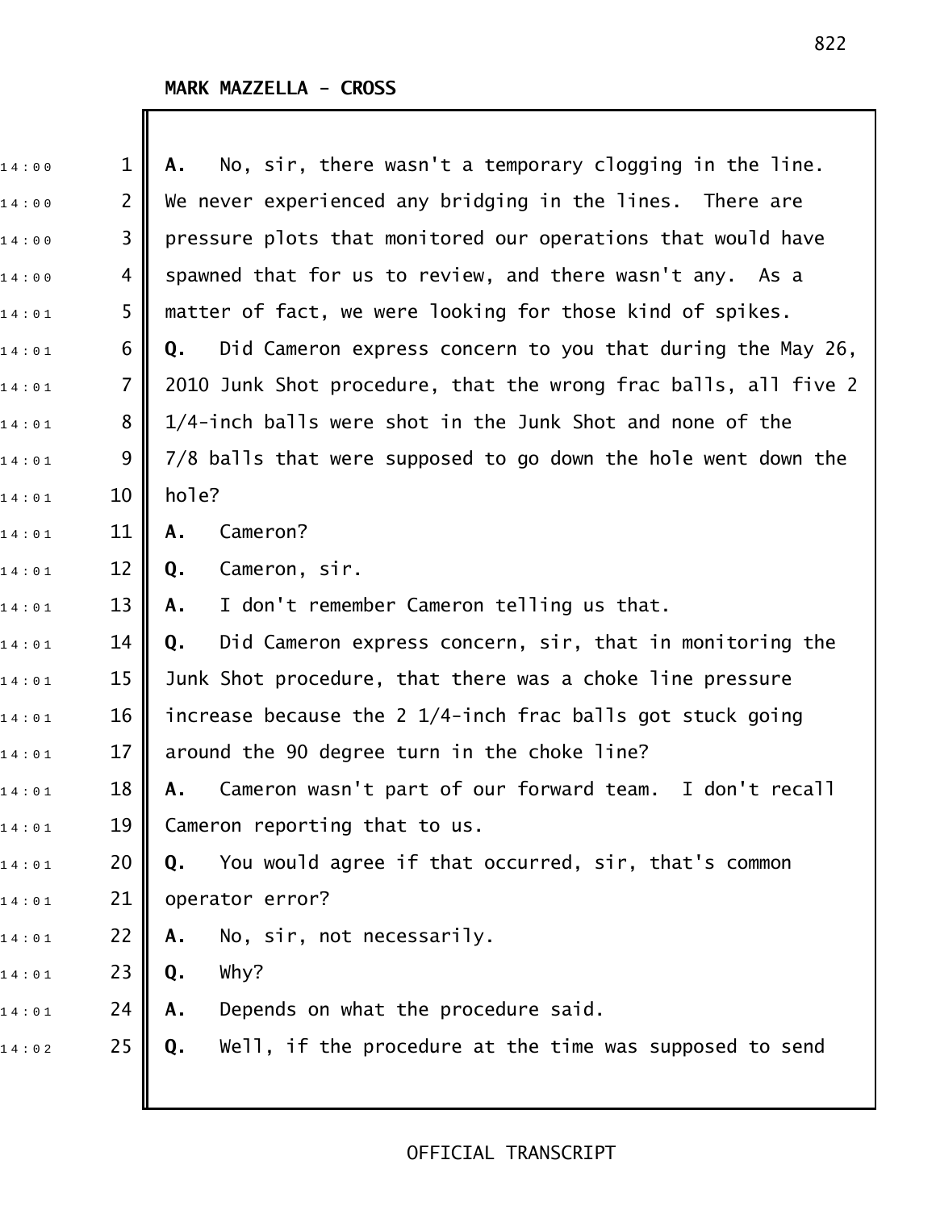**MARK MAZZELLA - CROSS**

**A.** No, sir, there wasn't a temporary clogging in the line. We never experienced any bridging in the lines. There are pressure plots that monitored our operations that would have spawned that for us to review, and there wasn't any. As a matter of fact, we were looking for those kind of spikes.

**Q.** Did Cameron express concern to you that during the May 26, 2010 Junk Shot procedure, that the wrong frac balls, all five 2 1/4-inch balls were shot in the Junk Shot and none of the 7/8 balls that were supposed to go down the hole went down the hole?

**A.** Cameron?

**Q.** Cameron, sir.

**A.** I don't remember Cameron telling us that.

**Q.** Did Cameron express concern, sir, that in monitoring the Junk Shot procedure, that there was a choke line pressure increase because the 2 1/4-inch frac balls got stuck going around the 90 degree turn in the choke line?

**A.** Cameron wasn't part of our forward team. I don't recall Cameron reporting that to us.

**Q.** You would agree if that occurred, sir, that's common operator error?

**A.** No, sir, not necessarily.

**Q.** Why?

**A.** Depends on what the procedure said.

**Q.** Well, if the procedure at the time was supposed to send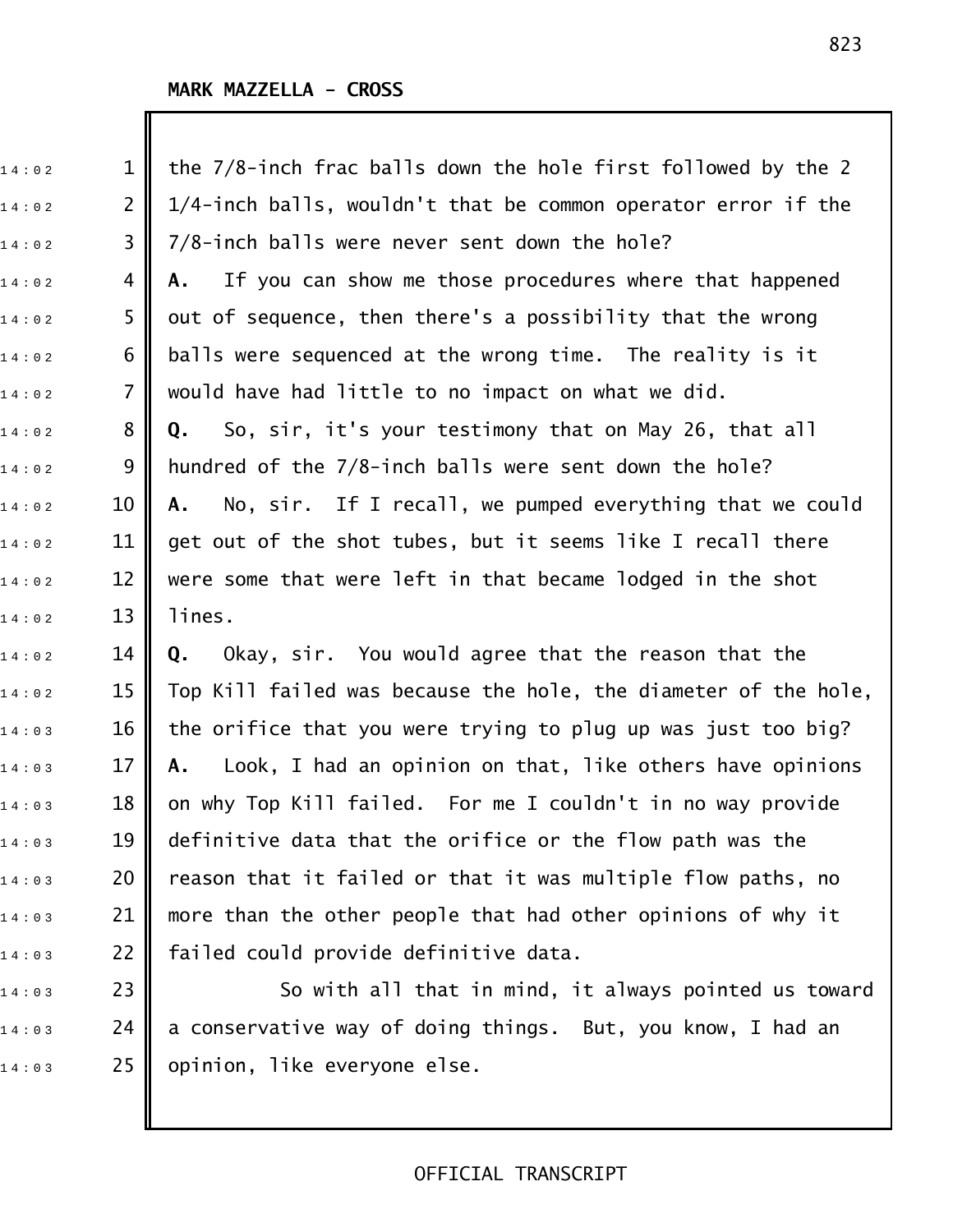MARK MAZZELLA - CROSS

the 7/8-inch frac balls down the hole first followed by the 2 1/4-inch balls, wouldn't that be common operator error if the 7/8-inch balls were never sent down the hole?

**A.** If you can show me those procedures where that happened out of sequence, then there's a possibility that the wrong balls were sequenced at the wrong time. The reality is it would have had little to no impact on what we did.

**Q.** So, sir, it's your testimony that on May 26, that all hundred of the 7/8-inch balls were sent down the hole?

**A.** No, sir. If I recall, we pumped everything that we could get out of the shot tubes, but it seems like I recall there were some that were left in that became lodged in the shot lines.

**Q.** Okay, sir. You would agree that the reason that the Top Kill failed was because the hole, the diameter of the hole, the orifice that you were trying to plug up was just too big?

**A.** Look, I had an opinion on that, like others have opinions on why Top Kill failed. For me I couldn't in no way provide definitive data that the orifice or the flow path was the reason that it failed or that it was multiple flow paths, no more than the other people that had other opinions of why it failed could provide definitive data.

So with all that in mind, it always pointed us toward a conservative way of doing things. But, you know, I had an opinion, like everyone else.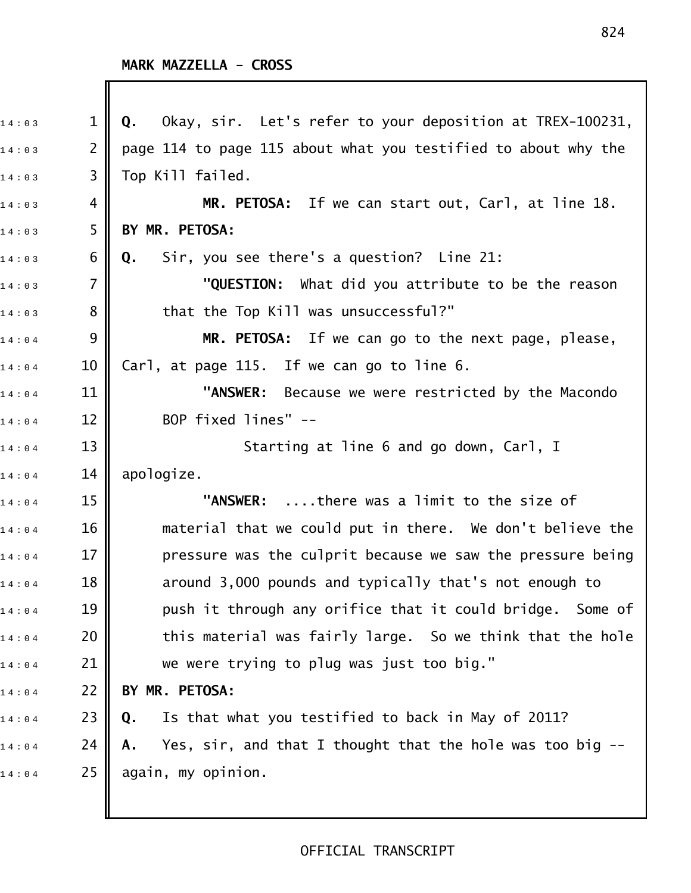**MARK MAZZELLA - CROSS**

**Q.** Okay, sir. Let's refer to your deposition at TREX-100231, page 114 to page 115 about what you testified to about why the Top Kill failed.

**MR. PETOSA:** If we can start out, Carl, at line 18.

**BY MR. PETOSA:**

**Q.** Sir, you see there's a question? Line 21:

**"QUESTION:** What did you attribute to be the reason that the Top Kill was unsuccessful?"

**MR. PETOSA:** If we can go to the next page, please, Carl, at page 115. If we can go to line 6.

**"ANSWER:** Because we were restricted by the Macondo BOP fixed lines" --

Starting at line 6 and go down, Carl, I apologize.

**"ANSWER:** ....there was a limit to the size of material that we could put in there. We don't believe the pressure was the culprit because we saw the pressure being around 3,000 pounds and typically that's not enough to push it through any orifice that it could bridge. Some of this material was fairly large. So we think that the hole we were trying to plug was just too big."

**BY MR. PETOSA:**

**Q.** Is that what you testified to back in May of 2011?

**A.** Yes, sir, and that I thought that the hole was too big -- again, my opinion.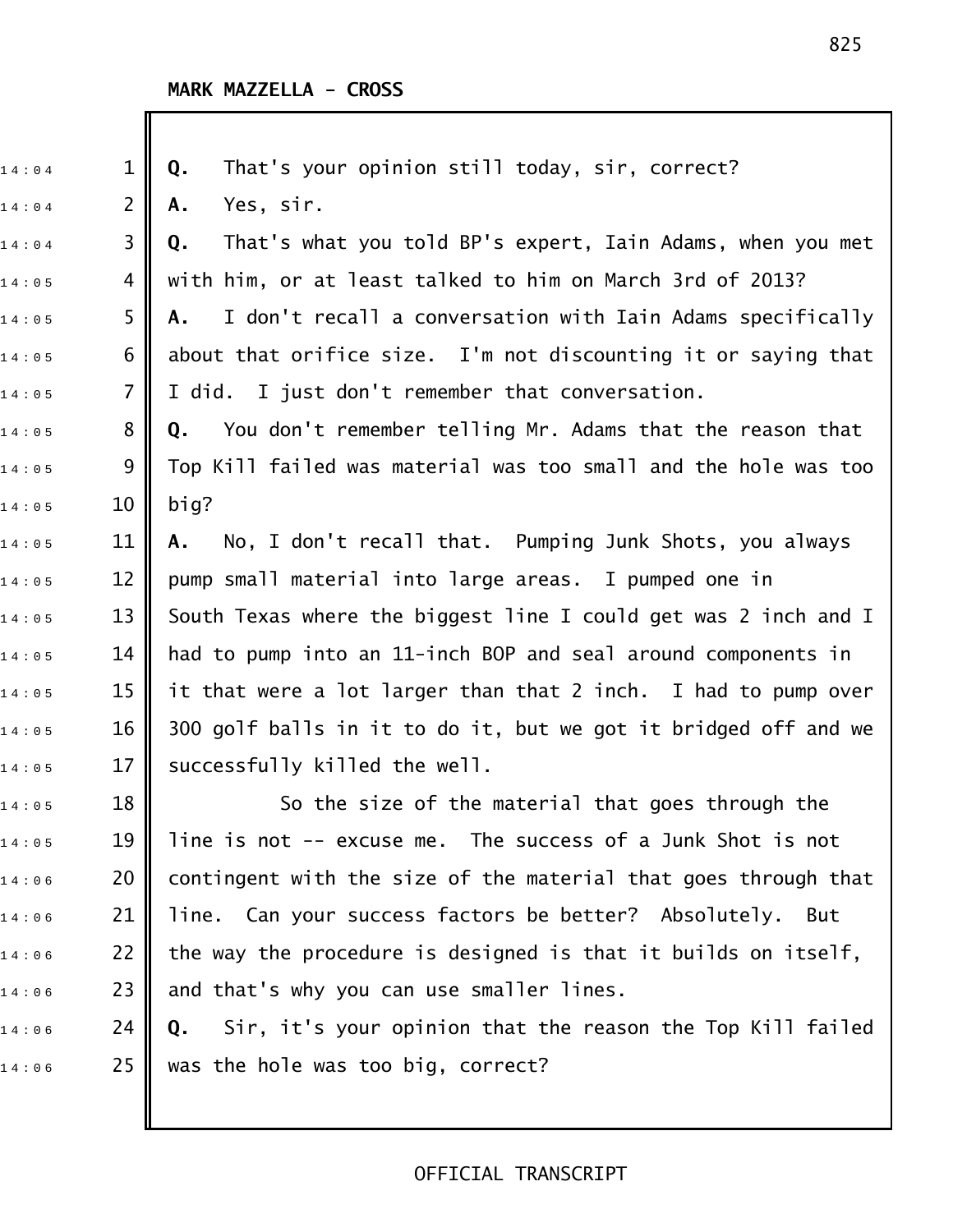**MARK MAZZELLA - CROSS**

**Q.** That's your opinion still today, sir, correct?

**A.** Yes, sir.

**Q.** That's what you told BP's expert, Iain Adams, when you met with him, or at least talked to him on March 3rd of 2013?

**A.** I don't recall a conversation with Iain Adams specifically about that orifice size. I'm not discounting it or saying that I did. I just don't remember that conversation.

**Q.** You don't remember telling Mr. Adams that the reason that Top Kill failed was material was too small and the hole was too big?

**A.** No, I don't recall that. Pumping Junk Shots, you always pump small material into large areas. I pumped one in South Texas where the biggest line I could get was 2 inch and I had to pump into an 11-inch BOP and seal around components in it that were a lot larger than that 2 inch. I had to pump over 300 golf balls in it to do it, but we got it bridged off and we successfully killed the well.

So the size of the material that goes through the line is not -- excuse me. The success of a Junk Shot is not contingent with the size of the material that goes through that line. Can your success factors be better? Absolutely. But the way the procedure is designed is that it builds on itself, and that's why you can use smaller lines.

**Q.** Sir, it's your opinion that the reason the Top Kill failed was the hole was too big, correct?

OFFICIAL TRANSCRIPT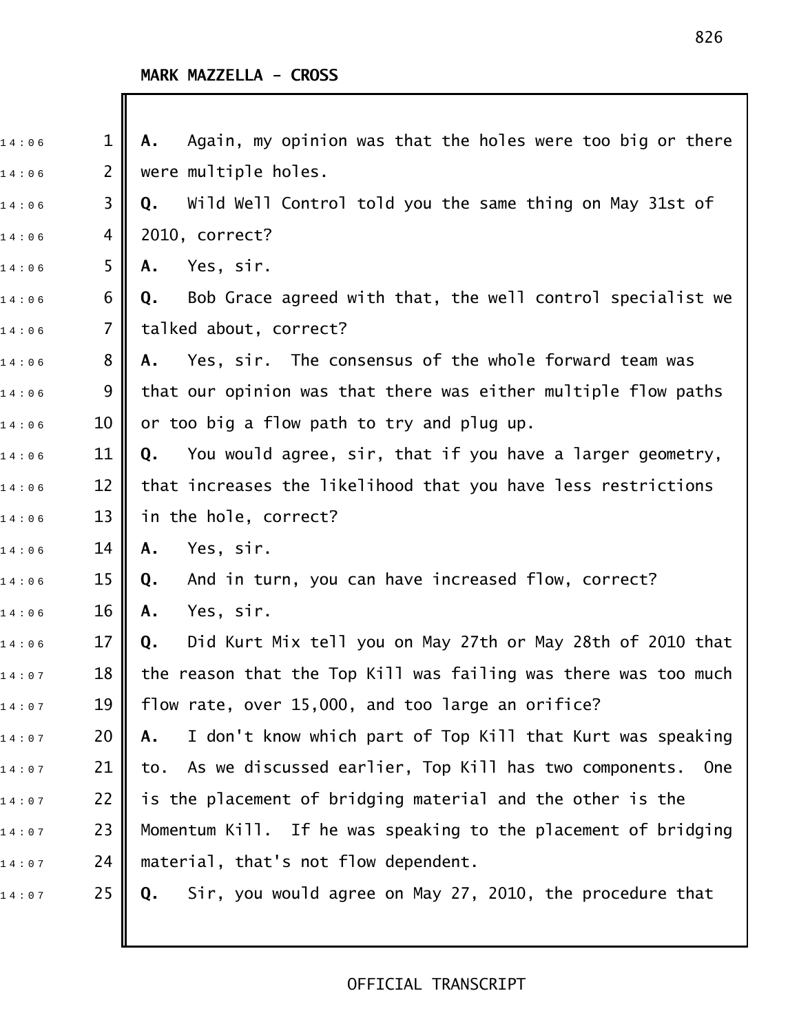**MARK MAZZELLA - CROSS**

**A.** Again, my opinion was that the holes were too big or there were multiple holes.

**Q.** Wild Well Control told you the same thing on May 31st of 2010, correct?

**A.** Yes, sir.

**Q.** Bob Grace agreed with that, the well control specialist we talked about, correct?

**A.** Yes, sir. The consensus of the whole forward team was that our opinion was that there was either multiple flow paths or too big a flow path to try and plug up.

**Q.** You would agree, sir, that if you have a larger geometry, that increases the likelihood that you have less restrictions in the hole, correct?

**A.** Yes, sir.

**Q.** And in turn, you can have increased flow, correct?

**A.** Yes, sir.

**Q.** Did Kurt Mix tell you on May 27th or May 28th of 2010 that the reason that the Top Kill was failing was there was too much flow rate, over 15,000, and too large an orifice?

**A.** I don't know which part of Top Kill that Kurt was speaking to. As we discussed earlier, Top Kill has two components. One is the placement of bridging material and the other is the Momentum Kill. If he was speaking to the placement of bridging material, that's not flow dependent.

**Q.** Sir, you would agree on May 27, 2010, the procedure that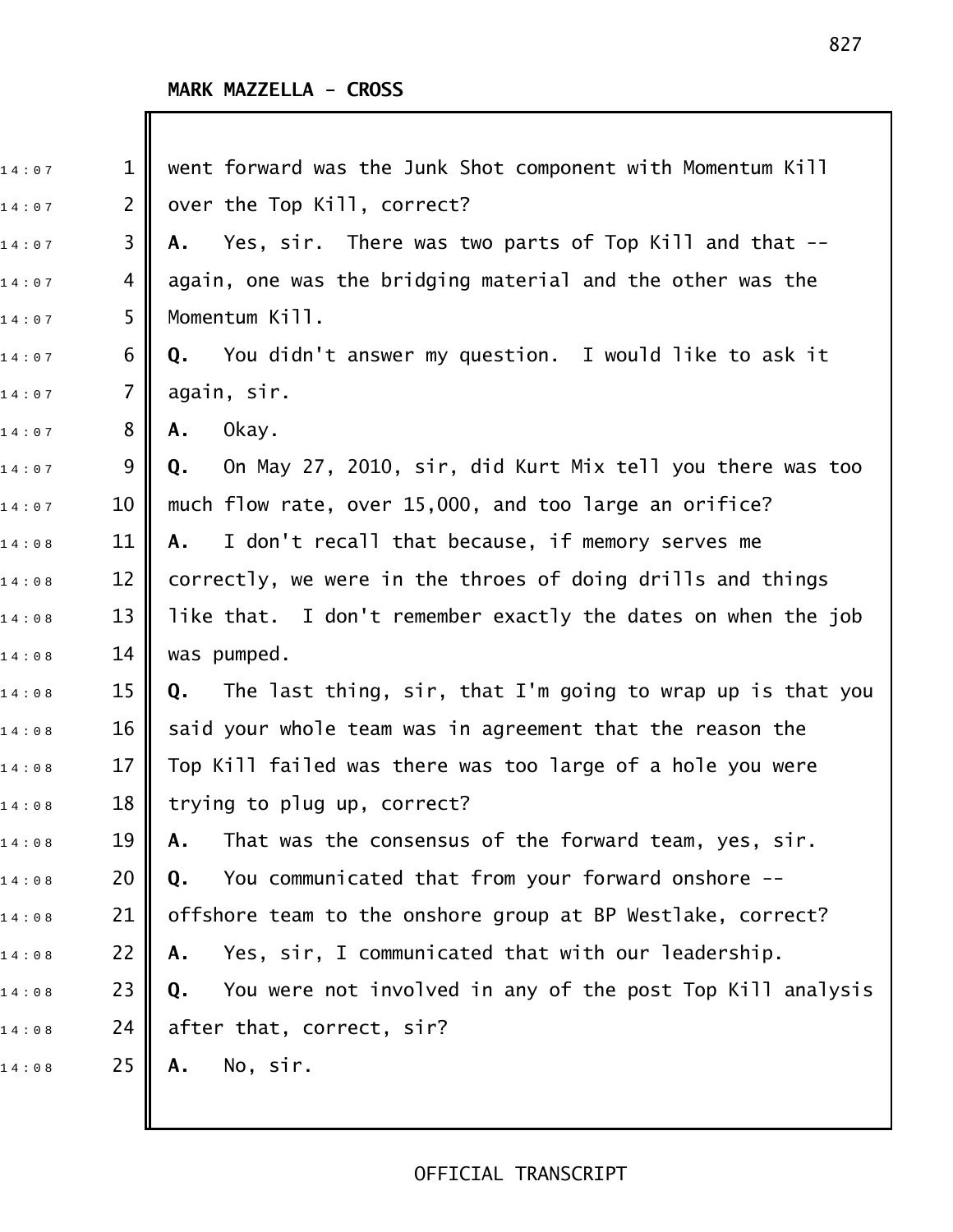**MARK MAZZELLA - CROSS**

went forward was the Junk Shot component with Momentum Kill over the Top Kill, correct?

**A.** Yes, sir. There was two parts of Top Kill and that -- again, one was the bridging material and the other was the Momentum Kill.

**Q.** You didn't answer my question. I would like to ask it again, sir.

**A.** Okay.

**Q.** On May 27, 2010, sir, did Kurt Mix tell you there was too much flow rate, over 15,000, and too large an orifice?

**A.** I don't recall that because, if memory serves me correctly, we were in the throes of doing drills and things like that. I don't remember exactly the dates on when the job was pumped.

**Q.** The last thing, sir, that I'm going to wrap up is that you said your whole team was in agreement that the reason the Top Kill failed was there was too large of a hole you were trying to plug up, correct?

**A.** That was the consensus of the forward team, yes, sir.

**Q.** You communicated that from your forward onshore -- offshore team to the onshore group at BP Westlake, correct?

**A.** Yes, sir, I communicated that with our leadership.

**Q.** You were not involved in any of the post Top Kill analysis after that, correct, sir?

**A.** No, sir.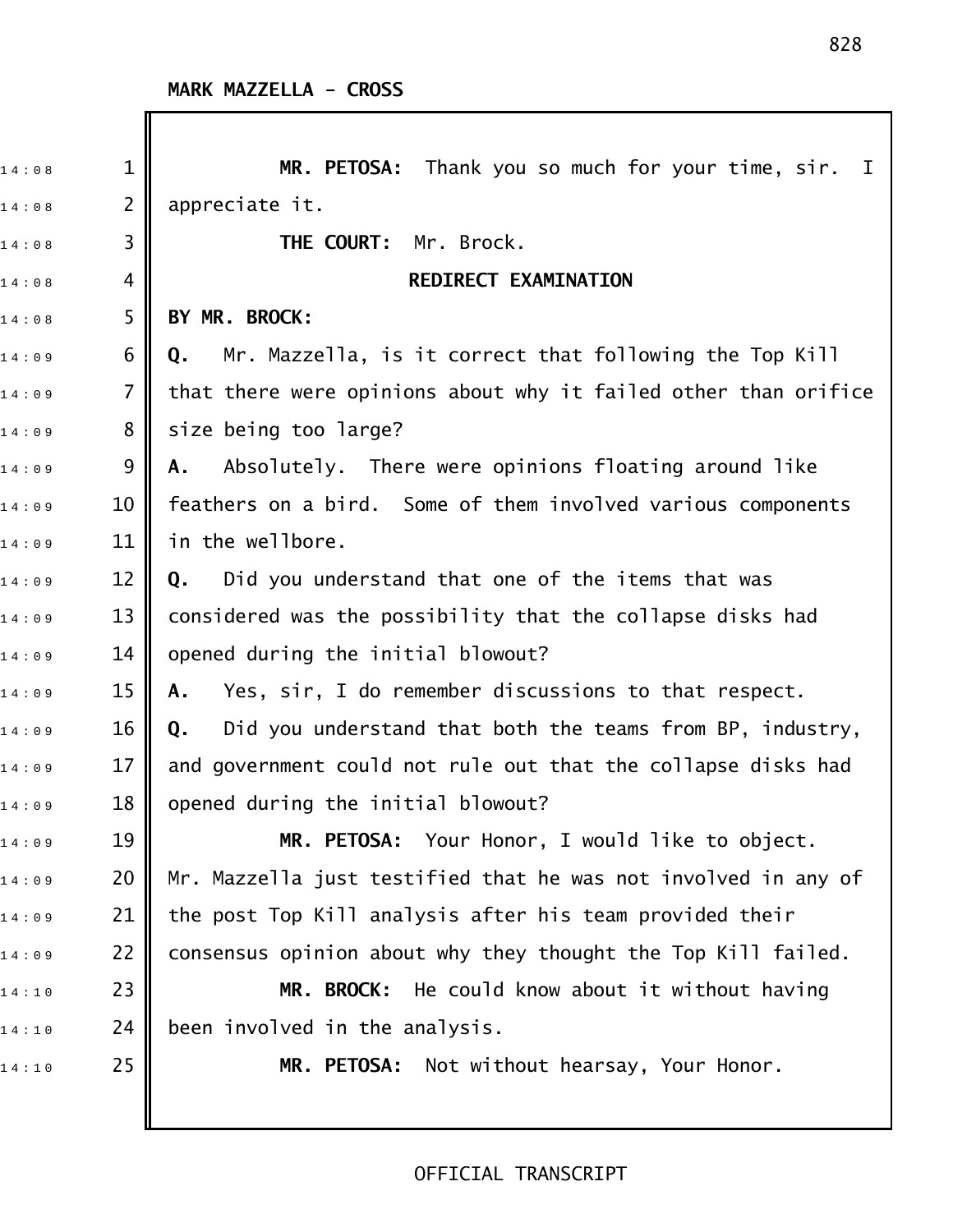**MR. PETOSA:** Thank you so much for your time, sir. I appreciate it.

**THE COURT:** Mr. Brock.

**REDIRECT EXAMINATION**

**BY MR. BROCK:**

**Q.** Mr. Mazzella, is it correct that following the Top Kill that there were opinions about why it failed other than orifice size being too large?

**A.** Absolutely. There were opinions floating around like feathers on a bird. Some of them involved various components in the wellbore.

**Q.** Did you understand that one of the items that was considered was the possibility that the collapse disks had opened during the initial blowout?

**A.** Yes, sir, I do remember discussions to that respect.

**Q.** Did you understand that both the teams from BP, industry, and government could not rule out that the collapse disks had opened during the initial blowout?

**MR. PETOSA:** Your Honor, I would like to object. Mr. Mazzella just testified that he was not involved in any of the post Top Kill analysis after his team provided their consensus opinion about why they thought the Top Kill failed.

**MR. BROCK:** He could know about it without having been involved in the analysis.

**MR. PETOSA:** Not without hearsay, Your Honor.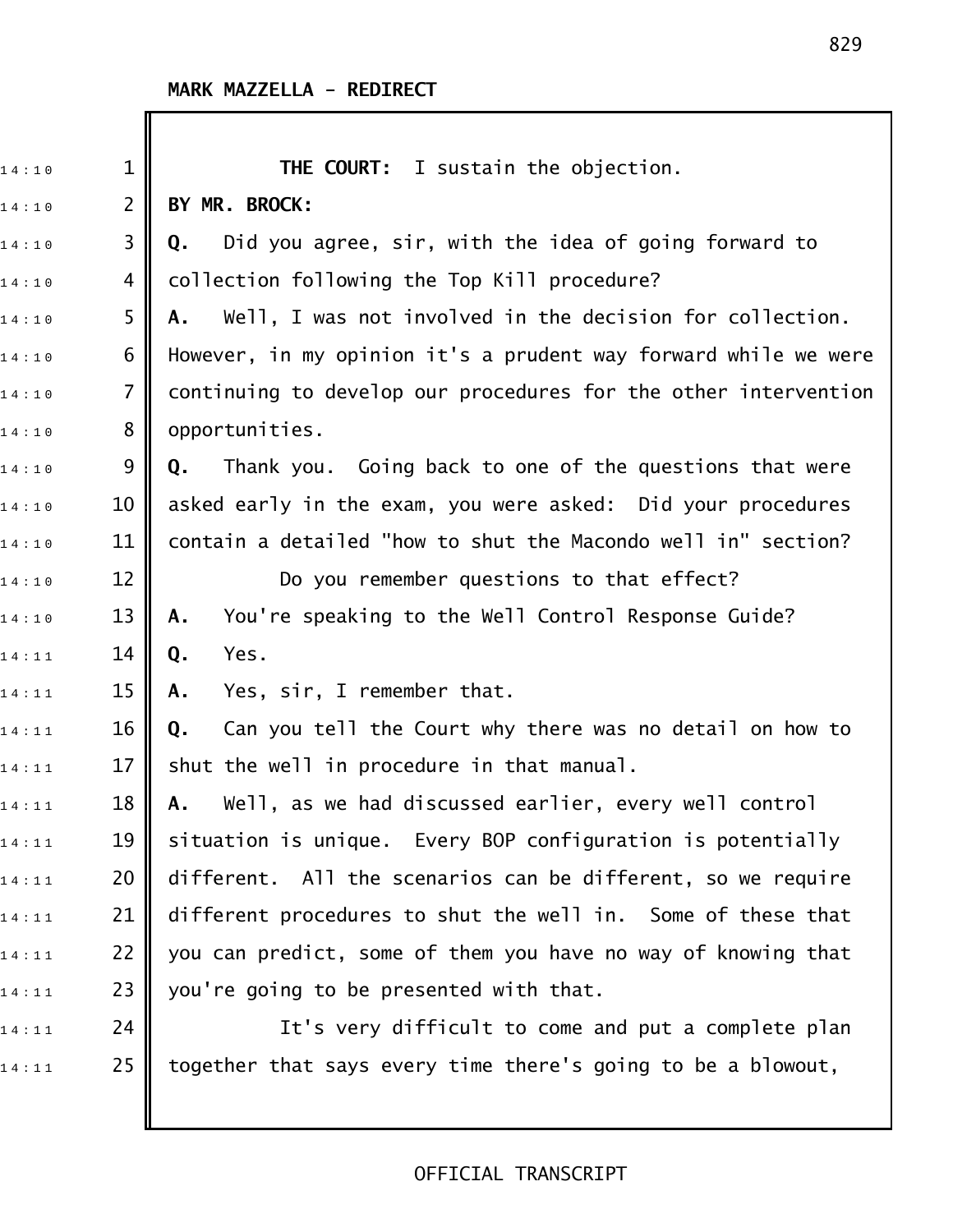MARK MAZZELLA - REDIRECT

**THE COURT:** I sustain the objection.

**BY MR. BROCK:**

**Q.** Did you agree, sir, with the idea of going forward to collection following the Top Kill procedure?

**A.** Well, I was not involved in the decision for collection. However, in my opinion it's a prudent way forward while we were continuing to develop our procedures for the other intervention opportunities.

**Q.** Thank you. Going back to one of the questions that were asked early in the exam, you were asked: Did your procedures contain a detailed "how to shut the Macondo well in" section?

Do you remember questions to that effect?

**A.** You're speaking to the Well Control Response Guide?

**Q.** Yes.

**A.** Yes, sir, I remember that.

**Q.** Can you tell the Court why there was no detail on how to shut the well in procedure in that manual.

**A.** Well, as we had discussed earlier, every well control situation is unique. Every BOP configuration is potentially different. All the scenarios can be different, so we require different procedures to shut the well in. Some of these that you can predict, some of them you have no way of knowing that you're going to be presented with that.

It's very difficult to come and put a complete plan together that says every time there's going to be a blowout,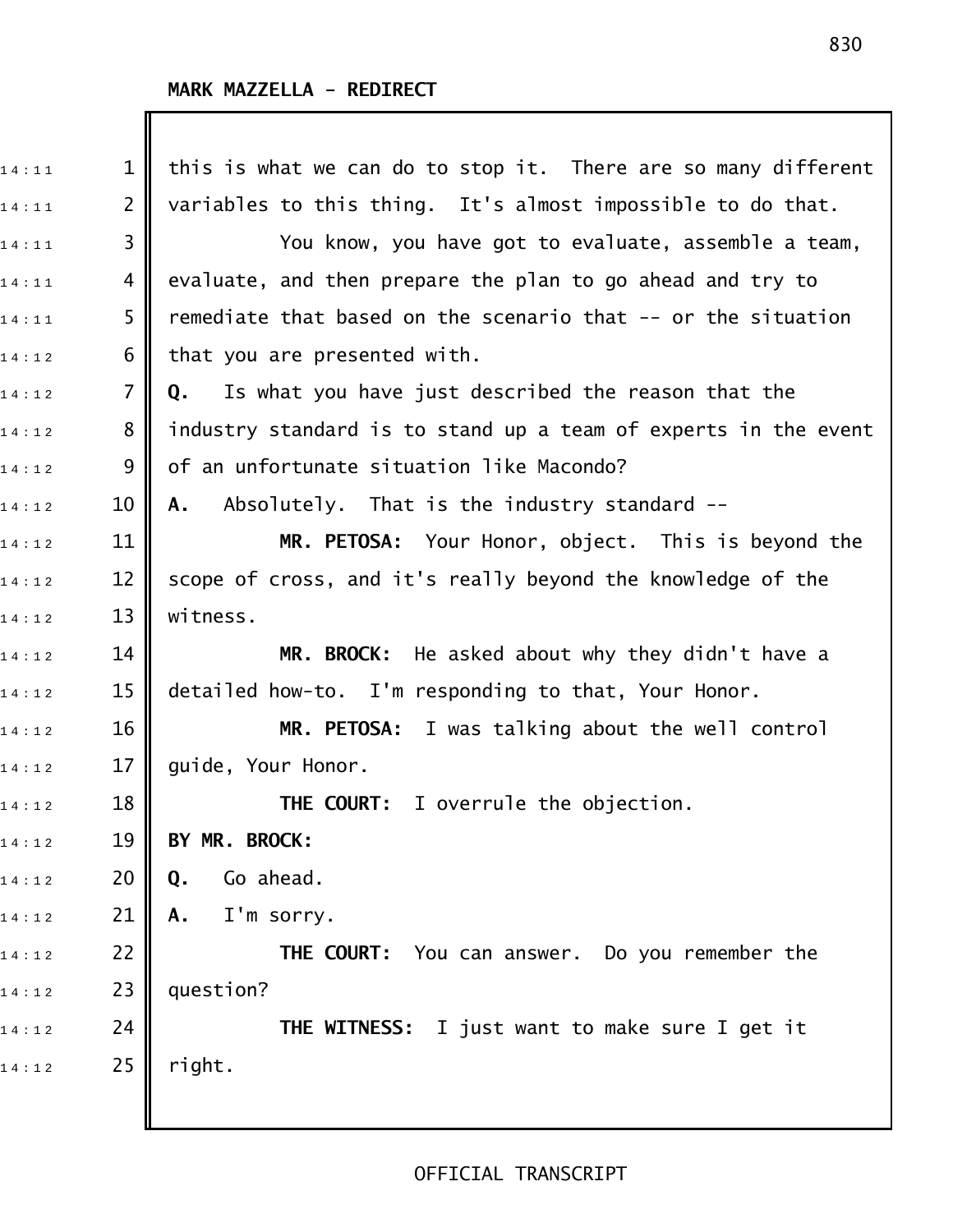**MARK MAZZELLA - REDIRECT**

this is what we can do to stop it. There are so many different variables to this thing. It's almost impossible to do that.

You know, you have got to evaluate, assemble a team, evaluate, and then prepare the plan to go ahead and try to remediate that based on the scenario that -- or the situation that you are presented with.

**Q.** Is what you have just described the reason that the industry standard is to stand up a team of experts in the event of an unfortunate situation like Macondo?

**A.** Absolutely. That is the industry standard --

**MR. PETOSA:** Your Honor, object. This is beyond the scope of cross, and it's really beyond the knowledge of the witness.

**MR. BROCK:** He asked about why they didn't have a detailed how-to. I'm responding to that, Your Honor.

**MR. PETOSA:** I was talking about the well control guide, Your Honor.

**THE COURT:** I overrule the objection.

**BY MR. BROCK:**

**Q.** Go ahead.

**A.** I'm sorry.

**THE COURT:** You can answer. Do you remember the question?

**THE WITNESS:** I just want to make sure I get it right.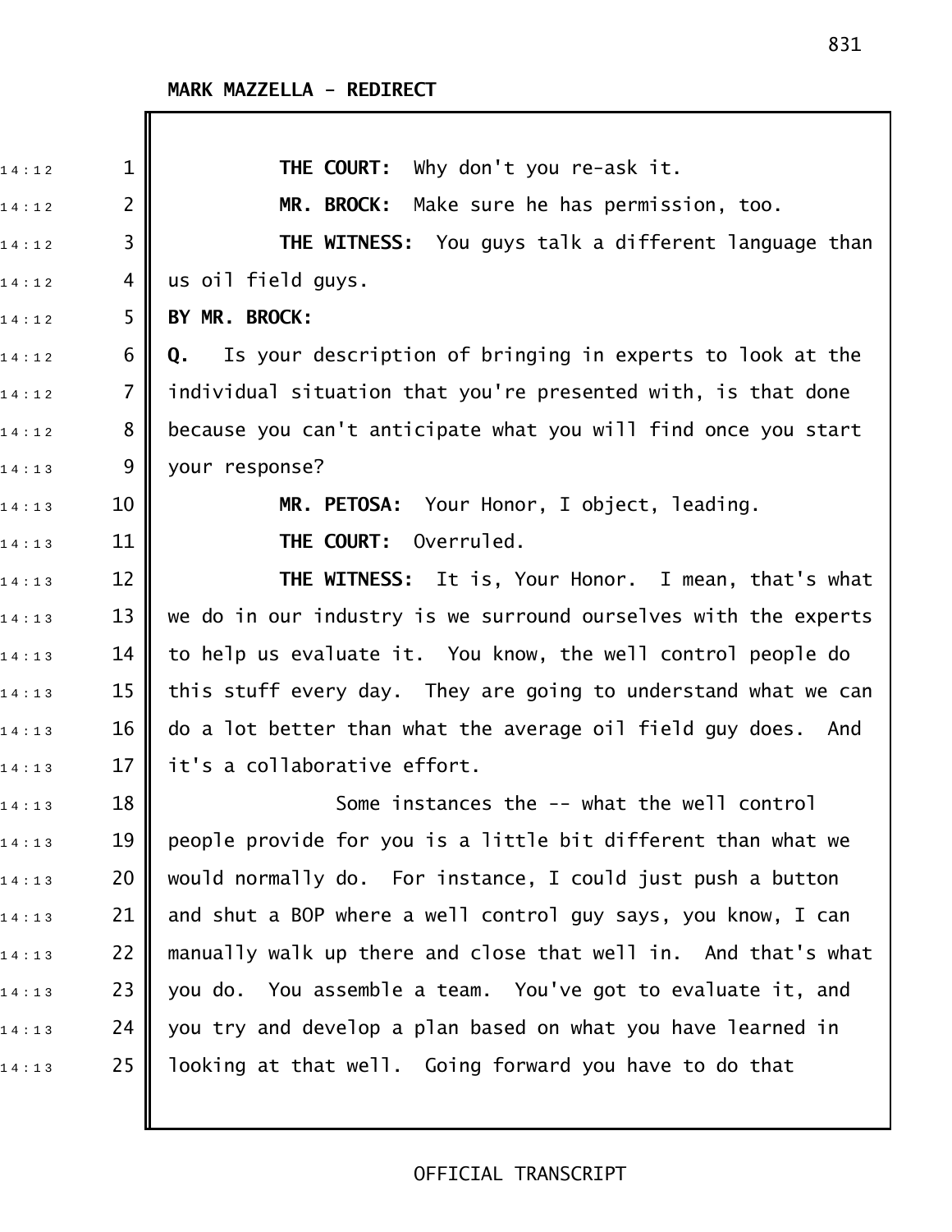**MARK MAZZELLA - REDIRECT**

**THE COURT:** Why don't you re-ask it.

**MR. BROCK:** Make sure he has permission, too.

**THE WITNESS:** You guys talk a different language than us oil field guys.

**BY MR. BROCK:**

**Q.** Is your description of bringing in experts to look at the individual situation that you're presented with, is that done because you can't anticipate what you will find once you start your response?

**MR. PETOSA:** Your Honor, I object, leading.

**THE COURT:** Overruled.

**THE WITNESS:** It is, Your Honor. I mean, that's what we do in our industry is we surround ourselves with the experts to help us evaluate it. You know, the well control people do this stuff every day. They are going to understand what we can do a lot better than what the average oil field guy does. And it's a collaborative effort.

Some instances the -- what the well control people provide for you is a little bit different than what we would normally do. For instance, I could just push a button and shut a BOP where a well control guy says, you know, I can manually walk up there and close that well in. And that's what you do. You assemble a team. You've got to evaluate it, and you try and develop a plan based on what you have learned in looking at that well. Going forward you have to do that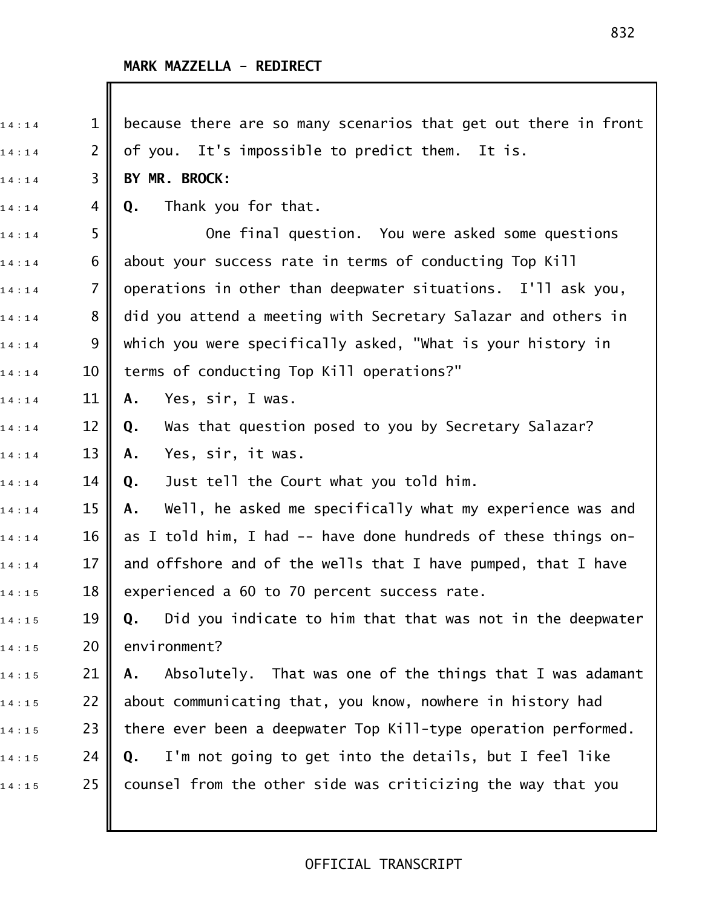**MARK MAZZELLA - REDIRECT**

because there are so many scenarios that get out there in front of you. It's impossible to predict them. It is.

**BY MR. BROCK:**

**Q.** Thank you for that.

One final question. You were asked some questions about your success rate in terms of conducting Top Kill operations in other than deepwater situations. I'll ask you, did you attend a meeting with Secretary Salazar and others in which you were specifically asked, "What is your history in terms of conducting Top Kill operations?"

**A.** Yes, sir, I was.

**Q.** Was that question posed to you by Secretary Salazar?

**A.** Yes, sir, it was.

**Q.** Just tell the Court what you told him.

**A.** Well, he asked me specifically what my experience was and as I told him, I had -- have done hundreds of these things on- and offshore and of the wells that I have pumped, that I have experienced a 60 to 70 percent success rate.

**Q.** Did you indicate to him that that was not in the deepwater environment?

**A.** Absolutely. That was one of the things that I was adamant about communicating that, you know, nowhere in history had there ever been a deepwater Top Kill-type operation performed.

**Q.** I'm not going to get into the details, but I feel like counsel from the other side was criticizing the way that you

OFFICIAL TRANSCRIPT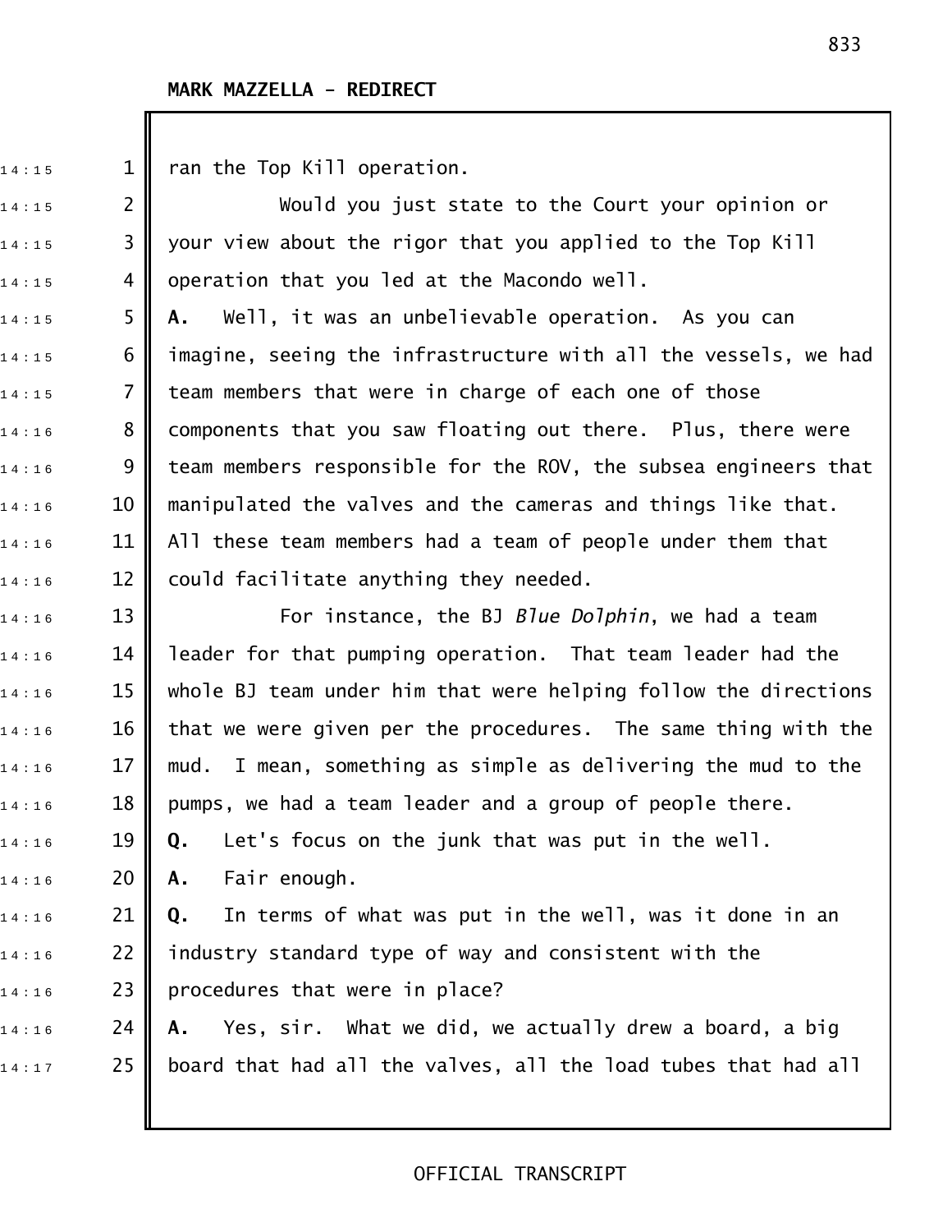**MARK MAZZELLA - REDIRECT**

ran the Top Kill operation.

Would you just state to the Court your opinion or your view about the rigor that you applied to the Top Kill operation that you led at the Macondo well.

**A.** Well, it was an unbelievable operation. As you can imagine, seeing the infrastructure with all the vessels, we had team members that were in charge of each one of those components that you saw floating out there. Plus, there were team members responsible for the ROV, the subsea engineers that manipulated the valves and the cameras and things like that. All these team members had a team of people under them that could facilitate anything they needed.

For instance, the BJ *Blue Dolphin*, we had a team leader for that pumping operation. That team leader had the whole BJ team under him that were helping follow the directions that we were given per the procedures. The same thing with the mud. I mean, something as simple as delivering the mud to the pumps, we had a team leader and a group of people there.

**Q.** Let's focus on the junk that was put in the well.

**A.** Fair enough.

**Q.** In terms of what was put in the well, was it done in an industry standard type of way and consistent with the procedures that were in place?

**A.** Yes, sir. What we did, we actually drew a board, a big board that had all the valves, all the load tubes that had all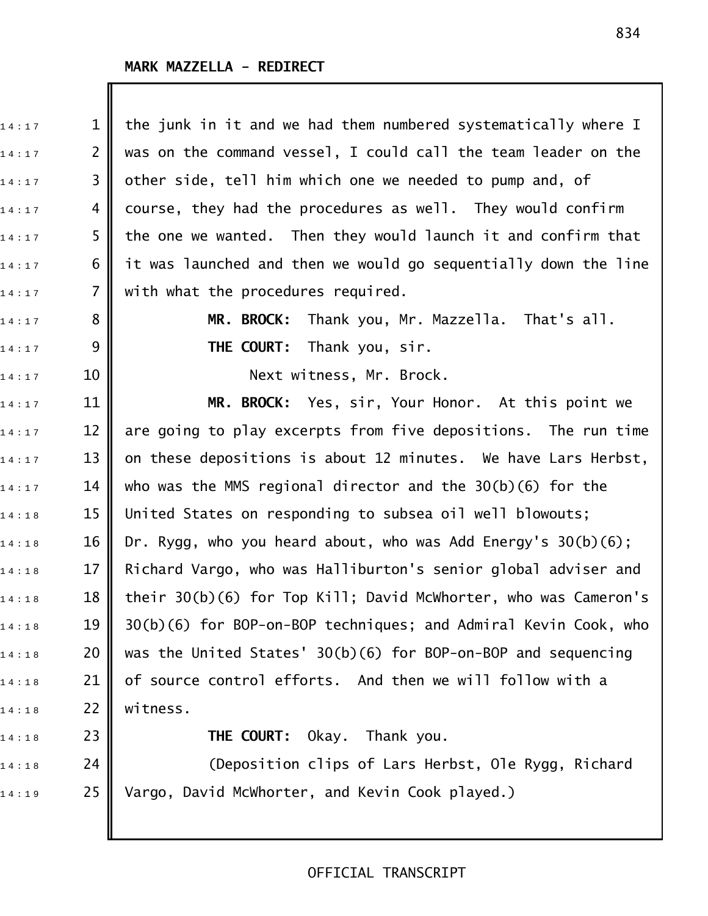MARK MAZZELLA - REDIRECT

the junk in it and we had them numbered systematically where I was on the command vessel, I could call the team leader on the other side, tell him which one we needed to pump and, of course, they had the procedures as well. They would confirm the one we wanted. Then they would launch it and confirm that it was launched and then we would go sequentially down the line with what the procedures required.

**MR. BROCK:** Thank you, Mr. Mazzella. That's all.

**THE COURT:** Thank you, sir.

Next witness, Mr. Brock.

**MR. BROCK:** Yes, sir, Your Honor. At this point we are going to play excerpts from five depositions. The run time on these depositions is about 12 minutes. We have Lars Herbst, who was the MMS regional director and the 30(b)(6) for the United States on responding to subsea oil well blowouts; Dr. Rygg, who you heard about, who was Add Energy's 30(b)(6); Richard Vargo, who was Halliburton's senior global adviser and their 30(b)(6) for Top Kill; David McWhorter, who was Cameron's 30(b)(6) for BOP-on-BOP techniques; and Admiral Kevin Cook, who was the United States' 30(b)(6) for BOP-on-BOP and sequencing of source control efforts. And then we will follow with a witness.

**THE COURT:** Okay. Thank you.

(Deposition clips of Lars Herbst, Ole Rygg, Richard Vargo, David McWhorter, and Kevin Cook played.)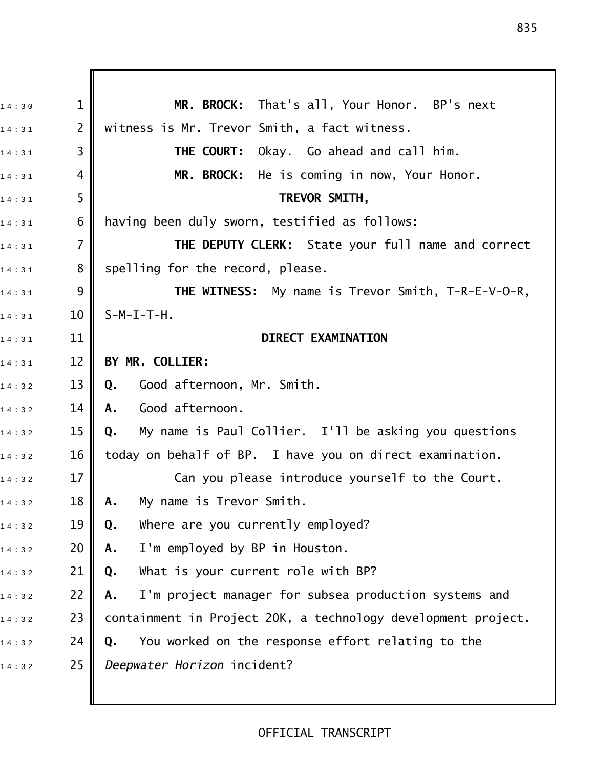**MR. BROCK:** That's all, Your Honor. BP's next witness is Mr. Trevor Smith, a fact witness.

**THE COURT:** Okay. Go ahead and call him.

**MR. BROCK:** He is coming in now, Your Honor.

**TREVOR SMITH,**

having been duly sworn, testified as follows:

**THE DEPUTY CLERK:** State your full name and correct spelling for the record, please.

**THE WITNESS:** My name is Trevor Smith, T-R-E-V-O-R, S-M-I-T-H.

**DIRECT EXAMINATION**

**BY MR. COLLIER:**

**Q.** Good afternoon, Mr. Smith.

**A.** Good afternoon.

**Q.** My name is Paul Collier. I'll be asking you questions today on behalf of BP. I have you on direct examination.

Can you please introduce yourself to the Court.

**A.** My name is Trevor Smith.

**Q.** Where are you currently employed?

**A.** I'm employed by BP in Houston.

**Q.** What is your current role with BP?

**A.** I'm project manager for subsea production systems and containment in Project 20K, a technology development project.

**Q.** You worked on the response effort relating to the *Deepwater Horizon* incident?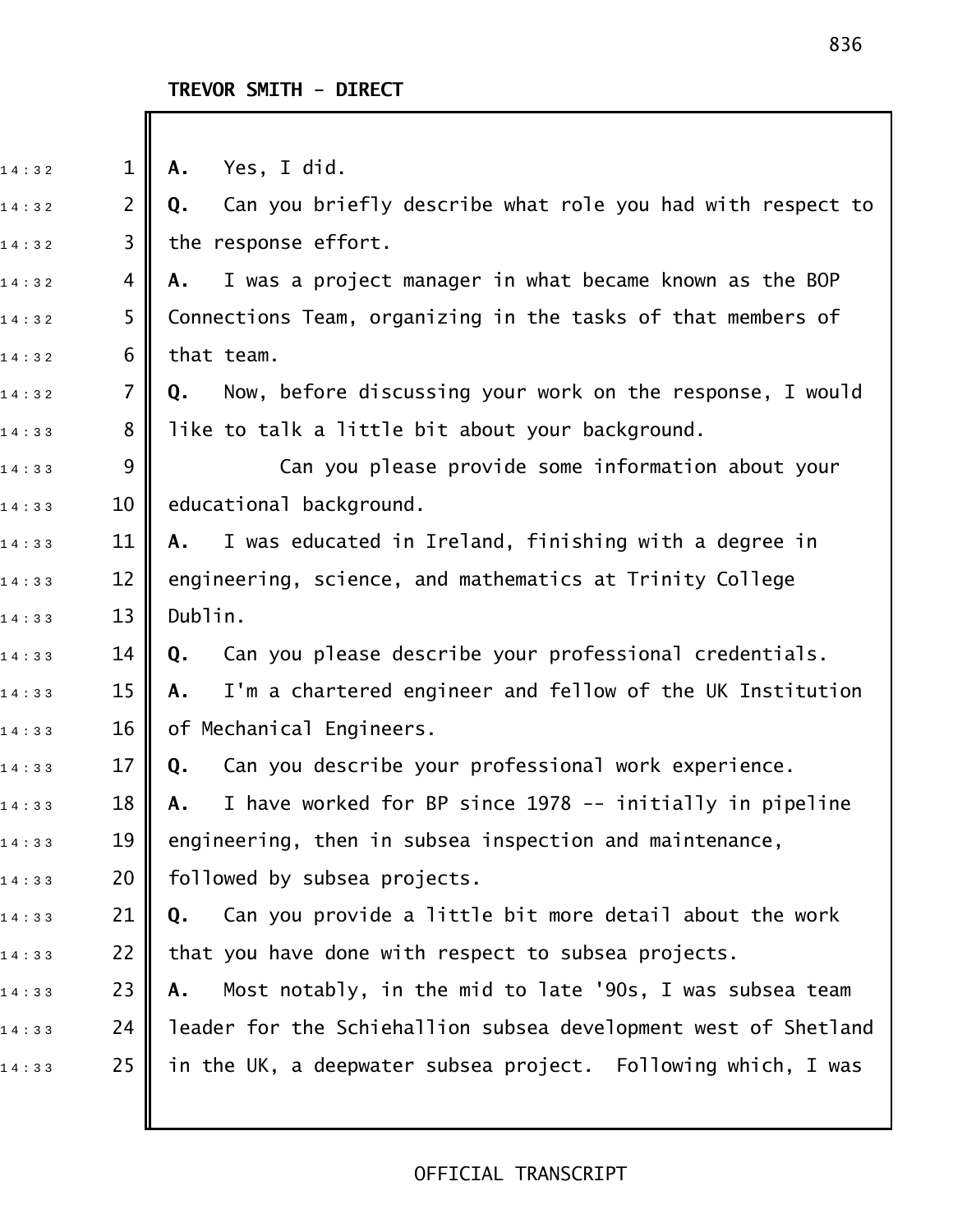**TREVOR SMITH - DIRECT**

**A.** Yes, I did.

**Q.** Can you briefly describe what role you had with respect to the response effort.

**A.** I was a project manager in what became known as the BOP Connections Team, organizing in the tasks of that members of that team.

**Q.** Now, before discussing your work on the response, I would like to talk a little bit about your background.

Can you please provide some information about your educational background.

**A.** I was educated in Ireland, finishing with a degree in engineering, science, and mathematics at Trinity College Dublin.

**Q.** Can you please describe your professional credentials.

**A.** I'm a chartered engineer and fellow of the UK Institution of Mechanical Engineers.

**Q.** Can you describe your professional work experience.

**A.** I have worked for BP since 1978 -- initially in pipeline engineering, then in subsea inspection and maintenance, followed by subsea projects.

**Q.** Can you provide a little bit more detail about the work that you have done with respect to subsea projects.

**A.** Most notably, in the mid to late '90s, I was subsea team leader for the Schiehallion subsea development west of Shetland in the UK, a deepwater subsea project. Following which, I was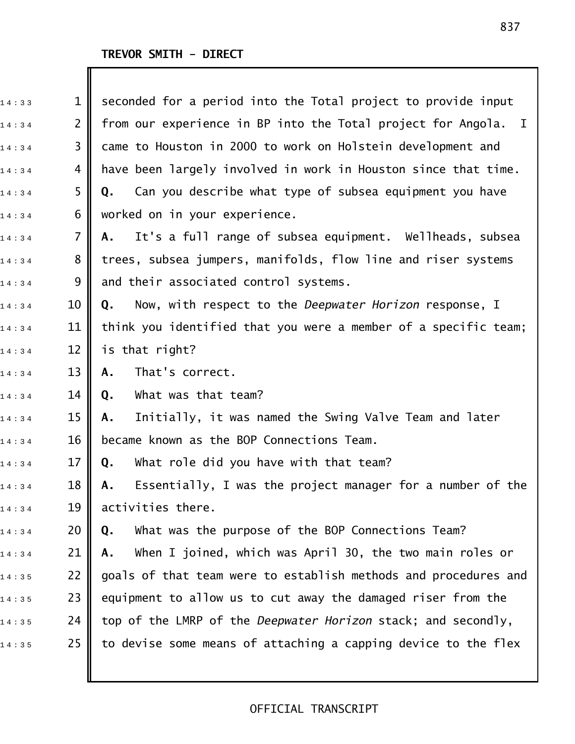seconded for a period into the Total project to provide input from our experience in BP into the Total project for Angola. I came to Houston in 2000 to work on Holstein development and have been largely involved in work in Houston since that time.

**Q.** Can you describe what type of subsea equipment you have worked on in your experience.

**A.** It's a full range of subsea equipment. Wellheads, subsea trees, subsea jumpers, manifolds, flow line and riser systems and their associated control systems.

**Q.** Now, with respect to the *Deepwater Horizon* response, I think you identified that you were a member of a specific team; is that right?

**A.** That's correct.

**Q.** What was that team?

**A.** Initially, it was named the Swing Valve Team and later became known as the BOP Connections Team.

**Q.** What role did you have with that team?

**A.** Essentially, I was the project manager for a number of the activities there.

**Q.** What was the purpose of the BOP Connections Team?

**A.** When I joined, which was April 30, the two main roles or goals of that team were to establish methods and procedures and equipment to allow us to cut away the damaged riser from the top of the LMRP of the *Deepwater Horizon* stack; and secondly, to devise some means of attaching a capping device to the flex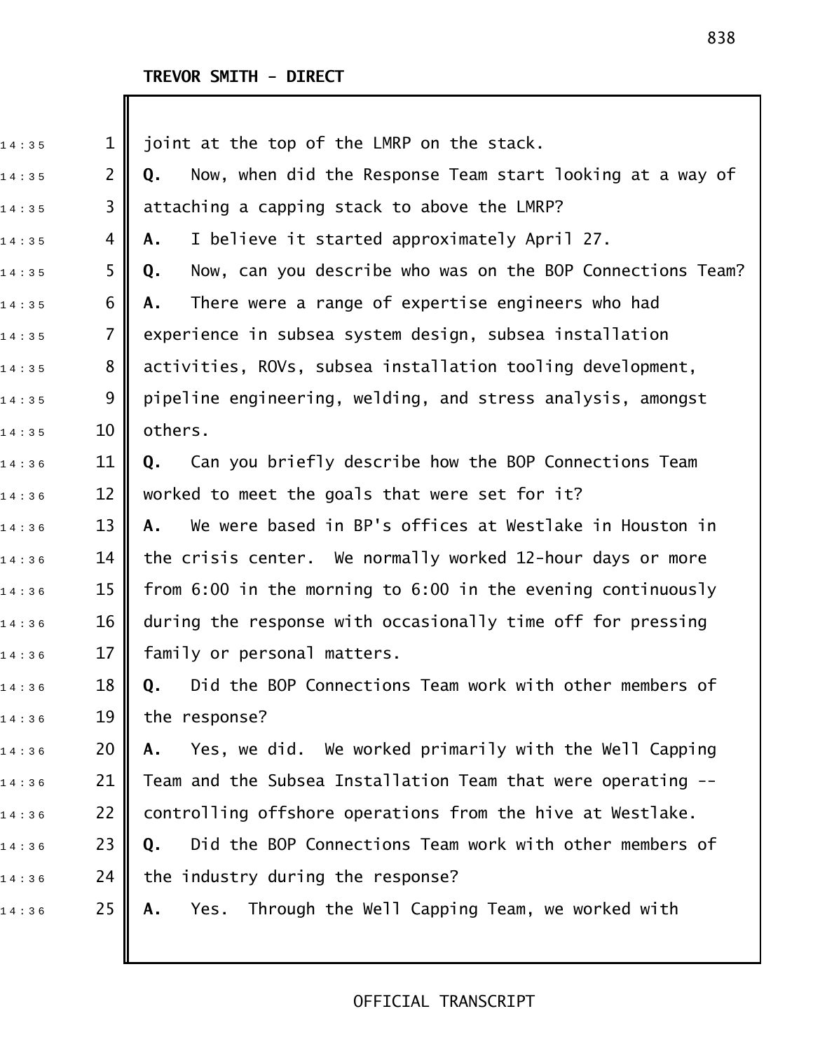joint at the top of the LMRP on the stack.

**Q.** Now, when did the Response Team start looking at a way of attaching a capping stack to above the LMRP?

**A.** I believe it started approximately April 27.

**Q.** Now, can you describe who was on the BOP Connections Team?

**A.** There were a range of expertise engineers who had experience in subsea system design, subsea installation activities, ROVs, subsea installation tooling development, pipeline engineering, welding, and stress analysis, amongst others.

**Q.** Can you briefly describe how the BOP Connections Team worked to meet the goals that were set for it?

**A.** We were based in BP's offices at Westlake in Houston in the crisis center. We normally worked 12-hour days or more from 6:00 in the morning to 6:00 in the evening continuously during the response with occasionally time off for pressing family or personal matters.

**Q.** Did the BOP Connections Team work with other members of the response?

**A.** Yes, we did. We worked primarily with the Well Capping Team and the Subsea Installation Team that were operating -- controlling offshore operations from the hive at Westlake.

**Q.** Did the BOP Connections Team work with other members of the industry during the response?

**A.** Yes. Through the Well Capping Team, we worked with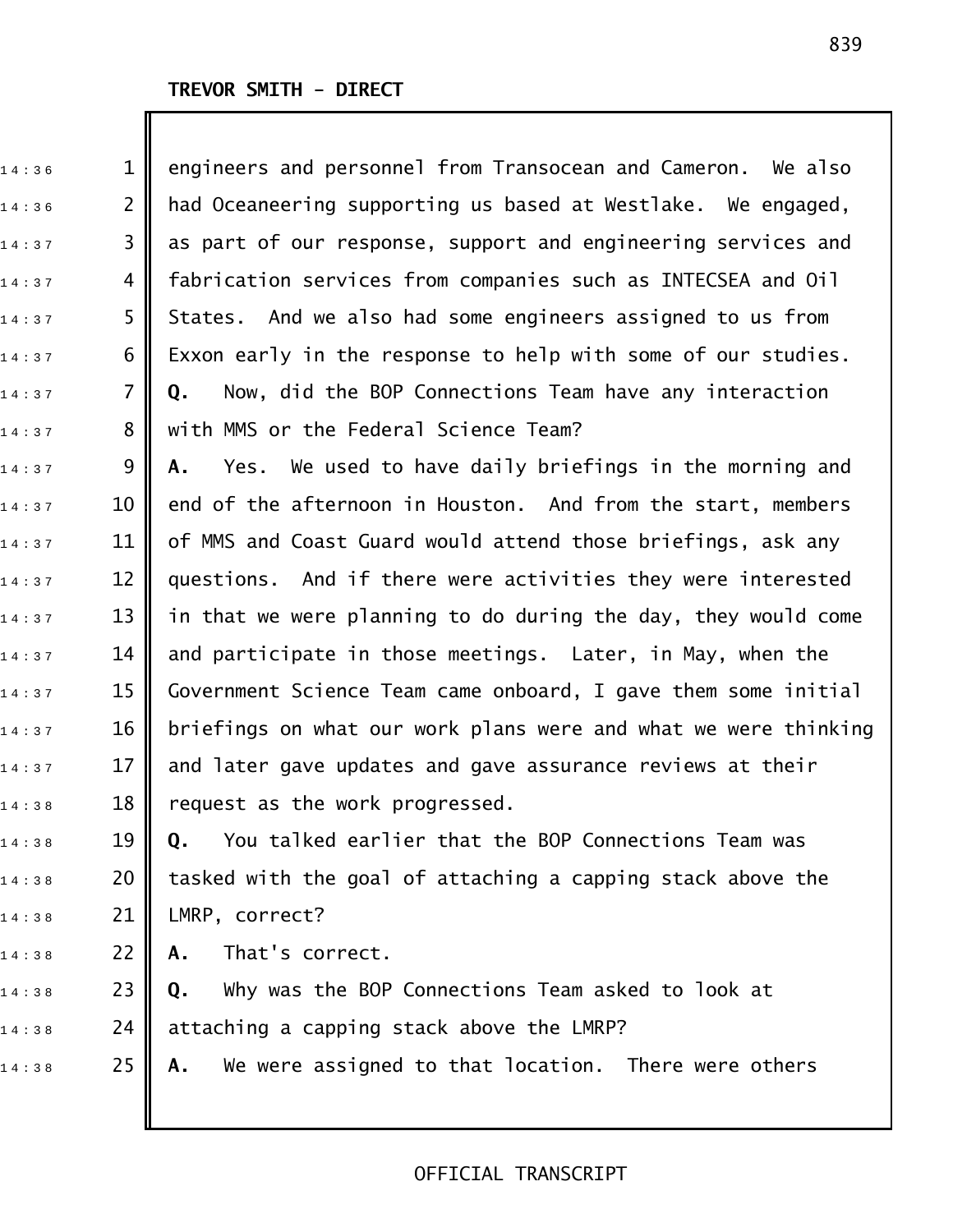**TREVOR SMITH - DIRECT**

engineers and personnel from Transocean and Cameron. We also had Oceaneering supporting us based at Westlake. We engaged, as part of our response, support and engineering services and fabrication services from companies such as INTECSEA and Oil States. And we also had some engineers assigned to us from Exxon early in the response to help with some of our studies.

**Q.** Now, did the BOP Connections Team have any interaction with MMS or the Federal Science Team?

**A.** Yes. We used to have daily briefings in the morning and end of the afternoon in Houston. And from the start, members of MMS and Coast Guard would attend those briefings, ask any questions. And if there were activities they were interested in that we were planning to do during the day, they would come and participate in those meetings. Later, in May, when the Government Science Team came onboard, I gave them some initial briefings on what our work plans were and what we were thinking and later gave updates and gave assurance reviews at their request as the work progressed.

**Q.** You talked earlier that the BOP Connections Team was tasked with the goal of attaching a capping stack above the LMRP, correct?

**A.** That's correct.

**Q.** Why was the BOP Connections Team asked to look at attaching a capping stack above the LMRP?

**A.** We were assigned to that location. There were others

OFFICIAL TRANSCRIPT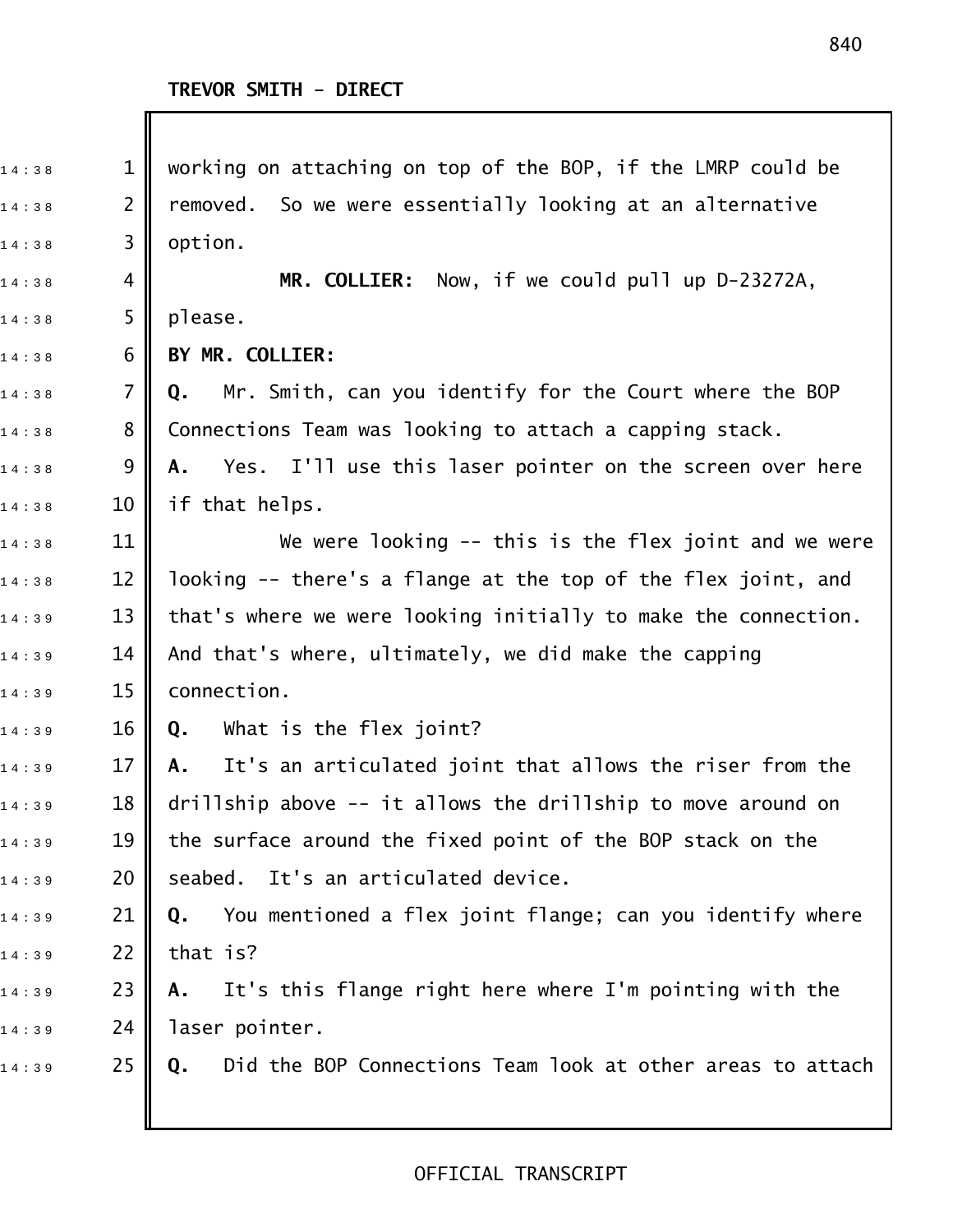TREVOR SMITH - DIRECT

working on attaching on top of the BOP, if the LMRP could be removed. So we were essentially looking at an alternative option.

**MR. COLLIER:** Now, if we could pull up D-23272A, please.

**BY MR. COLLIER:**

**Q.** Mr. Smith, can you identify for the Court where the BOP Connections Team was looking to attach a capping stack.

**A.** Yes. I'll use this laser pointer on the screen over here if that helps.

We were looking -- this is the flex joint and we were looking -- there's a flange at the top of the flex joint, and that's where we were looking initially to make the connection. And that's where, ultimately, we did make the capping connection.

**Q.** What is the flex joint?

**A.** It's an articulated joint that allows the riser from the drillship above -- it allows the drillship to move around on the surface around the fixed point of the BOP stack on the seabed. It's an articulated device.

**Q.** You mentioned a flex joint flange; can you identify where that is?

**A.** It's this flange right here where I'm pointing with the laser pointer.

**Q.** Did the BOP Connections Team look at other areas to attach

OFFICIAL TRANSCRIPT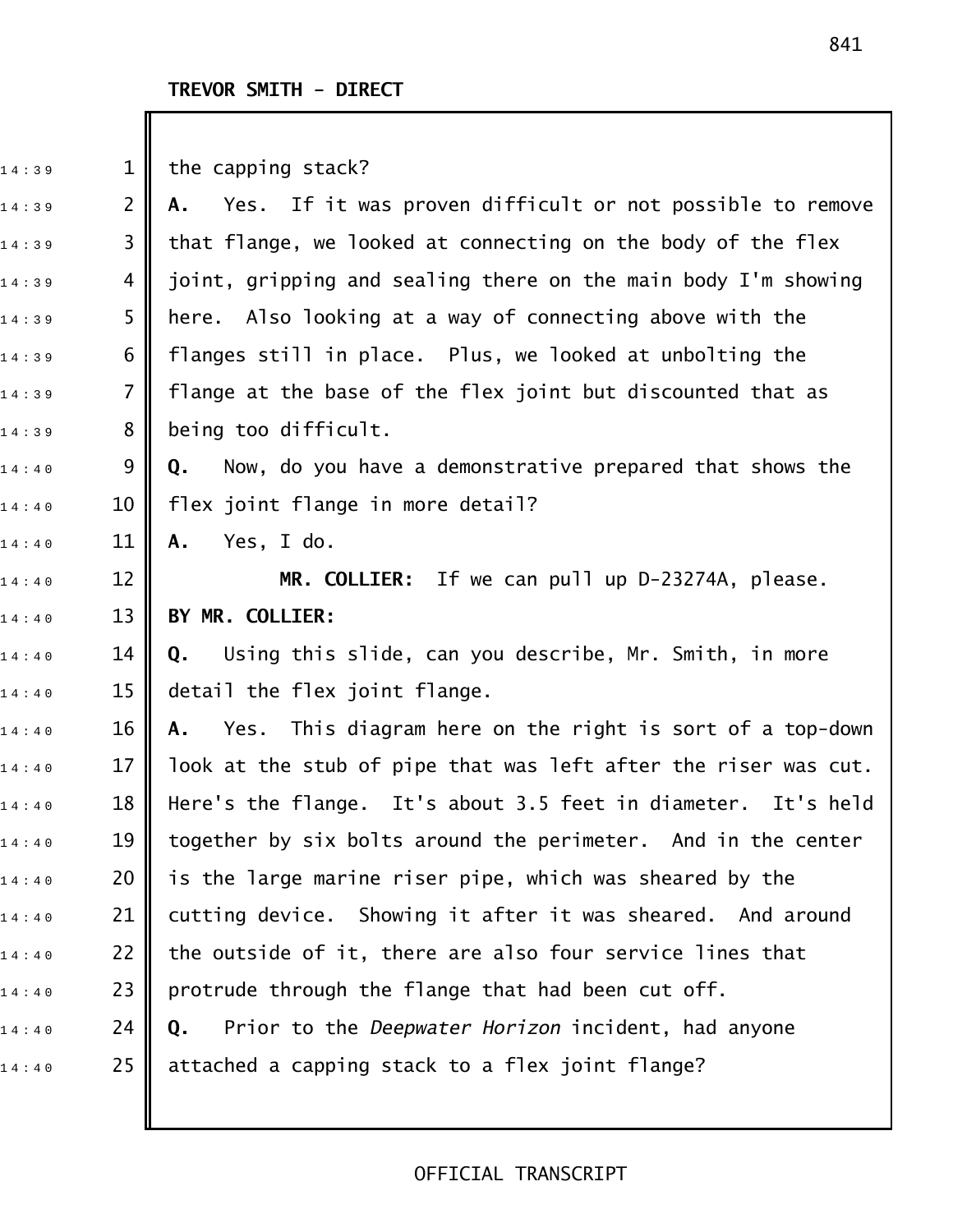**TREVOR SMITH - DIRECT**

the capping stack?

**A.** Yes. If it was proven difficult or not possible to remove that flange, we looked at connecting on the body of the flex joint, gripping and sealing there on the main body I'm showing here. Also looking at a way of connecting above with the flanges still in place. Plus, we looked at unbolting the flange at the base of the flex joint but discounted that as being too difficult.

**Q.** Now, do you have a demonstrative prepared that shows the flex joint flange in more detail?

**A.** Yes, I do.

**MR. COLLIER:** If we can pull up D-23274A, please.

**BY MR. COLLIER:**

**Q.** Using this slide, can you describe, Mr. Smith, in more detail the flex joint flange.

**A.** Yes. This diagram here on the right is sort of a top-down look at the stub of pipe that was left after the riser was cut. Here's the flange. It's about 3.5 feet in diameter. It's held together by six bolts around the perimeter. And in the center is the large marine riser pipe, which was sheared by the cutting device. Showing it after it was sheared. And around the outside of it, there are also four service lines that protrude through the flange that had been cut off.

**Q.** Prior to the *Deepwater Horizon* incident, had anyone attached a capping stack to a flex joint flange?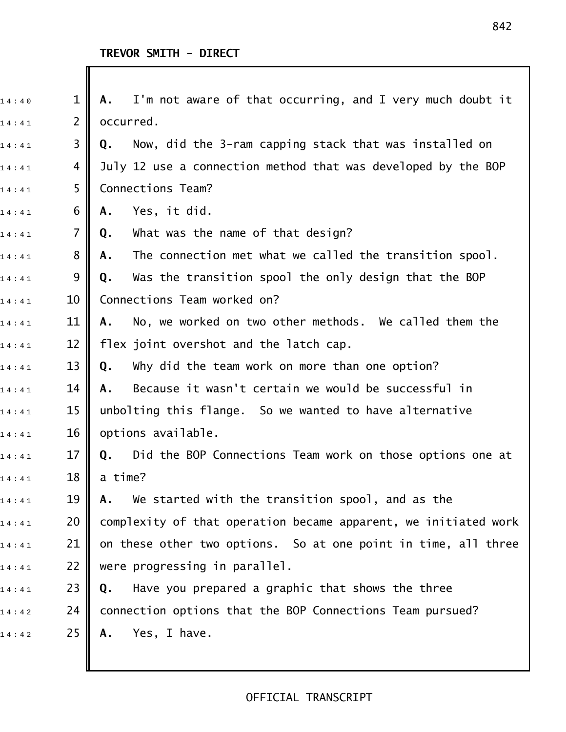**TREVOR SMITH - DIRECT**

**A.** I'm not aware of that occurring, and I very much doubt it occurred.

**Q.** Now, did the 3-ram capping stack that was installed on July 12 use a connection method that was developed by the BOP Connections Team?

**A.** Yes, it did.

**Q.** What was the name of that design?

**A.** The connection met what we called the transition spool.

**Q.** Was the transition spool the only design that the BOP Connections Team worked on?

**A.** No, we worked on two other methods. We called them the flex joint overshot and the latch cap.

**Q.** Why did the team work on more than one option?

**A.** Because it wasn't certain we would be successful in unbolting this flange. So we wanted to have alternative options available.

**Q.** Did the BOP Connections Team work on those options one at a time?

**A.** We started with the transition spool, and as the complexity of that operation became apparent, we initiated work on these other two options. So at one point in time, all three were progressing in parallel.

**Q.** Have you prepared a graphic that shows the three connection options that the BOP Connections Team pursued?

**A.** Yes, I have.

OFFICIAL TRANSCRIPT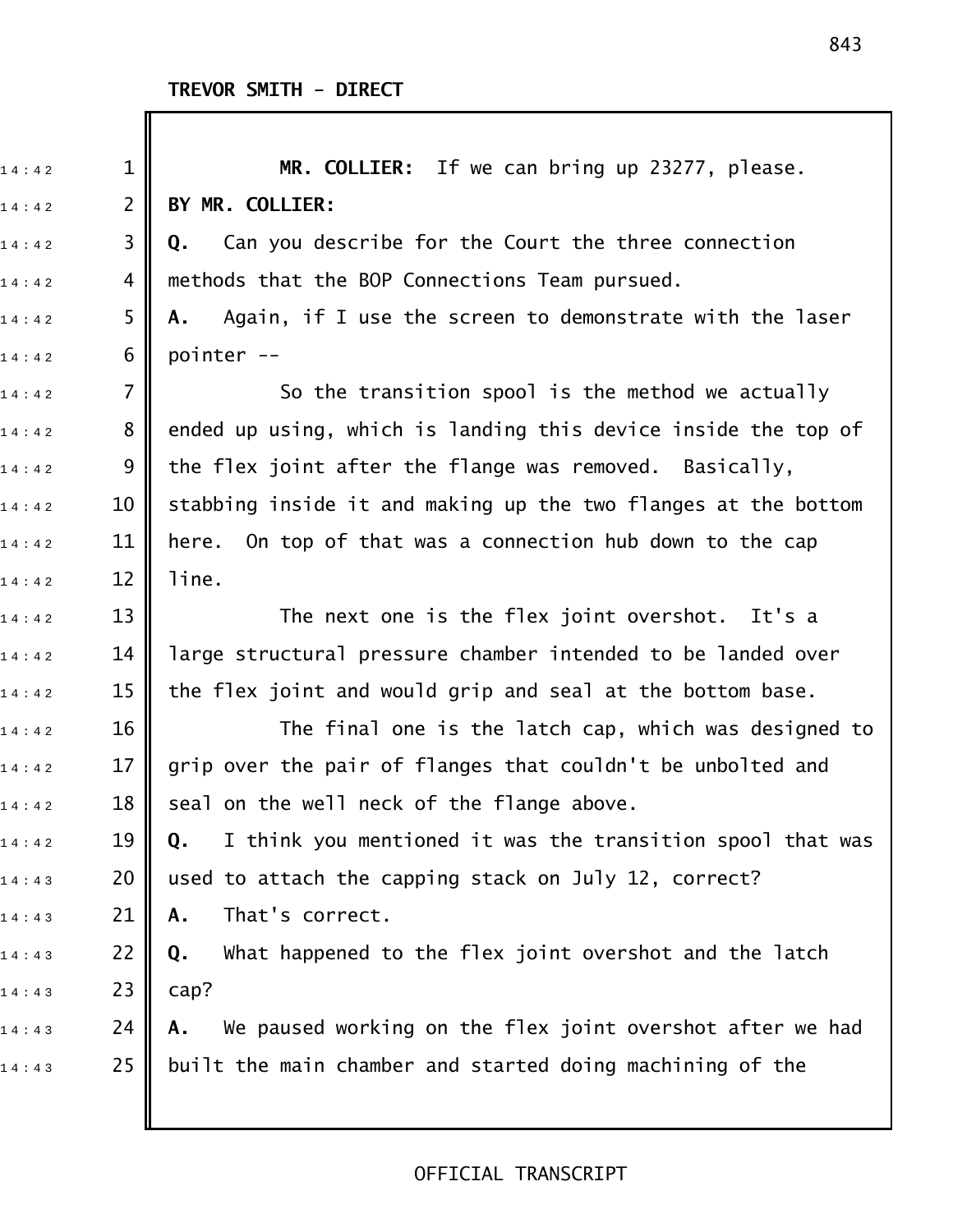**TREVOR SMITH - DIRECT**

**MR. COLLIER:** If we can bring up 23277, please.

**BY MR. COLLIER:**

**Q.** Can you describe for the Court the three connection methods that the BOP Connections Team pursued.

**A.** Again, if I use the screen to demonstrate with the laser pointer --

So the transition spool is the method we actually ended up using, which is landing this device inside the top of the flex joint after the flange was removed. Basically, stabbing inside it and making up the two flanges at the bottom here. On top of that was a connection hub down to the cap line.

The next one is the flex joint overshot. It's a large structural pressure chamber intended to be landed over the flex joint and would grip and seal at the bottom base.

The final one is the latch cap, which was designed to grip over the pair of flanges that couldn't be unbolted and seal on the well neck of the flange above.

**Q.** I think you mentioned it was the transition spool that was used to attach the capping stack on July 12, correct?

**A.** That's correct.

**Q.** What happened to the flex joint overshot and the latch cap?

**A.** We paused working on the flex joint overshot after we had built the main chamber and started doing machining of the

OFFICIAL TRANSCRIPT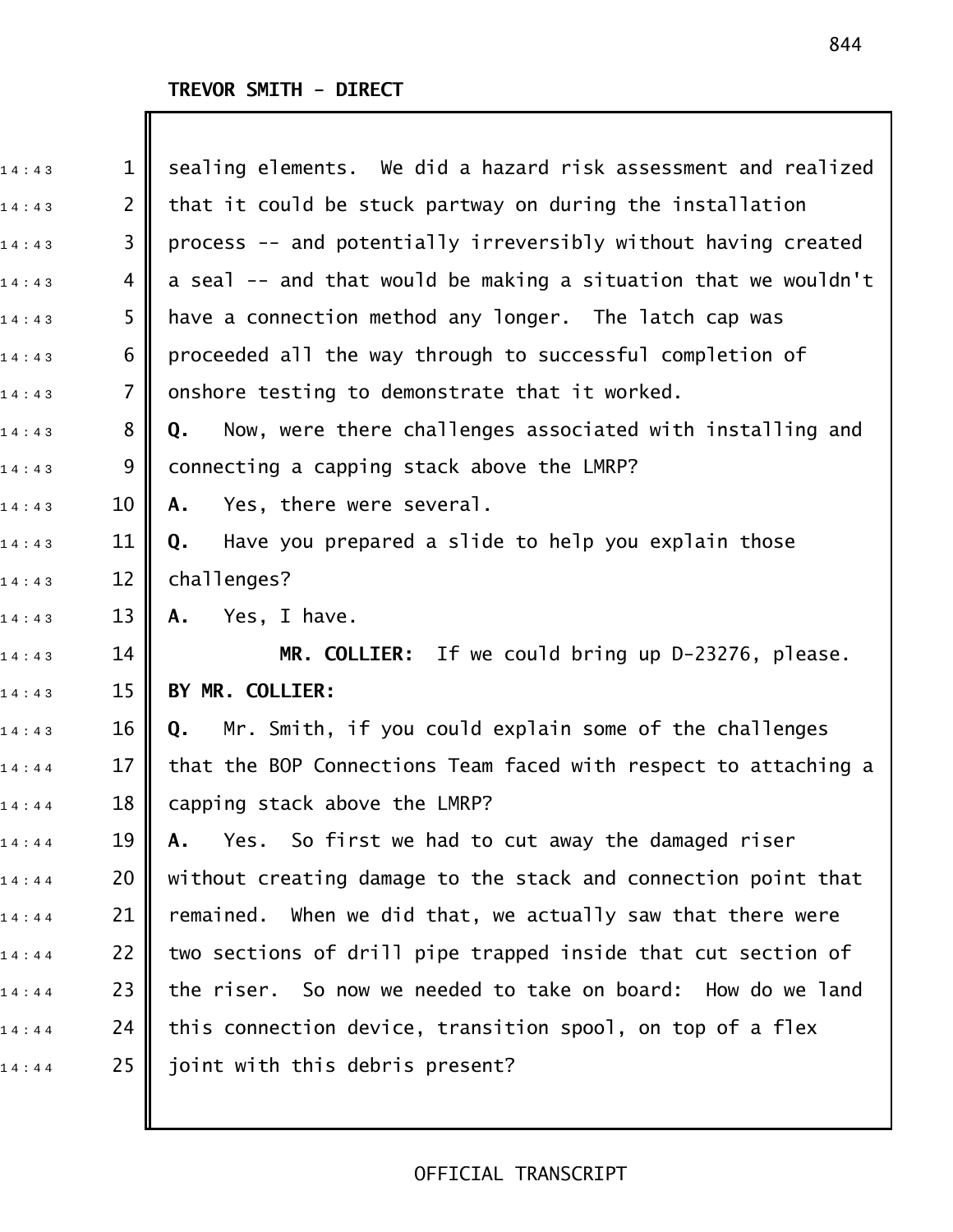sealing elements. We did a hazard risk assessment and realized that it could be stuck partway on during the installation process -- and potentially irreversibly without having created a seal -- and that would be making a situation that we wouldn't have a connection method any longer. The latch cap was proceeded all the way through to successful completion of onshore testing to demonstrate that it worked.

**Q.** Now, were there challenges associated with installing and connecting a capping stack above the LMRP?

**A.** Yes, there were several.

**Q.** Have you prepared a slide to help you explain those challenges?

**A.** Yes, I have.

**MR. COLLIER:** If we could bring up D-23276, please.

**BY MR. COLLIER:**

**Q.** Mr. Smith, if you could explain some of the challenges that the BOP Connections Team faced with respect to attaching a capping stack above the LMRP?

**A.** Yes. So first we had to cut away the damaged riser without creating damage to the stack and connection point that remained. When we did that, we actually saw that there were two sections of drill pipe trapped inside that cut section of the riser. So now we needed to take on board: How do we land this connection device, transition spool, on top of a flex joint with this debris present?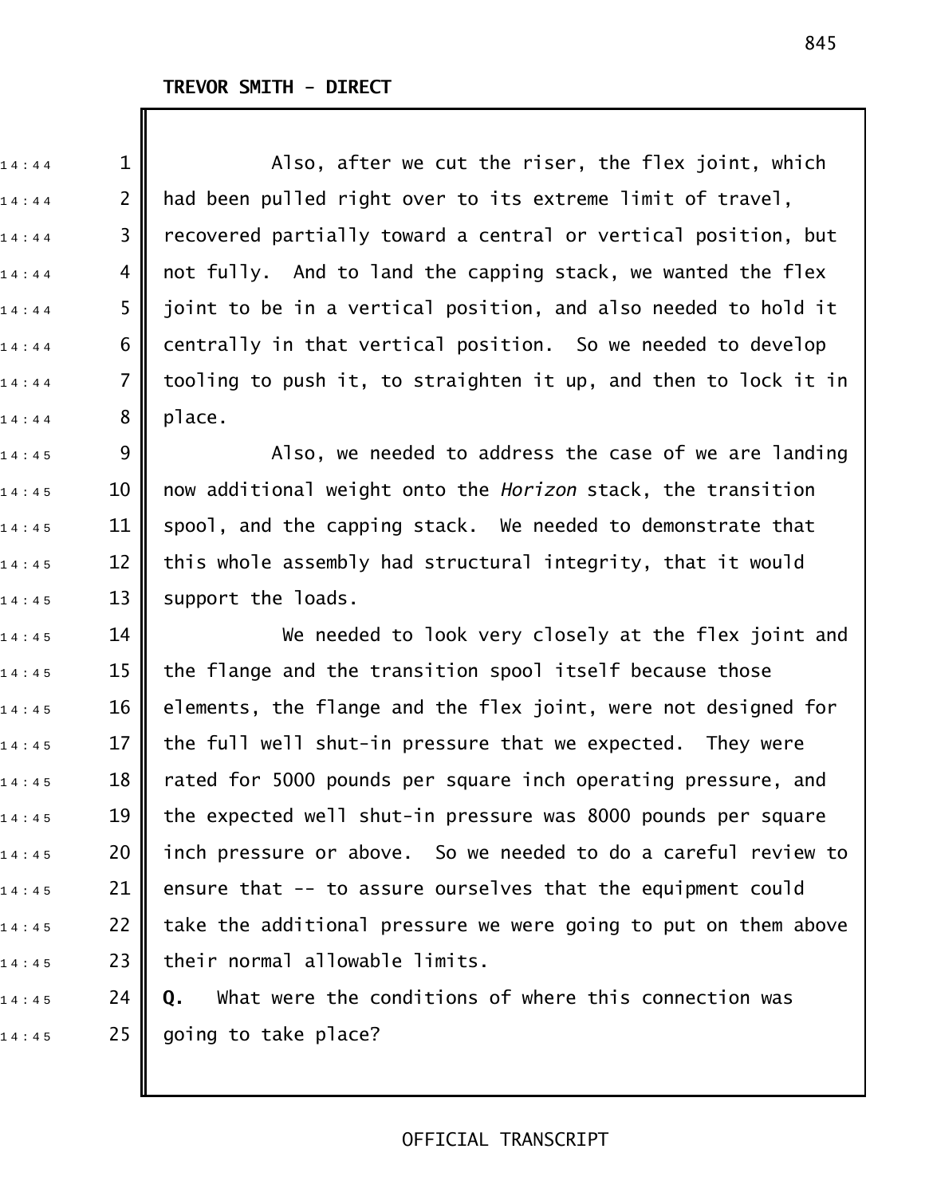**TREVOR SMITH - DIRECT**

Also, after we cut the riser, the flex joint, which had been pulled right over to its extreme limit of travel, recovered partially toward a central or vertical position, but not fully. And to land the capping stack, we wanted the flex joint to be in a vertical position, and also needed to hold it centrally in that vertical position. So we needed to develop tooling to push it, to straighten it up, and then to lock it in place.

Also, we needed to address the case of we are landing now additional weight onto the *Horizon* stack, the transition spool, and the capping stack. We needed to demonstrate that this whole assembly had structural integrity, that it would support the loads.

We needed to look very closely at the flex joint and the flange and the transition spool itself because those elements, the flange and the flex joint, were not designed for the full well shut-in pressure that we expected. They were rated for 5000 pounds per square inch operating pressure, and the expected well shut-in pressure was 8000 pounds per square inch pressure or above. So we needed to do a careful review to ensure that -- to assure ourselves that the equipment could take the additional pressure we were going to put on them above their normal allowable limits.

**Q.** What were the conditions of where this connection was going to take place?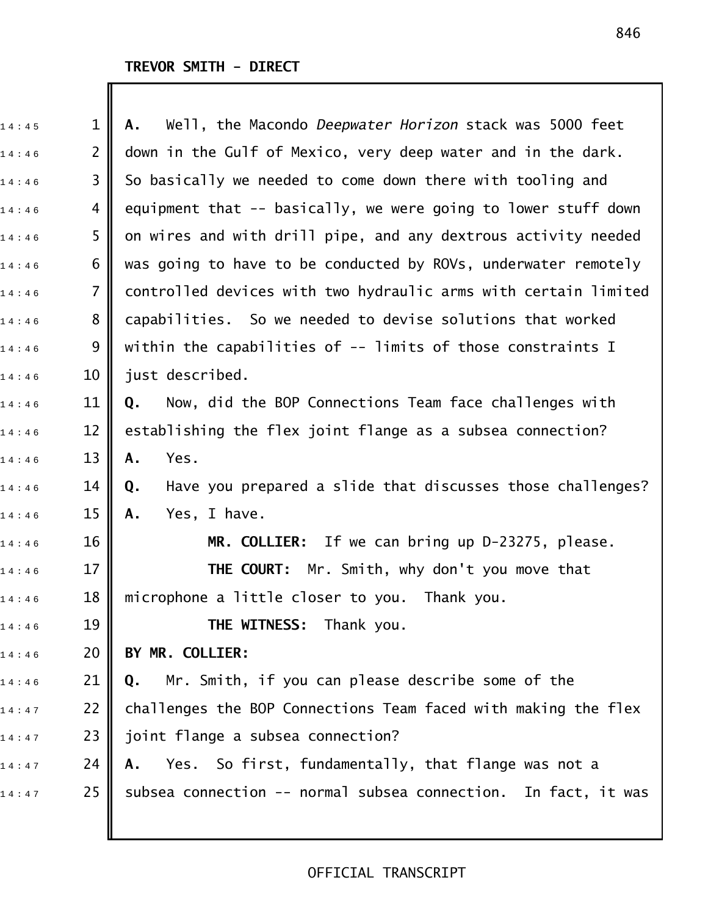TREVOR SMITH - DIRECT

**A.** Well, the Macondo *Deepwater Horizon* stack was 5000 feet down in the Gulf of Mexico, very deep water and in the dark. So basically we needed to come down there with tooling and equipment that -- basically, we were going to lower stuff down on wires and with drill pipe, and any dextrous activity needed was going to have to be conducted by ROVs, underwater remotely controlled devices with two hydraulic arms with certain limited capabilities. So we needed to devise solutions that worked within the capabilities of -- limits of those constraints I just described.

**Q.** Now, did the BOP Connections Team face challenges with establishing the flex joint flange as a subsea connection?

**A.** Yes.

**Q.** Have you prepared a slide that discusses those challenges?

**A.** Yes, I have.

**MR. COLLIER:** If we can bring up D-23275, please.

**THE COURT:** Mr. Smith, why don't you move that microphone a little closer to you. Thank you.

**THE WITNESS:** Thank you.

**BY MR. COLLIER:**

**Q.** Mr. Smith, if you can please describe some of the challenges the BOP Connections Team faced with making the flex joint flange a subsea connection?

**A.** Yes. So first, fundamentally, that flange was not a subsea connection -- normal subsea connection. In fact, it was

OFFICIAL TRANSCRIPT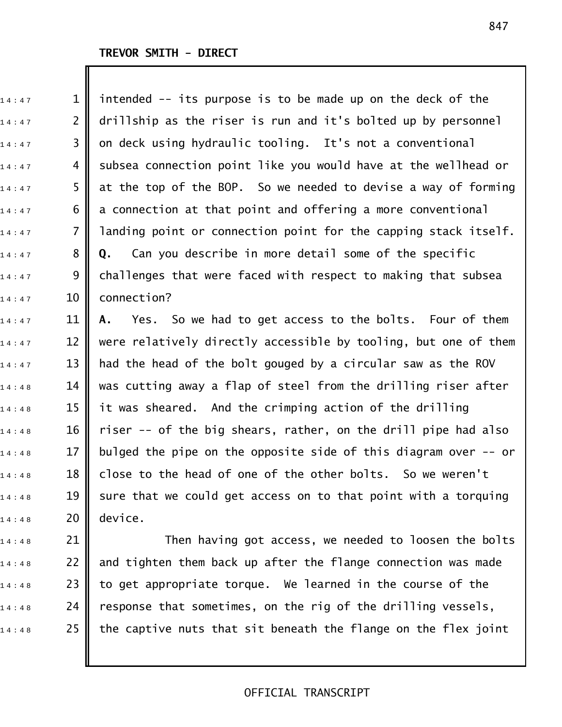TREVOR SMITH - DIRECT

intended -- its purpose is to be made up on the deck of the drillship as the riser is run and it's bolted up by personnel on deck using hydraulic tooling. It's not a conventional subsea connection point like you would have at the wellhead or at the top of the BOP. So we needed to devise a way of forming a connection at that point and offering a more conventional landing point or connection point for the capping stack itself.

**Q.** Can you describe in more detail some of the specific challenges that were faced with respect to making that subsea connection?

**A.** Yes. So we had to get access to the bolts. Four of them were relatively directly accessible by tooling, but one of them had the head of the bolt gouged by a circular saw as the ROV was cutting away a flap of steel from the drilling riser after it was sheared. And the crimping action of the drilling riser -- of the big shears, rather, on the drill pipe had also bulged the pipe on the opposite side of this diagram over -- or close to the head of one of the other bolts. So we weren't sure that we could get access on to that point with a torquing device.

Then having got access, we needed to loosen the bolts and tighten them back up after the flange connection was made to get appropriate torque. We learned in the course of the response that sometimes, on the rig of the drilling vessels, the captive nuts that sit beneath the flange on the flex joint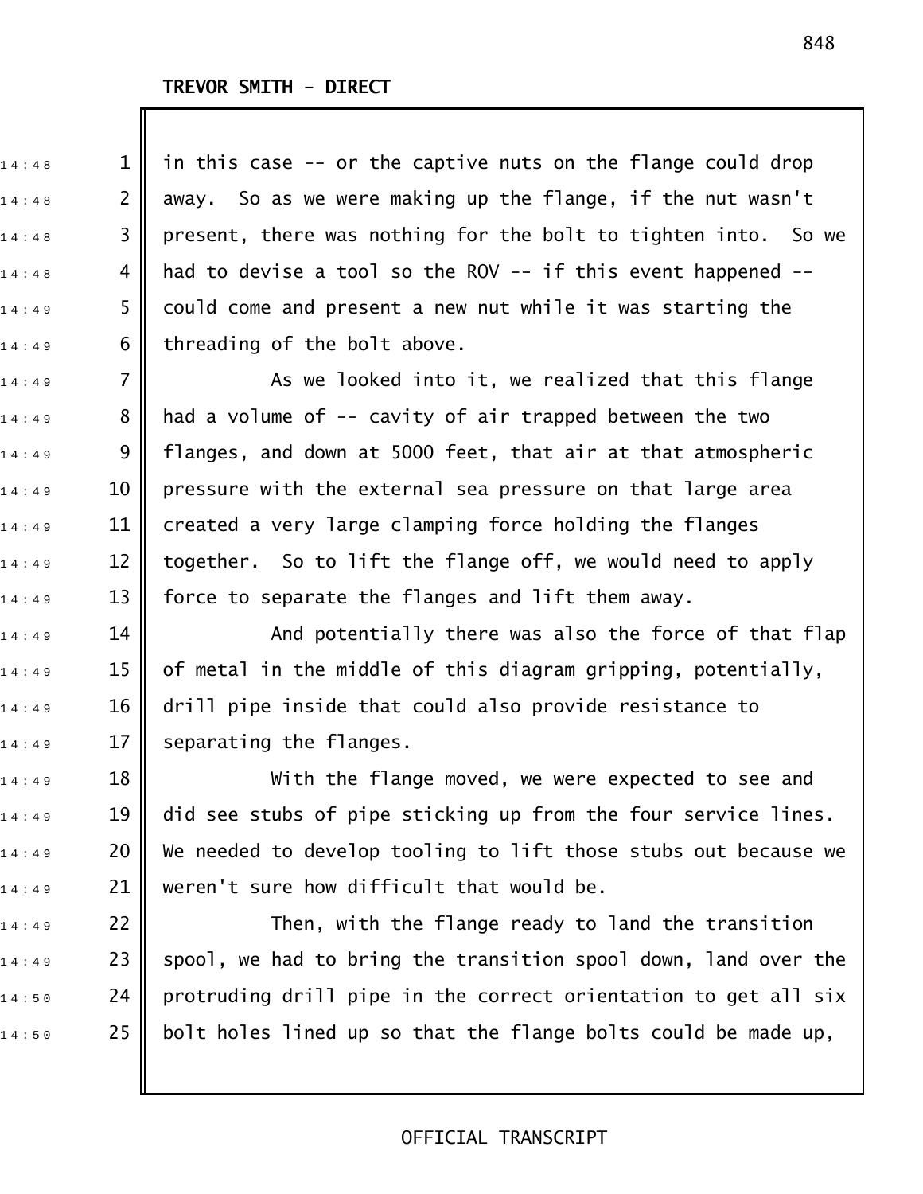**TREVOR SMITH - DIRECT**

in this case -- or the captive nuts on the flange could drop away. So as we were making up the flange, if the nut wasn't present, there was nothing for the bolt to tighten into. So we had to devise a tool so the ROV -- if this event happened -- could come and present a new nut while it was starting the threading of the bolt above.

As we looked into it, we realized that this flange had a volume of -- cavity of air trapped between the two flanges, and down at 5000 feet, that air at that atmospheric pressure with the external sea pressure on that large area created a very large clamping force holding the flanges together. So to lift the flange off, we would need to apply force to separate the flanges and lift them away.

And potentially there was also the force of that flap of metal in the middle of this diagram gripping, potentially, drill pipe inside that could also provide resistance to separating the flanges.

With the flange moved, we were expected to see and did see stubs of pipe sticking up from the four service lines. We needed to develop tooling to lift those stubs out because we weren't sure how difficult that would be.

Then, with the flange ready to land the transition spool, we had to bring the transition spool down, land over the protruding drill pipe in the correct orientation to get all six bolt holes lined up so that the flange bolts could be made up,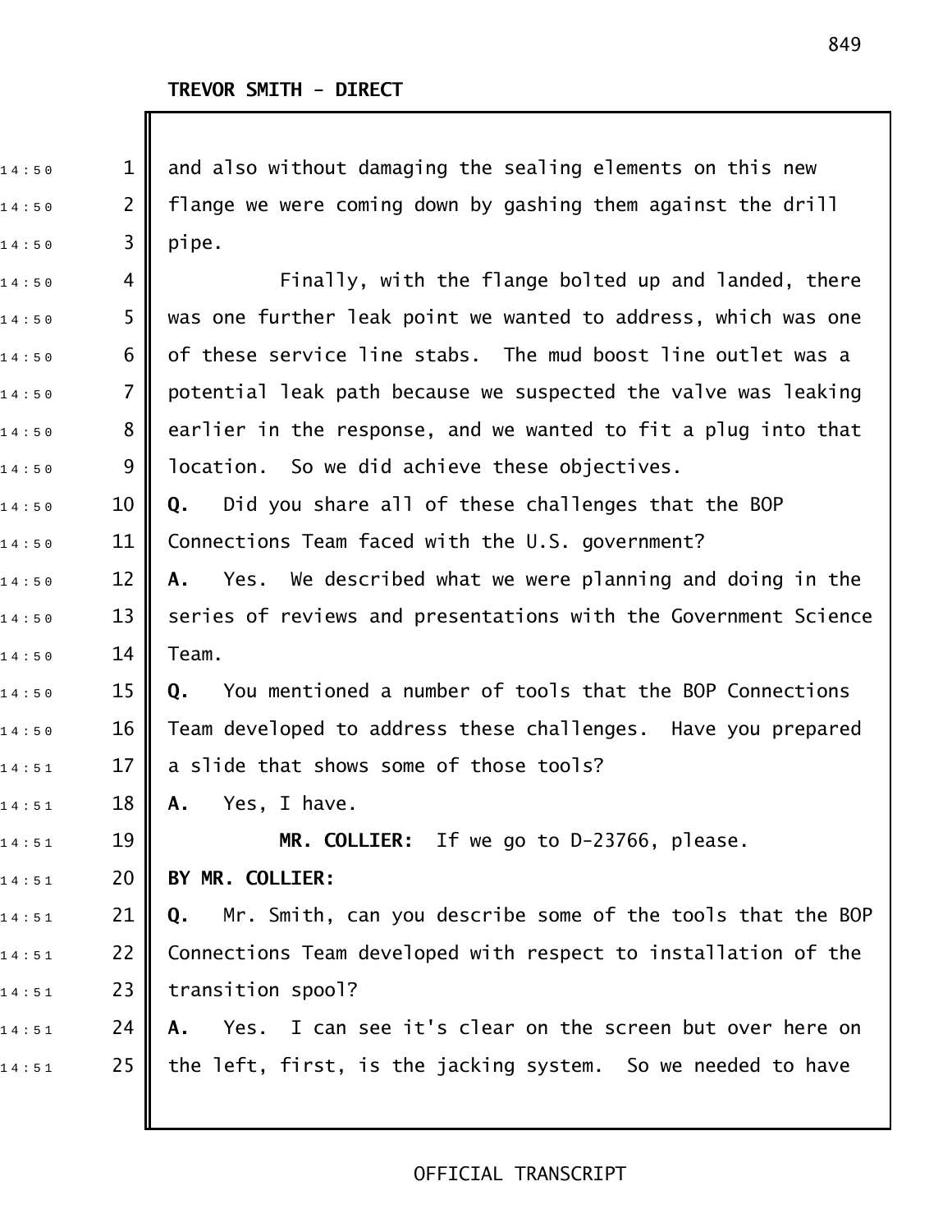TREVOR SMITH - DIRECT

and also without damaging the sealing elements on this new flange we were coming down by gashing them against the drill pipe.

Finally, with the flange bolted up and landed, there was one further leak point we wanted to address, which was one of these service line stabs. The mud boost line outlet was a potential leak path because we suspected the valve was leaking earlier in the response, and we wanted to fit a plug into that location. So we did achieve these objectives.

**Q.** Did you share all of these challenges that the BOP Connections Team faced with the U.S. government?

**A.** Yes. We described what we were planning and doing in the series of reviews and presentations with the Government Science Team.

**Q.** You mentioned a number of tools that the BOP Connections Team developed to address these challenges. Have you prepared a slide that shows some of those tools?

**A.** Yes, I have.

**MR. COLLIER:** If we go to D-23766, please.

**BY MR. COLLIER:**

**Q.** Mr. Smith, can you describe some of the tools that the BOP Connections Team developed with respect to installation of the transition spool?

**A.** Yes. I can see it's clear on the screen but over here on the left, first, is the jacking system. So we needed to have

OFFICIAL TRANSCRIPT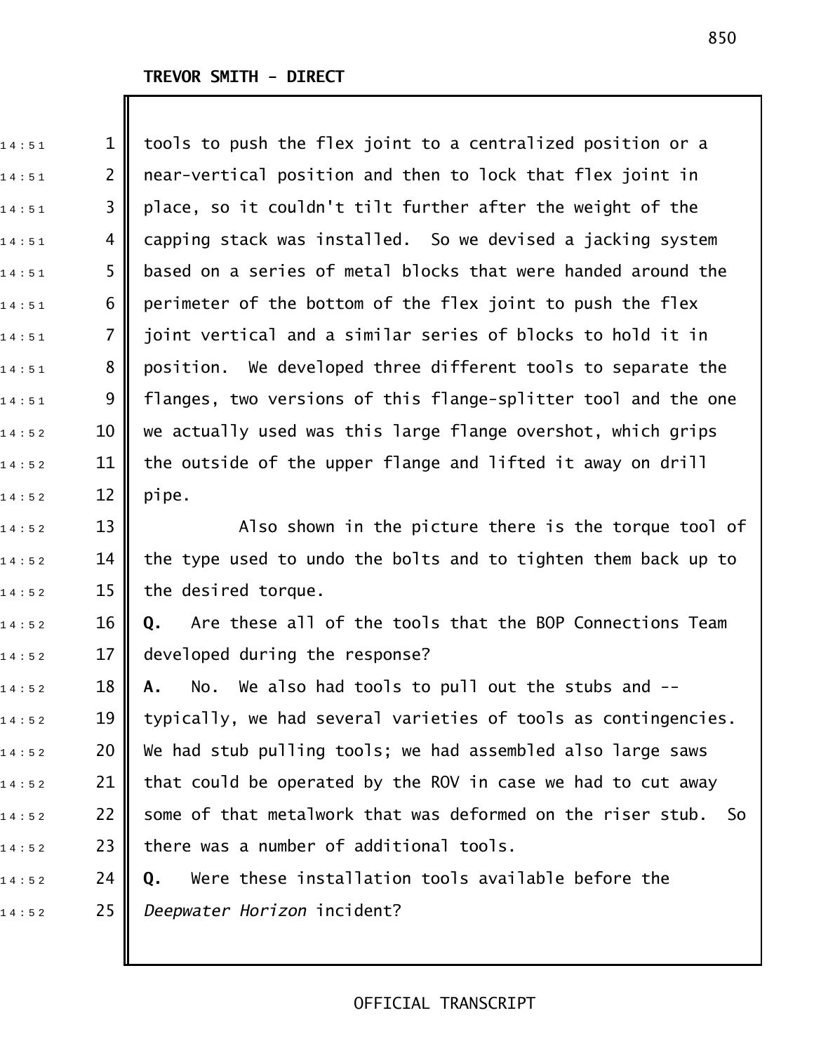tools to push the flex joint to a centralized position or a near-vertical position and then to lock that flex joint in place, so it couldn't tilt further after the weight of the capping stack was installed. So we devised a jacking system based on a series of metal blocks that were handed around the perimeter of the bottom of the flex joint to push the flex joint vertical and a similar series of blocks to hold it in position. We developed three different tools to separate the flanges, two versions of this flange-splitter tool and the one we actually used was this large flange overshot, which grips the outside of the upper flange and lifted it away on drill pipe.

Also shown in the picture there is the torque tool of the type used to undo the bolts and to tighten them back up to the desired torque.

**Q.** Are these all of the tools that the BOP Connections Team developed during the response?

**A.** No. We also had tools to pull out the stubs and -- typically, we had several varieties of tools as contingencies. We had stub pulling tools; we had assembled also large saws that could be operated by the ROV in case we had to cut away some of that metalwork that was deformed on the riser stub. So there was a number of additional tools.

**Q.** Were these installation tools available before the *Deepwater Horizon* incident?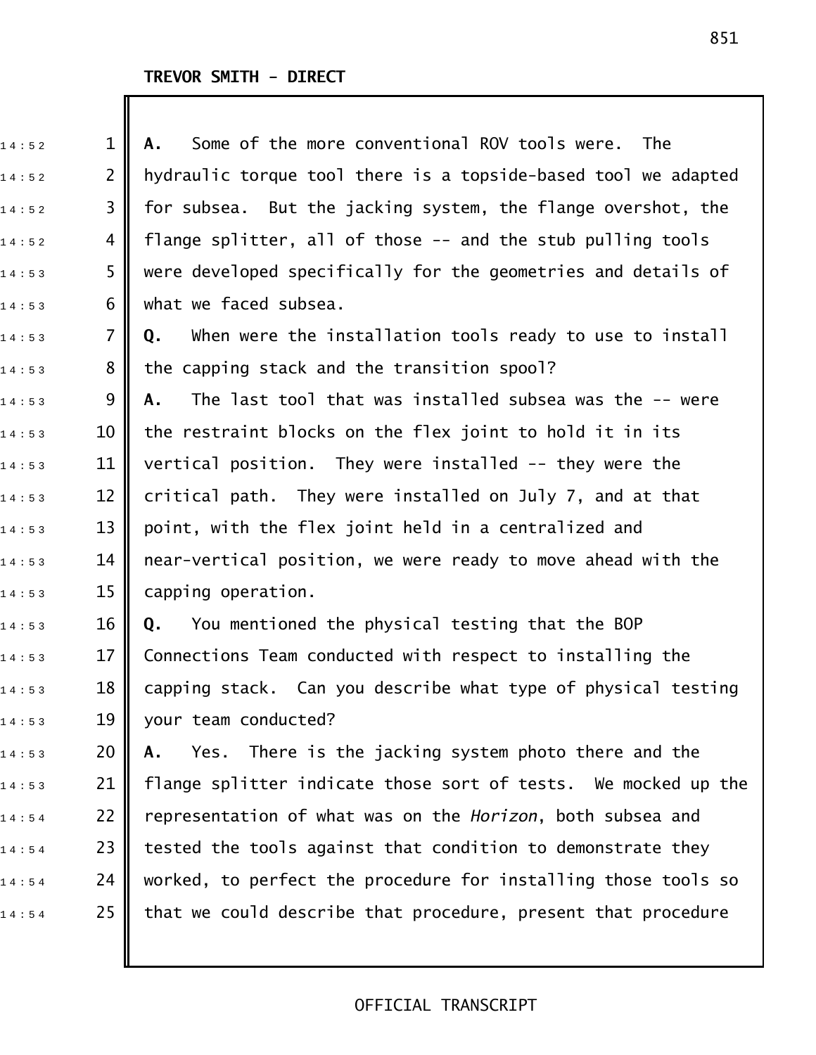**TREVOR SMITH - DIRECT**

**A.** Some of the more conventional ROV tools were. The hydraulic torque tool there is a topside-based tool we adapted for subsea. But the jacking system, the flange overshot, the flange splitter, all of those -- and the stub pulling tools were developed specifically for the geometries and details of what we faced subsea.

**Q.** When were the installation tools ready to use to install the capping stack and the transition spool?

**A.** The last tool that was installed subsea was the -- were the restraint blocks on the flex joint to hold it in its vertical position. They were installed -- they were the critical path. They were installed on July 7, and at that point, with the flex joint held in a centralized and near-vertical position, we were ready to move ahead with the capping operation.

**Q.** You mentioned the physical testing that the BOP Connections Team conducted with respect to installing the capping stack. Can you describe what type of physical testing your team conducted?

**A.** Yes. There is the jacking system photo there and the flange splitter indicate those sort of tests. We mocked up the representation of what was on the *Horizon*, both subsea and tested the tools against that condition to demonstrate they worked, to perfect the procedure for installing those tools so that we could describe that procedure, present that procedure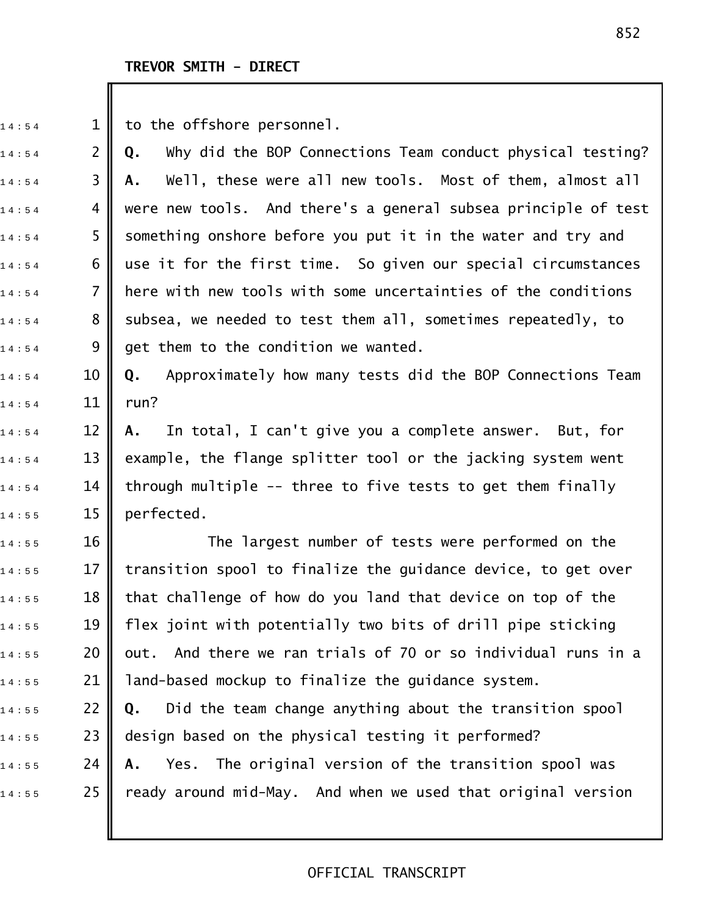TREVOR SMITH - DIRECT

to the offshore personnel.

**Q.** Why did the BOP Connections Team conduct physical testing?

**A.** Well, these were all new tools. Most of them, almost all were new tools. And there's a general subsea principle of test something onshore before you put it in the water and try and use it for the first time. So given our special circumstances here with new tools with some uncertainties of the conditions subsea, we needed to test them all, sometimes repeatedly, to get them to the condition we wanted.

**Q.** Approximately how many tests did the BOP Connections Team run?

**A.** In total, I can't give you a complete answer. But, for example, the flange splitter tool or the jacking system went through multiple -- three to five tests to get them finally perfected.

The largest number of tests were performed on the transition spool to finalize the guidance device, to get over that challenge of how do you land that device on top of the flex joint with potentially two bits of drill pipe sticking out. And there we ran trials of 70 or so individual runs in a land-based mockup to finalize the guidance system.

**Q.** Did the team change anything about the transition spool design based on the physical testing it performed?

**A.** Yes. The original version of the transition spool was ready around mid-May. And when we used that original version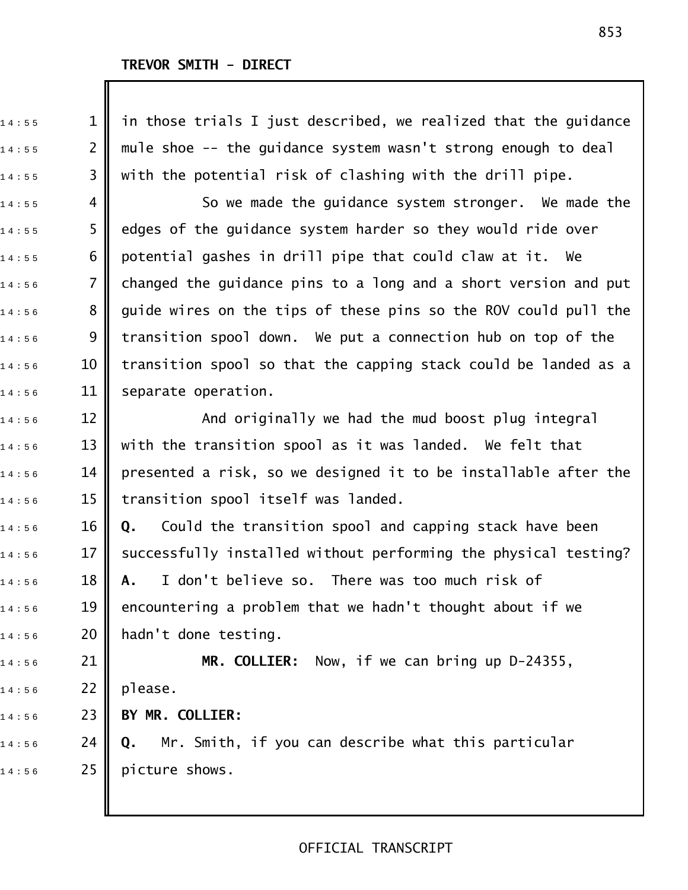in those trials I just described, we realized that the guidance mule shoe -- the guidance system wasn't strong enough to deal with the potential risk of clashing with the drill pipe.

So we made the guidance system stronger. We made the edges of the guidance system harder so they would ride over potential gashes in drill pipe that could claw at it. We changed the guidance pins to a long and a short version and put guide wires on the tips of these pins so the ROV could pull the transition spool down. We put a connection hub on top of the transition spool so that the capping stack could be landed as a separate operation.

And originally we had the mud boost plug integral with the transition spool as it was landed. We felt that presented a risk, so we designed it to be installable after the transition spool itself was landed.

**Q.** Could the transition spool and capping stack have been successfully installed without performing the physical testing?

**A.** I don't believe so. There was too much risk of encountering a problem that we hadn't thought about if we hadn't done testing.

**MR. COLLIER:** Now, if we can bring up D-24355, please.

**BY MR. COLLIER:**

**Q.** Mr. Smith, if you can describe what this particular picture shows.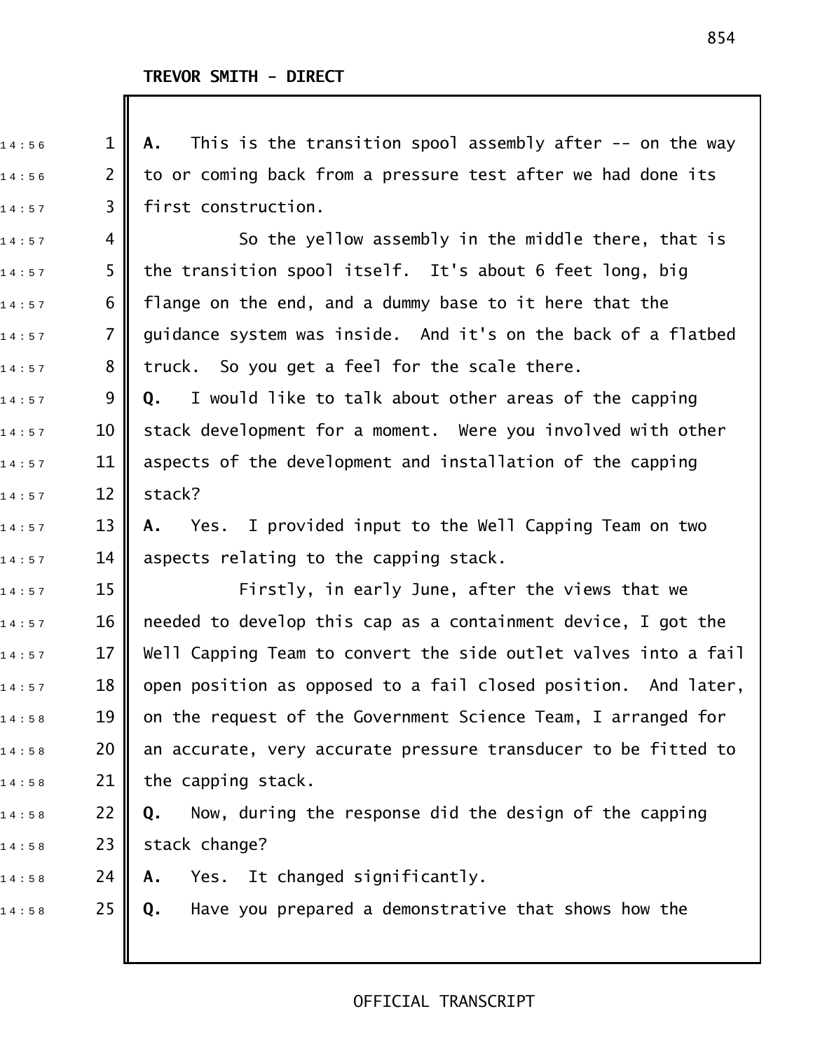**TREVOR SMITH - DIRECT**

**A.** This is the transition spool assembly after -- on the way to or coming back from a pressure test after we had done its first construction.

So the yellow assembly in the middle there, that is the transition spool itself. It's about 6 feet long, big flange on the end, and a dummy base to it here that the guidance system was inside. And it's on the back of a flatbed truck. So you get a feel for the scale there.

**Q.** I would like to talk about other areas of the capping stack development for a moment. Were you involved with other aspects of the development and installation of the capping stack?

**A.** Yes. I provided input to the Well Capping Team on two aspects relating to the capping stack.

Firstly, in early June, after the views that we needed to develop this cap as a containment device, I got the Well Capping Team to convert the side outlet valves into a fail open position as opposed to a fail closed position. And later, on the request of the Government Science Team, I arranged for an accurate, very accurate pressure transducer to be fitted to the capping stack.

**Q.** Now, during the response did the design of the capping stack change?

**A.** Yes. It changed significantly.

**Q.** Have you prepared a demonstrative that shows how the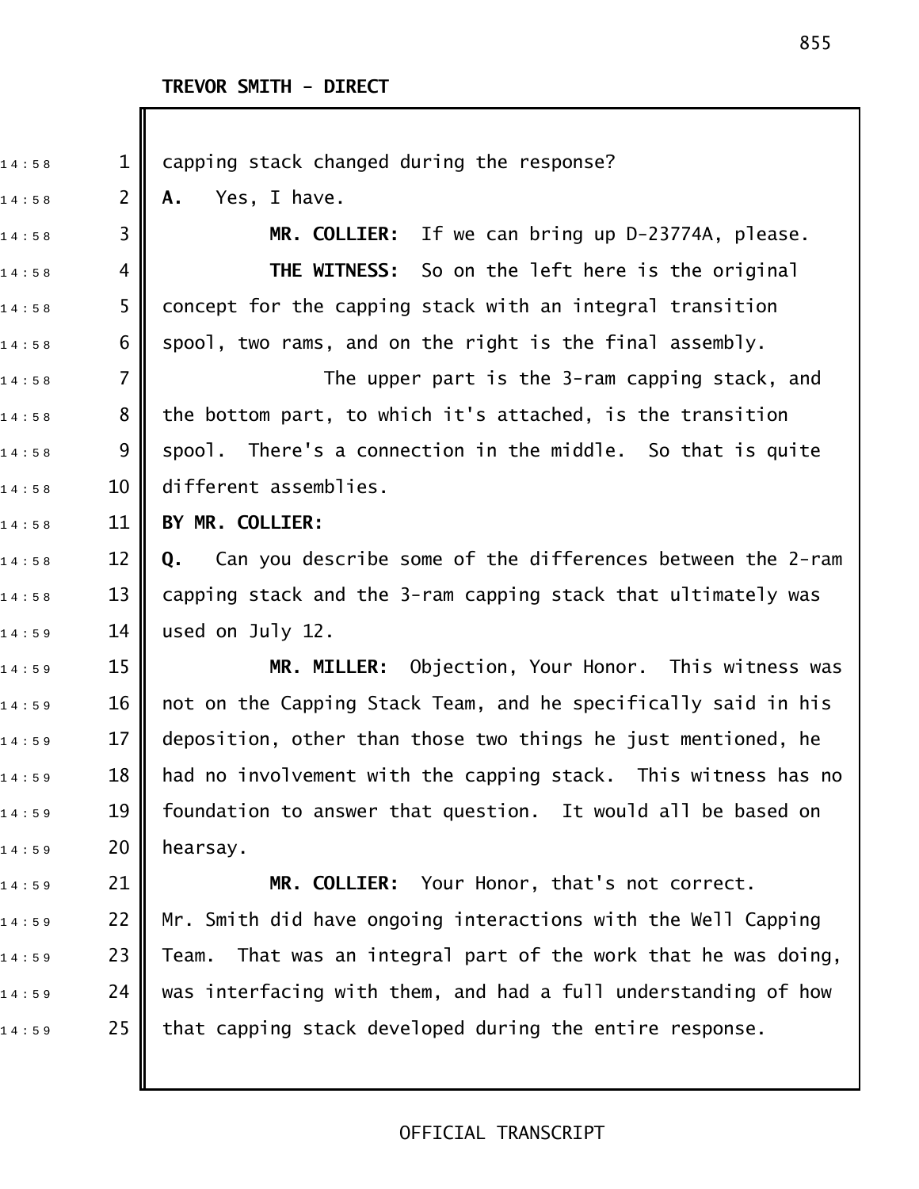capping stack changed during the response?

**A.** Yes, I have.

**MR. COLLIER:** If we can bring up D-23774A, please.

**THE WITNESS:** So on the left here is the original concept for the capping stack with an integral transition spool, two rams, and on the right is the final assembly.

The upper part is the 3-ram capping stack, and the bottom part, to which it's attached, is the transition spool. There's a connection in the middle. So that is quite different assemblies.

**BY MR. COLLIER:**

**Q.** Can you describe some of the differences between the 2-ram capping stack and the 3-ram capping stack that ultimately was used on July 12.

**MR. MILLER:** Objection, Your Honor. This witness was not on the Capping Stack Team, and he specifically said in his deposition, other than those two things he just mentioned, he had no involvement with the capping stack. This witness has no foundation to answer that question. It would all be based on hearsay.

**MR. COLLIER:** Your Honor, that's not correct. Mr. Smith did have ongoing interactions with the Well Capping Team. That was an integral part of the work that he was doing, was interfacing with them, and had a full understanding of how that capping stack developed during the entire response.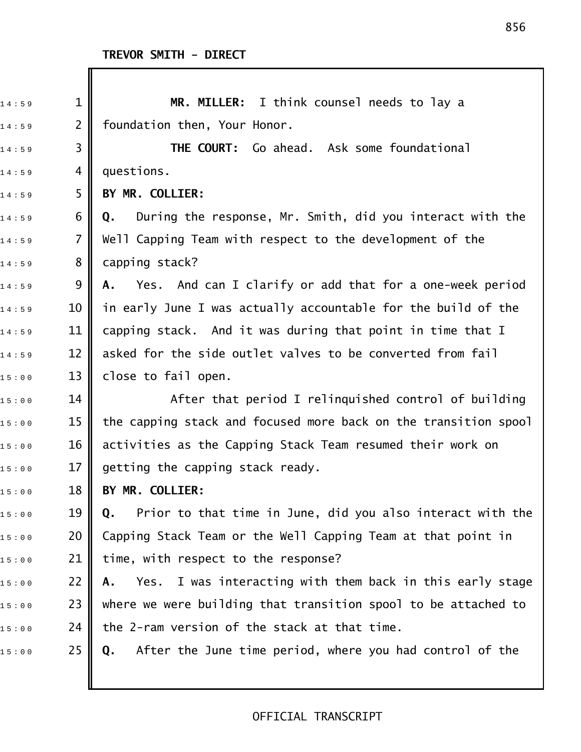TREVOR SMITH - DIRECT

**MR. MILLER:** I think counsel needs to lay a foundation then, Your Honor.

**THE COURT:** Go ahead. Ask some foundational questions.

**BY MR. COLLIER:**

**Q.** During the response, Mr. Smith, did you interact with the Well Capping Team with respect to the development of the capping stack?

**A.** Yes. And can I clarify or add that for a one-week period in early June I was actually accountable for the build of the capping stack. And it was during that point in time that I asked for the side outlet valves to be converted from fail close to fail open.

After that period I relinquished control of building the capping stack and focused more back on the transition spool activities as the Capping Stack Team resumed their work on getting the capping stack ready.

**BY MR. COLLIER:**

**Q.** Prior to that time in June, did you also interact with the Capping Stack Team or the Well Capping Team at that point in time, with respect to the response?

**A.** Yes. I was interacting with them back in this early stage where we were building that transition spool to be attached to the 2-ram version of the stack at that time.

**Q.** After the June time period, where you had control of the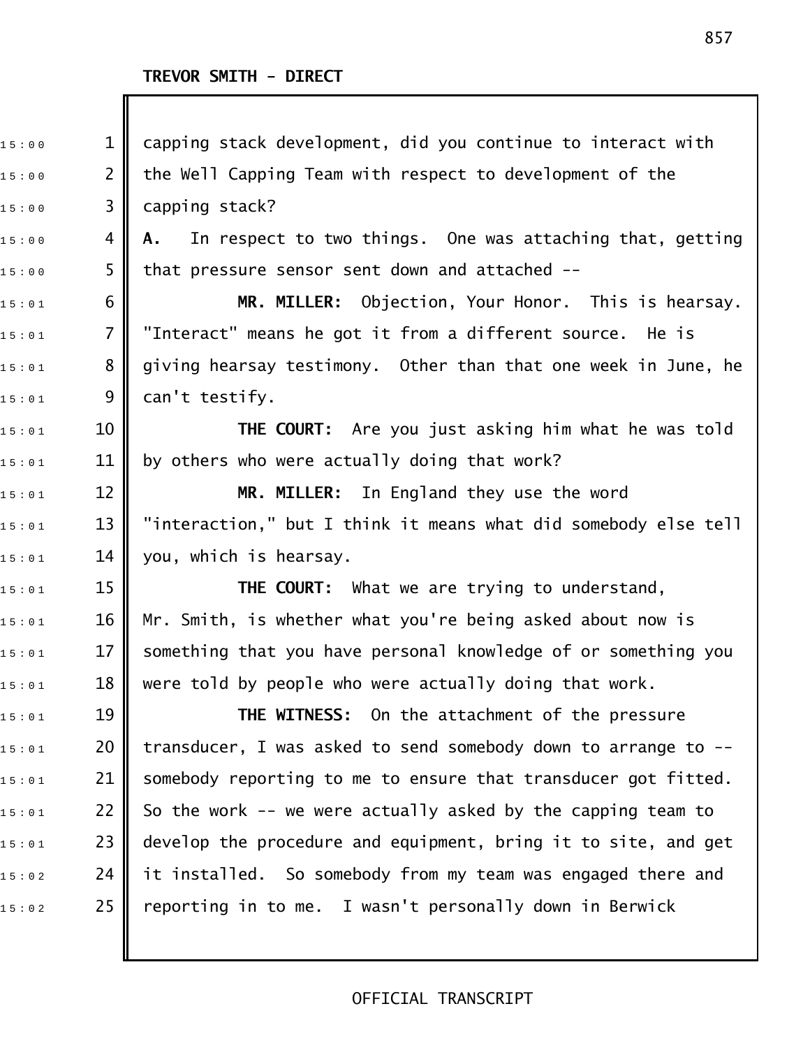**TREVOR SMITH - DIRECT**

capping stack development, did you continue to interact with the Well Capping Team with respect to development of the capping stack?

**A.** In respect to two things. One was attaching that, getting that pressure sensor sent down and attached --

**MR. MILLER:** Objection, Your Honor. This is hearsay. "Interact" means he got it from a different source. He is giving hearsay testimony. Other than that one week in June, he can't testify.

**THE COURT:** Are you just asking him what he was told by others who were actually doing that work?

**MR. MILLER:** In England they use the word "interaction," but I think it means what did somebody else tell you, which is hearsay.

**THE COURT:** What we are trying to understand, Mr. Smith, is whether what you're being asked about now is something that you have personal knowledge of or something you were told by people who were actually doing that work.

**THE WITNESS:** On the attachment of the pressure transducer, I was asked to send somebody down to arrange to -- somebody reporting to me to ensure that transducer got fitted. So the work -- we were actually asked by the capping team to develop the procedure and equipment, bring it to site, and get it installed. So somebody from my team was engaged there and reporting in to me. I wasn't personally down in Berwick

OFFICIAL TRANSCRIPT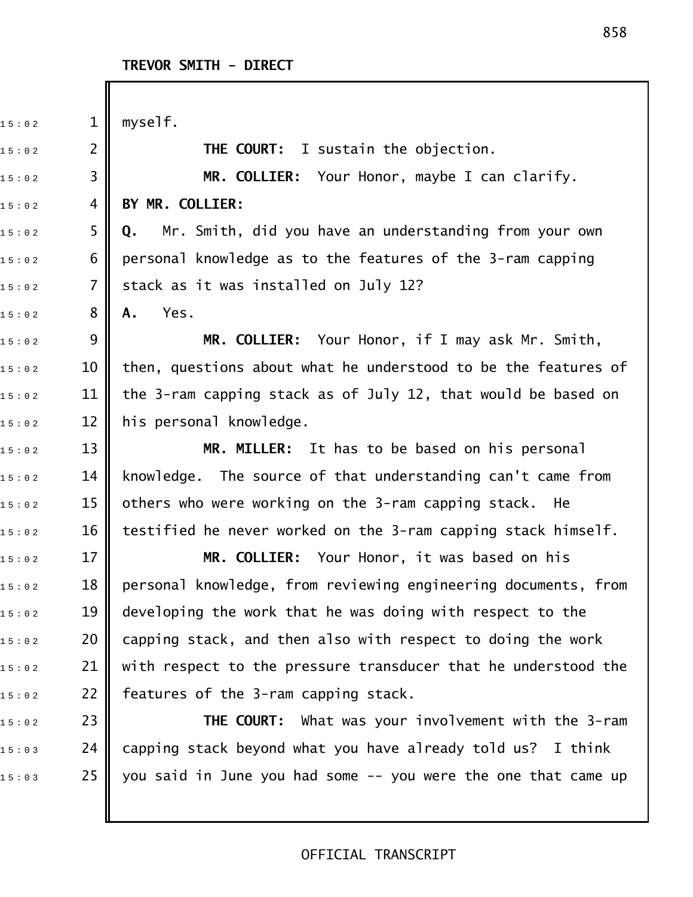TREVOR SMITH - DIRECT

myself.

**THE COURT:** I sustain the objection.

**MR. COLLIER:** Your Honor, maybe I can clarify.

**BY MR. COLLIER:**

**Q.** Mr. Smith, did you have an understanding from your own personal knowledge as to the features of the 3-ram capping stack as it was installed on July 12?

**A.** Yes.

**MR. COLLIER:** Your Honor, if I may ask Mr. Smith, then, questions about what he understood to be the features of the 3-ram capping stack as of July 12, that would be based on his personal knowledge.

**MR. MILLER:** It has to be based on his personal knowledge. The source of that understanding can't came from others who were working on the 3-ram capping stack. He testified he never worked on the 3-ram capping stack himself.

**MR. COLLIER:** Your Honor, it was based on his personal knowledge, from reviewing engineering documents, from developing the work that he was doing with respect to the capping stack, and then also with respect to doing the work with respect to the pressure transducer that he understood the features of the 3-ram capping stack.

**THE COURT:** What was your involvement with the 3-ram capping stack beyond what you have already told us? I think you said in June you had some -- you were the one that came up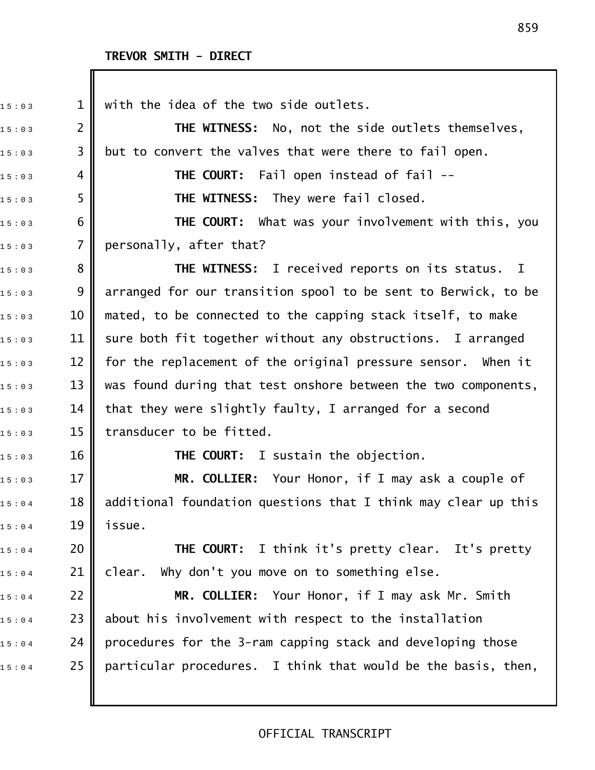TREVOR SMITH - DIRECT

with the idea of the two side outlets.

**THE WITNESS:** No, not the side outlets themselves, but to convert the valves that were there to fail open.

**THE COURT:** Fail open instead of fail --

**THE WITNESS:** They were fail closed.

**THE COURT:** What was your involvement with this, you personally, after that?

**THE WITNESS:** I received reports on its status. I arranged for our transition spool to be sent to Berwick, to be mated, to be connected to the capping stack itself, to make sure both fit together without any obstructions. I arranged for the replacement of the original pressure sensor. When it was found during that test onshore between the two components, that they were slightly faulty, I arranged for a second transducer to be fitted.

**THE COURT:** I sustain the objection.

**MR. COLLIER:** Your Honor, if I may ask a couple of additional foundation questions that I think may clear up this issue.

**THE COURT:** I think it's pretty clear. It's pretty clear. Why don't you move on to something else.

**MR. COLLIER:** Your Honor, if I may ask Mr. Smith about his involvement with respect to the installation procedures for the 3-ram capping stack and developing those particular procedures. I think that would be the basis, then,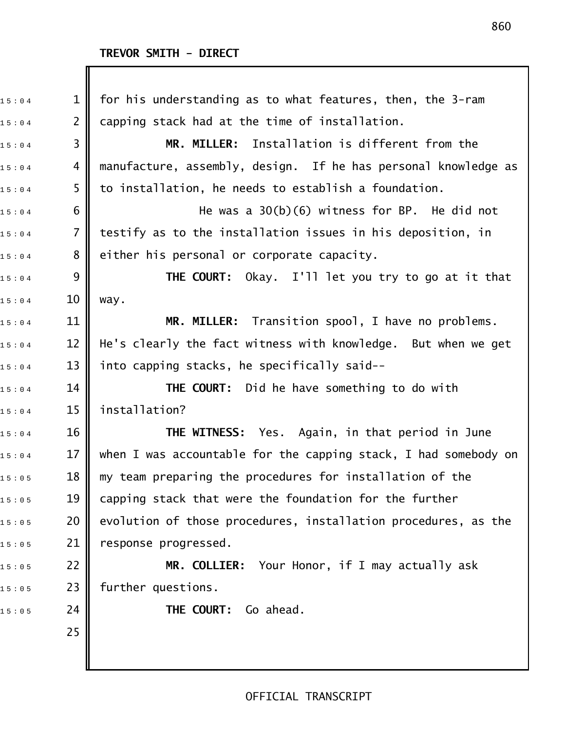**TREVOR SMITH - DIRECT**

for his understanding as to what features, then, the 3-ram capping stack had at the time of installation.

**MR. MILLER:** Installation is different from the manufacture, assembly, design. If he has personal knowledge as to installation, he needs to establish a foundation.

He was a 30(b)(6) witness for BP. He did not testify as to the installation issues in his deposition, in either his personal or corporate capacity.

**THE COURT:** Okay. I'll let you try to go at it that way.

**MR. MILLER:** Transition spool, I have no problems. He's clearly the fact witness with knowledge. But when we get into capping stacks, he specifically said--

**THE COURT:** Did he have something to do with installation?

**THE WITNESS:** Yes. Again, in that period in June when I was accountable for the capping stack, I had somebody on my team preparing the procedures for installation of the capping stack that were the foundation for the further evolution of those procedures, installation procedures, as the response progressed.

**MR. COLLIER:** Your Honor, if I may actually ask further questions.

**THE COURT:** Go ahead.

OFFICIAL TRANSCRIPT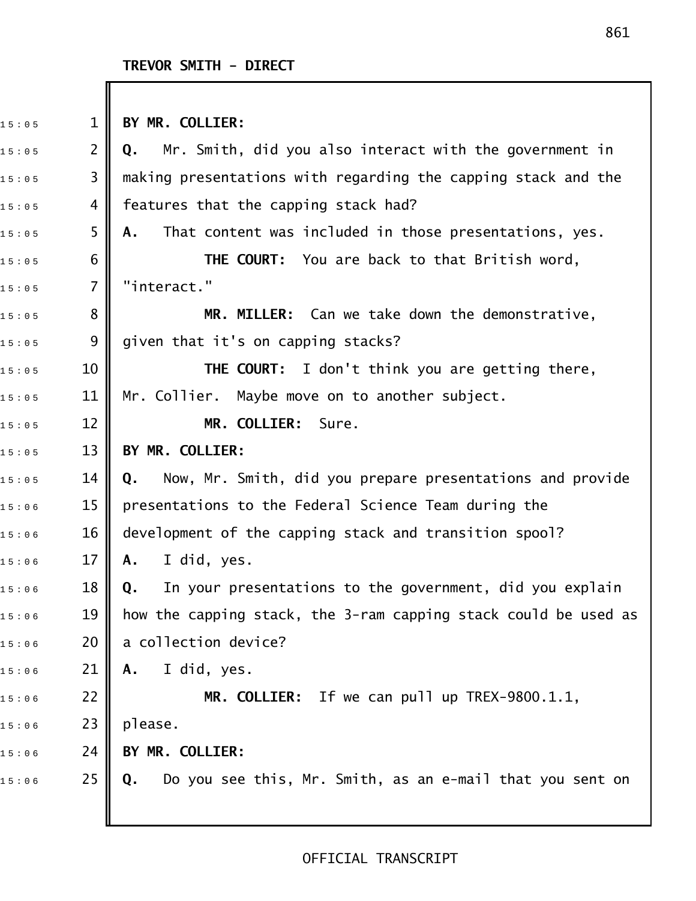TREVOR SMITH - DIRECT

**BY MR. COLLIER:**

**Q.** Mr. Smith, did you also interact with the government in making presentations with regarding the capping stack and the features that the capping stack had?

**A.** That content was included in those presentations, yes.

**THE COURT:** You are back to that British word, "interact."

**MR. MILLER:** Can we take down the demonstrative, given that it's on capping stacks?

**THE COURT:** I don't think you are getting there, Mr. Collier. Maybe move on to another subject.

**MR. COLLIER:** Sure.

**BY MR. COLLIER:**

**Q.** Now, Mr. Smith, did you prepare presentations and provide presentations to the Federal Science Team during the development of the capping stack and transition spool?

**A.** I did, yes.

**Q.** In your presentations to the government, did you explain how the capping stack, the 3-ram capping stack could be used as a collection device?

**A.** I did, yes.

**MR. COLLIER:** If we can pull up TREX-9800.1.1, please.

**BY MR. COLLIER:**

**Q.** Do you see this, Mr. Smith, as an e-mail that you sent on

OFFICIAL TRANSCRIPT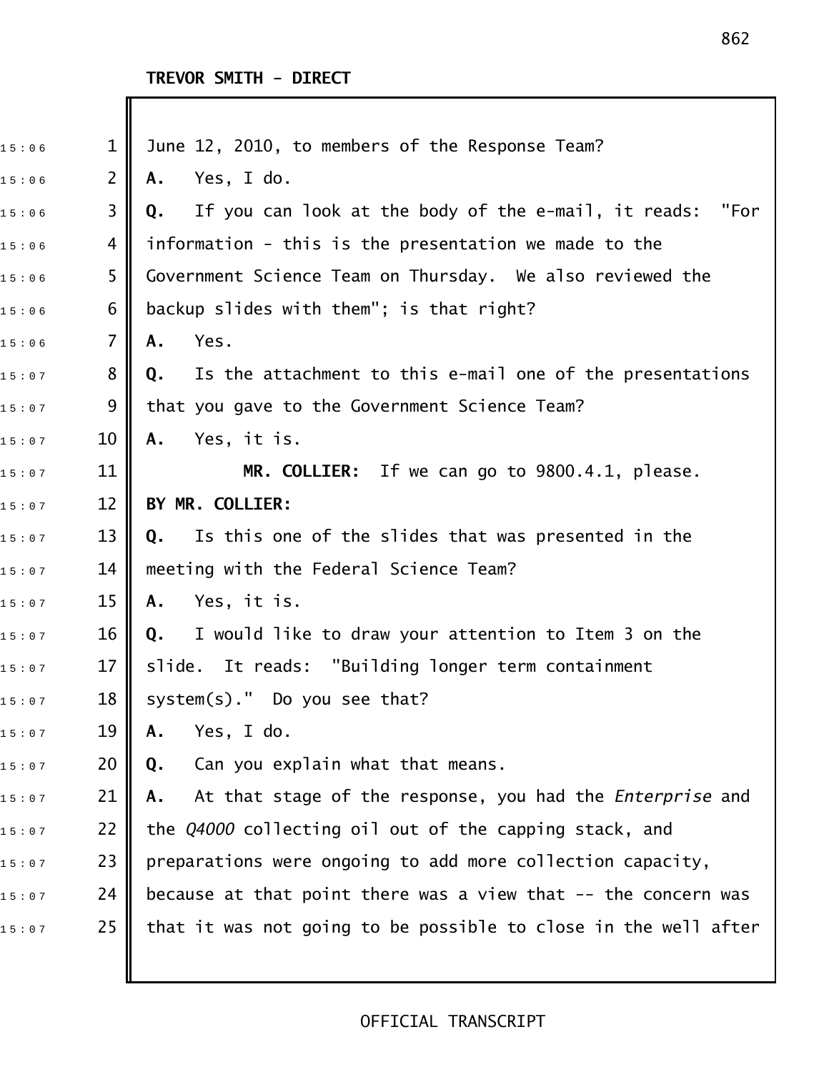June 12, 2010, to members of the Response Team?

**A.** Yes, I do.

**Q.** If you can look at the body of the e-mail, it reads: "For information - this is the presentation we made to the Government Science Team on Thursday. We also reviewed the backup slides with them"; is that right?

**A.** Yes.

**Q.** Is the attachment to this e-mail one of the presentations that you gave to the Government Science Team?

**A.** Yes, it is.

**MR. COLLIER:** If we can go to 9800.4.1, please.

**BY MR. COLLIER:**

**Q.** Is this one of the slides that was presented in the meeting with the Federal Science Team?

**A.** Yes, it is.

**Q.** I would like to draw your attention to Item 3 on the slide. It reads: "Building longer term containment system(s)." Do you see that?

**A.** Yes, I do.

**Q.** Can you explain what that means.

**A.** At that stage of the response, you had the *Enterprise* and the *Q4000* collecting oil out of the capping stack, and preparations were ongoing to add more collection capacity, because at that point there was a view that -- the concern was that it was not going to be possible to close in the well after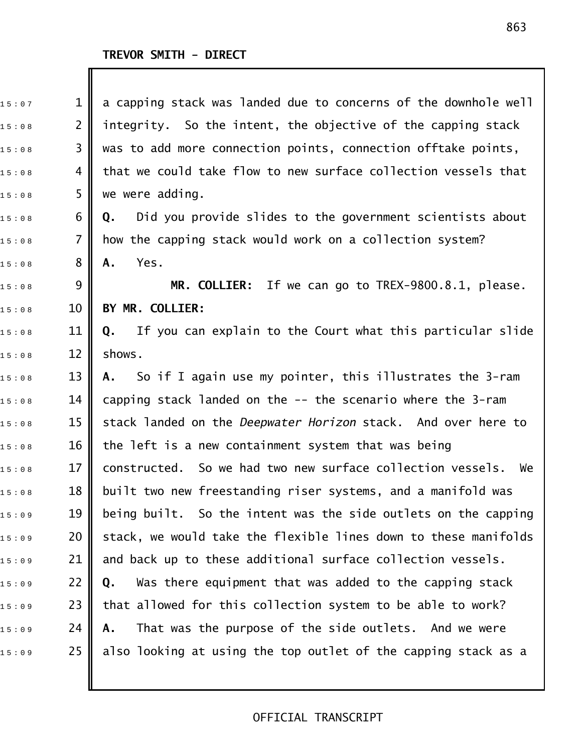TREVOR SMITH - DIRECT

a capping stack was landed due to concerns of the downhole well integrity. So the intent, the objective of the capping stack was to add more connection points, connection offtake points, that we could take flow to new surface collection vessels that we were adding.

**Q.** Did you provide slides to the government scientists about how the capping stack would work on a collection system?

**A.** Yes.

**MR. COLLIER:** If we can go to TREX-9800.8.1, please.

**BY MR. COLLIER:**

**Q.** If you can explain to the Court what this particular slide shows.

**A.** So if I again use my pointer, this illustrates the 3-ram capping stack landed on the -- the scenario where the 3-ram stack landed on the *Deepwater Horizon* stack. And over here to the left is a new containment system that was being constructed. So we had two new surface collection vessels. We built two new freestanding riser systems, and a manifold was being built. So the intent was the side outlets on the capping stack, we would take the flexible lines down to these manifolds and back up to these additional surface collection vessels.

**Q.** Was there equipment that was added to the capping stack that allowed for this collection system to be able to work?

**A.** That was the purpose of the side outlets. And we were also looking at using the top outlet of the capping stack as a

OFFICIAL TRANSCRIPT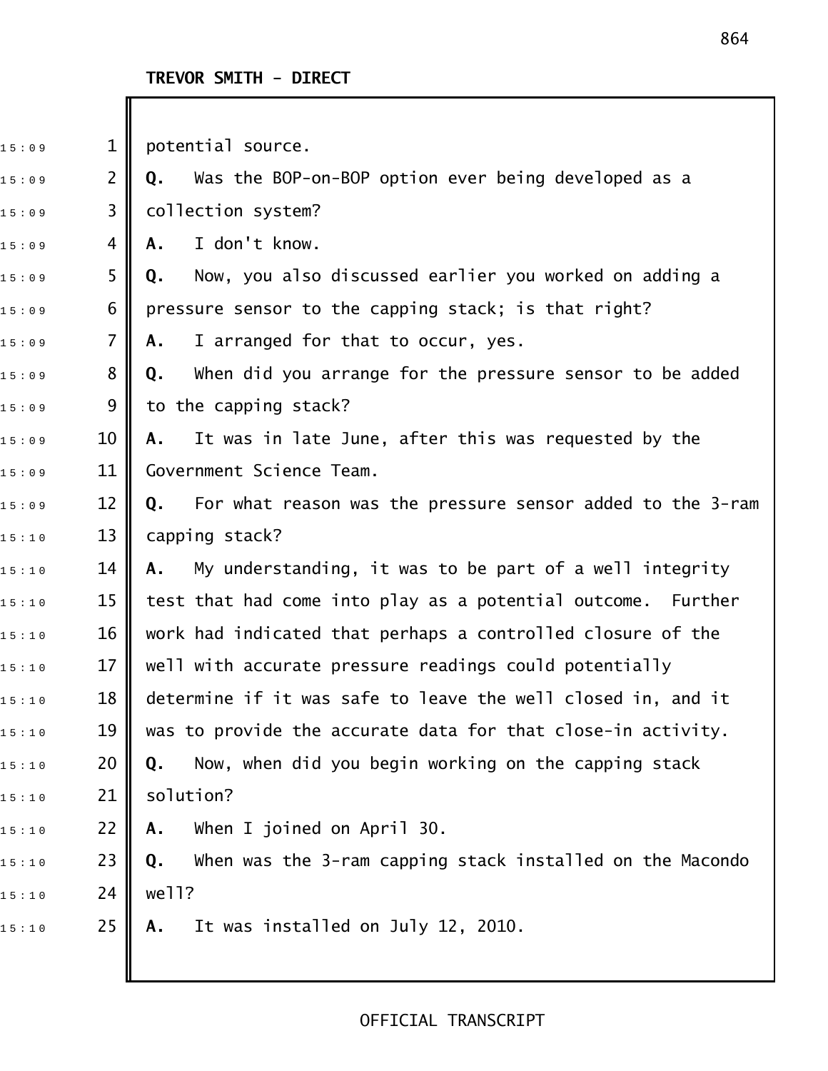**TREVOR SMITH - DIRECT**

potential source.

**Q.** Was the BOP-on-BOP option ever being developed as a collection system?

**A.** I don't know.

**Q.** Now, you also discussed earlier you worked on adding a pressure sensor to the capping stack; is that right?

**A.** I arranged for that to occur, yes.

**Q.** When did you arrange for the pressure sensor to be added to the capping stack?

**A.** It was in late June, after this was requested by the Government Science Team.

**Q.** For what reason was the pressure sensor added to the 3-ram capping stack?

**A.** My understanding, it was to be part of a well integrity test that had come into play as a potential outcome. Further work had indicated that perhaps a controlled closure of the well with accurate pressure readings could potentially determine if it was safe to leave the well closed in, and it was to provide the accurate data for that close-in activity.

**Q.** Now, when did you begin working on the capping stack solution?

**A.** When I joined on April 30.

**Q.** When was the 3-ram capping stack installed on the Macondo well?

**A.** It was installed on July 12, 2010.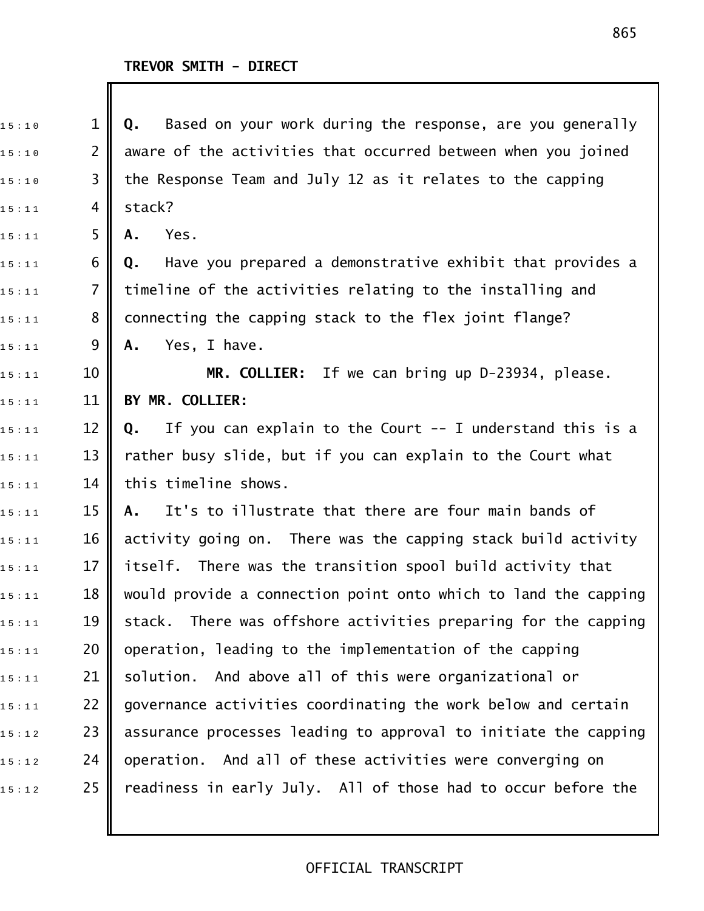TREVOR SMITH - DIRECT

**Q.** Based on your work during the response, are you generally aware of the activities that occurred between when you joined the Response Team and July 12 as it relates to the capping stack?

**A.** Yes.

**Q.** Have you prepared a demonstrative exhibit that provides a timeline of the activities relating to the installing and connecting the capping stack to the flex joint flange?

**A.** Yes, I have.

**MR. COLLIER:** If we can bring up D-23934, please.

**BY MR. COLLIER:**

**Q.** If you can explain to the Court -- I understand this is a rather busy slide, but if you can explain to the Court what this timeline shows.

**A.** It's to illustrate that there are four main bands of activity going on. There was the capping stack build activity itself. There was the transition spool build activity that would provide a connection point onto which to land the capping stack. There was offshore activities preparing for the capping operation, leading to the implementation of the capping solution. And above all of this were organizational or governance activities coordinating the work below and certain assurance processes leading to approval to initiate the capping operation. And all of these activities were converging on readiness in early July. All of those had to occur before the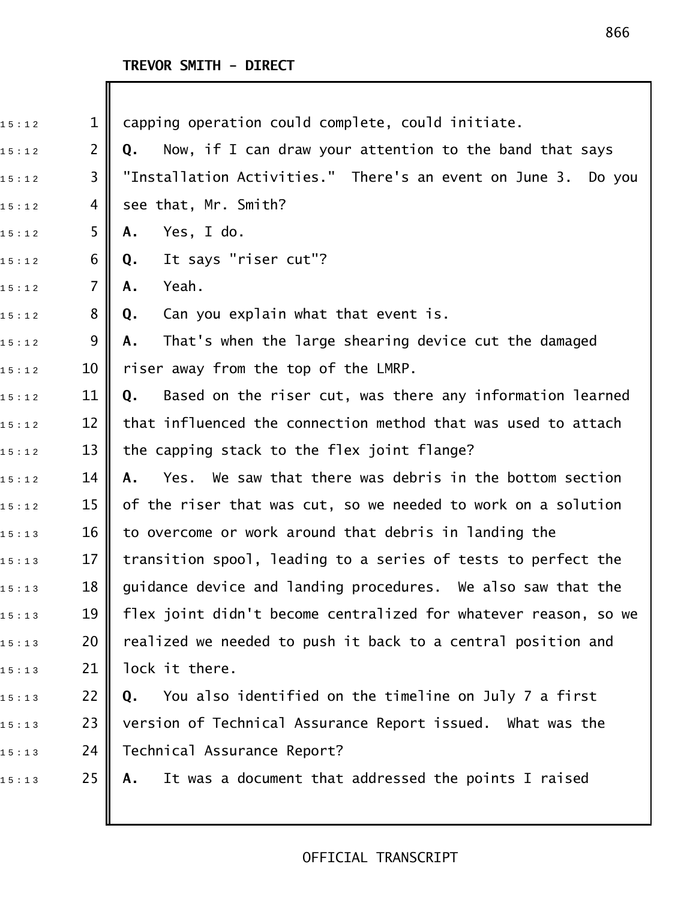**TREVOR SMITH - DIRECT**

capping operation could complete, could initiate.

**Q.** Now, if I can draw your attention to the band that says "Installation Activities." There's an event on June 3. Do you see that, Mr. Smith?

**A.** Yes, I do.

**Q.** It says "riser cut"?

**A.** Yeah.

**Q.** Can you explain what that event is.

**A.** That's when the large shearing device cut the damaged riser away from the top of the LMRP.

**Q.** Based on the riser cut, was there any information learned that influenced the connection method that was used to attach the capping stack to the flex joint flange?

**A.** Yes. We saw that there was debris in the bottom section of the riser that was cut, so we needed to work on a solution to overcome or work around that debris in landing the transition spool, leading to a series of tests to perfect the guidance device and landing procedures. We also saw that the flex joint didn't become centralized for whatever reason, so we realized we needed to push it back to a central position and lock it there.

**Q.** You also identified on the timeline on July 7 a first version of Technical Assurance Report issued. What was the Technical Assurance Report?

**A.** It was a document that addressed the points I raised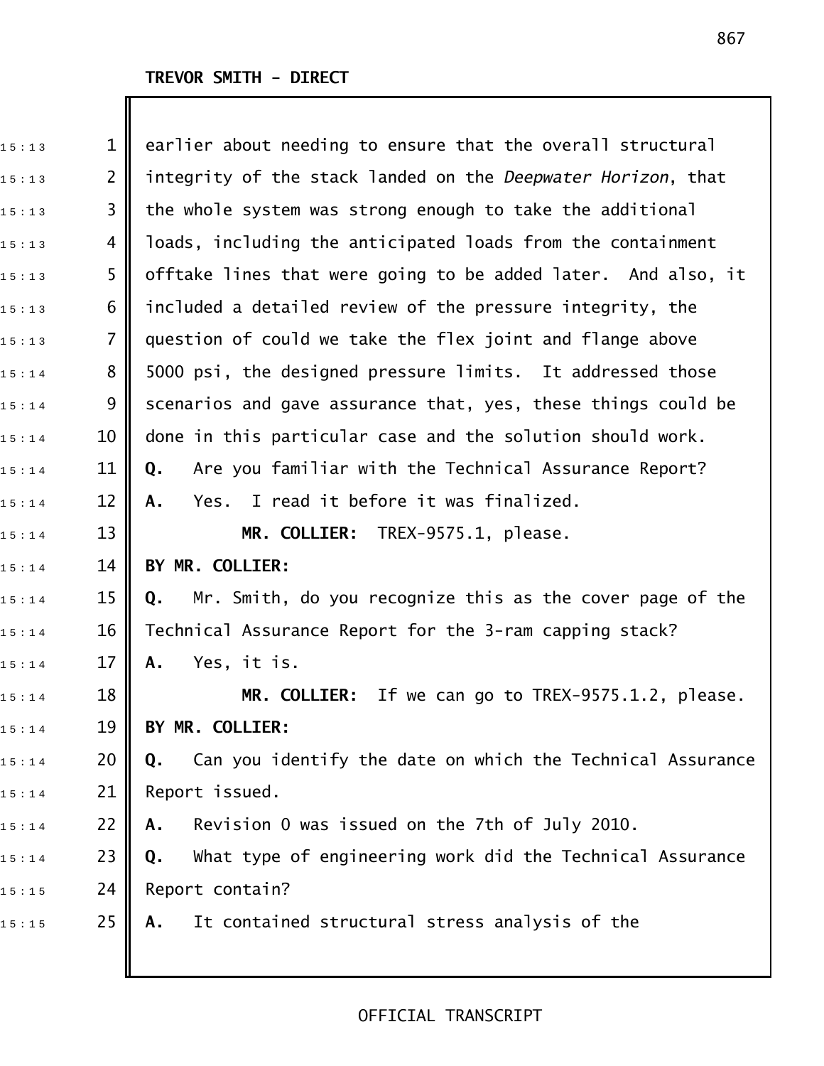earlier about needing to ensure that the overall structural integrity of the stack landed on the *Deepwater Horizon*, that the whole system was strong enough to take the additional loads, including the anticipated loads from the containment offtake lines that were going to be added later. And also, it included a detailed review of the pressure integrity, the question of could we take the flex joint and flange above 5000 psi, the designed pressure limits. It addressed those scenarios and gave assurance that, yes, these things could be done in this particular case and the solution should work.

**Q.** Are you familiar with the Technical Assurance Report?

**A.** Yes. I read it before it was finalized.

**MR. COLLIER:** TREX-9575.1, please.

**BY MR. COLLIER:**

**Q.** Mr. Smith, do you recognize this as the cover page of the Technical Assurance Report for the 3-ram capping stack?

**A.** Yes, it is.

**MR. COLLIER:** If we can go to TREX-9575.1.2, please.

**BY MR. COLLIER:**

**Q.** Can you identify the date on which the Technical Assurance Report issued.

**A.** Revision 0 was issued on the 7th of July 2010.

**Q.** What type of engineering work did the Technical Assurance Report contain?

**A.** It contained structural stress analysis of the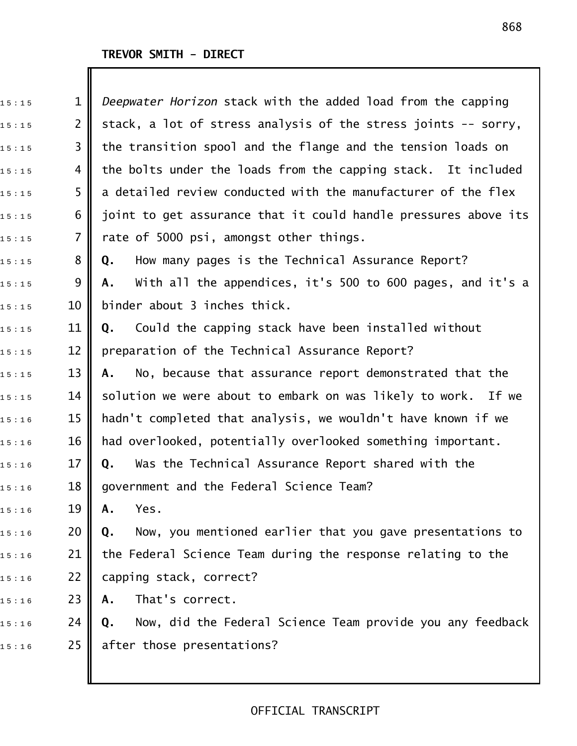**TREVOR SMITH - DIRECT**

*Deepwater Horizon* stack with the added load from the capping stack, a lot of stress analysis of the stress joints -- sorry, the transition spool and the flange and the tension loads on the bolts under the loads from the capping stack. It included a detailed review conducted with the manufacturer of the flex joint to get assurance that it could handle pressures above its rate of 5000 psi, amongst other things.

**Q.** How many pages is the Technical Assurance Report?

**A.** With all the appendices, it's 500 to 600 pages, and it's a binder about 3 inches thick.

**Q.** Could the capping stack have been installed without preparation of the Technical Assurance Report?

**A.** No, because that assurance report demonstrated that the solution we were about to embark on was likely to work. If we hadn't completed that analysis, we wouldn't have known if we had overlooked, potentially overlooked something important.

**Q.** Was the Technical Assurance Report shared with the government and the Federal Science Team?

**A.** Yes.

**Q.** Now, you mentioned earlier that you gave presentations to the Federal Science Team during the response relating to the capping stack, correct?

**A.** That's correct.

**Q.** Now, did the Federal Science Team provide you any feedback after those presentations?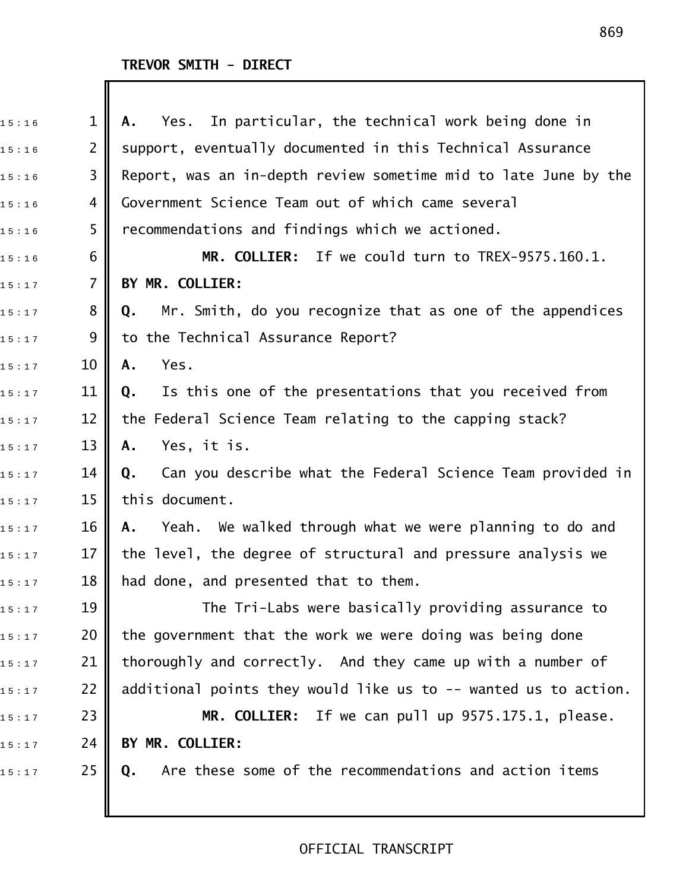**TREVOR SMITH - DIRECT**

15:16 1 **A.** Yes. In particular, the technical work being done in
15:16 2 support, eventually documented in this Technical Assurance
15:16 3 Report, was an in-depth review sometime mid to late June by the
15:16 4 Government Science Team out of which came several
15:16 5 recommendations and findings which we actioned.
15:16 6 **MR. COLLIER:** If we could turn to TREX-9575.160.1.
15:17 7 **BY MR. COLLIER:**
15:17 8 **Q.** Mr. Smith, do you recognize that as one of the appendices
15:17 9 to the Technical Assurance Report?
15:17 10 **A.** Yes.
15:17 11 **Q.** Is this one of the presentations that you received from
15:17 12 the Federal Science Team relating to the capping stack?
15:17 13 **A.** Yes, it is.
15:17 14 **Q.** Can you describe what the Federal Science Team provided in
15:17 15 this document.
15:17 16 **A.** Yeah. We walked through what we were planning to do and
15:17 17 the level, the degree of structural and pressure analysis we
15:17 18 had done, and presented that to them.
15:17 19 The Tri-Labs were basically providing assurance to
15:17 20 the government that the work we were doing was being done
15:17 21 thoroughly and correctly. And they came up with a number of
15:17 22 additional points they would like us to -- wanted us to action.
15:17 23 **MR. COLLIER:** If we can pull up 9575.175.1, please.
15:17 24 **BY MR. COLLIER:**
15:17 25 **Q.** Are these some of the recommendations and action items

OFFICIAL TRANSCRIPT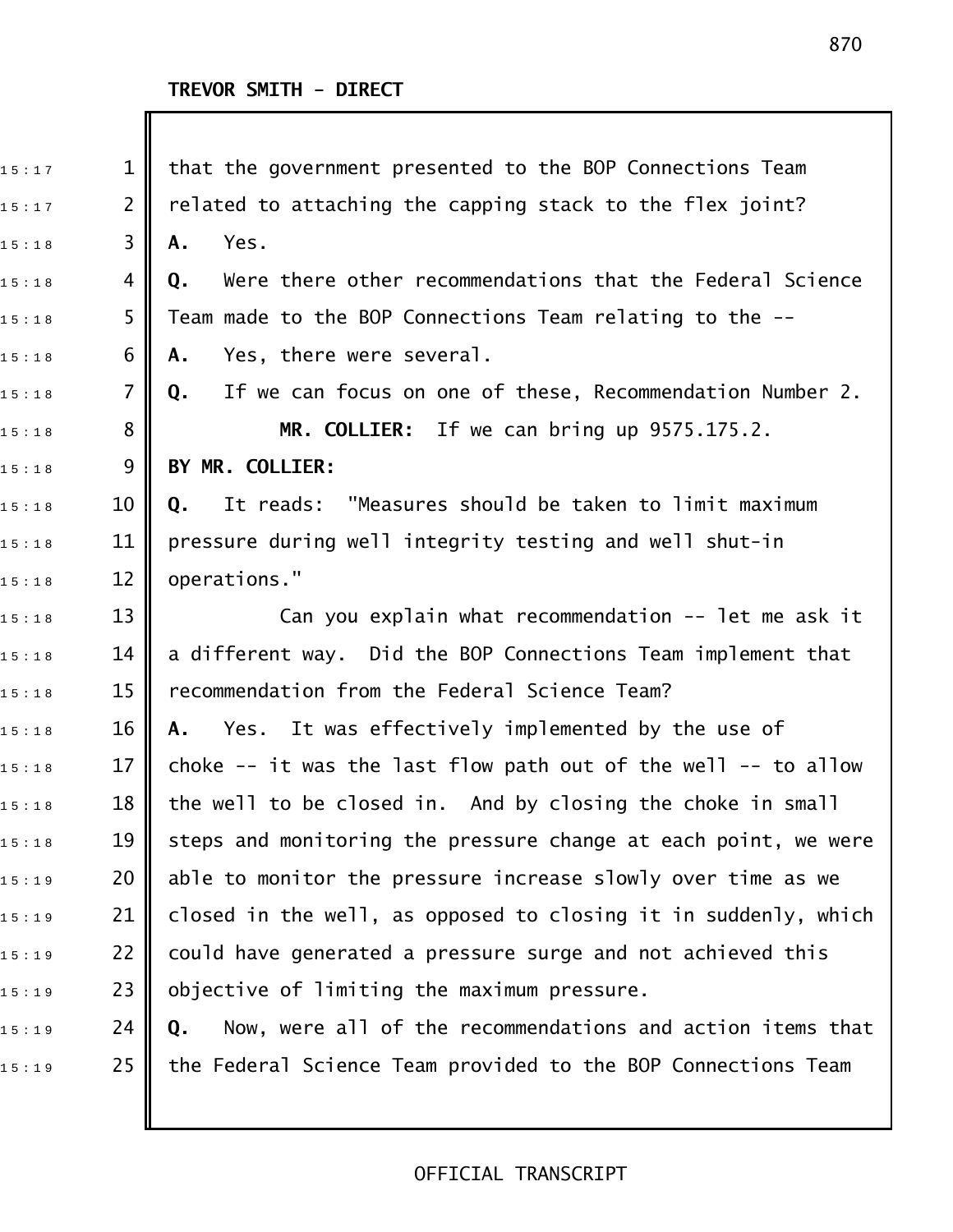that the government presented to the BOP Connections Team related to attaching the capping stack to the flex joint?

**A.** Yes.

**Q.** Were there other recommendations that the Federal Science Team made to the BOP Connections Team relating to the --

**A.** Yes, there were several.

**Q.** If we can focus on one of these, Recommendation Number 2.

**MR. COLLIER:** If we can bring up 9575.175.2.

**BY MR. COLLIER:**

**Q.** It reads: "Measures should be taken to limit maximum pressure during well integrity testing and well shut-in operations."

Can you explain what recommendation -- let me ask it a different way. Did the BOP Connections Team implement that recommendation from the Federal Science Team?

**A.** Yes. It was effectively implemented by the use of choke -- it was the last flow path out of the well -- to allow the well to be closed in. And by closing the choke in small steps and monitoring the pressure change at each point, we were able to monitor the pressure increase slowly over time as we closed in the well, as opposed to closing it in suddenly, which could have generated a pressure surge and not achieved this objective of limiting the maximum pressure.

**Q.** Now, were all of the recommendations and action items that the Federal Science Team provided to the BOP Connections Team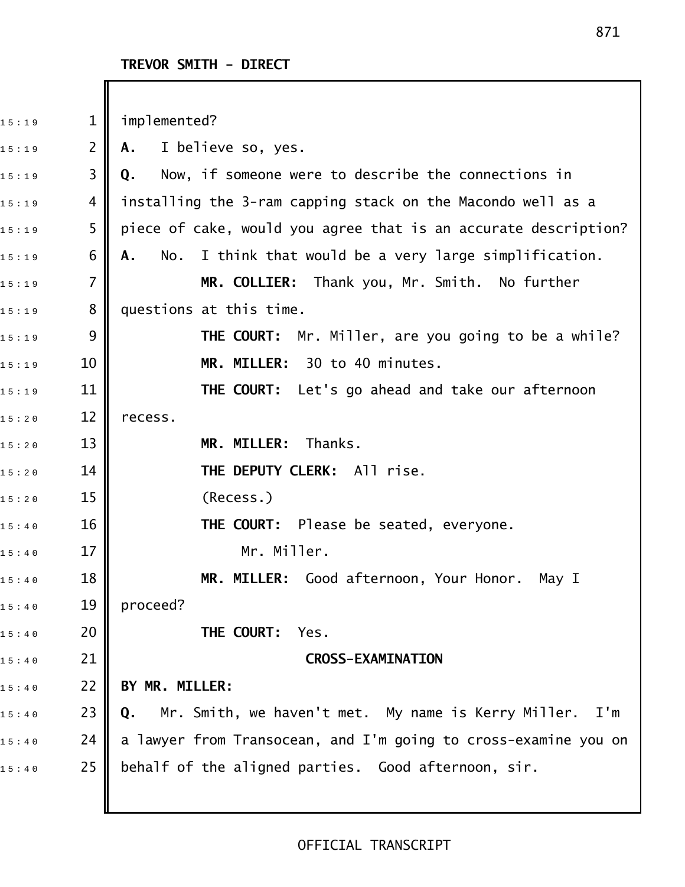**TREVOR SMITH - DIRECT**

implemented?

**A.** I believe so, yes.

**Q.** Now, if someone were to describe the connections in installing the 3-ram capping stack on the Macondo well as a piece of cake, would you agree that is an accurate description?

**A.** No. I think that would be a very large simplification.

**MR. COLLIER:** Thank you, Mr. Smith. No further questions at this time.

**THE COURT:** Mr. Miller, are you going to be a while?

**MR. MILLER:** 30 to 40 minutes.

**THE COURT:** Let's go ahead and take our afternoon recess.

**MR. MILLER:** Thanks.

**THE DEPUTY CLERK:** All rise.

(Recess.)

**THE COURT:** Please be seated, everyone.

Mr. Miller.

**MR. MILLER:** Good afternoon, Your Honor. May I proceed?

**THE COURT:** Yes.

**CROSS-EXAMINATION**

**BY MR. MILLER:**

**Q.** Mr. Smith, we haven't met. My name is Kerry Miller. I'm a lawyer from Transocean, and I'm going to cross-examine you on behalf of the aligned parties. Good afternoon, sir.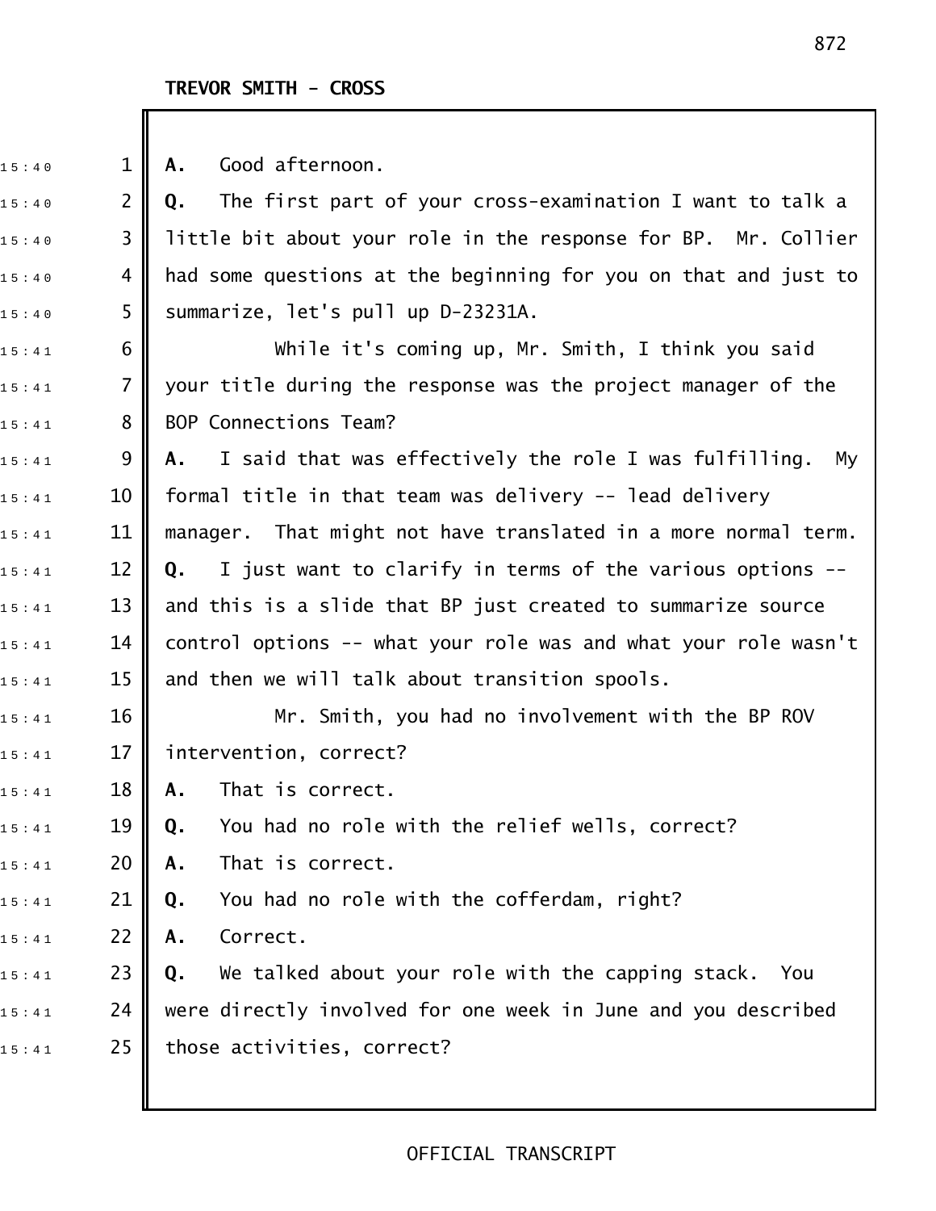**TREVOR SMITH - CROSS**

**A.** Good afternoon.

**Q.** The first part of your cross-examination I want to talk a little bit about your role in the response for BP. Mr. Collier had some questions at the beginning for you on that and just to summarize, let's pull up D-23231A.

While it's coming up, Mr. Smith, I think you said your title during the response was the project manager of the BOP Connections Team?

**A.** I said that was effectively the role I was fulfilling. My formal title in that team was delivery -- lead delivery manager. That might not have translated in a more normal term.

**Q.** I just want to clarify in terms of the various options -- and this is a slide that BP just created to summarize source control options -- what your role was and what your role wasn't and then we will talk about transition spools.

Mr. Smith, you had no involvement with the BP ROV intervention, correct?

**A.** That is correct.

**Q.** You had no role with the relief wells, correct?

**A.** That is correct.

**Q.** You had no role with the cofferdam, right?

**A.** Correct.

**Q.** We talked about your role with the capping stack. You were directly involved for one week in June and you described those activities, correct?

OFFICIAL TRANSCRIPT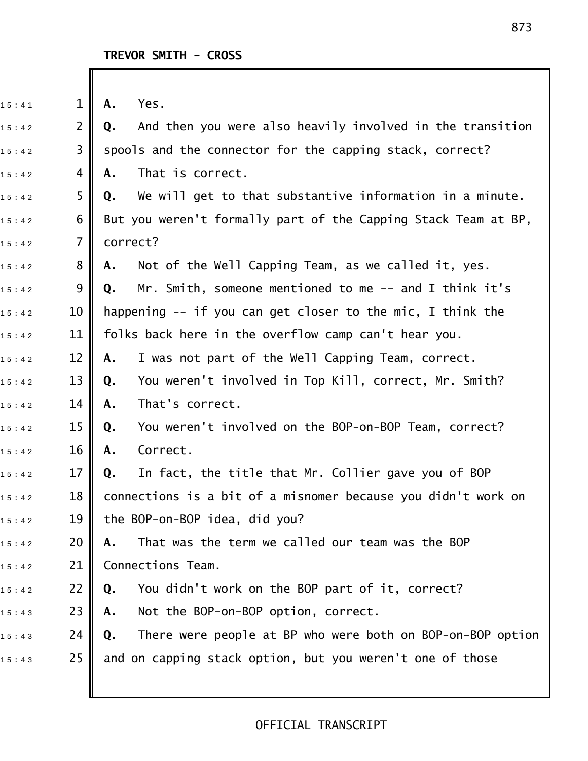**A.** Yes.

**Q.** And then you were also heavily involved in the transition spools and the connector for the capping stack, correct?

**A.** That is correct.

**Q.** We will get to that substantive information in a minute. But you weren't formally part of the Capping Stack Team at BP, correct?

**A.** Not of the Well Capping Team, as we called it, yes.

**Q.** Mr. Smith, someone mentioned to me -- and I think it's happening -- if you can get closer to the mic, I think the folks back here in the overflow camp can't hear you.

**A.** I was not part of the Well Capping Team, correct.

**Q.** You weren't involved in Top Kill, correct, Mr. Smith?

**A.** That's correct.

**Q.** You weren't involved on the BOP-on-BOP Team, correct?

**A.** Correct.

**Q.** In fact, the title that Mr. Collier gave you of BOP connections is a bit of a misnomer because you didn't work on the BOP-on-BOP idea, did you?

**A.** That was the term we called our team was the BOP Connections Team.

**Q.** You didn't work on the BOP part of it, correct?

**A.** Not the BOP-on-BOP option, correct.

**Q.** There were people at BP who were both on BOP-on-BOP option and on capping stack option, but you weren't one of those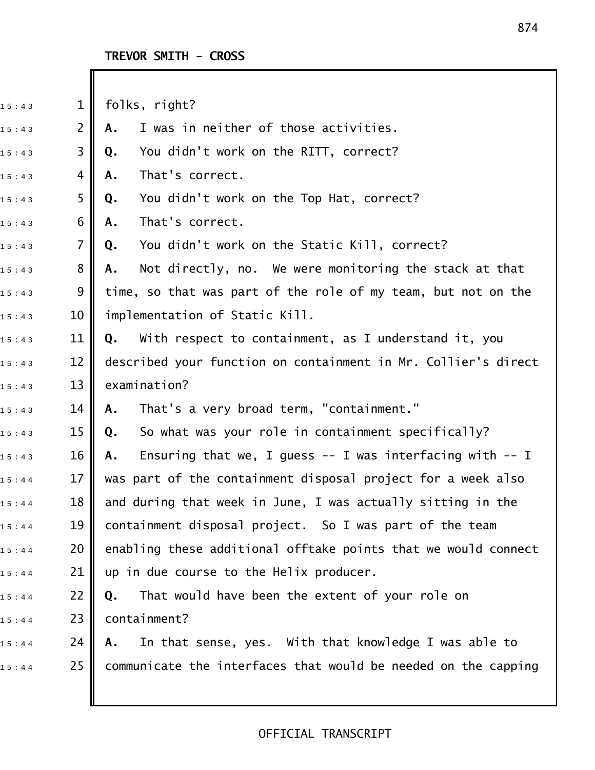**TREVOR SMITH - CROSS**

folks, right?

**A.** I was in neither of those activities.

**Q.** You didn't work on the RITT, correct?

**A.** That's correct.

**Q.** You didn't work on the Top Hat, correct?

**A.** That's correct.

**Q.** You didn't work on the Static Kill, correct?

**A.** Not directly, no. We were monitoring the stack at that time, so that was part of the role of my team, but not on the implementation of Static Kill.

**Q.** With respect to containment, as I understand it, you described your function on containment in Mr. Collier's direct examination?

**A.** That's a very broad term, "containment."

**Q.** So what was your role in containment specifically?

**A.** Ensuring that we, I guess -- I was interfacing with -- I was part of the containment disposal project for a week also and during that week in June, I was actually sitting in the containment disposal project. So I was part of the team enabling these additional offtake points that we would connect up in due course to the Helix producer.

**Q.** That would have been the extent of your role on containment?

**A.** In that sense, yes. With that knowledge I was able to communicate the interfaces that would be needed on the capping

OFFICIAL TRANSCRIPT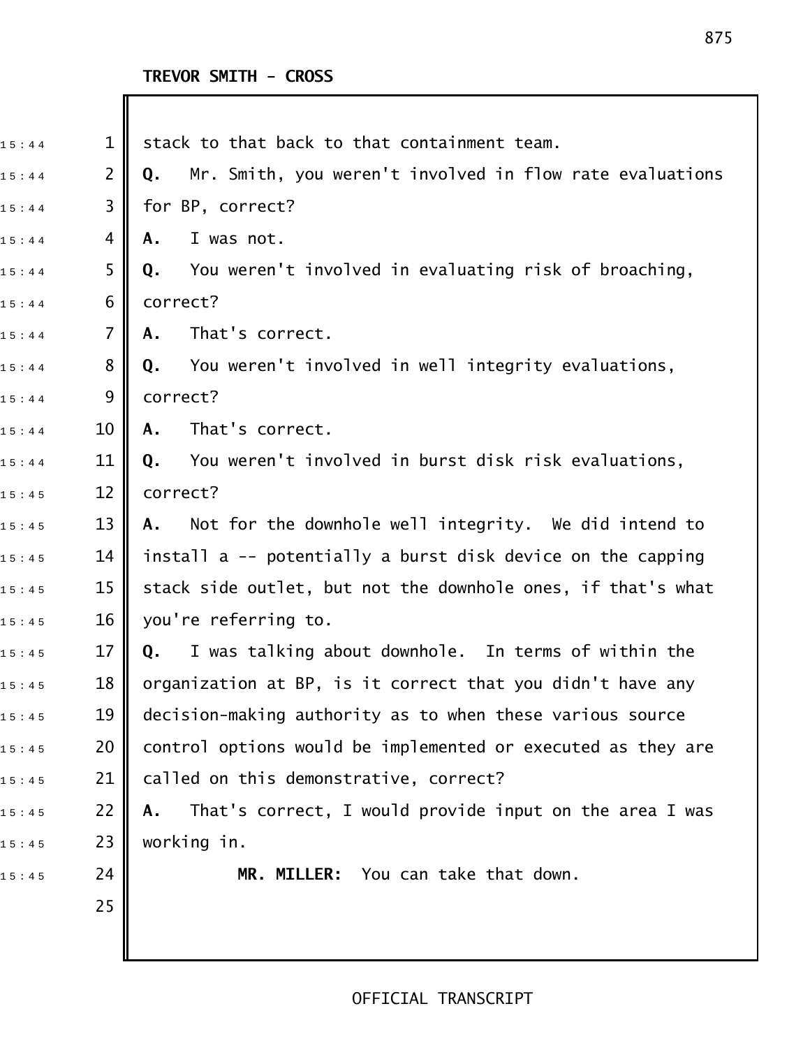stack to that back to that containment team.

**Q.** Mr. Smith, you weren't involved in flow rate evaluations for BP, correct?

**A.** I was not.

**Q.** You weren't involved in evaluating risk of broaching, correct?

**A.** That's correct.

**Q.** You weren't involved in well integrity evaluations, correct?

**A.** That's correct.

**Q.** You weren't involved in burst disk risk evaluations, correct?

**A.** Not for the downhole well integrity. We did intend to install a -- potentially a burst disk device on the capping stack side outlet, but not the downhole ones, if that's what you're referring to.

**Q.** I was talking about downhole. In terms of within the organization at BP, is it correct that you didn't have any decision-making authority as to when these various source control options would be implemented or executed as they are called on this demonstrative, correct?

**A.** That's correct, I would provide input on the area I was working in.

**MR. MILLER:** You can take that down.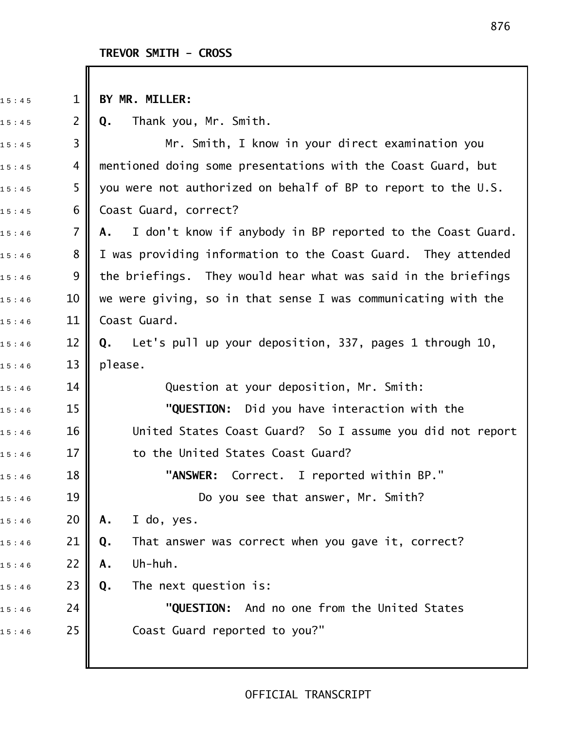TREVOR SMITH - CROSS

**BY MR. MILLER:**

**Q.** Thank you, Mr. Smith.

Mr. Smith, I know in your direct examination you mentioned doing some presentations with the Coast Guard, but you were not authorized on behalf of BP to report to the U.S. Coast Guard, correct?

**A.** I don't know if anybody in BP reported to the Coast Guard. I was providing information to the Coast Guard. They attended the briefings. They would hear what was said in the briefings we were giving, so in that sense I was communicating with the Coast Guard.

**Q.** Let's pull up your deposition, 337, pages 1 through 10, please.

Question at your deposition, Mr. Smith:

**"QUESTION:** Did you have interaction with the United States Coast Guard? So I assume you did not report to the United States Coast Guard?

**"ANSWER:** Correct. I reported within BP."

Do you see that answer, Mr. Smith?

**A.** I do, yes.

**Q.** That answer was correct when you gave it, correct?

**A.** Uh-huh.

**Q.** The next question is:

**"QUESTION:** And no one from the United States Coast Guard reported to you?"

OFFICIAL TRANSCRIPT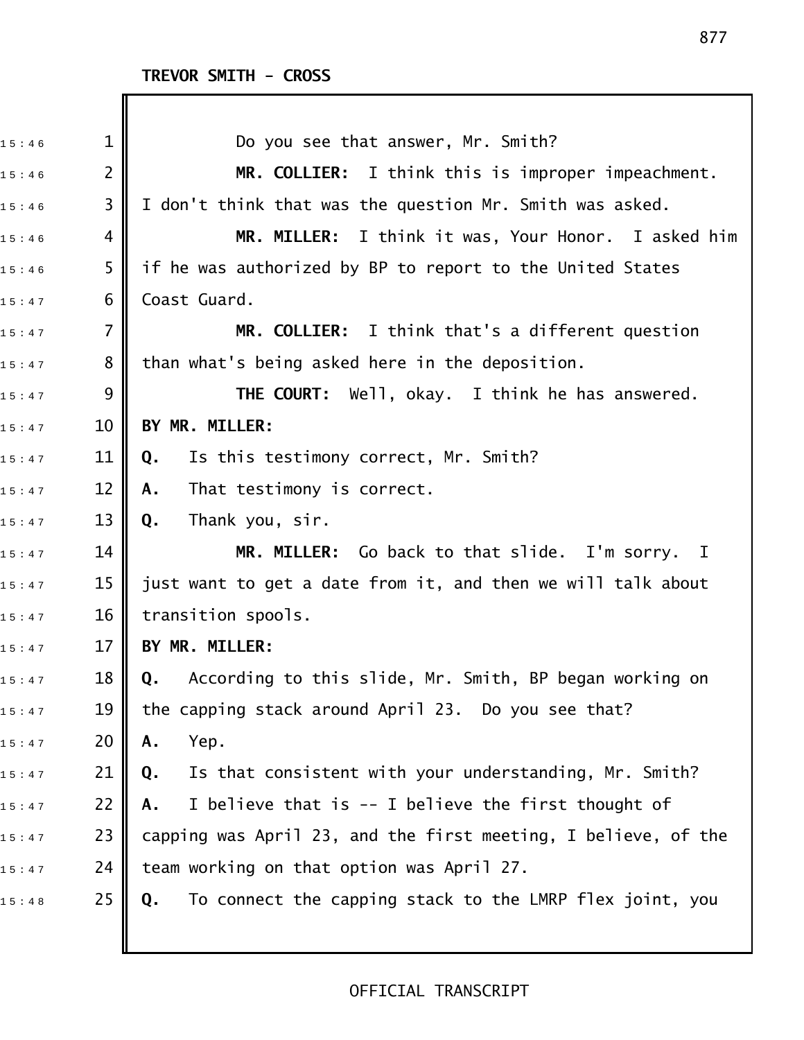TREVOR SMITH - CROSS

Do you see that answer, Mr. Smith?

**MR. COLLIER:** I think this is improper impeachment. I don't think that was the question Mr. Smith was asked.

**MR. MILLER:** I think it was, Your Honor. I asked him if he was authorized by BP to report to the United States Coast Guard.

**MR. COLLIER:** I think that's a different question than what's being asked here in the deposition.

**THE COURT:** Well, okay. I think he has answered.

**BY MR. MILLER:**

**Q.** Is this testimony correct, Mr. Smith?

**A.** That testimony is correct.

**Q.** Thank you, sir.

**MR. MILLER:** Go back to that slide. I'm sorry. I just want to get a date from it, and then we will talk about transition spools.

**BY MR. MILLER:**

**Q.** According to this slide, Mr. Smith, BP began working on the capping stack around April 23. Do you see that?

**A.** Yep.

**Q.** Is that consistent with your understanding, Mr. Smith?

**A.** I believe that is -- I believe the first thought of capping was April 23, and the first meeting, I believe, of the team working on that option was April 27.

**Q.** To connect the capping stack to the LMRP flex joint, you

OFFICIAL TRANSCRIPT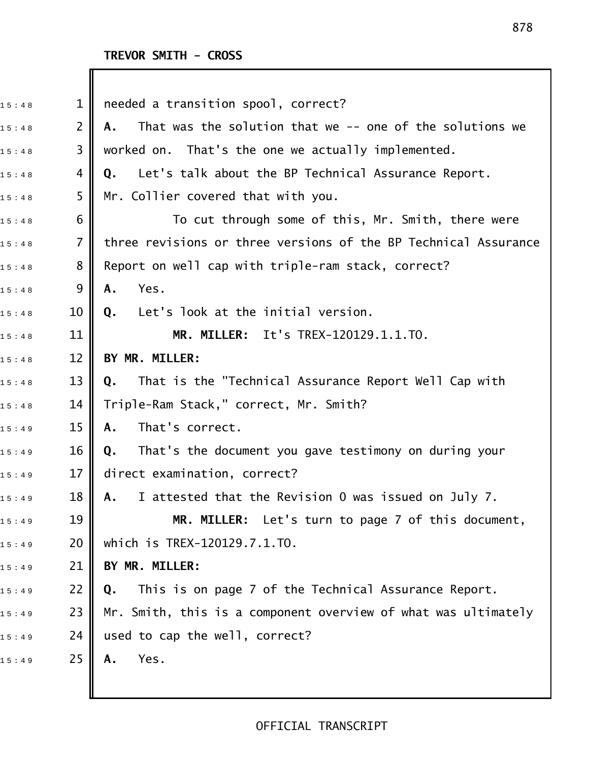**TREVOR SMITH - CROSS**

needed a transition spool, correct?

**A.** That was the solution that we -- one of the solutions we worked on. That's the one we actually implemented.

**Q.** Let's talk about the BP Technical Assurance Report. Mr. Collier covered that with you.

To cut through some of this, Mr. Smith, there were three revisions or three versions of the BP Technical Assurance Report on well cap with triple-ram stack, correct?

**A.** Yes.

**Q.** Let's look at the initial version.

**MR. MILLER:** It's TREX-120129.1.1.TO.

**BY MR. MILLER:**

**Q.** That is the "Technical Assurance Report Well Cap with Triple-Ram Stack," correct, Mr. Smith?

**A.** That's correct.

**Q.** That's the document you gave testimony on during your direct examination, correct?

**A.** I attested that the Revision 0 was issued on July 7.

**MR. MILLER:** Let's turn to page 7 of this document, which is TREX-120129.7.1.TO.

**BY MR. MILLER:**

**Q.** This is on page 7 of the Technical Assurance Report. Mr. Smith, this is a component overview of what was ultimately used to cap the well, correct?

**A.** Yes.

OFFICIAL TRANSCRIPT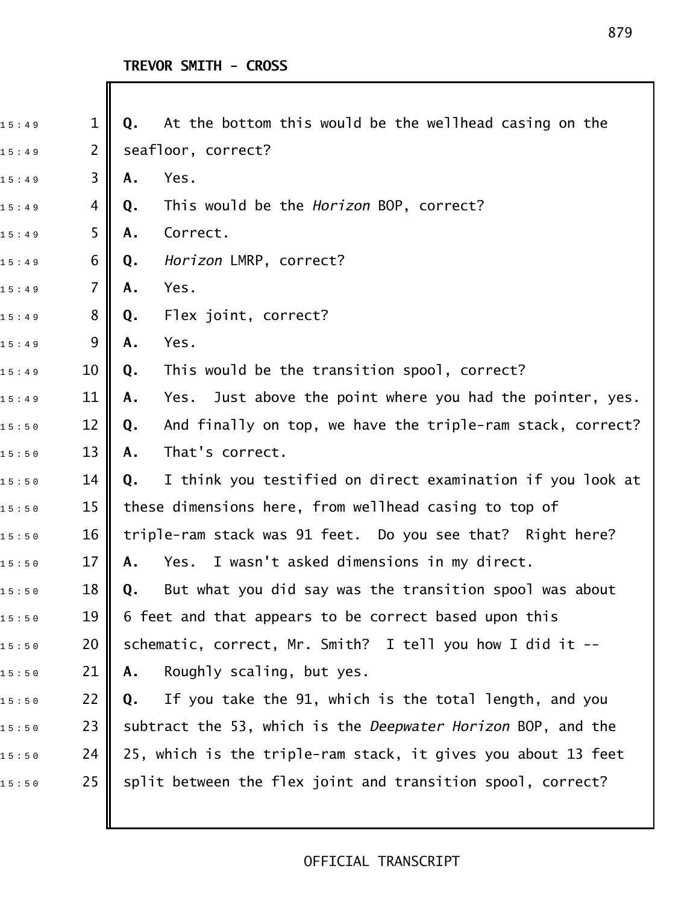**TREVOR SMITH - CROSS**

**Q.** At the bottom this would be the wellhead casing on the seafloor, correct?

**A.** Yes.

**Q.** This would be the *Horizon* BOP, correct?

**A.** Correct.

**Q.** *Horizon* LMRP, correct?

**A.** Yes.

**Q.** Flex joint, correct?

**A.** Yes.

**Q.** This would be the transition spool, correct?

**A.** Yes. Just above the point where you had the pointer, yes.

**Q.** And finally on top, we have the triple-ram stack, correct?

**A.** That's correct.

**Q.** I think you testified on direct examination if you look at these dimensions here, from wellhead casing to top of triple-ram stack was 91 feet. Do you see that? Right here?

**A.** Yes. I wasn't asked dimensions in my direct.

**Q.** But what you did say was the transition spool was about 6 feet and that appears to be correct based upon this schematic, correct, Mr. Smith? I tell you how I did it --

**A.** Roughly scaling, but yes.

**Q.** If you take the 91, which is the total length, and you subtract the 53, which is the *Deepwater Horizon* BOP, and the 25, which is the triple-ram stack, it gives you about 13 feet split between the flex joint and transition spool, correct?

OFFICIAL TRANSCRIPT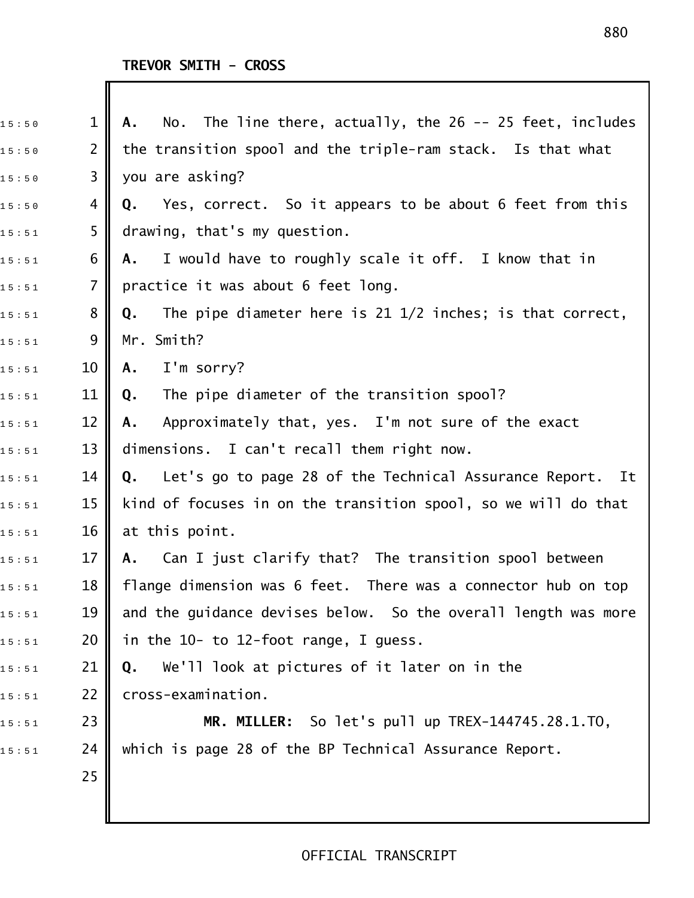TREVOR SMITH - CROSS

**A.** No. The line there, actually, the 26 -- 25 feet, includes the transition spool and the triple-ram stack. Is that what you are asking?

**Q.** Yes, correct. So it appears to be about 6 feet from this drawing, that's my question.

**A.** I would have to roughly scale it off. I know that in practice it was about 6 feet long.

**Q.** The pipe diameter here is 21 1/2 inches; is that correct, Mr. Smith?

**A.** I'm sorry?

**Q.** The pipe diameter of the transition spool?

**A.** Approximately that, yes. I'm not sure of the exact dimensions. I can't recall them right now.

**Q.** Let's go to page 28 of the Technical Assurance Report. It kind of focuses in on the transition spool, so we will do that at this point.

**A.** Can I just clarify that? The transition spool between flange dimension was 6 feet. There was a connector hub on top and the guidance devises below. So the overall length was more in the 10- to 12-foot range, I guess.

**Q.** We'll look at pictures of it later on in the cross-examination.

**MR. MILLER:** So let's pull up TREX-144745.28.1.TO, which is page 28 of the BP Technical Assurance Report.

OFFICIAL TRANSCRIPT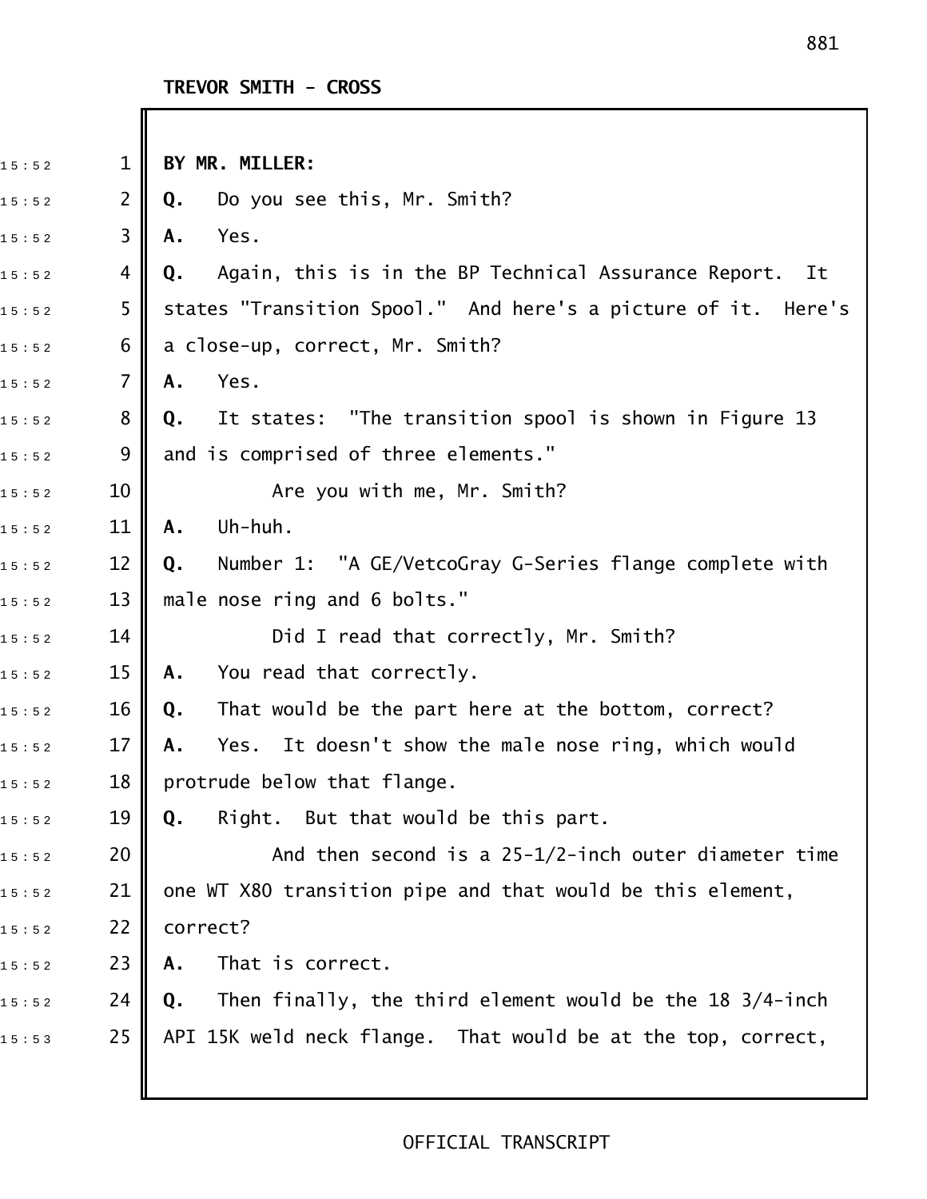TREVOR SMITH - CROSS

**BY MR. MILLER:**

**Q.** Do you see this, Mr. Smith?

**A.** Yes.

**Q.** Again, this is in the BP Technical Assurance Report. It states "Transition Spool." And here's a picture of it. Here's a close-up, correct, Mr. Smith?

**A.** Yes.

**Q.** It states: "The transition spool is shown in Figure 13 and is comprised of three elements."

Are you with me, Mr. Smith?

**A.** Uh-huh.

**Q.** Number 1: "A GE/VetcoGray G-Series flange complete with male nose ring and 6 bolts."

Did I read that correctly, Mr. Smith?

**A.** You read that correctly.

**Q.** That would be the part here at the bottom, correct?

**A.** Yes. It doesn't show the male nose ring, which would protrude below that flange.

**Q.** Right. But that would be this part.

And then second is a 25-1/2-inch outer diameter time one WT X80 transition pipe and that would be this element, correct?

**A.** That is correct.

**Q.** Then finally, the third element would be the 18 3/4-inch API 15K weld neck flange. That would be at the top, correct,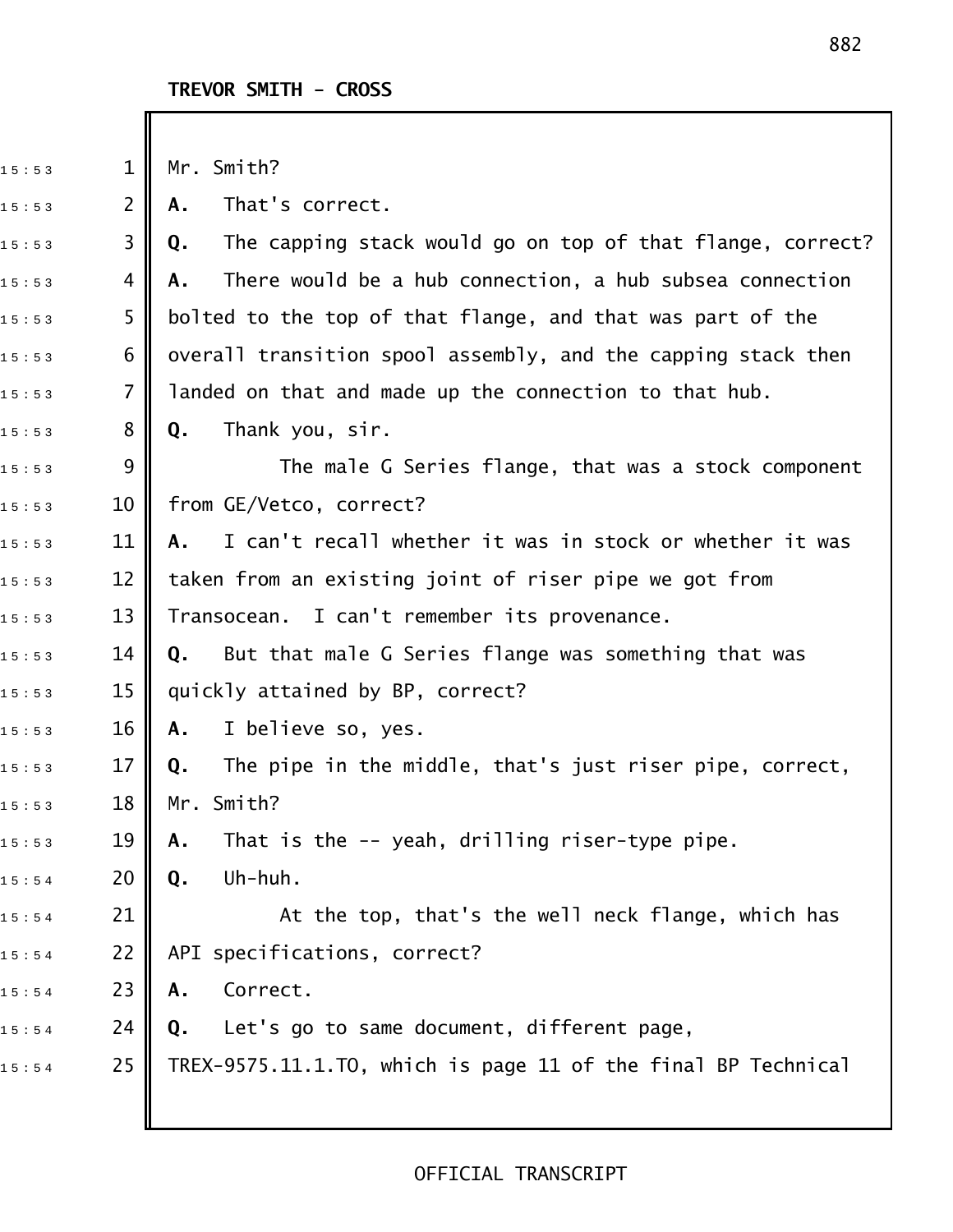**TREVOR SMITH - CROSS**

Mr. Smith?

**A.** That's correct.

**Q.** The capping stack would go on top of that flange, correct?

**A.** There would be a hub connection, a hub subsea connection bolted to the top of that flange, and that was part of the overall transition spool assembly, and the capping stack then landed on that and made up the connection to that hub.

**Q.** Thank you, sir.

The male G Series flange, that was a stock component from GE/Vetco, correct?

**A.** I can't recall whether it was in stock or whether it was taken from an existing joint of riser pipe we got from Transocean. I can't remember its provenance.

**Q.** But that male G Series flange was something that was quickly attained by BP, correct?

**A.** I believe so, yes.

**Q.** The pipe in the middle, that's just riser pipe, correct, Mr. Smith?

**A.** That is the -- yeah, drilling riser-type pipe.

**Q.** Uh-huh.

At the top, that's the well neck flange, which has API specifications, correct?

**A.** Correct.

**Q.** Let's go to same document, different page, TREX-9575.11.1.TO, which is page 11 of the final BP Technical

OFFICIAL TRANSCRIPT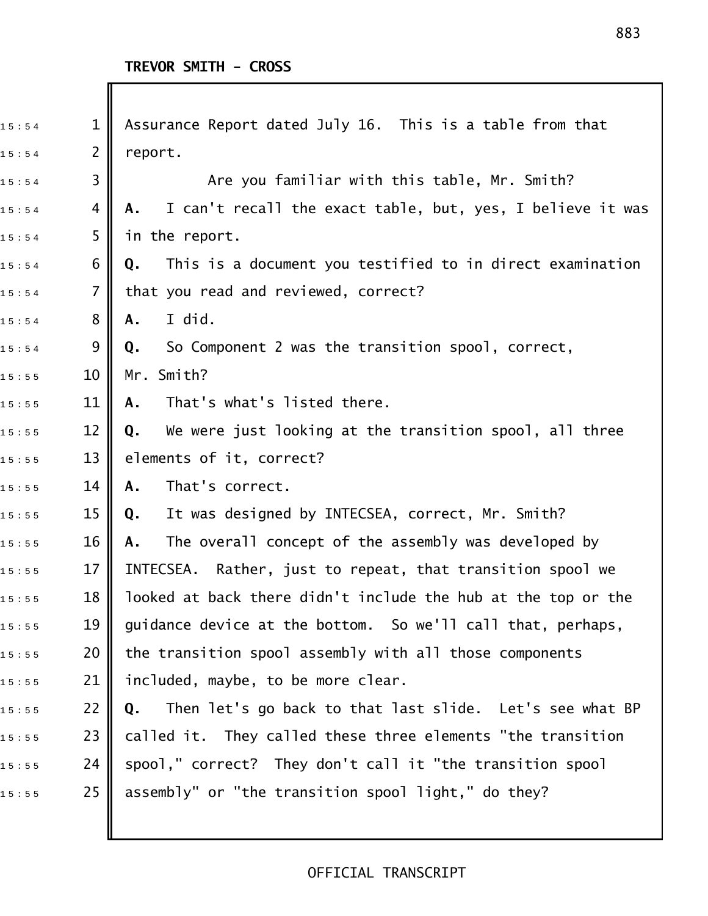**TREVOR SMITH - CROSS**

Assurance Report dated July 16. This is a table from that report.

Are you familiar with this table, Mr. Smith?

**A.** I can't recall the exact table, but, yes, I believe it was in the report.

**Q.** This is a document you testified to in direct examination that you read and reviewed, correct?

**A.** I did.

**Q.** So Component 2 was the transition spool, correct, Mr. Smith?

**A.** That's what's listed there.

**Q.** We were just looking at the transition spool, all three elements of it, correct?

**A.** That's correct.

**Q.** It was designed by INTECSEA, correct, Mr. Smith?

**A.** The overall concept of the assembly was developed by INTECSEA. Rather, just to repeat, that transition spool we looked at back there didn't include the hub at the top or the guidance device at the bottom. So we'll call that, perhaps, the transition spool assembly with all those components included, maybe, to be more clear.

**Q.** Then let's go back to that last slide. Let's see what BP called it. They called these three elements "the transition spool," correct? They don't call it "the transition spool assembly" or "the transition spool light," do they?

OFFICIAL TRANSCRIPT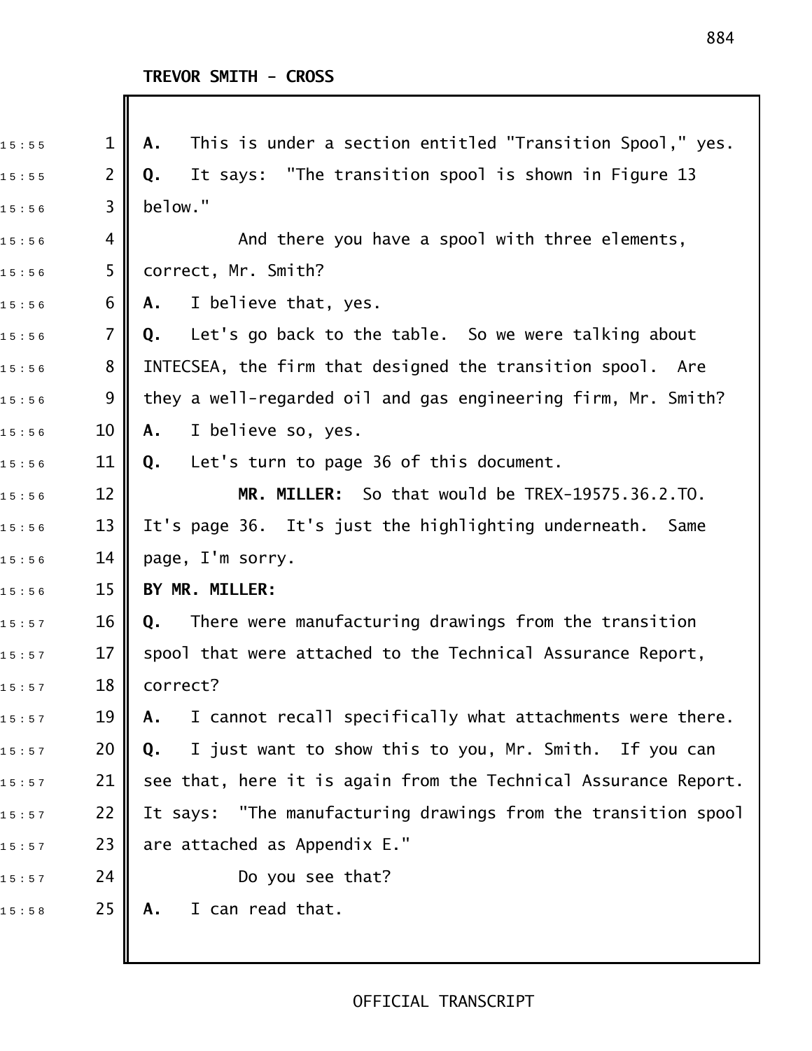**TREVOR SMITH - CROSS**

**A.** This is under a section entitled "Transition Spool," yes.

**Q.** It says: "The transition spool is shown in Figure 13 below."

And there you have a spool with three elements, correct, Mr. Smith?

**A.** I believe that, yes.

**Q.** Let's go back to the table. So we were talking about INTECSEA, the firm that designed the transition spool. Are they a well-regarded oil and gas engineering firm, Mr. Smith?

**A.** I believe so, yes.

**Q.** Let's turn to page 36 of this document.

**MR. MILLER:** So that would be TREX-19575.36.2.TO. It's page 36. It's just the highlighting underneath. Same page, I'm sorry.

**BY MR. MILLER:**

**Q.** There were manufacturing drawings from the transition spool that were attached to the Technical Assurance Report, correct?

**A.** I cannot recall specifically what attachments were there.

**Q.** I just want to show this to you, Mr. Smith. If you can see that, here it is again from the Technical Assurance Report. It says: "The manufacturing drawings from the transition spool are attached as Appendix E."

Do you see that?

**A.** I can read that.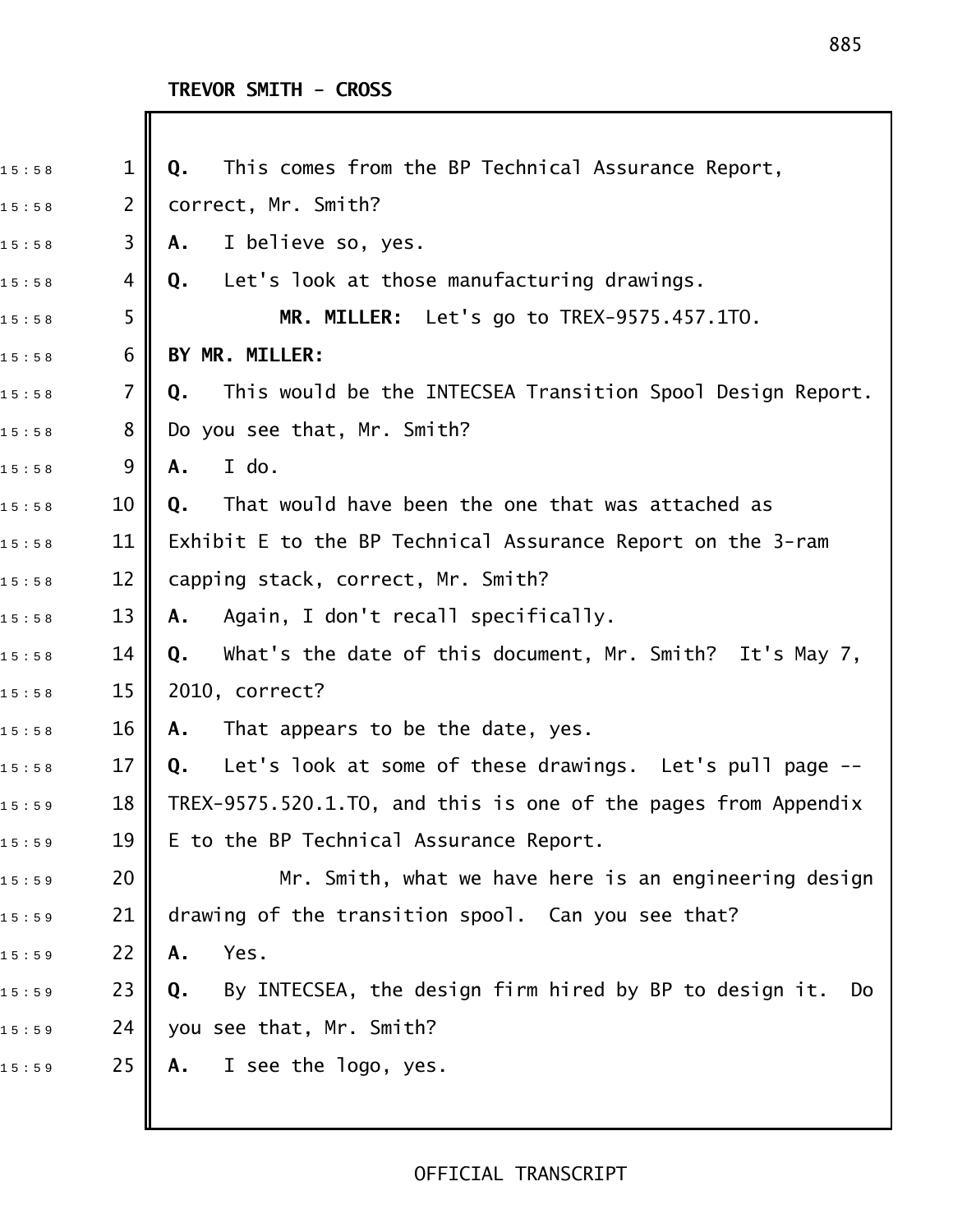**TREVOR SMITH - CROSS**

**Q.** This comes from the BP Technical Assurance Report, correct, Mr. Smith?

**A.** I believe so, yes.

**Q.** Let's look at those manufacturing drawings.

**MR. MILLER:** Let's go to TREX-9575.457.1TO.

**BY MR. MILLER:**

**Q.** This would be the INTECSEA Transition Spool Design Report. Do you see that, Mr. Smith?

**A.** I do.

**Q.** That would have been the one that was attached as Exhibit E to the BP Technical Assurance Report on the 3-ram capping stack, correct, Mr. Smith?

**A.** Again, I don't recall specifically.

**Q.** What's the date of this document, Mr. Smith? It's May 7, 2010, correct?

**A.** That appears to be the date, yes.

**Q.** Let's look at some of these drawings. Let's pull page -- TREX-9575.520.1.TO, and this is one of the pages from Appendix E to the BP Technical Assurance Report.

Mr. Smith, what we have here is an engineering design drawing of the transition spool. Can you see that?

**A.** Yes.

**Q.** By INTECSEA, the design firm hired by BP to design it. Do you see that, Mr. Smith?

**A.** I see the logo, yes.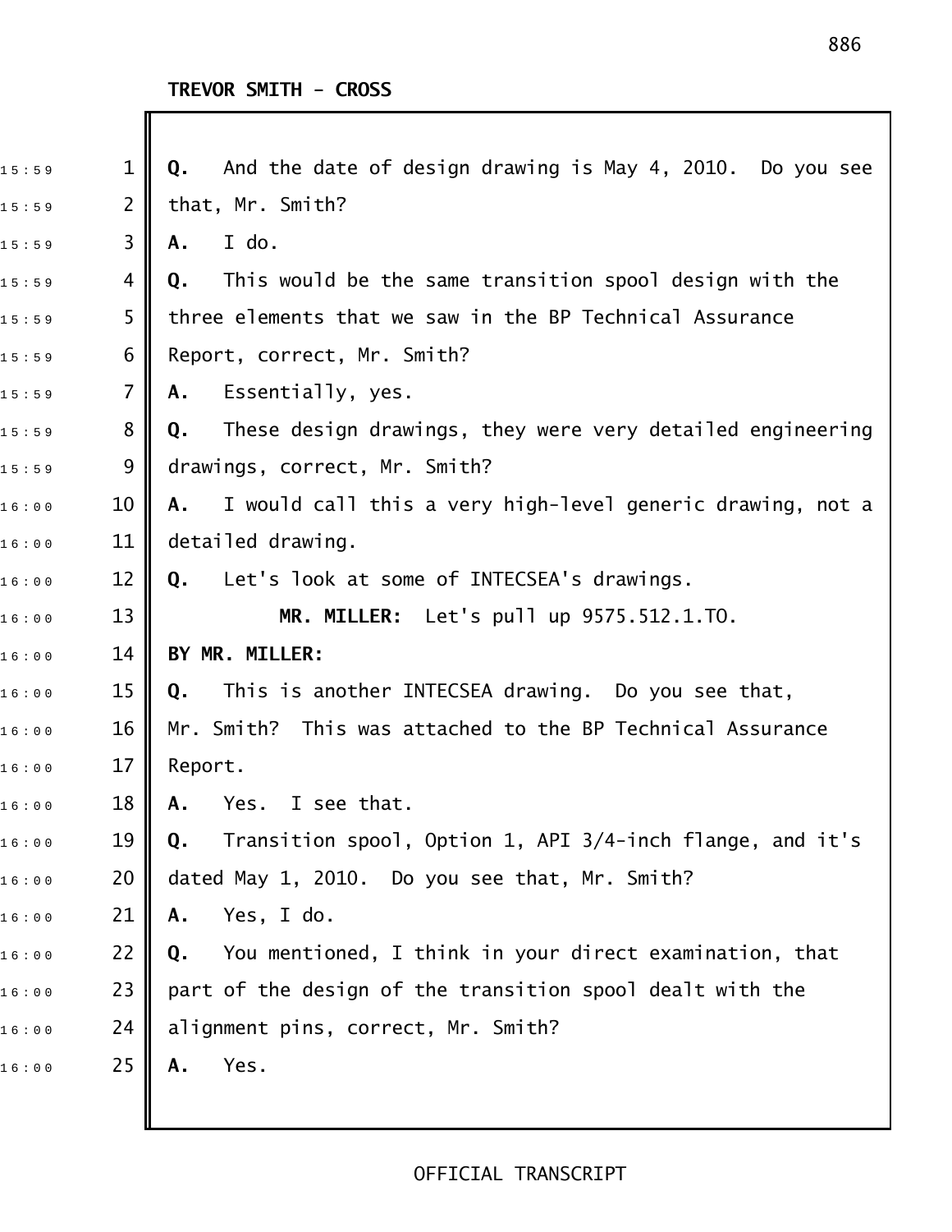**TREVOR SMITH - CROSS**

**Q.** And the date of design drawing is May 4, 2010. Do you see that, Mr. Smith?

**A.** I do.

**Q.** This would be the same transition spool design with the three elements that we saw in the BP Technical Assurance Report, correct, Mr. Smith?

**A.** Essentially, yes.

**Q.** These design drawings, they were very detailed engineering drawings, correct, Mr. Smith?

**A.** I would call this a very high-level generic drawing, not a detailed drawing.

**Q.** Let's look at some of INTECSEA's drawings.

**MR. MILLER:** Let's pull up 9575.512.1.TO.

**BY MR. MILLER:**

**Q.** This is another INTECSEA drawing. Do you see that, Mr. Smith? This was attached to the BP Technical Assurance Report.

**A.** Yes. I see that.

**Q.** Transition spool, Option 1, API 3/4-inch flange, and it's dated May 1, 2010. Do you see that, Mr. Smith?

**A.** Yes, I do.

**Q.** You mentioned, I think in your direct examination, that part of the design of the transition spool dealt with the alignment pins, correct, Mr. Smith?

**A.** Yes.

OFFICIAL TRANSCRIPT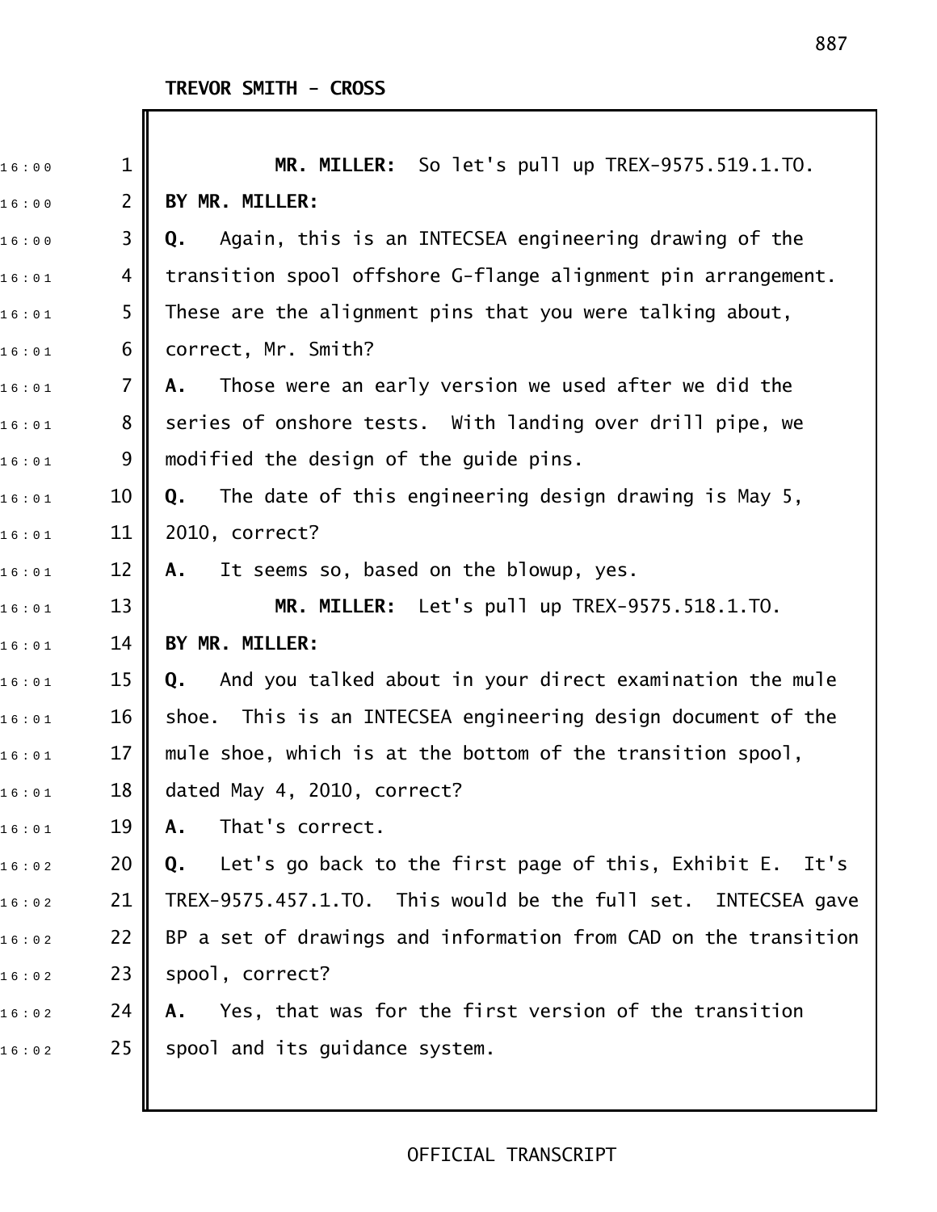TREVOR SMITH - CROSS

**MR. MILLER:** So let's pull up TREX-9575.519.1.TO.

**BY MR. MILLER:**

**Q.** Again, this is an INTECSEA engineering drawing of the transition spool offshore G-flange alignment pin arrangement. These are the alignment pins that you were talking about, correct, Mr. Smith?

**A.** Those were an early version we used after we did the series of onshore tests. With landing over drill pipe, we modified the design of the guide pins.

**Q.** The date of this engineering design drawing is May 5, 2010, correct?

**A.** It seems so, based on the blowup, yes.

**MR. MILLER:** Let's pull up TREX-9575.518.1.TO.

**BY MR. MILLER:**

**Q.** And you talked about in your direct examination the mule shoe. This is an INTECSEA engineering design document of the mule shoe, which is at the bottom of the transition spool, dated May 4, 2010, correct?

**A.** That's correct.

**Q.** Let's go back to the first page of this, Exhibit E. It's TREX-9575.457.1.TO. This would be the full set. INTECSEA gave BP a set of drawings and information from CAD on the transition spool, correct?

**A.** Yes, that was for the first version of the transition spool and its guidance system.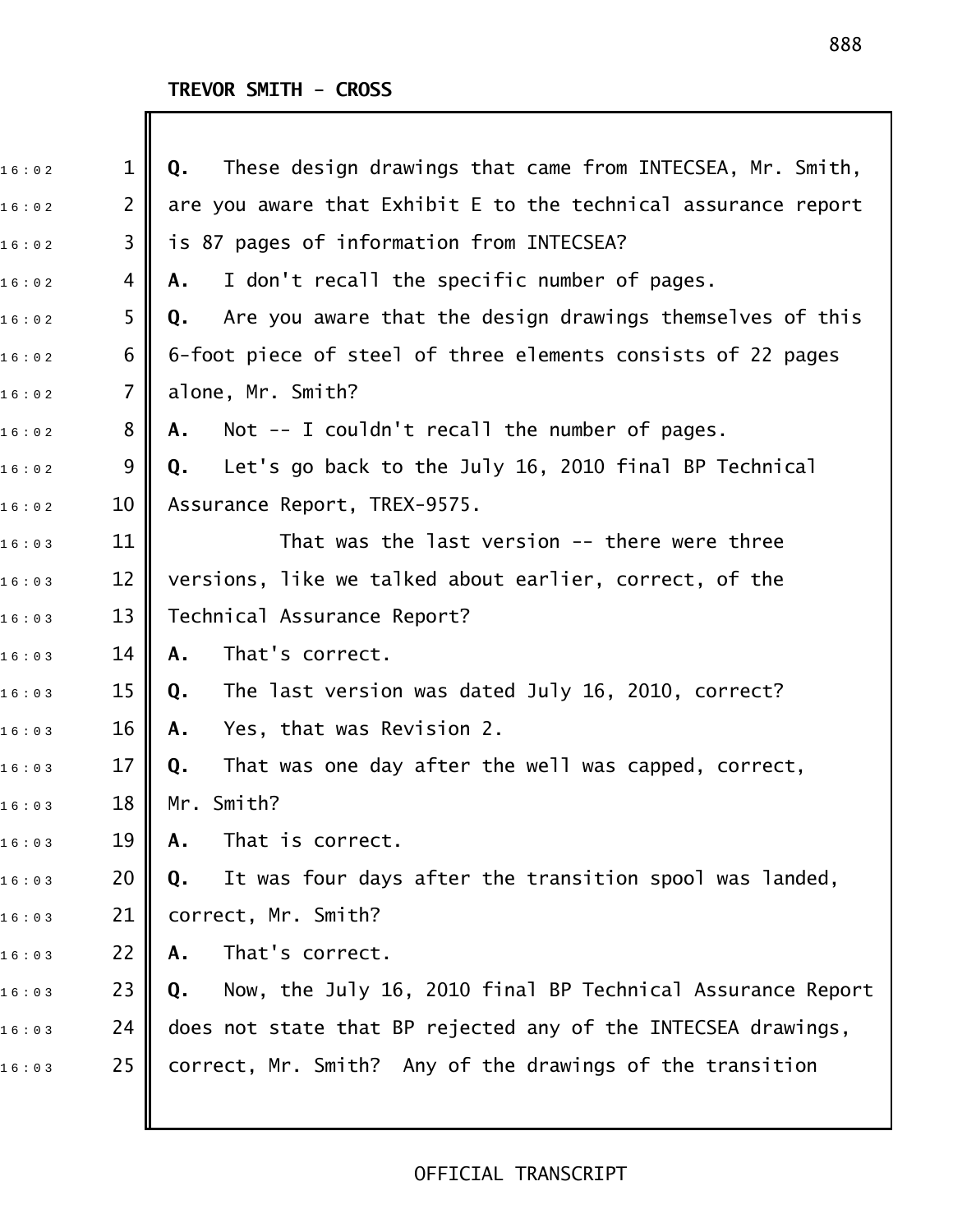TREVOR SMITH - CROSS

**Q.** These design drawings that came from INTECSEA, Mr. Smith, are you aware that Exhibit E to the technical assurance report is 87 pages of information from INTECSEA?

**A.** I don't recall the specific number of pages.

**Q.** Are you aware that the design drawings themselves of this 6-foot piece of steel of three elements consists of 22 pages alone, Mr. Smith?

**A.** Not -- I couldn't recall the number of pages.

**Q.** Let's go back to the July 16, 2010 final BP Technical Assurance Report, TREX-9575.

That was the last version -- there were three versions, like we talked about earlier, correct, of the Technical Assurance Report?

**A.** That's correct.

**Q.** The last version was dated July 16, 2010, correct?

**A.** Yes, that was Revision 2.

**Q.** That was one day after the well was capped, correct, Mr. Smith?

**A.** That is correct.

**Q.** It was four days after the transition spool was landed, correct, Mr. Smith?

**A.** That's correct.

**Q.** Now, the July 16, 2010 final BP Technical Assurance Report does not state that BP rejected any of the INTECSEA drawings, correct, Mr. Smith? Any of the drawings of the transition

OFFICIAL TRANSCRIPT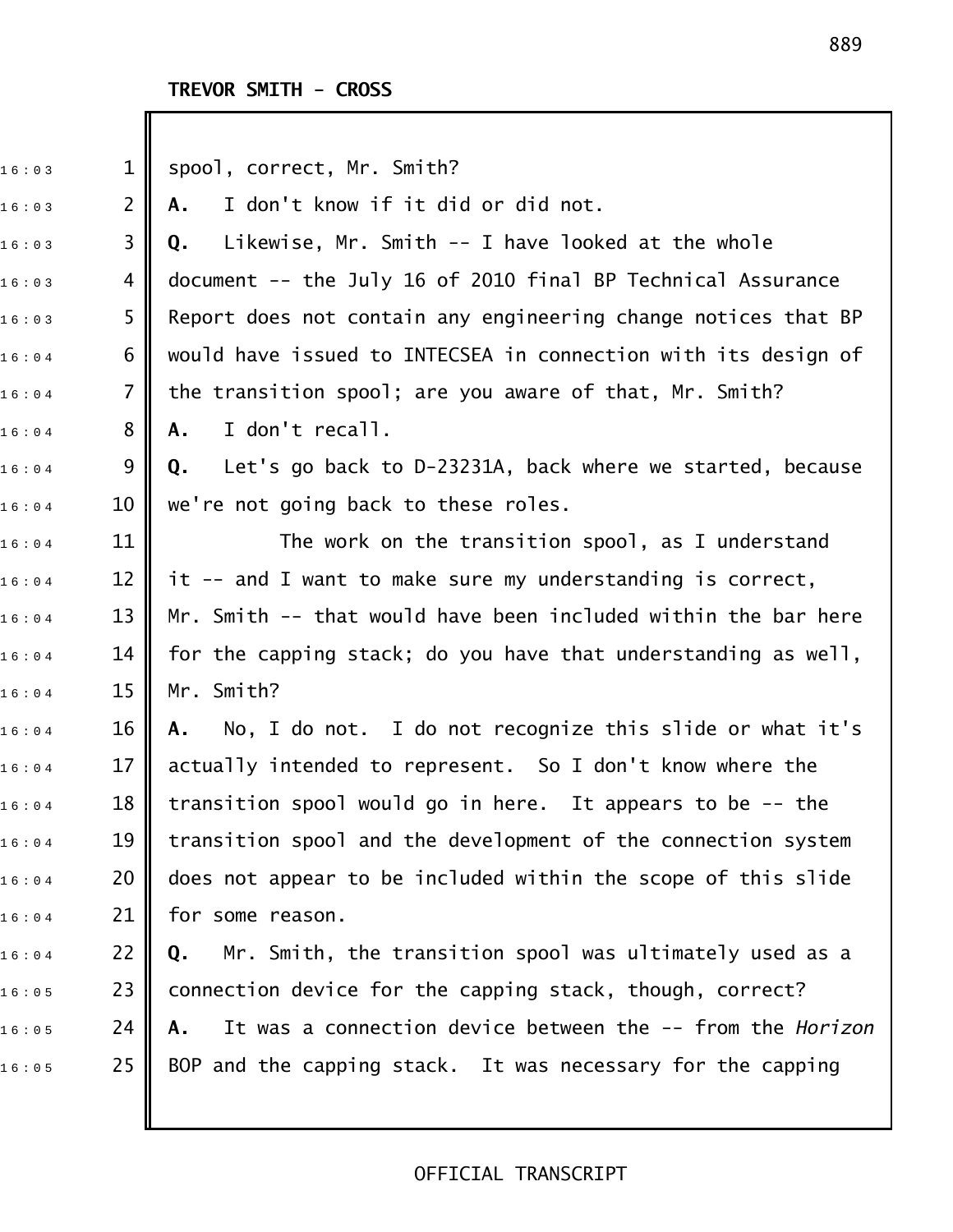**TREVOR SMITH - CROSS**

spool, correct, Mr. Smith?

**A.** I don't know if it did or did not.

**Q.** Likewise, Mr. Smith -- I have looked at the whole document -- the July 16 of 2010 final BP Technical Assurance Report does not contain any engineering change notices that BP would have issued to INTECSEA in connection with its design of the transition spool; are you aware of that, Mr. Smith?

**A.** I don't recall.

**Q.** Let's go back to D-23231A, back where we started, because we're not going back to these roles.

The work on the transition spool, as I understand it -- and I want to make sure my understanding is correct, Mr. Smith -- that would have been included within the bar here for the capping stack; do you have that understanding as well, Mr. Smith?

**A.** No, I do not. I do not recognize this slide or what it's actually intended to represent. So I don't know where the transition spool would go in here. It appears to be -- the transition spool and the development of the connection system does not appear to be included within the scope of this slide for some reason.

**Q.** Mr. Smith, the transition spool was ultimately used as a connection device for the capping stack, though, correct?

**A.** It was a connection device between the -- from the *Horizon* BOP and the capping stack. It was necessary for the capping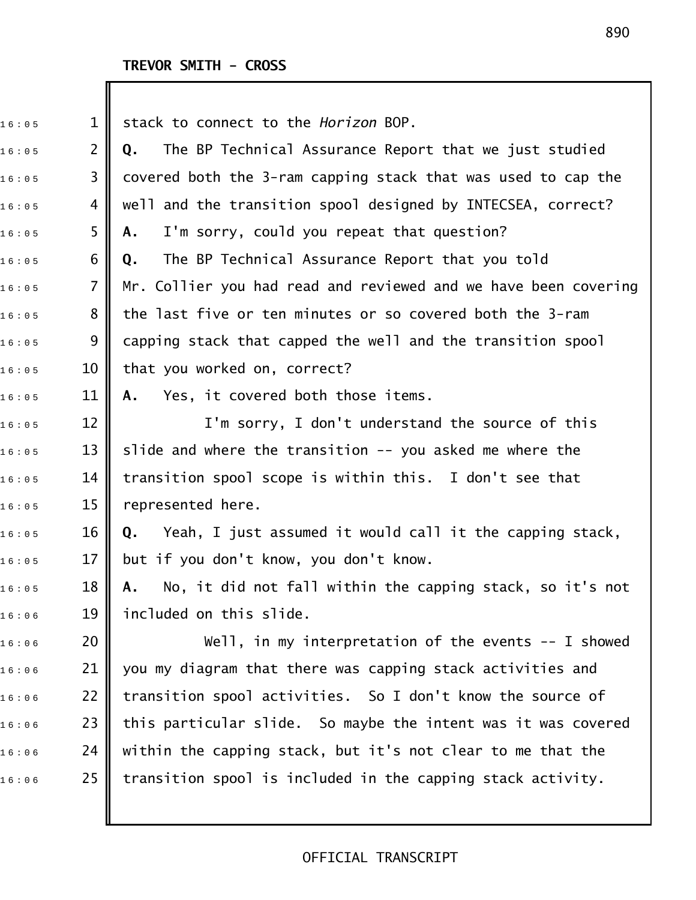**TREVOR SMITH - CROSS**

stack to connect to the *Horizon* BOP.

**Q.** The BP Technical Assurance Report that we just studied covered both the 3-ram capping stack that was used to cap the well and the transition spool designed by INTECSEA, correct?

**A.** I'm sorry, could you repeat that question?

**Q.** The BP Technical Assurance Report that you told Mr. Collier you had read and reviewed and we have been covering the last five or ten minutes or so covered both the 3-ram capping stack that capped the well and the transition spool that you worked on, correct?

**A.** Yes, it covered both those items.

I'm sorry, I don't understand the source of this slide and where the transition -- you asked me where the transition spool scope is within this. I don't see that represented here.

**Q.** Yeah, I just assumed it would call it the capping stack, but if you don't know, you don't know.

**A.** No, it did not fall within the capping stack, so it's not included on this slide.

Well, in my interpretation of the events -- I showed you my diagram that there was capping stack activities and transition spool activities. So I don't know the source of this particular slide. So maybe the intent was it was covered within the capping stack, but it's not clear to me that the transition spool is included in the capping stack activity.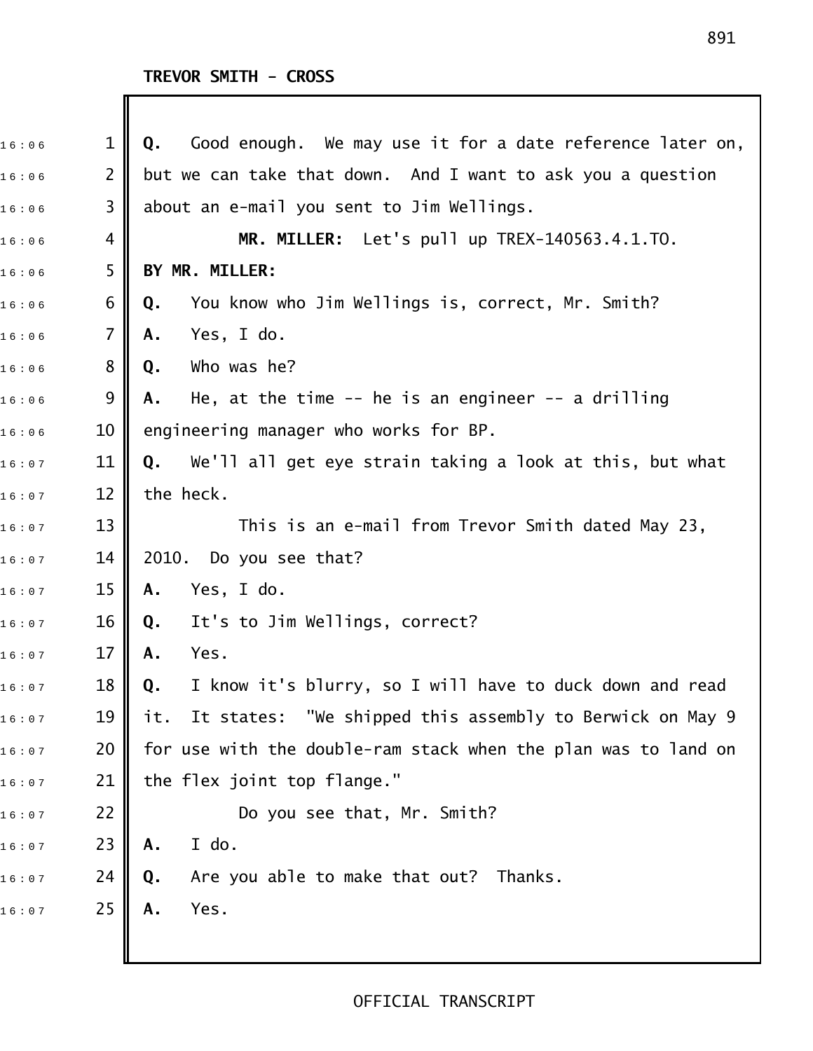TREVOR SMITH - CROSS

**Q.** Good enough. We may use it for a date reference later on, but we can take that down. And I want to ask you a question about an e-mail you sent to Jim Wellings.

**MR. MILLER:** Let's pull up TREX-140563.4.1.TO.

**BY MR. MILLER:**

**Q.** You know who Jim Wellings is, correct, Mr. Smith?

**A.** Yes, I do.

**Q.** Who was he?

**A.** He, at the time -- he is an engineer -- a drilling engineering manager who works for BP.

**Q.** We'll all get eye strain taking a look at this, but what the heck.

This is an e-mail from Trevor Smith dated May 23, 2010. Do you see that?

**A.** Yes, I do.

**Q.** It's to Jim Wellings, correct?

**A.** Yes.

**Q.** I know it's blurry, so I will have to duck down and read it. It states: "We shipped this assembly to Berwick on May 9 for use with the double-ram stack when the plan was to land on the flex joint top flange."

Do you see that, Mr. Smith?

**A.** I do.

**Q.** Are you able to make that out? Thanks.

**A.** Yes.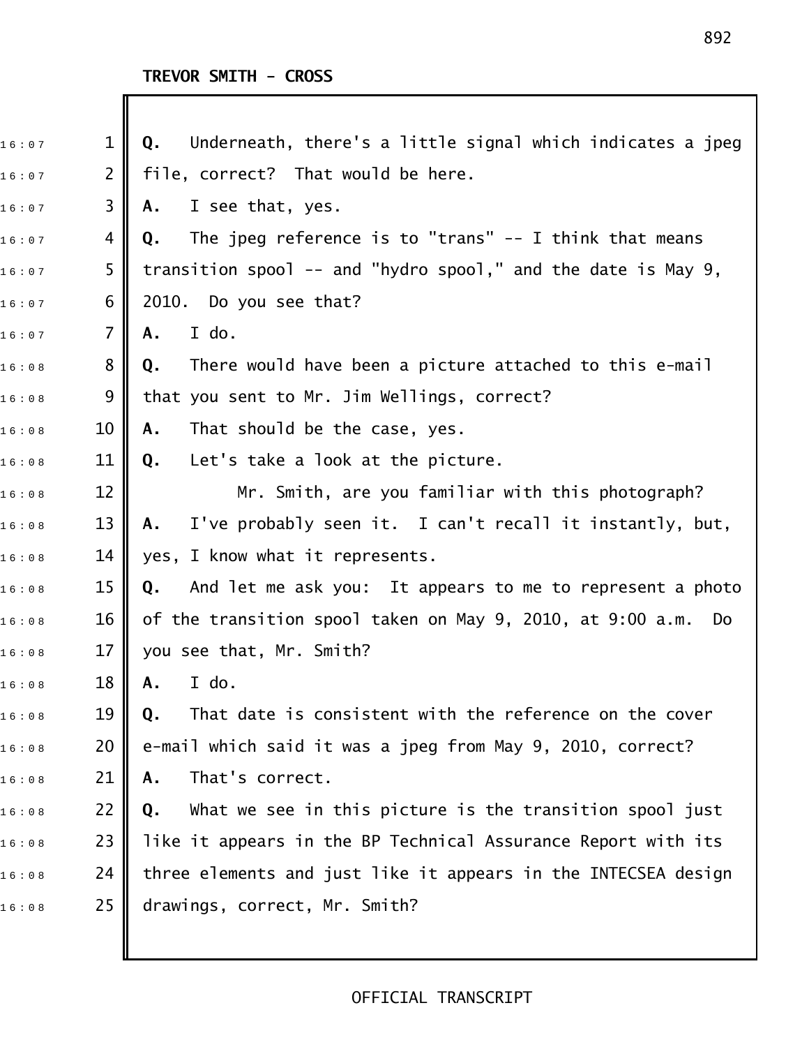TREVOR SMITH - CROSS

16:07 1 **Q.** Underneath, there's a little signal which indicates a jpeg
16:07 2 file, correct? That would be here.
16:07 3 **A.** I see that, yes.
16:07 4 **Q.** The jpeg reference is to "trans" -- I think that means
16:07 5 transition spool -- and "hydro spool," and the date is May 9,
16:07 6 2010. Do you see that?
16:07 7 **A.** I do.
16:08 8 **Q.** There would have been a picture attached to this e-mail
16:08 9 that you sent to Mr. Jim Wellings, correct?
16:08 10 **A.** That should be the case, yes.
16:08 11 **Q.** Let's take a look at the picture.
16:08 12 Mr. Smith, are you familiar with this photograph?
16:08 13 **A.** I've probably seen it. I can't recall it instantly, but,
16:08 14 yes, I know what it represents.
16:08 15 **Q.** And let me ask you: It appears to me to represent a photo
16:08 16 of the transition spool taken on May 9, 2010, at 9:00 a.m. Do
16:08 17 you see that, Mr. Smith?
16:08 18 **A.** I do.
16:08 19 **Q.** That date is consistent with the reference on the cover
16:08 20 e-mail which said it was a jpeg from May 9, 2010, correct?
16:08 21 **A.** That's correct.
16:08 22 **Q.** What we see in this picture is the transition spool just
16:08 23 like it appears in the BP Technical Assurance Report with its
16:08 24 three elements and just like it appears in the INTECSEA design
16:08 25 drawings, correct, Mr. Smith?

OFFICIAL TRANSCRIPT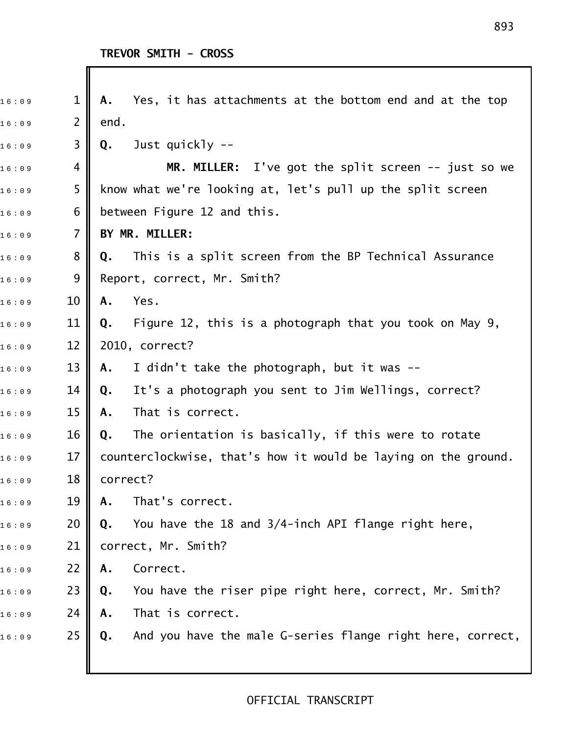**TREVOR SMITH - CROSS**

A. Yes, it has attachments at the bottom end and at the top end.

Q. Just quickly --

**MR. MILLER:** I've got the split screen -- just so we know what we're looking at, let's pull up the split screen between Figure 12 and this.

**BY MR. MILLER:**

Q. This is a split screen from the BP Technical Assurance Report, correct, Mr. Smith?

A. Yes.

Q. Figure 12, this is a photograph that you took on May 9, 2010, correct?

A. I didn't take the photograph, but it was --

Q. It's a photograph you sent to Jim Wellings, correct?

A. That is correct.

Q. The orientation is basically, if this were to rotate counterclockwise, that's how it would be laying on the ground. correct?

A. That's correct.

Q. You have the 18 and 3/4-inch API flange right here, correct, Mr. Smith?

A. Correct.

Q. You have the riser pipe right here, correct, Mr. Smith?

A. That is correct.

Q. And you have the male G-series flange right here, correct,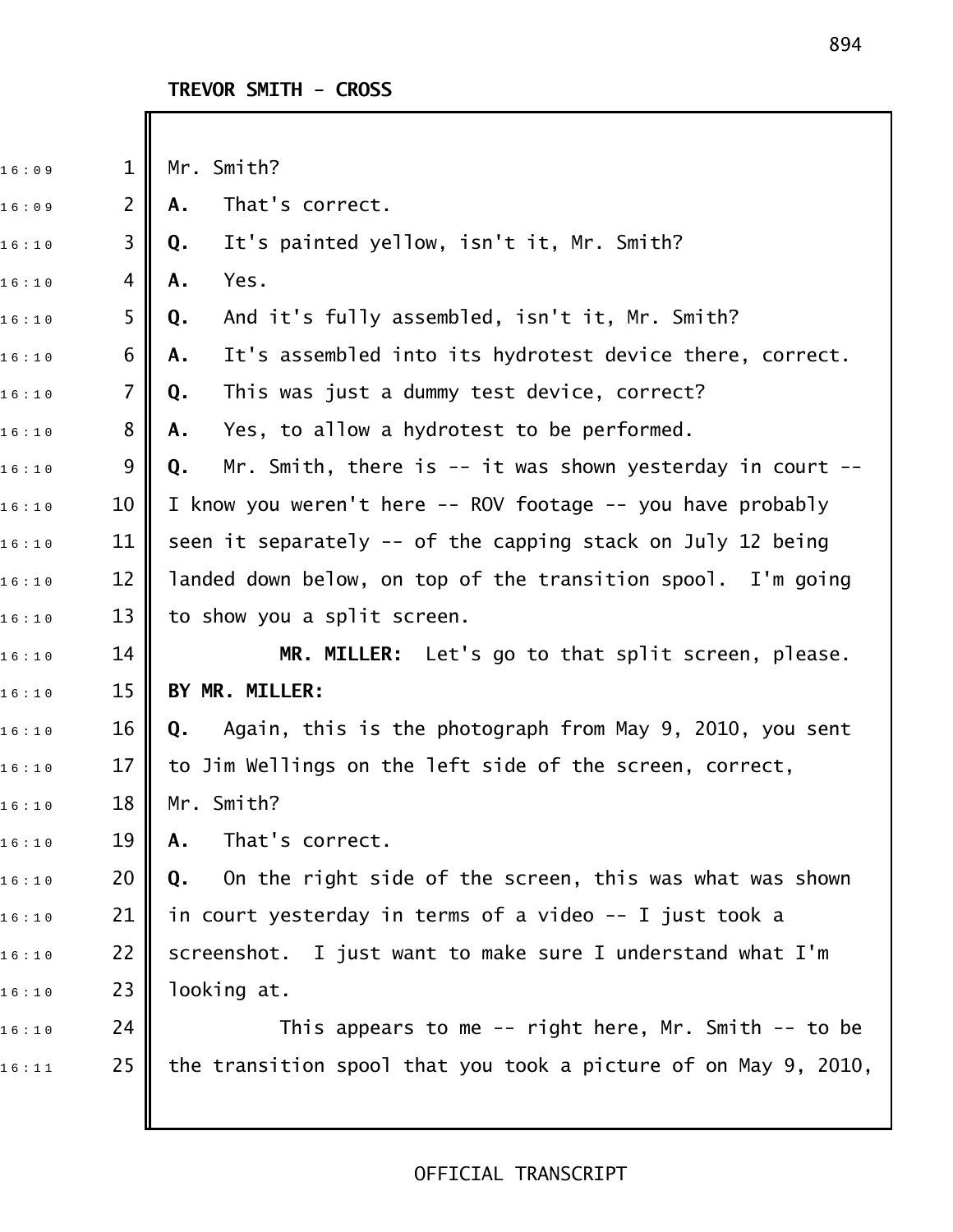**TREVOR SMITH - CROSS**

Mr. Smith?

**A.** That's correct.

**Q.** It's painted yellow, isn't it, Mr. Smith?

**A.** Yes.

**Q.** And it's fully assembled, isn't it, Mr. Smith?

**A.** It's assembled into its hydrotest device there, correct.

**Q.** This was just a dummy test device, correct?

**A.** Yes, to allow a hydrotest to be performed.

**Q.** Mr. Smith, there is -- it was shown yesterday in court -- I know you weren't here -- ROV footage -- you have probably seen it separately -- of the capping stack on July 12 being landed down below, on top of the transition spool. I'm going to show you a split screen.

**MR. MILLER:** Let's go to that split screen, please.

**BY MR. MILLER:**

**Q.** Again, this is the photograph from May 9, 2010, you sent to Jim Wellings on the left side of the screen, correct, Mr. Smith?

**A.** That's correct.

**Q.** On the right side of the screen, this was what was shown in court yesterday in terms of a video -- I just took a screenshot. I just want to make sure I understand what I'm looking at.

This appears to me -- right here, Mr. Smith -- to be the transition spool that you took a picture of on May 9, 2010,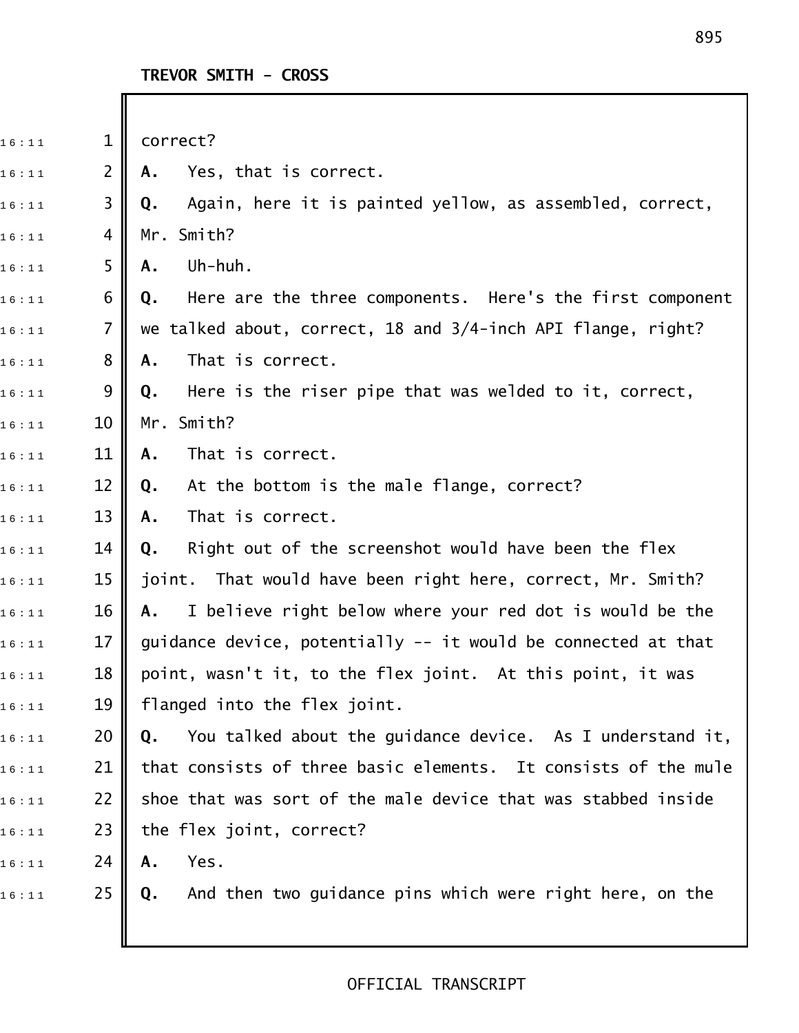**TREVOR SMITH - CROSS**

correct?

**A.** Yes, that is correct.

**Q.** Again, here it is painted yellow, as assembled, correct, Mr. Smith?

**A.** Uh-huh.

**Q.** Here are the three components. Here's the first component we talked about, correct, 18 and 3/4-inch API flange, right?

**A.** That is correct.

**Q.** Here is the riser pipe that was welded to it, correct, Mr. Smith?

**A.** That is correct.

**Q.** At the bottom is the male flange, correct?

**A.** That is correct.

**Q.** Right out of the screenshot would have been the flex joint. That would have been right here, correct, Mr. Smith?

**A.** I believe right below where your red dot is would be the guidance device, potentially -- it would be connected at that point, wasn't it, to the flex joint. At this point, it was flanged into the flex joint.

**Q.** You talked about the guidance device. As I understand it, that consists of three basic elements. It consists of the mule shoe that was sort of the male device that was stabbed inside the flex joint, correct?

**A.** Yes.

**Q.** And then two guidance pins which were right here, on the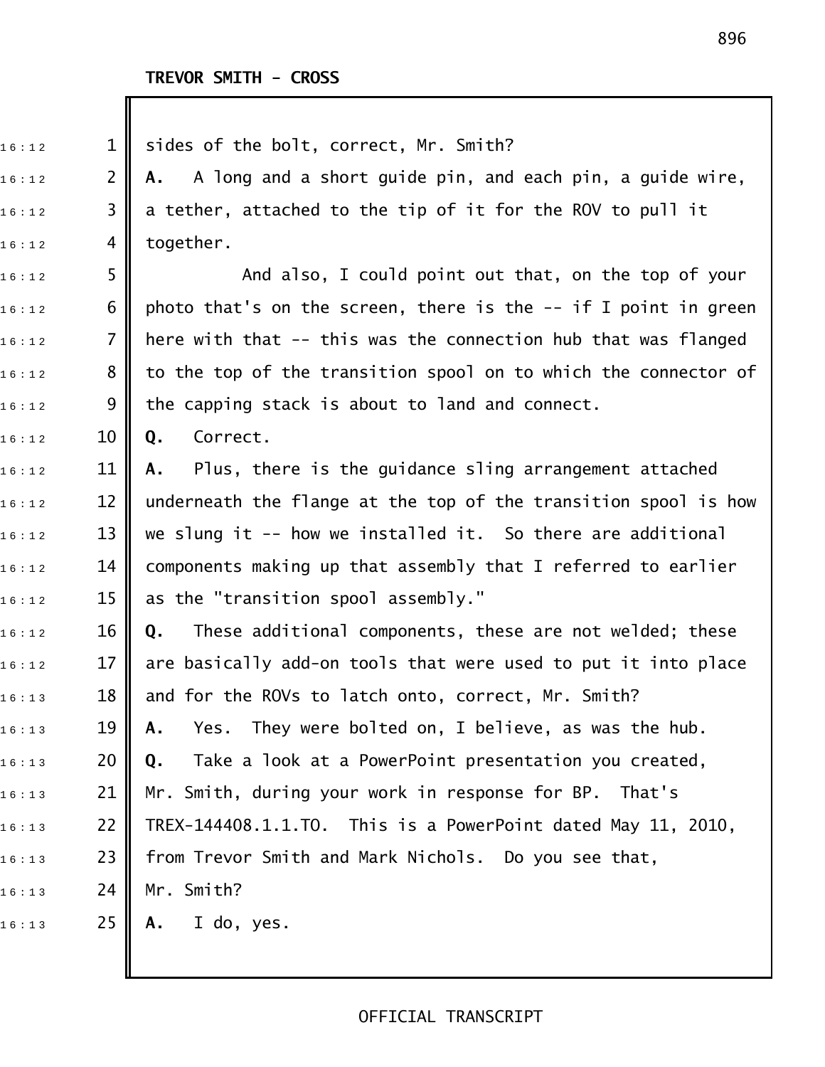**TREVOR SMITH - CROSS**

sides of the bolt, correct, Mr. Smith?

**A.** A long and a short guide pin, and each pin, a guide wire, a tether, attached to the tip of it for the ROV to pull it together.

And also, I could point out that, on the top of your photo that's on the screen, there is the -- if I point in green here with that -- this was the connection hub that was flanged to the top of the transition spool on to which the connector of the capping stack is about to land and connect.

**Q.** Correct.

**A.** Plus, there is the guidance sling arrangement attached underneath the flange at the top of the transition spool is how we slung it -- how we installed it. So there are additional components making up that assembly that I referred to earlier as the "transition spool assembly."

**Q.** These additional components, these are not welded; these are basically add-on tools that were used to put it into place and for the ROVs to latch onto, correct, Mr. Smith?

**A.** Yes. They were bolted on, I believe, as was the hub.

**Q.** Take a look at a PowerPoint presentation you created, Mr. Smith, during your work in response for BP. That's TREX-144408.1.1.TO. This is a PowerPoint dated May 11, 2010, from Trevor Smith and Mark Nichols. Do you see that, Mr. Smith?

**A.** I do, yes.

OFFICIAL TRANSCRIPT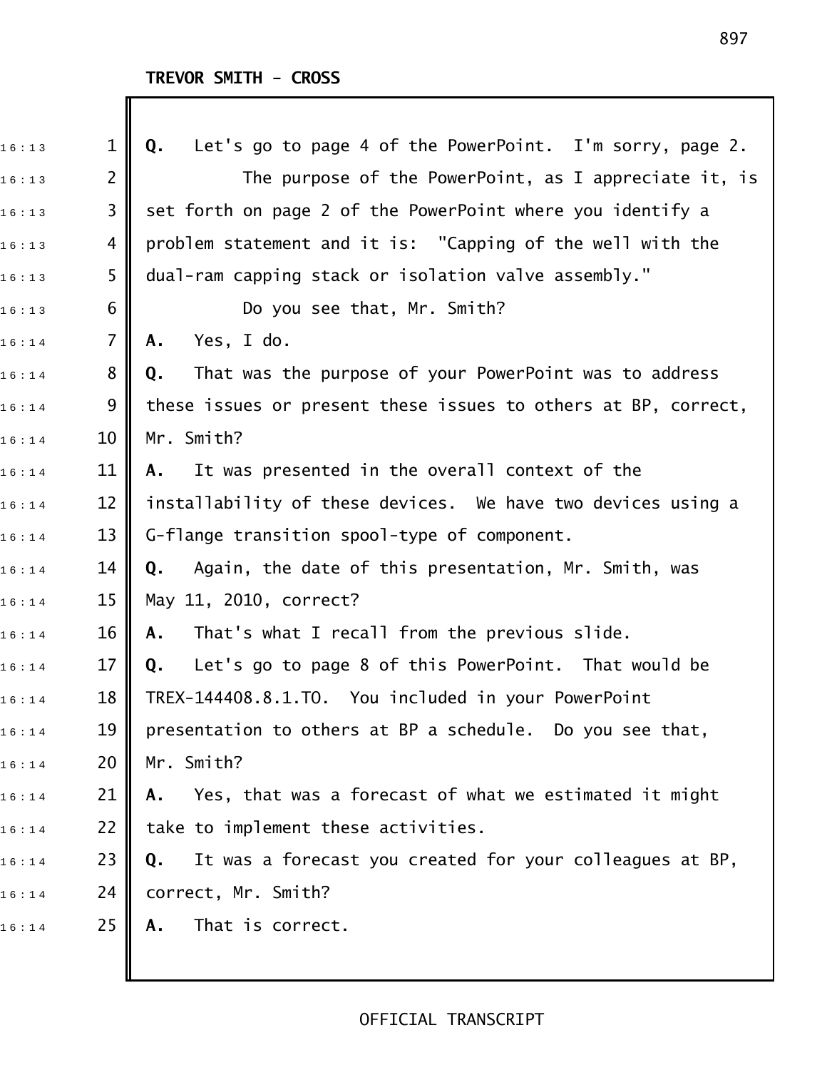**TREVOR SMITH - CROSS**

**Q.** Let's go to page 4 of the PowerPoint. I'm sorry, page 2.

The purpose of the PowerPoint, as I appreciate it, is set forth on page 2 of the PowerPoint where you identify a problem statement and it is: "Capping of the well with the dual-ram capping stack or isolation valve assembly."

Do you see that, Mr. Smith?

**A.** Yes, I do.

**Q.** That was the purpose of your PowerPoint was to address these issues or present these issues to others at BP, correct, Mr. Smith?

**A.** It was presented in the overall context of the installability of these devices. We have two devices using a G-flange transition spool-type of component.

**Q.** Again, the date of this presentation, Mr. Smith, was May 11, 2010, correct?

**A.** That's what I recall from the previous slide.

**Q.** Let's go to page 8 of this PowerPoint. That would be TREX-144408.8.1.TO. You included in your PowerPoint presentation to others at BP a schedule. Do you see that, Mr. Smith?

**A.** Yes, that was a forecast of what we estimated it might take to implement these activities.

**Q.** It was a forecast you created for your colleagues at BP, correct, Mr. Smith?

**A.** That is correct.

OFFICIAL TRANSCRIPT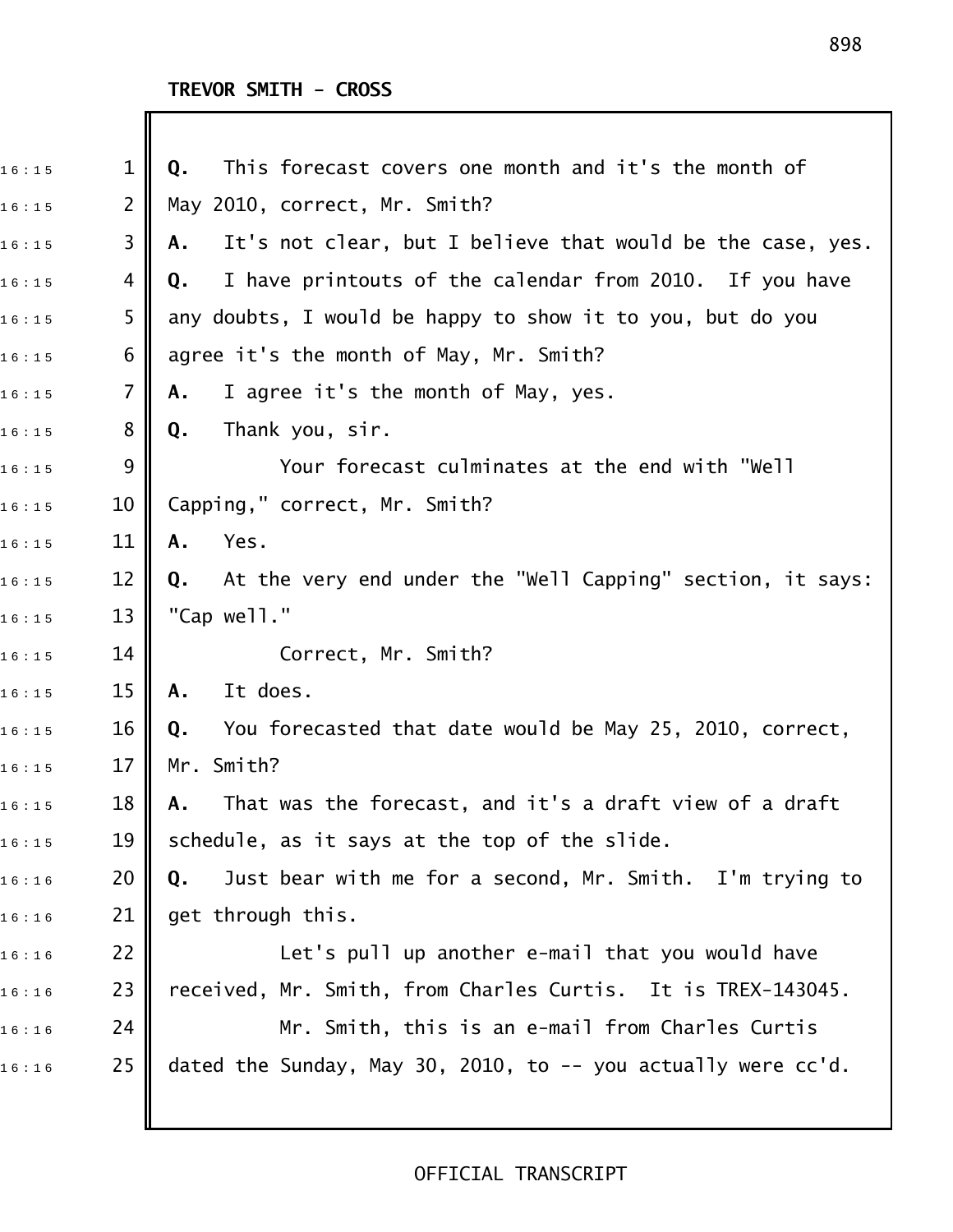**TREVOR SMITH - CROSS**

**Q.** This forecast covers one month and it's the month of May 2010, correct, Mr. Smith?

**A.** It's not clear, but I believe that would be the case, yes.

**Q.** I have printouts of the calendar from 2010. If you have any doubts, I would be happy to show it to you, but do you agree it's the month of May, Mr. Smith?

**A.** I agree it's the month of May, yes.

**Q.** Thank you, sir.

Your forecast culminates at the end with "Well Capping," correct, Mr. Smith?

**A.** Yes.

**Q.** At the very end under the "Well Capping" section, it says: "Cap well."

Correct, Mr. Smith?

**A.** It does.

**Q.** You forecasted that date would be May 25, 2010, correct, Mr. Smith?

**A.** That was the forecast, and it's a draft view of a draft schedule, as it says at the top of the slide.

**Q.** Just bear with me for a second, Mr. Smith. I'm trying to get through this.

Let's pull up another e-mail that you would have received, Mr. Smith, from Charles Curtis. It is TREX-143045.

Mr. Smith, this is an e-mail from Charles Curtis dated the Sunday, May 30, 2010, to -- you actually were cc'd.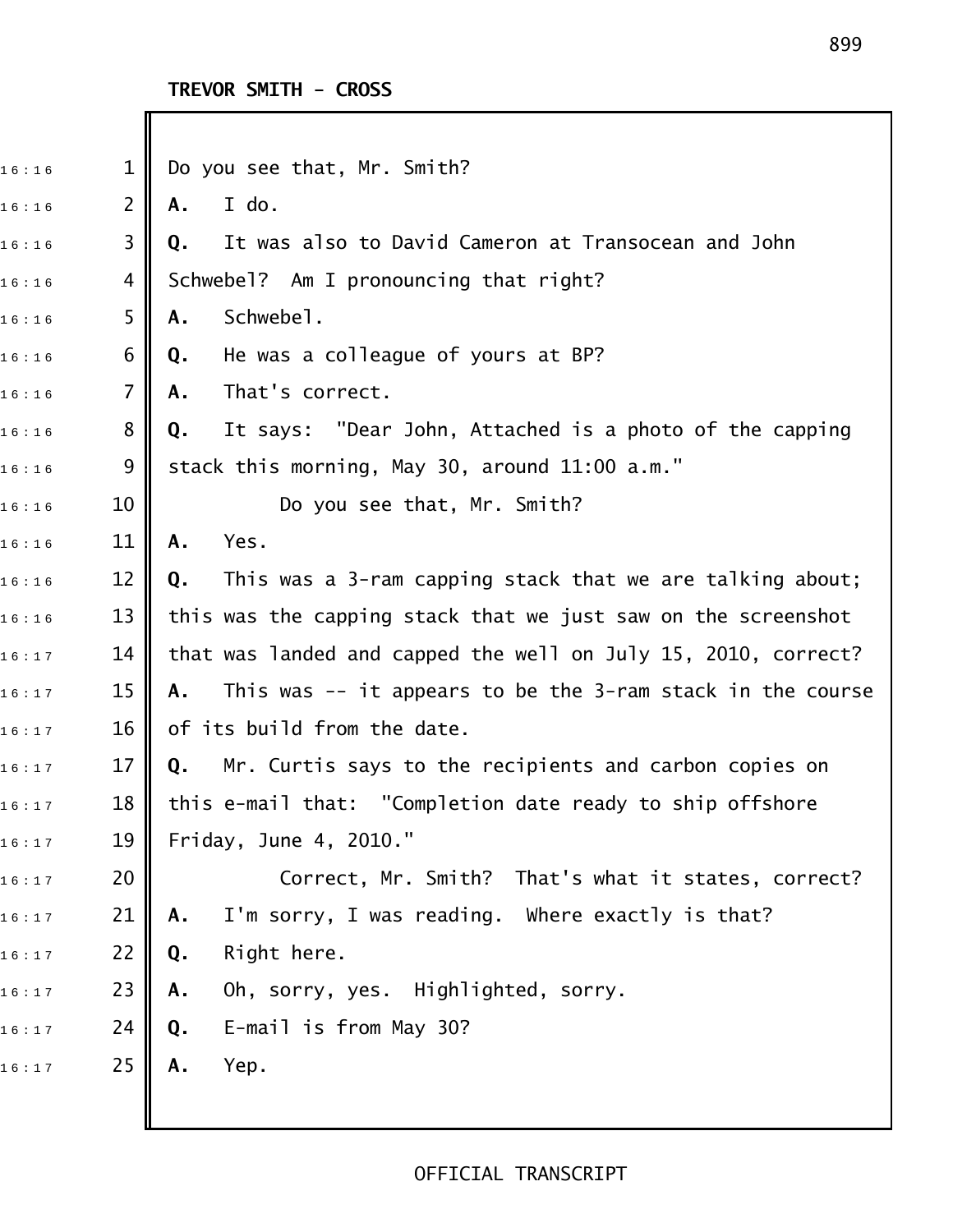TREVOR SMITH - CROSS

Do you see that, Mr. Smith?

**A.** I do.

**Q.** It was also to David Cameron at Transocean and John Schwebel? Am I pronouncing that right?

**A.** Schwebel.

**Q.** He was a colleague of yours at BP?

**A.** That's correct.

**Q.** It says: "Dear John, Attached is a photo of the capping stack this morning, May 30, around 11:00 a.m."

Do you see that, Mr. Smith?

**A.** Yes.

**Q.** This was a 3-ram capping stack that we are talking about; this was the capping stack that we just saw on the screenshot that was landed and capped the well on July 15, 2010, correct?

**A.** This was -- it appears to be the 3-ram stack in the course of its build from the date.

**Q.** Mr. Curtis says to the recipients and carbon copies on this e-mail that: "Completion date ready to ship offshore Friday, June 4, 2010."

Correct, Mr. Smith? That's what it states, correct?

**A.** I'm sorry, I was reading. Where exactly is that?

**Q.** Right here.

**A.** Oh, sorry, yes. Highlighted, sorry.

**Q.** E-mail is from May 30?

**A.** Yep.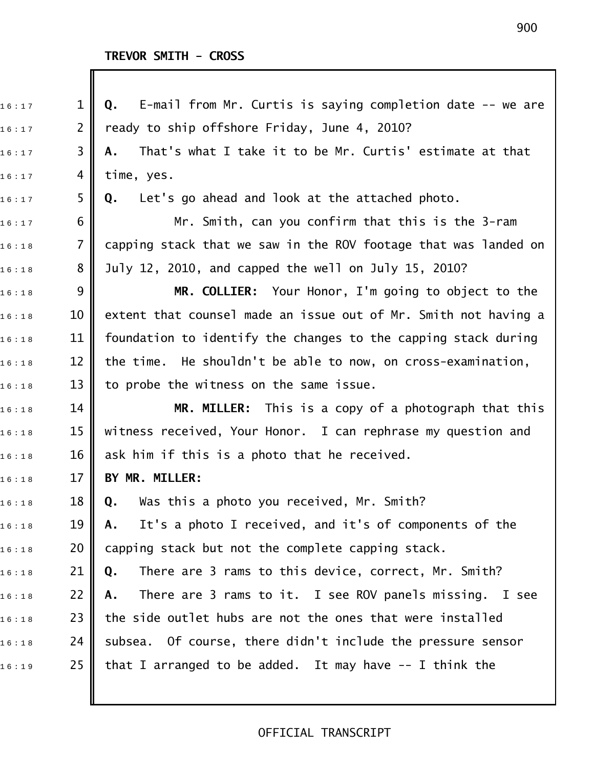TREVOR SMITH - CROSS

**Q.** E-mail from Mr. Curtis is saying completion date -- we are ready to ship offshore Friday, June 4, 2010?

**A.** That's what I take it to be Mr. Curtis' estimate at that time, yes.

**Q.** Let's go ahead and look at the attached photo.

Mr. Smith, can you confirm that this is the 3-ram capping stack that we saw in the ROV footage that was landed on July 12, 2010, and capped the well on July 15, 2010?

**MR. COLLIER:** Your Honor, I'm going to object to the extent that counsel made an issue out of Mr. Smith not having a foundation to identify the changes to the capping stack during the time. He shouldn't be able to now, on cross-examination, to probe the witness on the same issue.

**MR. MILLER:** This is a copy of a photograph that this witness received, Your Honor. I can rephrase my question and ask him if this is a photo that he received.

**BY MR. MILLER:**

**Q.** Was this a photo you received, Mr. Smith?

**A.** It's a photo I received, and it's of components of the capping stack but not the complete capping stack.

**Q.** There are 3 rams to this device, correct, Mr. Smith?

**A.** There are 3 rams to it. I see ROV panels missing. I see the side outlet hubs are not the ones that were installed subsea. Of course, there didn't include the pressure sensor that I arranged to be added. It may have -- I think the

OFFICIAL TRANSCRIPT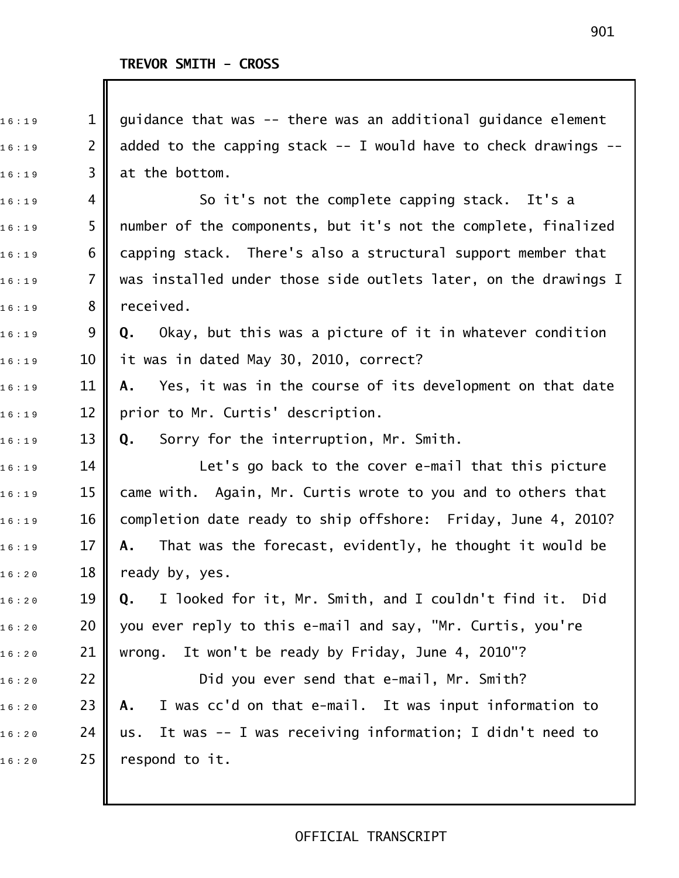**TREVOR SMITH - CROSS**

guidance that was -- there was an additional guidance element added to the capping stack -- I would have to check drawings -- at the bottom.

So it's not the complete capping stack. It's a number of the components, but it's not the complete, finalized capping stack. There's also a structural support member that was installed under those side outlets later, on the drawings I received.

**Q.** Okay, but this was a picture of it in whatever condition it was in dated May 30, 2010, correct?

**A.** Yes, it was in the course of its development on that date prior to Mr. Curtis' description.

**Q.** Sorry for the interruption, Mr. Smith.

Let's go back to the cover e-mail that this picture came with. Again, Mr. Curtis wrote to you and to others that completion date ready to ship offshore: Friday, June 4, 2010?

**A.** That was the forecast, evidently, he thought it would be ready by, yes.

**Q.** I looked for it, Mr. Smith, and I couldn't find it. Did you ever reply to this e-mail and say, "Mr. Curtis, you're wrong. It won't be ready by Friday, June 4, 2010"?

Did you ever send that e-mail, Mr. Smith?

**A.** I was cc'd on that e-mail. It was input information to us. It was -- I was receiving information; I didn't need to respond to it.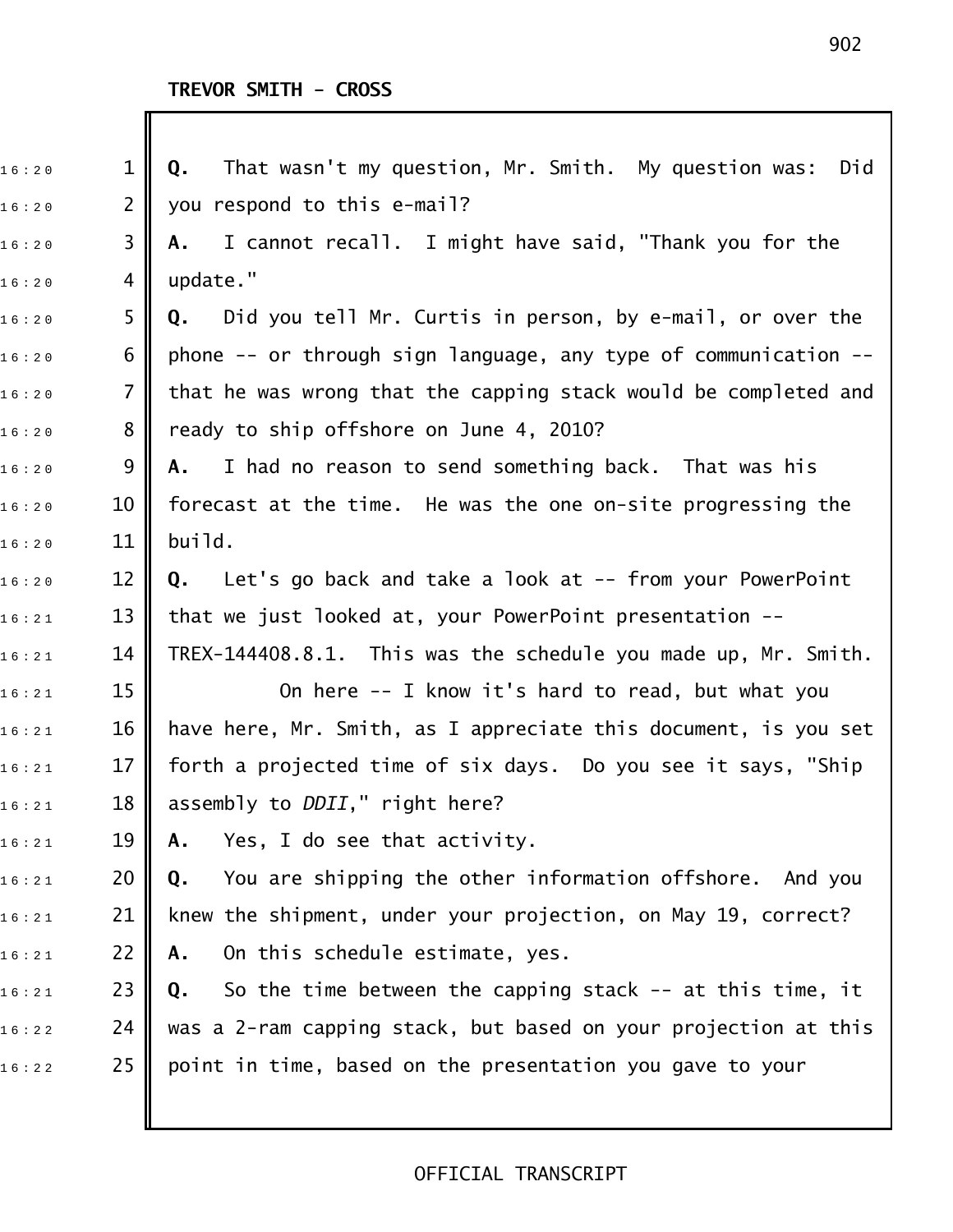**TREVOR SMITH - CROSS**

**Q.** That wasn't my question, Mr. Smith. My question was: Did you respond to this e-mail?

**A.** I cannot recall. I might have said, "Thank you for the update."

**Q.** Did you tell Mr. Curtis in person, by e-mail, or over the phone -- or through sign language, any type of communication -- that he was wrong that the capping stack would be completed and ready to ship offshore on June 4, 2010?

**A.** I had no reason to send something back. That was his forecast at the time. He was the one on-site progressing the build.

**Q.** Let's go back and take a look at -- from your PowerPoint that we just looked at, your PowerPoint presentation -- TREX-144408.8.1. This was the schedule you made up, Mr. Smith.

On here -- I know it's hard to read, but what you have here, Mr. Smith, as I appreciate this document, is you set forth a projected time of six days. Do you see it says, "Ship assembly to *DDII*," right here?

**A.** Yes, I do see that activity.

**Q.** You are shipping the other information offshore. And you knew the shipment, under your projection, on May 19, correct?

**A.** On this schedule estimate, yes.

**Q.** So the time between the capping stack -- at this time, it was a 2-ram capping stack, but based on your projection at this point in time, based on the presentation you gave to your

OFFICIAL TRANSCRIPT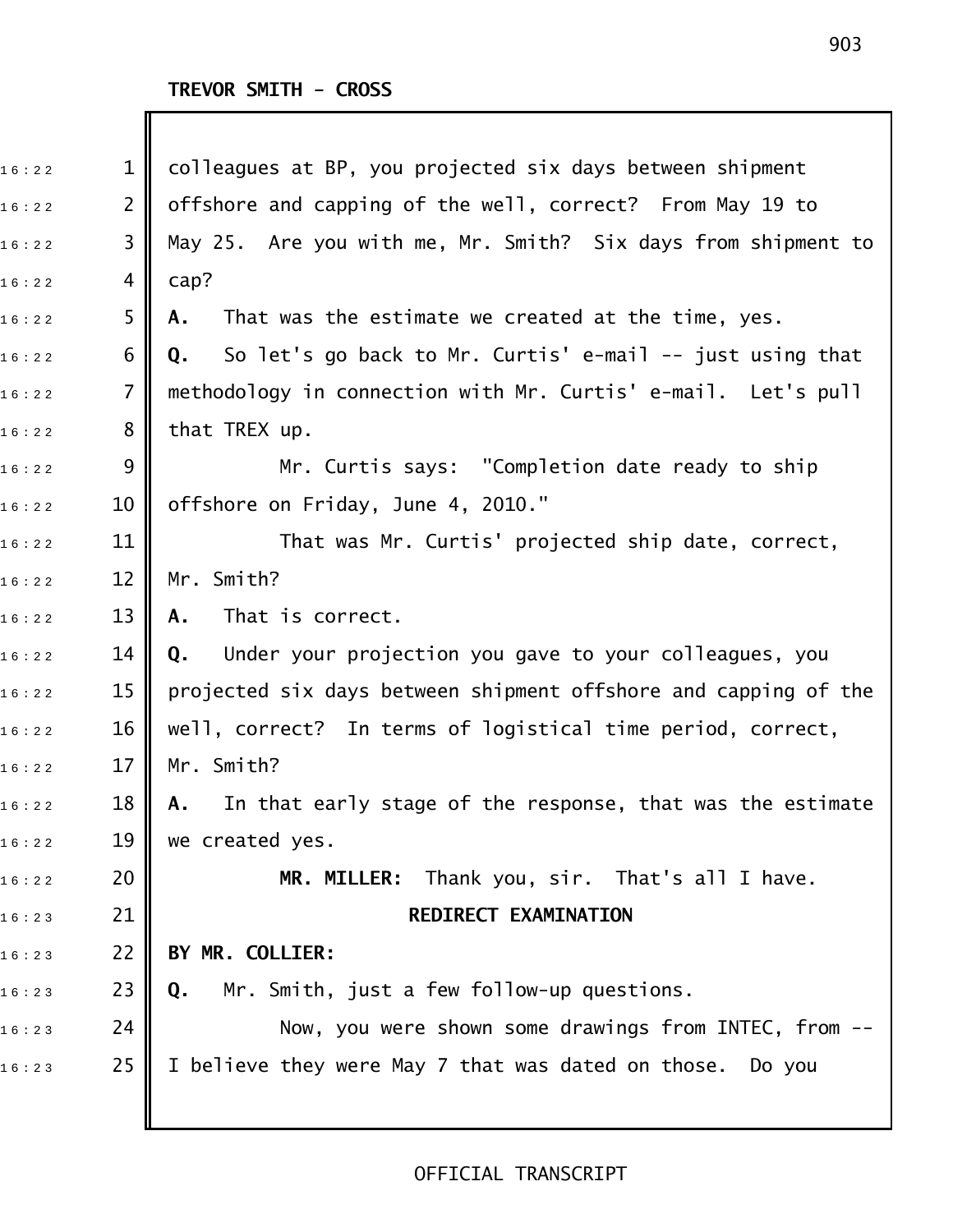TREVOR SMITH - CROSS

colleagues at BP, you projected six days between shipment offshore and capping of the well, correct? From May 19 to May 25. Are you with me, Mr. Smith? Six days from shipment to cap?

**A.** That was the estimate we created at the time, yes.

**Q.** So let's go back to Mr. Curtis' e-mail -- just using that methodology in connection with Mr. Curtis' e-mail. Let's pull that TREX up.

Mr. Curtis says: "Completion date ready to ship offshore on Friday, June 4, 2010."

That was Mr. Curtis' projected ship date, correct, Mr. Smith?

**A.** That is correct.

**Q.** Under your projection you gave to your colleagues, you projected six days between shipment offshore and capping of the well, correct? In terms of logistical time period, correct, Mr. Smith?

**A.** In that early stage of the response, that was the estimate we created yes.

**MR. MILLER:** Thank you, sir. That's all I have.

**REDIRECT EXAMINATION**

**BY MR. COLLIER:**

**Q.** Mr. Smith, just a few follow-up questions.

Now, you were shown some drawings from INTEC, from -- I believe they were May 7 that was dated on those. Do you

OFFICIAL TRANSCRIPT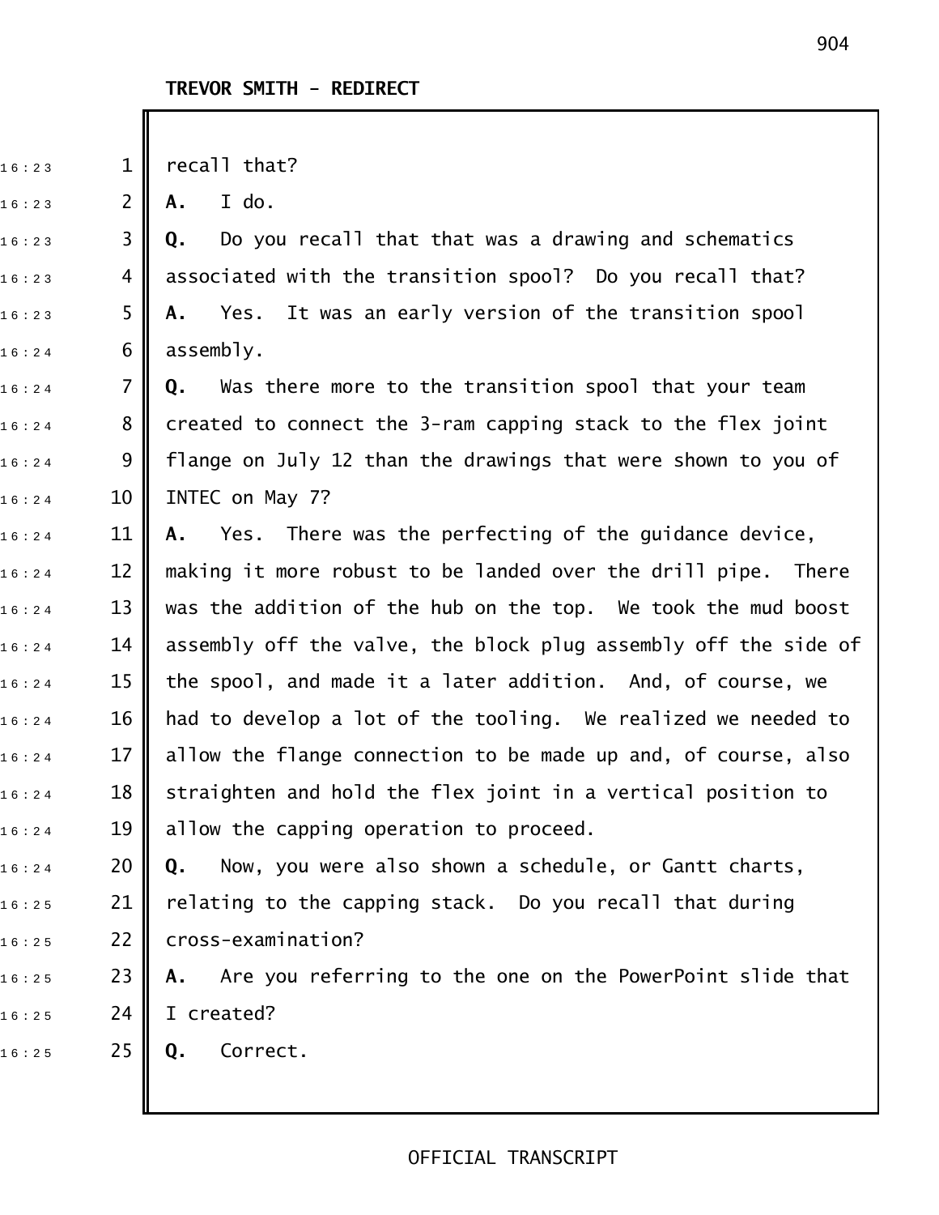**TREVOR SMITH - REDIRECT**

recall that?

**A.** I do.

**Q.** Do you recall that that was a drawing and schematics associated with the transition spool? Do you recall that?

**A.** Yes. It was an early version of the transition spool assembly.

**Q.** Was there more to the transition spool that your team created to connect the 3-ram capping stack to the flex joint flange on July 12 than the drawings that were shown to you of INTEC on May 7?

**A.** Yes. There was the perfecting of the guidance device, making it more robust to be landed over the drill pipe. There was the addition of the hub on the top. We took the mud boost assembly off the valve, the block plug assembly off the side of the spool, and made it a later addition. And, of course, we had to develop a lot of the tooling. We realized we needed to allow the flange connection to be made up and, of course, also straighten and hold the flex joint in a vertical position to allow the capping operation to proceed.

**Q.** Now, you were also shown a schedule, or Gantt charts, relating to the capping stack. Do you recall that during cross-examination?

**A.** Are you referring to the one on the PowerPoint slide that I created?

**Q.** Correct.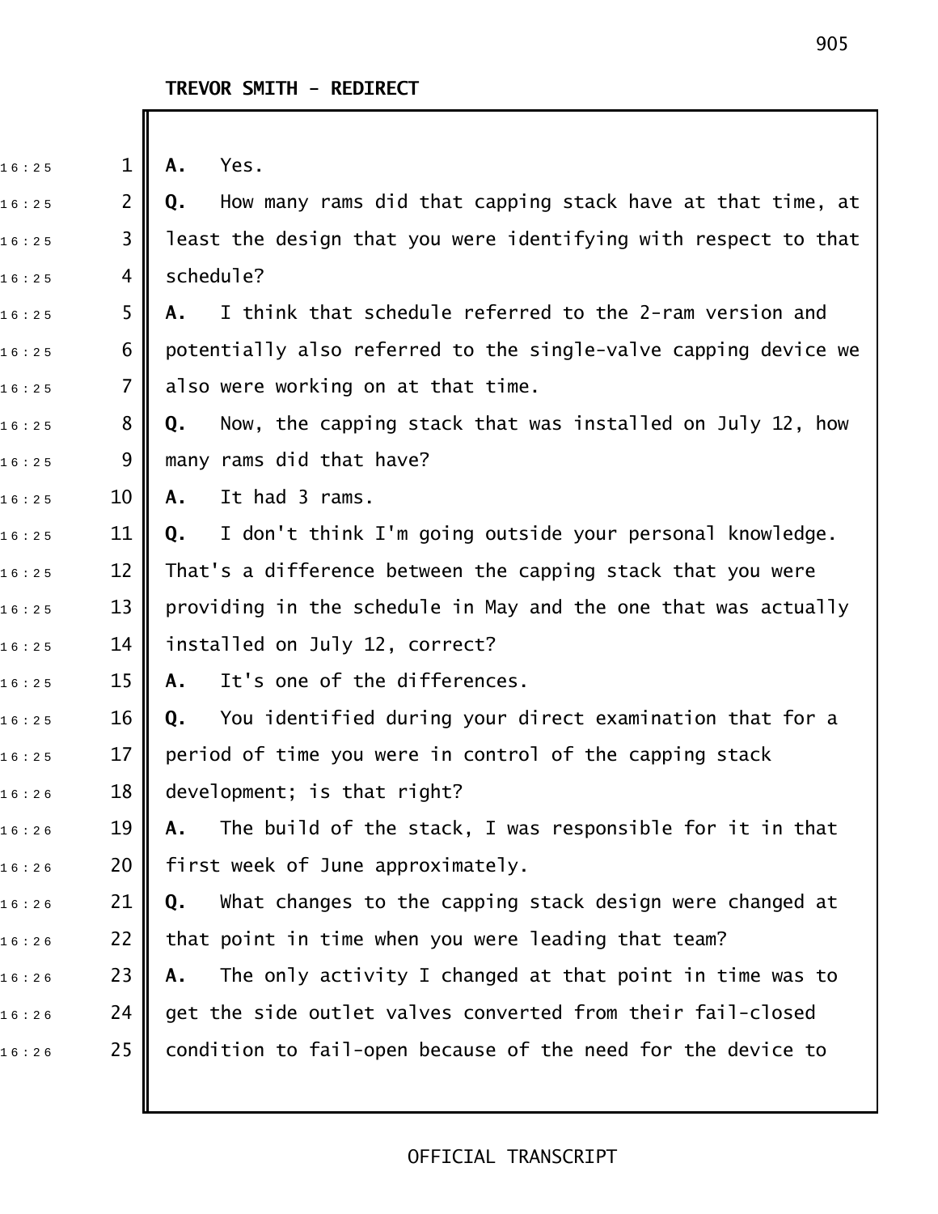**TREVOR SMITH - REDIRECT**

**A.** Yes.

**Q.** How many rams did that capping stack have at that time, at least the design that you were identifying with respect to that schedule?

**A.** I think that schedule referred to the 2-ram version and potentially also referred to the single-valve capping device we also were working on at that time.

**Q.** Now, the capping stack that was installed on July 12, how many rams did that have?

**A.** It had 3 rams.

**Q.** I don't think I'm going outside your personal knowledge. That's a difference between the capping stack that you were providing in the schedule in May and the one that was actually installed on July 12, correct?

**A.** It's one of the differences.

**Q.** You identified during your direct examination that for a period of time you were in control of the capping stack development; is that right?

**A.** The build of the stack, I was responsible for it in that first week of June approximately.

**Q.** What changes to the capping stack design were changed at that point in time when you were leading that team?

**A.** The only activity I changed at that point in time was to get the side outlet valves converted from their fail-closed condition to fail-open because of the need for the device to

OFFICIAL TRANSCRIPT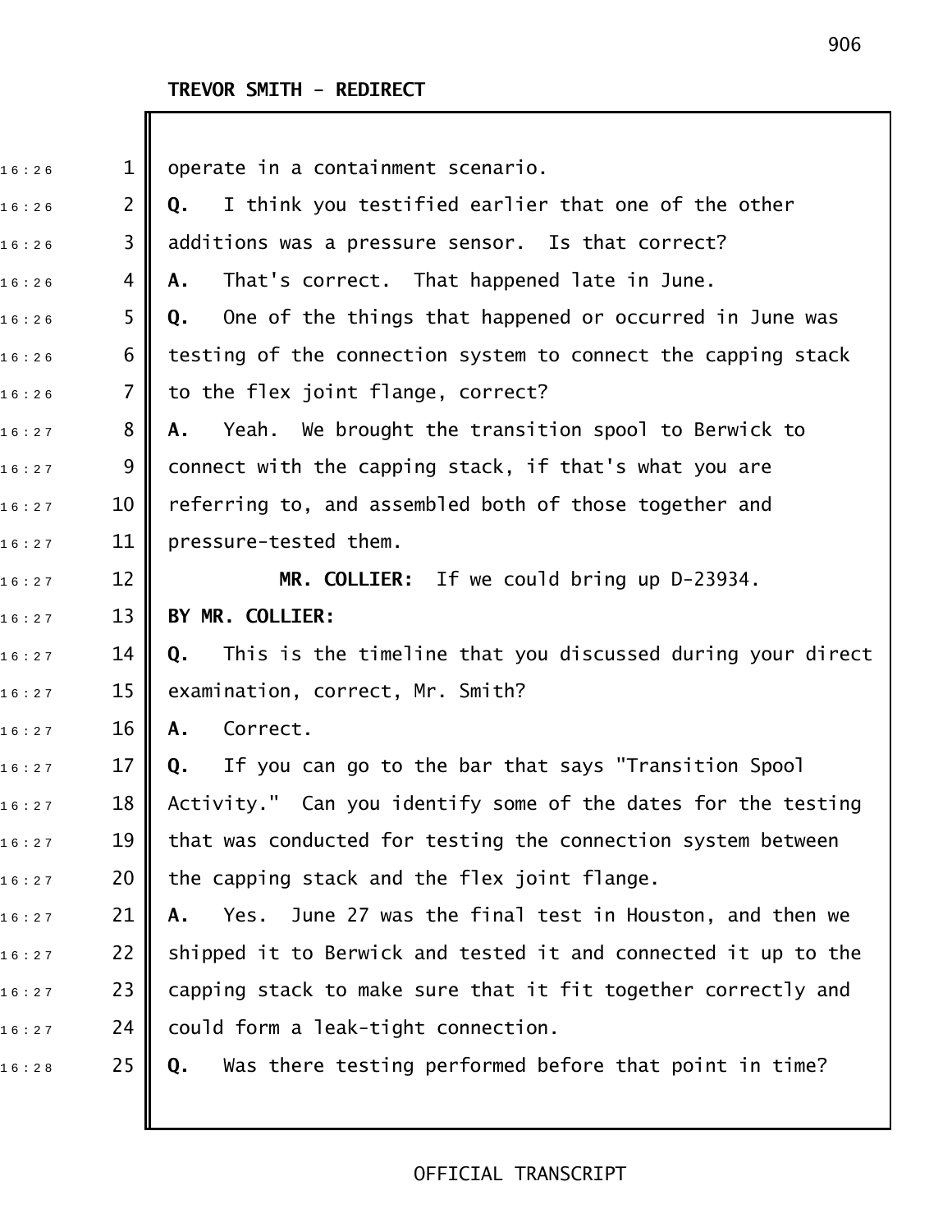**TREVOR SMITH - REDIRECT**

operate in a containment scenario.

**Q.** I think you testified earlier that one of the other additions was a pressure sensor. Is that correct?

**A.** That's correct. That happened late in June.

**Q.** One of the things that happened or occurred in June was testing of the connection system to connect the capping stack to the flex joint flange, correct?

**A.** Yeah. We brought the transition spool to Berwick to connect with the capping stack, if that's what you are referring to, and assembled both of those together and pressure-tested them.

**MR. COLLIER:** If we could bring up D-23934.

**BY MR. COLLIER:**

**Q.** This is the timeline that you discussed during your direct examination, correct, Mr. Smith?

**A.** Correct.

**Q.** If you can go to the bar that says "Transition Spool Activity." Can you identify some of the dates for the testing that was conducted for testing the connection system between the capping stack and the flex joint flange.

**A.** Yes. June 27 was the final test in Houston, and then we shipped it to Berwick and tested it and connected it up to the capping stack to make sure that it fit together correctly and could form a leak-tight connection.

**Q.** Was there testing performed before that point in time?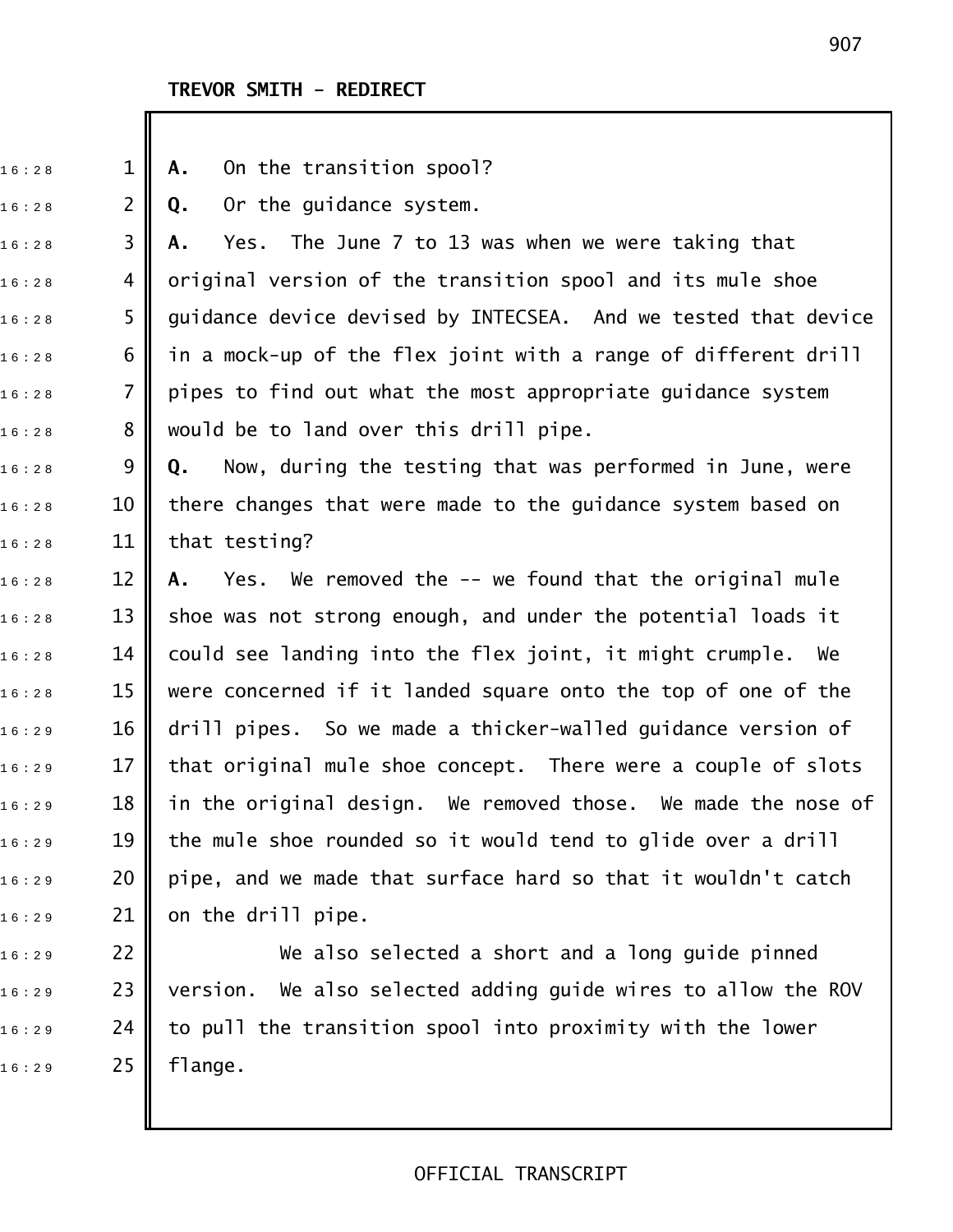**TREVOR SMITH - REDIRECT**

**A.** On the transition spool?

**Q.** Or the guidance system.

**A.** Yes. The June 7 to 13 was when we were taking that original version of the transition spool and its mule shoe guidance device devised by INTECSEA. And we tested that device in a mock-up of the flex joint with a range of different drill pipes to find out what the most appropriate guidance system would be to land over this drill pipe.

**Q.** Now, during the testing that was performed in June, were there changes that were made to the guidance system based on that testing?

**A.** Yes. We removed the -- we found that the original mule shoe was not strong enough, and under the potential loads it could see landing into the flex joint, it might crumple. We were concerned if it landed square onto the top of one of the drill pipes. So we made a thicker-walled guidance version of that original mule shoe concept. There were a couple of slots in the original design. We removed those. We made the nose of the mule shoe rounded so it would tend to glide over a drill pipe, and we made that surface hard so that it wouldn't catch on the drill pipe.

We also selected a short and a long guide pinned version. We also selected adding guide wires to allow the ROV to pull the transition spool into proximity with the lower flange.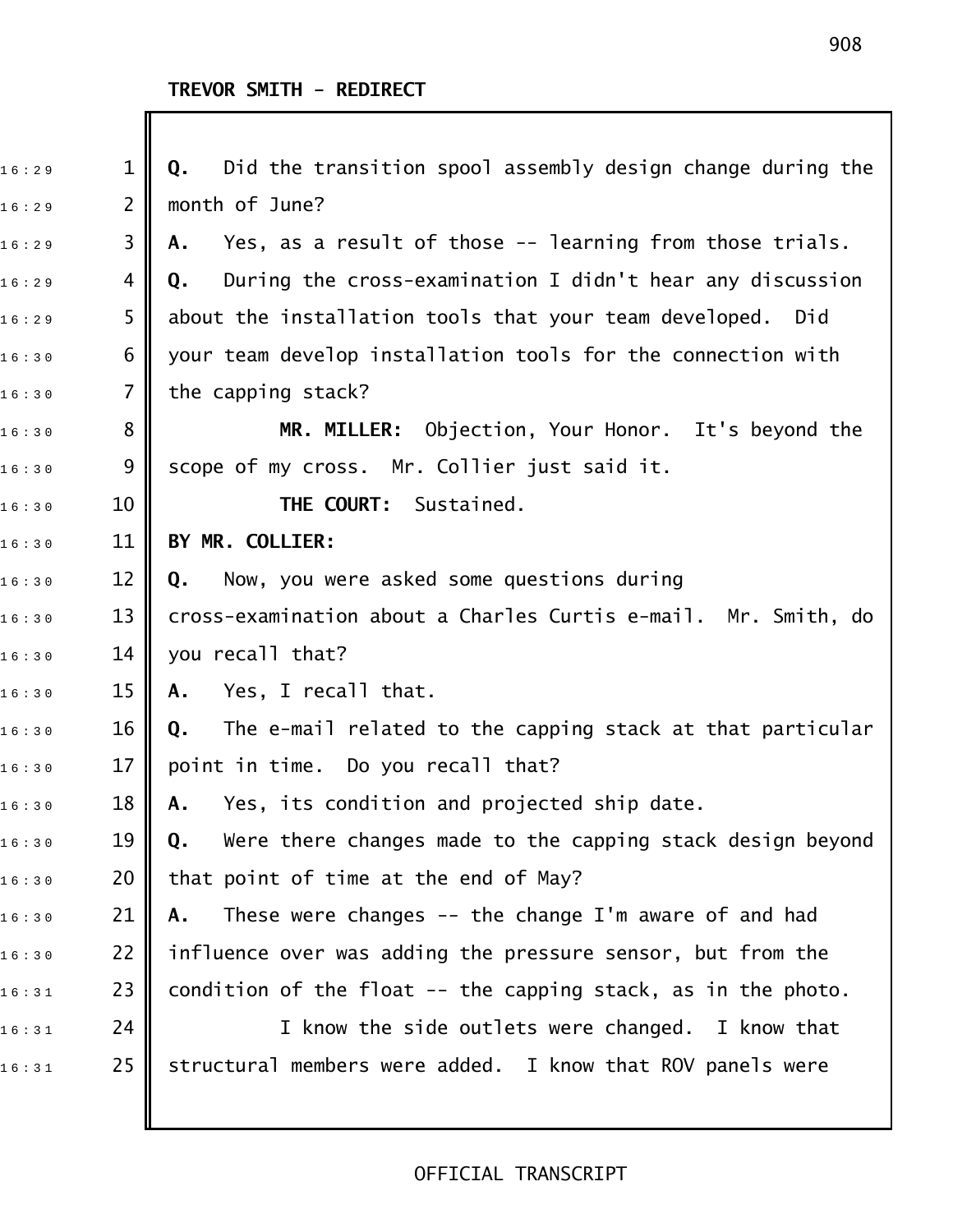TREVOR SMITH - REDIRECT

**Q.** Did the transition spool assembly design change during the month of June?

**A.** Yes, as a result of those -- learning from those trials.

**Q.** During the cross-examination I didn't hear any discussion about the installation tools that your team developed. Did your team develop installation tools for the connection with the capping stack?

**MR. MILLER:** Objection, Your Honor. It's beyond the scope of my cross. Mr. Collier just said it.

**THE COURT:** Sustained.

**BY MR. COLLIER:**

**Q.** Now, you were asked some questions during cross-examination about a Charles Curtis e-mail. Mr. Smith, do you recall that?

**A.** Yes, I recall that.

**Q.** The e-mail related to the capping stack at that particular point in time. Do you recall that?

**A.** Yes, its condition and projected ship date.

**Q.** Were there changes made to the capping stack design beyond that point of time at the end of May?

**A.** These were changes -- the change I'm aware of and had influence over was adding the pressure sensor, but from the condition of the float -- the capping stack, as in the photo.

I know the side outlets were changed. I know that structural members were added. I know that ROV panels were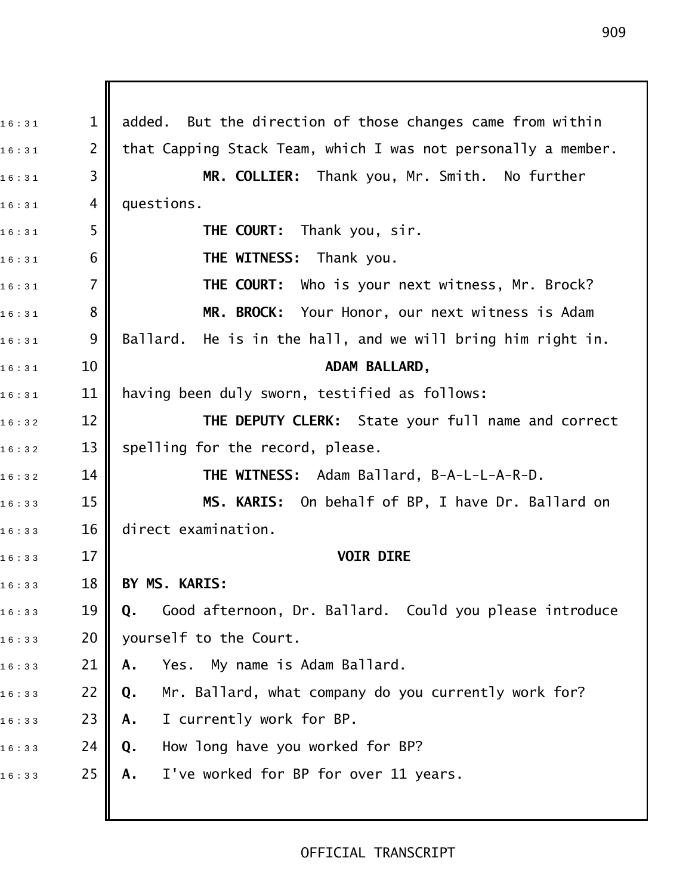added. But the direction of those changes came from within that Capping Stack Team, which I was not personally a member.

**MR. COLLIER:** Thank you, Mr. Smith. No further questions.

**THE COURT:** Thank you, sir.

**THE WITNESS:** Thank you.

**THE COURT:** Who is your next witness, Mr. Brock?

**MR. BROCK:** Your Honor, our next witness is Adam Ballard. He is in the hall, and we will bring him right in.

**ADAM BALLARD,**

having been duly sworn, testified as follows:

**THE DEPUTY CLERK:** State your full name and correct spelling for the record, please.

**THE WITNESS:** Adam Ballard, B-A-L-L-A-R-D.

**MS. KARIS:** On behalf of BP, I have Dr. Ballard on direct examination.

**VOIR DIRE**

**BY MS. KARIS:**

**Q.** Good afternoon, Dr. Ballard. Could you please introduce yourself to the Court.

**A.** Yes. My name is Adam Ballard.

**Q.** Mr. Ballard, what company do you currently work for?

**A.** I currently work for BP.

**Q.** How long have you worked for BP?

**A.** I've worked for BP for over 11 years.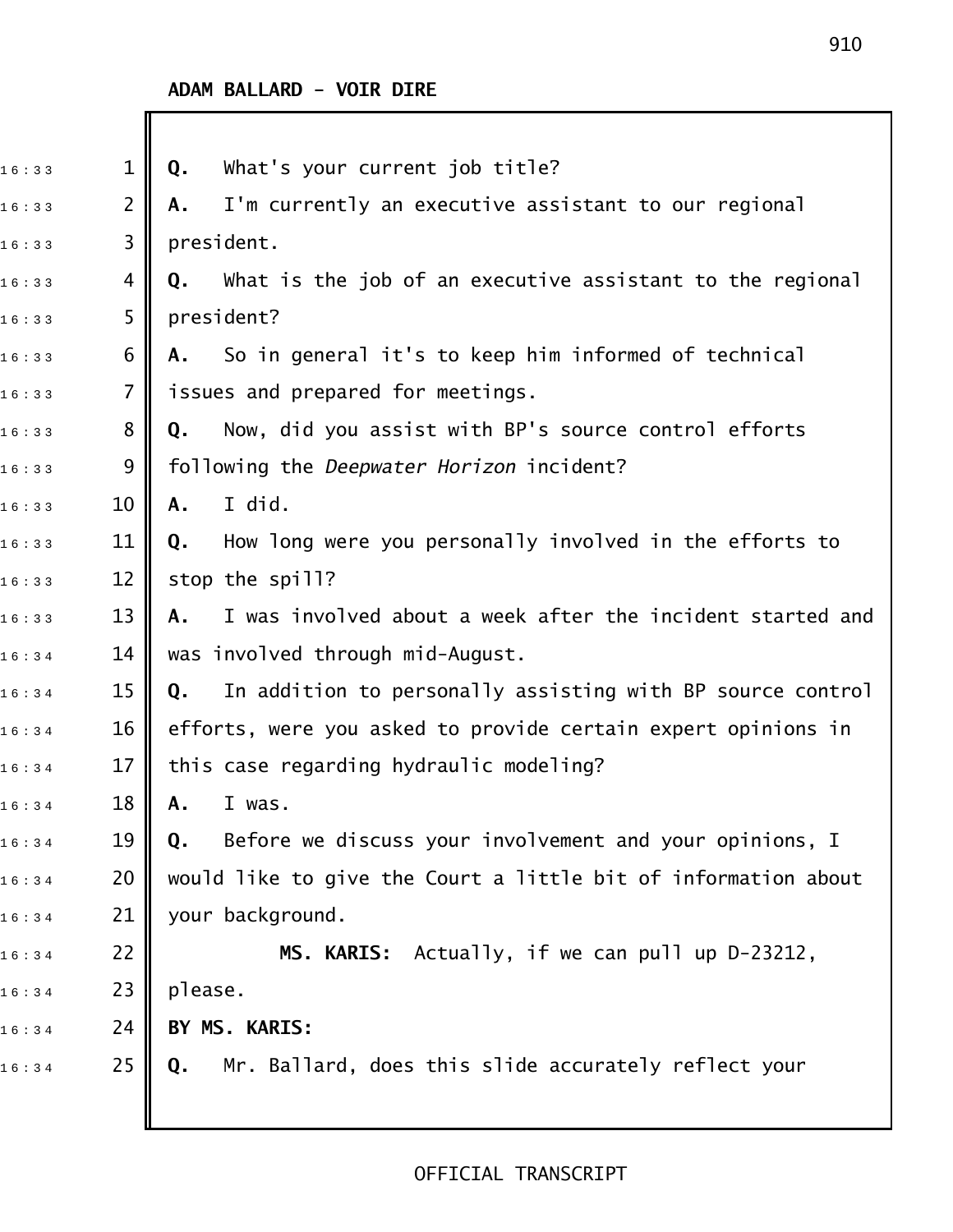**ADAM BALLARD - VOIR DIRE**

**Q.** What's your current job title?

**A.** I'm currently an executive assistant to our regional president.

**Q.** What is the job of an executive assistant to the regional president?

**A.** So in general it's to keep him informed of technical issues and prepared for meetings.

**Q.** Now, did you assist with BP's source control efforts following the *Deepwater Horizon* incident?

**A.** I did.

**Q.** How long were you personally involved in the efforts to stop the spill?

**A.** I was involved about a week after the incident started and was involved through mid-August.

**Q.** In addition to personally assisting with BP source control efforts, were you asked to provide certain expert opinions in this case regarding hydraulic modeling?

**A.** I was.

**Q.** Before we discuss your involvement and your opinions, I would like to give the Court a little bit of information about your background.

**MS. KARIS:** Actually, if we can pull up D-23212, please.

**BY MS. KARIS:**

**Q.** Mr. Ballard, does this slide accurately reflect your

OFFICIAL TRANSCRIPT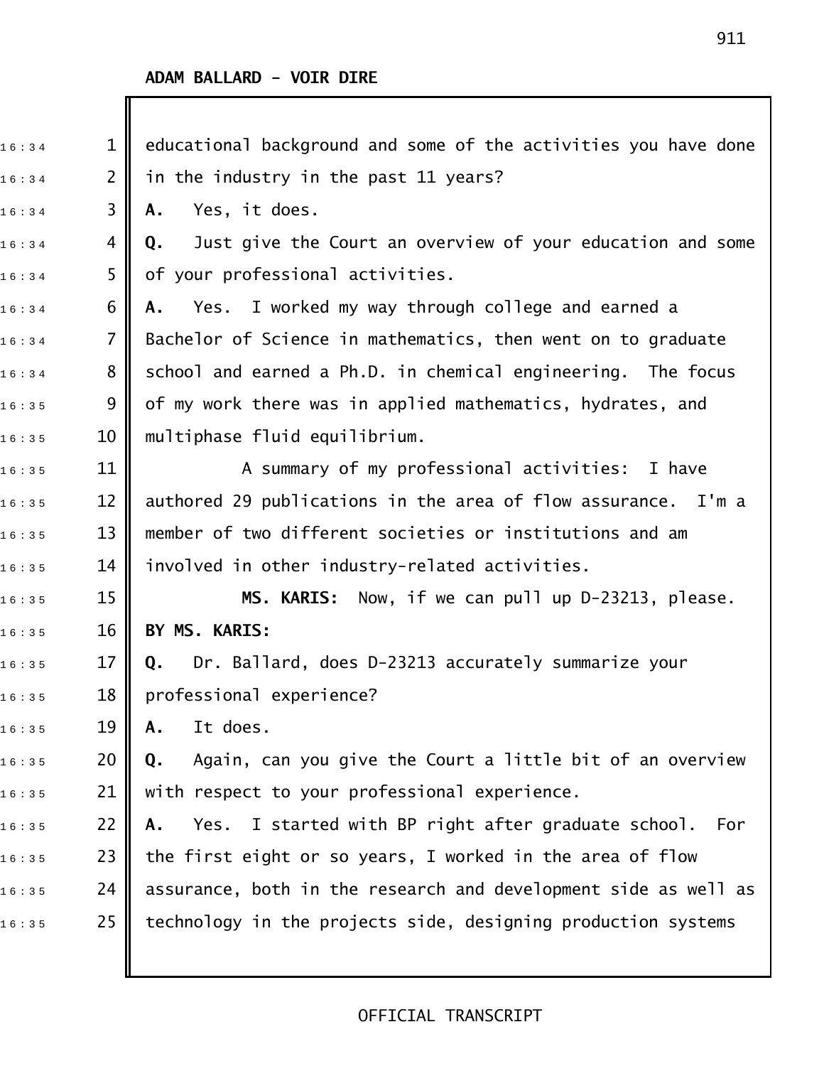ADAM BALLARD - VOIR DIRE

educational background and some of the activities you have done in the industry in the past 11 years?

**A.** Yes, it does.

**Q.** Just give the Court an overview of your education and some of your professional activities.

**A.** Yes. I worked my way through college and earned a Bachelor of Science in mathematics, then went on to graduate school and earned a Ph.D. in chemical engineering. The focus of my work there was in applied mathematics, hydrates, and multiphase fluid equilibrium.

A summary of my professional activities: I have authored 29 publications in the area of flow assurance. I'm a member of two different societies or institutions and am involved in other industry-related activities.

**MS. KARIS:** Now, if we can pull up D-23213, please.

**BY MS. KARIS:**

**Q.** Dr. Ballard, does D-23213 accurately summarize your professional experience?

**A.** It does.

**Q.** Again, can you give the Court a little bit of an overview with respect to your professional experience.

**A.** Yes. I started with BP right after graduate school. For the first eight or so years, I worked in the area of flow assurance, both in the research and development side as well as technology in the projects side, designing production systems

OFFICIAL TRANSCRIPT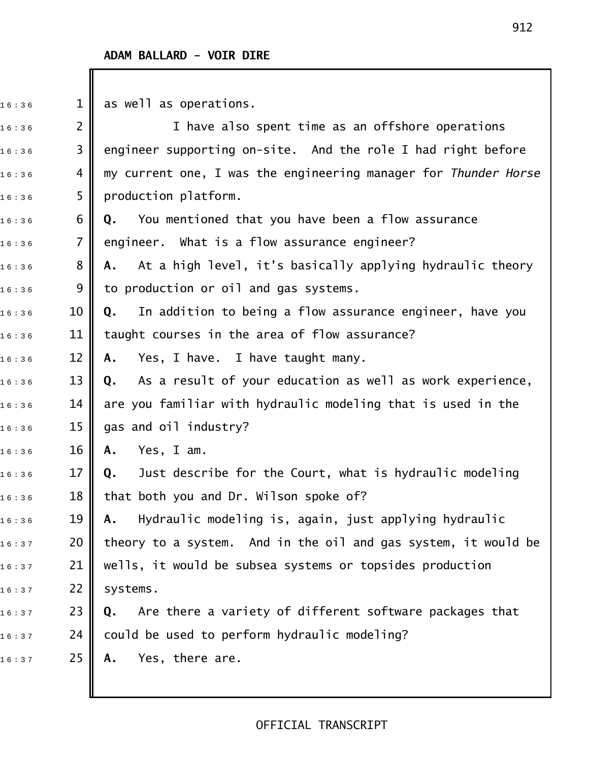**ADAM BALLARD - VOIR DIRE**

as well as operations.

I have also spent time as an offshore operations engineer supporting on-site. And the role I had right before my current one, I was the engineering manager for *Thunder Horse* production platform.

**Q.** You mentioned that you have been a flow assurance engineer. What is a flow assurance engineer?

**A.** At a high level, it's basically applying hydraulic theory to production or oil and gas systems.

**Q.** In addition to being a flow assurance engineer, have you taught courses in the area of flow assurance?

**A.** Yes, I have. I have taught many.

**Q.** As a result of your education as well as work experience, are you familiar with hydraulic modeling that is used in the gas and oil industry?

**A.** Yes, I am.

**Q.** Just describe for the Court, what is hydraulic modeling that both you and Dr. Wilson spoke of?

**A.** Hydraulic modeling is, again, just applying hydraulic theory to a system. And in the oil and gas system, it would be wells, it would be subsea systems or topsides production systems.

**Q.** Are there a variety of different software packages that could be used to perform hydraulic modeling?

**A.** Yes, there are.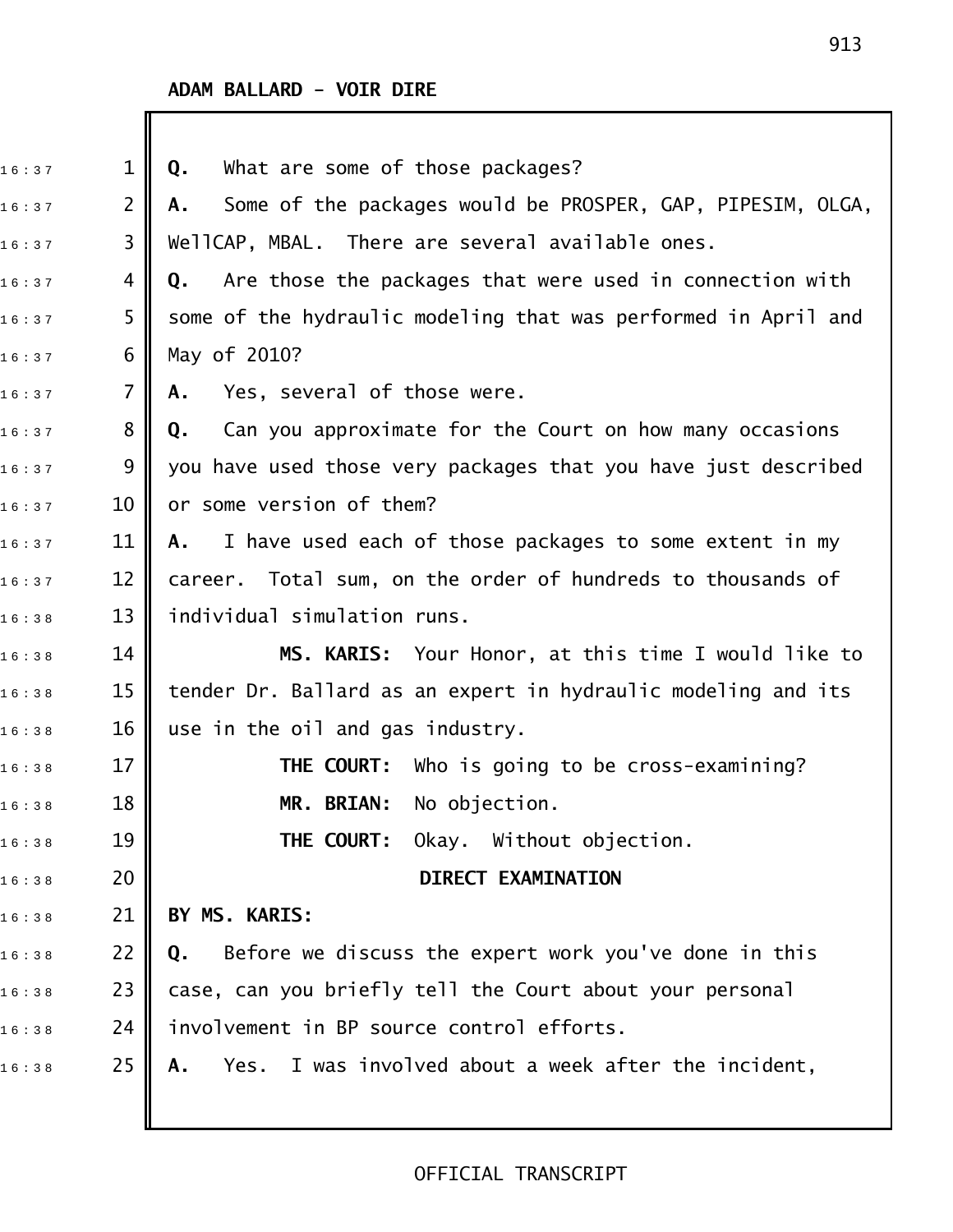**ADAM BALLARD - VOIR DIRE**

**Q.** What are some of those packages?

**A.** Some of the packages would be PROSPER, GAP, PIPESIM, OLGA, WellCAP, MBAL. There are several available ones.

**Q.** Are those the packages that were used in connection with some of the hydraulic modeling that was performed in April and May of 2010?

**A.** Yes, several of those were.

**Q.** Can you approximate for the Court on how many occasions you have used those very packages that you have just described or some version of them?

**A.** I have used each of those packages to some extent in my career. Total sum, on the order of hundreds to thousands of individual simulation runs.

**MS. KARIS:** Your Honor, at this time I would like to tender Dr. Ballard as an expert in hydraulic modeling and its use in the oil and gas industry.

**THE COURT:** Who is going to be cross-examining?

**MR. BRIAN:** No objection.

**THE COURT:** Okay. Without objection.

**DIRECT EXAMINATION**

**BY MS. KARIS:**

**Q.** Before we discuss the expert work you've done in this case, can you briefly tell the Court about your personal involvement in BP source control efforts.

**A.** Yes. I was involved about a week after the incident,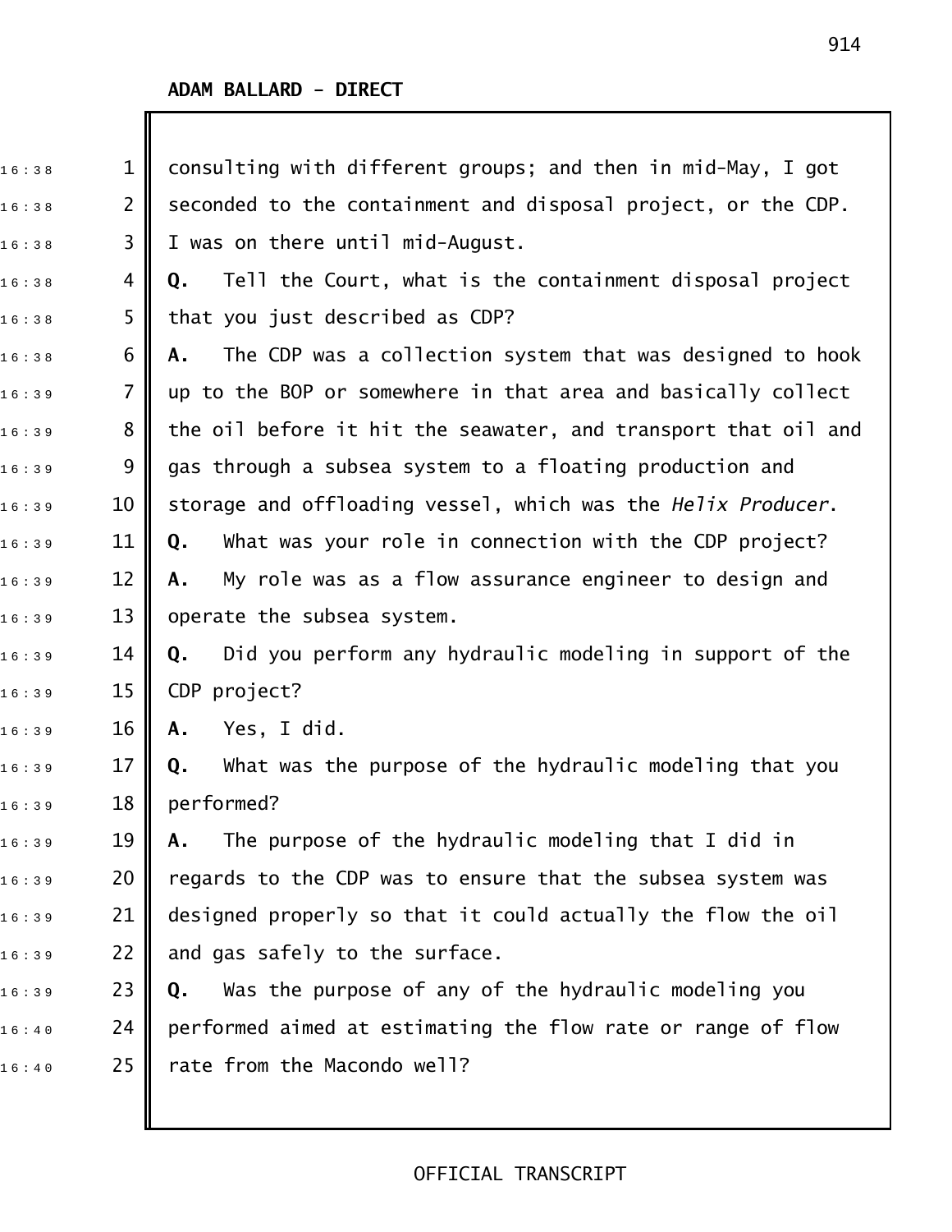**ADAM BALLARD - DIRECT**

consulting with different groups; and then in mid-May, I got seconded to the containment and disposal project, or the CDP. I was on there until mid-August.

**Q.** Tell the Court, what is the containment disposal project that you just described as CDP?

**A.** The CDP was a collection system that was designed to hook up to the BOP or somewhere in that area and basically collect the oil before it hit the seawater, and transport that oil and gas through a subsea system to a floating production and storage and offloading vessel, which was the *Helix Producer*.

**Q.** What was your role in connection with the CDP project?

**A.** My role was as a flow assurance engineer to design and operate the subsea system.

**Q.** Did you perform any hydraulic modeling in support of the CDP project?

**A.** Yes, I did.

**Q.** What was the purpose of the hydraulic modeling that you performed?

**A.** The purpose of the hydraulic modeling that I did in regards to the CDP was to ensure that the subsea system was designed properly so that it could actually the flow the oil and gas safely to the surface.

**Q.** Was the purpose of any of the hydraulic modeling you performed aimed at estimating the flow rate or range of flow rate from the Macondo well?

OFFICIAL TRANSCRIPT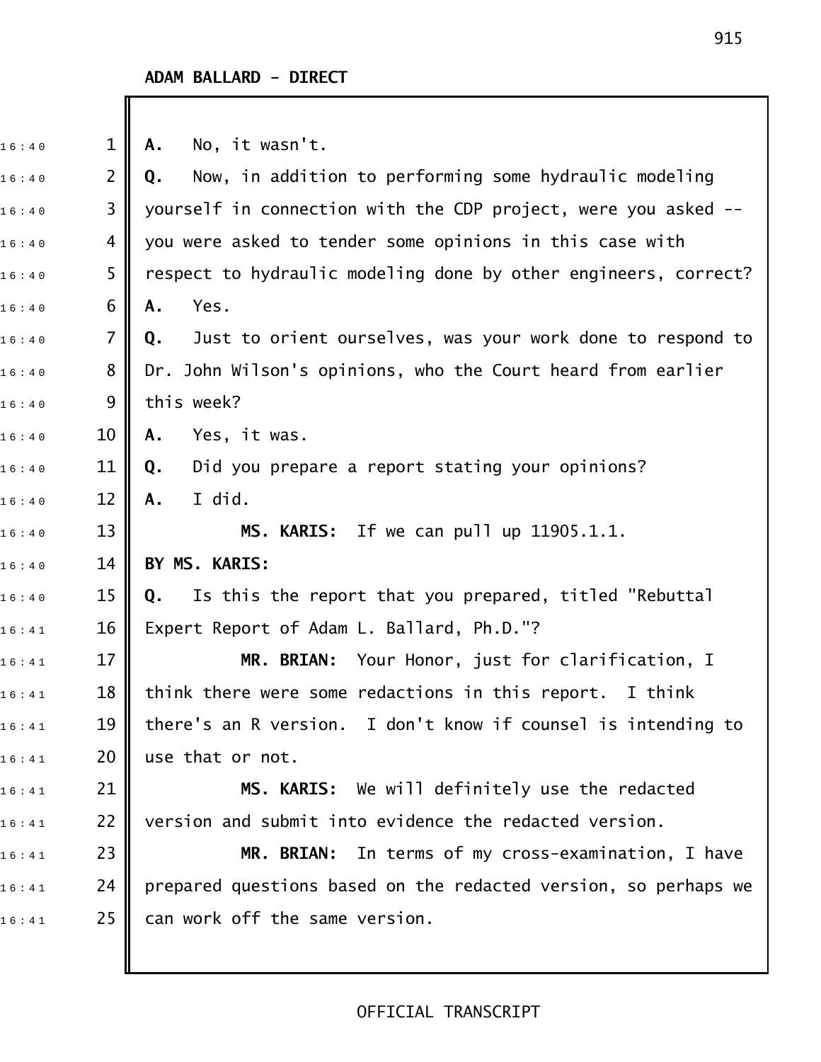**ADAM BALLARD - DIRECT**

**A.** No, it wasn't.

**Q.** Now, in addition to performing some hydraulic modeling yourself in connection with the CDP project, were you asked -- you were asked to tender some opinions in this case with respect to hydraulic modeling done by other engineers, correct?

**A.** Yes.

**Q.** Just to orient ourselves, was your work done to respond to Dr. John Wilson's opinions, who the Court heard from earlier this week?

**A.** Yes, it was.

**Q.** Did you prepare a report stating your opinions?

**A.** I did.

**MS. KARIS:** If we can pull up 11905.1.1.

**BY MS. KARIS:**

**Q.** Is this the report that you prepared, titled "Rebuttal Expert Report of Adam L. Ballard, Ph.D."?

**MR. BRIAN:** Your Honor, just for clarification, I think there were some redactions in this report. I think there's an R version. I don't know if counsel is intending to use that or not.

**MS. KARIS:** We will definitely use the redacted version and submit into evidence the redacted version.

**MR. BRIAN:** In terms of my cross-examination, I have prepared questions based on the redacted version, so perhaps we can work off the same version.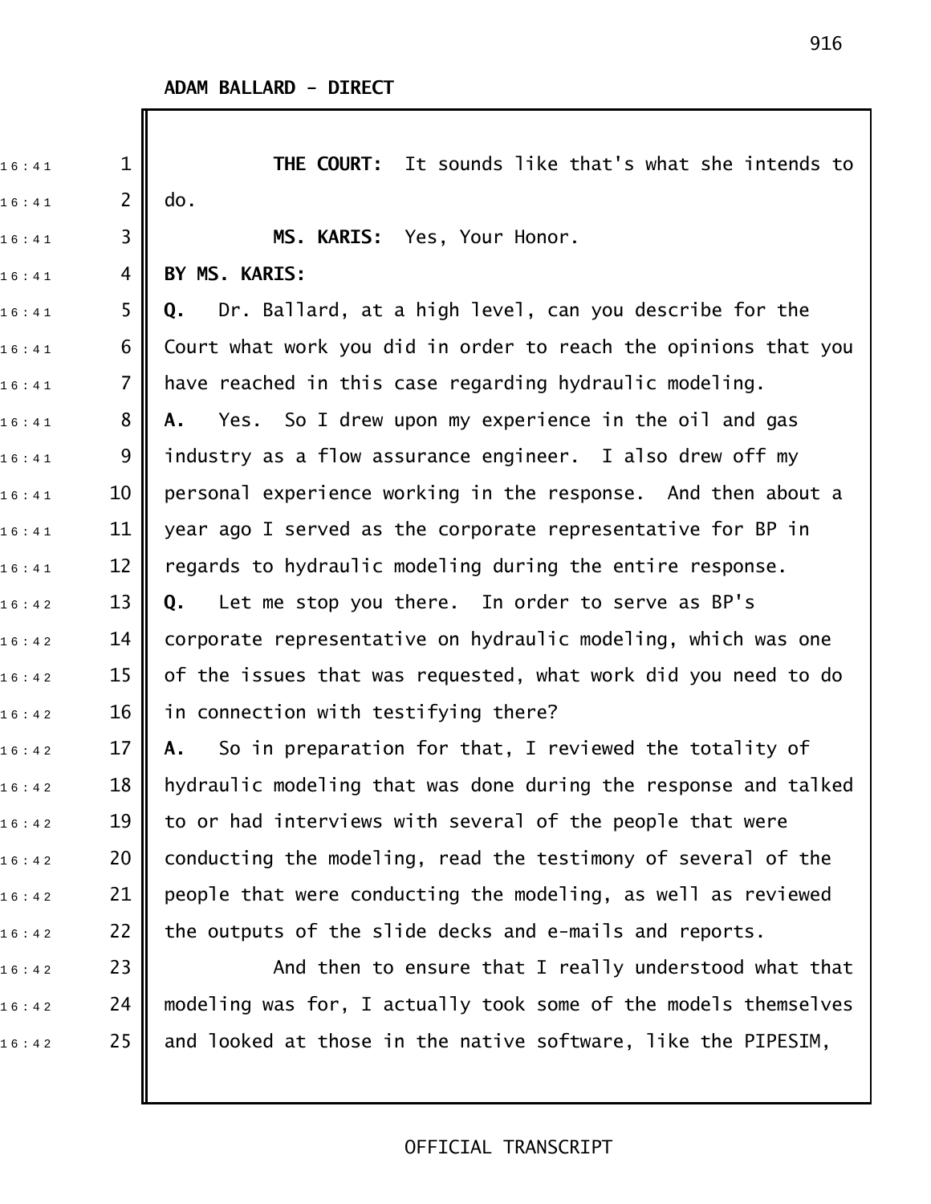**ADAM BALLARD - DIRECT**

**THE COURT:** It sounds like that's what she intends to do.

**MS. KARIS:** Yes, Your Honor.

**BY MS. KARIS:**

**Q.** Dr. Ballard, at a high level, can you describe for the Court what work you did in order to reach the opinions that you have reached in this case regarding hydraulic modeling.

**A.** Yes. So I drew upon my experience in the oil and gas industry as a flow assurance engineer. I also drew off my personal experience working in the response. And then about a year ago I served as the corporate representative for BP in regards to hydraulic modeling during the entire response.

**Q.** Let me stop you there. In order to serve as BP's corporate representative on hydraulic modeling, which was one of the issues that was requested, what work did you need to do in connection with testifying there?

**A.** So in preparation for that, I reviewed the totality of hydraulic modeling that was done during the response and talked to or had interviews with several of the people that were conducting the modeling, read the testimony of several of the people that were conducting the modeling, as well as reviewed the outputs of the slide decks and e-mails and reports.

And then to ensure that I really understood what that modeling was for, I actually took some of the models themselves and looked at those in the native software, like the PIPESIM,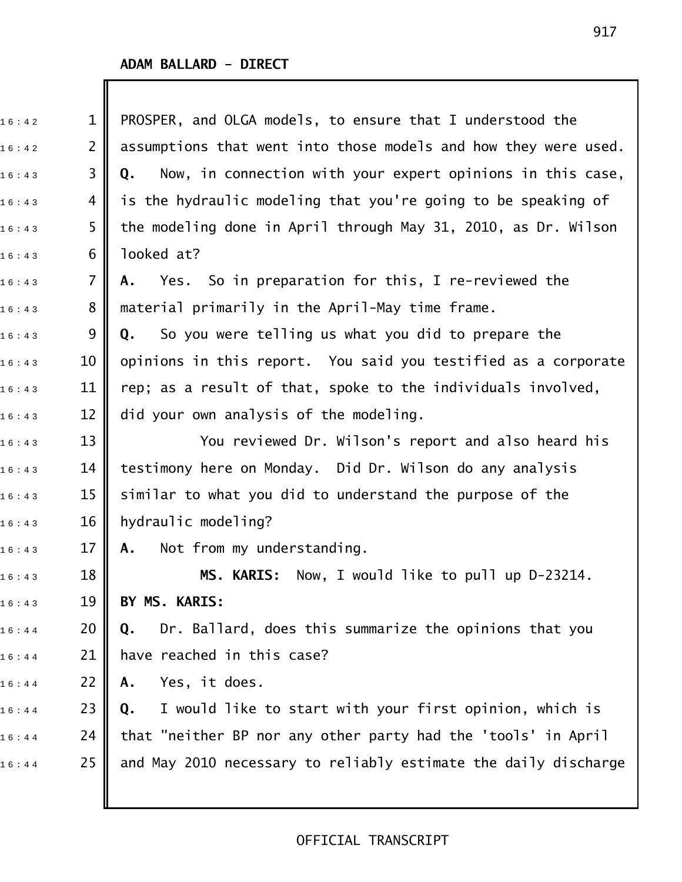**ADAM BALLARD - DIRECT**

PROSPER, and OLGA models, to ensure that I understood the assumptions that went into those models and how they were used.

**Q.** Now, in connection with your expert opinions in this case, is the hydraulic modeling that you're going to be speaking of the modeling done in April through May 31, 2010, as Dr. Wilson looked at?

**A.** Yes. So in preparation for this, I re-reviewed the material primarily in the April-May time frame.

**Q.** So you were telling us what you did to prepare the opinions in this report. You said you testified as a corporate rep; as a result of that, spoke to the individuals involved, did your own analysis of the modeling.

You reviewed Dr. Wilson's report and also heard his testimony here on Monday. Did Dr. Wilson do any analysis similar to what you did to understand the purpose of the hydraulic modeling?

**A.** Not from my understanding.

**MS. KARIS:** Now, I would like to pull up D-23214.

**BY MS. KARIS:**

**Q.** Dr. Ballard, does this summarize the opinions that you have reached in this case?

**A.** Yes, it does.

**Q.** I would like to start with your first opinion, which is that "neither BP nor any other party had the 'tools' in April and May 2010 necessary to reliably estimate the daily discharge

OFFICIAL TRANSCRIPT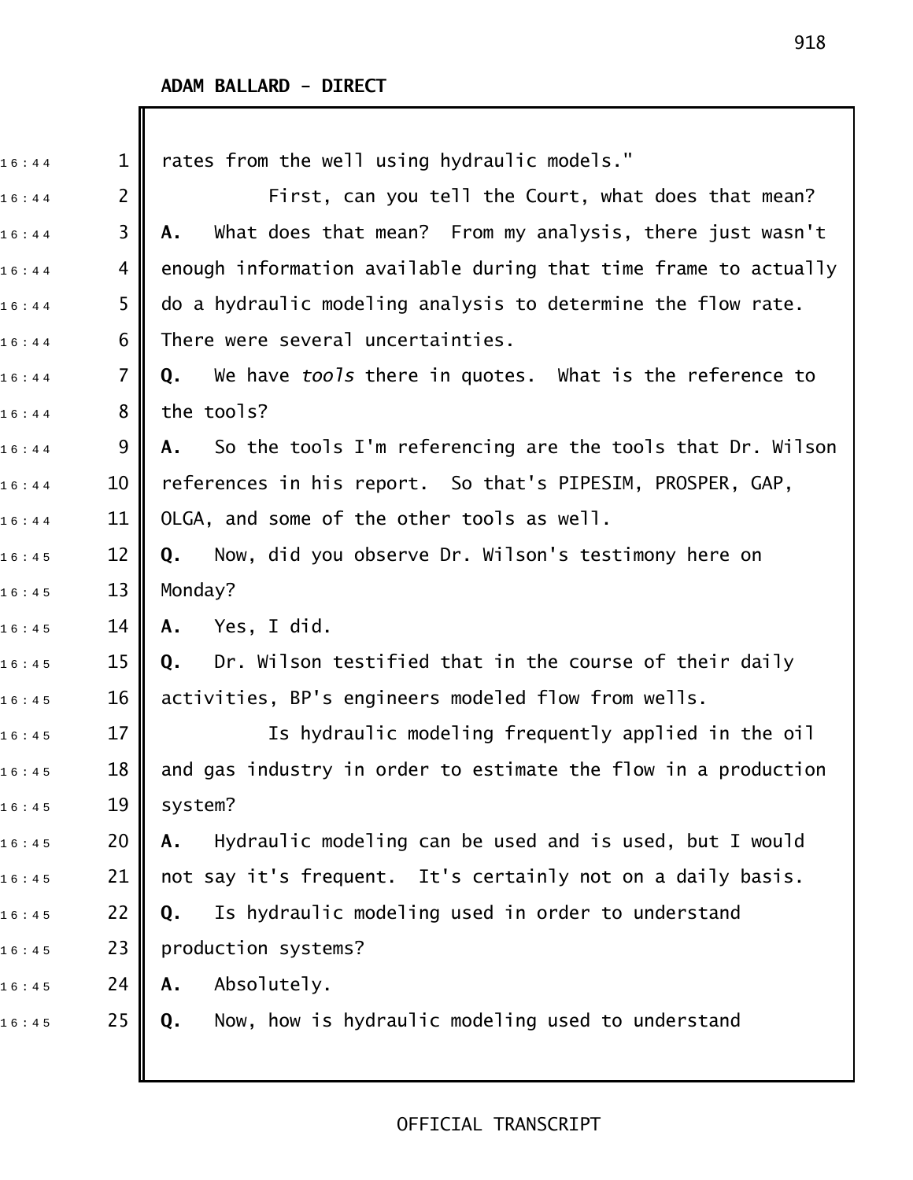**ADAM BALLARD - DIRECT**

rates from the well using hydraulic models."

First, can you tell the Court, what does that mean?

**A.** What does that mean? From my analysis, there just wasn't enough information available during that time frame to actually do a hydraulic modeling analysis to determine the flow rate. There were several uncertainties.

**Q.** We have *tools* there in quotes. What is the reference to the tools?

**A.** So the tools I'm referencing are the tools that Dr. Wilson references in his report. So that's PIPESIM, PROSPER, GAP, OLGA, and some of the other tools as well.

**Q.** Now, did you observe Dr. Wilson's testimony here on Monday?

**A.** Yes, I did.

**Q.** Dr. Wilson testified that in the course of their daily activities, BP's engineers modeled flow from wells.

Is hydraulic modeling frequently applied in the oil and gas industry in order to estimate the flow in a production system?

**A.** Hydraulic modeling can be used and is used, but I would not say it's frequent. It's certainly not on a daily basis.

**Q.** Is hydraulic modeling used in order to understand production systems?

**A.** Absolutely.

**Q.** Now, how is hydraulic modeling used to understand

OFFICIAL TRANSCRIPT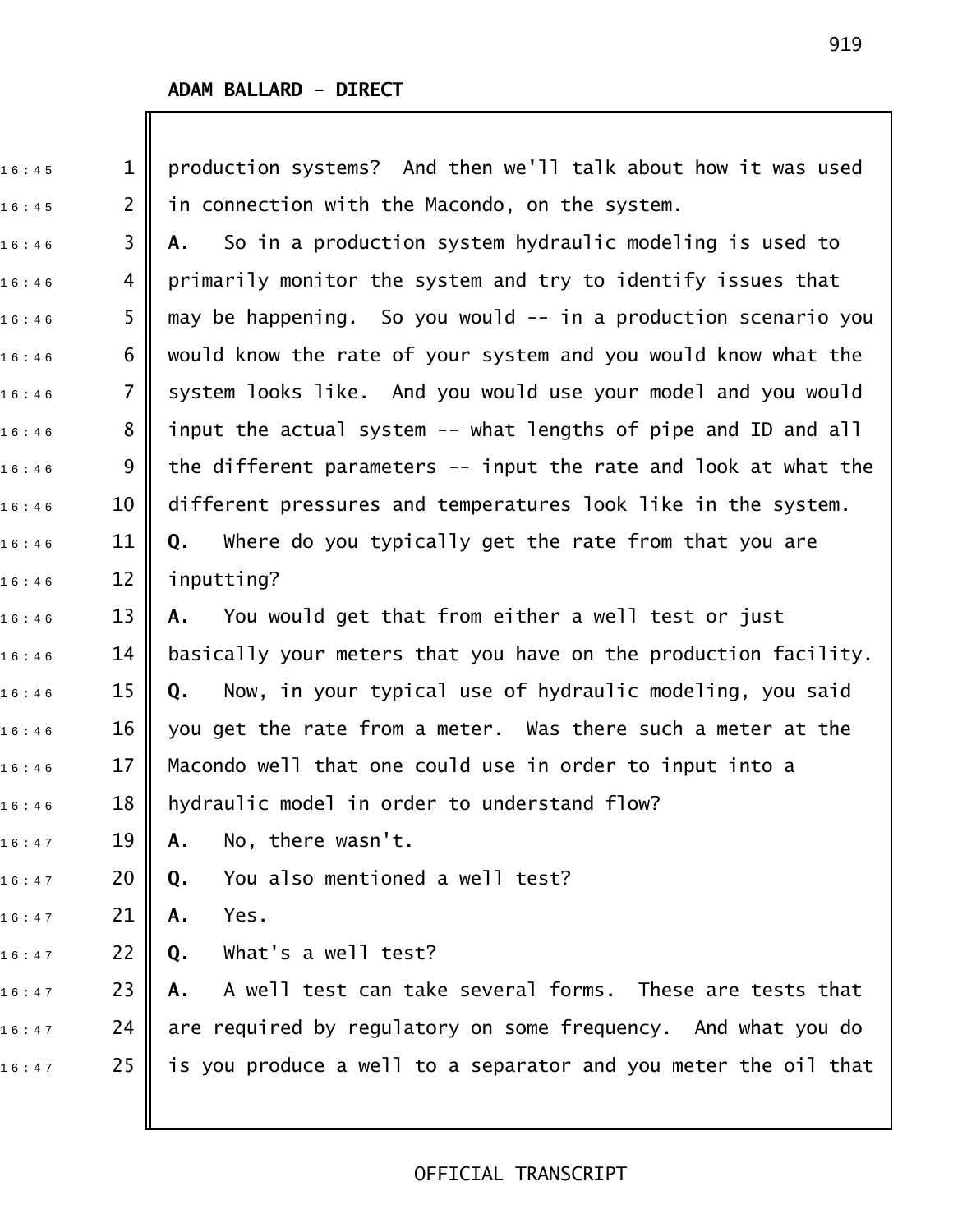**ADAM BALLARD - DIRECT**

production systems? And then we'll talk about how it was used in connection with the Macondo, on the system.

**A.** So in a production system hydraulic modeling is used to primarily monitor the system and try to identify issues that may be happening. So you would -- in a production scenario you would know the rate of your system and you would know what the system looks like. And you would use your model and you would input the actual system -- what lengths of pipe and ID and all the different parameters -- input the rate and look at what the different pressures and temperatures look like in the system.

**Q.** Where do you typically get the rate from that you are inputting?

**A.** You would get that from either a well test or just basically your meters that you have on the production facility.

**Q.** Now, in your typical use of hydraulic modeling, you said you get the rate from a meter. Was there such a meter at the Macondo well that one could use in order to input into a hydraulic model in order to understand flow?

**A.** No, there wasn't.

**Q.** You also mentioned a well test?

**A.** Yes.

**Q.** What's a well test?

**A.** A well test can take several forms. These are tests that are required by regulatory on some frequency. And what you do is you produce a well to a separator and you meter the oil that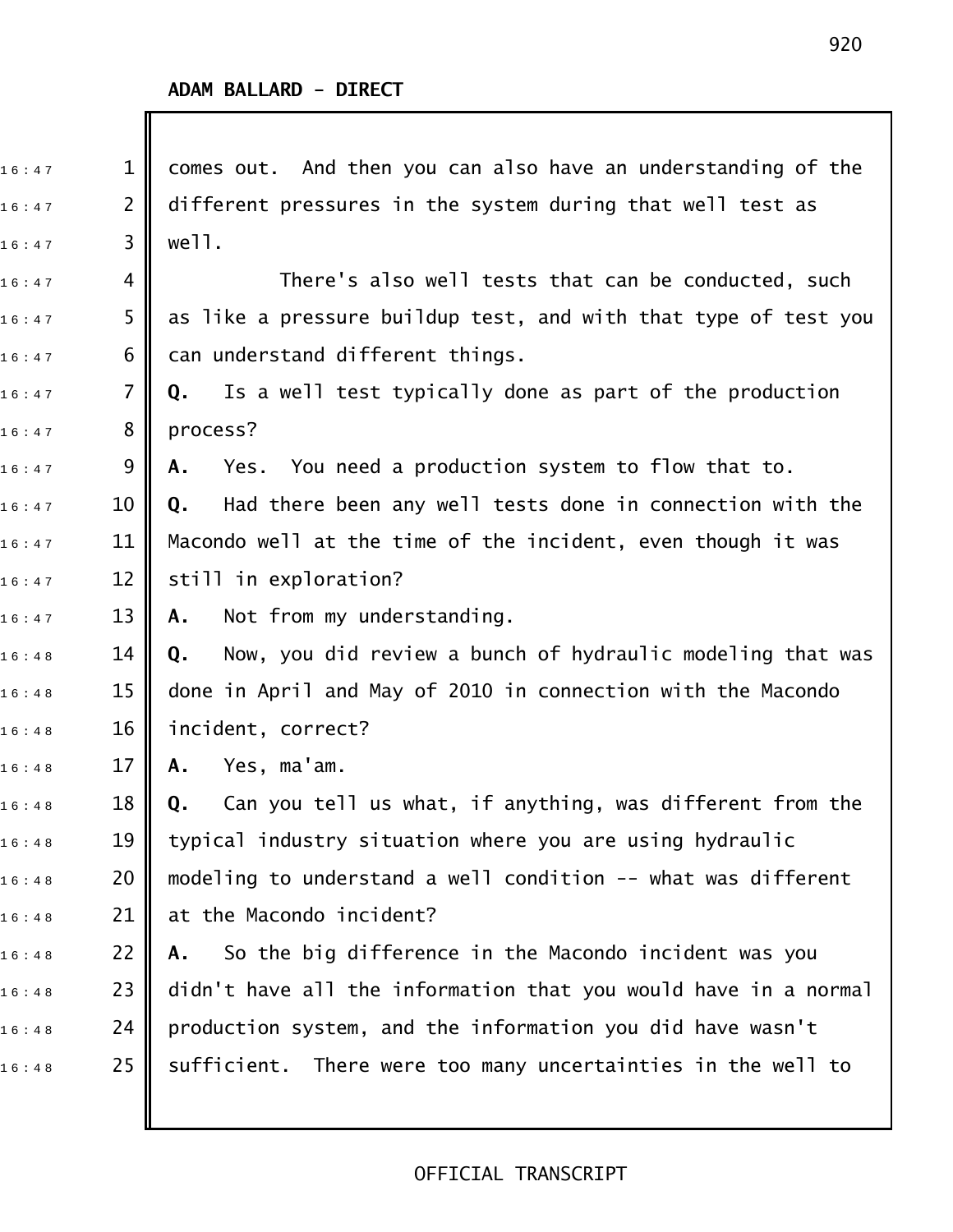comes out. And then you can also have an understanding of the different pressures in the system during that well test as well.

There's also well tests that can be conducted, such as like a pressure buildup test, and with that type of test you can understand different things.

**Q.** Is a well test typically done as part of the production process?

**A.** Yes. You need a production system to flow that to.

**Q.** Had there been any well tests done in connection with the Macondo well at the time of the incident, even though it was still in exploration?

**A.** Not from my understanding.

**Q.** Now, you did review a bunch of hydraulic modeling that was done in April and May of 2010 in connection with the Macondo incident, correct?

**A.** Yes, ma'am.

**Q.** Can you tell us what, if anything, was different from the typical industry situation where you are using hydraulic modeling to understand a well condition -- what was different at the Macondo incident?

**A.** So the big difference in the Macondo incident was you didn't have all the information that you would have in a normal production system, and the information you did have wasn't sufficient. There were too many uncertainties in the well to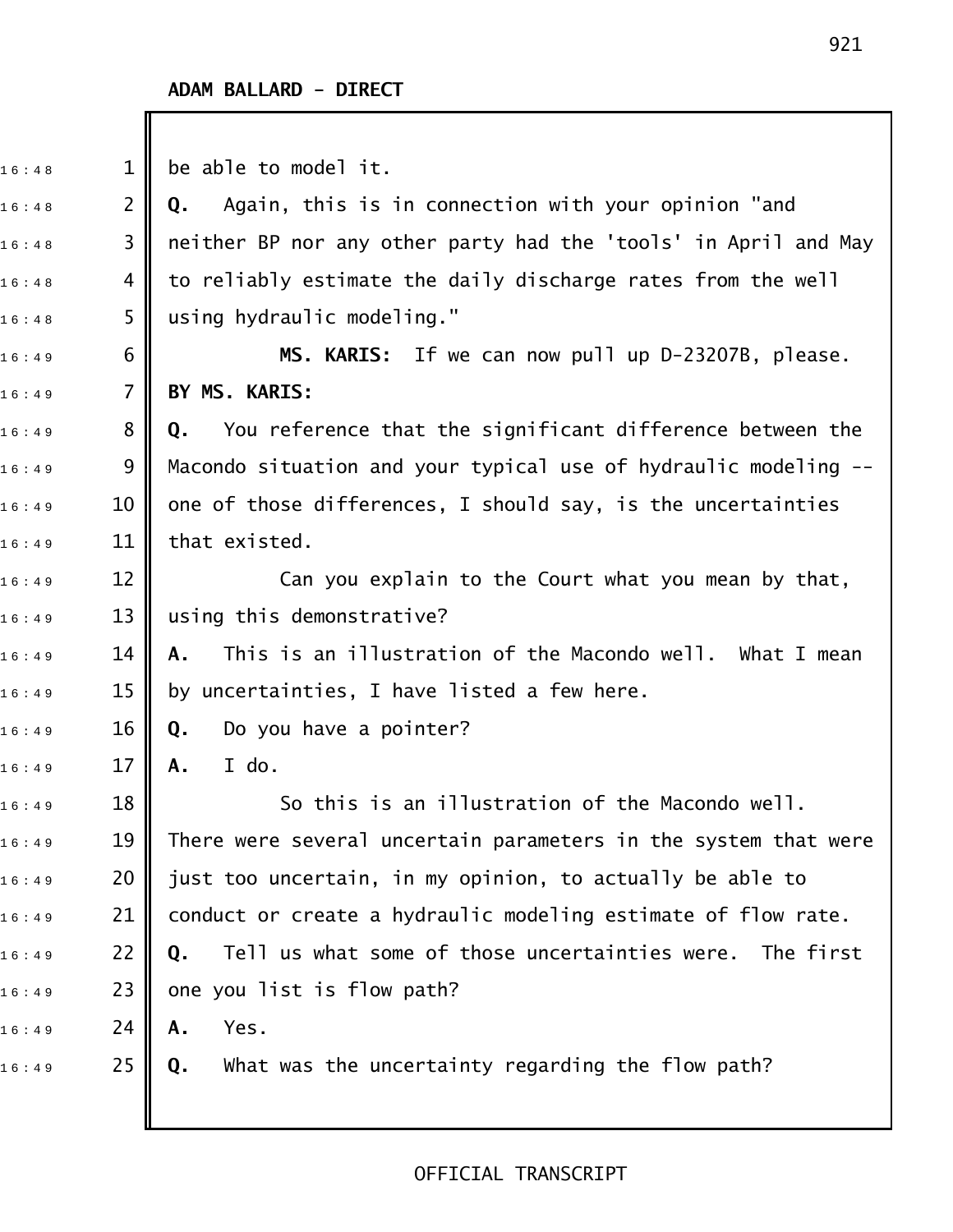**ADAM BALLARD - DIRECT**

be able to model it.

**Q.** Again, this is in connection with your opinion "and neither BP nor any other party had the 'tools' in April and May to reliably estimate the daily discharge rates from the well using hydraulic modeling."

**MS. KARIS:** If we can now pull up D-23207B, please.

**BY MS. KARIS:**

**Q.** You reference that the significant difference between the Macondo situation and your typical use of hydraulic modeling -- one of those differences, I should say, is the uncertainties that existed.

Can you explain to the Court what you mean by that, using this demonstrative?

**A.** This is an illustration of the Macondo well. What I mean by uncertainties, I have listed a few here.

**Q.** Do you have a pointer?

**A.** I do.

So this is an illustration of the Macondo well. There were several uncertain parameters in the system that were just too uncertain, in my opinion, to actually be able to conduct or create a hydraulic modeling estimate of flow rate.

**Q.** Tell us what some of those uncertainties were. The first one you list is flow path?

**A.** Yes.

**Q.** What was the uncertainty regarding the flow path?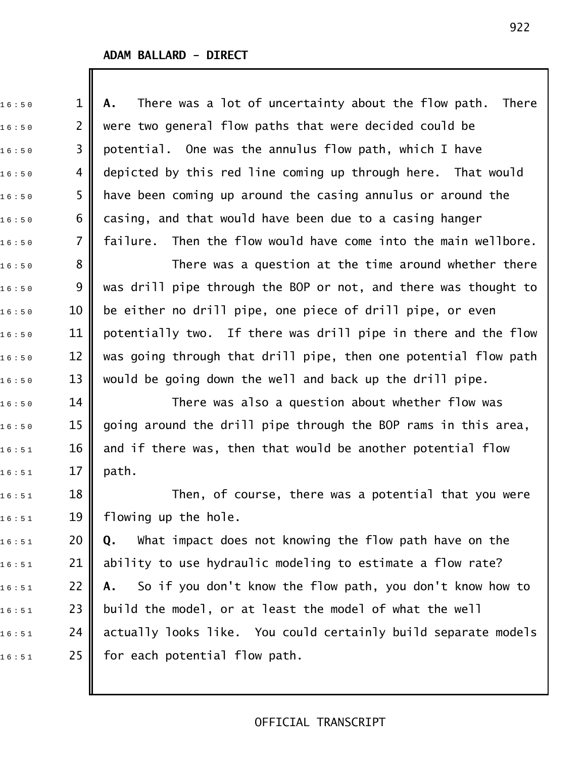**ADAM BALLARD - DIRECT**

**A.** There was a lot of uncertainty about the flow path. There were two general flow paths that were decided could be potential. One was the annulus flow path, which I have depicted by this red line coming up through here. That would have been coming up around the casing annulus or around the casing, and that would have been due to a casing hanger failure. Then the flow would have come into the main wellbore.

There was a question at the time around whether there was drill pipe through the BOP or not, and there was thought to be either no drill pipe, one piece of drill pipe, or even potentially two. If there was drill pipe in there and the flow was going through that drill pipe, then one potential flow path would be going down the well and back up the drill pipe.

There was also a question about whether flow was going around the drill pipe through the BOP rams in this area, and if there was, then that would be another potential flow path.

Then, of course, there was a potential that you were flowing up the hole.

**Q.** What impact does not knowing the flow path have on the ability to use hydraulic modeling to estimate a flow rate?

**A.** So if you don't know the flow path, you don't know how to build the model, or at least the model of what the well actually looks like. You could certainly build separate models for each potential flow path.

OFFICIAL TRANSCRIPT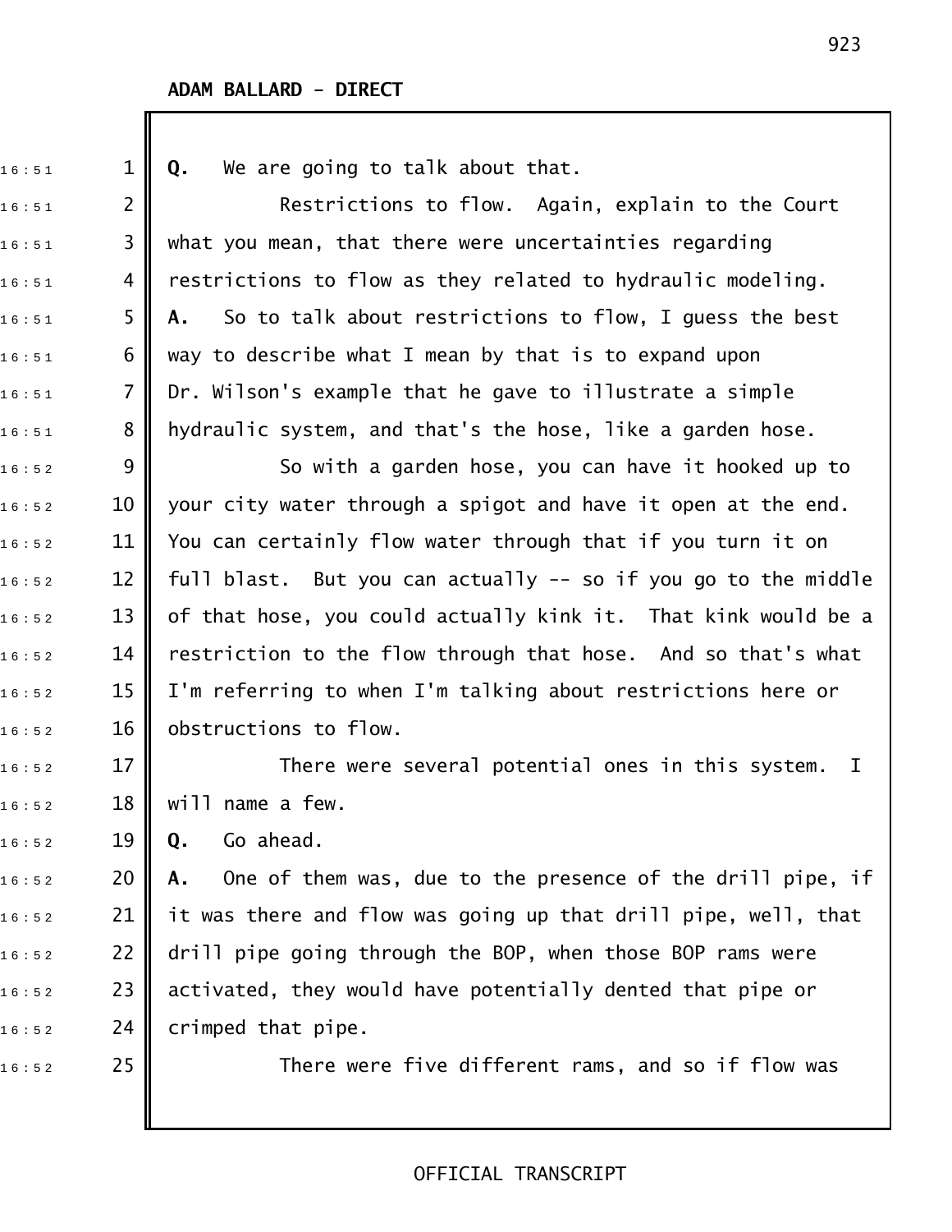**ADAM BALLARD - DIRECT**

**Q.** We are going to talk about that.

Restrictions to flow. Again, explain to the Court what you mean, that there were uncertainties regarding restrictions to flow as they related to hydraulic modeling.

**A.** So to talk about restrictions to flow, I guess the best way to describe what I mean by that is to expand upon Dr. Wilson's example that he gave to illustrate a simple hydraulic system, and that's the hose, like a garden hose.

So with a garden hose, you can have it hooked up to your city water through a spigot and have it open at the end. You can certainly flow water through that if you turn it on full blast. But you can actually -- so if you go to the middle of that hose, you could actually kink it. That kink would be a restriction to the flow through that hose. And so that's what I'm referring to when I'm talking about restrictions here or obstructions to flow.

There were several potential ones in this system. I will name a few.

**Q.** Go ahead.

**A.** One of them was, due to the presence of the drill pipe, if it was there and flow was going up that drill pipe, well, that drill pipe going through the BOP, when those BOP rams were activated, they would have potentially dented that pipe or crimped that pipe.

There were five different rams, and so if flow was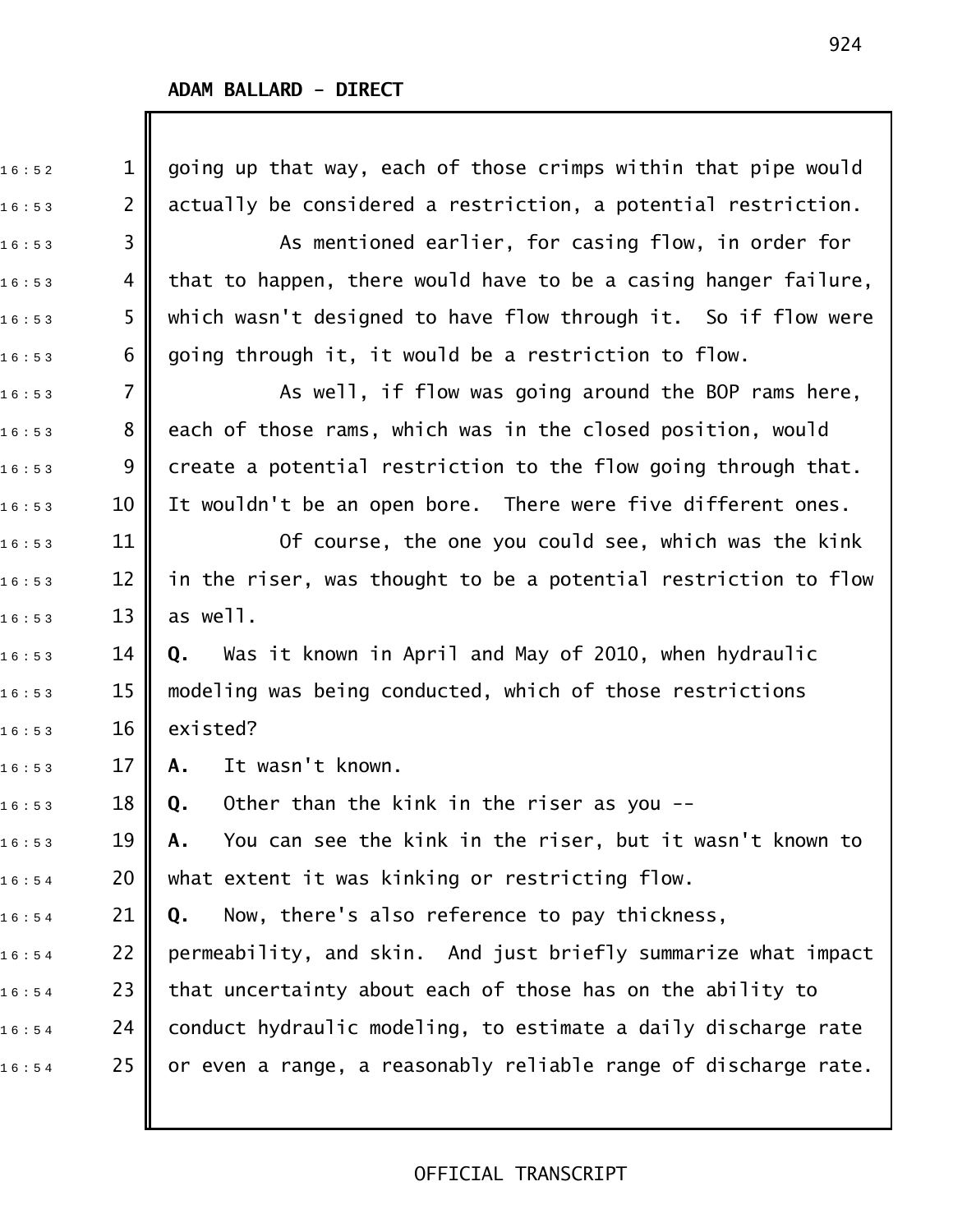**ADAM BALLARD - DIRECT**

going up that way, each of those crimps within that pipe would actually be considered a restriction, a potential restriction.

As mentioned earlier, for casing flow, in order for that to happen, there would have to be a casing hanger failure, which wasn't designed to have flow through it. So if flow were going through it, it would be a restriction to flow.

As well, if flow was going around the BOP rams here, each of those rams, which was in the closed position, would create a potential restriction to the flow going through that. It wouldn't be an open bore. There were five different ones.

Of course, the one you could see, which was the kink in the riser, was thought to be a potential restriction to flow as well.

**Q.** Was it known in April and May of 2010, when hydraulic modeling was being conducted, which of those restrictions existed?

**A.** It wasn't known.

**Q.** Other than the kink in the riser as you --

**A.** You can see the kink in the riser, but it wasn't known to what extent it was kinking or restricting flow.

**Q.** Now, there's also reference to pay thickness, permeability, and skin. And just briefly summarize what impact that uncertainty about each of those has on the ability to conduct hydraulic modeling, to estimate a daily discharge rate or even a range, a reasonably reliable range of discharge rate.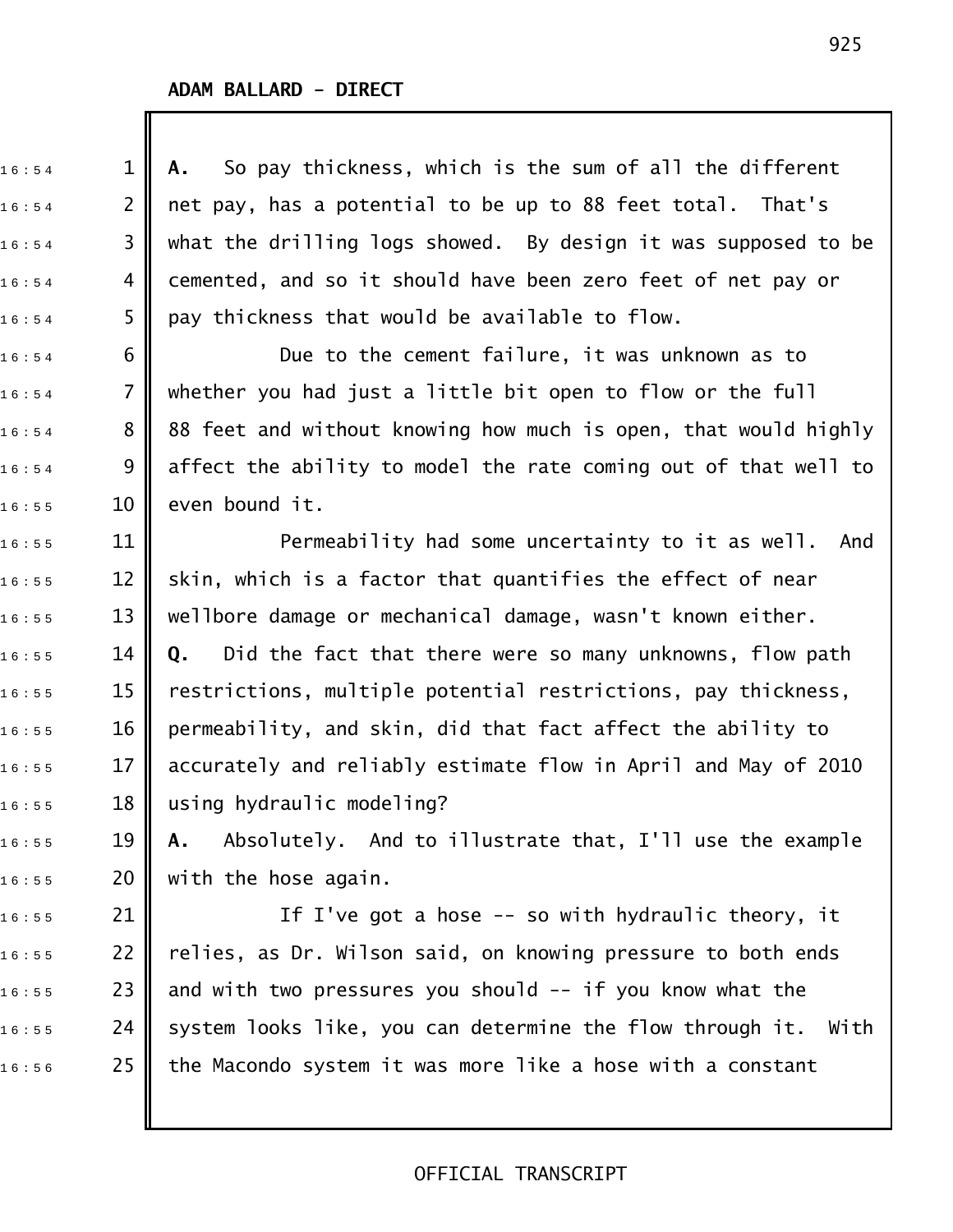**A.** So pay thickness, which is the sum of all the different net pay, has a potential to be up to 88 feet total. That's what the drilling logs showed. By design it was supposed to be cemented, and so it should have been zero feet of net pay or pay thickness that would be available to flow.

Due to the cement failure, it was unknown as to whether you had just a little bit open to flow or the full 88 feet and without knowing how much is open, that would highly affect the ability to model the rate coming out of that well to even bound it.

Permeability had some uncertainty to it as well. And skin, which is a factor that quantifies the effect of near wellbore damage or mechanical damage, wasn't known either.

**Q.** Did the fact that there were so many unknowns, flow path restrictions, multiple potential restrictions, pay thickness, permeability, and skin, did that fact affect the ability to accurately and reliably estimate flow in April and May of 2010 using hydraulic modeling?

**A.** Absolutely. And to illustrate that, I'll use the example with the hose again.

If I've got a hose -- so with hydraulic theory, it relies, as Dr. Wilson said, on knowing pressure to both ends and with two pressures you should -- if you know what the system looks like, you can determine the flow through it. With the Macondo system it was more like a hose with a constant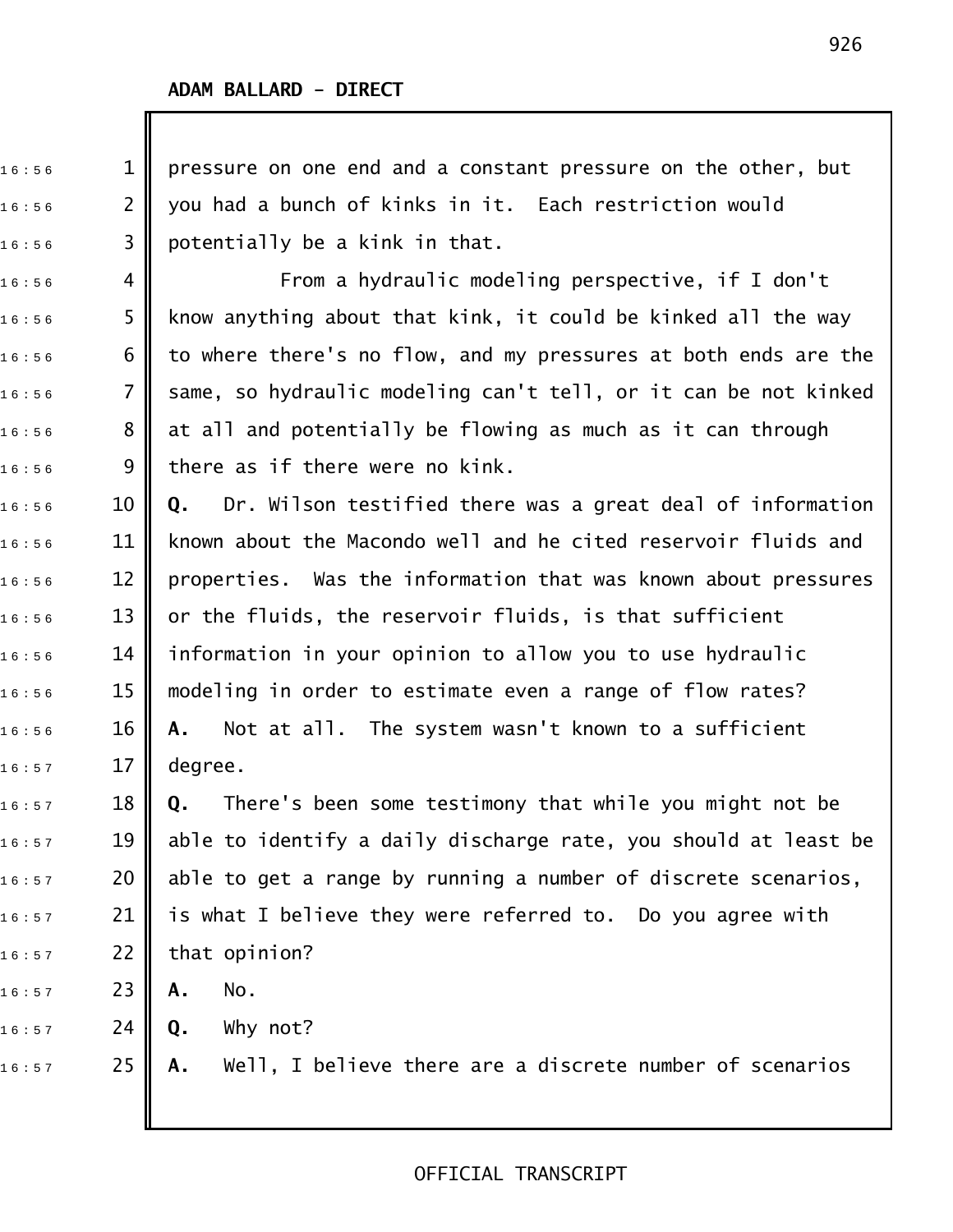pressure on one end and a constant pressure on the other, but you had a bunch of kinks in it. Each restriction would potentially be a kink in that.

From a hydraulic modeling perspective, if I don't know anything about that kink, it could be kinked all the way to where there's no flow, and my pressures at both ends are the same, so hydraulic modeling can't tell, or it can be not kinked at all and potentially be flowing as much as it can through there as if there were no kink.

**Q.** Dr. Wilson testified there was a great deal of information known about the Macondo well and he cited reservoir fluids and properties. Was the information that was known about pressures or the fluids, the reservoir fluids, is that sufficient information in your opinion to allow you to use hydraulic modeling in order to estimate even a range of flow rates?

**A.** Not at all. The system wasn't known to a sufficient degree.

**Q.** There's been some testimony that while you might not be able to identify a daily discharge rate, you should at least be able to get a range by running a number of discrete scenarios, is what I believe they were referred to. Do you agree with that opinion?

**A.** No.

**Q.** Why not?

**A.** Well, I believe there are a discrete number of scenarios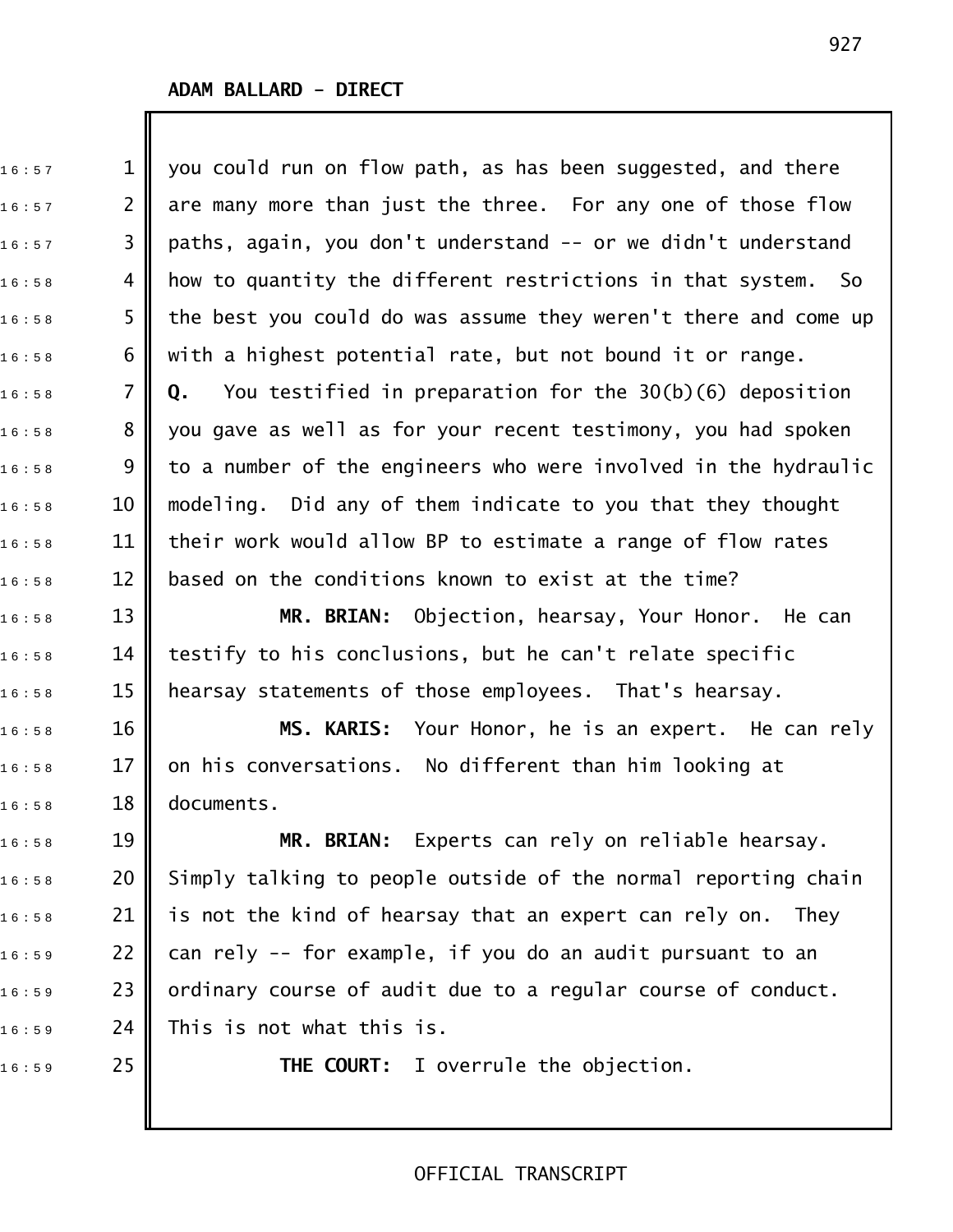ADAM BALLARD - DIRECT

you could run on flow path, as has been suggested, and there are many more than just the three. For any one of those flow paths, again, you don't understand -- or we didn't understand how to quantity the different restrictions in that system. So the best you could do was assume they weren't there and come up with a highest potential rate, but not bound it or range.

**Q.** You testified in preparation for the 30(b)(6) deposition you gave as well as for your recent testimony, you had spoken to a number of the engineers who were involved in the hydraulic modeling. Did any of them indicate to you that they thought their work would allow BP to estimate a range of flow rates based on the conditions known to exist at the time?

**MR. BRIAN:** Objection, hearsay, Your Honor. He can testify to his conclusions, but he can't relate specific hearsay statements of those employees. That's hearsay.

**MS. KARIS:** Your Honor, he is an expert. He can rely on his conversations. No different than him looking at documents.

**MR. BRIAN:** Experts can rely on reliable hearsay. Simply talking to people outside of the normal reporting chain is not the kind of hearsay that an expert can rely on. They can rely -- for example, if you do an audit pursuant to an ordinary course of audit due to a regular course of conduct. This is not what this is.

**THE COURT:** I overrule the objection.

OFFICIAL TRANSCRIPT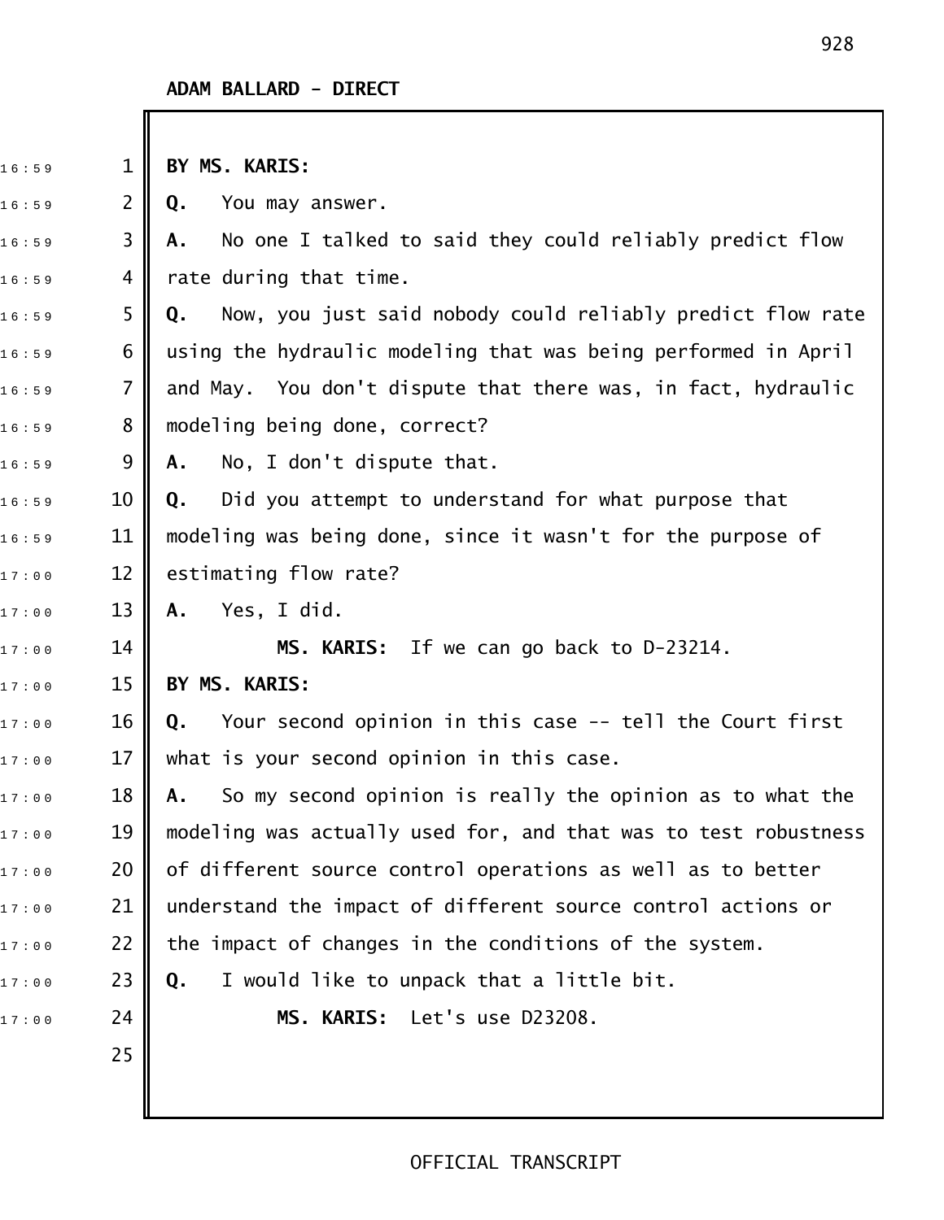**ADAM BALLARD - DIRECT**

**BY MS. KARIS:**

**Q.** You may answer.

**A.** No one I talked to said they could reliably predict flow rate during that time.

**Q.** Now, you just said nobody could reliably predict flow rate using the hydraulic modeling that was being performed in April and May. You don't dispute that there was, in fact, hydraulic modeling being done, correct?

**A.** No, I don't dispute that.

**Q.** Did you attempt to understand for what purpose that modeling was being done, since it wasn't for the purpose of estimating flow rate?

**A.** Yes, I did.

**MS. KARIS:** If we can go back to D-23214.

**BY MS. KARIS:**

**Q.** Your second opinion in this case -- tell the Court first what is your second opinion in this case.

**A.** So my second opinion is really the opinion as to what the modeling was actually used for, and that was to test robustness of different source control operations as well as to better understand the impact of different source control actions or the impact of changes in the conditions of the system.

**Q.** I would like to unpack that a little bit.

**MS. KARIS:** Let's use D23208.

OFFICIAL TRANSCRIPT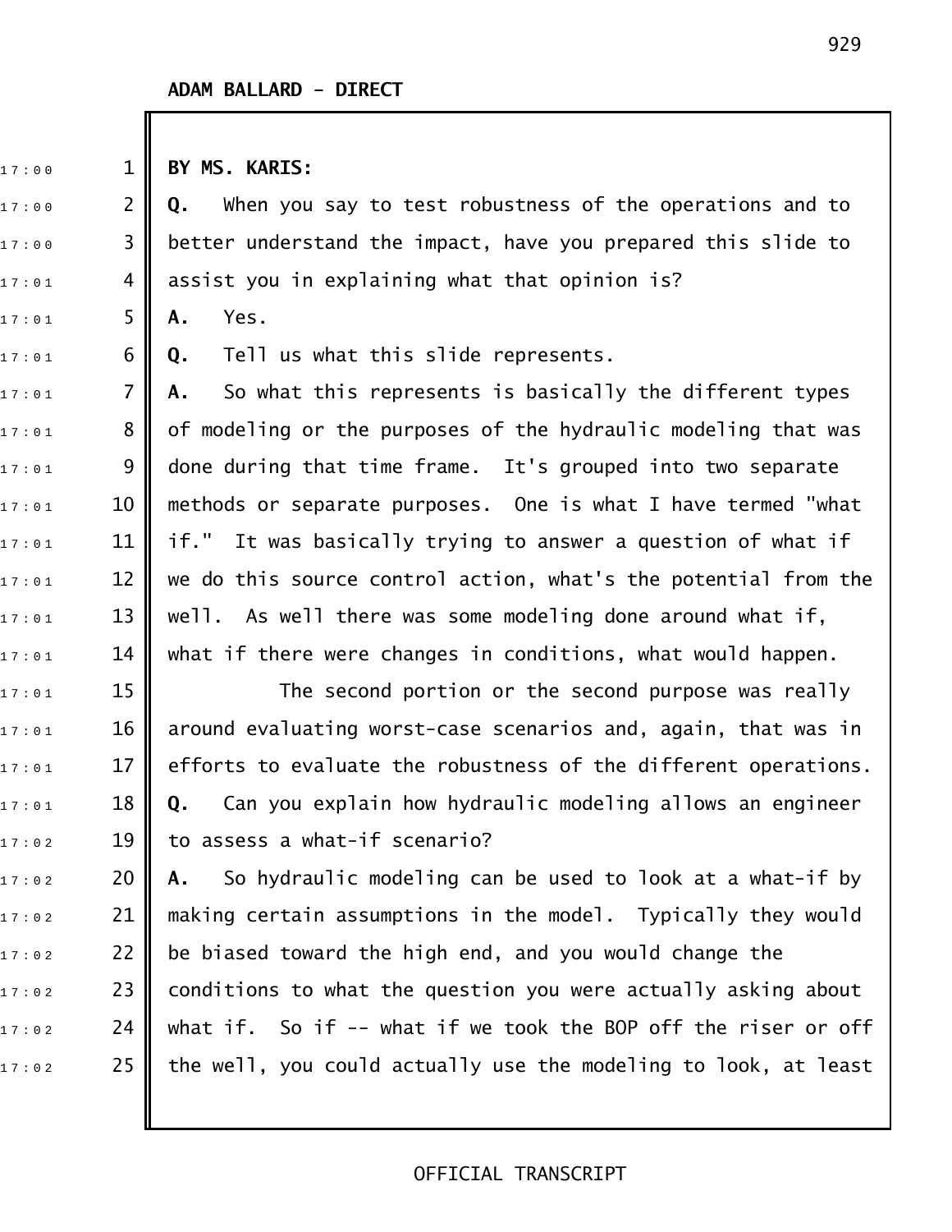**BY MS. KARIS:**

**Q.** When you say to test robustness of the operations and to better understand the impact, have you prepared this slide to assist you in explaining what that opinion is?

**A.** Yes.

**Q.** Tell us what this slide represents.

**A.** So what this represents is basically the different types of modeling or the purposes of the hydraulic modeling that was done during that time frame. It's grouped into two separate methods or separate purposes. One is what I have termed "what if." It was basically trying to answer a question of what if we do this source control action, what's the potential from the well. As well there was some modeling done around what if, what if there were changes in conditions, what would happen.

The second portion or the second purpose was really around evaluating worst-case scenarios and, again, that was in efforts to evaluate the robustness of the different operations.

**Q.** Can you explain how hydraulic modeling allows an engineer to assess a what-if scenario?

**A.** So hydraulic modeling can be used to look at a what-if by making certain assumptions in the model. Typically they would be biased toward the high end, and you would change the conditions to what the question you were actually asking about what if. So if -- what if we took the BOP off the riser or off the well, you could actually use the modeling to look, at least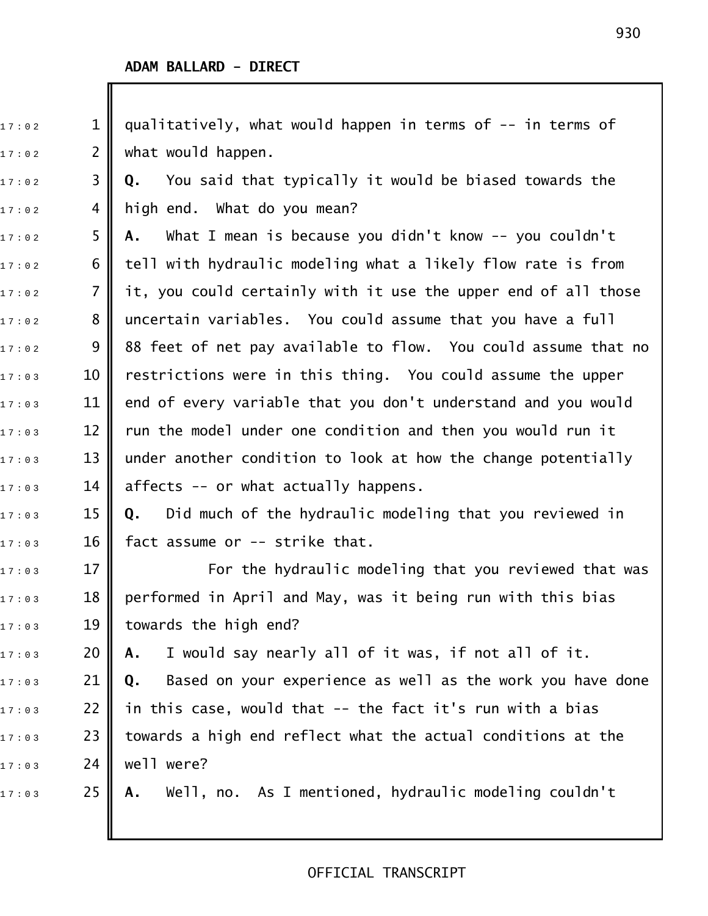ADAM BALLARD - DIRECT

qualitatively, what would happen in terms of -- in terms of what would happen.

**Q.** You said that typically it would be biased towards the high end. What do you mean?

**A.** What I mean is because you didn't know -- you couldn't tell with hydraulic modeling what a likely flow rate is from it, you could certainly with it use the upper end of all those uncertain variables. You could assume that you have a full 88 feet of net pay available to flow. You could assume that no restrictions were in this thing. You could assume the upper end of every variable that you don't understand and you would run the model under one condition and then you would run it under another condition to look at how the change potentially affects -- or what actually happens.

**Q.** Did much of the hydraulic modeling that you reviewed in fact assume or -- strike that.

For the hydraulic modeling that you reviewed that was performed in April and May, was it being run with this bias towards the high end?

**A.** I would say nearly all of it was, if not all of it.

**Q.** Based on your experience as well as the work you have done in this case, would that -- the fact it's run with a bias towards a high end reflect what the actual conditions at the well were?

**A.** Well, no. As I mentioned, hydraulic modeling couldn't

OFFICIAL TRANSCRIPT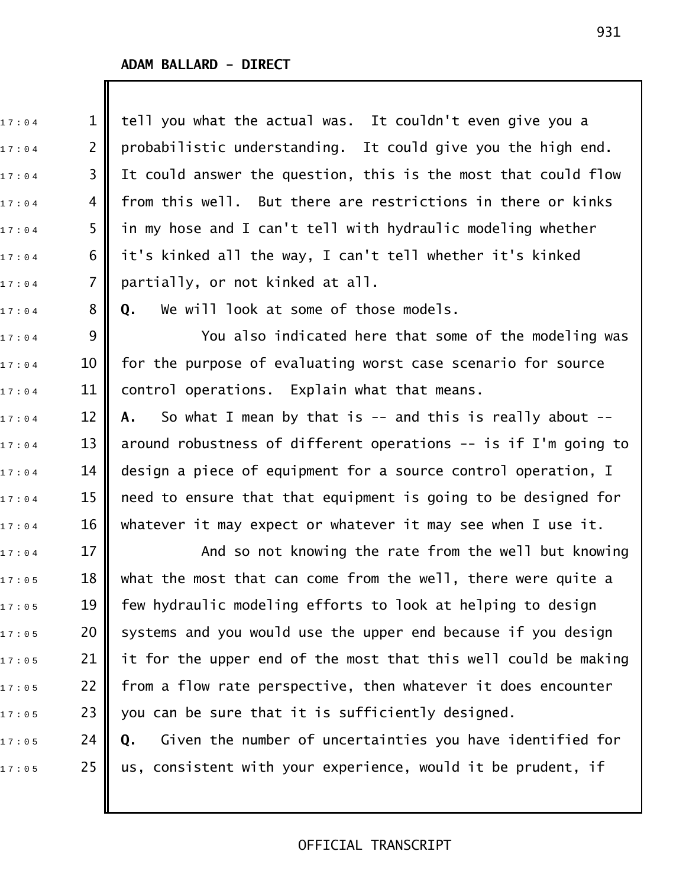**ADAM BALLARD - DIRECT**

tell you what the actual was. It couldn't even give you a probabilistic understanding. It could give you the high end. It could answer the question, this is the most that could flow from this well. But there are restrictions in there or kinks in my hose and I can't tell with hydraulic modeling whether it's kinked all the way, I can't tell whether it's kinked partially, or not kinked at all.

**Q.** We will look at some of those models.

You also indicated here that some of the modeling was for the purpose of evaluating worst case scenario for source control operations. Explain what that means.

**A.** So what I mean by that is -- and this is really about -- around robustness of different operations -- is if I'm going to design a piece of equipment for a source control operation, I need to ensure that that equipment is going to be designed for whatever it may expect or whatever it may see when I use it.

And so not knowing the rate from the well but knowing what the most that can come from the well, there were quite a few hydraulic modeling efforts to look at helping to design systems and you would use the upper end because if you design it for the upper end of the most that this well could be making from a flow rate perspective, then whatever it does encounter you can be sure that it is sufficiently designed.

**Q.** Given the number of uncertainties you have identified for us, consistent with your experience, would it be prudent, if

OFFICIAL TRANSCRIPT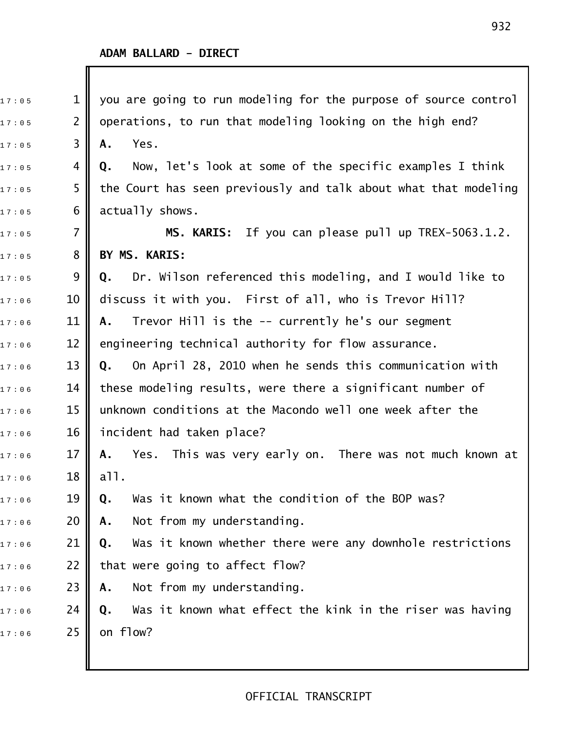**ADAM BALLARD - DIRECT**

you are going to run modeling for the purpose of source control operations, to run that modeling looking on the high end?

**A.** Yes.

**Q.** Now, let's look at some of the specific examples I think the Court has seen previously and talk about what that modeling actually shows.

**MS. KARIS:** If you can please pull up TREX-5063.1.2.

**BY MS. KARIS:**

**Q.** Dr. Wilson referenced this modeling, and I would like to discuss it with you. First of all, who is Trevor Hill?

**A.** Trevor Hill is the -- currently he's our segment engineering technical authority for flow assurance.

**Q.** On April 28, 2010 when he sends this communication with these modeling results, were there a significant number of unknown conditions at the Macondo well one week after the incident had taken place?

**A.** Yes. This was very early on. There was not much known at all.

**Q.** Was it known what the condition of the BOP was?

**A.** Not from my understanding.

**Q.** Was it known whether there were any downhole restrictions that were going to affect flow?

**A.** Not from my understanding.

**Q.** Was it known what effect the kink in the riser was having on flow?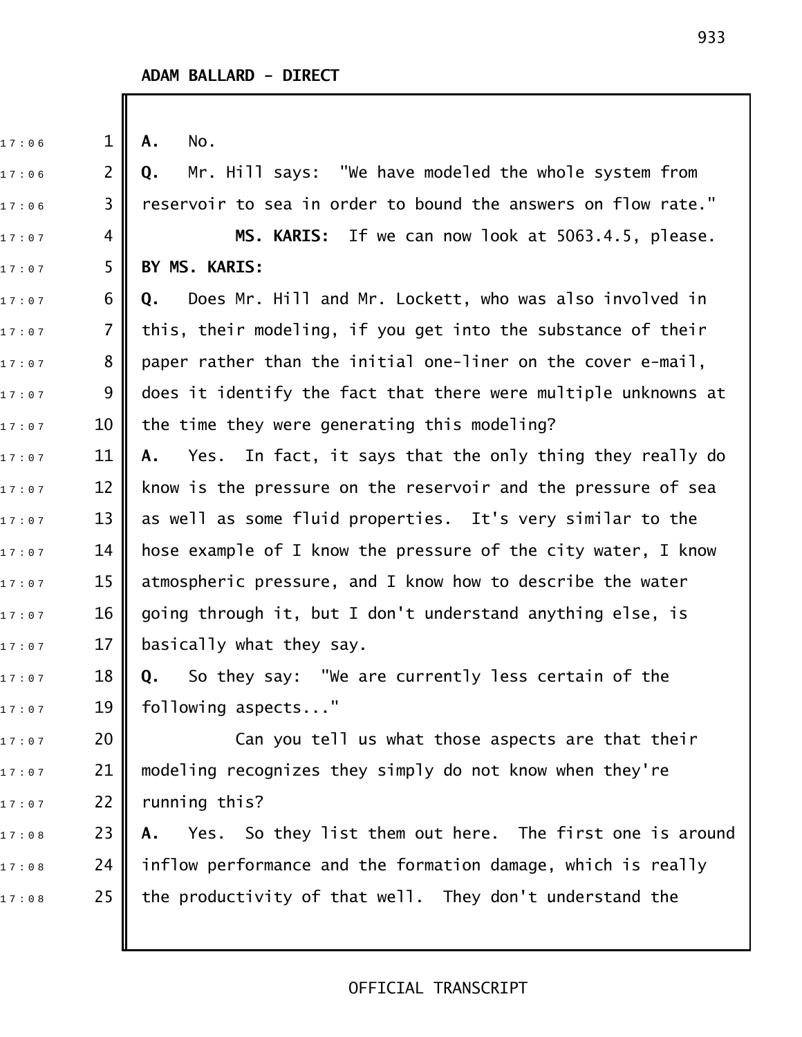**ADAM BALLARD - DIRECT**

**A.** No.

**Q.** Mr. Hill says: "We have modeled the whole system from reservoir to sea in order to bound the answers on flow rate."

**MS. KARIS:** If we can now look at 5063.4.5, please.

**BY MS. KARIS:**

**Q.** Does Mr. Hill and Mr. Lockett, who was also involved in this, their modeling, if you get into the substance of their paper rather than the initial one-liner on the cover e-mail, does it identify the fact that there were multiple unknowns at the time they were generating this modeling?

**A.** Yes. In fact, it says that the only thing they really do know is the pressure on the reservoir and the pressure of sea as well as some fluid properties. It's very similar to the hose example of I know the pressure of the city water, I know atmospheric pressure, and I know how to describe the water going through it, but I don't understand anything else, is basically what they say.

**Q.** So they say: "We are currently less certain of the following aspects..."

Can you tell us what those aspects are that their modeling recognizes they simply do not know when they're running this?

**A.** Yes. So they list them out here. The first one is around inflow performance and the formation damage, which is really the productivity of that well. They don't understand the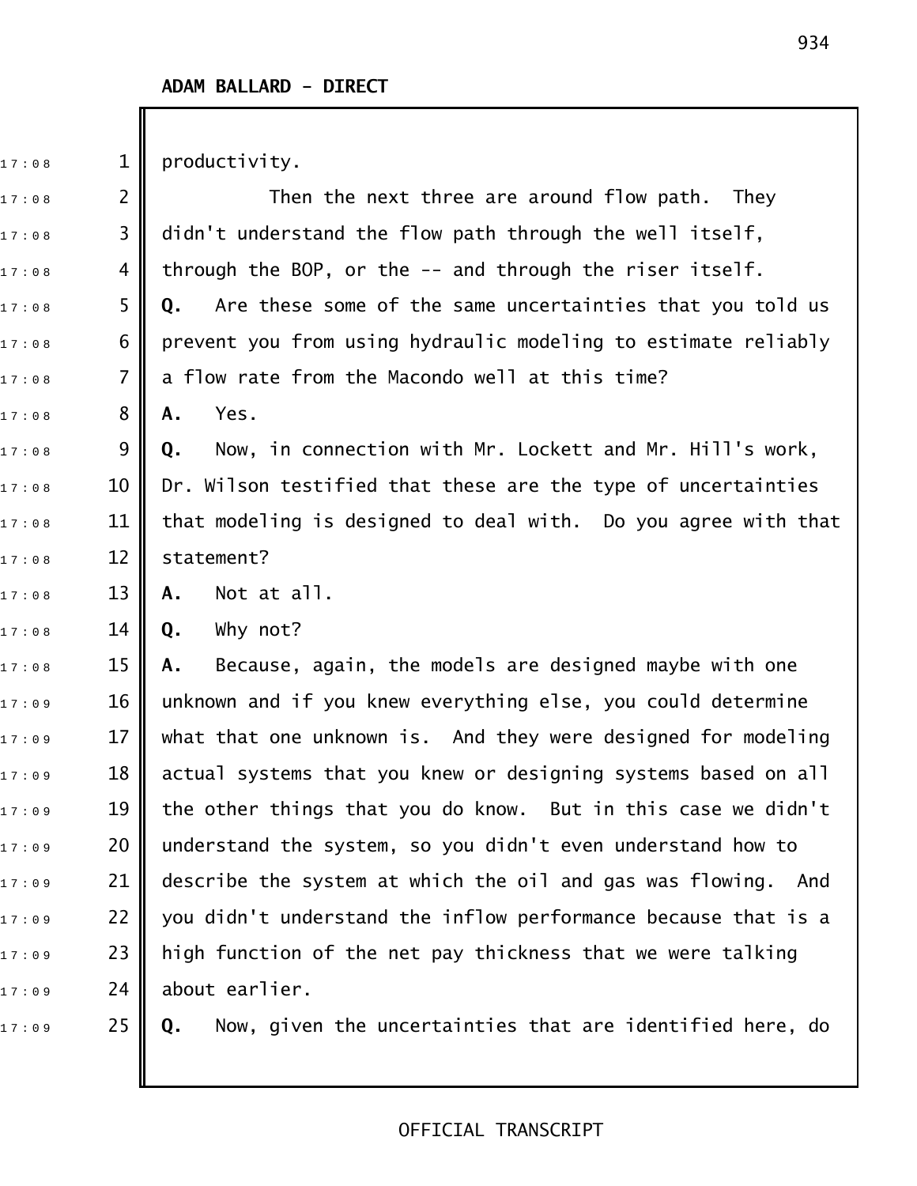**ADAM BALLARD - DIRECT**

productivity.

Then the next three are around flow path. They didn't understand the flow path through the well itself, through the BOP, or the -- and through the riser itself.

**Q.** Are these some of the same uncertainties that you told us prevent you from using hydraulic modeling to estimate reliably a flow rate from the Macondo well at this time?

**A.** Yes.

**Q.** Now, in connection with Mr. Lockett and Mr. Hill's work, Dr. Wilson testified that these are the type of uncertainties that modeling is designed to deal with. Do you agree with that statement?

**A.** Not at all.

**Q.** Why not?

**A.** Because, again, the models are designed maybe with one unknown and if you knew everything else, you could determine what that one unknown is. And they were designed for modeling actual systems that you knew or designing systems based on all the other things that you do know. But in this case we didn't understand the system, so you didn't even understand how to describe the system at which the oil and gas was flowing. And you didn't understand the inflow performance because that is a high function of the net pay thickness that we were talking about earlier.

**Q.** Now, given the uncertainties that are identified here, do

OFFICIAL TRANSCRIPT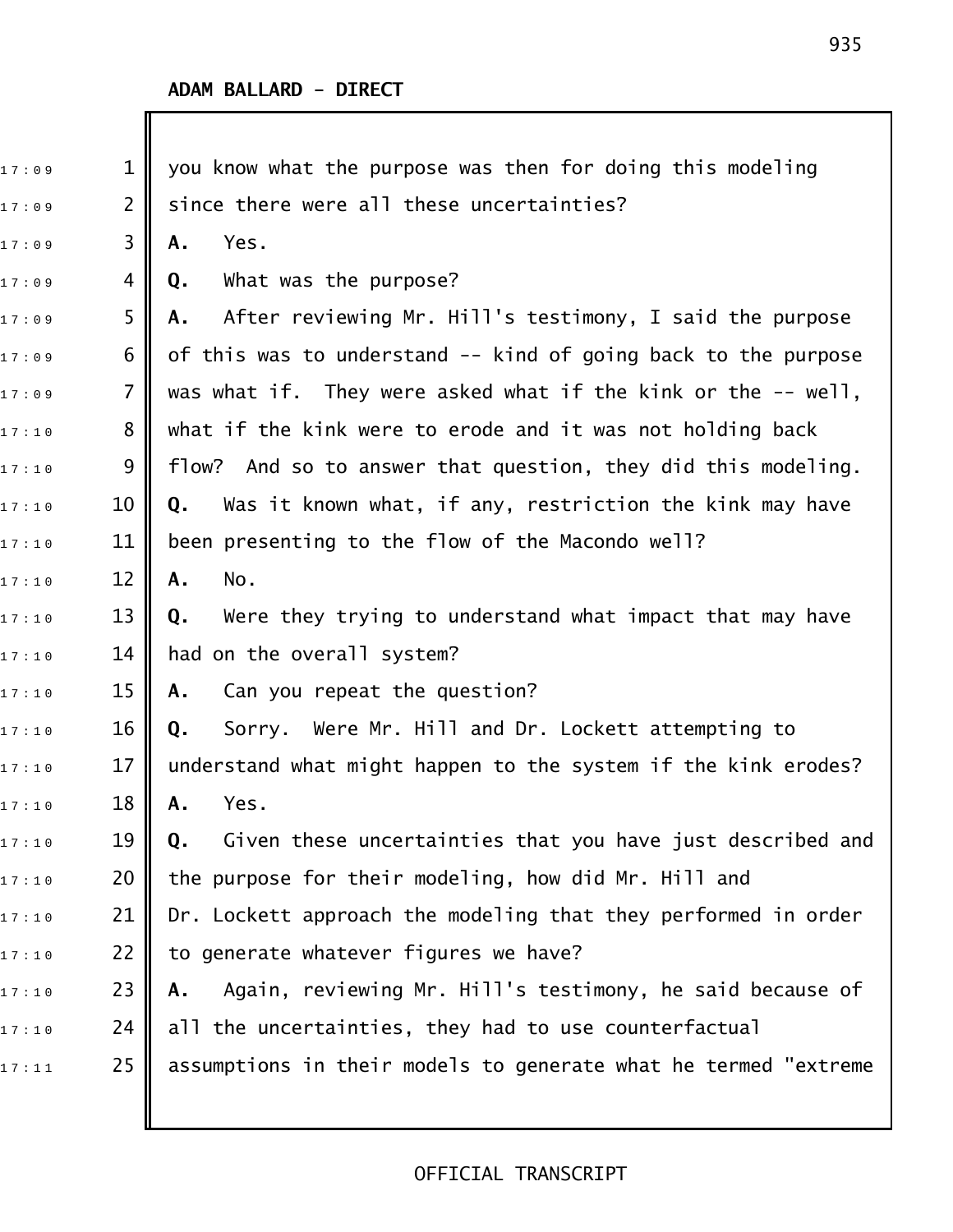**ADAM BALLARD - DIRECT**

you know what the purpose was then for doing this modeling since there were all these uncertainties?

**A.** Yes.

**Q.** What was the purpose?

**A.** After reviewing Mr. Hill's testimony, I said the purpose of this was to understand -- kind of going back to the purpose was what if. They were asked what if the kink or the -- well, what if the kink were to erode and it was not holding back flow? And so to answer that question, they did this modeling.

**Q.** Was it known what, if any, restriction the kink may have been presenting to the flow of the Macondo well?

**A.** No.

**Q.** Were they trying to understand what impact that may have had on the overall system?

**A.** Can you repeat the question?

**Q.** Sorry. Were Mr. Hill and Dr. Lockett attempting to understand what might happen to the system if the kink erodes?

**A.** Yes.

**Q.** Given these uncertainties that you have just described and the purpose for their modeling, how did Mr. Hill and Dr. Lockett approach the modeling that they performed in order to generate whatever figures we have?

**A.** Again, reviewing Mr. Hill's testimony, he said because of all the uncertainties, they had to use counterfactual assumptions in their models to generate what he termed "extreme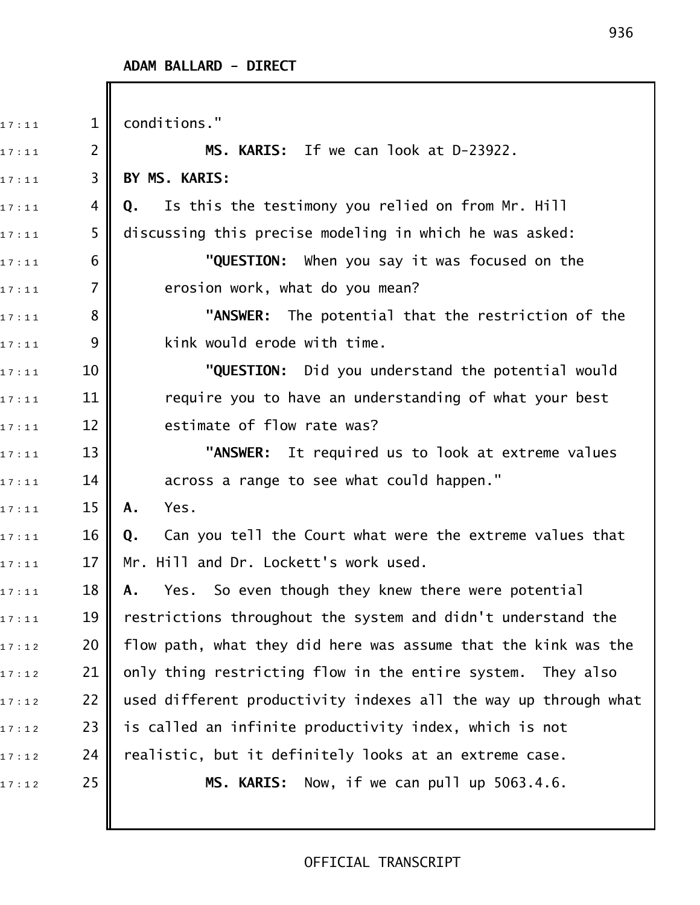ADAM BALLARD - DIRECT

conditions."

**MS. KARIS:** If we can look at D-23922.

**BY MS. KARIS:**

**Q.** Is this the testimony you relied on from Mr. Hill discussing this precise modeling in which he was asked:

**"QUESTION:** When you say it was focused on the erosion work, what do you mean?

**"ANSWER:** The potential that the restriction of the kink would erode with time.

**"QUESTION:** Did you understand the potential would require you to have an understanding of what your best estimate of flow rate was?

**"ANSWER:** It required us to look at extreme values across a range to see what could happen."

**A.** Yes.

**Q.** Can you tell the Court what were the extreme values that Mr. Hill and Dr. Lockett's work used.

**A.** Yes. So even though they knew there were potential restrictions throughout the system and didn't understand the flow path, what they did here was assume that the kink was the only thing restricting flow in the entire system. They also used different productivity indexes all the way up through what is called an infinite productivity index, which is not realistic, but it definitely looks at an extreme case.

**MS. KARIS:** Now, if we can pull up 5063.4.6.

OFFICIAL TRANSCRIPT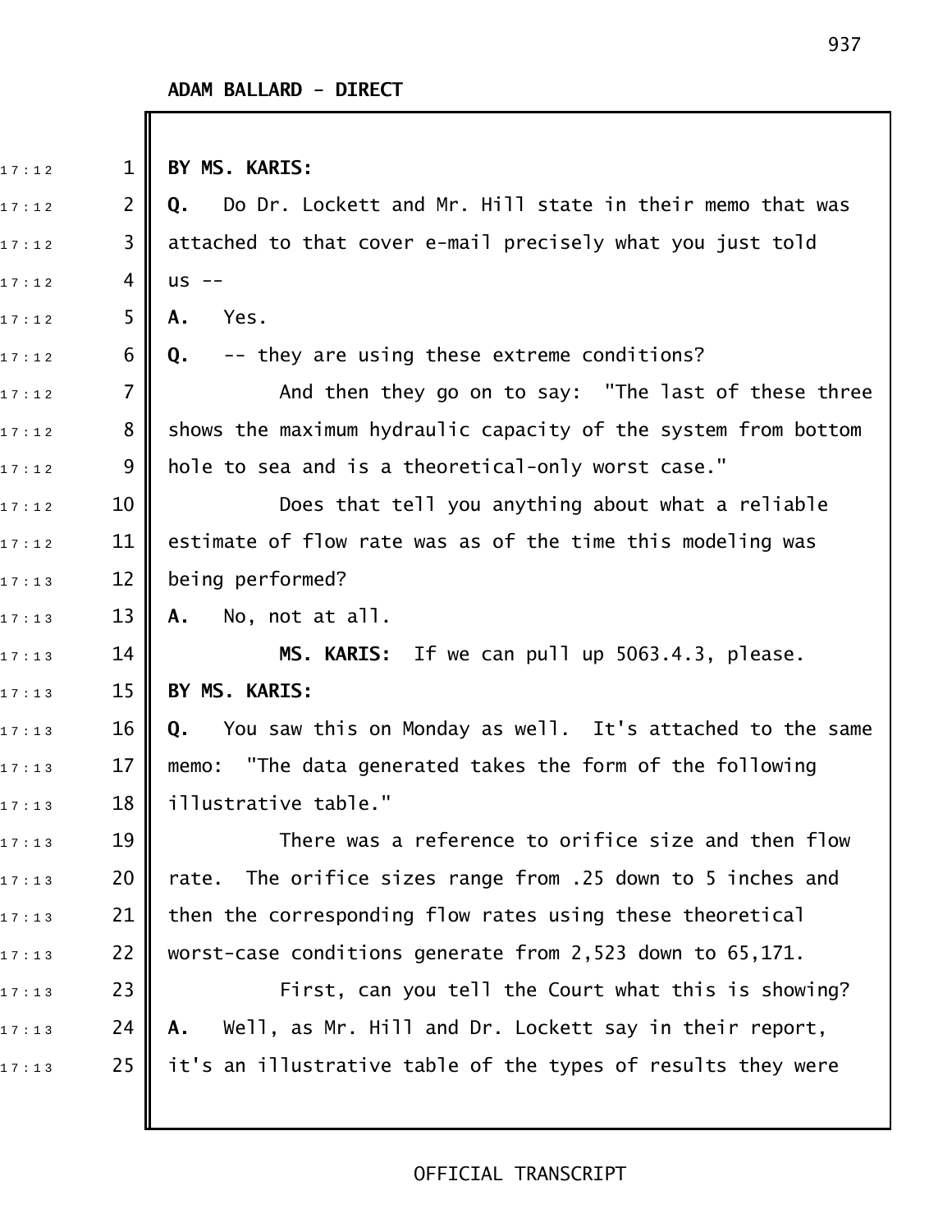ADAM BALLARD - DIRECT

**BY MS. KARIS:**

**Q.** Do Dr. Lockett and Mr. Hill state in their memo that was attached to that cover e-mail precisely what you just told us --

**A.** Yes.

**Q.** -- they are using these extreme conditions?

And then they go on to say: "The last of these three shows the maximum hydraulic capacity of the system from bottom hole to sea and is a theoretical-only worst case."

Does that tell you anything about what a reliable estimate of flow rate was as of the time this modeling was being performed?

**A.** No, not at all.

**MS. KARIS:** If we can pull up 5063.4.3, please.

**BY MS. KARIS:**

**Q.** You saw this on Monday as well. It's attached to the same memo: "The data generated takes the form of the following illustrative table."

There was a reference to orifice size and then flow rate. The orifice sizes range from .25 down to 5 inches and then the corresponding flow rates using these theoretical worst-case conditions generate from 2,523 down to 65,171.

First, can you tell the Court what this is showing?

**A.** Well, as Mr. Hill and Dr. Lockett say in their report, it's an illustrative table of the types of results they were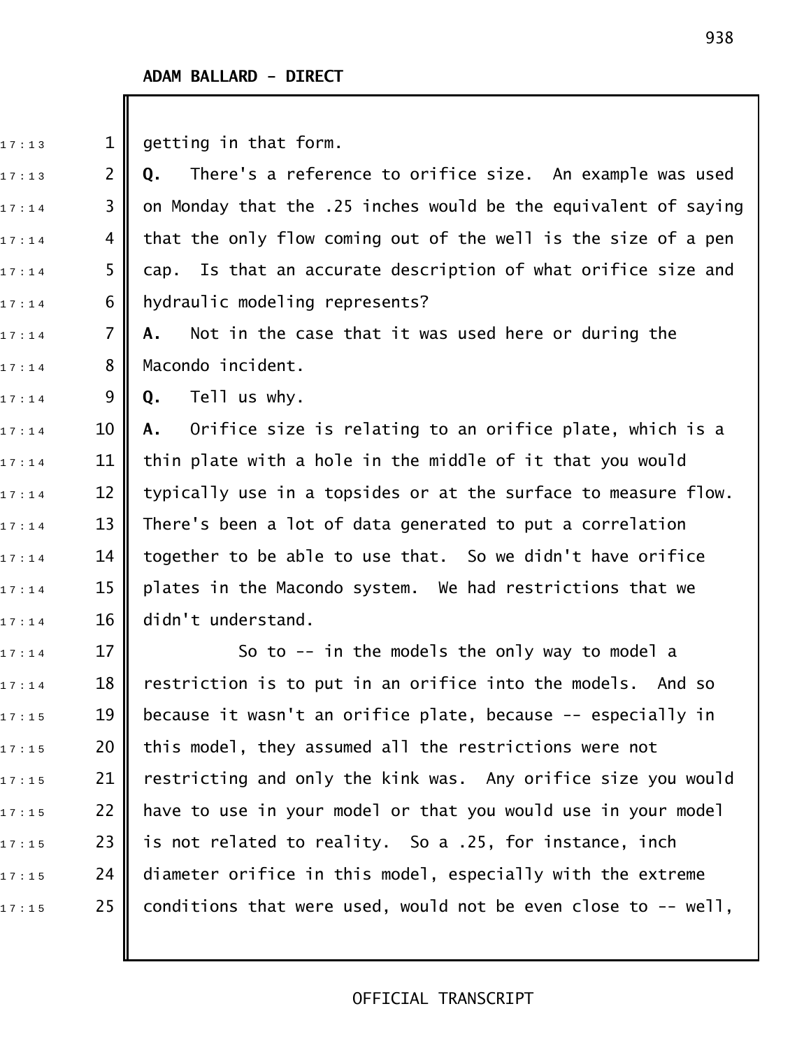**ADAM BALLARD - DIRECT**

getting in that form.

**Q.** There's a reference to orifice size. An example was used on Monday that the .25 inches would be the equivalent of saying that the only flow coming out of the well is the size of a pen cap. Is that an accurate description of what orifice size and hydraulic modeling represents?

**A.** Not in the case that it was used here or during the Macondo incident.

**Q.** Tell us why.

**A.** Orifice size is relating to an orifice plate, which is a thin plate with a hole in the middle of it that you would typically use in a topsides or at the surface to measure flow. There's been a lot of data generated to put a correlation together to be able to use that. So we didn't have orifice plates in the Macondo system. We had restrictions that we didn't understand.

So to -- in the models the only way to model a restriction is to put in an orifice into the models. And so because it wasn't an orifice plate, because -- especially in this model, they assumed all the restrictions were not restricting and only the kink was. Any orifice size you would have to use in your model or that you would use in your model is not related to reality. So a .25, for instance, inch diameter orifice in this model, especially with the extreme conditions that were used, would not be even close to -- well,

OFFICIAL TRANSCRIPT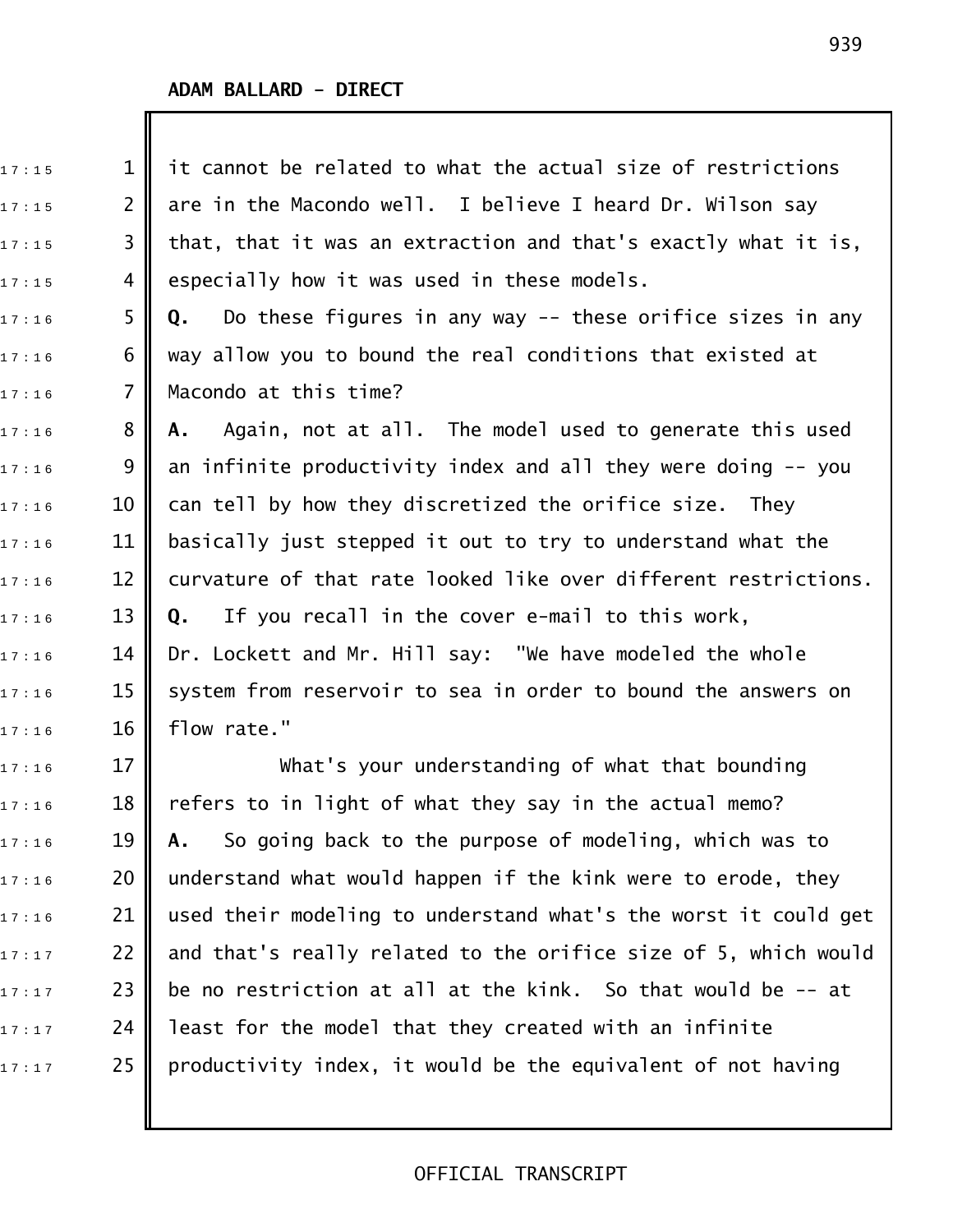ADAM BALLARD - DIRECT

it cannot be related to what the actual size of restrictions are in the Macondo well. I believe I heard Dr. Wilson say that, that it was an extraction and that's exactly what it is, especially how it was used in these models.

**Q.** Do these figures in any way -- these orifice sizes in any way allow you to bound the real conditions that existed at Macondo at this time?

**A.** Again, not at all. The model used to generate this used an infinite productivity index and all they were doing -- you can tell by how they discretized the orifice size. They basically just stepped it out to try to understand what the curvature of that rate looked like over different restrictions.

**Q.** If you recall in the cover e-mail to this work, Dr. Lockett and Mr. Hill say: "We have modeled the whole system from reservoir to sea in order to bound the answers on flow rate."

What's your understanding of what that bounding refers to in light of what they say in the actual memo?

**A.** So going back to the purpose of modeling, which was to understand what would happen if the kink were to erode, they used their modeling to understand what's the worst it could get and that's really related to the orifice size of 5, which would be no restriction at all at the kink. So that would be -- at least for the model that they created with an infinite productivity index, it would be the equivalent of not having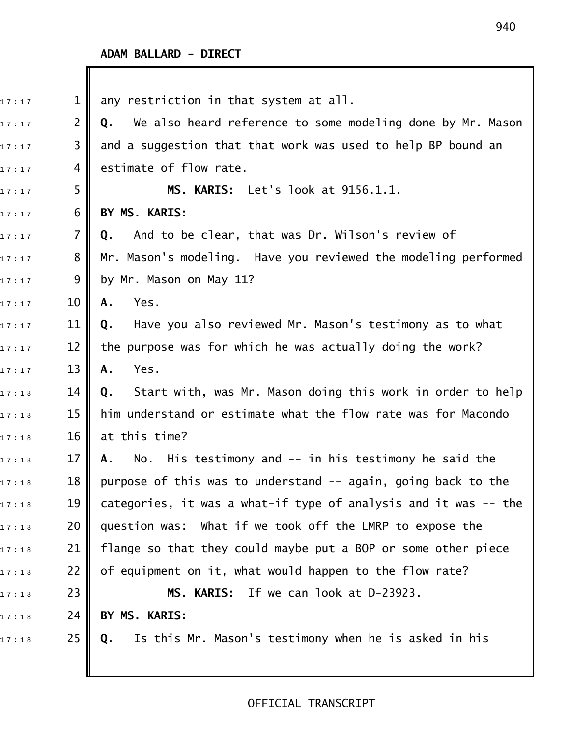**ADAM BALLARD - DIRECT**

any restriction in that system at all.

**Q.** We also heard reference to some modeling done by Mr. Mason and a suggestion that that work was used to help BP bound an estimate of flow rate.

**MS. KARIS:** Let's look at 9156.1.1.

**BY MS. KARIS:**

**Q.** And to be clear, that was Dr. Wilson's review of Mr. Mason's modeling. Have you reviewed the modeling performed by Mr. Mason on May 11?

**A.** Yes.

**Q.** Have you also reviewed Mr. Mason's testimony as to what the purpose was for which he was actually doing the work?

**A.** Yes.

**Q.** Start with, was Mr. Mason doing this work in order to help him understand or estimate what the flow rate was for Macondo at this time?

**A.** No. His testimony and -- in his testimony he said the purpose of this was to understand -- again, going back to the categories, it was a what-if type of analysis and it was -- the question was: What if we took off the LMRP to expose the flange so that they could maybe put a BOP or some other piece of equipment on it, what would happen to the flow rate?

**MS. KARIS:** If we can look at D-23923.

**BY MS. KARIS:**

**Q.** Is this Mr. Mason's testimony when he is asked in his

OFFICIAL TRANSCRIPT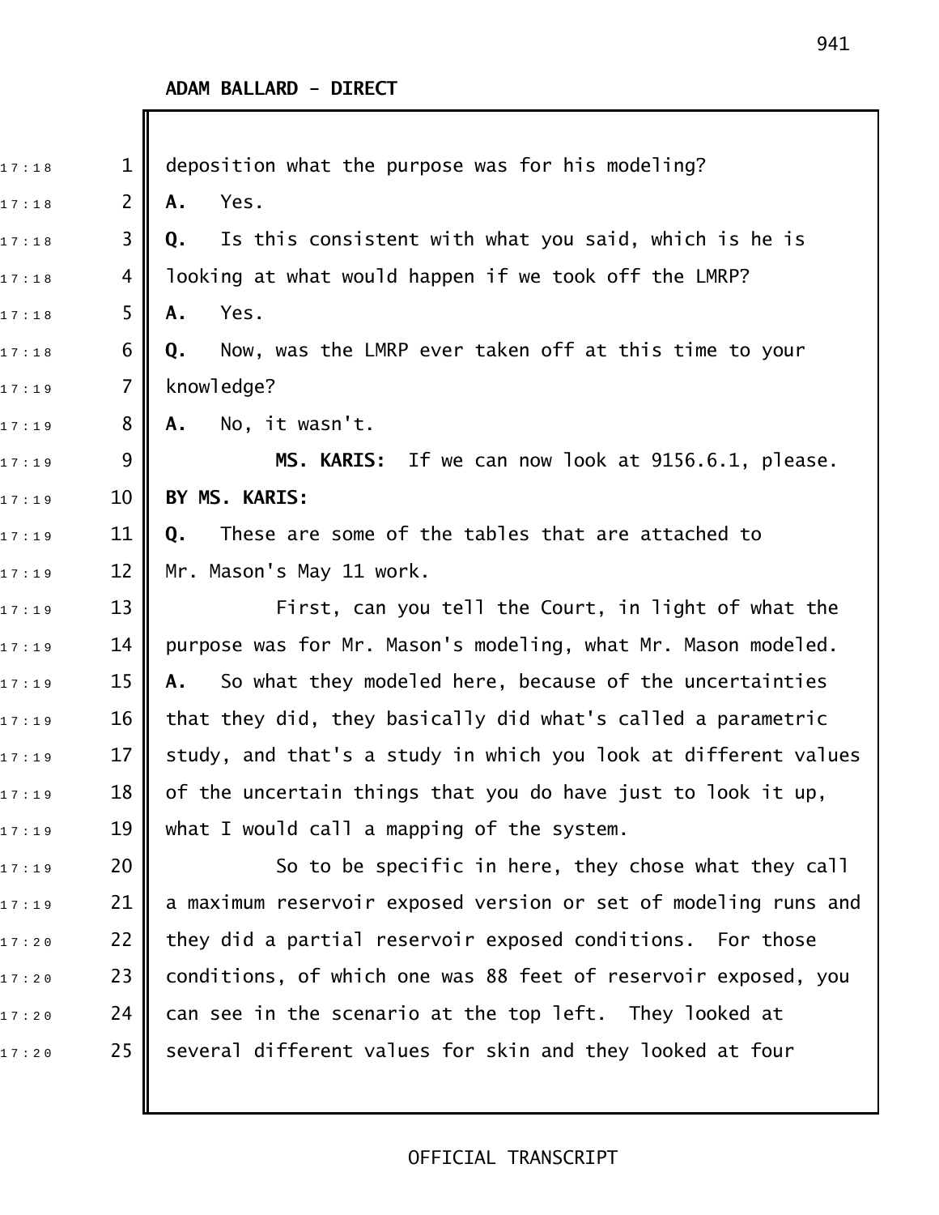**ADAM BALLARD - DIRECT**

deposition what the purpose was for his modeling?

**A.** Yes.

**Q.** Is this consistent with what you said, which is he is looking at what would happen if we took off the LMRP?

**A.** Yes.

**Q.** Now, was the LMRP ever taken off at this time to your knowledge?

**A.** No, it wasn't.

**MS. KARIS:** If we can now look at 9156.6.1, please.

**BY MS. KARIS:**

**Q.** These are some of the tables that are attached to Mr. Mason's May 11 work.

First, can you tell the Court, in light of what the purpose was for Mr. Mason's modeling, what Mr. Mason modeled.

**A.** So what they modeled here, because of the uncertainties that they did, they basically did what's called a parametric study, and that's a study in which you look at different values of the uncertain things that you do have just to look it up, what I would call a mapping of the system.

So to be specific in here, they chose what they call a maximum reservoir exposed version or set of modeling runs and they did a partial reservoir exposed conditions. For those conditions, of which one was 88 feet of reservoir exposed, you can see in the scenario at the top left. They looked at several different values for skin and they looked at four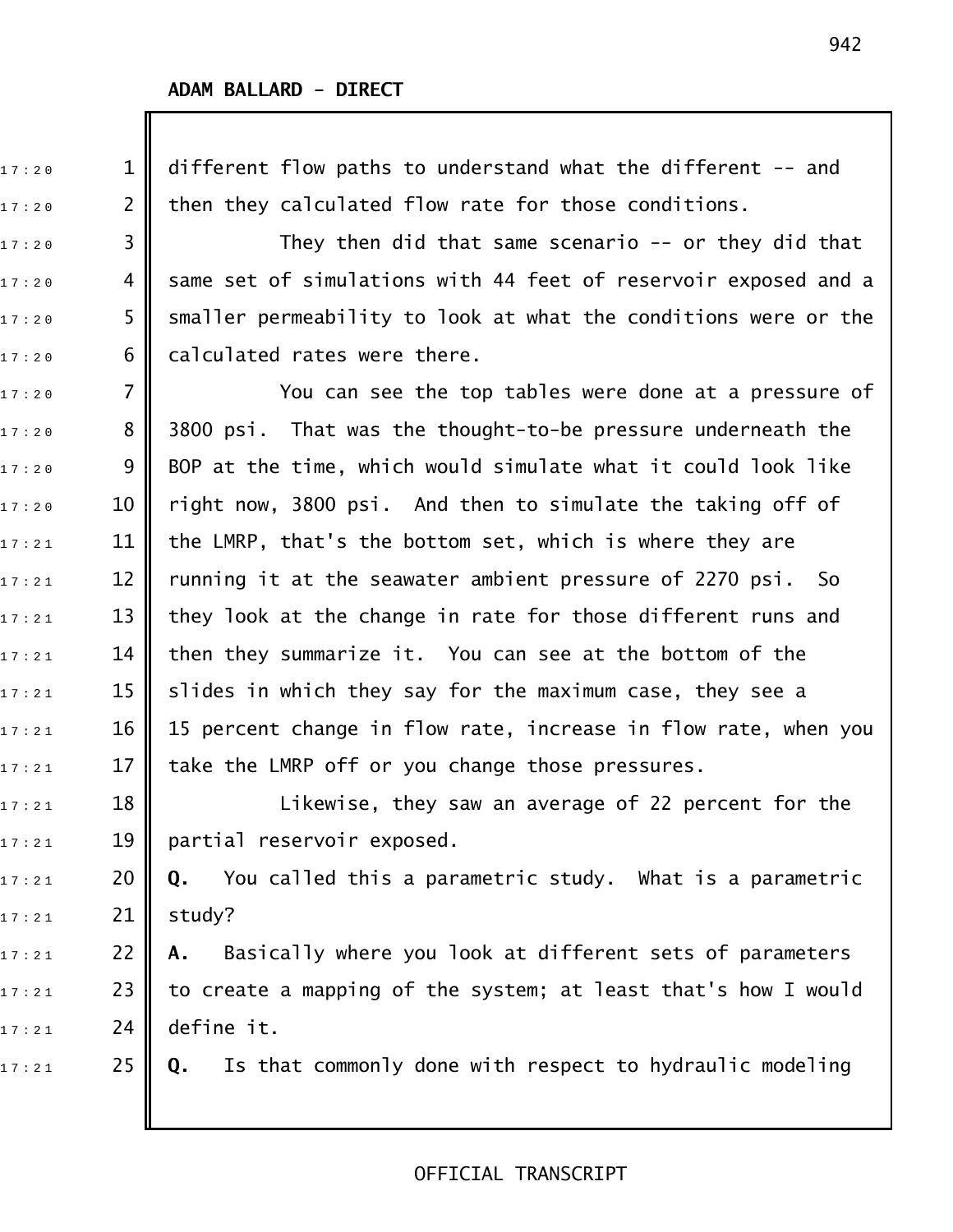**ADAM BALLARD - DIRECT**

different flow paths to understand what the different -- and then they calculated flow rate for those conditions.

They then did that same scenario -- or they did that same set of simulations with 44 feet of reservoir exposed and a smaller permeability to look at what the conditions were or the calculated rates were there.

You can see the top tables were done at a pressure of 3800 psi. That was the thought-to-be pressure underneath the BOP at the time, which would simulate what it could look like right now, 3800 psi. And then to simulate the taking off of the LMRP, that's the bottom set, which is where they are running it at the seawater ambient pressure of 2270 psi. So they look at the change in rate for those different runs and then they summarize it. You can see at the bottom of the slides in which they say for the maximum case, they see a 15 percent change in flow rate, increase in flow rate, when you take the LMRP off or you change those pressures.

Likewise, they saw an average of 22 percent for the partial reservoir exposed.

**Q.** You called this a parametric study. What is a parametric study?

**A.** Basically where you look at different sets of parameters to create a mapping of the system; at least that's how I would define it.

**Q.** Is that commonly done with respect to hydraulic modeling

OFFICIAL TRANSCRIPT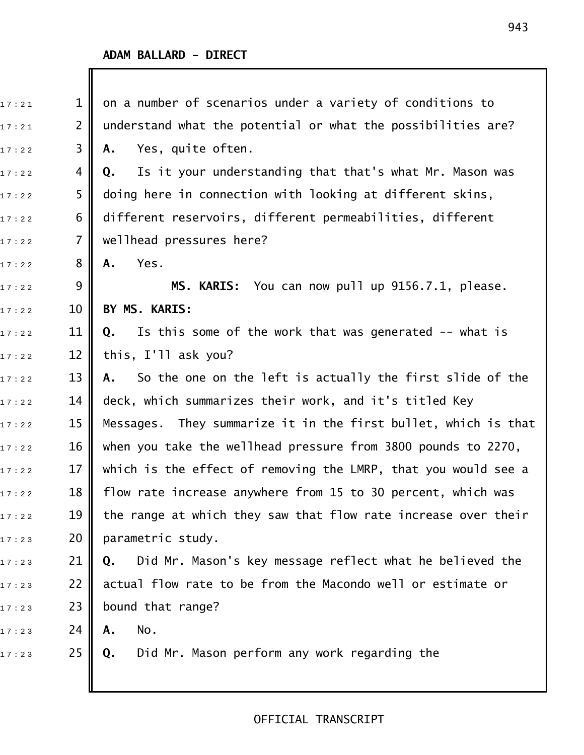**ADAM BALLARD - DIRECT**

on a number of scenarios under a variety of conditions to understand what the potential or what the possibilities are?

**A.** Yes, quite often.

**Q.** Is it your understanding that that's what Mr. Mason was doing here in connection with looking at different skins, different reservoirs, different permeabilities, different wellhead pressures here?

**A.** Yes.

**MS. KARIS:** You can now pull up 9156.7.1, please.

**BY MS. KARIS:**

**Q.** Is this some of the work that was generated -- what is this, I'll ask you?

**A.** So the one on the left is actually the first slide of the deck, which summarizes their work, and it's titled Key Messages. They summarize it in the first bullet, which is that when you take the wellhead pressure from 3800 pounds to 2270, which is the effect of removing the LMRP, that you would see a flow rate increase anywhere from 15 to 30 percent, which was the range at which they saw that flow rate increase over their parametric study.

**Q.** Did Mr. Mason's key message reflect what he believed the actual flow rate to be from the Macondo well or estimate or bound that range?

**A.** No.

**Q.** Did Mr. Mason perform any work regarding the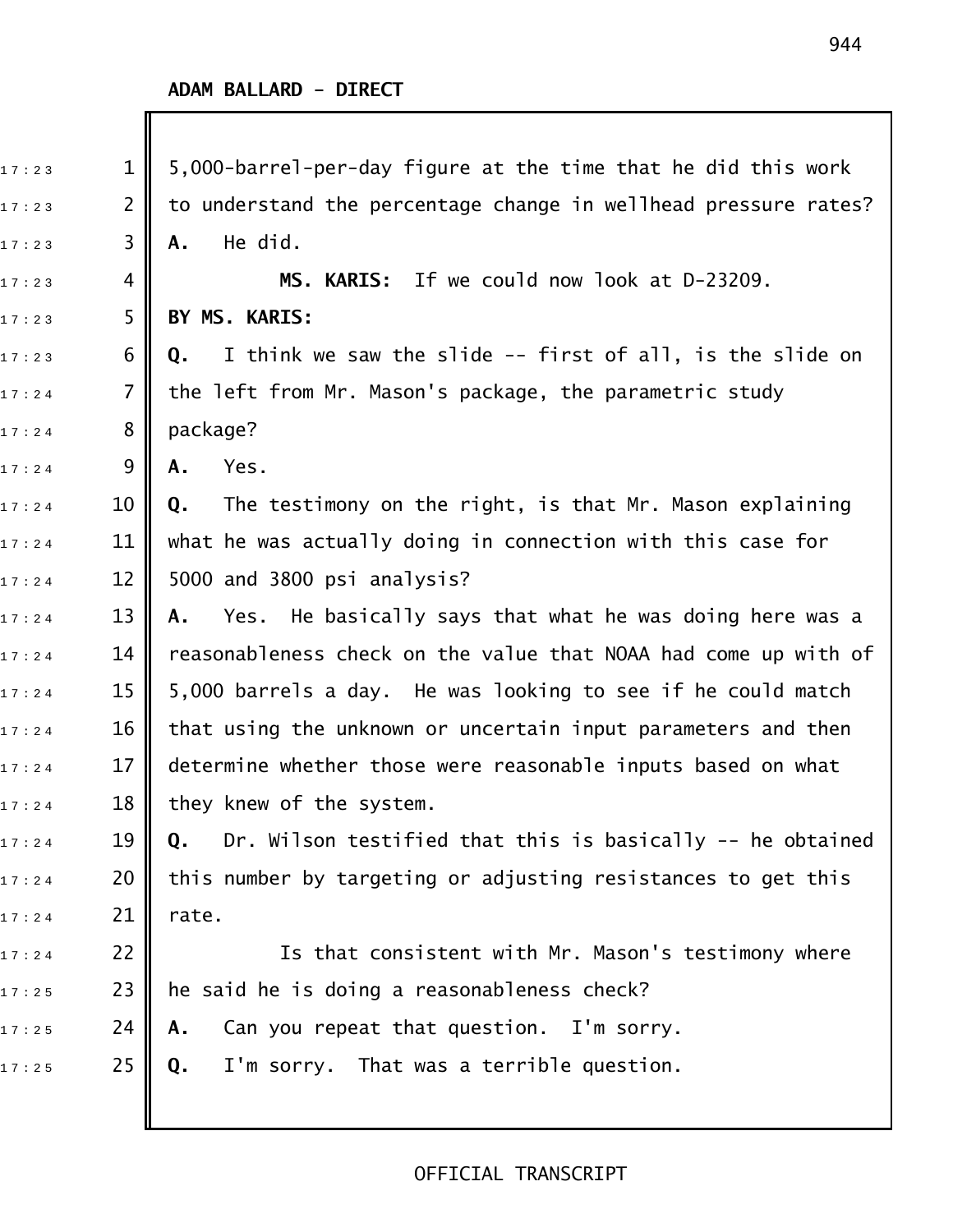**ADAM BALLARD - DIRECT**

5,000-barrel-per-day figure at the time that he did this work to understand the percentage change in wellhead pressure rates?

**A.** He did.

**MS. KARIS:** If we could now look at D-23209.

**BY MS. KARIS:**

**Q.** I think we saw the slide -- first of all, is the slide on the left from Mr. Mason's package, the parametric study package?

**A.** Yes.

**Q.** The testimony on the right, is that Mr. Mason explaining what he was actually doing in connection with this case for 5000 and 3800 psi analysis?

**A.** Yes. He basically says that what he was doing here was a reasonableness check on the value that NOAA had come up with of 5,000 barrels a day. He was looking to see if he could match that using the unknown or uncertain input parameters and then determine whether those were reasonable inputs based on what they knew of the system.

**Q.** Dr. Wilson testified that this is basically -- he obtained this number by targeting or adjusting resistances to get this rate.

Is that consistent with Mr. Mason's testimony where he said he is doing a reasonableness check?

**A.** Can you repeat that question. I'm sorry.

**Q.** I'm sorry. That was a terrible question.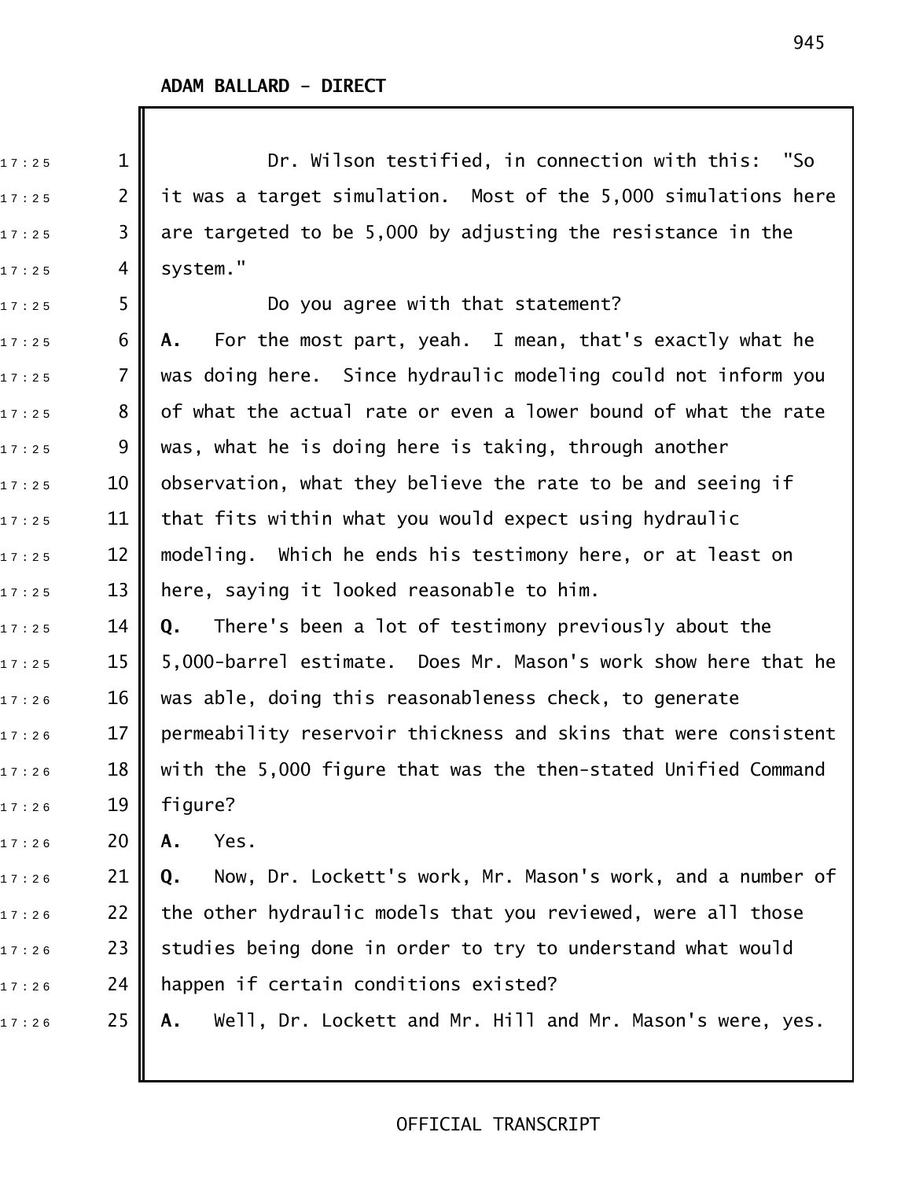**ADAM BALLARD - DIRECT**

Dr. Wilson testified, in connection with this: "So it was a target simulation. Most of the 5,000 simulations here are targeted to be 5,000 by adjusting the resistance in the system."

Do you agree with that statement?

**A.** For the most part, yeah. I mean, that's exactly what he was doing here. Since hydraulic modeling could not inform you of what the actual rate or even a lower bound of what the rate was, what he is doing here is taking, through another observation, what they believe the rate to be and seeing if that fits within what you would expect using hydraulic modeling. Which he ends his testimony here, or at least on here, saying it looked reasonable to him.

**Q.** There's been a lot of testimony previously about the 5,000-barrel estimate. Does Mr. Mason's work show here that he was able, doing this reasonableness check, to generate permeability reservoir thickness and skins that were consistent with the 5,000 figure that was the then-stated Unified Command figure?

**A.** Yes.

**Q.** Now, Dr. Lockett's work, Mr. Mason's work, and a number of the other hydraulic models that you reviewed, were all those studies being done in order to try to understand what would happen if certain conditions existed?

**A.** Well, Dr. Lockett and Mr. Hill and Mr. Mason's were, yes.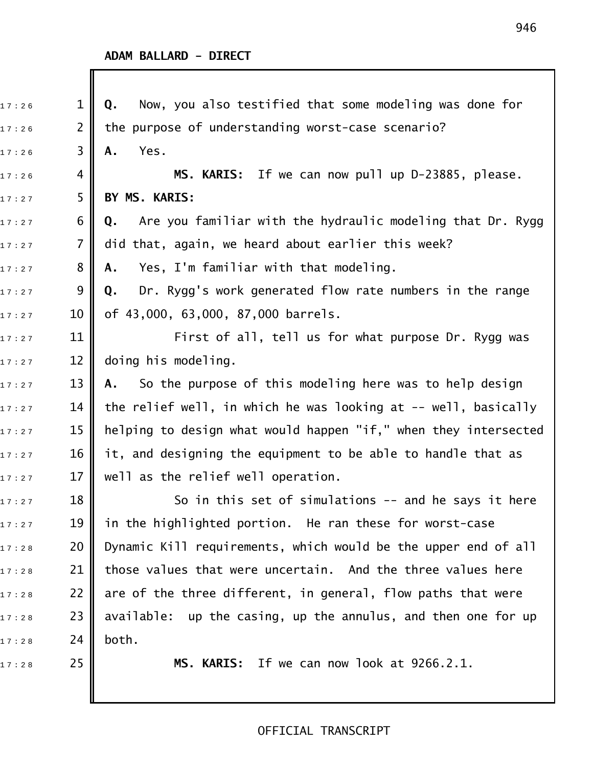**ADAM BALLARD - DIRECT**

**Q.** Now, you also testified that some modeling was done for the purpose of understanding worst-case scenario?

**A.** Yes.

**MS. KARIS:** If we can now pull up D-23885, please.

**BY MS. KARIS:**

**Q.** Are you familiar with the hydraulic modeling that Dr. Rygg did that, again, we heard about earlier this week?

**A.** Yes, I'm familiar with that modeling.

**Q.** Dr. Rygg's work generated flow rate numbers in the range of 43,000, 63,000, 87,000 barrels.

First of all, tell us for what purpose Dr. Rygg was doing his modeling.

**A.** So the purpose of this modeling here was to help design the relief well, in which he was looking at -- well, basically helping to design what would happen "if," when they intersected it, and designing the equipment to be able to handle that as well as the relief well operation.

So in this set of simulations -- and he says it here in the highlighted portion. He ran these for worst-case Dynamic Kill requirements, which would be the upper end of all those values that were uncertain. And the three values here are of the three different, in general, flow paths that were available: up the casing, up the annulus, and then one for up both.

**MS. KARIS:** If we can now look at 9266.2.1.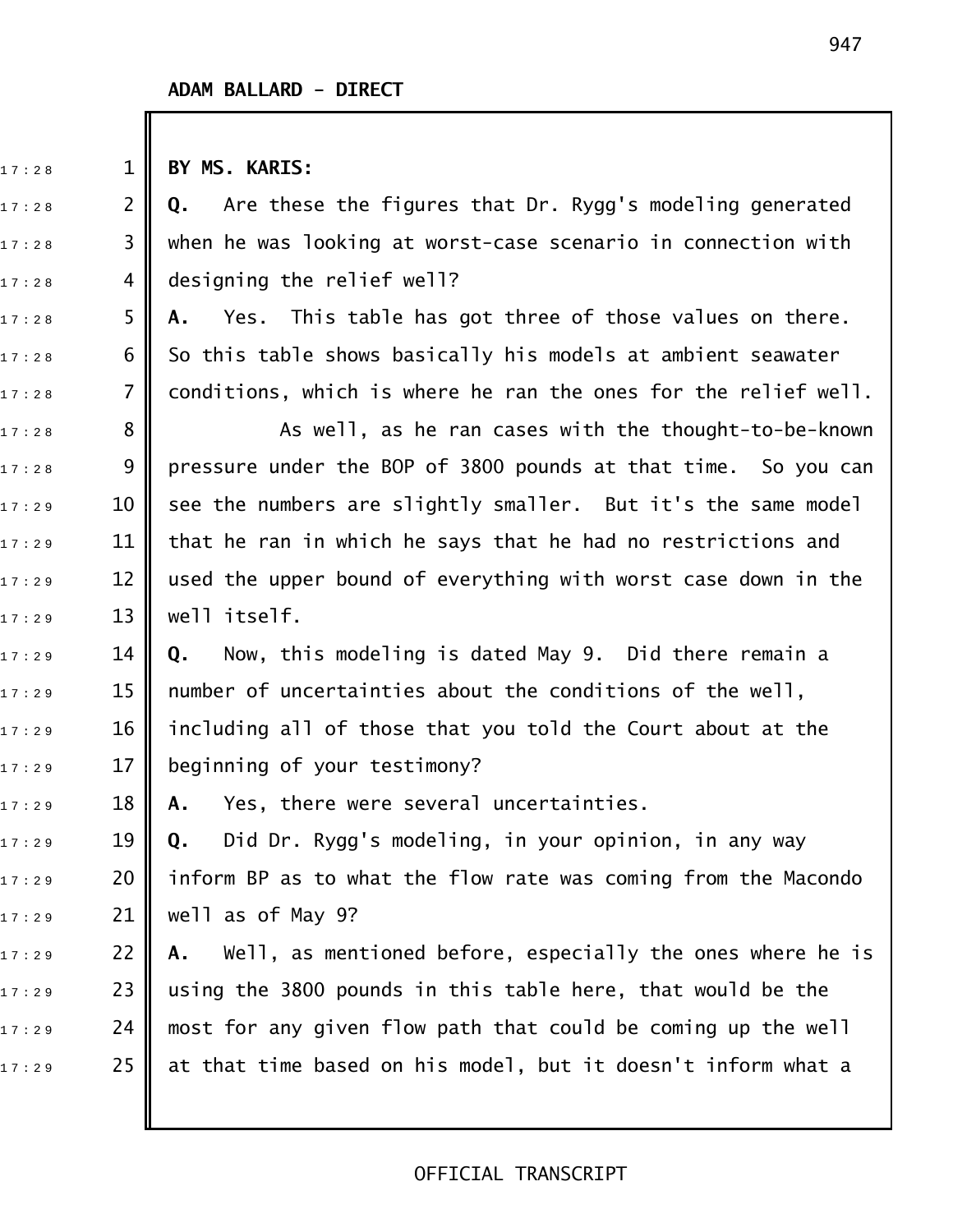**ADAM BALLARD - DIRECT**

**BY MS. KARIS:**

**Q.** Are these the figures that Dr. Rygg's modeling generated when he was looking at worst-case scenario in connection with designing the relief well?

**A.** Yes. This table has got three of those values on there. So this table shows basically his models at ambient seawater conditions, which is where he ran the ones for the relief well.

As well, as he ran cases with the thought-to-be-known pressure under the BOP of 3800 pounds at that time. So you can see the numbers are slightly smaller. But it's the same model that he ran in which he says that he had no restrictions and used the upper bound of everything with worst case down in the well itself.

**Q.** Now, this modeling is dated May 9. Did there remain a number of uncertainties about the conditions of the well, including all of those that you told the Court about at the beginning of your testimony?

**A.** Yes, there were several uncertainties.

**Q.** Did Dr. Rygg's modeling, in your opinion, in any way inform BP as to what the flow rate was coming from the Macondo well as of May 9?

**A.** Well, as mentioned before, especially the ones where he is using the 3800 pounds in this table here, that would be the most for any given flow path that could be coming up the well at that time based on his model, but it doesn't inform what a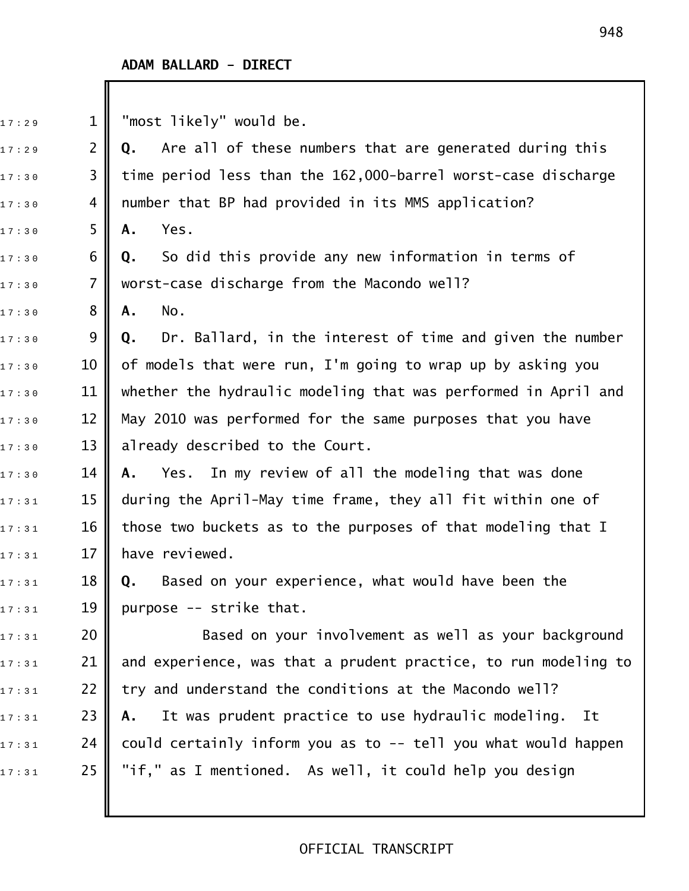**ADAM BALLARD - DIRECT**

"most likely" would be.

**Q.** Are all of these numbers that are generated during this time period less than the 162,000-barrel worst-case discharge number that BP had provided in its MMS application?

**A.** Yes.

**Q.** So did this provide any new information in terms of worst-case discharge from the Macondo well?

**A.** No.

**Q.** Dr. Ballard, in the interest of time and given the number of models that were run, I'm going to wrap up by asking you whether the hydraulic modeling that was performed in April and May 2010 was performed for the same purposes that you have already described to the Court.

**A.** Yes. In my review of all the modeling that was done during the April-May time frame, they all fit within one of those two buckets as to the purposes of that modeling that I have reviewed.

**Q.** Based on your experience, what would have been the purpose -- strike that.

Based on your involvement as well as your background and experience, was that a prudent practice, to run modeling to try and understand the conditions at the Macondo well?

**A.** It was prudent practice to use hydraulic modeling. It could certainly inform you as to -- tell you what would happen "if," as I mentioned. As well, it could help you design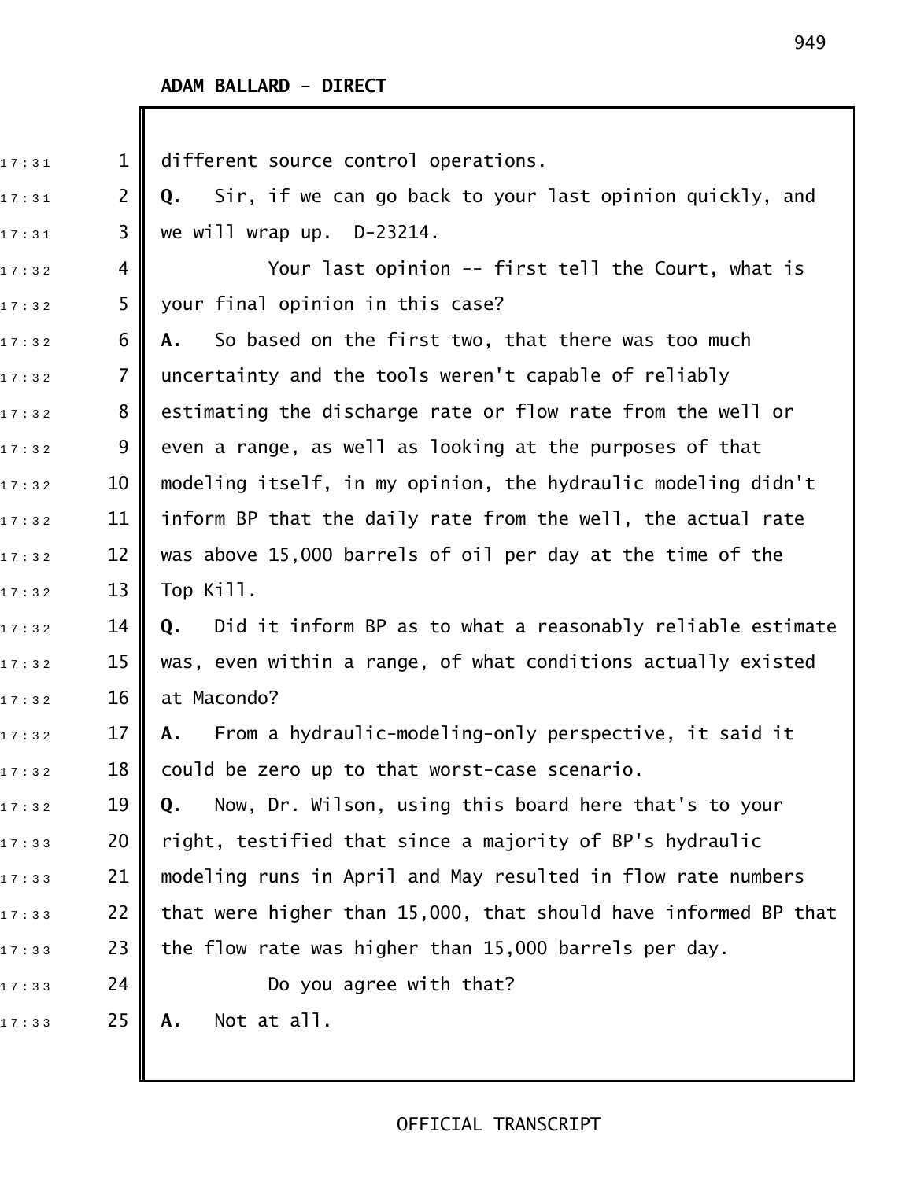**ADAM BALLARD - DIRECT**

different source control operations.

**Q.** Sir, if we can go back to your last opinion quickly, and we will wrap up. D-23214.

Your last opinion -- first tell the Court, what is your final opinion in this case?

**A.** So based on the first two, that there was too much uncertainty and the tools weren't capable of reliably estimating the discharge rate or flow rate from the well or even a range, as well as looking at the purposes of that modeling itself, in my opinion, the hydraulic modeling didn't inform BP that the daily rate from the well, the actual rate was above 15,000 barrels of oil per day at the time of the Top Kill.

**Q.** Did it inform BP as to what a reasonably reliable estimate was, even within a range, of what conditions actually existed at Macondo?

**A.** From a hydraulic-modeling-only perspective, it said it could be zero up to that worst-case scenario.

**Q.** Now, Dr. Wilson, using this board here that's to your right, testified that since a majority of BP's hydraulic modeling runs in April and May resulted in flow rate numbers that were higher than 15,000, that should have informed BP that the flow rate was higher than 15,000 barrels per day.

Do you agree with that?

**A.** Not at all.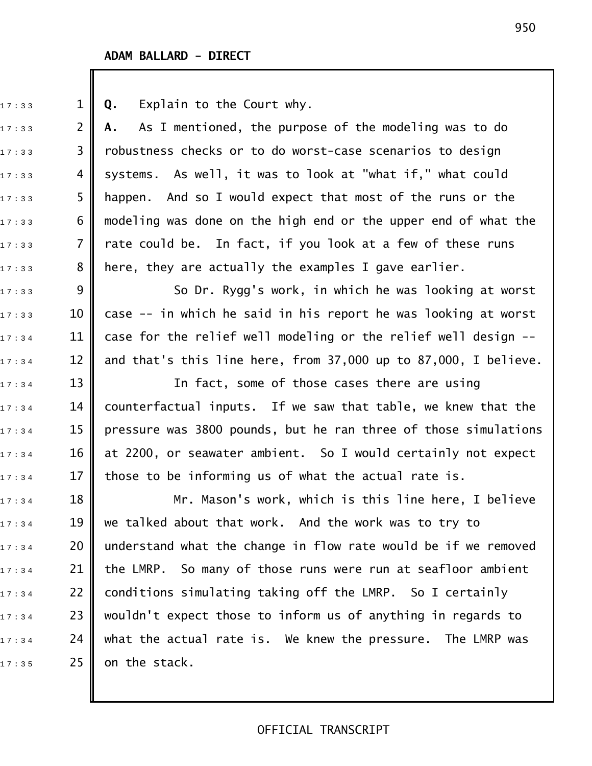**ADAM BALLARD - DIRECT**

**Q.** Explain to the Court why.

**A.** As I mentioned, the purpose of the modeling was to do robustness checks or to do worst-case scenarios to design systems. As well, it was to look at "what if," what could happen. And so I would expect that most of the runs or the modeling was done on the high end or the upper end of what the rate could be. In fact, if you look at a few of these runs here, they are actually the examples I gave earlier.

So Dr. Rygg's work, in which he was looking at worst case -- in which he said in his report he was looking at worst case for the relief well modeling or the relief well design -- and that's this line here, from 37,000 up to 87,000, I believe.

In fact, some of those cases there are using counterfactual inputs. If we saw that table, we knew that the pressure was 3800 pounds, but he ran three of those simulations at 2200, or seawater ambient. So I would certainly not expect those to be informing us of what the actual rate is.

Mr. Mason's work, which is this line here, I believe we talked about that work. And the work was to try to understand what the change in flow rate would be if we removed the LMRP. So many of those runs were run at seafloor ambient conditions simulating taking off the LMRP. So I certainly wouldn't expect those to inform us of anything in regards to what the actual rate is. We knew the pressure. The LMRP was on the stack.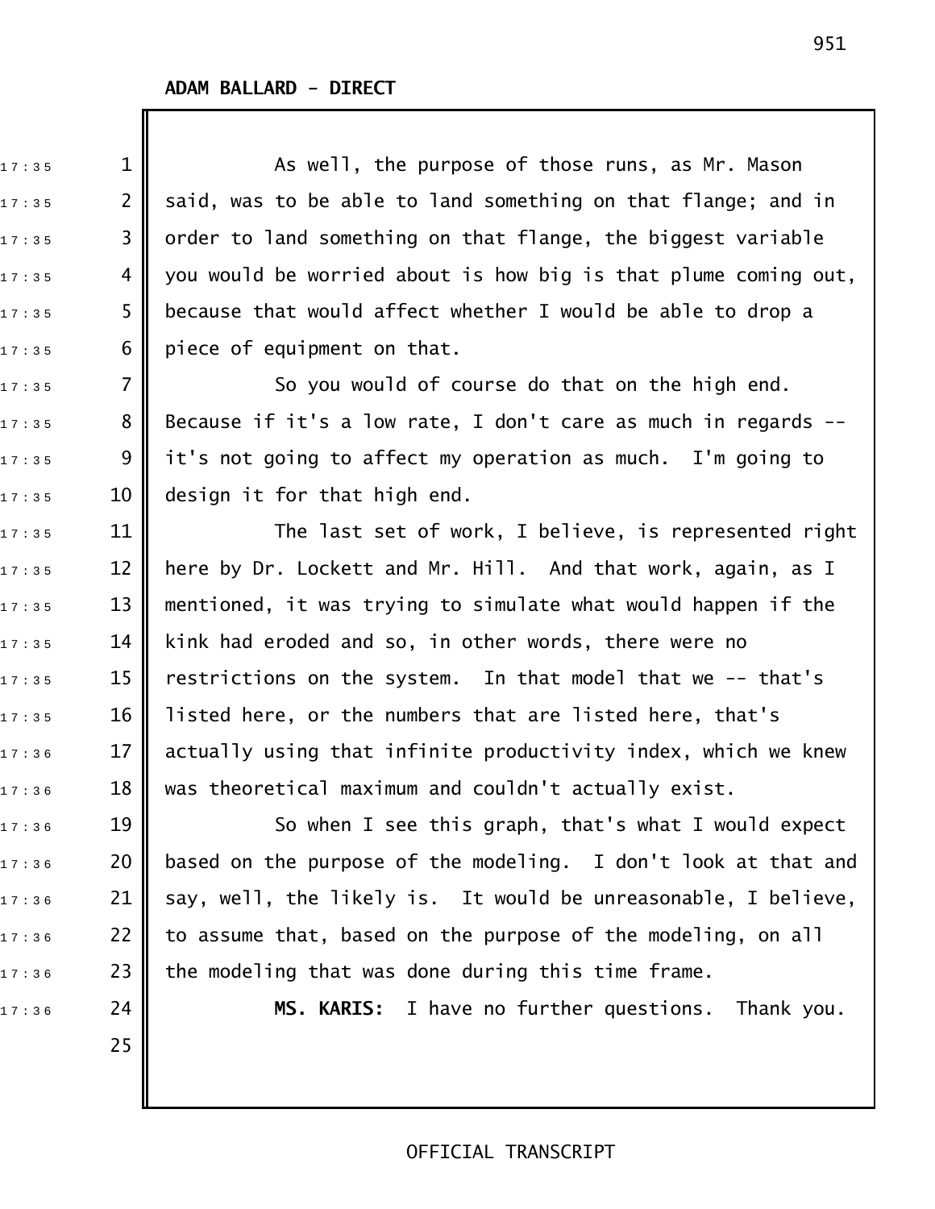ADAM BALLARD - DIRECT

As well, the purpose of those runs, as Mr. Mason said, was to be able to land something on that flange; and in order to land something on that flange, the biggest variable you would be worried about is how big is that plume coming out, because that would affect whether I would be able to drop a piece of equipment on that.

So you would of course do that on the high end. Because if it's a low rate, I don't care as much in regards -- it's not going to affect my operation as much. I'm going to design it for that high end.

The last set of work, I believe, is represented right here by Dr. Lockett and Mr. Hill. And that work, again, as I mentioned, it was trying to simulate what would happen if the kink had eroded and so, in other words, there were no restrictions on the system. In that model that we -- that's listed here, or the numbers that are listed here, that's actually using that infinite productivity index, which we knew was theoretical maximum and couldn't actually exist.

So when I see this graph, that's what I would expect based on the purpose of the modeling. I don't look at that and say, well, the likely is. It would be unreasonable, I believe, to assume that, based on the purpose of the modeling, on all the modeling that was done during this time frame.

**MS. KARIS:** I have no further questions. Thank you.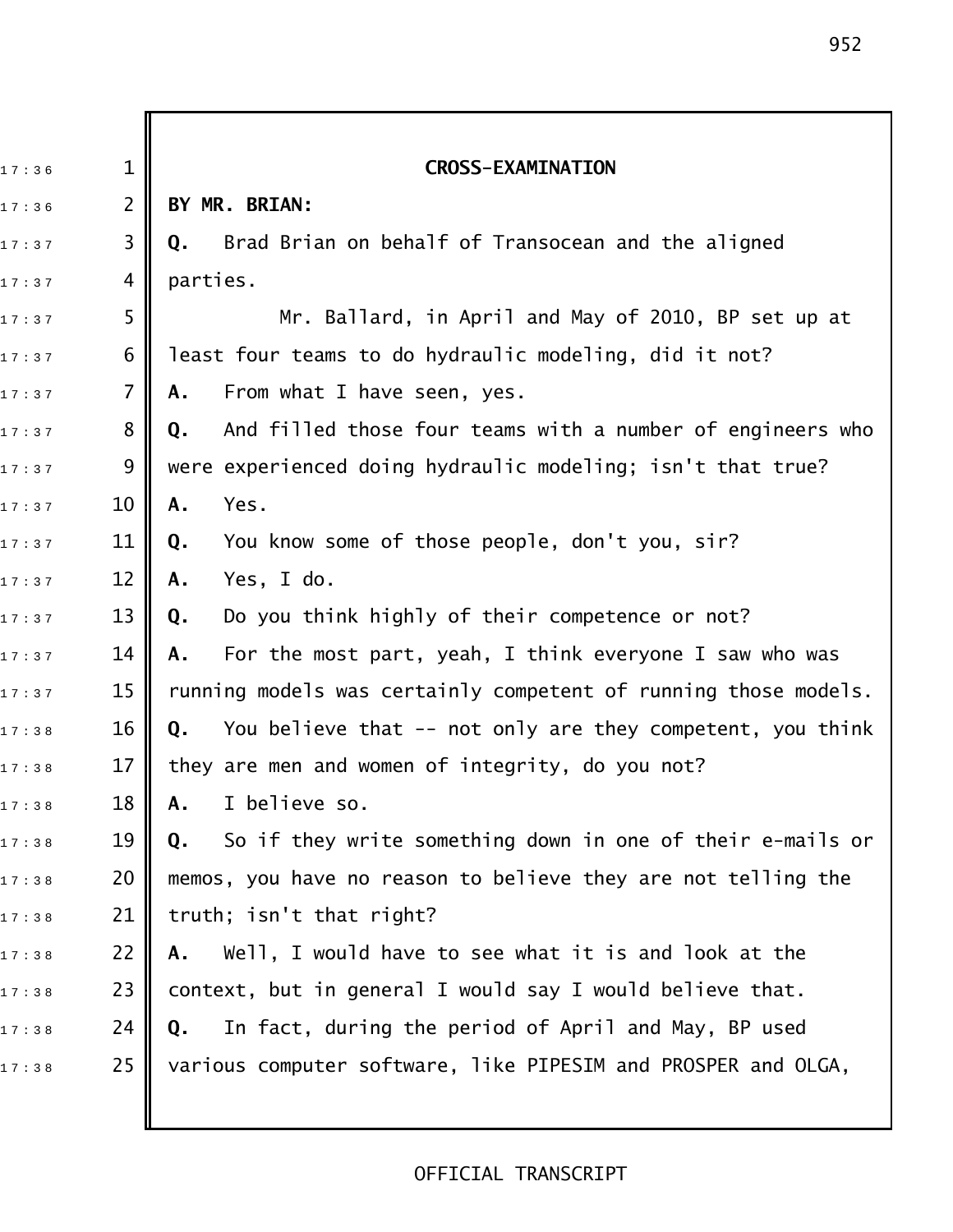**CROSS-EXAMINATION**

**BY MR. BRIAN:**

**Q.** Brad Brian on behalf of Transocean and the aligned parties.

Mr. Ballard, in April and May of 2010, BP set up at least four teams to do hydraulic modeling, did it not?

**A.** From what I have seen, yes.

**Q.** And filled those four teams with a number of engineers who were experienced doing hydraulic modeling; isn't that true?

**A.** Yes.

**Q.** You know some of those people, don't you, sir?

**A.** Yes, I do.

**Q.** Do you think highly of their competence or not?

**A.** For the most part, yeah, I think everyone I saw who was running models was certainly competent of running those models.

**Q.** You believe that -- not only are they competent, you think they are men and women of integrity, do you not?

**A.** I believe so.

**Q.** So if they write something down in one of their e-mails or memos, you have no reason to believe they are not telling the truth; isn't that right?

**A.** Well, I would have to see what it is and look at the context, but in general I would say I would believe that.

**Q.** In fact, during the period of April and May, BP used various computer software, like PIPESIM and PROSPER and OLGA,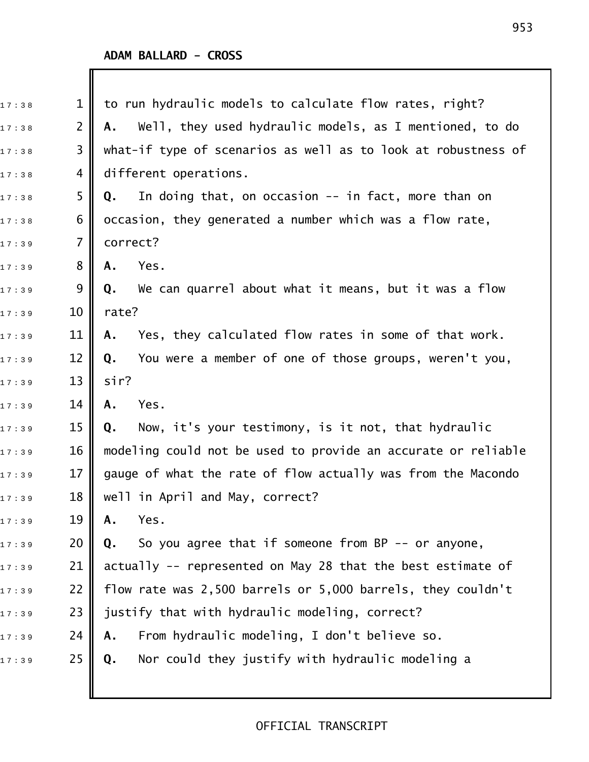ADAM BALLARD - CROSS

to run hydraulic models to calculate flow rates, right?

**A.** Well, they used hydraulic models, as I mentioned, to do what-if type of scenarios as well as to look at robustness of different operations.

**Q.** In doing that, on occasion -- in fact, more than on occasion, they generated a number which was a flow rate, correct?

**A.** Yes.

**Q.** We can quarrel about what it means, but it was a flow rate?

**A.** Yes, they calculated flow rates in some of that work.

**Q.** You were a member of one of those groups, weren't you, sir?

**A.** Yes.

**Q.** Now, it's your testimony, is it not, that hydraulic modeling could not be used to provide an accurate or reliable gauge of what the rate of flow actually was from the Macondo well in April and May, correct?

**A.** Yes.

**Q.** So you agree that if someone from BP -- or anyone, actually -- represented on May 28 that the best estimate of flow rate was 2,500 barrels or 5,000 barrels, they couldn't justify that with hydraulic modeling, correct?

**A.** From hydraulic modeling, I don't believe so.

**Q.** Nor could they justify with hydraulic modeling a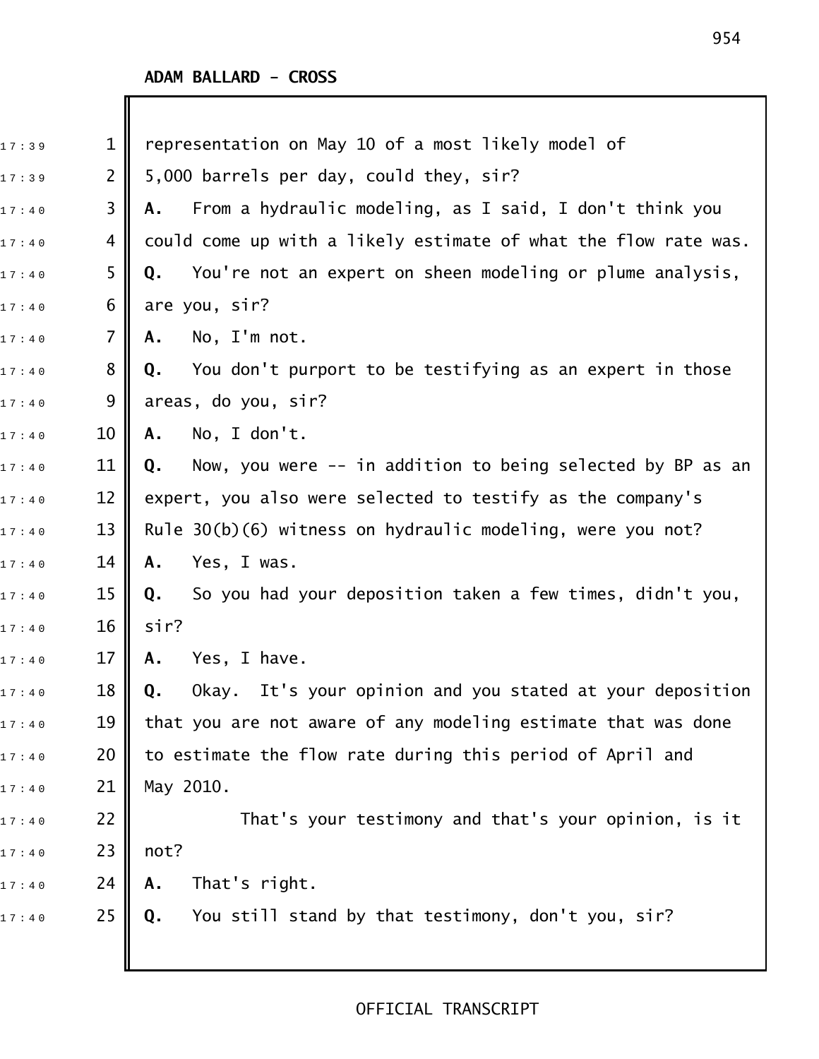**ADAM BALLARD - CROSS**

representation on May 10 of a most likely model of 5,000 barrels per day, could they, sir?

**A.** From a hydraulic modeling, as I said, I don't think you could come up with a likely estimate of what the flow rate was.

**Q.** You're not an expert on sheen modeling or plume analysis, are you, sir?

**A.** No, I'm not.

**Q.** You don't purport to be testifying as an expert in those areas, do you, sir?

**A.** No, I don't.

**Q.** Now, you were -- in addition to being selected by BP as an expert, you also were selected to testify as the company's Rule 30(b)(6) witness on hydraulic modeling, were you not?

**A.** Yes, I was.

**Q.** So you had your deposition taken a few times, didn't you, sir?

**A.** Yes, I have.

**Q.** Okay. It's your opinion and you stated at your deposition that you are not aware of any modeling estimate that was done to estimate the flow rate during this period of April and May 2010.

That's your testimony and that's your opinion, is it not?

**A.** That's right.

**Q.** You still stand by that testimony, don't you, sir?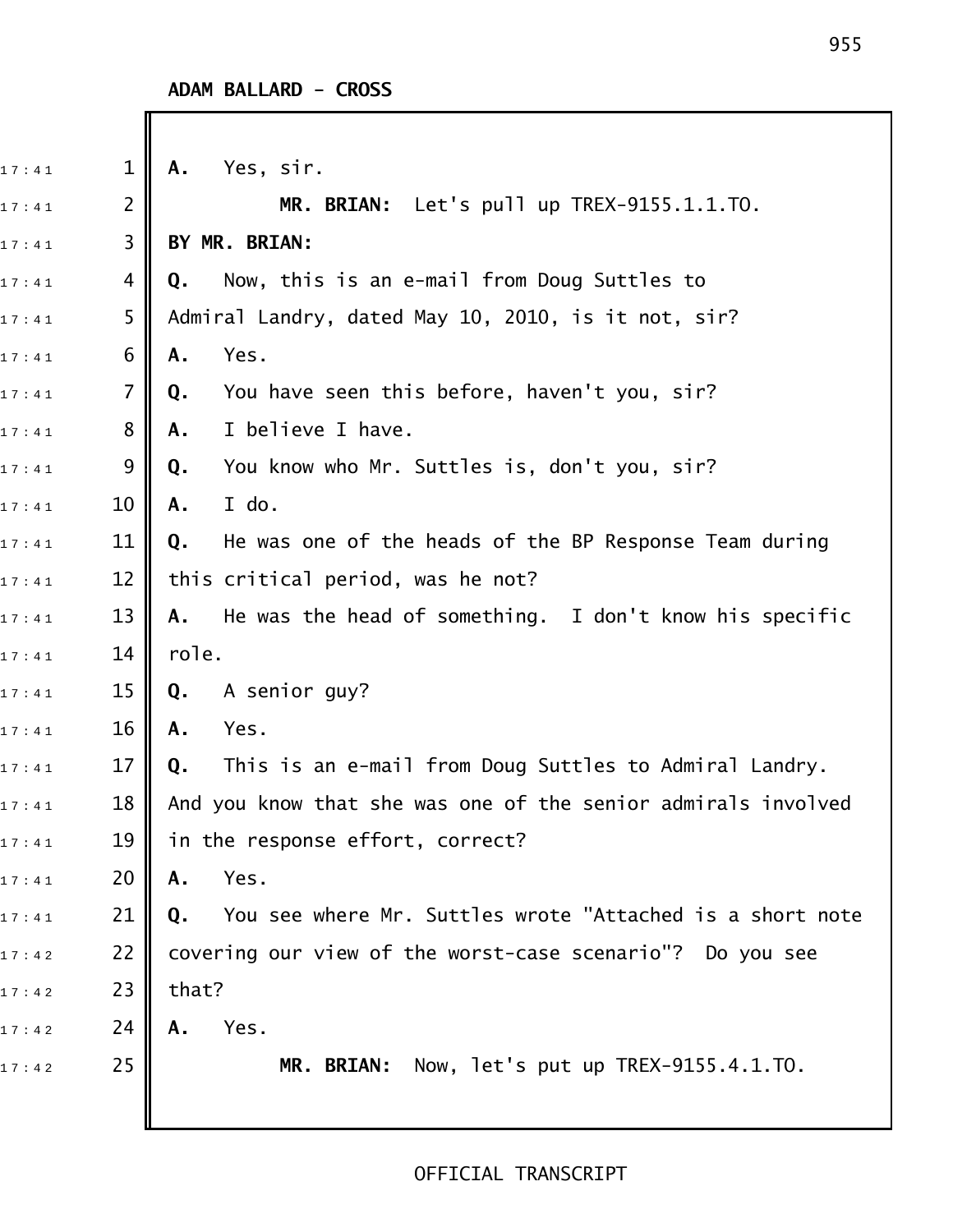**ADAM BALLARD - CROSS**

**A.** Yes, sir.

**MR. BRIAN:** Let's pull up TREX-9155.1.1.TO.

**BY MR. BRIAN:**

**Q.** Now, this is an e-mail from Doug Suttles to Admiral Landry, dated May 10, 2010, is it not, sir?

**A.** Yes.

**Q.** You have seen this before, haven't you, sir?

**A.** I believe I have.

**Q.** You know who Mr. Suttles is, don't you, sir?

**A.** I do.

**Q.** He was one of the heads of the BP Response Team during this critical period, was he not?

**A.** He was the head of something. I don't know his specific role.

**Q.** A senior guy?

**A.** Yes.

**Q.** This is an e-mail from Doug Suttles to Admiral Landry. And you know that she was one of the senior admirals involved in the response effort, correct?

**A.** Yes.

**Q.** You see where Mr. Suttles wrote "Attached is a short note covering our view of the worst-case scenario"? Do you see that?

**A.** Yes.

**MR. BRIAN:** Now, let's put up TREX-9155.4.1.TO.

OFFICIAL TRANSCRIPT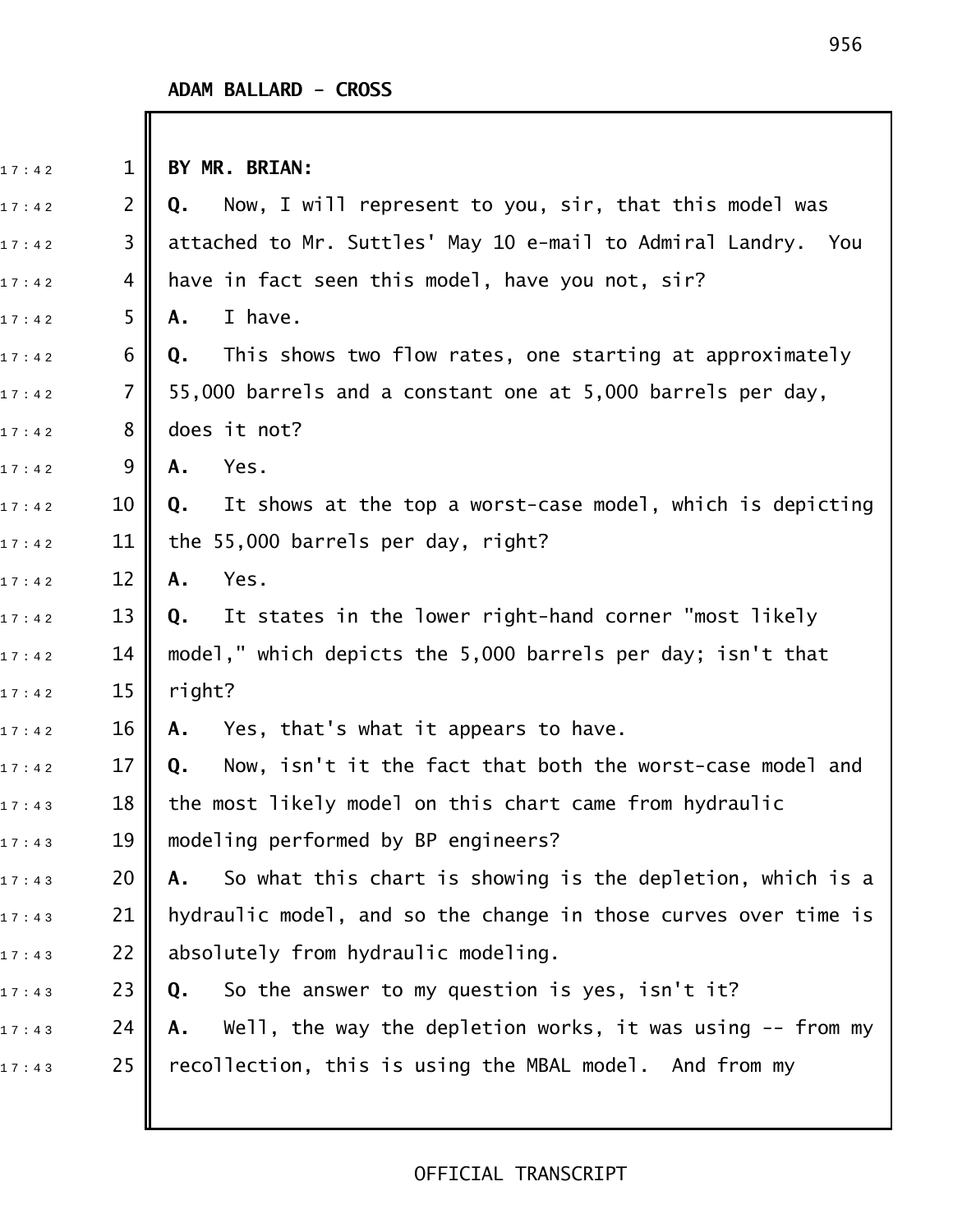**ADAM BALLARD - CROSS**

**BY MR. BRIAN:**

**Q.** Now, I will represent to you, sir, that this model was attached to Mr. Suttles' May 10 e-mail to Admiral Landry. You have in fact seen this model, have you not, sir?

**A.** I have.

**Q.** This shows two flow rates, one starting at approximately 55,000 barrels and a constant one at 5,000 barrels per day, does it not?

**A.** Yes.

**Q.** It shows at the top a worst-case model, which is depicting the 55,000 barrels per day, right?

**A.** Yes.

**Q.** It states in the lower right-hand corner "most likely model," which depicts the 5,000 barrels per day; isn't that right?

**A.** Yes, that's what it appears to have.

**Q.** Now, isn't it the fact that both the worst-case model and the most likely model on this chart came from hydraulic modeling performed by BP engineers?

**A.** So what this chart is showing is the depletion, which is a hydraulic model, and so the change in those curves over time is absolutely from hydraulic modeling.

**Q.** So the answer to my question is yes, isn't it?

**A.** Well, the way the depletion works, it was using -- from my recollection, this is using the MBAL model. And from my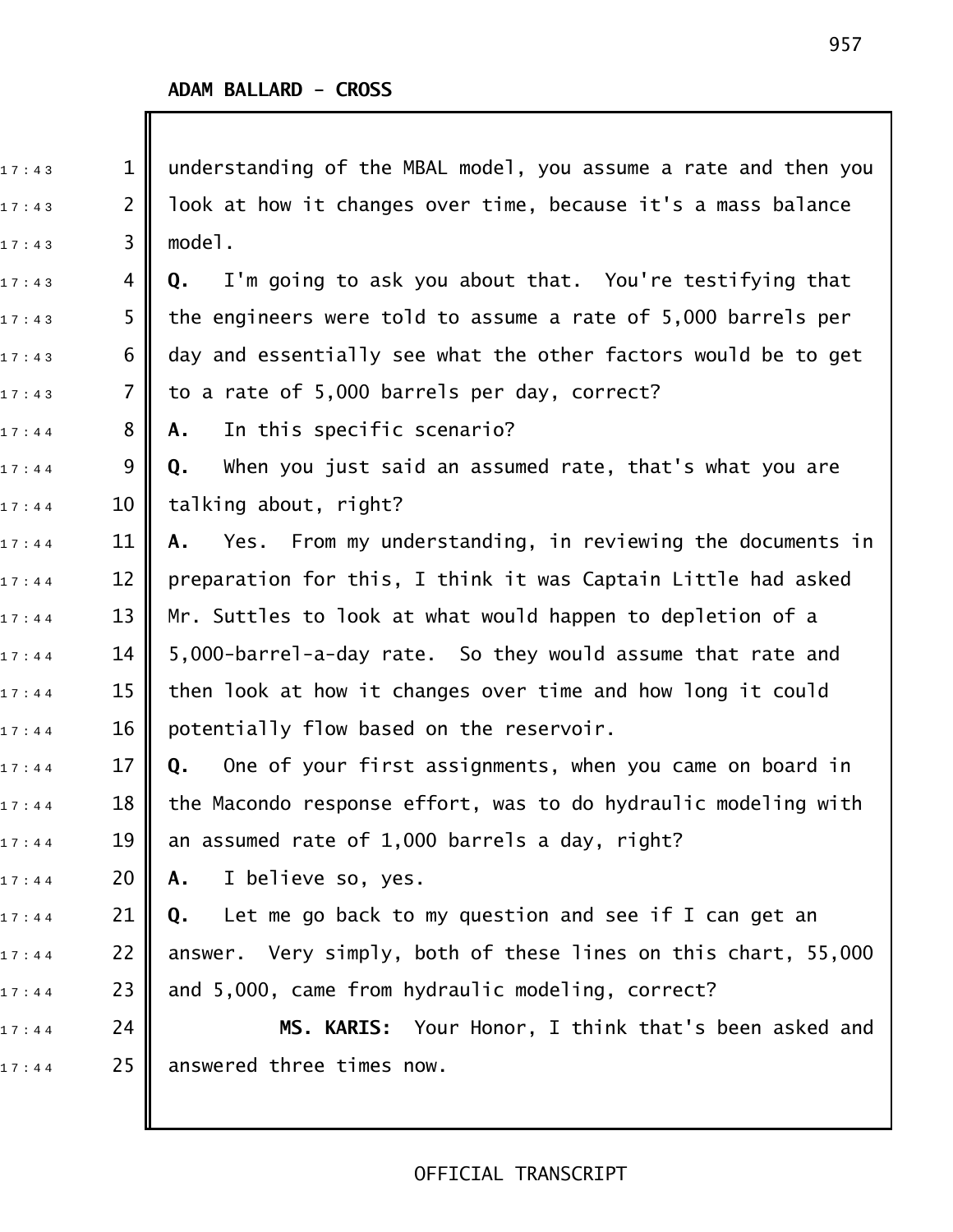**ADAM BALLARD - CROSS**

understanding of the MBAL model, you assume a rate and then you look at how it changes over time, because it's a mass balance model.

**Q.** I'm going to ask you about that. You're testifying that the engineers were told to assume a rate of 5,000 barrels per day and essentially see what the other factors would be to get to a rate of 5,000 barrels per day, correct?

**A.** In this specific scenario?

**Q.** When you just said an assumed rate, that's what you are talking about, right?

**A.** Yes. From my understanding, in reviewing the documents in preparation for this, I think it was Captain Little had asked Mr. Suttles to look at what would happen to depletion of a 5,000-barrel-a-day rate. So they would assume that rate and then look at how it changes over time and how long it could potentially flow based on the reservoir.

**Q.** One of your first assignments, when you came on board in the Macondo response effort, was to do hydraulic modeling with an assumed rate of 1,000 barrels a day, right?

**A.** I believe so, yes.

**Q.** Let me go back to my question and see if I can get an answer. Very simply, both of these lines on this chart, 55,000 and 5,000, came from hydraulic modeling, correct?

**MS. KARIS:** Your Honor, I think that's been asked and answered three times now.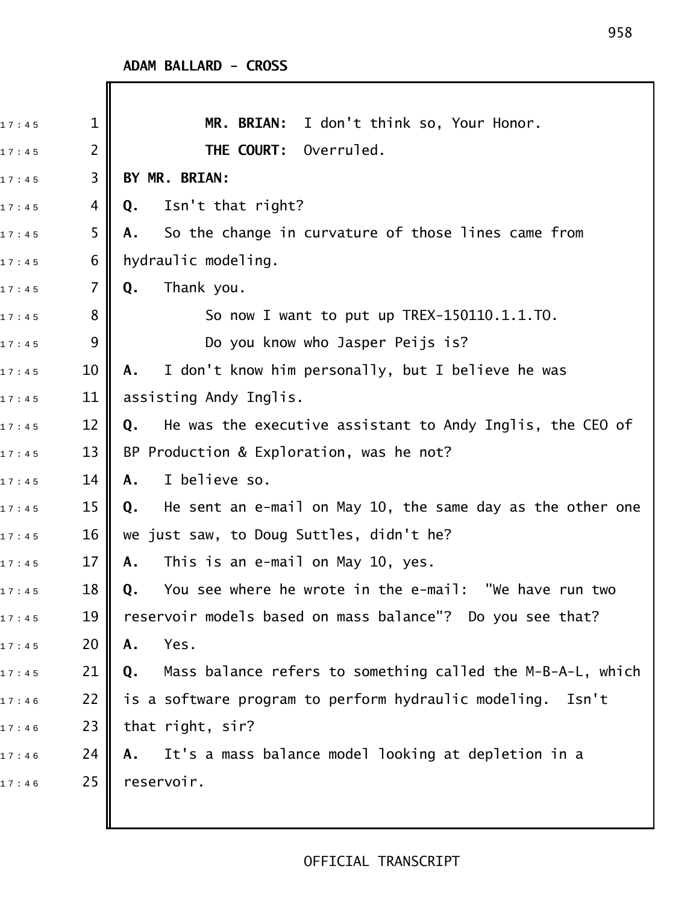ADAM BALLARD - CROSS

**MR. BRIAN:** I don't think so, Your Honor.

**THE COURT:** Overruled.

**BY MR. BRIAN:**

**Q.** Isn't that right?

**A.** So the change in curvature of those lines came from hydraulic modeling.

**Q.** Thank you.

So now I want to put up TREX-150110.1.1.TO.

Do you know who Jasper Peijs is?

**A.** I don't know him personally, but I believe he was assisting Andy Inglis.

**Q.** He was the executive assistant to Andy Inglis, the CEO of BP Production & Exploration, was he not?

**A.** I believe so.

**Q.** He sent an e-mail on May 10, the same day as the other one we just saw, to Doug Suttles, didn't he?

**A.** This is an e-mail on May 10, yes.

**Q.** You see where he wrote in the e-mail: "We have run two reservoir models based on mass balance"? Do you see that?

**A.** Yes.

**Q.** Mass balance refers to something called the M-B-A-L, which is a software program to perform hydraulic modeling. Isn't that right, sir?

**A.** It's a mass balance model looking at depletion in a reservoir.

OFFICIAL TRANSCRIPT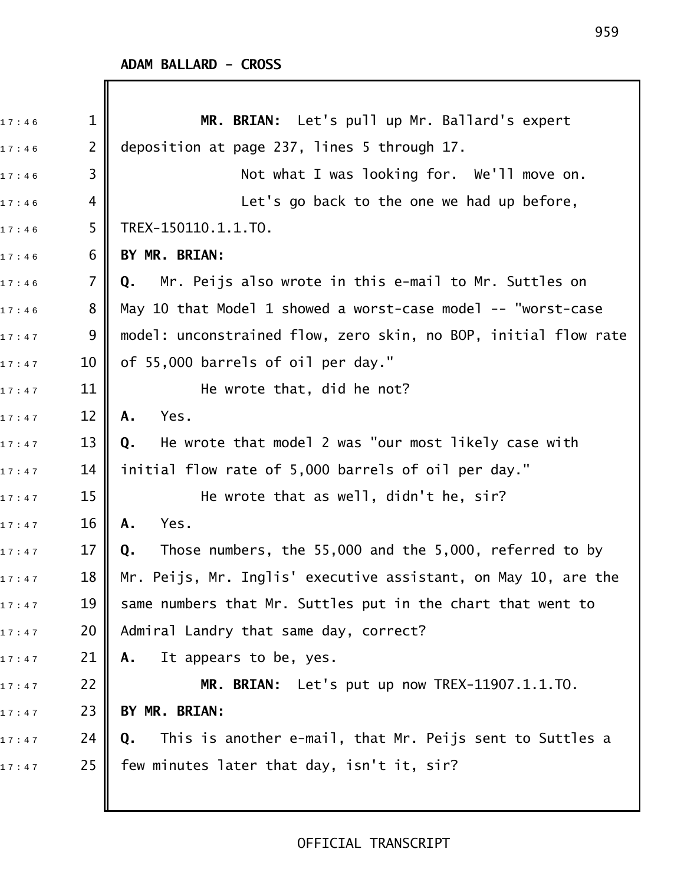ADAM BALLARD - CROSS

**MR. BRIAN:** Let's pull up Mr. Ballard's expert deposition at page 237, lines 5 through 17.

Not what I was looking for. We'll move on.

Let's go back to the one we had up before, TREX-150110.1.1.TO.

**BY MR. BRIAN:**

**Q.** Mr. Peijs also wrote in this e-mail to Mr. Suttles on May 10 that Model 1 showed a worst-case model -- "worst-case model: unconstrained flow, zero skin, no BOP, initial flow rate of 55,000 barrels of oil per day."

He wrote that, did he not?

**A.** Yes.

**Q.** He wrote that model 2 was "our most likely case with initial flow rate of 5,000 barrels of oil per day."

He wrote that as well, didn't he, sir?

**A.** Yes.

**Q.** Those numbers, the 55,000 and the 5,000, referred to by Mr. Peijs, Mr. Inglis' executive assistant, on May 10, are the same numbers that Mr. Suttles put in the chart that went to Admiral Landry that same day, correct?

**A.** It appears to be, yes.

**MR. BRIAN:** Let's put up now TREX-11907.1.1.TO.

**BY MR. BRIAN:**

**Q.** This is another e-mail, that Mr. Peijs sent to Suttles a few minutes later that day, isn't it, sir?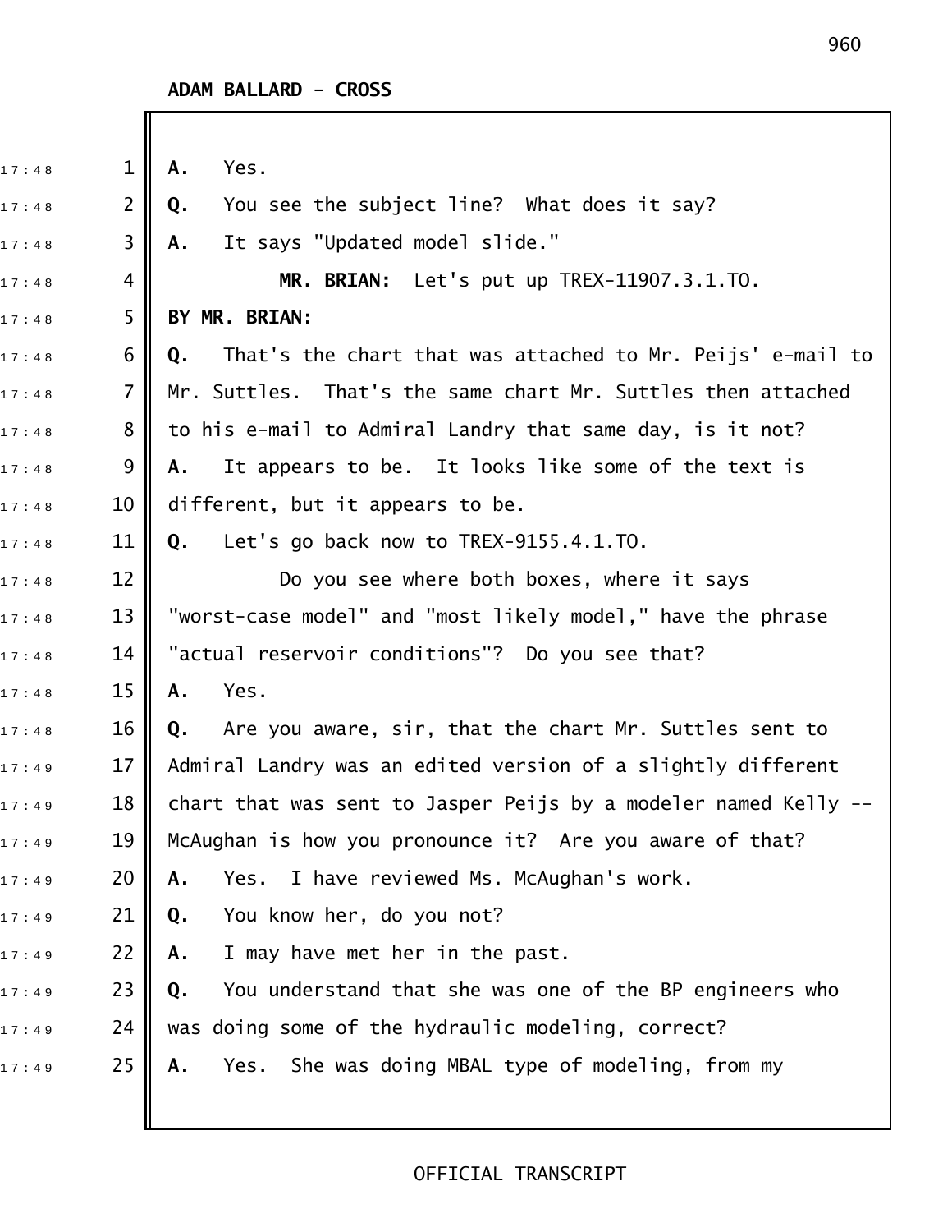**ADAM BALLARD - CROSS**

1 **A.** Yes.

2 **Q.** You see the subject line? What does it say?

3 **A.** It says "Updated model slide."

4 **MR. BRIAN:** Let's put up TREX-11907.3.1.TO.

5 **BY MR. BRIAN:**

6 **Q.** That's the chart that was attached to Mr. Peijs' e-mail to

7 Mr. Suttles. That's the same chart Mr. Suttles then attached

8 to his e-mail to Admiral Landry that same day, is it not?

9 **A.** It appears to be. It looks like some of the text is

10 different, but it appears to be.

11 **Q.** Let's go back now to TREX-9155.4.1.TO.

12 Do you see where both boxes, where it says

13 "worst-case model" and "most likely model," have the phrase

14 "actual reservoir conditions"? Do you see that?

15 **A.** Yes.

16 **Q.** Are you aware, sir, that the chart Mr. Suttles sent to

17 Admiral Landry was an edited version of a slightly different

18 chart that was sent to Jasper Peijs by a modeler named Kelly --

19 McAughan is how you pronounce it? Are you aware of that?

20 **A.** Yes. I have reviewed Ms. McAughan's work.

21 **Q.** You know her, do you not?

22 **A.** I may have met her in the past.

23 **Q.** You understand that she was one of the BP engineers who

24 was doing some of the hydraulic modeling, correct?

25 **A.** Yes. She was doing MBAL type of modeling, from my

OFFICIAL TRANSCRIPT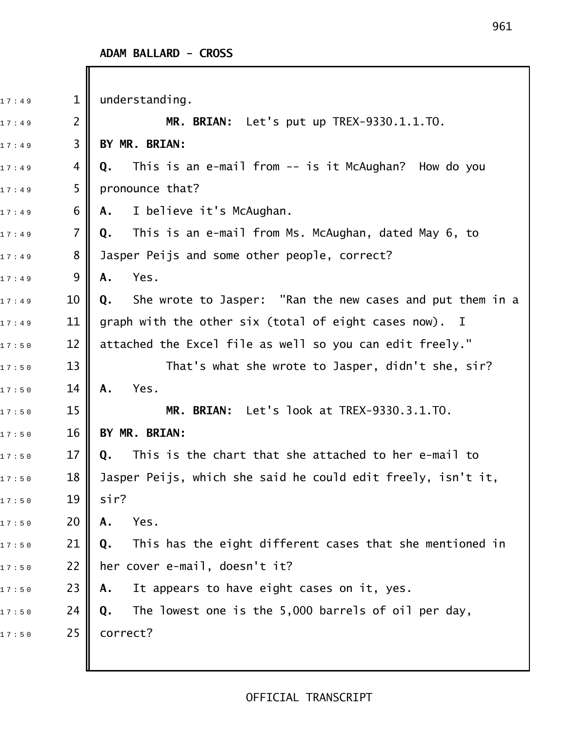**ADAM BALLARD - CROSS**

understanding.

**MR. BRIAN:** Let's put up TREX-9330.1.1.TO.

**BY MR. BRIAN:**

**Q.** This is an e-mail from -- is it McAughan? How do you pronounce that?

**A.** I believe it's McAughan.

**Q.** This is an e-mail from Ms. McAughan, dated May 6, to Jasper Peijs and some other people, correct?

**A.** Yes.

**Q.** She wrote to Jasper: "Ran the new cases and put them in a graph with the other six (total of eight cases now). I attached the Excel file as well so you can edit freely."

That's what she wrote to Jasper, didn't she, sir?

**A.** Yes.

**MR. BRIAN:** Let's look at TREX-9330.3.1.TO.

**BY MR. BRIAN:**

**Q.** This is the chart that she attached to her e-mail to Jasper Peijs, which she said he could edit freely, isn't it, sir?

**A.** Yes.

**Q.** This has the eight different cases that she mentioned in her cover e-mail, doesn't it?

**A.** It appears to have eight cases on it, yes.

**Q.** The lowest one is the 5,000 barrels of oil per day, correct?

OFFICIAL TRANSCRIPT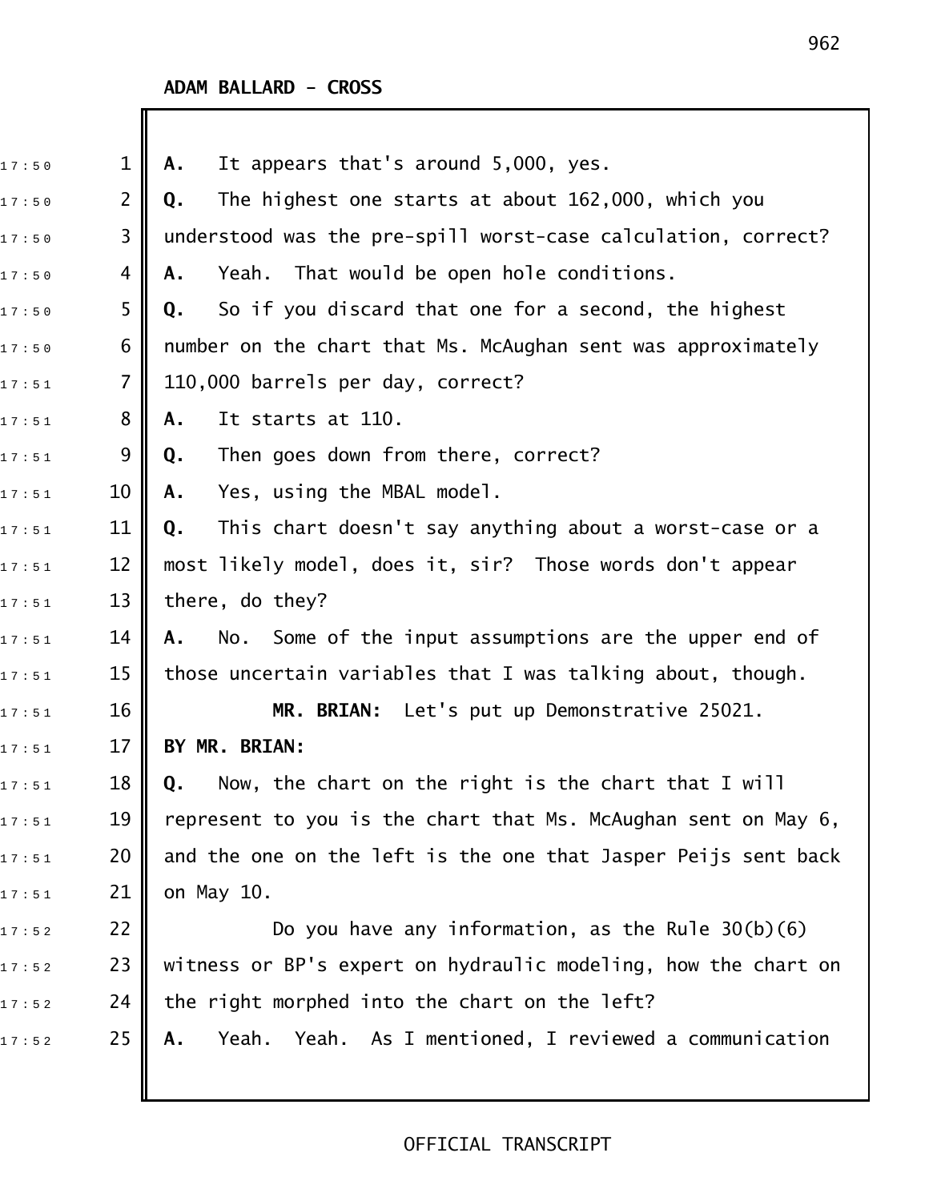**ADAM BALLARD - CROSS**

A. It appears that's around 5,000, yes.

Q. The highest one starts at about 162,000, which you understood was the pre-spill worst-case calculation, correct?

A. Yeah. That would be open hole conditions.

Q. So if you discard that one for a second, the highest number on the chart that Ms. McAughan sent was approximately 110,000 barrels per day, correct?

A. It starts at 110.

Q. Then goes down from there, correct?

A. Yes, using the MBAL model.

Q. This chart doesn't say anything about a worst-case or a most likely model, does it, sir? Those words don't appear there, do they?

A. No. Some of the input assumptions are the upper end of those uncertain variables that I was talking about, though.

**MR. BRIAN:** Let's put up Demonstrative 25021.

**BY MR. BRIAN:**

Q. Now, the chart on the right is the chart that I will represent to you is the chart that Ms. McAughan sent on May 6, and the one on the left is the one that Jasper Peijs sent back on May 10.

Do you have any information, as the Rule 30(b)(6) witness or BP's expert on hydraulic modeling, how the chart on the right morphed into the chart on the left?

A. Yeah. Yeah. As I mentioned, I reviewed a communication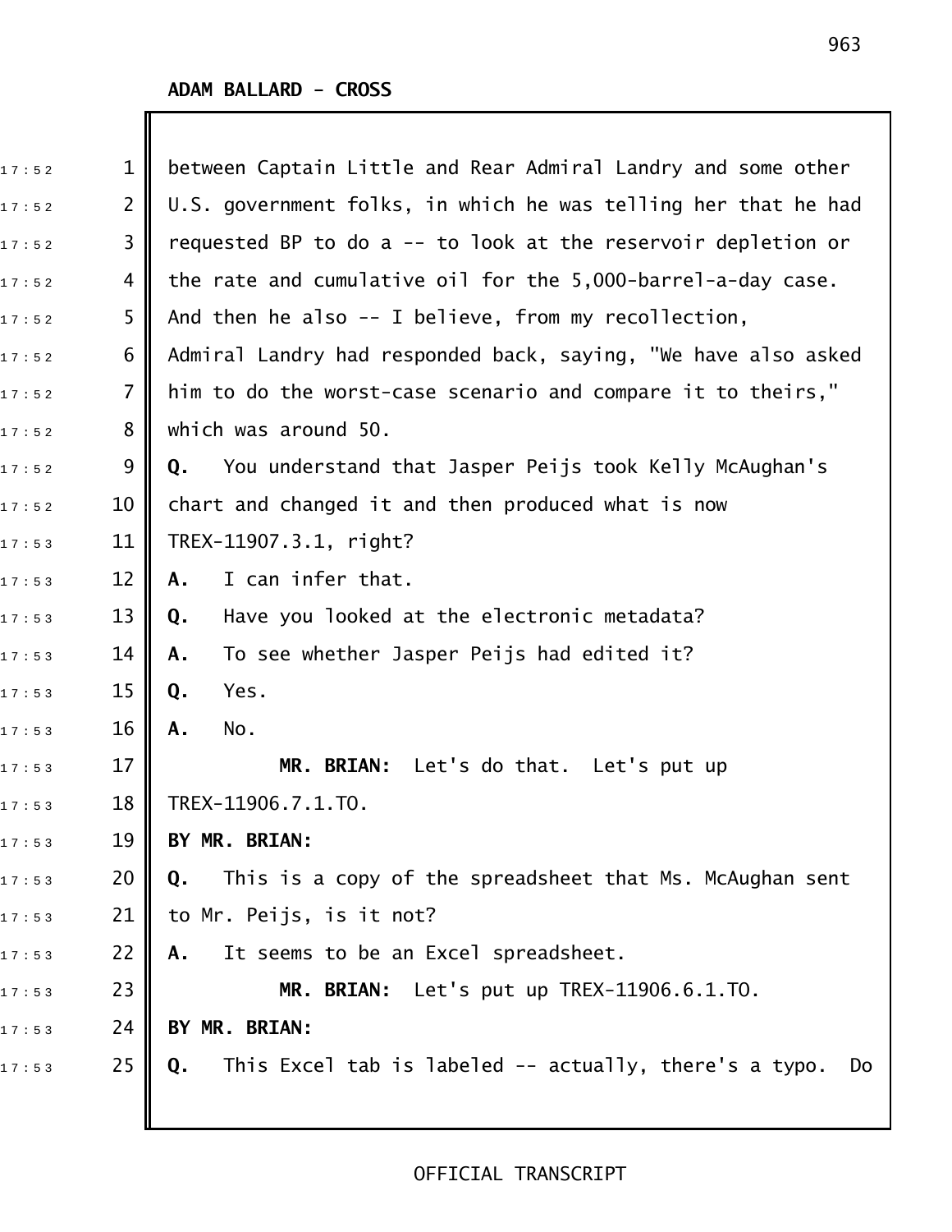**ADAM BALLARD - CROSS**

between Captain Little and Rear Admiral Landry and some other U.S. government folks, in which he was telling her that he had requested BP to do a -- to look at the reservoir depletion or the rate and cumulative oil for the 5,000-barrel-a-day case. And then he also -- I believe, from my recollection, Admiral Landry had responded back, saying, "We have also asked him to do the worst-case scenario and compare it to theirs," which was around 50.

**Q.** You understand that Jasper Peijs took Kelly McAughan's chart and changed it and then produced what is now TREX-11907.3.1, right?

**A.** I can infer that.

**Q.** Have you looked at the electronic metadata?

**A.** To see whether Jasper Peijs had edited it?

**Q.** Yes.

**A.** No.

**MR. BRIAN:** Let's do that. Let's put up TREX-11906.7.1.TO.

**BY MR. BRIAN:**

**Q.** This is a copy of the spreadsheet that Ms. McAughan sent to Mr. Peijs, is it not?

**A.** It seems to be an Excel spreadsheet.

**MR. BRIAN:** Let's put up TREX-11906.6.1.TO.

**BY MR. BRIAN:**

**Q.** This Excel tab is labeled -- actually, there's a typo. Do

OFFICIAL TRANSCRIPT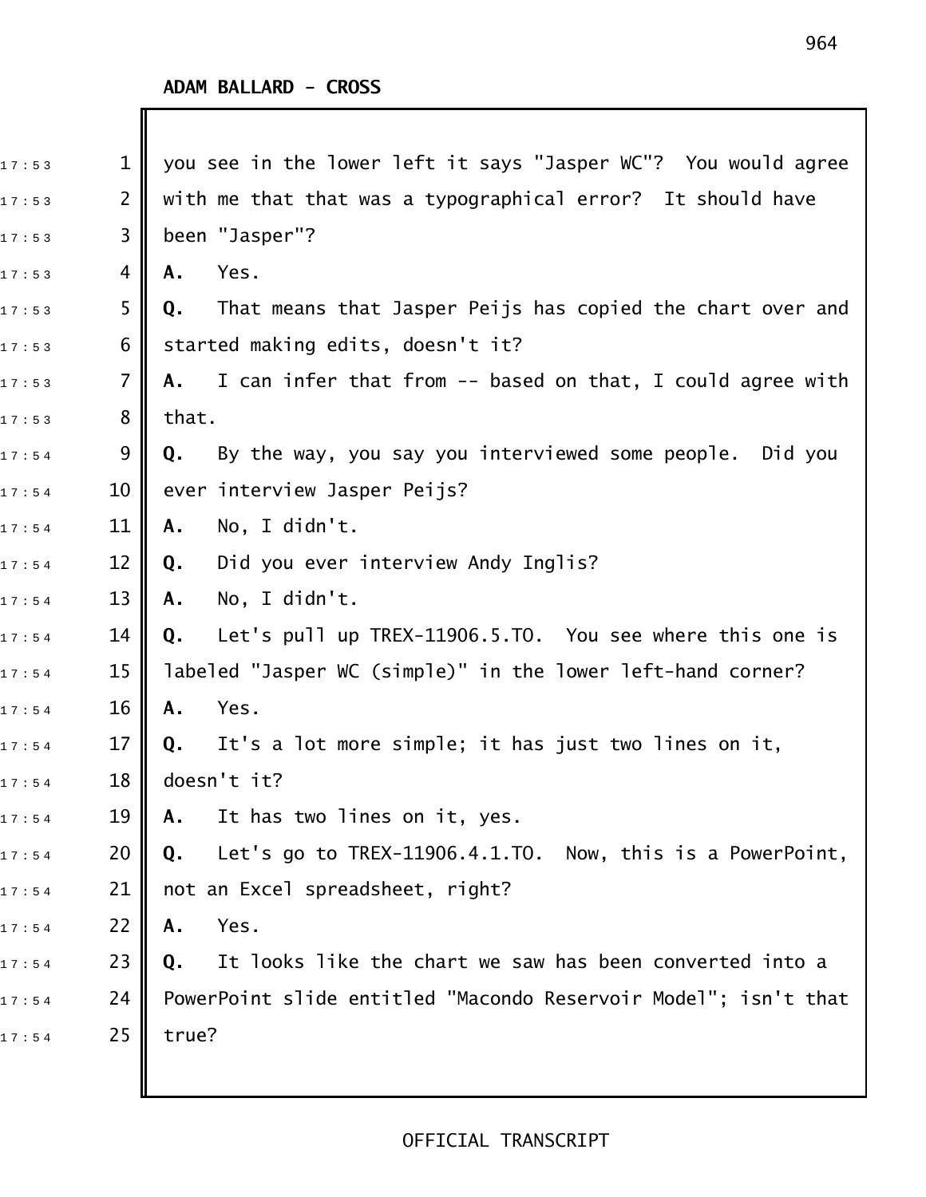**ADAM BALLARD - CROSS**

you see in the lower left it says "Jasper WC"? You would agree with me that that was a typographical error? It should have been "Jasper"?

**A.** Yes.

**Q.** That means that Jasper Peijs has copied the chart over and started making edits, doesn't it?

**A.** I can infer that from -- based on that, I could agree with that.

**Q.** By the way, you say you interviewed some people. Did you ever interview Jasper Peijs?

**A.** No, I didn't.

**Q.** Did you ever interview Andy Inglis?

**A.** No, I didn't.

**Q.** Let's pull up TREX-11906.5.TO. You see where this one is labeled "Jasper WC (simple)" in the lower left-hand corner?

**A.** Yes.

**Q.** It's a lot more simple; it has just two lines on it, doesn't it?

**A.** It has two lines on it, yes.

**Q.** Let's go to TREX-11906.4.1.TO. Now, this is a PowerPoint, not an Excel spreadsheet, right?

**A.** Yes.

**Q.** It looks like the chart we saw has been converted into a PowerPoint slide entitled "Macondo Reservoir Model"; isn't that true?

OFFICIAL TRANSCRIPT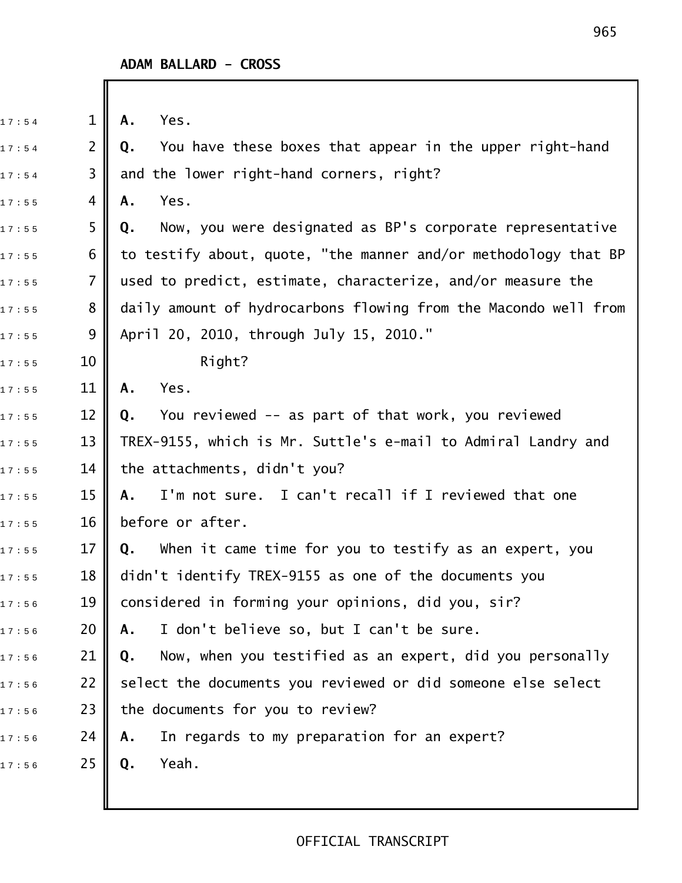**ADAM BALLARD - CROSS**

A. Yes.

Q. You have these boxes that appear in the upper right-hand and the lower right-hand corners, right?

A. Yes.

Q. Now, you were designated as BP's corporate representative to testify about, quote, "the manner and/or methodology that BP used to predict, estimate, characterize, and/or measure the daily amount of hydrocarbons flowing from the Macondo well from April 20, 2010, through July 15, 2010."

Right?

A. Yes.

Q. You reviewed -- as part of that work, you reviewed TREX-9155, which is Mr. Suttle's e-mail to Admiral Landry and the attachments, didn't you?

A. I'm not sure. I can't recall if I reviewed that one before or after.

Q. When it came time for you to testify as an expert, you didn't identify TREX-9155 as one of the documents you considered in forming your opinions, did you, sir?

A. I don't believe so, but I can't be sure.

Q. Now, when you testified as an expert, did you personally select the documents you reviewed or did someone else select the documents for you to review?

A. In regards to my preparation for an expert?

Q. Yeah.

OFFICIAL TRANSCRIPT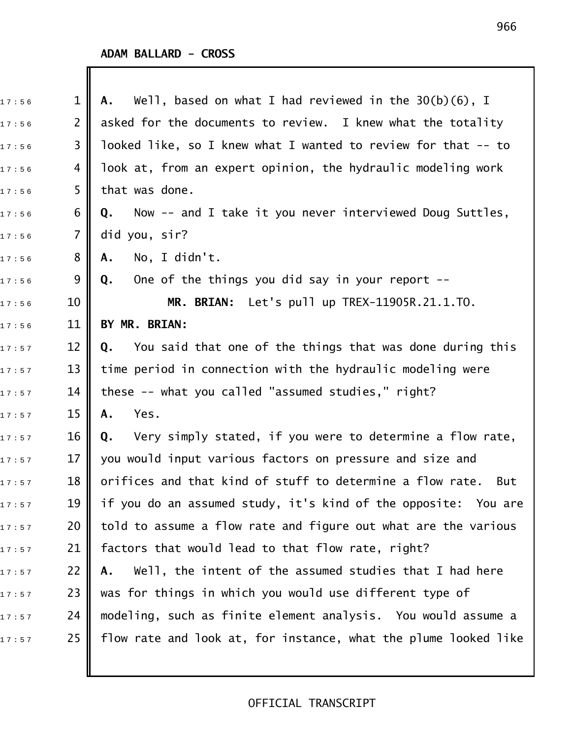**ADAM BALLARD - CROSS**

1 **A.** Well, based on what I had reviewed in the 30(b)(6), I
2 asked for the documents to review. I knew what the totality
3 looked like, so I knew what I wanted to review for that -- to
4 look at, from an expert opinion, the hydraulic modeling work
5 that was done.

6 **Q.** Now -- and I take it you never interviewed Doug Suttles,
7 did you, sir?

8 **A.** No, I didn't.

9 **Q.** One of the things you did say in your report --

10 **MR. BRIAN:** Let's pull up TREX-11905R.21.1.TO.

11 **BY MR. BRIAN:**

12 **Q.** You said that one of the things that was done during this
13 time period in connection with the hydraulic modeling were
14 these -- what you called "assumed studies," right?

15 **A.** Yes.

16 **Q.** Very simply stated, if you were to determine a flow rate,
17 you would input various factors on pressure and size and
18 orifices and that kind of stuff to determine a flow rate. But
19 if you do an assumed study, it's kind of the opposite: You are
20 told to assume a flow rate and figure out what are the various
21 factors that would lead to that flow rate, right?

22 **A.** Well, the intent of the assumed studies that I had here
23 was for things in which you would use different type of
24 modeling, such as finite element analysis. You would assume a
25 flow rate and look at, for instance, what the plume looked like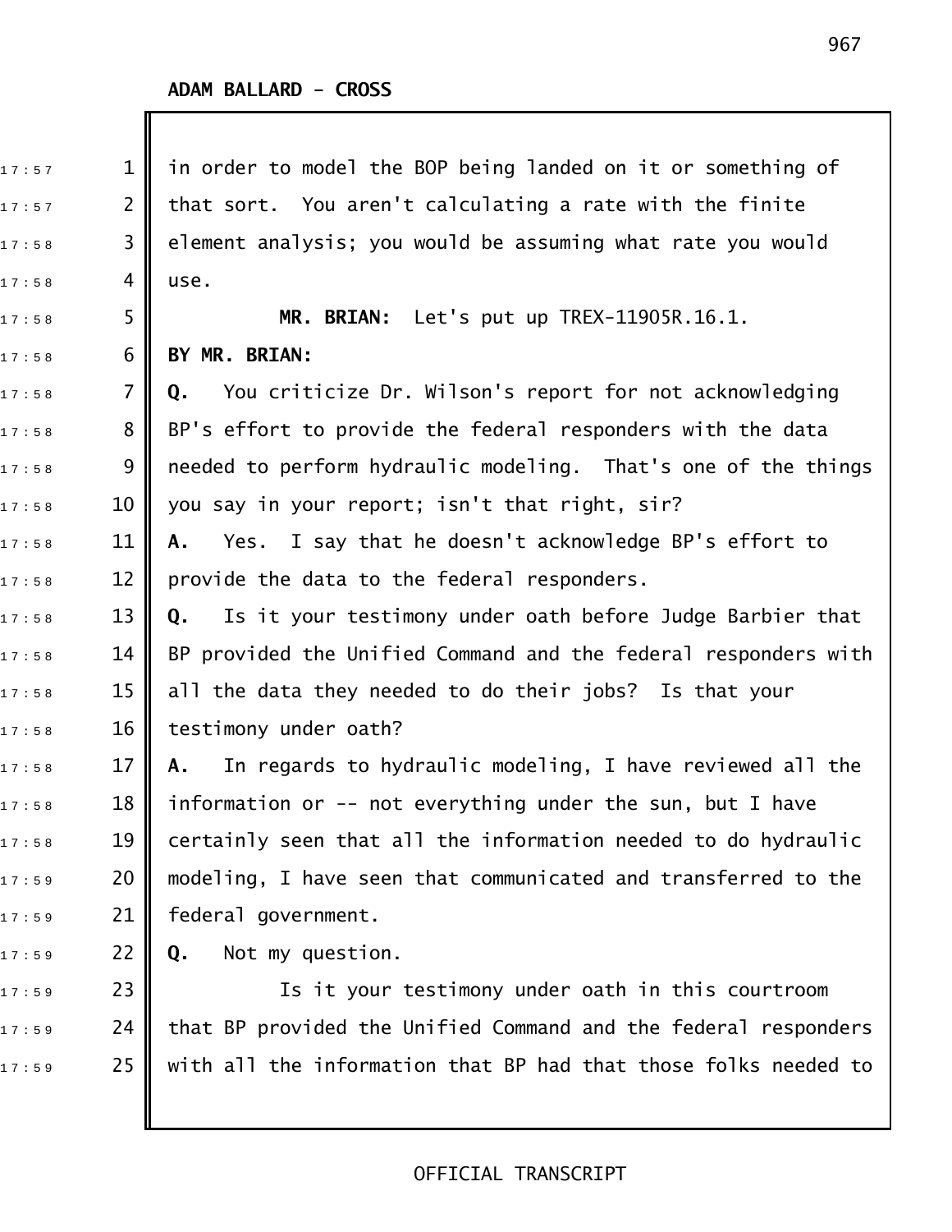**ADAM BALLARD - CROSS**

in order to model the BOP being landed on it or something of that sort. You aren't calculating a rate with the finite element analysis; you would be assuming what rate you would use.

**MR. BRIAN:** Let's put up TREX-11905R.16.1.

**BY MR. BRIAN:**

**Q.** You criticize Dr. Wilson's report for not acknowledging BP's effort to provide the federal responders with the data needed to perform hydraulic modeling. That's one of the things you say in your report; isn't that right, sir?

**A.** Yes. I say that he doesn't acknowledge BP's effort to provide the data to the federal responders.

**Q.** Is it your testimony under oath before Judge Barbier that BP provided the Unified Command and the federal responders with all the data they needed to do their jobs? Is that your testimony under oath?

**A.** In regards to hydraulic modeling, I have reviewed all the information or -- not everything under the sun, but I have certainly seen that all the information needed to do hydraulic modeling, I have seen that communicated and transferred to the federal government.

**Q.** Not my question.

Is it your testimony under oath in this courtroom that BP provided the Unified Command and the federal responders with all the information that BP had that those folks needed to

OFFICIAL TRANSCRIPT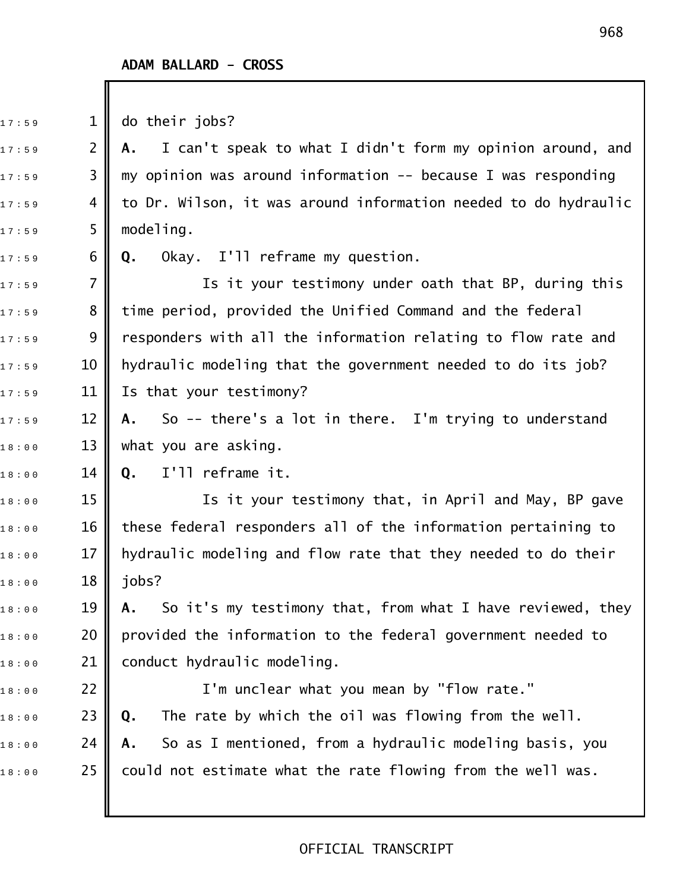**ADAM BALLARD - CROSS**

do their jobs?

**A.** I can't speak to what I didn't form my opinion around, and my opinion was around information -- because I was responding to Dr. Wilson, it was around information needed to do hydraulic modeling.

**Q.** Okay. I'll reframe my question.

Is it your testimony under oath that BP, during this time period, provided the Unified Command and the federal responders with all the information relating to flow rate and hydraulic modeling that the government needed to do its job? Is that your testimony?

**A.** So -- there's a lot in there. I'm trying to understand what you are asking.

**Q.** I'll reframe it.

Is it your testimony that, in April and May, BP gave these federal responders all of the information pertaining to hydraulic modeling and flow rate that they needed to do their jobs?

**A.** So it's my testimony that, from what I have reviewed, they provided the information to the federal government needed to conduct hydraulic modeling.

I'm unclear what you mean by "flow rate."

**Q.** The rate by which the oil was flowing from the well.

**A.** So as I mentioned, from a hydraulic modeling basis, you could not estimate what the rate flowing from the well was.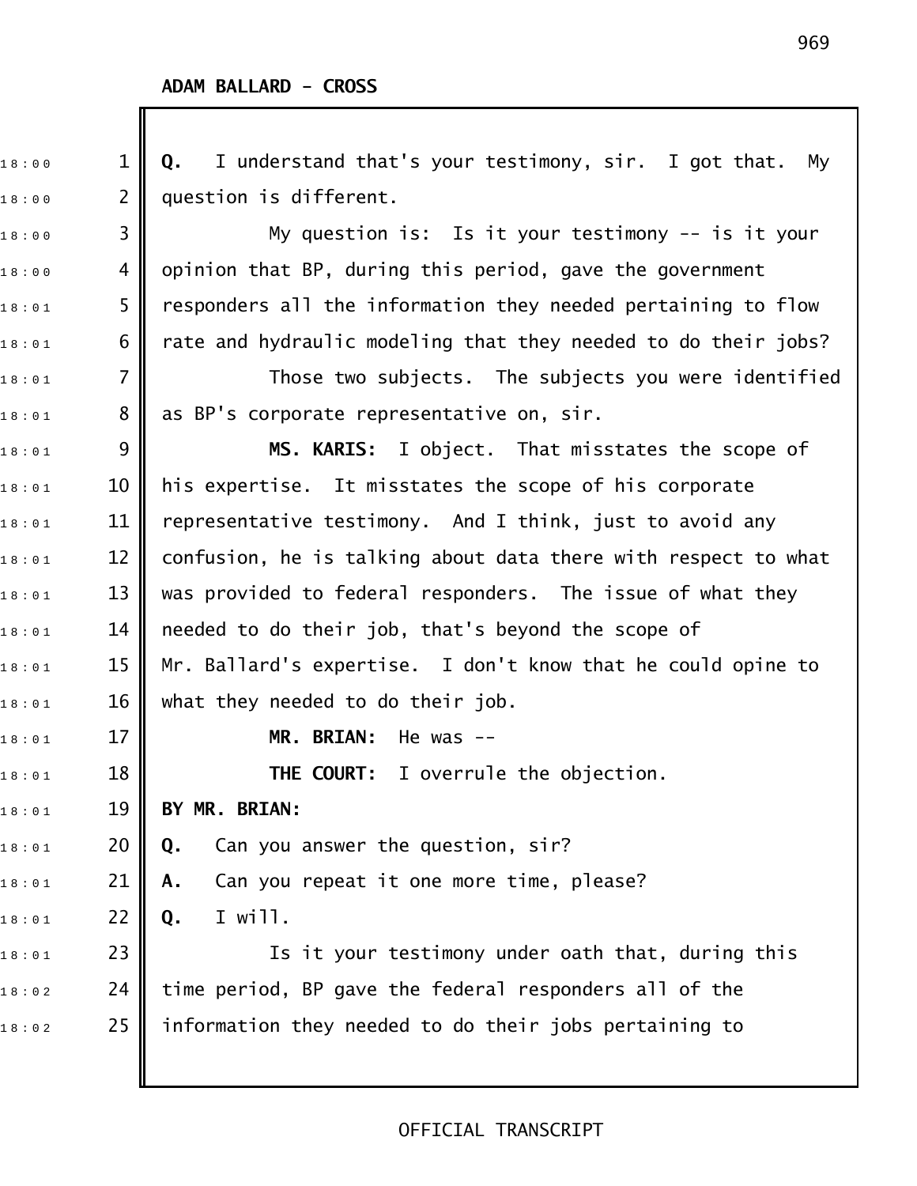**ADAM BALLARD - CROSS**

**Q.** I understand that's your testimony, sir. I got that. My question is different.

My question is: Is it your testimony -- is it your opinion that BP, during this period, gave the government responders all the information they needed pertaining to flow rate and hydraulic modeling that they needed to do their jobs?

Those two subjects. The subjects you were identified as BP's corporate representative on, sir.

**MS. KARIS:** I object. That misstates the scope of his expertise. It misstates the scope of his corporate representative testimony. And I think, just to avoid any confusion, he is talking about data there with respect to what was provided to federal responders. The issue of what they needed to do their job, that's beyond the scope of Mr. Ballard's expertise. I don't know that he could opine to what they needed to do their job.

**MR. BRIAN:** He was --

**THE COURT:** I overrule the objection.

**BY MR. BRIAN:**

**Q.** Can you answer the question, sir?

**A.** Can you repeat it one more time, please?

**Q.** I will.

Is it your testimony under oath that, during this time period, BP gave the federal responders all of the information they needed to do their jobs pertaining to

OFFICIAL TRANSCRIPT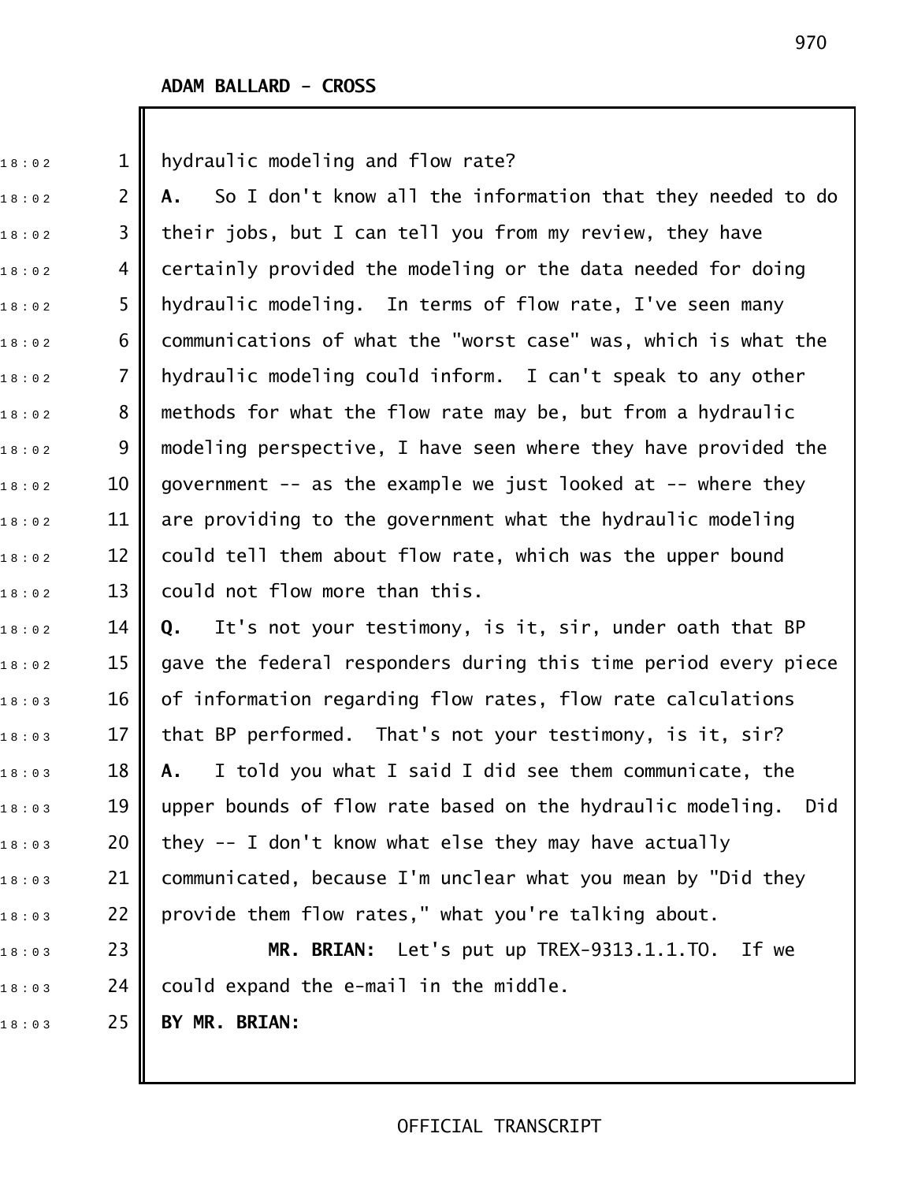**ADAM BALLARD - CROSS**

hydraulic modeling and flow rate?

**A.** So I don't know all the information that they needed to do their jobs, but I can tell you from my review, they have certainly provided the modeling or the data needed for doing hydraulic modeling. In terms of flow rate, I've seen many communications of what the "worst case" was, which is what the hydraulic modeling could inform. I can't speak to any other methods for what the flow rate may be, but from a hydraulic modeling perspective, I have seen where they have provided the government -- as the example we just looked at -- where they are providing to the government what the hydraulic modeling could tell them about flow rate, which was the upper bound could not flow more than this.

**Q.** It's not your testimony, is it, sir, under oath that BP gave the federal responders during this time period every piece of information regarding flow rates, flow rate calculations that BP performed. That's not your testimony, is it, sir?

**A.** I told you what I said I did see them communicate, the upper bounds of flow rate based on the hydraulic modeling. Did they -- I don't know what else they may have actually communicated, because I'm unclear what you mean by "Did they provide them flow rates," what you're talking about.

**MR. BRIAN:** Let's put up TREX-9313.1.1.TO. If we could expand the e-mail in the middle.

**BY MR. BRIAN:**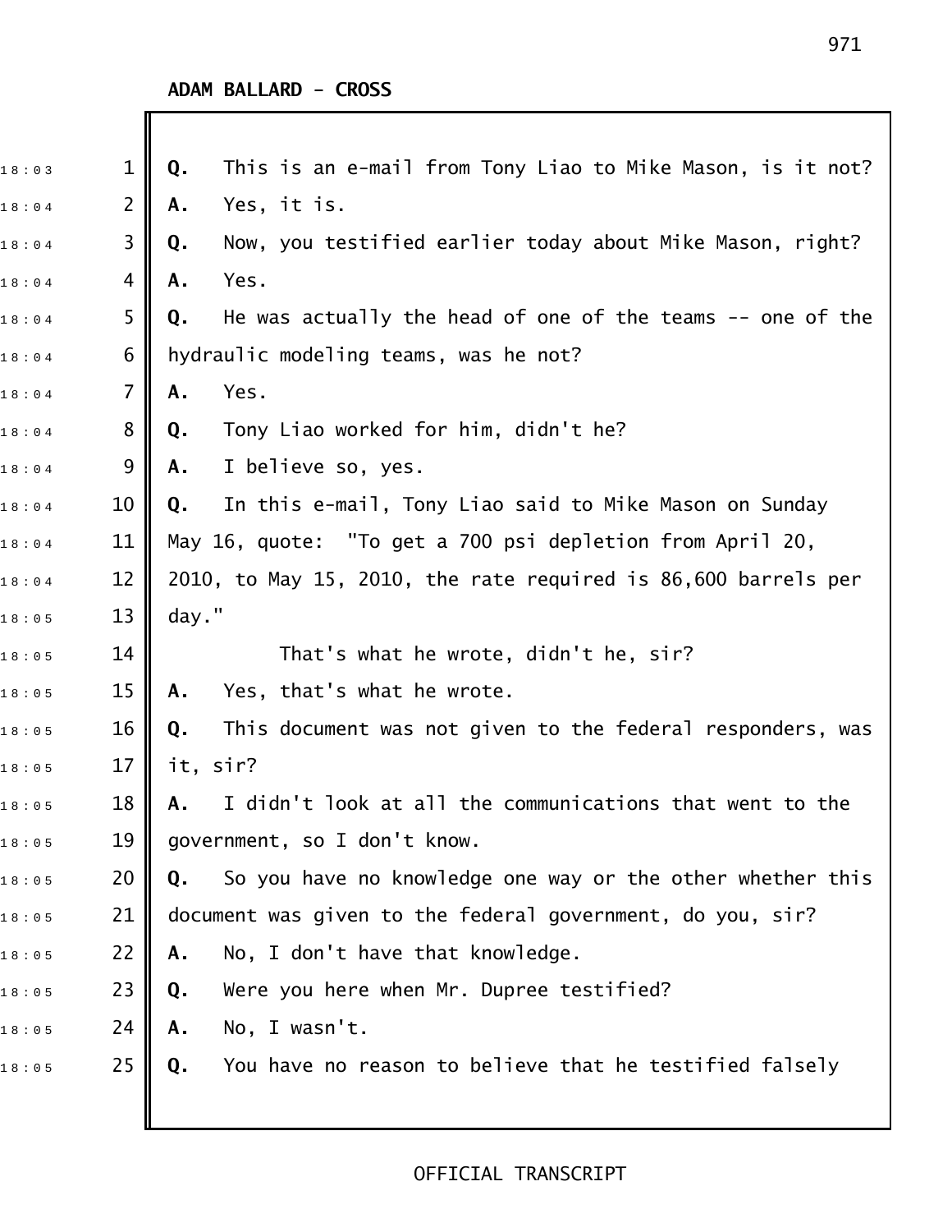**ADAM BALLARD - CROSS**

**Q.** This is an e-mail from Tony Liao to Mike Mason, is it not?

**A.** Yes, it is.

**Q.** Now, you testified earlier today about Mike Mason, right?

**A.** Yes.

**Q.** He was actually the head of one of the teams -- one of the hydraulic modeling teams, was he not?

**A.** Yes.

**Q.** Tony Liao worked for him, didn't he?

**A.** I believe so, yes.

**Q.** In this e-mail, Tony Liao said to Mike Mason on Sunday May 16, quote: "To get a 700 psi depletion from April 20, 2010, to May 15, 2010, the rate required is 86,600 barrels per day."

That's what he wrote, didn't he, sir?

**A.** Yes, that's what he wrote.

**Q.** This document was not given to the federal responders, was it, sir?

**A.** I didn't look at all the communications that went to the government, so I don't know.

**Q.** So you have no knowledge one way or the other whether this document was given to the federal government, do you, sir?

**A.** No, I don't have that knowledge.

**Q.** Were you here when Mr. Dupree testified?

**A.** No, I wasn't.

**Q.** You have no reason to believe that he testified falsely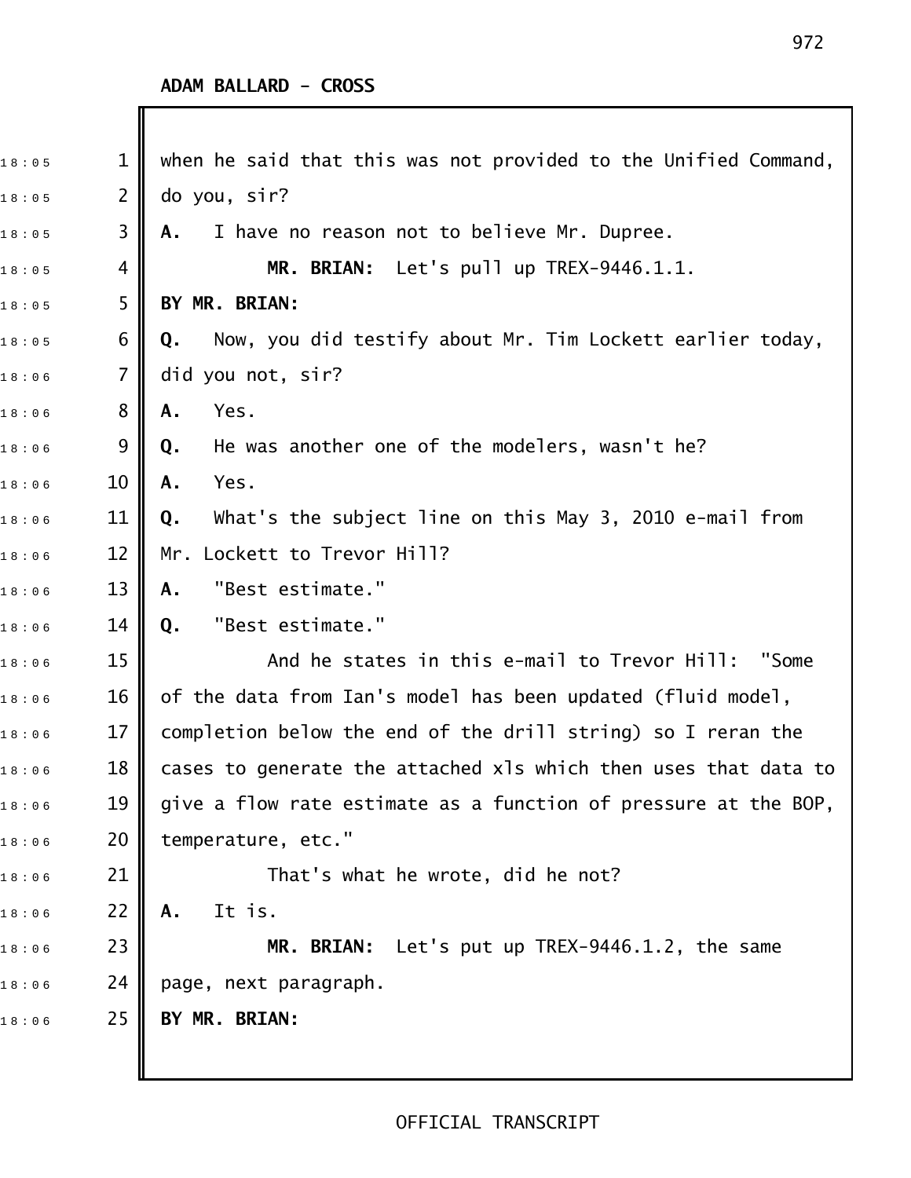when he said that this was not provided to the Unified Command, do you, sir?

**A.** I have no reason not to believe Mr. Dupree.

**MR. BRIAN:** Let's pull up TREX-9446.1.1.

**BY MR. BRIAN:**

**Q.** Now, you did testify about Mr. Tim Lockett earlier today, did you not, sir?

**A.** Yes.

**Q.** He was another one of the modelers, wasn't he?

**A.** Yes.

**Q.** What's the subject line on this May 3, 2010 e-mail from Mr. Lockett to Trevor Hill?

**A.** "Best estimate."

**Q.** "Best estimate."

And he states in this e-mail to Trevor Hill: "Some of the data from Ian's model has been updated (fluid model, completion below the end of the drill string) so I reran the cases to generate the attached xls which then uses that data to give a flow rate estimate as a function of pressure at the BOP, temperature, etc."

That's what he wrote, did he not?

**A.** It is.

**MR. BRIAN:** Let's put up TREX-9446.1.2, the same page, next paragraph.

**BY MR. BRIAN:**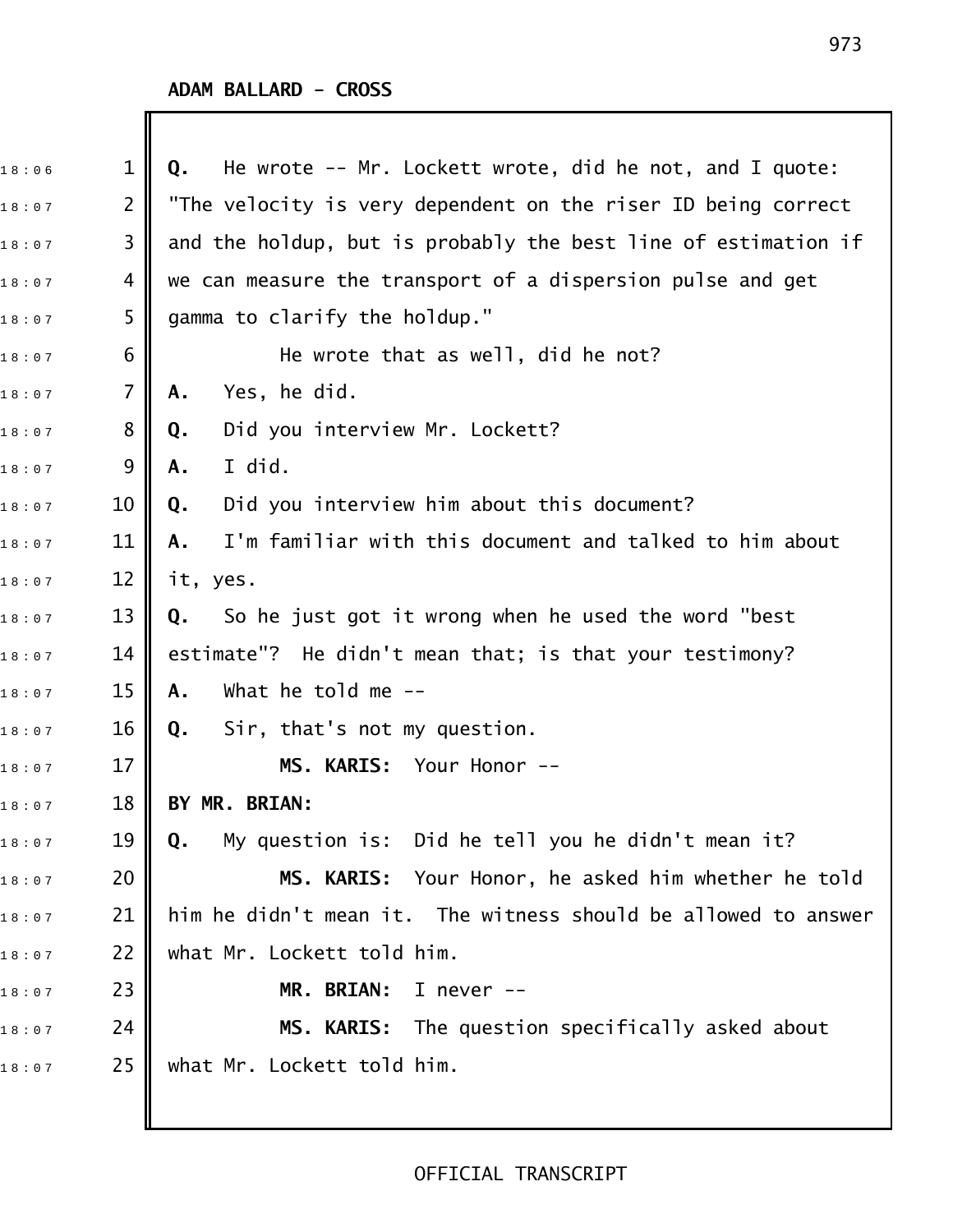**ADAM BALLARD - CROSS**

**Q.** He wrote -- Mr. Lockett wrote, did he not, and I quote: "The velocity is very dependent on the riser ID being correct and the holdup, but is probably the best line of estimation if we can measure the transport of a dispersion pulse and get gamma to clarify the holdup."

He wrote that as well, did he not?

**A.** Yes, he did.

**Q.** Did you interview Mr. Lockett?

**A.** I did.

**Q.** Did you interview him about this document?

**A.** I'm familiar with this document and talked to him about it, yes.

**Q.** So he just got it wrong when he used the word "best estimate"? He didn't mean that; is that your testimony?

**A.** What he told me --

**Q.** Sir, that's not my question.

**MS. KARIS:** Your Honor --

**BY MR. BRIAN:**

**Q.** My question is: Did he tell you he didn't mean it?

**MS. KARIS:** Your Honor, he asked him whether he told him he didn't mean it. The witness should be allowed to answer what Mr. Lockett told him.

**MR. BRIAN:** I never --

**MS. KARIS:** The question specifically asked about what Mr. Lockett told him.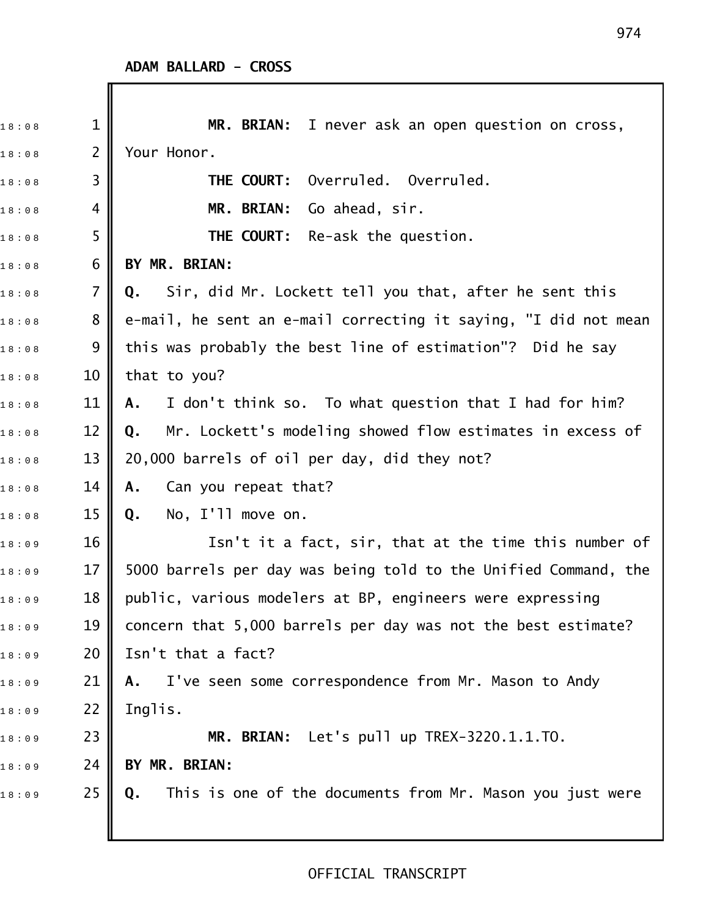ADAM BALLARD - CROSS

**MR. BRIAN:** I never ask an open question on cross, Your Honor.

**THE COURT:** Overruled. Overruled.

**MR. BRIAN:** Go ahead, sir.

**THE COURT:** Re-ask the question.

**BY MR. BRIAN:**

**Q.** Sir, did Mr. Lockett tell you that, after he sent this e-mail, he sent an e-mail correcting it saying, "I did not mean this was probably the best line of estimation"? Did he say that to you?

**A.** I don't think so. To what question that I had for him?

**Q.** Mr. Lockett's modeling showed flow estimates in excess of 20,000 barrels of oil per day, did they not?

**A.** Can you repeat that?

**Q.** No, I'll move on.

Isn't it a fact, sir, that at the time this number of 5000 barrels per day was being told to the Unified Command, the public, various modelers at BP, engineers were expressing concern that 5,000 barrels per day was not the best estimate? Isn't that a fact?

**A.** I've seen some correspondence from Mr. Mason to Andy Inglis.

**MR. BRIAN:** Let's pull up TREX-3220.1.1.TO.

**BY MR. BRIAN:**

**Q.** This is one of the documents from Mr. Mason you just were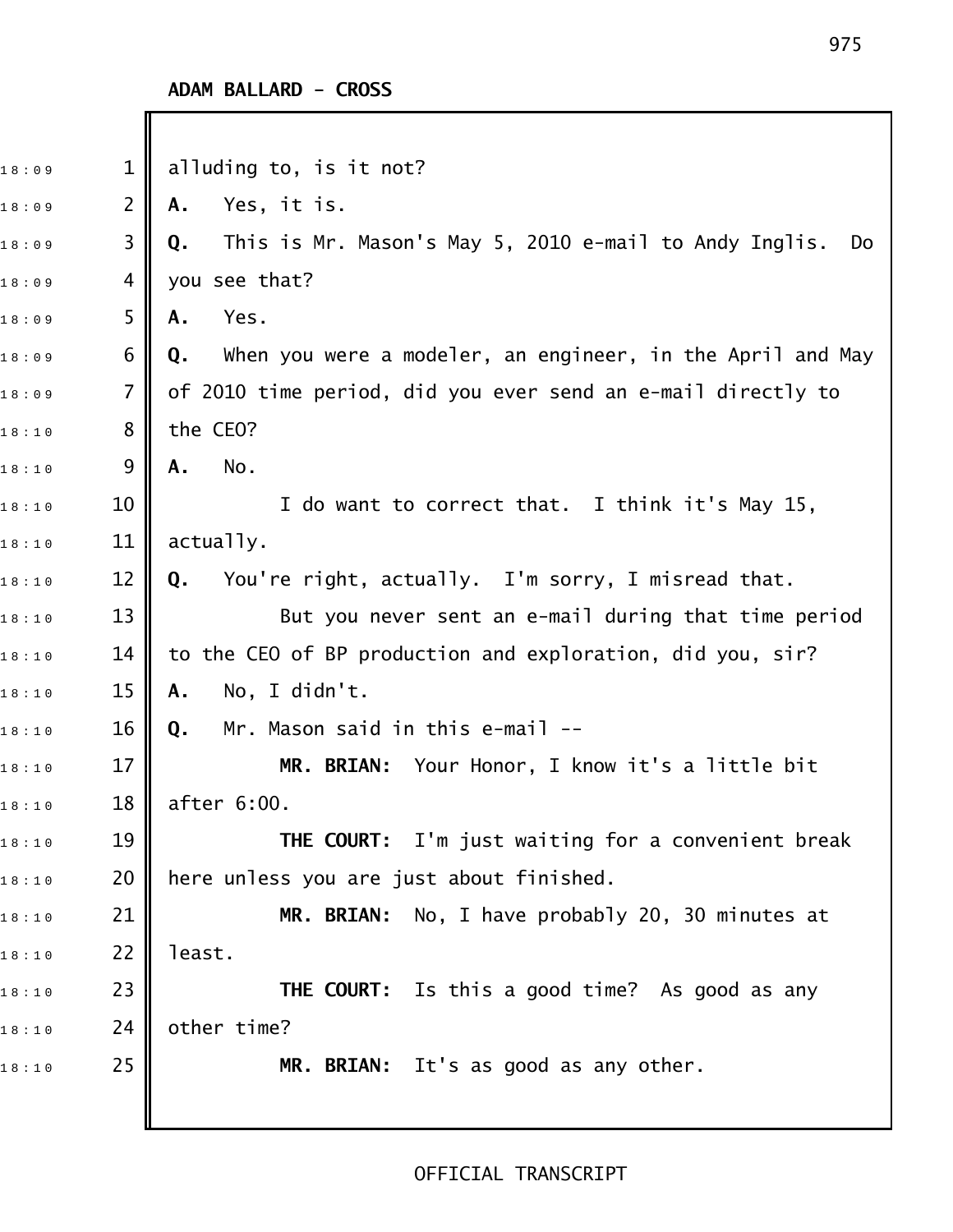ADAM BALLARD - CROSS

alluding to, is it not?

**A.** Yes, it is.

**Q.** This is Mr. Mason's May 5, 2010 e-mail to Andy Inglis. Do you see that?

**A.** Yes.

**Q.** When you were a modeler, an engineer, in the April and May of 2010 time period, did you ever send an e-mail directly to the CEO?

**A.** No.

I do want to correct that. I think it's May 15, actually.

**Q.** You're right, actually. I'm sorry, I misread that.

But you never sent an e-mail during that time period to the CEO of BP production and exploration, did you, sir?

**A.** No, I didn't.

**Q.** Mr. Mason said in this e-mail --

**MR. BRIAN:** Your Honor, I know it's a little bit after 6:00.

**THE COURT:** I'm just waiting for a convenient break here unless you are just about finished.

**MR. BRIAN:** No, I have probably 20, 30 minutes at least.

**THE COURT:** Is this a good time? As good as any other time?

**MR. BRIAN:** It's as good as any other.

OFFICIAL TRANSCRIPT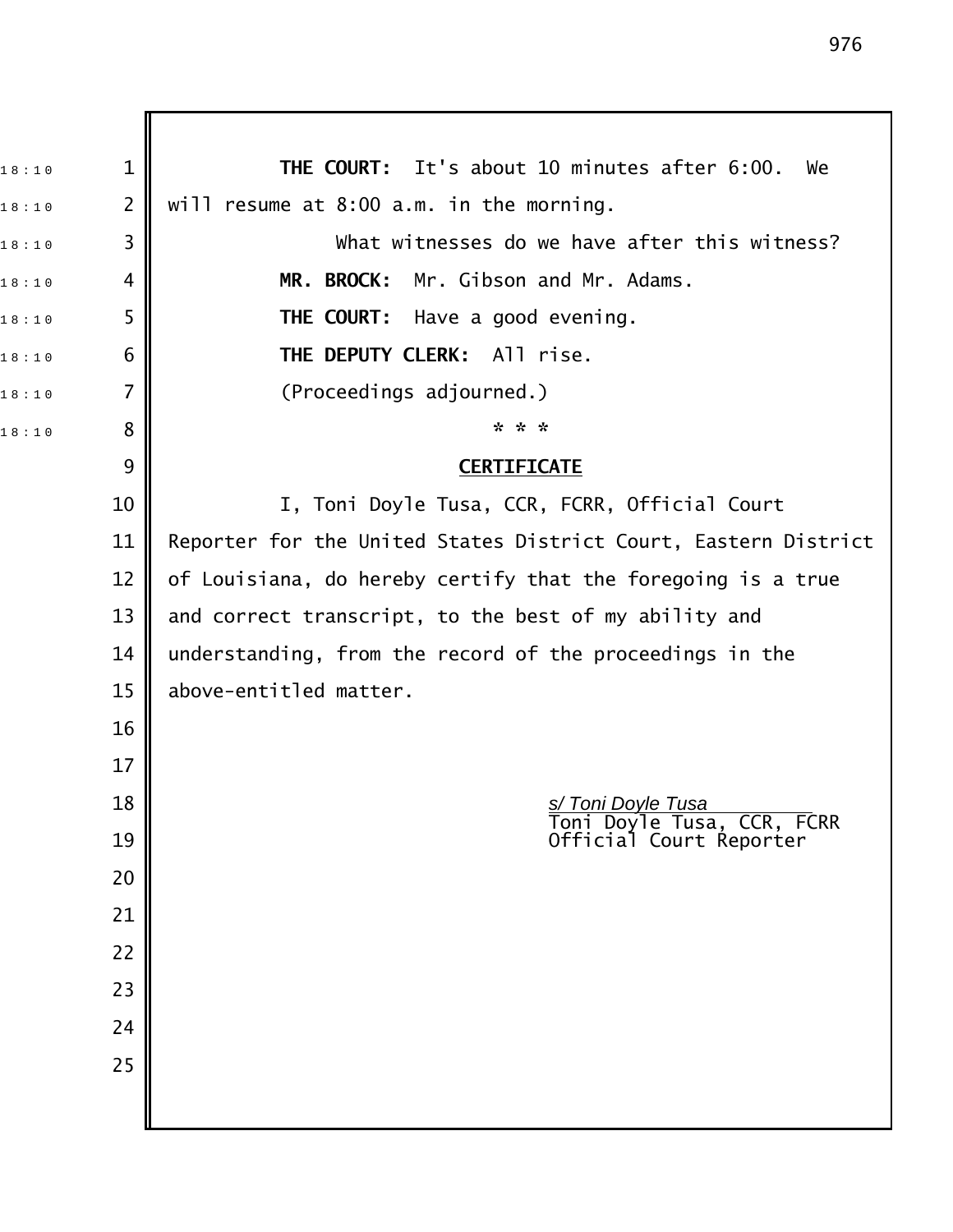**THE COURT:** It's about 10 minutes after 6:00. We will resume at 8:00 a.m. in the morning.

What witnesses do we have after this witness?

**MR. BROCK:** Mr. Gibson and Mr. Adams.

**THE COURT:** Have a good evening.

**THE DEPUTY CLERK:** All rise.

(Proceedings adjourned.)

\* \* \*

**CERTIFICATE**

I, Toni Doyle Tusa, CCR, FCRR, Official Court Reporter for the United States District Court, Eastern District of Louisiana, do hereby certify that the foregoing is a true and correct transcript, to the best of my ability and understanding, from the record of the proceedings in the above-entitled matter.

*s/ Toni Doyle Tusa*
Toni Doyle Tusa, CCR, FCRR
Official Court Reporter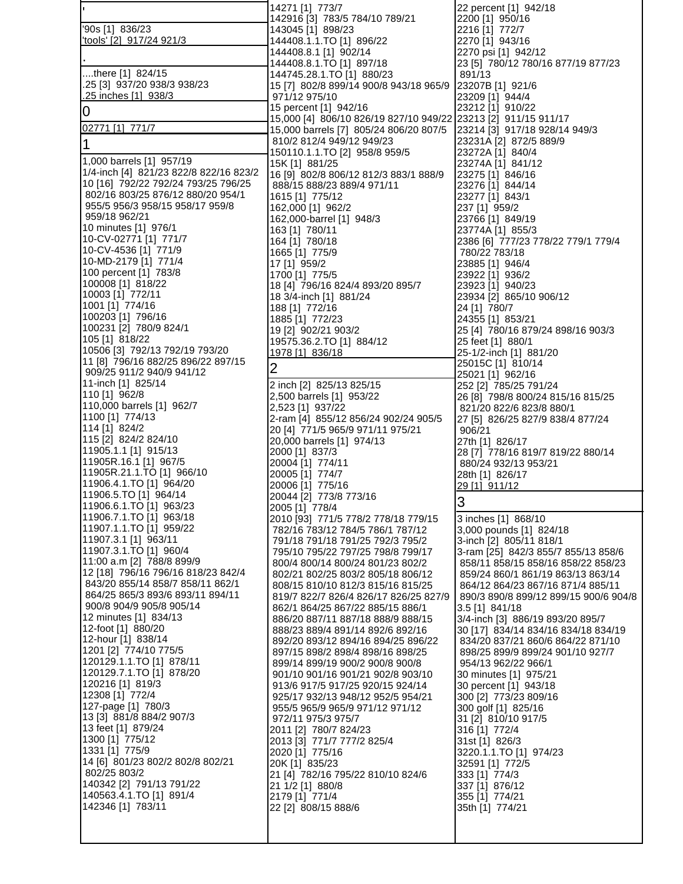## '

'90s [1] 836/23
'tools' [2] 917/24 921/3

## .

....there [1] 824/15
.25 [3] 937/20 938/3 938/23
.25 inches [1] 938/3

## 0

02771 [1] 771/7

## 1

1,000 barrels [1] 957/19
1/4-inch [4] 821/23 822/8 822/16 823/2
10 [16] 792/22 792/24 793/25 796/25 802/16 803/25 876/12 880/20 954/1 955/5 956/3 958/15 958/17 959/8 959/18 962/21
10 minutes [1] 976/1
10-CV-02771 [1] 771/7
10-CV-4536 [1] 771/9
10-MD-2179 [1] 771/4
100 percent [1] 783/8
100008 [1] 818/22
10003 [1] 772/11
1001 [1] 774/16
100203 [1] 796/16
100231 [2] 780/9 824/1
105 [1] 818/22
10506 [3] 792/13 792/19 793/20
11 [8] 796/16 882/25 896/22 897/15 909/25 911/2 940/9 941/12
11-inch [1] 825/14
110 [1] 962/8
110,000 barrels [1] 962/7
1100 [1] 774/13
114 [1] 824/2
115 [2] 824/2 824/10
11905.1.1 [1] 915/13
11905R.16.1 [1] 967/5
11905R.21.1.TO [1] 966/10
11906.4.1.TO [1] 964/20
11906.5.TO [1] 964/14
11906.6.1.TO [1] 963/23
11906.7.1.TO [1] 963/18
11907.1.1.TO [1] 959/22
11907.3.1 [1] 963/11
11907.3.1.TO [1] 960/4
11:00 a.m [2] 788/8 899/9
12 [18] 796/16 796/16 818/23 842/4 843/20 855/14 858/7 858/11 862/1 864/25 865/3 893/6 893/11 894/11 900/8 904/9 905/8 905/14
12 minutes [1] 834/13
12-foot [1] 880/20
12-hour [1] 838/14
1201 [2] 774/10 775/5
120129.1.1.TO [1] 878/11
120129.7.1.TO [1] 878/20
120216 [1] 819/3
12308 [1] 772/4
127-page [1] 780/3
13 [3] 881/8 884/2 907/3
13 feet [1] 879/24
1300 [1] 775/12
1331 [1] 775/9
14 [6] 801/23 802/2 802/8 802/21 802/25 803/2
140342 [2] 791/13 791/22
140563.4.1.TO [1] 891/4
142346 [1] 783/11
14271 [1] 773/7
142916 [3] 783/5 784/10 789/21
143045 [1] 898/23
144408.1.1.TO [1] 896/22
144408.8.1 [1] 902/14
144408.8.1.TO [1] 897/18
144745.28.1.TO [1] 880/23
15 [7] 802/8 899/14 900/8 943/18 965/9 971/12 975/10
15 percent [1] 942/16
15,000 [4] 806/10 826/19 827/10 949/22
15,000 barrels [7] 805/24 806/20 807/5 810/2 812/4 949/12 949/23
150110.1.1.TO [2] 958/8 959/5
15K [1] 881/25
16 [9] 802/8 806/12 812/3 883/1 888/9 888/15 888/23 889/4 971/11
1615 [1] 775/12
162,000 [1] 962/2
162,000-barrel [1] 948/3
163 [1] 780/11
164 [1] 780/18
1665 [1] 775/9
17 [1] 959/2
1700 [1] 775/5
18 [4] 796/16 824/4 893/20 895/7
18 3/4-inch [1] 881/24
188 [1] 772/16
1885 [1] 772/23
19 [2] 902/21 903/2
19575.36.2.TO [1] 884/12
1978 [1] 836/18

## 2

2 inch [2] 825/13 825/15
2,500 barrels [1] 953/22
2,523 [1] 937/22
2-ram [4] 855/12 856/24 902/24 905/5
20 [4] 771/5 965/9 971/11 975/21
20,000 barrels [1] 974/13
2000 [1] 837/3
20004 [1] 774/11
20005 [1] 774/7
20006 [1] 775/16
20044 [2] 773/8 773/16
2005 [1] 778/4
2010 [93] 771/5 778/2 778/18 779/15 782/16 783/12 784/5 786/1 787/12 791/18 791/18 791/25 792/3 795/2 795/10 795/22 797/25 798/8 799/17 800/4 800/14 800/24 801/23 802/2 802/21 802/25 803/2 805/18 806/12 808/15 810/10 812/3 815/16 815/25 819/7 822/7 826/4 826/17 826/25 827/9 862/1 864/25 867/22 885/15 886/1 886/20 887/11 887/18 888/9 888/15 888/23 889/4 891/14 892/6 892/16 892/20 893/12 894/16 894/25 896/22 897/15 898/2 898/4 898/16 898/25 899/14 899/19 900/2 900/8 900/8 901/10 901/16 901/21 902/8 903/10 913/6 917/5 917/25 920/15 924/14 925/17 932/13 948/12 952/5 954/21 955/5 965/9 965/9 971/12 971/12 972/11 975/3 975/7
2011 [2] 780/7 824/23
2013 [3] 771/7 777/2 825/4
2020 [1] 775/16
20K [1] 835/23
21 [4] 782/16 795/22 810/10 824/6
21 1/2 [1] 880/8
2179 [1] 771/4
22 [2] 808/15 888/6
22 percent [1] 942/18
2200 [1] 950/16
2216 [1] 772/7
2270 [1] 943/16
2270 psi [1] 942/12
23 [5] 780/12 780/16 877/19 877/23 891/13
23207B [1] 921/6
23209 [1] 944/4
23212 [1] 910/22
23213 [2] 911/15 911/17
23214 [3] 917/18 928/14 949/3
23231A [2] 872/5 889/9
23272A [1] 840/4
23274A [1] 841/12
23275 [1] 846/16
23276 [1] 844/14
23277 [1] 843/1
237 [1] 959/2
23766 [1] 849/19
23774A [1] 855/3
2386 [6] 777/23 778/22 779/1 779/4 780/22 783/18
23885 [1] 946/4
23922 [1] 936/2
23923 [1] 940/23
23934 [2] 865/10 906/12
24 [1] 780/7
24355 [1] 853/21
25 [4] 780/16 879/24 898/16 903/3
25 feet [1] 880/1
25-1/2-inch [1] 881/20
25015C [1] 810/14
25021 [1] 962/16
252 [2] 785/25 791/24
26 [8] 798/8 800/24 815/16 815/25 821/20 822/6 823/8 880/1
27 [5] 826/25 827/9 838/4 877/24 906/21
27th [1] 826/17
28 [7] 778/16 819/7 819/22 880/14 880/24 932/13 953/21
28th [1] 826/17
29 [1] 911/12

## 3

3 inches [1] 868/10
3,000 pounds [1] 824/18
3-inch [2] 805/11 818/1
3-ram [25] 842/3 855/7 855/13 858/6 858/11 858/15 858/16 858/22 858/23 859/24 860/1 861/19 863/13 863/14 864/12 864/23 867/16 871/4 885/11 890/3 890/8 899/12 899/15 900/6 904/8
3.5 [1] 841/18
3/4-inch [3] 886/19 893/20 895/7
30 [17] 834/14 834/16 834/18 834/19 834/20 837/21 860/6 864/22 871/10 898/25 899/9 899/24 901/10 927/7 954/13 962/22 966/1
30 minutes [1] 975/21
30 percent [1] 943/18
300 [2] 773/23 809/16
300 golf [1] 825/16
31 [2] 810/10 917/5
316 [1] 772/4
31st [1] 826/3
3220.1.1.TO [1] 974/23
32591 [1] 772/5
333 [1] 774/3
337 [1] 876/12
355 [1] 774/21
35th [1] 774/21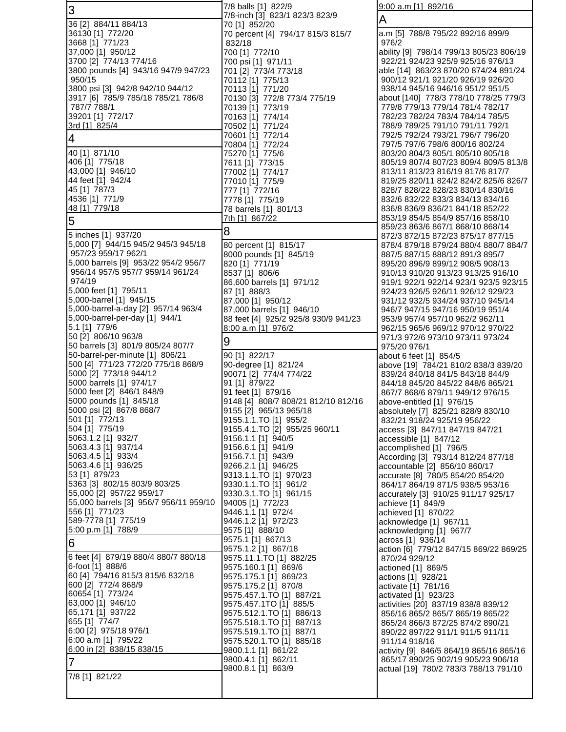## 3

36 [2] 884/11 884/13
36130 [1] 772/20
3668 [1] 771/23
37,000 [1] 950/12
3700 [2] 774/13 774/16
3800 pounds [4] 943/16 947/9 947/23 950/15
3800 psi [3] 942/8 942/10 944/12
3917 [6] 785/9 785/18 785/21 786/8 787/7 788/1
39201 [1] 772/17
3rd [1] 825/4

## 4

40 [1] 871/10
406 [1] 775/18
43,000 [1] 946/10
44 feet [1] 942/4
45 [1] 787/3
4536 [1] 771/9
48 [1] 779/18

## 5

5 inches [1] 937/20
5,000 [7] 944/15 945/2 945/3 945/18 957/23 959/17 962/1
5,000 barrels [9] 953/22 954/2 956/7 956/14 957/5 957/7 959/14 961/24 974/19
5,000 feet [1] 795/11
5,000-barrel [1] 945/15
5,000-barrel-a-day [2] 957/14 963/4
5,000-barrel-per-day [1] 944/1
5.1 [1] 779/6
50 [2] 806/10 963/8
50 barrels [3] 801/9 805/24 807/7
50-barrel-per-minute [1] 806/21
500 [4] 771/23 772/20 775/18 868/9
5000 [2] 773/18 944/12
5000 barrels [1] 974/17
5000 feet [2] 846/1 848/9
5000 pounds [1] 845/18
5000 psi [2] 867/8 868/7
501 [1] 772/13
504 [1] 775/19
5063.1.2 [1] 932/7
5063.4.3 [1] 937/14
5063.4.5 [1] 933/4
5063.4.6 [1] 936/25
53 [1] 879/23
5363 [3] 802/15 803/9 803/25
55,000 [2] 957/22 959/17
55,000 barrels [3] 956/7 956/11 959/10
556 [1] 771/23
589-7778 [1] 775/19
5:00 p.m [1] 788/9

## 6

6 feet [4] 879/19 880/4 880/7 880/18
6-foot [1] 888/6
60 [4] 794/16 815/3 815/6 832/18
600 [2] 772/4 868/9
60654 [1] 773/24
63,000 [1] 946/10
65,171 [1] 937/22
655 [1] 774/7
6:00 [2] 975/18 976/1
6:00 a.m [1] 795/22
6:00 in [2] 838/15 838/15

## 7

7/8 [1] 821/22
7/8 balls [1] 822/9
7/8-inch [3] 823/1 823/3 823/9
70 [1] 852/20
70 percent [4] 794/17 815/3 815/7 832/18
700 [1] 772/10
700 psi [1] 971/11
701 [2] 773/4 773/18
70112 [1] 775/13
70113 [1] 771/20
70130 [3] 772/8 773/4 775/19
70139 [1] 773/19
70163 [1] 774/14
70502 [1] 771/24
70601 [1] 772/14
70804 [1] 772/24
75270 [1] 775/6
7611 [1] 773/15
77002 [1] 774/17
77010 [1] 775/9
777 [1] 772/16
7778 [1] 775/19
78 barrels [1] 801/13
7th [1] 867/22

## 8

80 percent [1] 815/17
8000 pounds [1] 845/19
820 [1] 771/19
8537 [1] 806/6
86,600 barrels [1] 971/12
87 [1] 888/3
87,000 [1] 950/12
87,000 barrels [1] 946/10
88 feet [4] 925/2 925/8 930/9 941/23
8:00 a.m [1] 976/2

## 9

90 [1] 822/17
90-degree [1] 821/24
90071 [2] 774/4 774/22
91 [1] 879/22
91 feet [1] 879/16
9148 [4] 808/7 808/21 812/10 812/16
9155 [2] 965/13 965/18
9155.1.1.TO [1] 955/2
9155.4.1.TO [2] 955/25 960/11
9156.1.1 [1] 940/5
9156.6.1 [1] 941/9
9156.7.1 [1] 943/9
9266.2.1 [1] 946/25
9313.1.1.TO [1] 970/23
9330.1.1.TO [1] 961/2
9330.3.1.TO [1] 961/15
94005 [1] 772/23
9446.1.1 [1] 972/4
9446.1.2 [1] 972/23
9575 [1] 888/10
9575.1 [1] 867/13
9575.1.2 [1] 867/18
9575.11.1.TO [1] 882/25
9575.160.1 [1] 869/6
9575.175.1 [1] 869/23
9575.175.2 [1] 870/8
9575.457.1.TO [1] 887/21
9575.457.1TO [1] 885/5
9575.512.1.TO [1] 886/13
9575.518.1.TO [1] 887/13
9575.519.1.TO [1] 887/1
9575.520.1.TO [1] 885/18
9800.1.1 [1] 861/22
9800.4.1 [1] 862/11
9800.8.1 [1] 863/9
9:00 a.m [1] 892/16

## A

a.m [5] 788/8 795/22 892/16 899/9 976/2
ability [9] 798/14 799/13 805/23 806/19 922/21 924/23 925/9 925/16 976/13
able [14] 863/23 870/20 874/24 891/24 900/12 921/1 921/20 926/19 926/20 938/14 945/16 946/16 951/2 951/5
about [140] 778/3 778/10 778/25 779/3 779/8 779/13 779/14 781/4 782/17 782/23 782/24 783/4 784/14 785/5 788/9 789/25 791/10 791/11 792/1 792/5 792/24 793/21 796/7 796/20 797/5 797/6 798/6 800/16 802/24 803/20 804/3 805/1 805/10 805/18 805/19 807/4 807/23 809/4 809/5 813/8 813/11 813/23 816/19 817/6 817/7 819/25 820/11 824/2 824/2 825/6 826/7 828/7 828/22 828/23 830/14 830/16 832/6 832/22 833/3 834/13 834/16 836/8 836/9 836/21 841/18 852/22 853/19 854/5 854/9 857/16 858/10 859/23 863/6 867/1 868/10 868/14 872/3 872/15 872/23 875/17 877/15 878/4 879/18 879/24 880/4 880/7 884/7 887/5 887/15 888/12 891/3 895/7 895/20 896/9 899/12 908/5 908/13 910/13 910/20 913/23 913/25 916/10 919/1 922/1 922/14 923/1 923/5 923/15 924/23 926/5 926/11 926/12 929/23 931/12 932/5 934/24 937/10 945/14 946/7 947/15 947/16 950/19 951/4 953/9 957/4 957/10 962/2 962/11 962/15 965/6 969/12 970/12 970/22 971/3 972/6 973/10 973/11 973/24 975/20 976/1
about 6 feet [1] 854/5
above [19] 784/21 810/2 838/3 839/20 839/24 840/18 841/5 843/18 844/9 844/18 845/20 845/22 848/6 865/21 867/7 868/6 879/11 949/12 976/15
above-entitled [1] 976/15
absolutely [7] 825/21 828/9 830/10 832/21 918/24 925/19 956/22
access [3] 847/11 847/19 847/21
accessible [1] 847/12
accomplished [1] 796/5
According [3] 793/14 812/24 877/18
accountable [2] 856/10 860/17
accurate [8] 780/5 854/20 854/20 864/17 864/19 871/5 938/5 953/16
accurately [3] 910/25 911/17 925/17
achieve [1] 849/9
achieved [1] 870/22
acknowledge [1] 967/11
acknowledging [1] 967/7
across [1] 936/14
action [6] 779/12 847/15 869/22 869/25 870/24 929/12
actioned [1] 869/5
actions [1] 928/21
activate [1] 781/16
activated [1] 923/23
activities [20] 837/19 838/8 839/12 856/16 865/2 865/7 865/19 865/22 865/24 866/3 872/25 874/2 890/21 890/22 897/22 911/1 911/5 911/11 911/14 918/16
activity [9] 846/5 864/19 865/16 865/16 865/17 890/25 902/19 905/23 906/18
actual [19] 780/2 783/3 788/13 791/10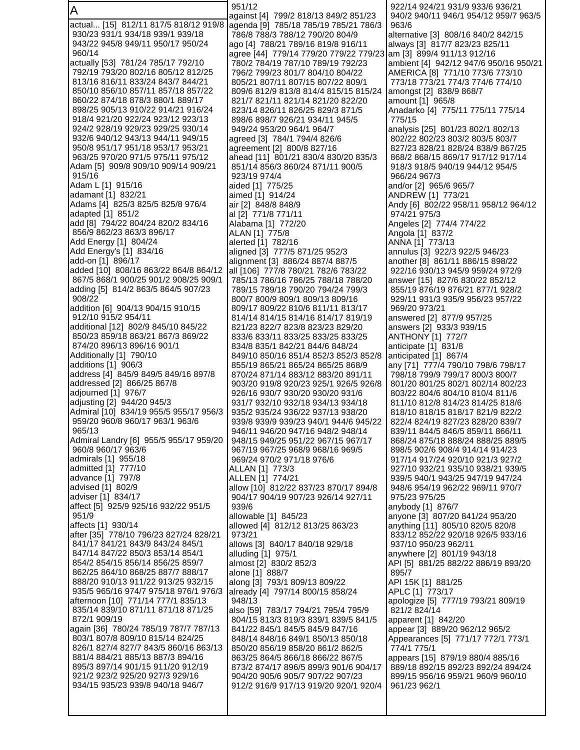# A

actual... [15] 812/11 817/5 818/12 919/8 930/23 931/1 934/18 939/1 939/18 943/22 945/8 949/11 950/17 950/24 960/14
actually [53] 781/24 785/17 792/10 792/19 793/20 802/16 805/12 812/25 813/16 816/11 833/24 843/7 844/21 850/10 856/10 857/11 857/18 857/22 860/22 874/18 878/3 880/1 889/17 898/25 905/13 910/22 914/21 916/24 918/4 921/20 922/24 923/12 923/13 924/2 928/19 929/23 929/25 930/14 932/6 940/12 943/13 944/11 949/15 950/8 951/17 951/18 953/17 953/21 963/25 970/20 971/5 975/11 975/12
Adam [5] 909/8 909/10 909/14 909/21 915/16
Adam L [1] 915/16
adamant [1] 832/21
Adams [4] 825/3 825/5 825/8 976/4
adapted [1] 851/2
add [8] 794/22 804/24 820/2 834/16 856/9 862/23 863/3 896/17
Add Energy [1] 804/24
Add Energy's [1] 834/16
add-on [1] 896/17
added [10] 808/16 863/22 864/8 864/12 867/5 868/1 900/25 901/2 908/25 909/1
adding [5] 814/2 863/5 864/5 907/23 908/22
addition [6] 904/13 904/15 910/15 912/10 915/2 954/11
additional [12] 802/9 845/10 845/22 850/23 859/18 863/21 867/3 869/22 874/20 896/13 896/16 901/1
Additionally [1] 790/10
additions [1] 906/3
address [4] 845/9 849/5 849/16 897/8
addressed [2] 866/25 867/8
adjourned [1] 976/7
adjusting [2] 944/20 945/3
Admiral [10] 834/19 955/5 955/17 956/3 959/20 960/8 960/17 963/1 963/6 965/13
Admiral Landry [6] 955/5 955/17 959/20 960/8 960/17 963/6
admirals [1] 955/18
admitted [1] 777/10
advance [1] 797/8
advised [1] 802/9
adviser [1] 834/17
affect [5] 925/9 925/16 932/22 951/5 951/9
affects [1] 930/14
after [35] 778/10 796/23 827/24 828/21 841/17 841/21 843/9 843/24 845/1 847/14 847/22 850/3 853/14 854/1 854/2 854/15 856/14 856/25 859/7 862/25 864/10 868/25 887/7 888/17 888/20 910/13 911/22 913/25 932/15 935/5 965/16 974/7 975/18 976/1 976/3
afternoon [10] 771/14 777/1 835/13 835/14 839/10 871/11 871/18 871/25 872/1 909/19
again [36] 780/24 785/19 787/7 787/13 803/1 807/8 809/10 815/14 824/25 826/1 827/4 827/7 843/5 860/16 863/13 881/4 884/21 885/13 887/3 894/16 895/3 897/14 901/15 911/20 912/19 921/2 923/2 925/20 927/3 929/16 934/15 935/23 939/8 940/18 946/7 951/12
against [4] 799/2 818/13 849/2 851/23
agenda [9] 785/18 785/19 785/21 786/3 786/8 788/3 788/12 790/20 804/9
ago [4] 788/21 789/16 819/8 916/11
agree [44] 779/14 779/20 779/22 779/23 780/2 784/19 787/10 789/19 792/23 796/2 799/23 801/7 804/10 804/22 805/21 807/11 807/15 807/22 809/1 809/6 812/9 813/8 814/4 815/15 815/24 821/7 821/11 821/14 821/20 822/20 823/14 826/11 826/25 829/3 871/5 898/6 898/7 926/21 934/11 945/5 949/24 953/20 964/1 964/7
agreed [3] 784/1 794/4 826/6
agreement [2] 800/8 827/16
ahead [11] 801/21 830/4 830/20 835/3 851/14 856/3 860/24 871/11 900/5 923/19 974/4
aided [1] 775/25
aimed [1] 914/24
air [2] 848/8 848/9
al [2] 771/8 771/11
Alabama [1] 772/20
ALAN [1] 775/8
alerted [1] 782/16
aligned [3] 777/5 871/25 952/3
alignment [3] 886/24 887/4 887/5
all [106] 777/8 780/21 782/6 783/22 785/13 786/5 786/25 788/18 788/20 789/15 789/18 790/20 794/24 799/3 800/7 800/9 809/1 809/13 809/16 809/17 809/22 810/6 811/11 813/17 814/14 814/15 814/16 814/17 819/19 821/23 822/7 823/8 823/23 829/20 833/6 833/11 833/25 833/25 833/25 834/8 835/1 842/21 844/6 848/24 849/10 850/16 851/4 852/3 852/3 852/8 855/19 865/21 865/24 865/25 868/9 870/24 871/14 883/12 883/20 891/11 903/20 919/8 920/23 925/1 926/5 926/8 926/16 930/7 930/20 930/20 931/6 931/7 932/10 932/18 934/13 934/18 935/2 935/24 936/22 937/13 938/20 939/8 939/9 939/23 940/1 944/6 945/22 946/11 946/20 947/16 948/2 948/14 948/15 949/25 951/22 967/15 967/17 967/19 967/25 968/9 968/16 969/5 969/24 970/2 971/18 976/6
ALLAN [1] 773/3
ALLEN [1] 774/21
allow [10] 812/22 837/23 870/17 894/8 904/17 904/19 907/23 926/14 927/11 939/6
allowable [1] 845/23
allowed [4] 812/12 813/25 863/23 973/21
allows [3] 840/17 840/18 929/18
alluding [1] 975/1
almost [2] 830/2 852/3
alone [1] 888/7
along [3] 793/1 809/13 809/22
already [4] 797/14 800/15 858/24 948/13
also [59] 783/17 794/21 795/4 795/9 804/15 813/3 819/3 839/1 839/5 841/5 841/22 845/1 845/5 845/9 847/16 848/14 848/16 849/1 850/13 850/18 850/20 856/19 858/20 861/2 862/5 863/25 864/5 866/18 866/22 867/5 873/2 874/17 896/5 899/3 901/6 904/17 904/20 905/6 905/7 907/22 907/23 912/2 916/9 917/13 919/20 920/1 920/4 922/14 924/21 931/9 933/6 936/21 940/2 940/11 946/1 954/12 959/7 963/5 963/6
alternative [3] 808/16 840/2 842/15
always [3] 817/7 823/23 825/11
am [3] 899/4 911/13 912/16
ambient [4] 942/12 947/6 950/16 950/21
AMERICA [8] 771/10 773/6 773/10 773/18 773/21 774/3 774/6 774/10
amongst [2] 838/9 868/7
amount [1] 965/8
Anadarko [4] 775/11 775/11 775/14 775/15
analysis [25] 801/23 802/1 802/13 802/22 802/23 803/2 803/5 803/7 827/23 828/21 828/24 838/9 867/25 868/2 868/15 869/17 917/12 917/14 918/3 918/5 940/19 944/12 954/5 966/24 967/3
and/or [2] 965/6 965/7
ANDREW [1] 773/21
Andy [6] 802/22 958/11 958/12 964/12 974/21 975/3
Angeles [2] 774/4 774/22
Angola [1] 837/2
ANNA [1] 773/13
annulus [3] 922/3 922/5 946/23
another [8] 861/11 886/15 898/22 922/16 930/13 945/9 959/24 972/9
answer [15] 827/6 830/22 852/12 855/19 876/19 876/21 877/1 928/2 929/11 931/3 935/9 956/23 957/22 969/20 973/21
answered [2] 877/9 957/25
answers [2] 933/3 939/15
ANTHONY [1] 772/7
anticipate [1] 831/8
anticipated [1] 867/4
any [71] 777/4 790/10 798/6 798/17 798/18 799/9 799/17 800/3 800/7 801/20 801/25 802/1 802/14 802/23 803/22 804/6 804/10 810/4 811/6 811/10 812/8 814/23 814/25 818/6 818/10 818/15 818/17 821/9 822/2 822/4 824/19 827/23 828/20 839/7 839/11 844/5 846/5 859/11 866/11 868/24 875/18 888/24 888/25 889/5 898/5 902/6 908/4 914/14 914/23 917/14 917/24 920/10 921/3 927/2 927/10 932/21 935/10 938/21 939/5 939/5 940/1 943/25 947/19 947/24 948/6 954/19 962/22 969/11 970/7 975/23 975/25
anybody [1] 876/7
anyone [3] 807/20 841/24 953/20
anything [11] 805/10 820/5 820/8 833/12 852/22 920/18 926/5 933/16 937/10 950/23 962/11
anywhere [2] 801/19 943/18
API [5] 881/25 882/22 886/19 893/20 895/7
API 15K [1] 881/25
APLC [1] 773/17
apologize [5] 777/19 793/21 809/19 821/2 824/14
apparent [1] 842/20
appear [3] 889/20 962/12 965/2
Appearances [5] 771/17 772/1 773/1 774/1 775/1
appears [15] 879/19 880/4 885/16 889/18 892/15 892/23 892/24 894/24 899/15 956/16 959/21 960/9 960/10 961/23 962/1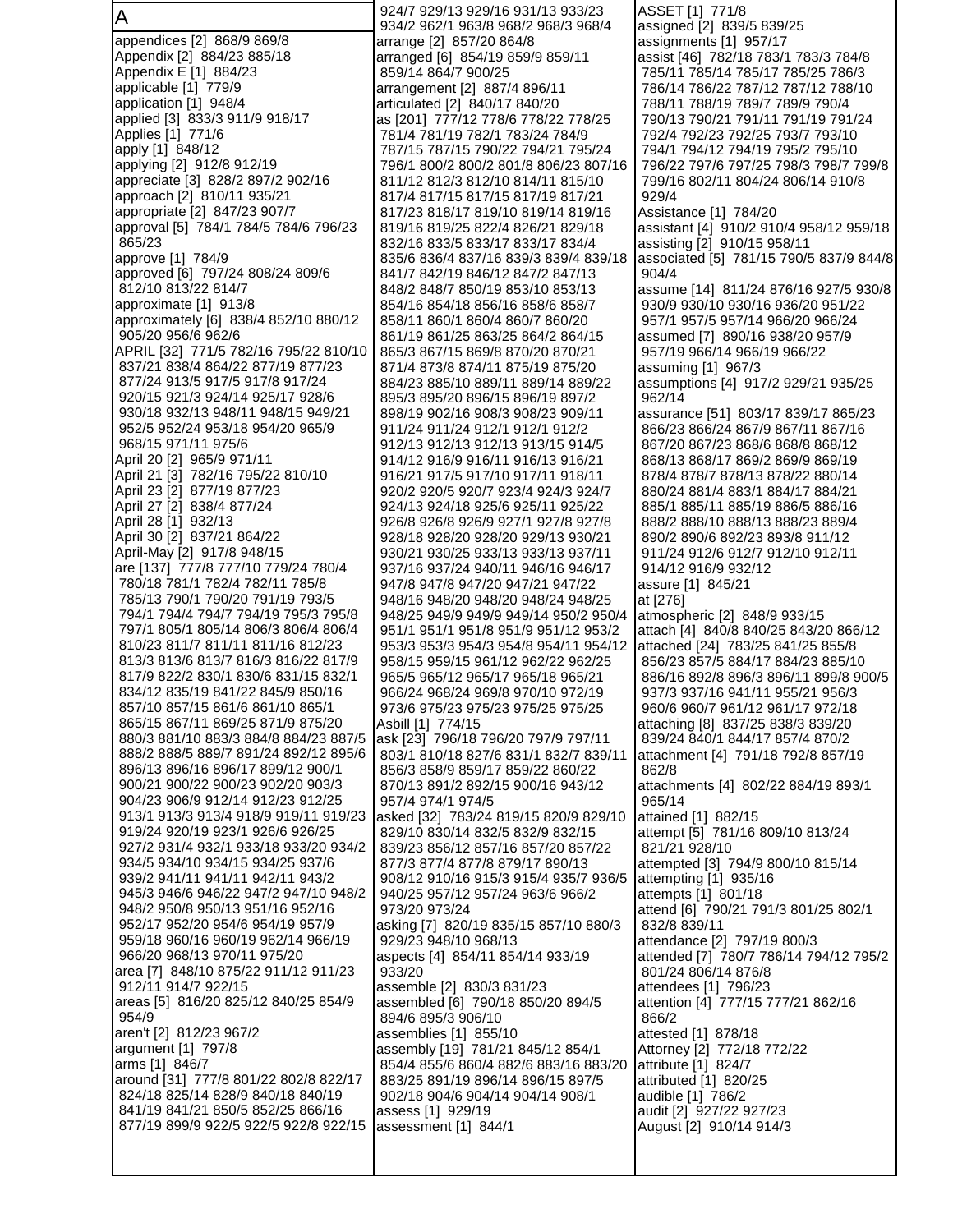# A

appendices [2] 868/9 869/8
Appendix [2] 884/23 885/18
Appendix E [1] 884/23
applicable [1] 779/9
application [1] 948/4
applied [3] 833/3 911/9 918/17
Applies [1] 771/6
apply [1] 848/12
applying [2] 912/8 912/19
appreciate [3] 828/2 897/2 902/16
approach [2] 810/11 935/21
appropriate [2] 847/23 907/7
approval [5] 784/1 784/5 784/6 796/23 865/23
approve [1] 784/9
approved [6] 797/24 808/24 809/6 812/10 813/22 814/7
approximate [1] 913/8
approximately [6] 838/4 852/10 880/12 905/20 956/6 962/6
APRIL [32] 771/5 782/16 795/22 810/10 837/21 838/4 864/22 877/19 877/23 877/24 913/5 917/5 917/8 917/24 920/15 921/3 924/14 925/17 928/6 930/18 932/13 948/11 948/15 949/21 952/5 952/24 953/18 954/20 965/9 968/15 971/11 975/6
April 20 [2] 965/9 971/11
April 21 [3] 782/16 795/22 810/10
April 23 [2] 877/19 877/23
April 27 [2] 838/4 877/24
April 28 [1] 932/13
April 30 [2] 837/21 864/22
April-May [2] 917/8 948/15
are [137] 777/8 777/10 779/24 780/4 780/18 781/1 782/4 782/11 785/8 785/13 790/1 790/20 791/19 793/5 794/1 794/4 794/7 794/19 795/3 795/8 797/1 805/1 805/14 806/3 806/4 806/4 810/23 811/7 811/11 811/16 812/23 813/3 813/6 813/7 816/3 816/22 817/9 817/9 822/2 830/1 830/6 831/15 832/1 834/12 835/19 841/22 845/9 850/16 857/10 857/15 861/6 861/10 865/1 865/15 867/11 869/25 871/9 875/20 880/3 881/10 883/3 884/8 884/23 887/5 888/2 888/5 889/7 891/24 892/12 895/6 896/13 896/16 896/17 899/12 900/1 900/21 900/22 900/23 902/20 903/3 904/23 906/9 912/14 912/23 912/25 913/1 913/3 913/4 918/9 919/11 919/23 919/24 920/19 923/1 926/6 926/25 927/2 931/4 932/1 933/18 933/20 934/2 934/5 934/10 934/15 934/25 937/6 939/2 941/11 941/11 942/11 943/2 945/3 946/6 946/22 947/2 947/10 948/2 948/2 950/8 950/13 951/16 952/16 952/17 952/20 954/6 954/19 957/9 959/18 960/16 960/19 962/14 966/19 966/20 968/13 970/11 975/20
area [7] 848/10 875/22 911/12 911/23 912/11 914/7 922/15
areas [5] 816/20 825/12 840/25 854/9 954/9
aren't [2] 812/23 967/2
argument [1] 797/8
arms [1] 846/7
around [31] 777/8 801/22 802/8 822/17 824/18 825/14 828/9 840/18 840/19 841/19 841/21 850/5 852/25 866/16 877/19 899/9 922/5 922/5 922/8 922/15 924/7 929/13 929/16 931/13 933/23 934/2 962/1 963/8 968/2 968/3 968/4
arrange [2] 857/20 864/8
arranged [6] 854/19 859/9 859/11 859/14 864/7 900/25
arrangement [2] 887/4 896/11
articulated [2] 840/17 840/20
as [201] 777/12 778/6 778/22 778/25 781/4 781/19 782/1 783/24 784/9 787/15 787/15 790/22 794/21 795/24 796/1 800/2 800/2 801/8 806/23 807/16 811/12 812/3 812/10 814/11 815/10 817/4 817/15 817/15 817/19 817/21 817/23 818/17 819/10 819/14 819/16 819/16 819/25 822/4 826/21 829/18 832/16 833/5 833/17 833/17 834/4 835/6 836/4 837/16 839/3 839/4 839/18 841/7 842/19 846/12 847/2 847/13 848/2 848/7 850/19 853/10 853/13 854/16 854/18 856/16 858/6 858/7 858/11 860/1 860/4 860/7 860/20 861/19 861/25 863/25 864/2 864/15 865/3 867/15 869/8 870/20 870/21 871/4 873/8 874/11 875/19 875/20 884/23 885/10 889/11 889/14 889/22 895/3 895/20 896/15 896/19 897/2 898/19 902/16 908/3 908/23 909/11 911/24 911/24 912/1 912/1 912/2 912/13 912/13 912/13 913/15 914/5 914/12 916/9 916/11 916/13 916/21 916/21 917/5 917/10 917/11 918/11 920/2 920/5 920/7 923/4 924/3 924/7 924/13 924/18 925/6 925/11 925/22 926/8 926/8 926/9 927/1 927/8 927/8 928/18 928/20 928/20 929/13 930/21 930/21 930/25 933/13 933/13 937/11 937/16 937/24 940/11 946/16 946/17 947/8 947/8 947/20 947/21 947/22 948/16 948/20 948/20 948/24 948/25 948/25 949/9 949/9 949/14 950/2 950/4 951/1 951/1 951/8 951/9 951/12 953/2 953/3 953/3 954/3 954/8 954/11 954/12 958/15 959/15 961/12 962/22 962/25 965/5 965/12 965/17 965/18 965/21 966/24 968/24 969/8 970/10 972/19 973/6 975/23 975/23 975/25 975/25
Asbill [1] 774/15
ask [23] 796/18 796/20 797/9 797/11 803/1 810/18 827/6 831/1 832/7 839/11 856/3 858/9 859/17 859/22 860/22 870/13 891/2 892/15 900/16 943/12 957/4 974/1 974/5
asked [32] 783/24 819/15 820/9 829/10 829/10 830/14 832/5 832/9 832/15 839/23 856/12 857/16 857/20 857/22 877/3 877/4 877/8 879/17 890/13 908/12 910/16 915/3 915/4 935/7 936/5 940/25 957/12 957/24 963/6 966/2 973/20 973/24
asking [7] 820/19 835/15 857/10 880/3 929/23 948/10 968/13
aspects [4] 854/11 854/14 933/19 933/20
assemble [2] 830/3 831/23
assembled [6] 790/18 850/20 894/5 894/6 895/3 906/10
assemblies [1] 855/10
assembly [19] 781/21 845/12 854/1 854/4 855/6 860/4 882/6 883/16 883/20 883/25 891/19 896/14 896/15 897/5 902/18 904/6 904/14 904/14 908/1
assess [1] 929/19
assessment [1] 844/1
ASSET [1] 771/8
assigned [2] 839/5 839/25
assignments [1] 957/17
assist [46] 782/18 783/1 783/3 784/8 785/11 785/14 785/17 785/25 786/3 786/14 786/22 787/12 787/12 788/10 788/11 788/19 789/7 789/9 790/4 790/13 790/21 791/11 791/19 791/24 792/4 792/23 792/25 793/7 793/10 794/1 794/12 794/19 795/2 795/10 796/22 797/6 797/25 798/3 798/7 799/8 799/16 802/11 804/24 806/14 910/8 929/4
Assistance [1] 784/20
assistant [4] 910/2 910/4 958/12 959/18
assisting [2] 910/15 958/11
associated [5] 781/15 790/5 837/9 844/8 904/4
assume [14] 811/24 876/16 927/5 930/8 930/9 930/10 930/16 936/20 951/22 957/1 957/5 957/14 966/20 966/24
assumed [7] 890/16 938/20 957/9 957/19 966/14 966/19 966/22
assuming [1] 967/3
assumptions [4] 917/2 929/21 935/25 962/14
assurance [51] 803/17 839/17 865/23 866/23 866/24 867/9 867/11 867/16 867/20 867/23 868/6 868/8 868/12 868/13 868/17 869/2 869/9 869/19 878/4 878/7 878/13 878/22 880/14 880/24 881/4 883/1 884/17 884/21 885/1 885/11 885/19 886/5 886/16 888/2 888/10 888/13 888/23 889/4 890/2 890/6 892/23 893/8 911/12 911/24 912/6 912/7 912/10 912/11 914/12 916/9 932/12
assure [1] 845/21
at [276]
atmospheric [2] 848/9 933/15
attach [4] 840/8 840/25 843/20 866/12
attached [24] 783/25 841/25 855/8 856/23 857/5 884/17 884/23 885/10 886/16 892/8 896/3 896/11 899/8 900/5 937/3 937/16 941/11 955/21 956/3 960/6 960/7 961/12 961/17 972/18
attaching [8] 837/25 838/3 839/20 839/24 840/1 844/17 857/4 870/2
attachment [4] 791/18 792/8 857/19 862/8
attachments [4] 802/22 884/19 893/1 965/14
attained [1] 882/15
attempt [5] 781/16 809/10 813/24 821/21 928/10
attempted [3] 794/9 800/10 815/14
attempting [1] 935/16
attempts [1] 801/18
attend [6] 790/21 791/3 801/25 802/1 832/8 839/11
attendance [2] 797/19 800/3
attended [7] 780/7 786/14 794/12 795/2 801/24 806/14 876/8
attendees [1] 796/23
attention [4] 777/15 777/21 862/16 866/2
attested [1] 878/18
Attorney [2] 772/18 772/22
attribute [1] 824/7
attributed [1] 820/25
audible [1] 786/2
audit [2] 927/22 927/23
August [2] 910/14 914/3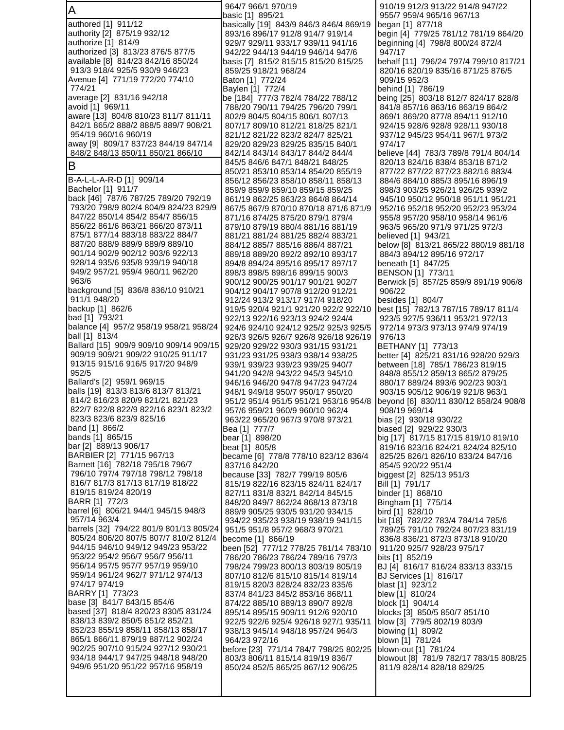## A

authored [1] 911/12
authority [2] 875/19 932/12
authorize [1] 814/9
authorized [3] 813/23 876/5 877/5
available [8] 814/23 842/16 850/24 913/3 918/4 925/5 930/9 946/23
Avenue [4] 771/19 772/20 774/10 774/21
average [2] 831/16 942/18
avoid [1] 969/11
aware [13] 804/8 810/23 811/7 811/11 842/1 865/2 888/2 888/5 889/7 908/21 954/19 960/16 960/19
away [9] 809/17 837/23 844/19 847/14 848/2 848/13 850/11 850/21 866/10

## B

B-A-L-L-A-R-D [1] 909/14
Bachelor [1] 911/7
back [46] 787/6 787/25 789/20 792/19 793/20 798/9 802/4 804/9 824/23 829/9 847/22 850/14 854/2 854/7 856/15 856/22 861/6 863/21 866/20 873/11 875/1 877/14 883/18 883/22 884/7 887/20 888/9 889/9 889/9 889/10 901/14 902/9 902/12 903/6 922/13 928/14 935/6 935/8 939/19 940/18 949/2 957/21 959/4 960/11 962/20 963/6
background [5] 836/8 836/10 910/21 911/1 948/20
backup [1] 862/6
bad [1] 793/21
balance [4] 957/2 958/19 958/21 958/24
ball [1] 813/4
Ballard [15] 909/9 909/10 909/14 909/15 909/19 909/21 909/22 910/25 911/17 913/15 915/16 916/5 917/20 948/9 952/5
Ballard's [2] 959/1 969/15
balls [19] 813/3 813/6 813/7 813/21 814/2 816/23 820/9 821/21 821/23 822/7 822/8 822/9 822/16 823/1 823/2 823/3 823/6 823/9 825/16
band [1] 866/2
bands [1] 865/15
bar [2] 889/13 906/17
BARBIER [2] 771/15 967/13
Barnett [16] 782/18 795/18 796/7 796/10 797/4 797/18 798/12 798/18 816/7 817/3 817/13 817/19 818/22 819/15 819/24 820/19
BARR [1] 772/3
barrel [6] 806/21 944/1 945/15 948/3 957/14 963/4
barrels [32] 794/22 801/9 801/13 805/24 805/24 806/20 807/5 807/7 810/2 812/4 944/15 946/10 949/12 949/23 953/22 953/22 954/2 956/7 956/7 956/11 956/14 957/5 957/7 957/19 959/10 959/14 961/24 962/7 971/12 974/13 974/17 974/19
BARRY [1] 773/23
base [3] 841/7 843/15 854/6
based [37] 818/4 820/23 830/5 831/24 838/13 839/2 850/5 851/2 852/21 852/23 855/19 858/11 858/13 858/17 865/1 866/11 879/19 887/12 902/24 902/25 907/10 915/24 927/12 930/21 934/18 944/17 947/25 948/18 948/20 949/6 951/20 951/22 957/16 958/19
964/7 966/1 970/19
basic [1] 895/21
basically [19] 843/9 846/3 846/4 869/19 893/16 896/17 912/8 914/7 919/14 929/7 929/11 933/17 939/11 941/16 942/22 944/13 944/19 946/14 947/6
basis [7] 815/2 815/15 815/20 815/25 859/25 918/21 968/24
Baton [1] 772/24
Baylen [1] 772/4
be [184] 777/3 782/4 784/22 788/12 788/20 790/11 794/25 796/20 799/1 802/9 804/5 804/15 806/1 807/13 807/17 809/10 812/21 818/25 821/1 821/12 821/22 823/2 824/7 825/21 829/20 829/23 829/25 835/15 840/1 842/14 843/14 843/17 844/2 844/4 845/5 846/6 847/1 848/21 848/25 850/21 853/10 853/14 854/20 855/19 856/12 856/23 858/10 858/11 858/13 859/9 859/9 859/10 859/15 859/25 861/19 862/25 863/23 864/8 864/14 867/5 867/9 870/10 870/18 871/6 871/9 871/16 874/25 875/20 879/1 879/4 879/10 879/10 880/4 881/16 881/19 881/21 881/24 881/25 882/4 883/21 884/12 885/7 885/16 886/4 887/21 889/18 889/20 892/2 892/10 893/17 894/8 894/24 895/16 895/17 897/17 898/3 898/5 898/16 899/15 900/3 900/12 900/25 901/17 901/21 902/7 904/12 904/17 907/8 912/20 912/21 912/24 913/2 913/17 917/4 918/20 919/5 920/4 921/1 921/20 922/2 922/10 922/13 922/16 923/13 924/2 924/4 924/6 924/10 924/12 925/2 925/3 925/5 926/3 926/5 926/7 926/8 926/18 926/19 929/20 929/22 930/3 931/15 931/21 931/23 931/25 938/3 938/14 938/25 939/1 939/23 939/23 939/25 940/7 941/20 942/8 943/22 945/3 945/10 946/16 946/20 947/8 947/23 947/24 948/1 949/18 950/7 950/17 950/20 951/2 951/4 951/5 951/21 953/16 954/8 957/6 959/21 960/9 960/10 962/4 963/22 965/20 967/3 970/8 973/21
Bea [1] 777/7
bear [1] 898/20
beat [1] 805/8
became [6] 778/8 778/10 823/12 836/4 837/16 842/20
because [33] 782/7 799/19 805/6 815/19 822/16 823/15 824/11 824/17 827/11 831/8 832/1 842/14 845/15 848/20 849/7 862/24 868/13 873/18 889/9 905/25 930/5 931/20 934/15 934/22 935/23 938/19 938/19 941/15 951/5 951/8 957/2 968/3 970/21
become [1] 866/19
been [52] 777/12 778/25 781/14 783/10 786/20 786/23 786/24 789/16 797/3 798/24 799/23 800/13 803/19 805/19 807/10 812/6 815/10 815/14 819/14 819/15 820/3 828/24 832/23 835/6 837/4 841/23 845/2 853/16 868/11 874/22 885/10 889/13 890/7 892/8 895/14 895/15 909/11 912/6 920/10 922/5 922/6 925/4 926/18 927/1 935/11 938/13 945/14 948/18 957/24 964/3 964/23 972/16
before [23] 771/14 784/7 798/25 802/25 803/3 806/11 815/14 819/19 836/7 850/24 852/5 865/25 867/12 906/25
910/19 912/3 913/22 914/8 947/22 955/7 959/4 965/16 967/13
began [1] 877/18
begin [4] 779/25 781/12 781/19 864/20
beginning [4] 798/8 800/24 872/4 947/17
behalf [11] 796/24 797/4 799/10 817/21 820/16 820/19 835/16 871/25 876/5 909/15 952/3
behind [1] 786/19
being [25] 803/18 812/7 824/17 828/8 841/8 857/16 863/16 863/19 864/2 869/1 869/20 877/8 894/11 912/10 924/15 928/6 928/8 928/11 930/18 937/12 945/23 954/11 967/1 973/2 974/17
believe [44] 783/3 789/8 791/4 804/14 820/13 824/16 838/4 853/18 871/2 877/22 877/22 877/23 882/16 883/4 884/6 884/10 885/3 895/16 896/19 898/3 903/25 926/21 926/25 939/2 945/10 950/12 950/18 951/11 951/21 952/16 952/18 952/20 952/23 953/24 955/8 957/20 958/10 958/14 961/6 963/5 965/20 971/9 971/25 972/3
believed [1] 943/21
below [8] 813/23 865/22 880/19 881/18 884/3 894/12 895/16 972/17
beneath [1] 847/25
BENSON [1] 773/11
Berwick [5] 857/25 859/9 891/19 906/8 906/22
besides [1] 804/7
best [15] 782/13 787/15 789/17 811/4 923/5 927/5 936/11 953/21 972/13 972/14 973/3 973/13 974/9 974/19 976/13
BETHANY [1] 773/13
better [4] 825/21 831/16 928/20 929/3
between [18] 785/1 786/23 819/15 848/8 855/12 859/13 865/2 879/25 880/17 889/24 893/6 902/23 903/1 903/15 905/12 906/19 921/8 963/1
beyond [6] 830/11 830/12 858/24 908/8 908/19 969/14
bias [2] 930/18 930/22
biased [2] 929/22 930/3
big [17] 817/15 817/15 819/10 819/10 819/16 823/16 824/21 824/24 825/10 825/25 826/1 826/10 833/24 847/16 854/5 920/22 951/4
biggest [2] 825/13 951/3
Bill [1] 791/17
binder [1] 868/10
Bingham [1] 775/14
bird [1] 828/10
bit [18] 782/22 783/4 784/14 785/6 789/25 791/10 792/24 807/23 831/19 836/8 836/21 872/3 873/18 910/20 911/20 925/7 928/23 975/17
bits [1] 852/19
BJ [4] 816/17 816/24 833/13 833/15
BJ Services [1] 816/17
blast [1] 923/12
blew [1] 810/24
block [1] 904/14
blocks [3] 850/5 850/7 851/10
blow [3] 779/5 802/19 803/9
blowing [1] 809/2
blown [1] 781/24
blown-out [1] 781/24
blowout [8] 781/9 782/17 783/15 808/25 811/9 828/14 828/18 829/25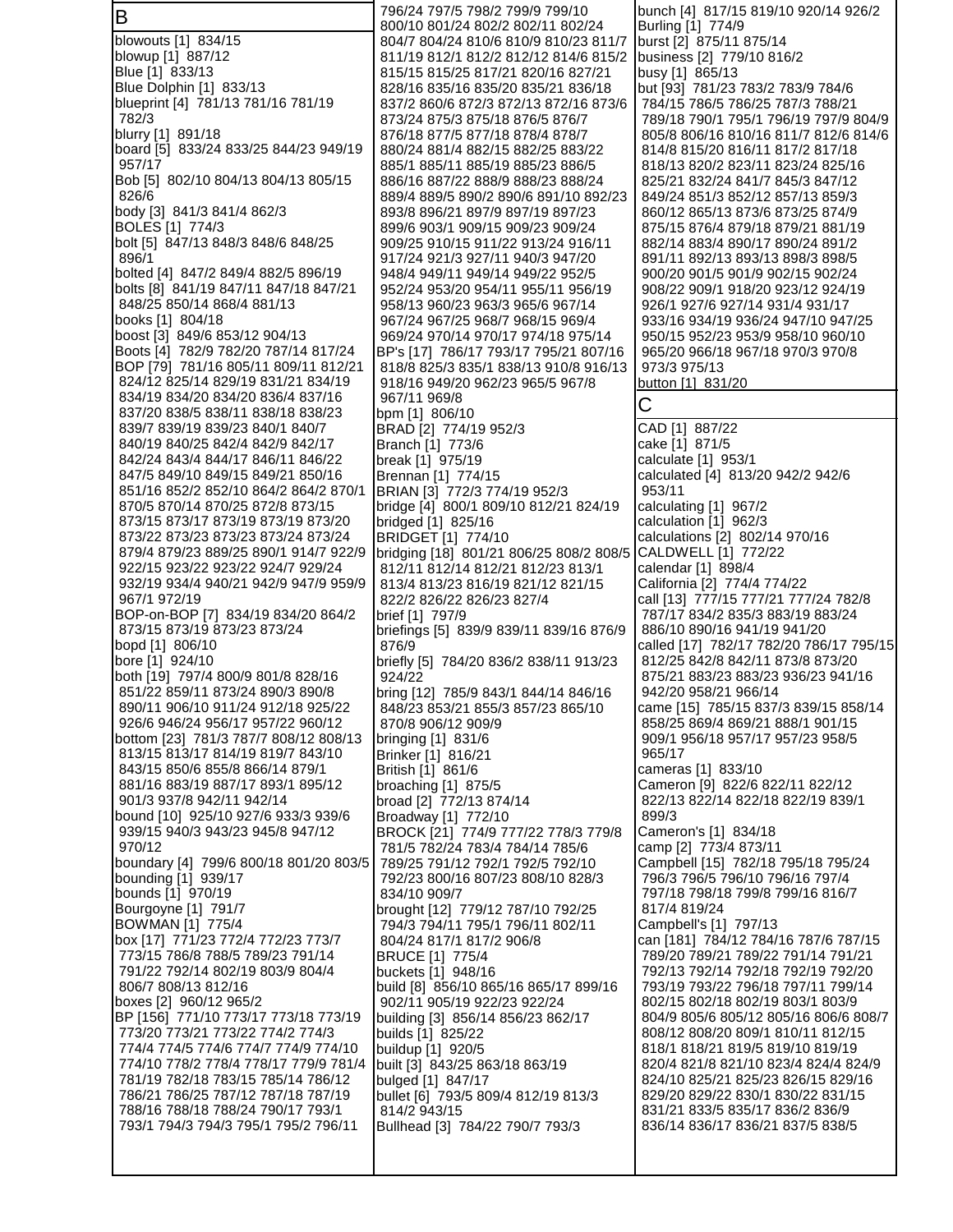## B

blowouts [1] 834/15
blowup [1] 887/12
Blue [1] 833/13
Blue Dolphin [1] 833/13
blueprint [4] 781/13 781/16 781/19 782/3
blurry [1] 891/18
board [5] 833/24 833/25 844/23 949/19 957/17
Bob [5] 802/10 804/13 804/13 805/15 826/6
body [3] 841/3 841/4 862/3
BOLES [1] 774/3
bolt [5] 847/13 848/3 848/6 848/25 896/1
bolted [4] 847/2 849/4 882/5 896/19
bolts [8] 841/19 847/11 847/18 847/21 848/25 850/14 868/4 881/13
books [1] 804/18
boost [3] 849/6 853/12 904/13
Boots [4] 782/9 782/20 787/14 817/24
BOP [79] 781/16 805/11 809/11 812/21 824/12 825/14 829/19 831/21 834/19 834/19 834/20 834/20 836/4 837/16 837/20 838/5 838/11 838/18 838/23 839/7 839/19 839/23 840/1 840/7 840/19 840/25 842/4 842/9 842/17 842/24 843/4 844/17 846/11 846/22 847/5 849/10 849/15 849/21 850/16 851/16 852/2 852/10 864/2 864/2 870/1 870/5 870/14 870/25 872/8 873/15 873/15 873/17 873/19 873/19 873/20 873/22 873/23 873/23 873/24 873/24 879/4 879/23 889/25 890/1 914/7 922/9 922/15 923/22 923/22 924/7 929/24 932/19 934/4 940/21 942/9 947/9 959/9 967/1 972/19
BOP-on-BOP [7] 834/19 834/20 864/2 873/15 873/19 873/23 873/24
bopd [1] 806/10
bore [1] 924/10
both [19] 797/4 800/9 801/8 828/16 851/22 859/11 873/24 890/3 890/8 890/11 906/10 911/24 912/18 925/22 926/6 946/24 956/17 957/22 960/12
bottom [23] 781/3 787/7 808/12 808/13 813/15 813/17 814/19 819/7 843/10 843/15 850/6 855/8 866/14 879/1 881/16 883/19 887/17 893/1 895/12 901/3 937/8 942/11 942/14
bound [10] 925/10 927/6 933/3 939/6 939/15 940/3 943/23 945/8 947/12 970/12
boundary [4] 799/6 800/18 801/20 803/5
bounding [1] 939/17
bounds [1] 970/19
Bourgoyne [1] 791/7
BOWMAN [1] 775/4
box [17] 771/23 772/4 772/23 773/7 773/15 786/8 788/5 789/23 791/14 791/22 792/14 802/19 803/9 804/4 806/7 808/13 812/16
boxes [2] 960/12 965/2
BP [156] 771/10 773/17 773/18 773/19 773/20 773/21 773/22 774/2 774/3 774/4 774/5 774/6 774/7 774/9 774/10 774/10 778/2 778/4 778/17 779/9 781/4 781/19 782/18 783/15 785/14 786/12 786/21 786/25 787/12 787/18 787/19 788/16 788/18 788/24 790/17 793/1 793/1 794/3 794/3 795/1 795/2 796/11 796/24 797/5 798/2 799/9 799/10 800/10 801/24 802/2 802/11 802/24 804/7 804/24 810/6 810/9 810/23 811/7 811/19 812/1 812/2 812/12 814/6 815/2 815/15 815/25 817/21 820/16 827/21 828/16 835/16 835/20 835/21 836/18 837/2 860/6 872/3 872/13 872/16 873/6 873/24 875/3 875/18 876/5 876/7 876/18 877/5 877/18 878/4 878/7 880/24 881/4 882/15 882/25 883/22 885/1 885/11 885/19 885/23 886/5 886/16 887/22 888/9 888/23 888/24 889/4 889/5 890/2 890/6 891/10 892/23 893/8 896/21 897/9 897/19 897/23 899/6 903/1 909/15 909/23 909/24 909/25 910/15 911/22 913/24 916/11 917/24 921/3 927/11 940/3 947/20 948/4 949/11 949/14 949/22 952/5 952/24 953/20 954/11 955/11 956/19 958/13 960/23 963/3 965/6 967/14 967/24 967/25 968/7 968/15 969/4 969/24 970/14 970/17 974/18 975/14
BP's [17] 786/17 793/17 795/21 807/16 818/8 825/3 835/1 838/13 910/8 916/13 918/16 949/20 962/23 965/5 967/8 967/11 969/8
bpm [1] 806/10
BRAD [2] 774/19 952/3
Branch [1] 773/6
break [1] 975/19
Brennan [1] 774/15
BRIAN [3] 772/3 774/19 952/3
bridge [4] 800/1 809/10 812/21 824/19
bridged [1] 825/16
BRIDGET [1] 774/10
bridging [18] 801/21 806/25 808/2 808/5 812/11 812/14 812/21 812/23 813/1 813/4 813/23 816/19 821/12 821/15 822/2 826/22 826/23 827/4
brief [1] 797/9
briefings [5] 839/9 839/11 839/16 876/9 876/9
briefly [5] 784/20 836/2 838/11 913/23 924/22
bring [12] 785/9 843/1 844/14 846/16 848/23 853/21 855/3 857/23 865/10 870/8 906/12 909/9
bringing [1] 831/6
Brinker [1] 816/21
British [1] 861/6
broaching [1] 875/5
broad [2] 772/13 874/14
Broadway [1] 772/10
BROCK [21] 774/9 777/22 778/3 779/8 781/5 782/24 783/4 784/14 785/6 789/25 791/12 792/1 792/5 792/10 792/23 800/16 807/23 808/10 828/3 834/10 909/7
brought [12] 779/12 787/10 792/25 794/3 794/11 795/1 796/11 802/11 804/24 817/1 817/2 906/8
BRUCE [1] 775/4
buckets [1] 948/16
build [8] 856/10 865/16 865/17 899/16 902/11 905/19 922/23 922/24
building [3] 856/14 856/23 862/17
builds [1] 825/22
buildup [1] 920/5
built [3] 843/25 863/18 863/19
bulged [1] 847/17
bullet [6] 793/5 809/4 812/19 813/3 814/2 943/15
Bullhead [3] 784/22 790/7 793/3
bunch [4] 817/15 819/10 920/14 926/2
Burling [1] 774/9
burst [2] 875/11 875/14
business [2] 779/10 816/2
busy [1] 865/13
but [93] 781/23 783/2 783/9 784/6 784/15 786/5 786/25 787/3 788/21 789/18 790/1 795/1 796/19 797/9 804/9 805/8 806/16 810/16 811/7 812/6 814/6 814/8 815/20 816/11 817/2 817/18 818/13 820/2 823/11 823/24 825/16 825/21 832/24 841/7 845/3 847/12 849/24 851/3 852/12 857/13 859/3 860/12 865/13 873/6 873/25 874/9 875/15 876/4 879/18 879/21 881/19 882/14 883/4 890/17 890/24 891/2 891/11 892/13 893/13 898/3 898/5 900/20 901/5 901/9 902/15 902/24 908/22 909/1 918/20 923/12 924/19 926/1 927/6 927/14 931/4 931/17 933/16 934/19 936/24 947/10 947/25 950/15 952/23 953/9 958/10 960/10 965/20 966/18 967/18 970/3 970/8 973/3 975/13
button [1] 831/20

## C

CAD [1] 887/22
cake [1] 871/5
calculate [1] 953/1
calculated [4] 813/20 942/2 942/6 953/11
calculating [1] 967/2
calculation [1] 962/3
calculations [2] 802/14 970/16
CALDWELL [1] 772/22
calendar [1] 898/4
California [2] 774/4 774/22
call [13] 777/15 777/21 777/24 782/8 787/17 834/2 835/3 883/19 883/24 886/10 890/16 941/19 941/20
called [17] 782/17 782/20 786/17 795/15 812/25 842/8 842/11 873/8 873/20 875/21 883/23 883/25 936/23 941/16 942/20 958/21 966/14
came [15] 785/15 837/3 839/15 858/14 858/25 869/4 869/21 888/1 901/15 909/1 956/18 957/17 957/23 958/5 965/17
cameras [1] 833/10
Cameron [9] 822/6 822/11 822/12 822/13 822/14 822/18 822/19 839/1 899/3
Cameron's [1] 834/18
camp [2] 773/4 873/11
Campbell [15] 782/18 795/18 795/24 796/3 796/5 796/10 796/16 797/4 797/18 798/18 799/8 799/16 816/7 817/4 819/24
Campbell's [1] 797/13
can [181] 784/12 784/16 787/6 787/15 789/20 789/21 789/22 791/14 791/21 792/13 792/14 792/18 792/19 792/20 793/19 793/22 796/18 797/11 799/14 802/15 802/18 802/19 803/1 803/9 804/9 805/6 805/12 805/16 806/6 808/7 808/12 808/20 809/1 810/11 812/15 818/1 818/21 819/5 819/10 819/19 820/4 821/8 821/10 823/4 824/4 824/9 824/10 825/21 825/23 826/15 829/16 829/20 829/22 830/1 830/22 831/15 831/21 833/5 835/17 836/2 836/9 836/14 836/17 836/21 837/5 838/5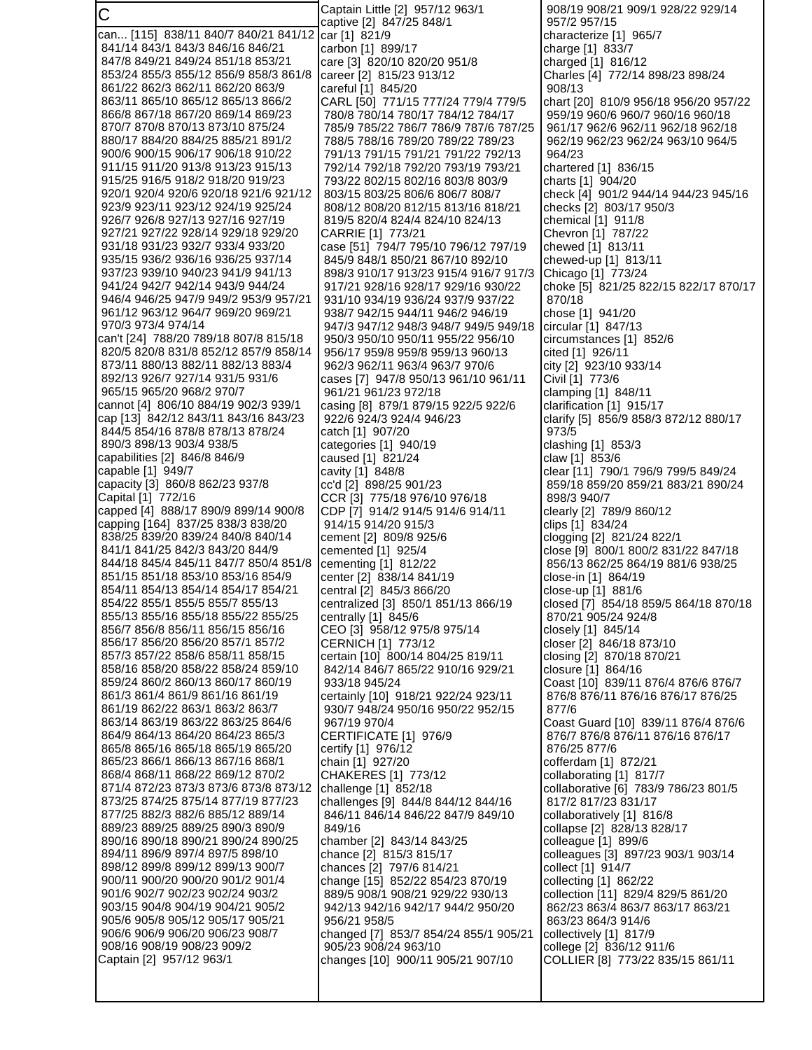# C

can... [115] 838/11 840/7 840/21 841/12 841/14 843/1 843/3 846/16 846/21 847/8 849/21 849/24 851/18 853/21 853/24 855/3 855/12 856/9 858/3 861/8 861/22 862/3 862/11 862/20 863/9 863/11 865/10 865/12 865/13 866/2 866/8 867/18 867/20 869/14 869/23 870/7 870/8 870/13 873/10 875/24 880/17 884/20 884/25 885/21 891/2 900/6 900/15 906/17 906/18 910/22 911/15 911/20 913/8 913/23 915/13 915/25 916/5 918/2 918/20 919/23 920/1 920/4 920/6 920/18 921/6 921/12 923/9 923/11 923/12 924/19 925/24 926/7 926/8 927/13 927/16 927/19 927/21 927/22 928/14 929/18 929/20 931/18 931/23 932/7 933/4 933/20 935/15 936/2 936/16 936/25 937/14 937/23 939/10 940/23 941/9 941/13 941/24 942/7 942/14 943/9 944/24 946/4 946/25 947/9 949/2 953/9 957/21 961/12 963/12 964/7 969/20 969/21 970/3 973/4 974/14
can't [24] 788/20 789/18 807/8 815/18 820/5 820/8 831/8 852/12 857/9 858/14 873/11 880/13 882/11 882/13 883/4 892/13 926/7 927/14 931/5 931/6 965/15 965/20 968/2 970/7
cannot [4] 806/10 884/19 902/3 939/1
cap [13] 842/12 843/11 843/16 843/23 844/5 854/16 878/8 878/13 878/24 890/3 898/13 903/4 938/5
capabilities [2] 846/8 846/9
capable [1] 949/7
capacity [3] 860/8 862/23 937/8
Capital [1] 772/16
capped [4] 888/17 890/9 899/14 900/8
capping [164] 837/25 838/3 838/20 838/25 839/20 839/24 840/8 840/14 841/1 841/25 842/3 843/20 844/9 844/18 845/4 845/11 847/7 850/4 851/8 851/15 851/18 853/10 853/16 854/9 854/11 854/13 854/17 854/21 854/22 855/1 855/5 855/7 855/13 855/13 855/16 855/18 855/22 855/25 856/7 856/8 856/11 856/15 856/16 856/17 856/20 856/20 857/1 857/2 857/3 857/22 858/6 858/11 858/15 858/16 858/20 858/22 858/24 859/10 859/24 860/2 860/13 860/17 860/19 861/3 861/4 861/9 861/16 861/19 861/19 862/22 863/1 863/2 863/7 863/14 863/19 863/22 863/25 864/6 864/9 864/13 864/20 864/23 865/3 865/8 865/16 865/18 865/19 865/20 865/23 866/1 866/13 867/16 868/1 868/4 868/11 868/22 869/12 870/2 871/4 872/23 873/3 873/6 873/8 873/12 873/25 874/25 875/14 877/19 877/23 877/25 882/3 882/6 885/12 889/14 889/23 889/25 889/25 890/3 890/9 890/16 890/18 890/21 890/24 890/25 894/11 896/9 897/4 897/5 898/10 898/12 899/8 899/12 899/13 900/7 900/11 900/20 900/20 901/2 901/4 901/6 902/7 902/23 902/24 903/2 903/15 904/8 904/19 904/21 905/2 905/6 905/8 905/12 905/17 905/21 906/6 906/9 906/20 906/23 908/7 908/16 908/19 908/23 909/2
Captain [2] 957/12 963/1
Captain Little [2] 957/12 963/1
captive [2] 847/25 848/1
car [1] 821/9
carbon [1] 899/17
care [3] 820/10 820/20 951/8
career [2] 815/23 913/12
careful [1] 845/20
CARL [50] 771/15 777/24 779/4 779/5 780/8 780/14 780/17 784/12 784/17 785/9 785/22 786/7 786/9 787/6 787/25 788/5 788/16 789/20 789/22 789/23 791/13 791/15 791/21 791/22 792/13 792/14 792/18 792/20 793/19 793/21 793/22 802/15 802/16 803/8 803/9 803/15 803/25 806/6 806/7 808/7 808/12 808/20 812/15 813/16 818/21 819/5 820/4 824/4 824/10 824/13
CARRIE [1] 773/21
case [51] 794/7 795/10 796/12 797/19 845/9 848/1 850/21 867/10 892/10 898/3 910/17 913/23 915/4 916/7 917/3 917/21 928/16 928/17 929/16 930/22 931/10 934/19 936/24 937/9 937/22 938/7 942/15 944/11 946/2 946/19 947/3 947/12 948/3 948/7 949/5 949/18 950/3 950/10 950/11 955/22 956/10 956/17 959/8 959/8 959/13 960/13 962/3 962/11 963/4 963/7 970/6
cases [7] 947/8 950/13 961/10 961/11 961/21 961/23 972/18
casing [8] 879/1 879/15 922/5 922/6 922/6 924/3 924/4 946/23
catch [1] 907/20
categories [1] 940/19
caused [1] 821/24
cavity [1] 848/8
cc'd [2] 898/25 901/23
CCR [3] 775/18 976/10 976/18
CDP [7] 914/2 914/5 914/6 914/11 914/15 914/20 915/3
cement [2] 809/8 925/6
cemented [1] 925/4
cementing [1] 812/22
center [2] 838/14 841/19
central [2] 845/3 866/20
centralized [3] 850/1 851/13 866/19
centrally [1] 845/6
CEO [3] 958/12 975/8 975/14
CERNICH [1] 773/12
certain [10] 800/14 804/25 819/11 842/14 846/7 865/22 910/16 929/21 933/18 945/24
certainly [10] 918/21 922/24 923/11 930/7 948/24 950/16 950/22 952/15 967/19 970/4
CERTIFICATE [1] 976/9
certify [1] 976/12
chain [1] 927/20
CHAKERES [1] 773/12
challenge [1] 852/18
challenges [9] 844/8 844/12 844/16 846/11 846/14 846/22 847/9 849/10 849/16
chamber [2] 843/14 843/25
chance [2] 815/3 815/17
chances [2] 797/6 814/21
change [15] 852/22 854/23 870/19 889/5 908/1 908/21 929/22 930/13 942/13 942/16 942/17 944/2 950/20 956/21 958/5
changed [7] 853/7 854/24 855/1 905/21 905/23 908/24 963/10
changes [10] 900/11 905/21 907/10 908/19 908/21 909/1 928/22 929/14 957/2 957/15
characterize [1] 965/7
charge [1] 833/7
charged [1] 816/12
Charles [4] 772/14 898/23 898/24 908/13
chart [20] 810/9 956/18 956/20 957/22 959/19 960/6 960/7 960/16 960/18 961/17 962/6 962/11 962/18 962/18 962/19 962/23 962/24 963/10 964/5 964/23
chartered [1] 836/15
charts [1] 904/20
check [4] 901/2 944/14 944/23 945/16
checks [2] 803/17 950/3
chemical [1] 911/8
Chevron [1] 787/22
chewed [1] 813/11
chewed-up [1] 813/11
Chicago [1] 773/24
choke [5] 821/25 822/15 822/17 870/17 870/18
chose [1] 941/20
circular [1] 847/13
circumstances [1] 852/6
cited [1] 926/11
city [2] 923/10 933/14
Civil [1] 773/6
clamping [1] 848/11
clarification [1] 915/17
clarify [5] 856/9 858/3 872/12 880/17 973/5
clashing [1] 853/3
claw [1] 853/6
clear [11] 790/1 796/9 799/5 849/24 859/18 859/20 859/21 883/21 890/24 898/3 940/7
clearly [2] 789/9 860/12
clips [1] 834/24
clogging [2] 821/24 822/1
close [9] 800/1 800/2 831/22 847/18 856/13 862/25 864/19 881/6 938/25
close-in [1] 864/19
close-up [1] 881/6
closed [7] 854/18 859/5 864/18 870/18 870/21 905/24 924/8
closely [1] 845/14
closer [2] 846/18 873/10
closing [2] 870/18 870/21
closure [1] 864/16
Coast [10] 839/11 876/4 876/6 876/7 876/8 876/11 876/16 876/17 876/25 877/6
Coast Guard [10] 839/11 876/4 876/6 876/7 876/8 876/11 876/16 876/17 876/25 877/6
cofferdam [1] 872/21
collaborating [1] 817/7
collaborative [6] 783/9 786/23 801/5 817/2 817/23 831/17
collaboratively [1] 816/8
collapse [2] 828/13 828/17
colleague [1] 899/6
colleagues [3] 897/23 903/1 903/14
collect [1] 914/7
collecting [1] 862/22
collection [11] 829/4 829/5 861/20 862/23 863/4 863/7 863/17 863/21 863/23 864/3 914/6
collectively [1] 817/9
college [2] 836/12 911/6
COLLIER [8] 773/22 835/15 861/11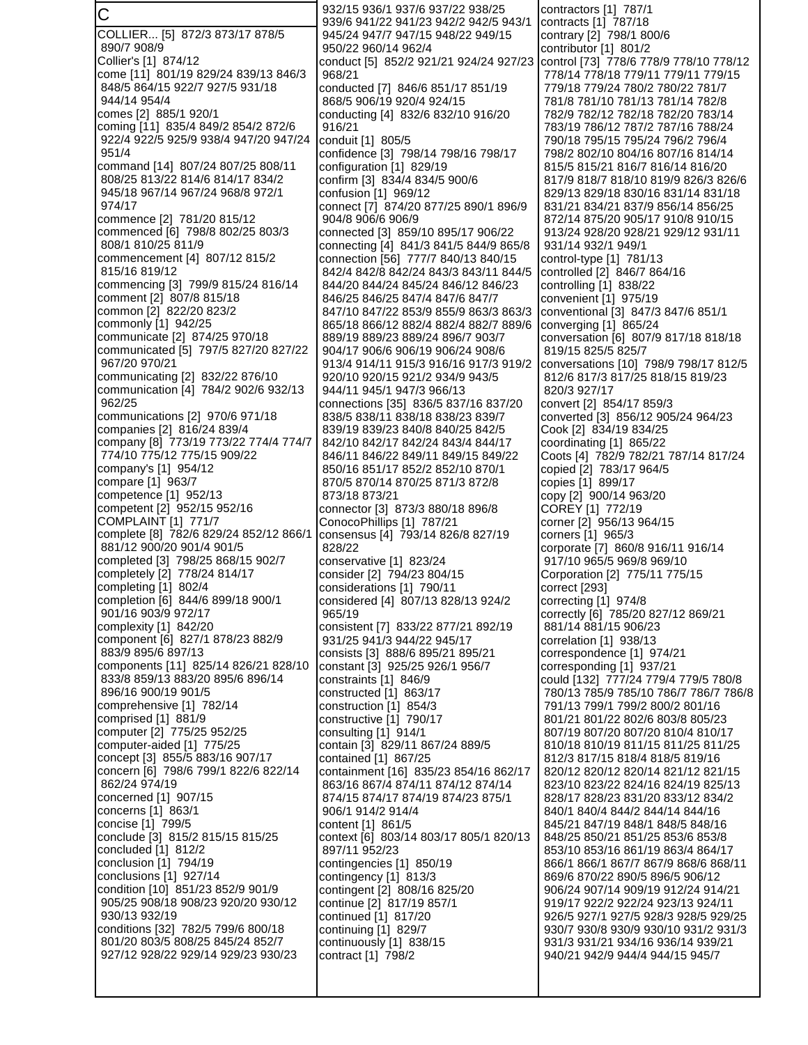# C

COLLIER... [5] 872/3 873/17 878/5 890/7 908/9
Collier's [1] 874/12
come [11] 801/19 829/24 839/13 846/3 848/5 864/15 922/7 927/5 931/18 944/14 954/4
comes [2] 885/1 920/1
coming [11] 835/4 849/2 854/2 872/6 922/4 922/5 925/9 938/4 947/20 947/24 951/4
command [14] 807/24 807/25 808/11 808/25 813/22 814/6 814/17 834/2 945/18 967/14 967/24 968/8 972/1 974/17
commence [2] 781/20 815/12
commenced [6] 798/8 802/25 803/3 808/1 810/25 811/9
commencement [4] 807/12 815/2 815/16 819/12
commencing [3] 799/9 815/24 816/14
comment [2] 807/8 815/18
common [2] 822/20 823/2
commonly [1] 942/25
communicate [2] 874/25 970/18
communicated [5] 797/5 827/20 827/22 967/20 970/21
communicating [2] 832/22 876/10
communication [4] 784/2 902/6 932/13 962/25
communications [2] 970/6 971/18
companies [2] 816/24 839/4
company [8] 773/19 773/22 774/4 774/7 774/10 775/12 775/15 909/22
company's [1] 954/12
compare [1] 963/7
competence [1] 952/13
competent [2] 952/15 952/16
COMPLAINT [1] 771/7
complete [8] 782/6 829/24 852/12 866/1 881/12 900/20 901/4 901/5
completed [3] 798/25 868/15 902/7
completely [2] 778/24 814/17
completing [1] 802/4
completion [6] 844/6 899/18 900/1 901/16 903/9 972/17
complexity [1] 842/20
component [6] 827/1 878/23 882/9 883/9 895/6 897/13
components [11] 825/14 826/21 828/10 833/8 859/13 883/20 895/6 896/14 896/16 900/19 901/5
comprehensive [1] 782/14
comprised [1] 881/9
computer [2] 775/25 952/25
computer-aided [1] 775/25
concept [3] 855/5 883/16 907/17
concern [6] 798/6 799/1 822/6 822/14 862/24 974/19
concerned [1] 907/15
concerns [1] 863/1
concise [1] 799/5
conclude [3] 815/2 815/15 815/25
concluded [1] 812/2
conclusion [1] 794/19
conclusions [1] 927/14
condition [10] 851/23 852/9 901/9 905/25 908/18 908/23 920/20 930/12 930/13 932/19
conditions [32] 782/5 799/6 800/18 801/20 803/5 808/25 845/24 852/7 927/12 928/22 929/14 929/23 930/23 932/15 936/1 937/6 937/22 938/25 939/6 941/22 941/23 942/2 942/5 943/1 945/24 947/7 947/15 948/22 949/15 950/22 960/14 962/4
conduct [5] 852/2 921/21 924/24 927/23 968/21
conducted [7] 846/6 851/17 851/19 868/5 906/19 920/4 924/15
conducting [4] 832/6 832/10 916/20 916/21
conduit [1] 805/5
confidence [3] 798/14 798/16 798/17
configuration [1] 829/19
confirm [3] 834/4 834/5 900/6
confusion [1] 969/12
connect [7] 874/20 877/25 890/1 896/9 904/8 906/6 906/9
connected [3] 859/10 895/17 906/22
connecting [4] 841/3 841/5 844/9 865/8
connection [56] 777/7 840/13 840/15 842/4 842/8 842/24 843/3 843/11 844/5 844/20 844/24 845/24 846/12 846/23 846/25 846/25 847/4 847/6 847/7 847/10 847/22 853/9 855/9 863/3 863/3 865/18 866/12 882/4 882/4 882/7 889/6 889/19 889/23 889/24 896/7 903/7 904/17 906/6 906/19 906/24 908/6 913/4 914/11 915/3 916/16 917/3 919/2 920/10 920/15 921/2 934/9 943/5 944/11 945/1 947/3 966/13
connections [35] 836/5 837/16 837/20 838/5 838/11 838/18 838/23 839/7 839/19 839/23 840/8 840/25 842/5 842/10 842/17 842/24 843/4 844/17 846/11 846/22 849/11 849/15 849/22 850/16 851/17 852/1 852/10 870/1 870/5 870/14 870/25 871/3 872/8 873/18 873/21
connector [3] 873/3 880/18 896/8
ConocoPhillips [1] 787/21
consensus [4] 793/14 826/8 827/19 828/22
conservative [1] 823/24
consider [2] 794/23 804/15
considerations [1] 790/11
considered [4] 807/13 828/13 924/2 965/19
consistent [7] 833/22 877/21 892/19 931/25 941/3 944/22 945/17
consists [3] 888/6 895/21 895/21
constant [3] 925/25 926/1 956/7
constraints [1] 846/9
constructed [1] 863/17
construction [1] 854/3
constructive [1] 790/17
consulting [1] 914/1
contain [3] 829/11 867/24 889/5
contained [1] 867/25
containment [16] 835/23 854/16 862/17 863/16 867/4 874/11 874/12 874/14 874/15 874/17 874/19 874/23 875/1 906/1 914/2 914/4
content [1] 861/5
context [6] 803/14 803/17 805/1 820/13 897/11 952/23
contingencies [1] 850/19
contingency [1] 813/3
contingent [2] 808/16 825/20
continue [2] 817/19 857/1
continued [1] 817/20
continuing [1] 829/7
continuously [1] 838/15
contract [1] 798/2
contractors [1] 787/1
contracts [1] 787/18
contrary [2] 798/1 800/6
contributor [1] 801/2
control [73] 778/6 778/9 778/10 778/12 778/14 778/18 779/11 779/11 779/15 779/18 779/24 780/2 780/22 781/7 781/8 781/10 781/13 781/14 782/8 782/9 782/12 782/18 782/20 783/14 783/19 786/12 787/2 787/16 788/24 790/18 795/15 795/24 796/2 796/4 798/2 802/10 804/16 807/16 814/14 815/5 815/21 816/7 816/14 816/20 817/9 818/7 818/10 819/9 826/3 826/6 829/13 829/18 830/16 831/14 831/18 831/21 834/21 837/9 856/14 856/25 872/14 875/20 905/17 910/8 910/15 913/24 928/20 928/21 929/12 931/11 931/14 932/1 949/1
control-type [1] 781/13
controlled [2] 846/7 864/16
controlling [1] 838/22
convenient [1] 975/19
conventional [3] 847/3 847/6 851/1
converging [1] 865/24
conversation [6] 807/9 817/18 818/18 819/15 825/5 825/7
conversations [10] 798/9 798/17 812/5 812/6 817/3 817/25 818/15 819/23 820/3 927/17
convert [2] 854/17 859/3
converted [3] 856/12 905/24 964/23
Cook [2] 834/19 834/25
coordinating [1] 865/22
Coots [4] 782/9 782/21 787/14 817/24
copied [2] 783/17 964/5
copies [1] 899/17
copy [2] 900/14 963/20
COREY [1] 772/19
corner [2] 956/13 964/15
corners [1] 965/3
corporate [7] 860/8 916/11 916/14 917/10 965/5 969/8 969/10
Corporation [2] 775/11 775/15
correct [293]
correcting [1] 974/8
correctly [6] 785/20 827/12 869/21 881/14 881/15 906/23
correlation [1] 938/13
correspondence [1] 974/21
corresponding [1] 937/21
could [132] 777/24 779/4 779/5 780/8 780/13 785/9 785/10 786/7 786/7 786/8 791/13 799/1 799/2 800/2 801/16 801/21 801/22 802/6 803/8 805/23 807/19 807/20 807/20 810/4 810/17 810/18 810/19 811/15 811/25 811/25 812/3 817/15 818/4 818/5 819/16 820/12 820/12 820/14 821/12 821/15 823/10 823/22 824/16 824/19 825/13 828/17 828/23 831/20 833/12 834/2 840/1 840/4 844/2 844/14 844/16 845/21 847/19 848/1 848/5 848/16 848/25 850/21 851/25 853/6 853/8 853/10 853/16 861/19 863/4 864/17 866/1 866/1 867/7 867/9 868/6 868/11 869/6 870/22 890/5 896/5 906/12 906/24 907/14 909/19 912/24 914/21 919/17 922/2 922/24 923/13 924/11 926/5 927/1 927/5 928/3 928/5 929/25 930/7 930/8 930/9 930/11 931/2 931/3 931/3 931/21 934/16 936/14 939/21 940/21 942/9 944/4 944/15 945/7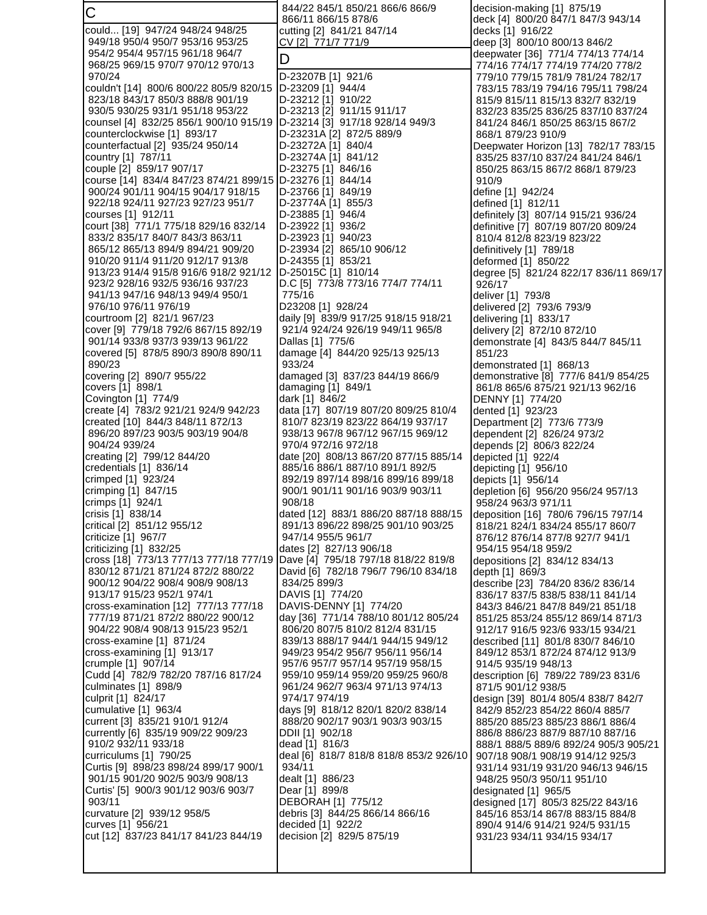## C

could... [19] 947/24 948/24 948/25 949/18 950/4 950/7 953/16 953/25 954/2 954/4 957/15 961/18 964/7 968/25 969/15 970/7 970/12 970/13 970/24

couldn't [14] 800/6 800/22 805/9 820/15 823/18 843/17 850/3 888/8 901/19 930/5 930/25 931/1 951/18 953/22

counsel [4] 832/25 856/1 900/10 915/19

counterclockwise [1] 893/17

counterfactual [2] 935/24 950/14

country [1] 787/11

couple [2] 859/17 907/17

course [14] 834/4 847/23 874/21 899/15 900/24 901/11 904/15 904/17 918/15 922/18 924/11 927/23 927/23 951/7

courses [1] 912/11

court [38] 771/1 775/18 829/16 832/14 833/2 835/17 840/7 843/3 863/11 865/12 865/13 894/9 894/21 909/20 910/20 911/4 911/20 912/17 913/8 913/23 914/4 915/8 916/6 918/2 921/12 923/2 928/16 932/5 936/16 937/23 941/13 947/16 948/13 949/4 950/1 976/10 976/11 976/19

courtroom [2] 821/1 967/23

cover [9] 779/18 792/6 867/15 892/19 901/14 933/8 937/3 939/13 961/22

covered [5] 878/5 890/3 890/8 890/11 890/23

covering [2] 890/7 955/22

covers [1] 898/1

Covington [1] 774/9

create [4] 783/2 921/21 924/9 942/23

created [10] 844/3 848/11 872/13 896/20 897/23 903/5 903/19 904/8 904/24 939/24

creating [2] 799/12 844/20

credentials [1] 836/14

crimped [1] 923/24

crimping [1] 847/15

crimps [1] 924/1

crisis [1] 838/14

critical [2] 851/12 955/12

criticize [1] 967/7

criticizing [1] 832/25

cross [18] 773/13 777/13 777/18 777/19 830/12 871/21 871/24 872/2 880/22 900/12 904/22 908/4 908/9 908/13 913/17 915/23 952/1 974/1

cross-examination [12] 777/13 777/18 777/19 871/21 872/2 880/22 900/12 904/22 908/4 908/13 915/23 952/1

cross-examine [1] 871/24

cross-examining [1] 913/17

crumple [1] 907/14

Cudd [4] 782/9 782/20 787/16 817/24

culminates [1] 898/9

culprit [1] 824/17

cumulative [1] 963/4

current [3] 835/21 910/1 912/4

currently [6] 835/19 909/22 909/23 910/2 932/11 933/18

curriculums [1] 790/25

Curtis [9] 898/23 898/24 899/17 900/1 901/15 901/20 902/5 903/9 908/13

Curtis' [5] 900/3 901/12 903/6 903/7 903/11

curvature [2] 939/12 958/5

curves [1] 956/21

cut [12] 837/23 841/17 841/23 844/19 844/22 845/1 850/21 866/6 866/9 866/11 866/15 878/6

cutting [2] 841/21 847/14

CV [2] 771/7 771/9

## D

D-23207B [1] 921/6

D-23209 [1] 944/4

D-23212 [1] 910/22

D-23213 [2] 911/15 911/17

D-23214 [3] 917/18 928/14 949/3

D-23231A [2] 872/5 889/9

D-23272A [1] 840/4

D-23274A [1] 841/12

D-23275 [1] 846/16

D-23276 [1] 844/14

D-23766 [1] 849/19

D-23774A [1] 855/3

D-23885 [1] 946/4

D-23922 [1] 936/2

D-23923 [1] 940/23

D-23934 [2] 865/10 906/12

D-24355 [1] 853/21

D-25015C [1] 810/14

D.C [5] 773/8 773/16 774/7 774/11 775/16

D23208 [1] 928/24

daily [9] 839/9 917/25 918/15 918/21 921/4 924/24 926/19 949/11 965/8

Dallas [1] 775/6

damage [4] 844/20 925/13 925/13 933/24

damaged [3] 837/23 844/19 866/9

damaging [1] 849/1

dark [1] 846/2

data [17] 807/19 807/20 809/25 810/4 810/7 823/19 823/22 864/19 937/17 938/13 967/8 967/12 967/15 969/12 970/4 972/16 972/18

date [20] 808/13 867/20 877/15 885/14 885/16 886/1 887/10 891/1 892/5 892/19 897/14 898/16 899/16 899/18 900/1 901/11 901/16 903/9 903/11 908/18

dated [12] 883/1 886/20 887/18 888/15 891/13 896/22 898/25 901/10 903/25 947/14 955/5 961/7

dates [2] 827/13 906/18

Dave [4] 795/18 797/18 818/22 819/8

David [6] 782/18 796/7 796/10 834/18 834/25 899/3

DAVIS [1] 774/20

DAVIS-DENNY [1] 774/20

day [36] 771/14 788/10 801/12 805/24 806/20 807/5 810/5 812/4 831/15 839/13 888/17 944/1 944/15 949/12 949/23 954/2 956/7 956/11 956/14 957/6 957/7 957/14 957/19 958/15 959/10 959/14 959/20 959/25 960/8 961/24 962/7 963/4 971/13 974/13 974/17 974/19

days [9] 818/12 820/1 820/2 838/14 888/20 902/17 903/1 903/3 903/15

DDII [1] 902/18

dead [1] 816/3

deal [6] 818/7 818/8 818/8 853/2 926/10 934/11

dealt [1] 886/23

Dear [1] 899/8

DEBORAH [1] 775/12

debris [3] 844/25 866/14 866/16

decided [1] 922/2

decision [2] 829/5 875/19

decision-making [1] 875/19

deck [4] 800/20 847/1 847/3 943/14

decks [1] 916/22

deep [3] 800/10 800/13 846/2

deepwater [36] 771/4 774/13 774/14 774/16 774/17 774/19 774/20 778/2 779/10 779/15 781/9 781/24 782/17 783/15 783/19 794/16 795/11 798/24 815/9 815/11 815/13 832/7 832/19 832/23 835/25 836/25 837/10 837/24 841/24 846/1 850/25 863/15 867/2 868/1 879/23 910/9

Deepwater Horizon [13] 782/17 783/15 835/25 837/10 837/24 841/24 846/1 850/25 863/15 867/2 868/1 879/23 910/9

define [1] 942/24

defined [1] 812/11

definitely [3] 807/14 915/21 936/24

definitive [7] 807/19 807/20 809/24 810/4 812/8 823/19 823/22

definitively [1] 789/18

deformed [1] 850/22

degree [5] 821/24 822/17 836/11 869/17 926/17

deliver [1] 793/8

delivered [2] 793/6 793/9

delivering [1] 833/17

delivery [2] 872/10 872/10

demonstrate [4] 843/5 844/7 845/11 851/23

demonstrated [1] 868/13

demonstrative [8] 777/6 841/9 854/25 861/8 865/6 875/21 921/13 962/16

DENNY [1] 774/20

dented [1] 923/23

Department [2] 773/6 773/9

dependent [2] 826/24 973/2

depends [2] 806/3 822/24

depicted [1] 922/4

depicting [1] 956/10

depicts [1] 956/14

depletion [6] 956/20 956/24 957/13 958/24 963/3 971/11

deposition [16] 780/6 796/15 797/14 818/21 824/1 834/24 855/17 860/7 876/12 876/14 877/8 927/7 941/1 954/15 954/18 959/2

depositions [2] 834/12 834/13

depth [1] 869/3

describe [23] 784/20 836/2 836/14 836/17 837/5 838/5 838/11 841/14 843/3 846/21 847/8 849/21 851/18 851/25 853/24 855/12 869/14 871/3 912/17 916/5 923/6 933/15 934/21

described [11] 801/8 830/7 846/10 849/12 853/1 872/24 874/12 913/9 914/5 935/19 948/13

description [6] 789/22 789/23 831/6 871/5 901/12 938/5

design [39] 801/4 805/4 838/7 842/7 842/9 852/23 854/22 860/4 885/7 885/20 885/23 885/23 886/1 886/4 886/8 886/23 887/9 887/10 887/16 888/1 888/5 889/6 892/24 905/3 905/21 907/18 908/1 908/19 914/12 925/3 931/14 931/19 931/20 946/13 946/15 948/25 950/3 950/11 951/10

designated [1] 965/5

designed [17] 805/3 825/22 843/16 845/16 853/14 867/8 883/15 884/8 890/4 914/6 914/21 924/5 931/15 931/23 934/11 934/15 934/17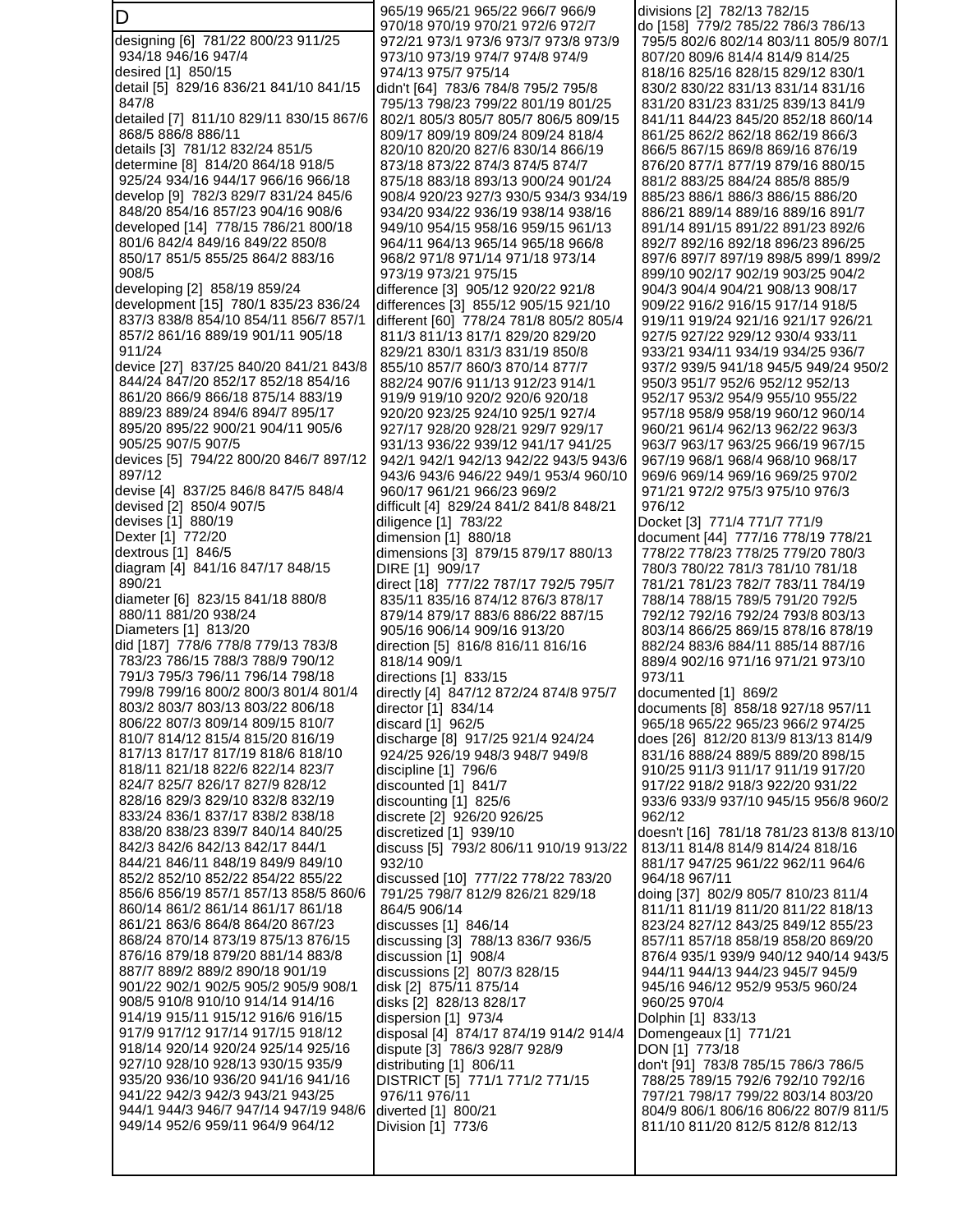# D

designing [6] 781/22 800/23 911/25 934/18 946/16 947/4
desired [1] 850/15
detail [5] 829/16 836/21 841/10 841/15 847/8
detailed [7] 811/10 829/11 830/15 867/6 868/5 886/8 886/11
details [3] 781/12 832/24 851/5
determine [8] 814/20 864/18 918/5 925/24 934/16 944/17 966/16 966/18
develop [9] 782/3 829/7 831/24 845/6 848/20 854/16 857/23 904/16 908/6
developed [14] 778/15 786/21 800/18 801/6 842/4 849/16 849/22 850/8 850/17 851/5 855/25 864/2 883/16 908/5
developing [2] 858/19 859/24
development [15] 780/1 835/23 836/24 837/3 838/8 854/10 854/11 856/7 857/1 857/2 861/16 889/19 901/11 905/18 911/24
device [27] 837/25 840/20 841/21 843/8 844/24 847/20 852/17 852/18 854/16 861/20 866/9 866/18 875/14 883/19 889/23 889/24 894/6 894/7 895/17 895/20 895/22 900/21 904/11 905/6 905/25 907/5 907/5
devices [5] 794/22 800/20 846/7 897/12 897/12
devise [4] 837/25 846/8 847/5 848/4
devised [2] 850/4 907/5
devises [1] 880/19
Dexter [1] 772/20
dextrous [1] 846/5
diagram [4] 841/16 847/17 848/15 890/21
diameter [6] 823/15 841/18 880/8 880/11 881/20 938/24
Diameters [1] 813/20
did [187] 778/6 778/8 779/13 783/8 783/23 786/15 788/3 788/9 790/12 791/3 795/3 796/11 796/14 798/18 799/8 799/16 800/2 800/3 801/4 801/4 803/2 803/7 803/13 803/22 806/18 806/22 807/3 809/14 809/15 810/7 810/7 814/12 815/4 815/20 816/19 817/13 817/17 817/19 818/6 818/10 818/11 821/18 822/6 822/14 823/7 824/7 825/7 826/17 827/9 828/12 828/16 829/3 829/10 832/8 832/19 833/24 836/1 837/17 838/2 838/18 838/20 838/23 839/7 840/14 840/25 842/3 842/6 842/13 842/17 844/1 844/21 846/11 848/19 849/9 849/10 852/2 852/10 852/22 854/22 855/22 856/6 856/19 857/1 857/13 858/5 860/6 860/14 861/2 861/14 861/17 861/18 861/21 863/6 864/8 864/20 867/23 868/24 870/14 873/19 875/13 876/15 876/16 879/18 879/20 881/14 883/8 887/7 889/2 889/2 890/18 901/19 901/22 902/1 902/5 905/2 905/9 908/1 908/5 910/8 910/10 914/14 914/16 914/19 915/11 915/12 916/6 916/15 917/9 917/12 917/14 917/15 918/12 918/14 920/14 920/24 925/14 925/16 927/10 928/10 928/13 930/15 935/9 935/20 936/10 936/20 941/16 941/16 941/22 942/3 942/3 943/21 943/25 944/1 944/3 946/7 947/14 947/19 948/6 949/14 952/6 959/11 964/9 964/12 965/19 965/21 965/22 966/7 966/9 970/18 970/19 970/21 972/6 972/7 972/21 973/1 973/6 973/7 973/8 973/9 973/10 973/19 974/7 974/8 974/9 974/13 975/7 975/14
didn't [64] 783/6 784/8 795/2 795/8 795/13 798/23 799/22 801/19 801/25 802/1 805/3 805/7 805/7 806/5 809/15 809/17 809/19 809/24 809/24 818/4 820/10 820/20 827/6 830/14 866/19 873/18 873/22 874/3 874/5 874/7 875/18 883/18 893/13 900/24 901/24 908/4 920/23 927/3 930/5 934/3 934/19 934/20 934/22 936/19 938/14 938/16 949/10 954/15 958/16 959/15 961/13 964/11 964/13 965/14 965/18 966/8 968/2 971/8 971/14 971/18 973/14 973/19 973/21 975/15
difference [3] 905/12 920/22 921/8
differences [3] 855/12 905/15 921/10
different [60] 778/24 781/8 805/2 805/4 811/3 811/13 817/1 829/20 829/20 829/21 830/1 831/3 831/19 850/8 855/10 857/10 860/3 870/14 877/7 882/24 907/6 911/13 912/23 914/1 919/9 919/10 920/2 920/6 920/18 920/20 923/25 924/10 925/1 927/4 927/17 928/20 928/21 929/7 929/17 931/13 936/22 939/12 941/17 941/25 942/1 942/1 942/13 942/22 943/5 943/6 943/6 943/6 946/22 949/1 953/4 960/10 960/17 961/21 966/23 969/2
difficult [4] 829/24 841/2 841/8 848/21
diligence [1] 783/22
dimension [1] 880/18
dimensions [3] 879/15 879/17 880/13
DIRE [1] 909/17
direct [18] 777/22 787/17 792/5 795/7 835/11 835/16 874/12 876/3 878/17 879/14 879/17 883/6 886/22 887/15 905/16 906/14 909/16 913/20
direction [5] 816/8 816/11 816/16 818/14 909/1
directions [1] 833/15
directly [4] 847/12 872/24 874/8 975/7
director [1] 834/14
discard [1] 962/5
discharge [8] 917/25 921/4 924/24 924/25 926/19 948/3 948/7 949/8
discipline [1] 796/6
discounted [1] 841/7
discounting [1] 825/6
discrete [2] 926/20 926/25
discretized [1] 939/10
discuss [5] 793/2 806/11 910/19 913/22 932/10
discussed [10] 777/22 778/22 783/20 791/25 798/7 812/9 826/21 829/18 864/5 906/14
discusses [1] 846/14
discussing [3] 788/13 836/7 936/5
discussion [1] 908/4
discussions [2] 807/3 828/15
disk [2] 875/11 875/14
disks [2] 828/13 828/17
dispersion [1] 973/4
disposal [4] 874/17 874/19 914/2 914/4
dispute [3] 786/3 928/7 928/9
distributing [1] 806/11
DISTRICT [5] 771/1 771/2 771/15 976/11 976/11
diverted [1] 800/21
Division [1] 773/6
divisions [2] 782/13 782/15
do [158] 779/2 785/22 786/3 786/13 795/5 802/6 802/14 803/11 805/9 807/1 807/20 809/6 814/4 814/9 814/25 818/16 825/16 828/15 829/12 830/1 830/2 830/22 831/13 831/14 831/16 831/20 831/23 831/25 839/13 841/9 841/11 844/23 845/20 852/18 860/14 861/25 862/2 862/18 862/19 866/3 866/5 867/15 869/8 869/16 876/19 876/20 877/1 877/19 879/16 880/15 881/2 883/25 884/24 885/8 885/9 885/23 886/1 886/3 886/15 886/20 886/21 889/14 889/16 889/16 891/7 891/14 891/15 891/22 891/23 892/6 892/7 892/16 892/18 896/23 896/25 897/6 897/7 897/19 898/5 899/1 899/2 899/10 902/17 902/19 903/25 904/2 904/3 904/4 904/21 908/13 908/17 909/22 916/2 916/15 917/14 918/5 919/11 919/24 921/16 921/17 926/21 927/5 927/22 929/12 930/4 933/11 933/21 934/11 934/19 934/25 936/7 937/2 939/5 941/18 945/5 949/24 950/2 950/3 951/7 952/6 952/12 952/13 952/17 953/2 954/9 955/10 955/22 957/18 958/9 958/19 960/12 960/14 960/21 961/4 962/13 962/22 963/3 963/7 963/17 963/25 966/19 967/15 967/19 968/1 968/4 968/10 968/17 969/6 969/14 969/16 969/25 970/2 971/21 972/2 975/3 975/10 976/3 976/12
Docket [3] 771/4 771/7 771/9
document [44] 777/16 778/19 778/21 778/22 778/23 778/25 779/20 780/3 780/3 780/22 781/3 781/10 781/18 781/21 781/23 782/7 783/11 784/19 788/14 788/15 789/5 791/20 792/5 792/12 792/16 792/24 793/8 803/13 803/14 866/25 869/15 878/16 878/19 882/24 883/6 884/11 885/14 887/16 889/4 902/16 971/16 971/21 973/10 973/11
documented [1] 869/2
documents [8] 858/18 927/18 957/11 965/18 965/22 965/23 966/2 974/25
does [26] 812/20 813/9 813/13 814/9 831/16 888/24 889/5 889/20 898/15 910/25 911/3 911/17 911/19 917/20 917/22 918/2 918/3 922/20 931/22 933/6 933/9 937/10 945/15 956/8 960/2 962/12
doesn't [16] 781/18 781/23 813/8 813/10 813/11 814/8 814/9 814/24 818/16 881/17 947/25 961/22 962/11 964/6 964/18 967/11
doing [37] 802/9 805/7 810/23 811/4 811/11 811/19 811/20 811/22 818/13 823/24 827/12 843/25 849/12 855/23 857/11 857/18 858/19 858/20 869/20 876/4 935/1 939/9 940/12 940/14 943/5 944/11 944/23 945/7 945/9 945/16 946/12 952/9 953/5 960/24 960/25 970/4
Dolphin [1] 833/13
Domengeaux [1] 771/21
DON [1] 773/18
don't [91] 783/8 785/15 786/3 786/5 788/25 789/15 792/6 792/10 792/16 797/21 798/17 799/22 803/14 803/20 804/9 806/1 806/16 806/22 807/9 811/5 811/10 811/20 812/5 812/8 812/13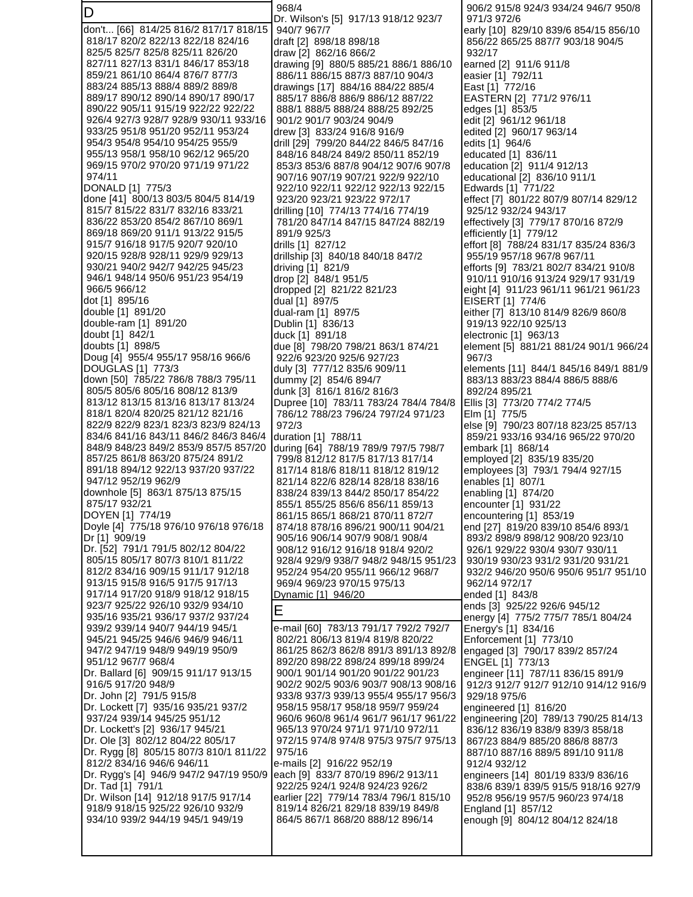## D

don't... [66] 814/25 816/2 817/17 818/15 818/17 820/2 822/13 822/18 824/16 825/5 825/7 825/8 825/11 826/20 827/11 827/13 831/1 846/17 853/18 859/21 861/10 864/4 876/7 877/3 883/24 885/13 888/4 889/2 889/8 889/17 890/12 890/14 890/17 890/17 890/22 905/11 915/19 922/22 922/22 926/4 927/3 928/7 928/9 930/11 933/16 933/25 951/8 951/20 952/11 953/24 954/3 954/8 954/10 954/25 955/9 955/13 958/1 958/10 962/12 965/20 969/15 970/2 970/20 971/19 971/22 974/11
DONALD [1] 775/3
done [41] 800/13 803/5 804/5 814/19 815/7 815/22 831/7 832/16 833/21 836/22 853/20 854/2 867/10 869/1 869/18 869/20 911/1 913/22 915/5 915/7 916/18 917/5 920/7 920/10 920/15 928/8 928/11 929/9 929/13 930/21 940/2 942/7 942/25 945/23 946/1 948/14 950/6 951/23 954/19 966/5 966/12
dot [1] 895/16
double [1] 891/20
double-ram [1] 891/20
doubt [1] 842/1
doubts [1] 898/5
Doug [4] 955/4 955/17 958/16 966/6
DOUGLAS [1] 773/3
down [50] 785/22 786/8 788/3 795/11 805/5 805/6 805/16 808/12 813/9 813/12 813/15 813/16 813/17 813/24 818/1 820/4 820/25 821/12 821/16 822/9 822/9 823/1 823/3 823/9 824/13 834/6 841/16 843/11 846/2 846/3 846/4 848/9 848/23 849/2 853/9 857/5 857/20 857/25 861/8 863/20 875/24 891/2 891/18 894/12 922/13 937/20 937/22 947/12 952/19 962/9
downhole [5] 863/1 875/13 875/15 875/17 932/21
DOYEN [1] 774/19
Doyle [4] 775/18 976/10 976/18 976/18
Dr [1] 909/19
Dr. [52] 791/1 791/5 802/12 804/22 805/15 805/17 807/3 810/1 811/22 812/2 834/16 909/15 911/17 912/18 913/15 915/8 916/5 917/5 917/13 917/14 917/20 918/9 918/12 918/15 923/7 925/22 926/10 932/9 934/10 935/16 935/21 936/17 937/2 937/24 939/2 939/14 940/7 944/19 945/1 945/21 945/25 946/6 946/9 946/11 947/2 947/19 948/9 949/19 950/9 951/12 967/7 968/4
Dr. Ballard [6] 909/15 911/17 913/15 916/5 917/20 948/9
Dr. John [2] 791/5 915/8
Dr. Lockett [7] 935/16 935/21 937/2 937/24 939/14 945/25 951/12
Dr. Lockett's [2] 936/17 945/21
Dr. Ole [3] 802/12 804/22 805/17
Dr. Rygg [8] 805/15 807/3 810/1 811/22 812/2 834/16 946/6 946/11
Dr. Rygg's [4] 946/9 947/2 947/19 950/9
Dr. Tad [1] 791/1
Dr. Wilson [14] 912/18 917/5 917/14 918/9 918/15 925/22 926/10 932/9 934/10 939/2 944/19 945/1 949/19 968/4
Dr. Wilson's [5] 917/13 918/12 923/7 940/7 967/7
draft [2] 898/18 898/18
draw [2] 862/16 866/2
drawing [9] 880/5 885/21 886/1 886/10 886/11 886/15 887/3 887/10 904/3
drawings [17] 884/16 884/22 885/4 885/17 886/8 886/9 886/12 887/22 888/1 888/5 888/24 888/25 892/25 901/2 901/7 903/24 904/9
drew [3] 833/24 916/8 916/9
drill [29] 799/20 844/22 846/5 847/16 848/16 848/24 849/2 850/11 852/19 853/3 853/6 887/8 904/12 907/6 907/8 907/16 907/19 907/21 922/9 922/10 922/10 922/11 922/12 922/13 922/15 923/20 923/21 923/22 972/17
drilling [10] 774/13 774/16 774/19 781/20 847/14 847/15 847/24 882/19 891/9 925/3
drills [1] 827/12
drillship [3] 840/18 840/18 847/2
driving [1] 821/9
drop [2] 848/1 951/5
dropped [2] 821/22 821/23
dual [1] 897/5
dual-ram [1] 897/5
Dublin [1] 836/13
duck [1] 891/18
due [8] 798/20 798/21 863/1 874/21 922/6 923/20 925/6 927/23
duly [3] 777/12 835/6 909/11
dummy [2] 854/6 894/7
dunk [3] 816/1 816/2 816/3
Dupree [10] 783/11 783/24 784/4 784/8 786/12 788/23 796/24 797/24 971/23 972/3
duration [1] 788/11
during [64] 788/19 789/9 797/5 798/7 799/8 812/12 817/5 817/13 817/14 817/14 818/6 818/11 818/12 819/12 821/14 822/6 828/14 828/18 838/16 838/24 839/13 844/2 850/17 854/22 855/1 855/25 856/6 856/11 859/13 861/15 865/1 868/21 870/11 872/7 874/18 878/16 896/21 900/11 904/21 905/16 906/14 907/9 908/1 908/4 908/12 916/12 916/18 918/4 920/2 928/4 929/9 938/7 948/2 948/15 951/23 952/24 954/20 955/11 966/12 968/7 969/4 969/23 970/15 975/13
Dynamic [1] 946/20

## E

e-mail [60] 783/13 791/17 792/2 792/7 802/21 806/13 819/4 819/8 820/22 861/25 862/3 862/8 891/3 891/13 892/8 892/20 898/22 898/24 899/18 899/24 900/1 901/14 901/20 901/22 901/23 902/2 902/5 903/6 903/7 908/13 908/16 933/8 937/3 939/13 955/4 955/17 956/3 958/15 958/17 958/18 959/7 959/24 960/6 960/8 961/4 961/7 961/17 961/22 965/13 970/24 971/1 971/10 972/11 972/15 974/8 974/8 975/3 975/7 975/13 975/16
e-mails [2] 916/22 952/19
each [9] 833/7 870/19 896/2 913/11 922/25 924/1 924/8 924/23 926/2
earlier [22] 779/14 783/4 796/1 815/10 819/14 826/21 829/18 839/19 849/8 864/5 867/1 868/20 888/12 896/14 906/2 915/8 924/3 934/24 946/7 950/8 971/3 972/6
early [10] 829/10 839/6 854/15 856/10 856/22 865/25 887/7 903/18 904/5 932/17
earned [2] 911/6 911/8
easier [1] 792/11
East [1] 772/16
EASTERN [2] 771/2 976/11
edges [1] 853/5
edit [2] 961/12 961/18
edited [2] 960/17 963/14
edits [1] 964/6
educated [1] 836/11
education [2] 911/4 912/13
educational [2] 836/10 911/1
Edwards [1] 771/22
effect [7] 801/22 807/9 807/14 829/12 925/12 932/24 943/17
effectively [3] 779/17 870/16 872/9
efficiently [1] 779/12
effort [8] 788/24 831/17 835/24 836/3 955/19 957/18 967/8 967/11
efforts [9] 783/21 802/7 834/21 910/8 910/11 910/16 913/24 929/17 931/19
eight [4] 911/23 961/11 961/21 961/23
EISERT [1] 774/6
either [7] 813/10 814/9 826/9 860/8 919/13 922/10 925/13
electronic [1] 963/13
element [5] 881/21 881/24 901/1 966/24 967/3
elements [11] 844/1 845/16 849/1 881/9 883/13 883/23 884/4 886/5 888/6 892/24 895/21
Ellis [3] 773/20 774/2 774/5
Elm [1] 775/5
else [9] 790/23 807/18 823/25 857/13 859/21 933/16 934/16 965/22 970/20
embark [1] 868/14
employed [2] 835/19 835/20
employees [3] 793/1 794/4 927/15
enables [1] 807/1
enabling [1] 874/20
encounter [1] 931/22
encountering [1] 853/19
end [27] 819/20 839/10 854/6 893/1 893/2 898/9 898/12 908/20 923/10 926/1 929/22 930/4 930/7 930/11 930/19 930/23 931/2 931/20 931/21 932/2 946/20 950/6 950/6 951/7 951/10 962/14 972/17
ended [1] 843/8
ends [3] 925/22 926/6 945/12
energy [4] 775/2 775/7 785/1 804/24
Energy's [1] 834/16
Enforcement [1] 773/10
engaged [3] 790/17 839/2 857/24
ENGEL [1] 773/13
engineer [11] 787/11 836/15 891/9 912/3 912/7 912/7 912/10 914/12 916/9 929/18 975/6
engineered [1] 816/20
engineering [20] 789/13 790/25 814/13 836/12 836/19 838/9 839/3 858/18 867/23 884/9 885/20 886/8 887/3 887/10 887/16 889/5 891/10 911/8 912/4 932/12
engineers [14] 801/19 833/9 836/16 838/6 839/1 839/5 915/5 918/16 927/9 952/8 956/19 957/5 960/23 974/18
England [1] 857/12
enough [9] 804/12 804/12 824/18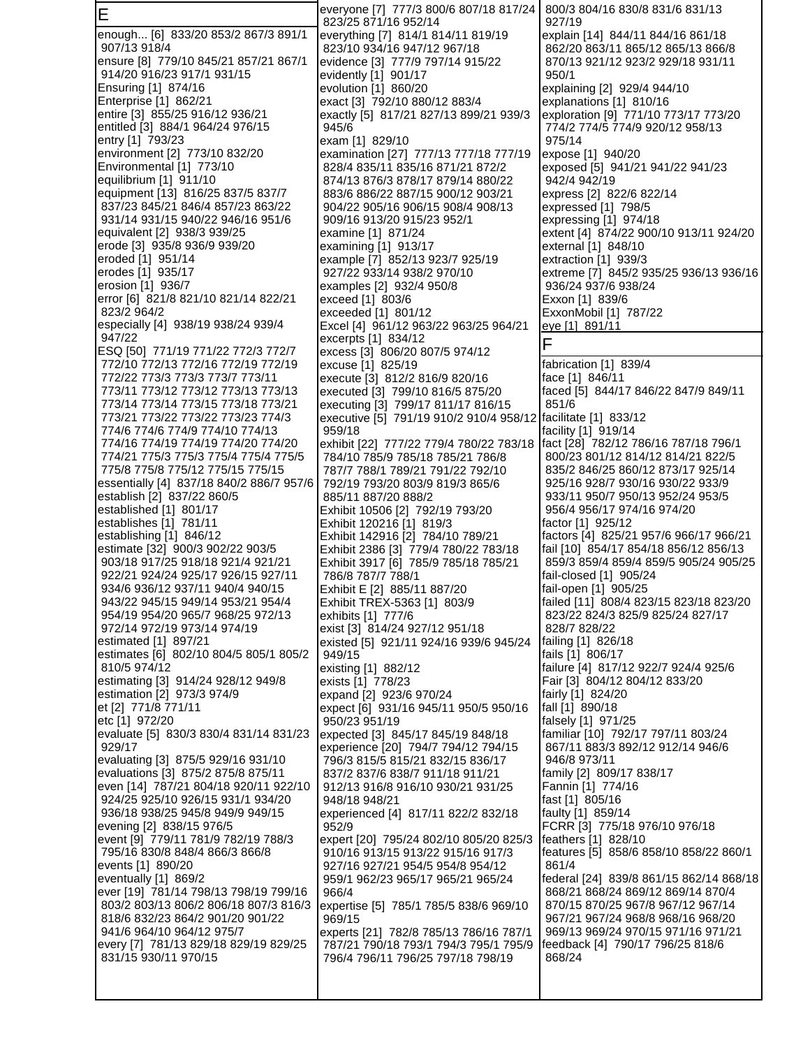## E

enough... [6] 833/20 853/2 867/3 891/1 907/13 918/4
ensure [8] 779/10 845/21 857/21 867/1 914/20 916/23 917/1 931/15
Ensuring [1] 874/16
Enterprise [1] 862/21
entire [3] 855/25 916/12 936/21
entitled [3] 884/1 964/24 976/15
entry [1] 793/23
environment [2] 773/10 832/20
Environmental [1] 773/10
equilibrium [1] 911/10
equipment [13] 816/25 837/5 837/7 837/23 845/21 846/4 857/23 863/22 931/14 931/15 940/22 946/16 951/6
equivalent [2] 938/3 939/25
erode [3] 935/8 936/9 939/20
eroded [1] 951/14
erodes [1] 935/17
erosion [1] 936/7
error [6] 821/8 821/10 821/14 822/21 823/2 964/2
especially [4] 938/19 938/24 939/4 947/22
ESQ [50] 771/19 771/22 772/3 772/7 772/10 772/13 772/16 772/19 772/19 772/22 773/3 773/3 773/7 773/11 773/11 773/12 773/12 773/13 773/13 773/14 773/14 773/15 773/18 773/21 773/21 773/22 773/22 773/23 774/3 774/6 774/6 774/9 774/10 774/13 774/16 774/19 774/19 774/20 774/20 774/21 775/3 775/3 775/4 775/4 775/5 775/8 775/8 775/12 775/15 775/15
essentially [4] 837/18 840/2 886/7 957/6
establish [2] 837/22 860/5
established [1] 801/17
establishes [1] 781/11
establishing [1] 846/12
estimate [32] 900/3 902/22 903/5 903/18 917/25 918/18 921/4 921/21 922/21 924/24 925/17 926/15 927/11 934/6 936/12 937/11 940/4 940/15 943/22 945/15 949/14 953/21 954/4 954/19 954/20 965/7 968/25 972/13 972/14 972/19 973/14 974/19
estimated [1] 897/21
estimates [6] 802/10 804/5 805/1 805/2 810/5 974/12
estimating [3] 914/24 928/12 949/8
estimation [2] 973/3 974/9
et [2] 771/8 771/11
etc [1] 972/20
evaluate [5] 830/3 830/4 831/14 831/23 929/17
evaluating [3] 875/5 929/16 931/10
evaluations [3] 875/2 875/8 875/11
even [14] 787/21 804/18 920/11 922/10 924/25 925/10 926/15 931/1 934/20 936/18 938/25 945/8 949/9 949/15
evening [2] 838/15 976/5
event [9] 779/11 781/9 782/19 788/3 795/16 830/8 848/4 866/3 866/8
events [1] 890/20
eventually [1] 869/2
ever [19] 781/14 798/13 798/19 799/16 803/2 803/13 806/2 806/18 807/3 816/3 818/6 832/23 864/2 901/20 901/22 941/6 964/10 964/12 975/7
every [7] 781/13 829/18 829/19 829/25 831/15 930/11 970/15
everyone [7] 777/3 800/6 807/18 817/24 823/25 871/16 952/14
everything [7] 814/1 814/11 819/19 823/10 934/16 947/12 967/18
evidence [3] 777/9 797/14 915/22
evidently [1] 901/17
evolution [1] 860/20
exact [3] 792/10 880/12 883/4
exactly [5] 817/21 827/13 899/21 939/3 945/6
exam [1] 829/10
examination [27] 777/13 777/18 777/19 828/4 835/11 835/16 871/21 872/2 874/13 876/3 878/17 879/14 880/22 883/6 886/22 887/15 900/12 903/21 904/22 905/16 906/15 908/4 908/13 909/16 913/20 915/23 952/1
examine [1] 871/24
examining [1] 913/17
example [7] 852/13 923/7 925/19 927/22 933/14 938/2 970/10
examples [2] 932/4 950/8
exceed [1] 803/6
exceeded [1] 801/12
Excel [4] 961/12 963/22 963/25 964/21
excerpts [1] 834/12
excess [3] 806/20 807/5 974/12
excuse [1] 825/19
execute [3] 812/2 816/9 820/16
executed [3] 799/10 816/5 875/20
executing [3] 799/17 811/17 816/15
executive [5] 791/19 910/2 910/4 958/12 959/18
exhibit [22] 777/22 779/4 780/22 783/18 784/10 785/9 785/18 785/21 786/8 787/7 788/1 789/21 791/22 792/10 792/19 793/20 803/9 819/3 865/6 885/11 887/20 888/2
Exhibit 10506 [2] 792/19 793/20
Exhibit 120216 [1] 819/3
Exhibit 142916 [2] 784/10 789/21
Exhibit 2386 [3] 779/4 780/22 783/18
Exhibit 3917 [6] 785/9 785/18 785/21 786/8 787/7 788/1
Exhibit E [2] 885/11 887/20
Exhibit TREX-5363 [1] 803/9
exhibits [1] 777/6
exist [3] 814/24 927/12 951/18
existed [5] 921/11 924/16 939/6 945/24 949/15
existing [1] 882/12
exists [1] 778/23
expand [2] 923/6 970/24
expect [6] 931/16 945/11 950/5 950/16 950/23 951/19
expected [3] 845/17 845/19 848/18
experience [20] 794/7 794/12 794/15 796/3 815/5 815/21 832/15 836/17 837/2 837/6 838/7 911/18 911/21 912/13 916/8 916/10 930/21 931/25 948/18 948/21
experienced [4] 817/11 822/2 832/18 952/9
expert [20] 795/24 802/10 805/20 825/3 910/16 913/15 913/22 915/16 917/3 927/16 927/21 954/5 954/8 954/12 959/1 962/23 965/17 965/21 965/24 966/4
expertise [5] 785/1 785/5 838/6 969/10 969/15
experts [21] 782/8 785/13 786/16 787/1 787/21 790/18 793/1 794/3 795/1 795/9 796/4 796/11 796/25 797/18 798/19 800/3 804/16 830/8 831/6 831/13 927/19
explain [14] 844/11 844/16 861/18 862/20 863/11 865/12 865/13 866/8 870/13 921/12 923/2 929/18 931/11 950/1
explaining [2] 929/4 944/10
explanations [1] 810/16
exploration [9] 771/10 773/17 773/20 774/2 774/5 774/9 920/12 958/13 975/14
expose [1] 940/20
exposed [5] 941/21 941/22 941/23 942/4 942/19
express [2] 822/6 822/14
expressed [1] 798/5
expressing [1] 974/18
extent [4] 874/22 900/10 913/11 924/20
external [1] 848/10
extraction [1] 939/3
extreme [7] 845/2 935/25 936/13 936/16 936/24 937/6 938/24
Exxon [1] 839/6
ExxonMobil [1] 787/22
eye [1] 891/11

## F

fabrication [1] 839/4
face [1] 846/11
faced [5] 844/17 846/22 847/9 849/11 851/6
facilitate [1] 833/12
facility [1] 919/14
fact [28] 782/12 786/16 787/18 796/1 800/23 801/12 814/12 817/21 822/5 835/2 846/25 860/12 873/17 925/14 925/16 928/7 930/16 930/22 933/9 933/11 950/17 950/13 952/24 953/5 956/4 956/17 974/16 974/20
factor [1] 925/12
factors [4] 825/21 957/6 966/17 966/21
fail [10] 854/17 854/18 856/12 856/13 859/3 859/4 859/4 859/5 905/24 905/25
fail-closed [1] 905/24
fail-open [1] 905/25
failed [11] 808/4 823/15 823/18 823/20 823/22 824/3 825/9 825/24 827/17 828/7 828/22
failing [1] 826/18
fails [1] 806/17
failure [4] 817/12 922/7 924/4 925/6
Fair [3] 804/12 804/12 833/20
fairly [1] 824/20
fall [1] 890/18
falsely [1] 971/25
familiar [10] 792/17 797/11 803/24 867/11 883/3 892/12 912/14 946/6 946/8 973/11
family [2] 809/17 838/17
Fannin [1] 774/16
fast [1] 805/16
faulty [1] 859/14
FCRR [3] 775/18 976/10 976/18
feathers [1] 828/10
features [5] 858/6 858/10 858/22 860/1 861/4
federal [24] 839/8 861/15 862/14 868/18 868/21 868/24 869/12 869/14 870/4 870/15 870/25 967/8 967/12 967/14 967/21 967/24 968/8 968/16 968/20 969/13 969/24 970/15 971/16 971/21
feedback [4] 790/17 796/25 818/6 868/24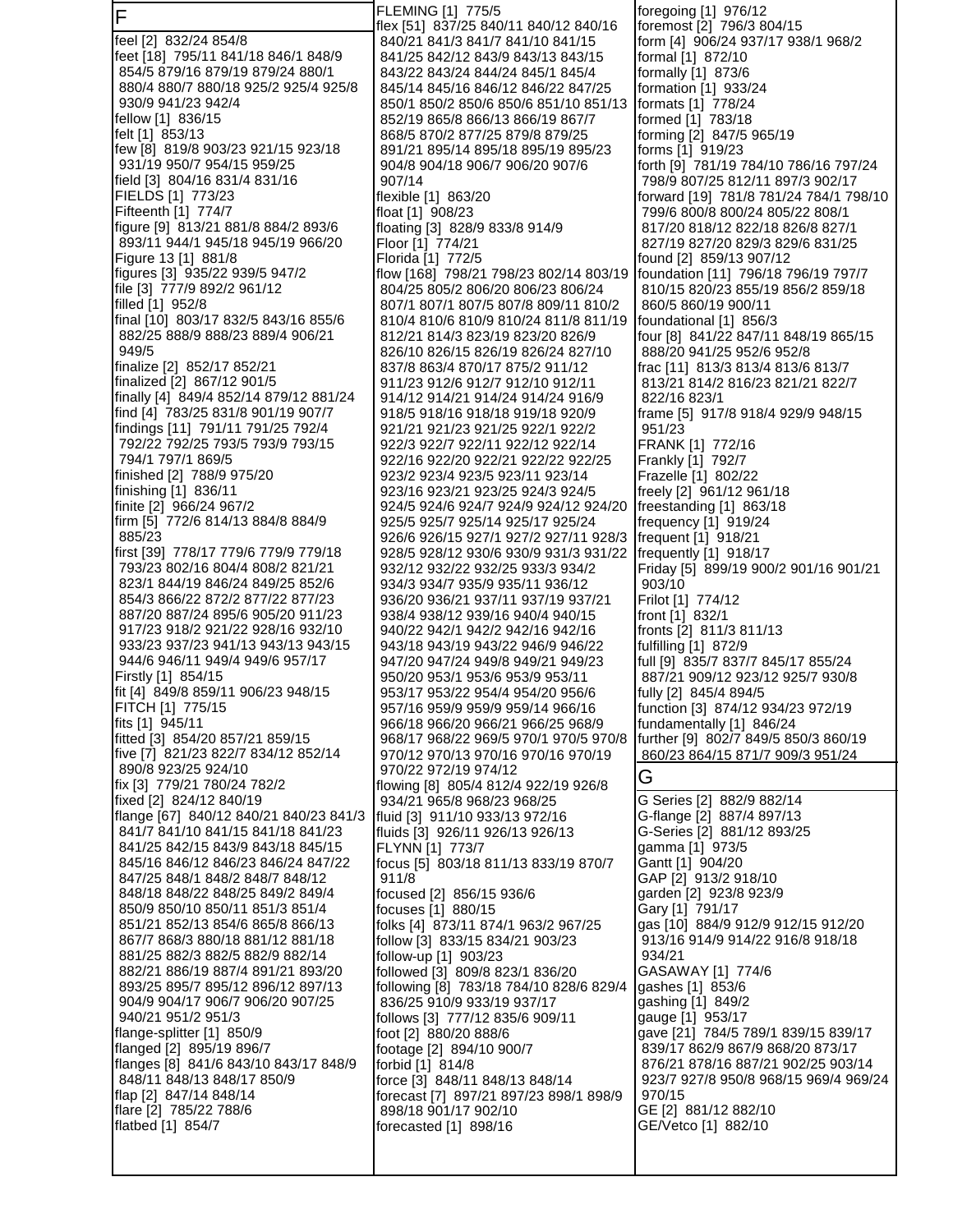## F

feel [2] 832/24 854/8
feet [18] 795/11 841/18 846/1 848/9 854/5 879/16 879/19 879/24 880/1 880/4 880/7 880/18 925/2 925/4 925/8 930/9 941/23 942/4
fellow [1] 836/15
felt [1] 853/13
few [8] 819/8 903/23 921/15 923/18 931/19 950/7 954/15 959/25
field [3] 804/16 831/4 831/16
FIELDS [1] 773/23
Fifteenth [1] 774/7
figure [9] 813/21 881/8 884/2 893/6 893/11 944/1 945/18 945/19 966/20
Figure 13 [1] 881/8
figures [3] 935/22 939/5 947/2
file [3] 777/9 892/2 961/12
filled [1] 952/8
final [10] 803/17 832/5 843/16 855/6 882/25 888/9 888/23 889/4 906/21 949/5
finalize [2] 852/17 852/21
finalized [2] 867/12 901/5
finally [4] 849/4 852/14 879/12 881/24
find [4] 783/25 831/8 901/19 907/7
findings [11] 791/11 791/25 792/4 792/22 792/25 793/5 793/9 793/15 794/1 797/1 869/5
finished [2] 788/9 975/20
finishing [1] 836/11
finite [2] 966/24 967/2
firm [5] 772/6 814/13 884/8 884/9 885/23
first [39] 778/17 779/6 779/9 779/18 793/23 802/16 804/4 808/2 821/21 823/1 844/19 846/24 849/25 852/6 854/3 866/22 872/2 877/22 877/23 887/20 887/24 895/6 905/20 911/23 917/23 918/2 921/22 928/16 932/10 933/23 937/23 941/13 943/13 943/15 944/6 946/11 949/4 949/6 957/17
Firstly [1] 854/15
fit [4] 849/8 859/11 906/23 948/15
FITCH [1] 775/15
fits [1] 945/11
fitted [3] 854/20 857/21 859/15
five [7] 821/23 822/7 834/12 852/14 890/8 923/25 924/10
fix [3] 779/21 780/24 782/2
fixed [2] 824/12 840/19
flange [67] 840/12 840/21 840/23 841/3 841/7 841/10 841/15 841/18 841/23 841/25 842/15 843/9 843/18 845/15 845/16 846/12 846/23 846/24 847/22 847/25 848/1 848/2 848/7 848/12 848/18 848/22 848/25 849/2 849/4 850/9 850/10 850/11 851/3 851/4 851/21 852/13 854/6 865/8 866/13 867/7 868/3 880/18 881/12 881/18 881/25 882/3 882/5 882/9 882/14 882/21 886/19 887/4 891/21 893/20 893/25 895/7 895/12 896/12 897/13 904/9 904/17 906/7 906/20 907/25 940/21 951/2 951/3
flange-splitter [1] 850/9
flanged [2] 895/19 896/7
flanges [8] 841/6 843/10 843/17 848/9 848/11 848/13 848/17 850/9
flap [2] 847/14 848/14
flare [2] 785/22 788/6
flatbed [1] 854/7
FLEMING [1] 775/5
flex [51] 837/25 840/11 840/12 840/16 840/21 841/3 841/7 841/10 841/15 841/25 842/12 843/9 843/13 843/15 843/22 843/24 844/24 845/1 845/4 845/14 845/16 846/12 846/22 847/25 850/1 850/2 850/6 850/6 851/10 851/13 852/19 865/8 866/13 866/19 867/7 868/5 870/2 877/25 879/8 879/25 891/21 895/14 895/18 895/19 895/23 904/8 904/18 906/7 906/20 907/6 907/14
flexible [1] 863/20
float [1] 908/23
floating [3] 828/9 833/8 914/9
Floor [1] 774/21
Florida [1] 772/5
flow [168] 798/21 798/23 802/14 803/19 804/25 805/2 806/20 806/23 806/24 807/1 807/1 807/5 807/8 809/11 810/2 810/4 810/6 810/9 810/24 811/8 811/19 812/21 814/3 823/19 823/20 826/9 826/10 826/15 826/19 826/24 827/10 837/8 863/4 870/17 875/2 911/12 911/23 912/6 912/7 912/10 912/11 914/12 914/21 914/24 914/24 916/9 918/5 918/16 918/18 919/18 920/9 921/21 921/23 921/25 922/1 922/2 922/3 922/7 922/11 922/12 922/14 922/16 922/20 922/21 922/22 922/25 923/2 923/4 923/5 923/11 923/14 923/16 923/21 923/25 924/3 924/5 924/5 924/6 924/7 924/9 924/12 924/20 925/5 925/7 925/14 925/17 925/24 926/6 926/15 927/1 927/2 927/11 928/3 928/5 928/12 930/6 930/9 931/3 931/22 932/12 932/22 932/25 933/3 934/2 934/3 934/7 935/9 935/11 936/12 936/20 936/21 937/11 937/19 937/21 938/4 938/12 939/16 940/4 940/15 940/22 942/1 942/2 942/16 942/16 943/18 943/19 943/22 946/9 946/22 947/20 947/24 949/8 949/21 949/23 950/20 953/1 953/6 953/9 953/11 953/17 953/22 954/4 954/20 956/6 957/16 959/9 959/9 959/14 966/16 966/18 966/20 966/21 966/25 968/9 968/17 968/22 969/5 970/1 970/5 970/8 970/12 970/13 970/16 970/16 970/19 970/22 972/19 974/12
flowing [8] 805/4 812/4 922/19 926/8 934/21 965/8 968/23 968/25
fluid [3] 911/10 933/13 972/16
fluids [3] 926/11 926/13 926/13
FLYNN [1] 773/7
focus [5] 803/18 811/13 833/19 870/7 911/8
focused [2] 856/15 936/6
focuses [1] 880/15
folks [4] 873/11 874/1 963/2 967/25
follow [3] 833/15 834/21 903/23
follow-up [1] 903/23
followed [3] 809/8 823/1 836/20
following [8] 783/18 784/10 828/6 829/4 836/25 910/9 933/19 937/17
follows [3] 777/12 835/6 909/11
foot [2] 880/20 888/6
footage [2] 894/10 900/7
forbid [1] 814/8
force [3] 848/11 848/13 848/14
forecast [7] 897/21 897/23 898/1 898/9 898/18 901/17 902/10
forecasted [1] 898/16
foregoing [1] 976/12
foremost [2] 796/3 804/15
form [4] 906/24 937/17 938/1 968/2
formal [1] 872/10
formally [1] 873/6
formation [1] 933/24
formats [1] 778/24
formed [1] 783/18
forming [2] 847/5 965/19
forms [1] 919/23
forth [9] 781/19 784/10 786/16 797/24 798/9 807/25 812/11 897/3 902/17
forward [19] 781/8 781/24 784/1 798/10 799/6 800/8 800/24 805/22 808/1 817/20 818/12 822/18 826/8 827/1 827/19 827/20 829/3 829/6 831/25
found [2] 859/13 907/12
foundation [11] 796/18 796/19 797/7 810/15 820/23 855/19 856/2 859/18 860/5 860/19 900/11
foundational [1] 856/3
four [8] 841/22 847/11 848/19 865/15 888/20 941/25 952/6 952/8
frac [11] 813/3 813/4 813/6 813/7 813/21 814/2 816/23 821/21 822/7 822/16 823/1
frame [5] 917/8 918/4 929/9 948/15 951/23
FRANK [1] 772/16
Frankly [1] 792/7
Frazelle [1] 802/22
freely [2] 961/12 961/18
freestanding [1] 863/18
frequency [1] 919/24
frequent [1] 918/21
frequently [1] 918/17
Friday [5] 899/19 900/2 901/16 901/21 903/10
Frilot [1] 774/12
front [1] 832/1
fronts [2] 811/3 811/13
fulfilling [1] 872/9
full [9] 835/7 837/7 845/17 855/24 887/21 909/12 923/12 925/7 930/8
fully [2] 845/4 894/5
function [3] 874/12 934/23 972/19
fundamentally [1] 846/24
further [9] 802/7 849/5 850/3 860/19 860/23 864/15 871/7 909/3 951/24

## G

G Series [2] 882/9 882/14
G-flange [2] 887/4 897/13
G-Series [2] 881/12 893/25
gamma [1] 973/5
Gantt [1] 904/20
GAP [2] 913/2 918/10
garden [2] 923/8 923/9
Gary [1] 791/17
gas [10] 884/9 912/9 912/15 912/20 913/16 914/9 914/22 916/8 918/18 934/21
GASAWAY [1] 774/6
gashes [1] 853/6
gashing [1] 849/2
gauge [1] 953/17
gave [21] 784/5 789/1 839/15 839/17 839/17 862/9 867/9 868/20 873/17 876/21 878/16 887/21 902/25 903/14 923/7 927/8 950/8 968/15 969/4 969/24 970/15
GE [2] 881/12 882/10
GE/Vetco [1] 882/10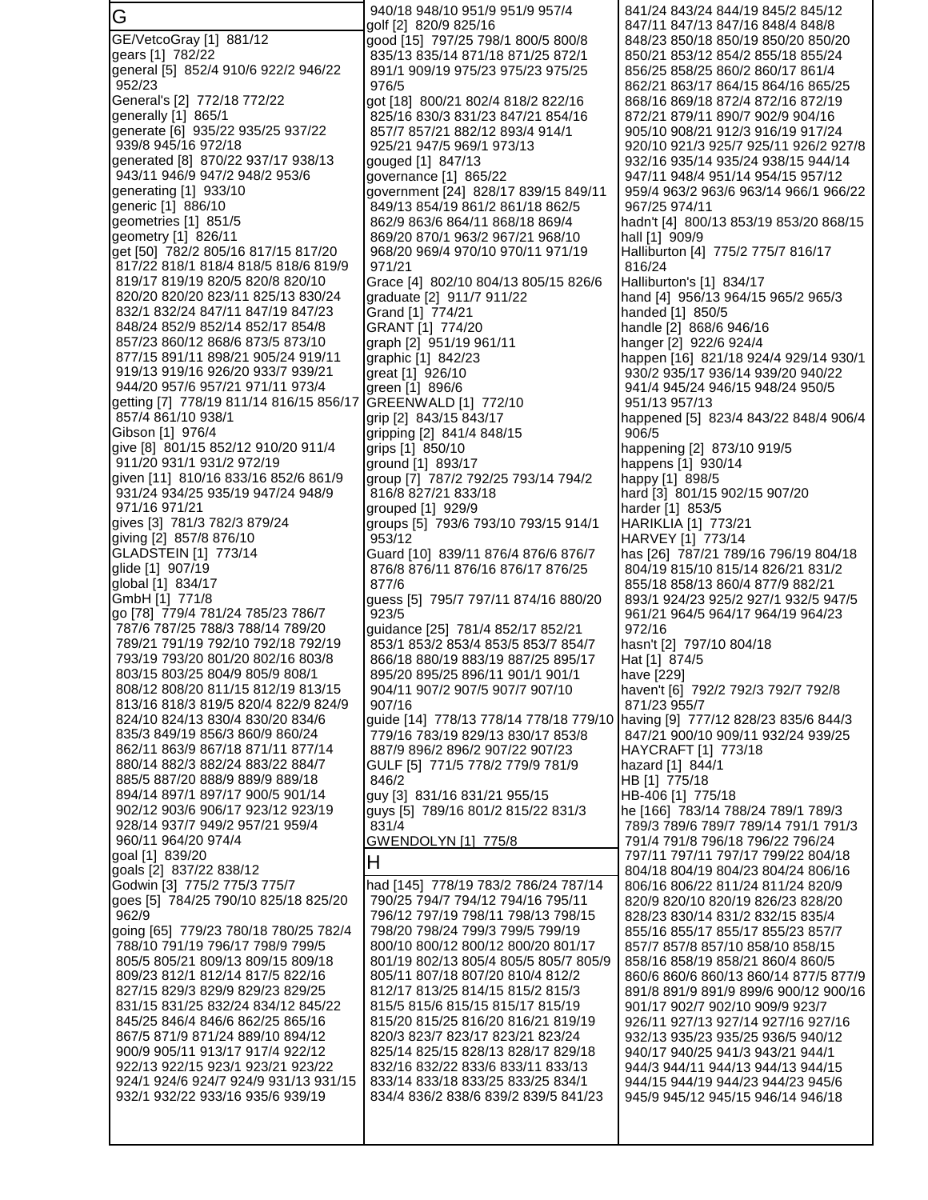## G

GE/VetcoGray [1] 881/12
gears [1] 782/22
general [5] 852/4 910/6 922/2 946/22 952/23
General's [2] 772/18 772/22
generally [1] 865/1
generate [6] 935/22 935/25 937/22 939/8 945/16 972/18
generated [8] 870/22 937/17 938/13 943/11 946/9 947/2 948/2 953/6
generating [1] 933/10
generic [1] 886/10
geometries [1] 851/5
geometry [1] 826/11
get [50] 782/2 805/16 817/15 817/20 817/22 818/1 818/4 818/5 818/6 819/9 819/17 819/19 820/5 820/8 820/10 820/20 820/20 823/11 825/13 830/24 832/1 832/24 847/11 847/19 847/23 848/24 852/9 852/14 852/17 854/8 857/23 860/12 868/6 873/5 873/10 877/15 891/11 898/21 905/24 919/11 919/13 919/16 926/20 933/7 939/21 944/20 957/6 957/21 971/11 973/4
getting [7] 778/19 811/14 816/15 856/17 857/4 861/10 938/1
Gibson [1] 976/4
give [8] 801/15 852/12 910/20 911/4 911/20 931/1 931/2 972/19
given [11] 810/16 833/16 852/6 861/9 931/24 934/25 935/19 947/24 948/9 971/16 971/21
gives [3] 781/3 782/3 879/24
giving [2] 857/8 876/10
GLADSTEIN [1] 773/14
glide [1] 907/19
global [1] 834/17
GmbH [1] 771/8
go [78] 779/4 781/24 785/23 786/7 787/6 787/25 788/3 788/14 789/20 789/21 791/19 792/10 792/18 792/19 793/19 793/20 801/20 802/16 803/8 803/15 803/25 804/9 805/9 808/1 808/12 808/20 811/15 812/19 813/15 813/16 818/3 819/5 820/4 822/9 824/9 824/10 824/13 830/4 830/20 834/6 835/3 849/19 856/3 860/9 860/24 862/11 863/9 867/18 871/11 877/14 880/14 882/3 882/24 883/22 884/7 885/5 887/20 888/9 889/9 889/18 894/14 897/1 897/17 900/5 901/14 902/12 903/6 906/17 923/12 923/19 928/14 937/7 949/2 957/21 959/4 960/11 964/20 974/4
goal [1] 839/20
goals [2] 837/22 838/12
Godwin [3] 775/2 775/3 775/7
goes [5] 784/25 790/10 825/18 825/20 962/9
going [65] 779/23 780/18 780/25 782/4 788/10 791/19 796/17 798/9 799/5 805/5 805/21 809/13 809/15 809/18 809/23 812/1 812/14 817/5 822/16 827/15 829/3 829/9 829/23 829/25 831/15 831/25 832/24 834/12 845/22 845/25 846/4 846/6 862/25 865/16 867/5 871/9 871/24 889/10 894/12 900/9 905/11 913/17 917/4 922/12 922/13 922/15 923/1 923/21 923/22 924/1 924/6 924/7 924/9 931/13 931/15 932/1 932/22 933/16 935/6 939/19 940/18 948/10 951/9 951/9 957/4
golf [2] 820/9 825/16
good [15] 797/25 798/1 800/5 800/8 835/13 835/14 871/18 871/25 872/1 891/1 909/19 975/23 975/23 975/25 976/5
got [18] 800/21 802/4 818/2 822/16 825/16 830/3 831/23 847/21 854/16 857/7 857/21 882/12 893/4 914/1 925/21 947/5 969/1 973/13
gouged [1] 847/13
governance [1] 865/22
government [24] 828/17 839/15 849/11 849/13 854/19 861/18 862/5 862/9 863/6 864/11 868/18 869/4 869/20 870/1 963/2 967/21 968/10 968/20 969/4 970/10 970/11 971/19 971/21
Grace [4] 802/10 804/13 805/15 826/6
graduate [2] 911/7 911/22
Grand [1] 774/21
GRANT [1] 774/20
graph [2] 951/19 961/11
graphic [1] 842/23
great [1] 926/10
green [1] 896/6
GREENWALD [1] 772/10
grip [2] 843/15 843/17
gripping [2] 841/4 848/15
grips [1] 850/10
ground [1] 893/17
group [7] 787/2 792/25 793/14 794/2 816/8 827/21 833/18
grouped [1] 929/9
groups [5] 793/6 793/10 793/15 914/1 953/12
Guard [10] 839/11 876/4 876/6 876/7 876/8 876/11 876/16 876/17 876/25 877/6
guess [5] 795/7 797/11 874/16 880/20 923/5
guidance [25] 781/4 852/17 852/21 853/1 853/2 853/4 853/5 853/7 854/7 866/18 880/19 883/19 887/25 895/17 895/20 895/25 896/11 901/1 901/1 904/11 907/2 907/5 907/7 907/10 907/16
guide [14] 778/13 778/14 778/18 779/10 779/16 783/19 829/13 830/17 853/8 887/9 896/2 896/2 907/22 907/23
GULF [5] 771/5 778/2 779/9 781/9 846/2
guy [3] 831/16 831/21 955/15
guys [5] 789/16 801/2 815/22 831/3 831/4
GWENDOLYN [1] 775/8

## H

had [145] 778/19 783/2 786/24 787/14 790/25 794/7 794/12 794/16 795/11 796/12 797/19 798/11 798/13 798/15 798/20 798/24 799/3 799/5 799/19 800/10 800/12 800/12 800/20 801/17 801/19 802/13 805/4 805/5 805/7 805/9 805/11 807/18 807/20 810/4 812/2 812/17 813/25 814/15 815/2 815/3 815/5 815/6 815/15 815/17 815/19 815/20 815/25 816/20 816/21 819/19 820/3 823/7 823/17 823/21 823/24 825/14 825/15 828/13 828/17 829/18 832/16 832/22 833/6 833/11 833/13 833/14 833/18 833/25 833/25 834/1 834/4 836/2 838/6 839/2 839/5 841/23 841/24 843/24 844/19 845/2 845/12 847/11 847/13 847/16 848/4 848/8 848/23 850/18 850/19 850/20 850/20 850/21 853/12 854/2 855/18 855/24 856/25 858/25 860/2 860/17 861/4 862/21 863/17 864/15 864/16 865/25 868/16 869/18 872/4 872/16 872/19 872/21 879/11 890/7 902/9 904/16 905/10 908/21 912/3 916/19 917/24 920/10 921/3 925/7 925/11 926/2 927/8 932/16 935/24 938/15 944/14 947/11 948/4 951/14 954/15 957/12 959/4 963/2 963/6 963/14 966/1 966/22 967/25 974/11
hadn't [4] 800/13 853/19 853/20 868/15
hall [1] 909/9
Halliburton [4] 775/2 775/7 816/17 816/24
Halliburton's [1] 834/17
hand [4] 956/13 964/15 965/2 965/3
handed [1] 850/5
handle [2] 868/6 946/16
hanger [2] 922/6 924/4
happen [16] 821/18 924/4 929/14 930/1 930/2 935/17 936/14 939/20 940/22 941/4 945/24 946/15 948/24 950/5 951/13 957/13
happened [5] 823/4 843/22 848/4 906/4 906/5
happening [2] 873/10 919/5
happens [1] 930/14
happy [1] 898/5
hard [3] 801/15 902/15 907/20
harder [1] 853/5
HARIKLIA [1] 773/21
HARVEY [1] 773/14
has [26] 787/21 789/16 796/19 804/18 804/19 815/10 815/14 826/21 831/2 855/18 858/13 860/4 877/9 882/21 893/1 924/23 925/2 927/1 932/5 947/5 961/21 964/5 964/17 964/19 964/23 972/16
hasn't [2] 797/10 804/18
Hat [1] 874/5
have [229]
haven't [6] 792/2 792/3 792/7 792/8 871/23 955/7
having [9] 777/12 828/23 835/6 844/3 847/21 900/10 909/11 932/24 939/25
HAYCRAFT [1] 773/18
hazard [1] 844/1
HB [1] 775/18
HB-406 [1] 775/18
he [166] 783/14 788/24 789/1 789/3 789/3 789/6 789/7 789/14 791/1 791/3 791/4 791/8 796/18 796/22 796/24 797/11 797/11 797/17 799/22 804/18 804/18 804/19 804/23 804/24 806/16 806/16 806/22 811/24 811/24 820/9 820/9 820/10 820/19 826/23 828/20 828/23 830/14 831/2 832/15 835/4 855/16 855/17 855/17 855/23 857/7 857/7 857/8 857/10 858/10 858/15 858/16 858/19 858/21 860/4 860/5 860/6 860/6 860/13 860/14 877/5 877/9 891/8 891/9 891/9 899/6 900/12 900/16 901/17 902/7 902/10 909/9 923/7 926/11 927/13 927/14 927/16 927/16 932/13 935/23 935/25 936/5 940/12 940/17 940/25 941/3 943/21 944/1 944/3 944/11 944/13 944/13 944/15 944/15 944/19 944/23 944/23 945/6 945/9 945/12 945/15 946/14 946/18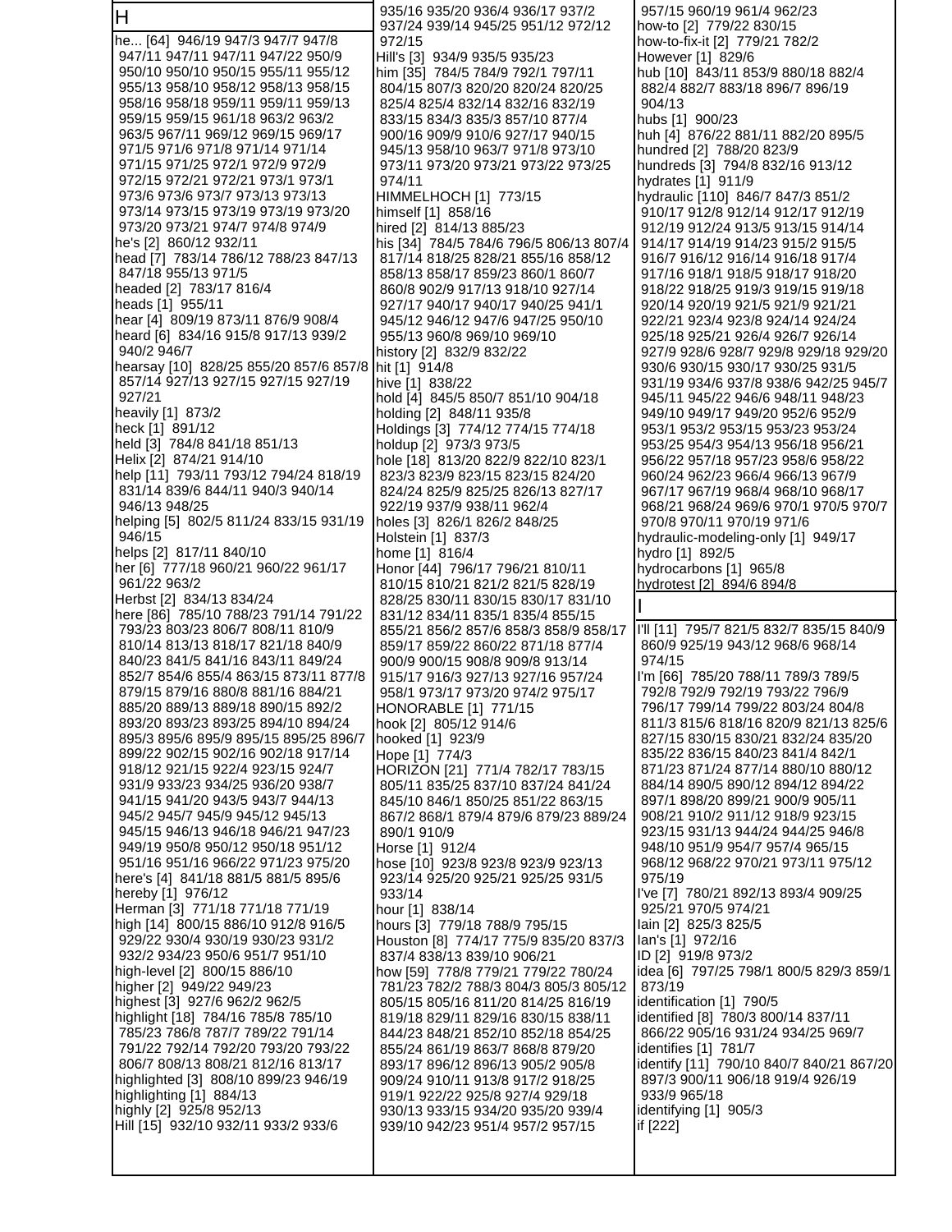## H

he... [64] 946/19 947/3 947/7 947/8 947/11 947/11 947/11 947/22 950/9 950/10 950/10 950/15 955/11 955/12 955/13 958/10 958/12 958/13 958/15 958/16 958/18 959/11 959/11 959/13 959/15 959/15 961/18 963/2 963/2 963/5 967/11 969/12 969/15 969/17 971/5 971/6 971/8 971/14 971/14 971/15 971/25 972/1 972/9 972/9 972/15 972/21 972/21 973/1 973/1 973/6 973/6 973/7 973/13 973/13 973/14 973/15 973/19 973/19 973/20 973/20 973/21 974/7 974/8 974/9
he's [2] 860/12 932/11
head [7] 783/14 786/12 788/23 847/13 847/18 955/13 971/5
headed [2] 783/17 816/4
heads [1] 955/11
hear [4] 809/19 873/11 876/9 908/4
heard [6] 834/16 915/8 917/13 939/2 940/2 946/7
hearsay [10] 828/25 855/20 857/6 857/8 857/14 927/13 927/15 927/15 927/19 927/21
heavily [1] 873/2
heck [1] 891/12
held [3] 784/8 841/18 851/13
Helix [2] 874/21 914/10
help [11] 793/11 793/12 794/24 818/19 831/14 839/6 844/11 940/3 940/14 946/13 948/25
helping [5] 802/5 811/24 833/15 931/19 946/15
helps [2] 817/11 840/10
her [6] 777/18 960/21 960/22 961/17 961/22 963/2
Herbst [2] 834/13 834/24
here [86] 785/10 788/23 791/14 791/22 793/23 803/23 806/7 808/11 810/9 810/14 813/13 818/17 821/18 840/9 840/23 841/5 841/16 843/11 849/24 852/7 854/6 855/4 863/15 873/11 877/8 879/15 879/16 880/8 881/16 884/21 885/20 889/13 889/18 890/15 892/2 893/20 893/23 893/25 894/10 894/24 895/3 895/6 895/9 895/15 895/25 896/7 899/22 902/15 902/16 902/18 917/14 918/12 921/15 922/4 923/15 924/7 931/9 933/23 934/25 936/20 938/7 941/15 941/20 943/5 943/7 944/13 945/2 945/7 945/9 945/12 945/13 945/15 946/13 946/18 946/21 947/23 949/19 950/8 950/12 950/18 951/12 951/16 951/16 966/22 971/23 975/20
here's [4] 841/18 881/5 881/5 895/6
hereby [1] 976/12
Herman [3] 771/18 771/18 771/19
high [14] 800/15 886/10 912/8 916/5 929/22 930/4 930/19 930/23 931/2 932/2 934/23 950/6 951/7 951/10
high-level [2] 800/15 886/10
higher [2] 949/22 949/23
highest [3] 927/6 962/2 962/5
highlight [18] 784/16 785/8 785/10 785/23 786/8 787/7 789/22 791/14 791/22 792/14 792/20 793/20 793/22 806/7 808/13 808/21 812/16 813/17
highlighted [3] 808/10 899/23 946/19
highlighting [1] 884/13
highly [2] 925/8 952/13
Hill [15] 932/10 932/11 933/2 933/6 935/16 935/20 936/4 936/17 937/2 937/24 939/14 945/25 951/12 972/12 972/15
Hill's [3] 934/9 935/5 935/23
him [35] 784/5 784/9 792/1 797/11 804/15 807/3 820/20 820/24 820/25 825/4 825/4 832/14 832/16 832/19 833/15 834/3 835/3 857/10 877/4 900/16 909/9 910/6 927/17 940/15 945/13 958/10 963/7 971/8 973/10 973/11 973/20 973/21 973/22 973/25 974/11
HIMMELHOCH [1] 773/15
himself [1] 858/16
hired [2] 814/13 885/23
his [34] 784/5 784/6 796/5 806/13 807/4 817/14 818/25 828/21 855/16 858/12 858/13 858/17 859/23 860/1 860/7 860/8 902/9 917/13 918/10 927/14 927/17 940/17 940/25 941/5 945/12 946/12 947/6 947/25 950/10 955/13 960/8 969/10 969/10
history [2] 832/9 832/22
hit [1] 914/8
hive [1] 838/22
hold [4] 845/5 850/7 851/10 904/18
holding [2] 848/11 935/8
Holdings [3] 774/12 774/15 774/18
holdup [2] 973/3 973/5
hole [18] 813/20 822/9 822/10 823/1 823/3 823/9 823/15 823/15 824/20 824/24 825/9 825/25 826/13 827/17 922/19 937/9 938/11 962/4
holes [3] 826/1 826/2 848/25
Holstein [1] 837/3
home [1] 816/4
Honor [44] 796/17 796/21 810/11 810/15 810/21 821/2 821/5 828/19 828/25 830/11 830/15 830/17 831/10 831/12 834/11 835/1 835/4 855/15 855/21 856/2 857/6 858/3 858/9 858/17 859/17 859/22 860/22 871/18 877/4 900/9 900/15 908/8 909/8 913/14 915/17 916/3 927/13 927/16 957/24 958/1 973/17 973/20 974/2 975/17
HONORABLE [1] 771/15
hook [2] 805/12 914/6
hooked [1] 923/9
Hope [1] 774/3
HORIZON [21] 771/4 782/17 783/15 805/11 835/25 837/10 837/24 841/24 845/10 846/1 850/25 851/22 863/15 867/2 868/1 879/4 879/6 879/23 889/24 890/1 910/9
Horse [1] 912/4
hose [10] 923/8 923/8 923/9 923/13 923/14 925/20 925/21 925/25 931/5 933/14
hour [1] 838/14
hours [3] 779/18 788/9 795/15
Houston [8] 774/17 775/9 835/20 837/3 837/4 838/13 839/10 906/21
how [59] 778/8 779/21 779/22 780/24 781/23 782/2 788/3 804/3 805/3 805/12 805/15 805/16 811/20 814/25 816/19 819/18 829/11 829/16 830/15 838/11 844/23 848/21 852/10 852/18 854/25 855/24 861/19 863/7 868/8 879/20 893/17 896/12 896/13 905/2 905/8 909/24 910/11 913/8 917/2 918/25 919/1 922/22 925/8 927/4 929/18 930/13 933/15 934/20 935/20 939/4 939/10 942/23 951/4 957/2 957/15 957/15 960/19 961/4 962/23
how-to [2] 779/22 830/15
how-to-fix-it [2] 779/21 782/2
However [1] 829/6
hub [10] 843/11 853/9 880/18 882/4 882/4 882/7 883/18 896/7 896/19 904/13
hubs [1] 900/23
huh [4] 876/22 881/11 882/20 895/5
hundred [2] 788/20 823/9
hundreds [3] 794/8 832/16 913/12
hydrates [1] 911/9
hydraulic [110] 846/7 847/3 851/2 910/17 912/8 912/14 912/17 912/19 912/19 912/24 913/5 913/15 914/14 914/17 914/19 914/23 915/2 915/5 916/7 916/12 916/14 916/18 917/4 917/16 918/1 918/5 918/17 918/20 918/22 918/25 919/3 919/15 919/18 920/14 920/19 921/5 921/9 921/21 922/21 923/4 923/8 924/14 924/24 925/18 925/21 926/4 926/7 926/14 927/9 928/6 928/7 929/8 929/18 929/20 930/6 930/15 930/17 930/25 931/5 931/19 934/6 937/8 938/6 942/25 945/7 945/11 945/22 946/6 948/11 948/23 949/10 949/17 949/20 952/6 952/9 953/1 953/2 953/15 953/23 953/24 953/25 954/3 954/13 956/18 956/21 956/22 957/18 957/23 958/6 958/22 960/24 962/23 966/4 966/13 967/9 967/17 967/19 968/4 968/10 968/17 968/21 968/24 969/6 970/1 970/5 970/7 970/8 970/11 970/19 971/6
hydraulic-modeling-only [1] 949/17
hydro [1] 892/5
hydrocarbons [1] 965/8
hydrotest [2] 894/6 894/8

## I

I'll [11] 795/7 821/5 832/7 835/15 840/9 860/9 925/19 943/12 968/6 968/14 974/15
I'm [66] 785/20 788/11 789/3 789/5 792/8 792/9 792/19 793/22 796/9 796/17 799/14 799/22 803/24 804/8 811/3 815/6 818/16 820/9 821/13 825/6 827/15 830/15 830/21 832/24 835/20 835/22 836/15 840/23 841/4 842/1 871/23 871/24 877/14 880/10 880/12 884/13 890/5 890/12 894/12 894/22 897/1 898/20 899/21 900/9 905/11 908/21 910/2 911/12 918/9 923/15 923/15 931/13 944/24 944/25 946/8 948/10 951/9 954/7 957/4 965/15 968/12 968/22 970/21 973/11 975/12 975/19
I've [7] 780/21 892/13 893/4 909/25 925/21 970/5 974/21
Iain [2] 825/3 825/5
Ian's [1] 972/16
ID [2] 919/8 973/2
idea [6] 797/25 798/1 800/5 829/3 859/1 873/19
identification [1] 790/5
identified [8] 780/3 800/14 837/11 866/22 905/16 931/24 934/25 969/7
identifies [1] 781/7
identify [11] 790/10 840/7 840/21 867/20 897/3 900/11 906/18 919/4 926/19 933/9 965/18
identifying [1] 905/3
if [222]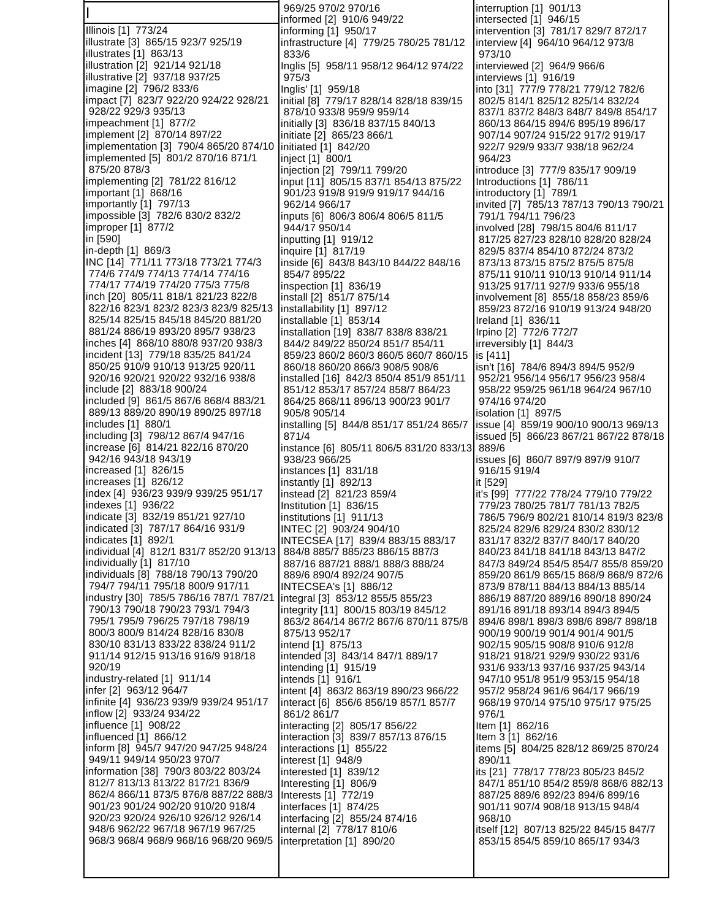# I

Illinois [1] 773/24
illustrate [3] 865/15 923/7 925/19
illustrates [1] 863/13
illustration [2] 921/14 921/18
illustrative [2] 937/18 937/25
imagine [2] 796/2 833/6
impact [7] 823/7 922/20 924/22 928/21 928/22 929/3 935/13
impeachment [1] 877/2
implement [2] 870/14 897/22
implementation [3] 790/4 865/20 874/10
implemented [5] 801/2 870/16 871/1 875/20 878/3
implementing [2] 781/22 816/12
important [1] 868/16
importantly [1] 797/13
impossible [3] 782/6 830/2 832/2
improper [1] 877/2
in [590]
in-depth [1] 869/3
INC [14] 771/11 773/18 773/21 774/3 774/6 774/9 774/13 774/14 774/16 774/17 774/19 774/20 775/3 775/8
inch [20] 805/11 818/1 821/23 822/8 822/16 823/1 823/2 823/3 823/9 825/13 825/14 825/15 845/18 845/20 881/20 881/24 886/19 893/20 895/7 938/23
inches [4] 868/10 880/8 937/20 938/3
incident [13] 779/18 835/25 841/24 850/25 910/9 910/13 913/25 920/11 920/16 920/21 920/22 932/16 938/8
include [2] 883/18 900/24
included [9] 861/5 867/6 868/4 883/21 889/13 889/20 890/19 890/25 897/18
includes [1] 880/1
including [3] 798/12 867/4 947/16
increase [6] 814/21 822/16 870/20 942/16 943/18 943/19
increased [1] 826/15
increases [1] 826/12
index [4] 936/23 939/9 939/25 951/17
indexes [1] 936/22
indicate [3] 832/19 851/21 927/10
indicated [3] 787/17 864/16 931/9
indicates [1] 892/1
individual [4] 812/1 831/7 852/20 913/13
individually [1] 817/10
individuals [8] 788/18 790/13 790/20 794/7 794/11 795/18 800/9 917/11
industry [30] 785/5 786/16 787/1 787/21 790/13 790/18 790/23 793/1 794/3 795/1 795/9 796/25 797/18 798/19 800/3 800/9 814/24 828/16 830/8 830/10 831/13 833/22 838/24 911/2 911/14 912/15 913/16 916/9 918/18 920/19
industry-related [1] 911/14
infer [2] 963/12 964/7
infinite [4] 936/23 939/9 939/24 951/17
inflow [2] 933/24 934/22
influence [1] 908/22
influenced [1] 866/12
inform [8] 945/7 947/20 947/25 948/24 949/11 949/14 950/23 970/7
information [38] 790/3 803/22 803/24 812/7 813/13 813/22 817/21 836/9 862/4 866/11 873/5 876/8 887/22 888/3 901/23 901/24 902/20 910/20 918/4 920/23 920/24 926/10 926/12 926/14 948/6 962/22 967/18 967/19 967/25 968/3 968/4 968/9 968/16 968/20 969/5 969/25 970/2 970/16
informed [2] 910/6 949/22
informing [1] 950/17
infrastructure [4] 779/25 780/25 781/12 833/6
Inglis [5] 958/11 958/12 964/12 974/22 975/3
Inglis' [1] 959/18
initial [8] 779/17 828/14 828/18 839/15 878/10 933/8 959/9 959/14
initially [3] 836/18 837/15 840/13
initiate [2] 865/23 866/1
initiated [1] 842/20
inject [1] 800/1
injection [2] 799/11 799/20
input [11] 805/15 837/1 854/13 875/22 901/23 919/8 919/9 919/17 944/16 962/14 966/17
inputs [6] 806/3 806/4 806/5 811/5 944/17 950/14
inputting [1] 919/12
inquire [1] 817/19
inside [6] 843/8 843/10 844/22 848/16 854/7 895/22
inspection [1] 836/19
install [2] 851/7 875/14
installability [1] 897/12
installable [1] 853/14
installation [19] 838/7 838/8 838/21 844/2 849/22 850/24 851/7 854/11 859/23 860/2 860/3 860/5 860/7 860/15 860/18 860/20 866/3 908/5 908/6
installed [16] 842/3 850/4 851/9 851/11 851/12 853/17 857/24 858/7 864/23 864/25 868/11 896/13 900/23 901/7 905/8 905/14
installing [5] 844/8 851/17 851/24 865/7 871/4
instance [6] 805/11 806/5 831/20 833/13 938/23 966/25
instances [1] 831/18
instantly [1] 892/13
instead [2] 821/23 859/4
Institution [1] 836/15
institutions [1] 911/13
INTEC [2] 903/24 904/10
INTECSEA [17] 839/4 883/15 883/17 884/8 885/7 885/23 886/15 887/3 887/16 887/21 888/1 888/3 888/24 889/6 890/4 892/24 907/5
INTECSEA's [1] 886/12
integral [3] 853/12 855/5 855/23
integrity [11] 800/15 803/19 845/12 863/2 864/14 867/2 867/6 870/11 875/8 875/13 952/17
intend [1] 875/13
intended [3] 843/14 847/1 889/17
intending [1] 915/19
intends [1] 916/1
intent [4] 863/2 863/19 890/23 966/22
interact [6] 856/6 856/19 857/1 857/7 861/2 861/7
interacting [2] 805/17 856/22
interaction [3] 839/7 857/13 876/15
interactions [1] 855/22
interest [1] 948/9
interested [1] 839/12
Interesting [1] 806/9
Interests [1] 772/19
interfaces [1] 874/25
interfacing [2] 855/24 874/16
internal [2] 778/17 810/6
interpretation [1] 890/20
interruption [1] 901/13
intersected [1] 946/15
intervention [3] 781/17 829/7 872/17
interview [4] 964/10 964/12 973/8 973/10
interviewed [2] 964/9 966/6
interviews [1] 916/19
into [31] 777/9 778/21 779/12 782/6 802/5 814/1 825/12 825/14 832/24 837/1 837/2 848/3 848/7 849/8 854/17 860/13 864/15 894/6 895/19 896/17 907/14 907/24 915/22 917/2 919/17 922/7 929/9 933/7 938/18 962/24 964/23
introduce [3] 777/9 835/17 909/19
Introductions [1] 786/11
introductory [1] 789/1
invited [7] 785/13 787/13 790/13 790/21 791/1 794/11 796/23
involved [28] 798/15 804/6 811/17 817/25 827/23 828/10 828/20 828/24 829/5 837/4 854/10 872/24 873/2 873/13 873/15 875/2 875/5 875/8 875/11 910/11 910/13 910/14 911/14 913/25 917/11 927/9 933/6 955/18
involvement [8] 855/18 858/23 859/6 859/23 872/16 910/19 913/24 948/20
Ireland [1] 836/11
Irpino [2] 772/6 772/7
irreversibly [1] 844/3
is [411]
isn't [16] 784/6 894/3 894/5 952/9 952/21 956/14 956/17 956/23 958/4 958/22 959/25 961/18 964/24 967/10 974/16 974/20
isolation [1] 897/5
issue [4] 859/19 900/10 900/13 969/13
issued [5] 866/23 867/21 867/22 878/18 889/6
issues [6] 860/7 897/9 897/9 910/7 916/15 919/4
it [529]
it's [99] 777/22 778/24 779/10 779/22 779/23 780/25 781/7 781/13 782/5 786/5 796/9 802/21 810/14 819/3 823/8 825/24 829/6 829/24 830/2 830/12 831/17 832/2 837/7 840/17 840/20 840/23 841/18 841/18 843/13 847/2 847/3 849/24 854/5 854/7 855/8 859/20 859/20 861/9 865/15 868/9 868/9 872/6 873/9 878/11 884/13 884/13 885/14 886/19 887/20 889/16 890/18 890/24 891/16 891/18 893/14 894/3 894/5 894/6 898/1 898/3 898/6 898/7 898/18 900/19 900/19 901/4 901/4 901/5 902/15 905/15 908/8 910/6 912/8 918/21 918/21 929/9 930/22 931/6 931/6 933/13 937/16 937/25 943/14 947/10 951/8 951/9 953/15 954/18 957/2 958/24 961/6 964/17 966/19 968/19 970/14 975/10 975/17 975/25 976/1
Item [1] 862/16
Item 3 [1] 862/16
items [5] 804/25 828/12 869/25 870/24 890/11
its [21] 778/17 778/23 805/23 845/2 847/1 851/10 854/2 859/8 868/6 882/13 887/25 889/6 892/23 894/6 899/16 901/11 907/4 908/18 913/15 948/4 968/10
itself [12] 807/13 825/22 845/15 847/7 853/15 854/5 859/10 865/17 934/3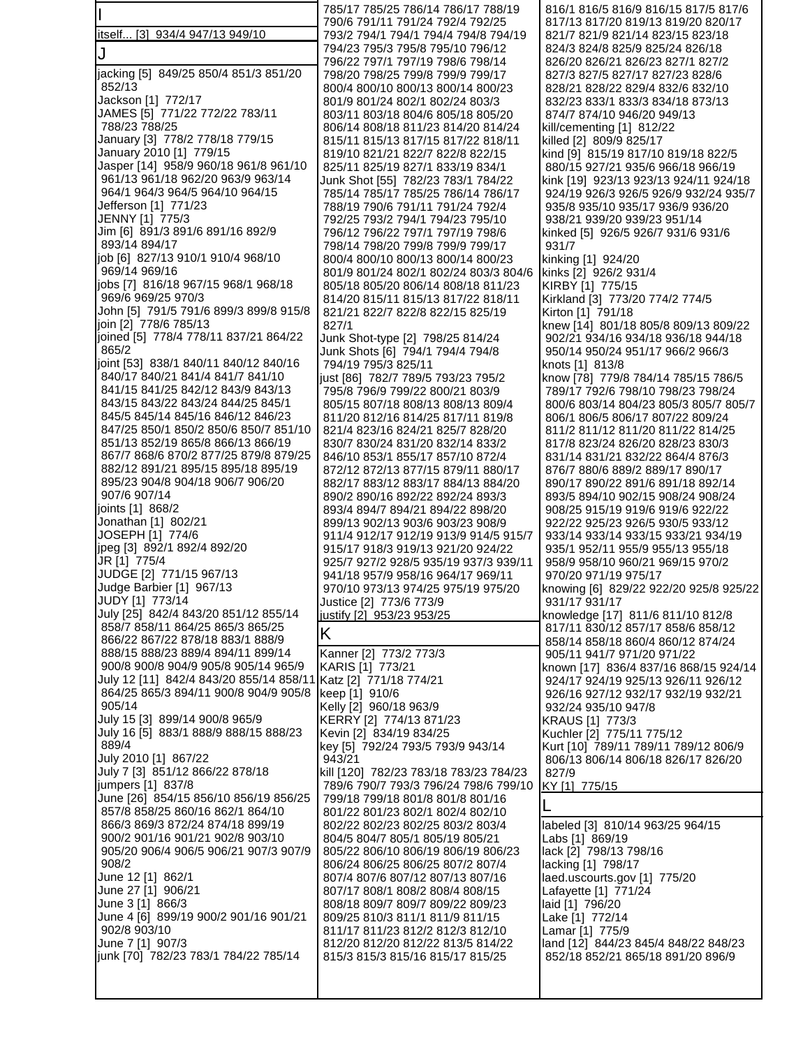## I

itself... [3] 934/4 947/13 949/10

## J

jacking [5] 849/25 850/4 851/3 851/20 852/13
Jackson [1] 772/17
JAMES [5] 771/22 772/22 783/11 788/23 788/25
January [3] 778/2 778/18 779/15
January 2010 [1] 779/15
Jasper [14] 958/9 960/18 961/8 961/10 961/13 961/18 962/20 963/9 963/14 964/1 964/3 964/5 964/10 964/15
Jefferson [1] 771/23
JENNY [1] 775/3
Jim [6] 891/3 891/6 891/16 892/9 893/14 894/17
job [6] 827/13 910/1 910/4 968/10 969/14 969/16
jobs [7] 816/18 967/15 968/1 968/18 969/6 969/25 970/3
John [5] 791/5 791/6 899/3 899/8 915/8
join [2] 778/6 785/13
joined [5] 778/4 778/11 837/21 864/22 865/2
joint [53] 838/1 840/11 840/12 840/16 840/17 840/21 841/4 841/7 841/10 841/15 841/25 842/12 843/9 843/13 843/15 843/22 843/24 844/25 845/1 845/5 845/14 845/16 846/12 846/23 847/25 850/1 850/2 850/6 850/7 851/10 851/13 852/19 865/8 866/13 866/19 867/7 868/6 870/2 877/25 879/8 879/25 882/12 891/21 895/15 895/18 895/19 895/23 904/8 904/18 906/7 906/20 907/6 907/14
joints [1] 868/2
Jonathan [1] 802/21
JOSEPH [1] 774/6
jpeg [3] 892/1 892/4 892/20
JR [1] 775/4
JUDGE [2] 771/15 967/13
Judge Barbier [1] 967/13
JUDY [1] 773/14
July [25] 842/4 843/20 851/12 855/14 858/7 858/11 864/25 865/3 865/25 866/22 867/22 878/18 883/1 888/9 888/15 888/23 889/4 894/11 899/14 900/8 900/8 904/9 905/8 905/14 965/9
July 12 [11] 842/4 843/20 855/14 858/11 864/25 865/3 894/11 900/8 904/9 905/8 905/14
July 15 [3] 899/14 900/8 965/9
July 16 [5] 883/1 888/9 888/15 888/23 889/4
July 2010 [1] 867/22
July 7 [3] 851/12 866/22 878/18
jumpers [1] 837/8
June [26] 854/15 856/10 856/19 856/25 857/8 858/25 860/16 862/1 864/10 866/3 869/3 872/24 874/18 899/19 900/2 901/16 901/21 902/8 903/10 905/20 906/4 906/5 906/21 907/3 907/9 908/2
June 12 [1] 862/1
June 27 [1] 906/21
June 3 [1] 866/3
June 4 [6] 899/19 900/2 901/16 901/21 902/8 903/10
June 7 [1] 907/3
junk [70] 782/23 783/1 784/22 785/14 785/17 785/25 786/14 786/17 788/19 790/6 791/11 791/24 792/4 792/25 793/2 794/1 794/1 794/4 794/8 794/19 794/23 795/3 795/8 795/10 796/12 796/22 797/1 797/19 798/6 798/14 798/20 798/25 799/8 799/9 799/17 800/4 800/10 800/13 800/14 800/23 801/9 801/24 802/1 802/24 803/3 803/11 803/18 804/6 805/18 805/20 806/14 808/18 811/23 814/20 814/24 815/11 815/13 817/15 817/22 818/11 819/10 821/21 822/7 822/8 822/15 825/11 825/19 827/1 833/19 834/1
Junk Shot [55] 782/23 783/1 784/22 785/14 785/17 785/25 786/14 786/17 788/19 790/6 791/11 791/24 792/4 792/25 793/2 794/1 794/23 795/10 796/12 796/22 797/1 797/19 798/6 798/14 798/20 799/8 799/9 799/17 800/4 800/10 800/13 800/14 800/23 801/9 801/24 802/1 802/24 803/3 804/6 805/18 805/20 806/14 808/18 811/23 814/20 815/11 815/13 817/22 818/11 821/21 822/7 822/8 822/15 825/19 827/1
Junk Shot-type [2] 798/25 814/24
Junk Shots [6] 794/1 794/4 794/8 794/19 795/3 825/11
just [86] 782/7 789/5 793/23 795/2 795/8 796/9 799/22 800/21 803/9 805/15 807/18 808/13 808/13 809/4 811/20 812/16 814/25 817/11 819/8 821/4 823/16 824/21 825/7 828/20 830/7 830/24 831/20 832/14 833/2 846/10 853/1 855/17 857/10 872/4 872/12 872/13 877/15 879/11 880/17 882/17 883/12 883/17 884/13 884/20 890/2 890/16 892/22 892/24 893/3 893/4 894/7 894/21 894/22 898/20 899/13 902/13 903/6 903/23 908/9 911/4 912/17 912/19 913/9 914/5 915/7 915/17 918/3 919/13 921/20 924/22 925/7 927/2 928/5 935/19 937/3 939/11 941/18 957/9 958/16 964/17 969/11 970/10 973/13 974/25 975/19 975/20
Justice [2] 773/6 773/9
justify [2] 953/23 953/25

## K

Kanner [2] 773/2 773/3
KARIS [1] 773/21
Katz [2] 771/18 774/21
keep [1] 910/6
Kelly [2] 960/18 963/9
KERRY [2] 774/13 871/23
Kevin [2] 834/19 834/25
key [5] 792/24 793/5 793/9 943/14 943/21
kill [120] 782/23 783/18 783/23 784/23 789/6 790/7 793/3 796/24 798/6 799/10 799/18 799/18 801/8 801/8 801/16 801/22 801/23 802/1 802/4 802/10 802/22 802/23 802/25 803/2 803/4 804/5 804/7 805/1 805/19 805/21 805/22 806/10 806/19 806/19 806/23 806/24 806/25 806/25 807/2 807/4 807/4 807/6 807/12 807/13 807/16 807/17 808/1 808/2 808/4 808/15 808/18 809/7 809/7 809/22 809/23 809/25 810/3 811/1 811/9 811/15 811/17 811/23 812/2 812/3 812/10 812/20 812/20 812/22 813/5 814/22 815/3 815/3 815/16 815/17 815/25 816/1 816/5 816/9 816/15 817/5 817/6 817/13 817/20 819/13 819/20 820/17 821/7 821/9 821/14 823/15 823/18 824/3 824/8 825/9 825/24 826/18 826/20 826/21 826/23 827/1 827/2 827/3 827/5 827/17 827/23 828/6 828/21 828/22 829/4 832/6 832/10 832/23 833/1 833/3 834/18 873/13 874/7 874/10 946/20 949/13
kill/cementing [1] 812/22
killed [2] 809/9 825/17
kind [9] 815/19 817/10 819/18 822/5 880/15 927/21 935/6 966/18 966/19
kink [19] 923/13 923/13 924/11 924/18 924/19 926/3 926/5 926/9 932/24 935/7 935/8 935/10 935/17 936/9 936/20 938/21 939/20 939/23 951/14
kinked [5] 926/5 926/7 931/6 931/6 931/7
kinking [1] 924/20
kinks [2] 926/2 931/4
KIRBY [1] 775/15
Kirkland [3] 773/20 774/2 774/5
Kirton [1] 791/18
knew [14] 801/18 805/8 809/13 809/22 902/21 934/16 934/18 936/18 944/18 950/14 950/24 951/17 966/2 966/3
knots [1] 813/8
know [78] 779/8 784/14 785/15 786/5 789/17 792/6 798/10 798/23 798/24 800/6 803/14 804/23 805/3 805/7 805/7 806/1 806/5 806/17 807/22 809/24 811/2 811/12 811/20 811/22 814/25 817/8 823/24 826/20 828/23 830/3 831/14 831/21 832/22 864/4 876/3 876/7 880/6 889/2 889/17 890/17 890/17 890/22 891/6 891/18 892/14 893/5 894/10 902/15 908/24 908/24 908/25 915/19 919/6 919/6 922/22 922/22 925/23 926/5 930/5 933/12 933/14 933/15 933/21 934/19 935/1 952/11 955/9 955/13 955/18 958/9 958/10 960/21 969/15 970/2 970/20 971/19 975/17
knowing [6] 829/22 922/20 925/8 925/22 931/17 931/17
knowledge [17] 811/6 811/10 812/8 817/11 830/12 857/17 858/6 858/12 858/14 858/18 860/4 860/12 874/24 905/11 941/7 971/20 971/22
known [17] 836/4 837/16 868/15 924/14 924/17 924/19 925/13 926/11 926/12 926/16 927/12 932/17 932/19 932/21 932/24 935/10 947/8
KRAUS [1] 773/3
Kuchler [2] 775/11 775/12
Kurt [10] 789/11 789/11 789/12 806/9 806/13 806/14 806/18 826/17 826/20 827/9
KY [1] 775/15

## L

labeled [3] 810/14 963/25 964/15
Labs [1] 869/19
lack [2] 798/13 798/16
lacking [1] 798/17
laed.uscourts.gov [1] 775/20
Lafayette [1] 771/24
laid [1] 796/20
Lake [1] 772/14
Lamar [1] 775/9
land [12] 844/23 845/4 848/22 848/23 852/18 852/21 865/18 891/20 896/9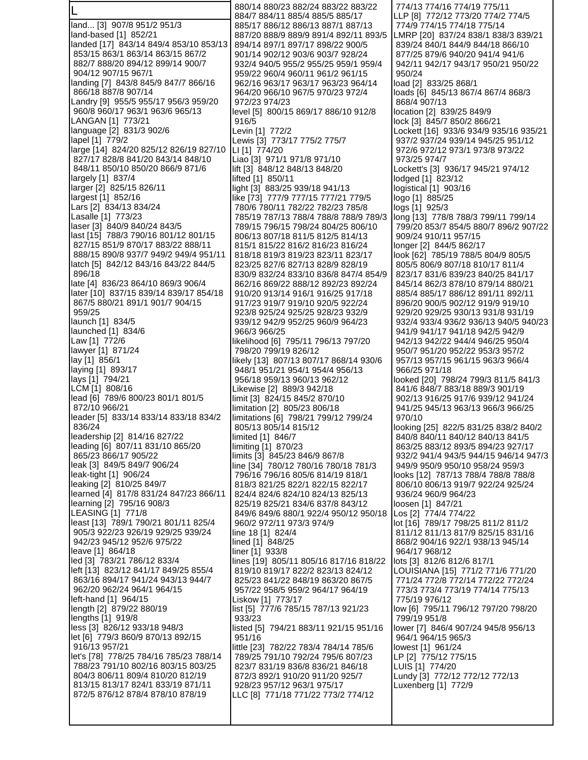# L

land... [3] 907/8 951/2 951/3
land-based [1] 852/21
landed [17] 843/14 849/4 853/10 853/13 853/15 863/1 863/14 863/15 867/2 882/7 888/20 894/12 899/14 900/7 904/12 907/15 967/1
landing [7] 843/8 845/9 847/7 866/16 866/18 887/8 907/14
Landry [9] 955/5 955/17 956/3 959/20 960/8 960/17 963/1 963/6 965/13
LANGAN [1] 773/21
language [2] 831/3 902/6
lapel [1] 779/2
large [14] 824/20 825/12 826/19 827/10 827/17 828/8 841/20 843/14 848/10 848/11 850/10 850/20 866/9 871/6
largely [1] 837/4
larger [2] 825/15 826/11
largest [1] 852/16
Lars [2] 834/13 834/24
Lasalle [1] 773/23
laser [3] 840/9 840/24 843/5
last [15] 788/3 790/16 801/12 801/15 827/15 851/9 870/17 883/22 888/11 888/15 890/8 937/7 949/2 949/4 951/11
latch [5] 842/12 843/16 843/22 844/5 896/18
late [4] 836/23 864/10 869/3 906/4
later [10] 837/15 839/14 839/17 854/18 867/5 880/21 891/1 901/7 904/15 959/25
launch [1] 834/5
launched [1] 834/6
Law [1] 772/6
lawyer [1] 871/24
lay [1] 856/1
laying [1] 893/17
lays [1] 794/21
LCM [1] 808/16
lead [6] 789/6 800/23 801/1 801/5 872/10 966/21
leader [5] 833/14 833/14 833/18 834/2 836/24
leadership [2] 814/16 827/22
leading [6] 807/11 831/10 865/20 865/23 866/17 905/22
leak [3] 849/5 849/7 906/24
leak-tight [1] 906/24
leaking [2] 810/25 849/7
learned [4] 817/8 831/24 847/23 866/11
learning [2] 795/16 908/3
LEASING [1] 771/8
least [13] 789/1 790/21 801/11 825/4 905/3 922/23 926/19 929/25 939/24 942/23 945/12 952/6 975/22
leave [1] 864/18
led [3] 783/21 786/12 833/4
left [13] 823/12 841/17 849/25 855/4 863/16 894/17 941/24 943/13 944/7 962/20 962/24 964/1 964/15
left-hand [1] 964/15
length [2] 879/22 880/19
lengths [1] 919/8
less [3] 826/12 933/18 948/3
let [6] 779/3 860/9 870/13 892/15 916/13 957/21
let's [78] 778/25 784/16 785/23 788/14 788/23 791/10 802/16 803/15 803/25 804/3 806/11 809/4 810/20 812/19 813/15 813/17 824/1 833/19 871/11 872/5 876/12 878/4 878/10 878/19 880/14 880/23 882/24 883/22 883/22 884/7 884/11 885/4 885/5 885/17 885/17 886/12 886/13 887/1 887/13 887/20 888/9 889/9 891/4 892/11 893/5 894/14 897/1 897/17 898/22 900/5 901/14 902/12 903/6 903/7 928/24 932/4 940/5 955/2 955/25 959/1 959/4 959/22 960/4 960/11 961/2 961/15 962/16 963/17 963/17 963/23 964/14 964/20 966/10 967/5 970/23 972/4 972/23 974/23
level [5] 800/15 869/17 886/10 912/8 916/5
Levin [1] 772/2
Lewis [3] 773/17 775/2 775/7
LI [1] 774/20
Liao [3] 971/1 971/8 971/10
lift [3] 848/12 848/13 848/20
lifted [1] 850/11
light [3] 883/25 939/18 941/13
like [73] 777/9 777/15 777/21 779/5 780/6 780/11 782/22 782/23 785/8 785/19 787/13 788/4 788/8 788/9 789/3 789/15 796/15 798/24 804/25 806/10 806/13 807/18 811/5 812/5 814/13 815/1 815/22 816/2 816/23 816/24 818/18 819/3 819/23 823/11 823/17 823/25 827/6 827/13 828/9 828/19 830/9 832/24 833/10 836/8 847/4 854/9 862/16 869/22 888/12 892/23 892/24 910/20 913/14 916/1 916/25 917/18 917/23 919/7 919/10 920/5 922/24 923/8 925/24 925/25 928/23 932/9 939/12 942/9 952/25 960/9 964/23 966/3 966/25
likelihood [6] 795/11 796/13 797/20 798/20 799/19 826/12
likely [13] 807/13 807/17 868/14 930/6 948/1 951/21 954/1 954/4 956/13 956/18 959/13 960/13 962/12
Likewise [2] 889/3 942/18
limit [3] 824/15 845/2 870/10
limitation [2] 805/23 806/18
limitations [6] 798/21 799/12 799/24 805/13 805/14 815/12
limited [1] 846/7
limiting [1] 870/23
limits [3] 845/23 846/9 867/8
line [34] 780/12 780/16 780/18 781/3 796/16 796/16 805/6 814/19 818/1 818/3 821/25 822/1 822/15 822/17 824/4 824/6 824/10 824/13 825/13 825/19 825/21 834/6 837/8 843/12 849/6 849/6 880/1 922/4 950/12 950/18 960/2 972/11 973/3 974/9
line 18 [1] 824/4
lined [1] 848/25
liner [1] 933/8
lines [19] 805/11 805/16 817/16 818/22 819/10 819/17 822/2 823/13 824/12 825/23 841/22 848/19 863/20 867/5 957/22 958/5 959/2 964/17 964/19
Liskow [1] 773/17
list [5] 777/6 785/15 787/13 921/23 933/23
listed [5] 794/21 883/11 921/15 951/16 951/16
little [23] 782/22 783/4 784/14 785/6 789/25 791/10 792/24 795/6 807/23 823/7 831/19 836/8 836/21 846/18 872/3 892/1 910/20 911/20 925/7 928/23 957/12 963/1 975/17
LLC [8] 771/18 771/22 773/2 774/12 774/13 774/16 774/19 775/11
LLP [8] 772/12 773/20 774/2 774/5 774/9 774/15 774/18 775/14
LMRP [20] 837/24 838/1 838/3 839/21 839/24 840/1 844/9 844/18 866/10 877/25 879/6 940/20 941/4 941/6 942/11 942/17 943/17 950/21 950/22 950/24
load [2] 833/25 868/1
loads [6] 845/13 867/4 867/4 868/3 868/4 907/13
location [2] 839/25 849/9
lock [3] 845/7 850/2 866/21
Lockett [16] 933/6 934/9 935/16 935/21 937/2 937/24 939/14 945/25 951/12 972/6 972/12 973/1 973/8 973/22 973/25 974/7
Lockett's [3] 936/17 945/21 974/12
lodged [1] 823/12
logistical [1] 903/16
logo [1] 885/25
logs [1] 925/3
long [13] 778/8 788/3 799/11 799/14 799/20 853/7 854/5 880/7 896/2 907/22 909/24 910/11 957/15
longer [2] 844/5 862/17
look [62] 785/19 788/5 804/9 805/5 805/5 806/9 807/18 810/17 811/4 823/17 831/6 839/23 840/25 841/17 845/14 862/3 878/10 879/14 880/21 885/4 885/17 886/12 891/11 892/11 896/20 900/5 902/12 919/9 919/10 929/20 929/25 930/13 931/8 931/19 932/4 933/4 936/2 936/13 940/5 940/23 941/9 941/17 941/18 942/5 942/9 942/13 942/22 944/4 946/25 950/4 950/7 951/20 952/22 953/3 957/2 957/13 957/15 961/15 963/3 966/4 966/25 971/18
looked [20] 798/24 799/3 811/5 841/3 841/6 848/7 883/18 889/3 901/19 902/13 916/25 917/6 939/12 941/24 941/25 945/13 963/13 966/3 966/25 970/10
looking [25] 822/5 831/25 838/2 840/2 840/8 840/11 840/12 840/13 841/5 863/25 883/12 893/5 894/23 927/17 932/2 941/4 943/5 944/15 946/14 947/3 949/9 950/9 950/10 958/24 959/3
looks [12] 787/13 788/4 788/8 788/8 806/10 806/13 919/7 922/24 925/24 936/24 960/9 964/23
loosen [1] 847/21
Los [2] 774/4 774/22
lot [16] 789/17 798/25 811/2 811/2 811/12 811/13 817/9 825/15 831/16 868/2 904/16 922/1 938/13 945/14 964/17 968/12
lots [3] 812/6 812/6 871/1
LOUISIANA [15] 771/2 771/6 771/20 771/24 772/8 772/14 772/22 772/24 773/3 773/4 773/19 774/14 775/13 775/19 976/12
low [6] 795/11 796/12 797/20 798/20 799/19 951/8
lower [7] 846/4 907/24 945/8 956/13 964/1 964/15 965/3
lowest [1] 961/24
LP [2] 775/12 775/15
LUIS [1] 774/20
Lundy [3] 772/12 772/12 772/13
Luxenberg [1] 772/9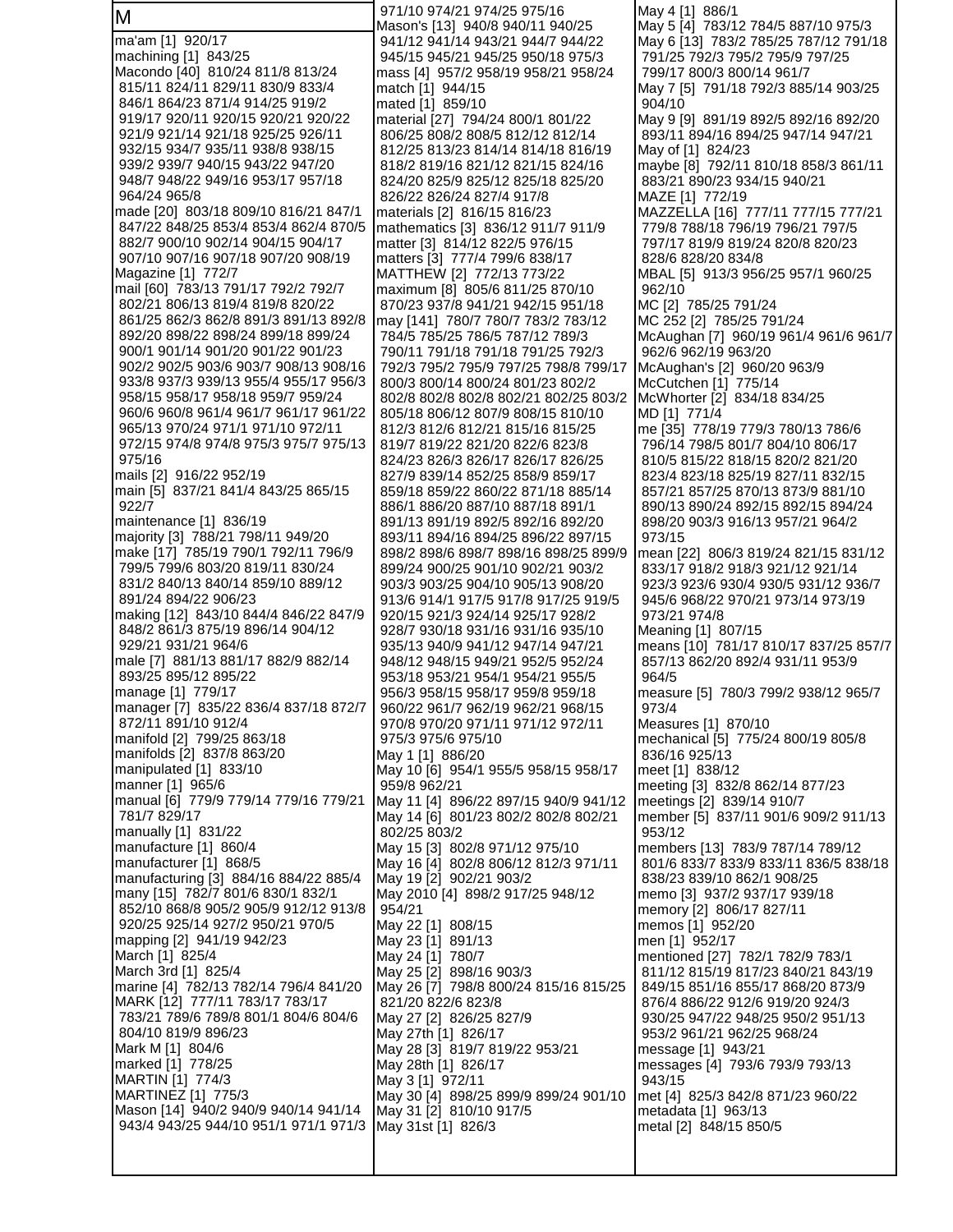# M

ma'am [1] 920/17
machining [1] 843/25
Macondo [40] 810/24 811/8 813/24 815/11 824/11 829/11 830/9 833/4 846/1 864/23 871/4 914/25 919/2 919/17 920/11 920/15 920/21 920/22 921/9 921/14 921/18 925/25 926/11 932/15 934/7 935/11 938/8 938/15 939/2 939/7 940/15 943/22 947/20 948/7 948/22 949/16 953/17 957/18 964/24 965/8
made [20] 803/18 809/10 816/21 847/1 847/22 848/25 853/4 853/4 862/4 870/5 882/7 900/10 902/14 904/15 904/17 907/10 907/16 907/18 907/20 908/19
Magazine [1] 772/7
mail [60] 783/13 791/17 792/2 792/7 802/21 806/13 819/4 819/8 820/22 861/25 862/3 862/8 891/3 891/13 892/8 892/20 898/22 898/24 899/18 899/24 900/1 901/14 901/20 901/22 901/23 902/2 902/5 903/6 903/7 908/13 908/16 933/8 937/3 939/13 955/4 955/17 956/3 958/15 958/17 958/18 959/7 959/24 960/6 960/8 961/4 961/7 961/17 961/22 965/13 970/24 971/1 971/10 972/11 972/15 974/8 974/8 975/3 975/7 975/13 975/16
mails [2] 916/22 952/19
main [5] 837/21 841/4 843/25 865/15 922/7
maintenance [1] 836/19
majority [3] 788/21 798/11 949/20
make [17] 785/19 790/1 792/11 796/9 799/5 799/6 803/20 819/11 830/24 831/2 840/13 840/14 859/10 889/12 891/24 894/22 906/23
making [12] 843/10 844/4 846/2 847/9 848/2 861/3 875/19 896/14 904/12 929/21 931/21 964/6
male [7] 881/13 881/17 882/9 882/14 893/25 895/12 895/22
manage [1] 779/17
manager [7] 835/22 836/4 837/18 872/7 872/11 891/10 912/4
manifold [2] 799/25 863/18
manifolds [2] 837/8 863/20
manipulated [1] 833/10
manner [1] 965/6
manual [6] 779/9 779/14 779/16 779/21 781/7 829/17
manually [1] 831/22
manufacture [1] 860/4
manufacturer [1] 868/5
manufacturing [3] 884/16 884/22 885/4
many [15] 782/7 801/6 830/1 832/1 852/10 868/8 905/2 905/9 912/12 913/8 920/25 925/14 927/2 950/21 970/5
mapping [2] 941/19 942/23
March [1] 825/4
March 3rd [1] 825/4
marine [4] 782/13 782/14 796/4 841/20
MARK [12] 777/11 783/17 783/17 783/21 789/6 789/8 801/1 804/6 804/6 804/10 819/9 896/23
Mark M [1] 804/6
marked [1] 778/25
MARTIN [1] 774/3
MARTINEZ [1] 775/3
Mason [14] 940/2 940/9 940/14 941/14 943/4 943/25 944/10 951/1 971/1 971/3 971/10 974/21 974/25 975/16
Mason's [13] 940/8 940/11 940/25 941/12 941/14 943/21 944/7 944/22 945/15 945/21 945/25 950/18 975/3
mass [4] 957/2 958/19 958/21 958/24
match [1] 944/15
mated [1] 859/10
material [27] 794/24 800/1 801/22 806/25 808/2 808/5 812/12 812/14 812/25 813/23 814/14 814/18 816/19 818/2 819/16 821/12 821/15 824/16 824/20 825/9 825/12 825/18 825/20 826/22 826/24 827/4 917/8
materials [2] 816/15 816/23
mathematics [3] 836/12 911/7 911/9
matter [3] 814/12 822/5 976/15
matters [3] 777/4 799/6 838/17
MATTHEW [2] 772/13 773/22
maximum [8] 805/6 811/25 870/10 870/23 937/8 941/21 942/15 951/18
may [141] 780/7 780/7 783/2 783/12 784/5 785/25 786/5 787/12 789/3 790/11 791/18 791/18 791/25 792/3 792/3 795/2 795/9 797/25 798/8 799/17 800/3 800/14 800/24 801/23 802/2 802/8 802/8 802/8 802/21 802/25 803/2 805/18 806/12 807/9 808/15 810/10 812/3 812/6 812/21 815/16 815/25 819/7 819/22 821/20 822/6 823/8 824/23 826/3 826/17 826/17 826/25 827/9 839/14 852/25 858/9 859/17 859/18 859/22 860/22 871/18 885/14 886/1 886/20 887/10 887/18 891/1 891/13 891/19 892/5 892/16 892/20 893/11 894/16 894/25 896/22 897/15 898/2 898/6 898/7 898/16 898/25 899/9 899/24 900/25 901/10 902/21 903/2 903/3 903/25 904/10 905/13 908/20 913/6 914/1 917/5 917/8 917/25 919/5 920/15 921/3 924/14 925/17 928/2 928/7 930/18 931/16 931/16 935/10 935/13 940/9 941/12 947/14 947/21 948/12 948/15 949/21 952/5 952/24 953/18 953/21 954/1 954/21 955/5 956/3 958/15 958/17 959/8 959/18 960/22 961/7 962/19 962/21 968/15 970/8 970/20 971/11 971/12 972/11 975/3 975/6 975/10
May 1 [1] 886/20
May 10 [6] 954/1 955/5 958/15 958/17 959/8 962/21
May 11 [4] 896/22 897/15 940/9 941/12
May 14 [6] 801/23 802/2 802/8 802/21 802/25 803/2
May 15 [3] 802/8 971/12 975/10
May 16 [4] 802/8 806/12 812/3 971/11
May 19 [2] 902/21 903/2
May 2010 [4] 898/2 917/25 948/12 954/21
May 22 [1] 808/15
May 23 [1] 891/13
May 24 [1] 780/7
May 25 [2] 898/16 903/3
May 26 [7] 798/8 800/24 815/16 815/25 821/20 822/6 823/8
May 27 [2] 826/25 827/9
May 27th [1] 826/17
May 28 [3] 819/7 819/22 953/21
May 28th [1] 826/17
May 3 [1] 972/11
May 30 [4] 898/25 899/9 899/24 901/10
May 31 [2] 810/10 917/5
May 31st [1] 826/3
May 4 [1] 886/1
May 5 [4] 783/12 784/5 887/10 975/3
May 6 [13] 783/2 785/25 787/12 791/18 791/25 792/3 795/2 795/9 797/25 799/17 800/3 800/14 961/7
May 7 [5] 791/18 792/3 885/14 903/25 904/10
May 9 [9] 891/19 892/5 892/16 892/20 893/11 894/16 894/25 947/14 947/21
May of [1] 824/23
maybe [8] 792/11 810/18 858/3 861/11 883/21 890/23 934/15 940/21
MAZE [1] 772/19
MAZZELLA [16] 777/11 777/15 777/21 779/8 788/18 796/19 796/21 797/5 797/17 819/9 819/24 820/8 820/23 828/6 828/20 834/8
MBAL [5] 913/3 956/25 957/1 960/25 962/10
MC [2] 785/25 791/24
MC 252 [2] 785/25 791/24
McAughan [7] 960/19 961/4 961/6 961/7 962/6 962/19 963/20
McAughan's [2] 960/20 963/9
McCutchen [1] 775/14
McWhorter [2] 834/18 834/25
MD [1] 771/4
me [35] 778/19 779/3 780/13 786/6 796/14 798/5 801/7 804/10 806/17 810/5 815/22 818/15 820/2 821/20 823/4 823/18 825/19 827/11 832/15 857/21 857/25 870/13 873/9 881/10 890/13 890/24 892/15 892/15 894/24 898/20 903/3 916/13 957/21 964/2 973/15
mean [22] 806/3 819/24 821/15 831/12 833/17 918/2 918/3 921/12 921/14 923/3 923/6 930/4 930/5 931/12 936/7 945/6 968/22 970/21 973/14 973/19 973/21 974/8
Meaning [1] 807/15
means [10] 781/17 810/17 837/25 857/7 857/13 862/20 892/4 931/11 953/9 964/5
measure [5] 780/3 799/2 938/12 965/7 973/4
Measures [1] 870/10
mechanical [5] 775/24 800/19 805/8 836/16 925/13
meet [1] 838/12
meeting [3] 832/8 862/14 877/23
meetings [2] 839/14 910/7
member [5] 837/11 901/6 909/2 911/13 953/12
members [13] 783/9 787/14 789/12 801/6 833/7 833/9 833/11 836/5 838/18 838/23 839/10 862/1 908/25
memo [3] 937/2 937/17 939/18
memory [2] 806/17 827/11
memos [1] 952/20
men [1] 952/17
mentioned [27] 782/1 782/9 783/1 811/12 815/19 817/23 840/21 843/19 849/15 851/16 855/17 868/20 873/9 876/4 886/22 912/6 919/20 924/3 930/25 947/22 948/25 950/2 951/13 953/2 961/21 962/25 968/24
message [1] 943/21
messages [4] 793/6 793/9 793/13 943/15
met [4] 825/3 842/8 871/23 960/22
metadata [1] 963/13
metal [2] 848/15 850/5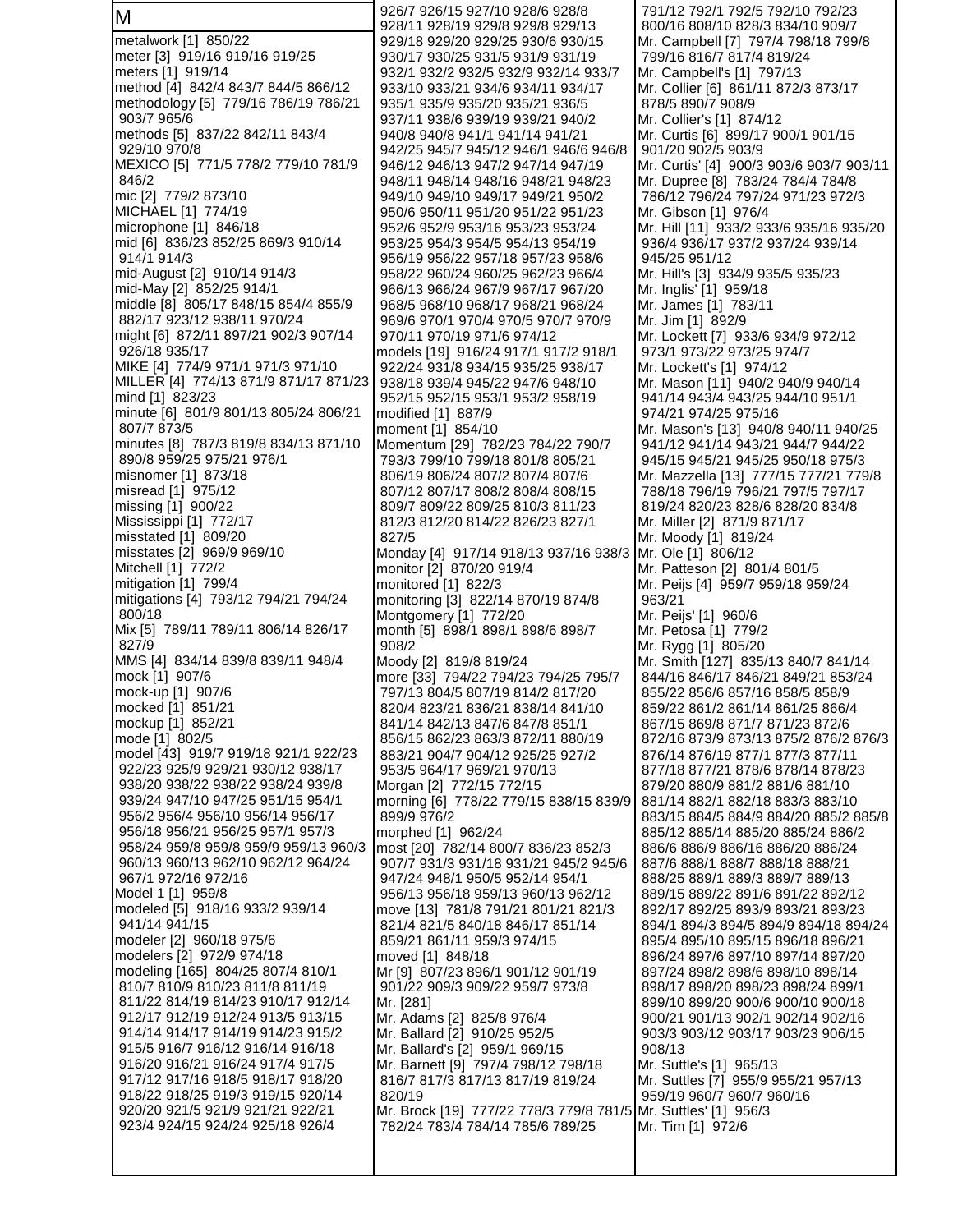# M

metalwork [1] 850/22
meter [3] 919/16 919/16 919/25
meters [1] 919/14
method [4] 842/4 843/7 844/5 866/12
methodology [5] 779/16 786/19 786/21 903/7 965/6
methods [5] 837/22 842/11 843/4 929/10 970/8
MEXICO [5] 771/5 778/2 779/10 781/9 846/2
mic [2] 779/2 873/10
MICHAEL [1] 774/19
microphone [1] 846/18
mid [6] 836/23 852/25 869/3 910/14 914/1 914/3
mid-August [2] 910/14 914/3
mid-May [2] 852/25 914/1
middle [8] 805/17 848/15 854/4 855/9 882/17 923/12 938/11 970/24
might [6] 872/11 897/21 902/3 907/14 926/18 935/17
MIKE [4] 774/9 971/1 971/3 971/10
MILLER [4] 774/13 871/9 871/17 871/23
mind [1] 823/23
minute [6] 801/9 801/13 805/24 806/21 807/7 873/5
minutes [8] 787/3 819/8 834/13 871/10 890/8 959/25 975/21 976/1
misnomer [1] 873/18
misread [1] 975/12
missing [1] 900/22
Mississippi [1] 772/17
misstated [1] 809/20
misstates [2] 969/9 969/10
Mitchell [1] 772/2
mitigation [1] 799/4
mitigations [4] 793/12 794/21 794/24 800/18
Mix [5] 789/11 789/11 806/14 826/17 827/9
MMS [4] 834/14 839/8 839/11 948/4
mock [1] 907/6
mock-up [1] 907/6
mocked [1] 851/21
mockup [1] 852/21
mode [1] 802/5
model [43] 919/7 919/18 921/1 922/23 922/23 925/9 929/21 930/12 938/17 938/20 938/22 938/22 938/24 939/8 939/24 947/10 947/25 951/15 954/1 956/2 956/4 956/10 956/14 956/17 956/18 956/21 956/25 957/1 957/3 958/24 959/8 959/8 959/9 959/13 960/3 960/13 960/13 962/10 962/12 964/24 967/1 972/16 972/16
Model 1 [1] 959/8
modeled [5] 918/16 933/2 939/14 941/14 941/15
modeler [2] 960/18 975/6
modelers [2] 972/9 974/18
modeling [165] 804/25 807/4 810/1 810/7 810/9 810/23 811/8 811/19 811/22 814/19 814/23 910/17 912/14 912/17 912/19 912/24 913/5 913/15 914/14 914/17 914/19 914/23 915/2 915/5 916/7 916/12 916/14 916/18 916/20 916/21 916/24 917/4 917/5 917/12 917/16 918/5 918/17 918/20 918/22 918/25 919/3 919/15 920/14 920/20 921/5 921/9 921/21 922/21 923/4 924/15 924/24 925/18 926/4 926/7 926/15 927/10 928/6 928/8 928/11 928/19 929/8 929/13 929/18 929/20 929/25 930/6 930/15 930/17 930/25 931/5 931/9 931/19 932/1 932/2 932/5 932/9 932/14 933/7 933/10 933/21 934/6 934/11 934/17 935/1 935/9 935/20 935/21 936/5 937/11 938/6 939/19 939/21 940/2 940/8 940/8 941/1 941/14 941/21 942/25 945/7 945/12 946/1 946/6 946/8 946/12 946/13 947/2 947/14 947/19 948/11 948/14 948/16 948/21 948/23 949/10 949/10 949/17 949/21 950/2 950/6 950/11 951/20 951/22 951/23 952/6 952/9 953/16 953/23 953/24 953/25 954/3 954/5 954/13 954/19 956/19 956/22 957/18 957/23 958/6 958/22 960/24 960/25 962/23 966/4 966/13 966/24 967/9 967/17 967/20 968/5 968/10 968/17 968/21 968/24 969/6 970/1 970/4 970/5 970/7 970/9 970/11 970/19 971/6 974/12
models [19] 916/24 917/1 917/2 918/1 922/24 931/8 934/15 935/25 938/17 938/18 939/4 945/22 947/6 948/10 952/15 952/15 953/1 953/2 958/19
modified [1] 887/9
moment [1] 854/10
Momentum [29] 782/23 784/22 790/7 793/3 799/10 799/18 801/8 805/21 806/19 806/24 807/2 807/4 807/6 807/12 807/17 808/2 808/4 808/15 809/7 809/22 809/25 810/3 811/23 812/3 812/20 814/22 826/23 827/1 827/5
Monday [4] 917/14 918/13 937/16 938/3
monitor [2] 870/20 919/4
monitored [1] 822/3
monitoring [3] 822/14 870/19 874/8
Montgomery [1] 772/20
month [5] 898/1 898/1 898/6 898/7 908/2
Moody [2] 819/8 819/24
more [33] 794/22 794/23 794/25 795/7 797/13 804/5 807/19 814/2 817/20 820/4 823/21 836/21 838/14 841/10 841/14 842/13 847/6 847/8 851/1 856/15 862/23 863/3 872/11 880/19 883/21 904/7 904/12 925/25 927/2 953/5 964/17 969/21 970/13
Morgan [2] 772/15 772/15
morning [6] 778/22 779/15 838/15 839/9 899/9 976/2
morphed [1] 962/24
most [20] 782/14 800/7 836/23 852/3 907/7 931/3 931/18 931/21 945/2 945/6 947/24 948/1 950/5 952/14 954/1 956/13 956/18 959/13 960/13 962/12
move [13] 781/8 791/21 801/21 821/3 821/4 821/5 840/18 846/17 851/14 859/21 861/11 959/3 974/15
moved [1] 848/18
Mr [9] 807/23 896/1 901/12 901/19 901/22 909/3 909/22 959/7 973/8
Mr. [281]
Mr. Adams [2] 825/8 976/4
Mr. Ballard [2] 910/25 952/5
Mr. Ballard's [2] 959/1 969/15
Mr. Barnett [9] 797/4 798/12 798/18 816/7 817/3 817/13 817/19 819/24 820/19
Mr. Brock [19] 777/22 778/3 779/8 781/5 782/24 783/4 784/14 785/6 789/25 791/12 792/1 792/5 792/10 792/23 800/16 808/10 828/3 834/10 909/7
Mr. Campbell [7] 797/4 798/18 799/8 799/16 816/7 817/4 819/24
Mr. Campbell's [1] 797/13
Mr. Collier [6] 861/11 872/3 873/17 878/5 890/7 908/9
Mr. Collier's [1] 874/12
Mr. Curtis [6] 899/17 900/1 901/15 901/20 902/5 903/9
Mr. Curtis' [4] 900/3 903/6 903/7 903/11
Mr. Dupree [8] 783/24 784/4 784/8 786/12 796/24 797/24 971/23 972/3
Mr. Gibson [1] 976/4
Mr. Hill [11] 933/2 933/6 935/16 935/20 936/4 936/17 937/2 937/24 939/14 945/25 951/12
Mr. Hill's [3] 934/9 935/5 935/23
Mr. Inglis' [1] 959/18
Mr. James [1] 783/11
Mr. Jim [1] 892/9
Mr. Lockett [7] 933/6 934/9 972/12 973/1 973/22 973/25 974/7
Mr. Lockett's [1] 974/12
Mr. Mason [11] 940/2 940/9 940/14 941/14 943/4 943/25 944/10 951/1 974/21 974/25 975/16
Mr. Mason's [13] 940/8 940/11 940/25 941/12 941/14 943/21 944/7 944/22 945/15 945/21 945/25 950/18 975/3
Mr. Mazzella [13] 777/15 777/21 779/8 788/18 796/19 796/21 797/5 797/17 819/24 820/23 828/6 828/20 834/8
Mr. Miller [2] 871/9 871/17
Mr. Moody [1] 819/24
Mr. Ole [1] 806/12
Mr. Patteson [2] 801/4 801/5
Mr. Peijs [4] 959/7 959/18 959/24 963/21
Mr. Peijs' [1] 960/6
Mr. Petosa [1] 779/2
Mr. Rygg [1] 805/20
Mr. Smith [127] 835/13 840/7 841/14 844/16 846/17 846/21 849/21 853/24 855/22 856/6 857/16 858/5 858/9 859/22 861/2 861/14 861/25 866/4 867/15 869/8 871/7 871/23 872/6 872/16 873/9 873/13 875/2 876/2 876/3 876/14 876/19 877/1 877/3 877/11 877/18 877/21 878/6 878/14 878/23 879/20 880/9 881/2 881/6 881/10 881/14 882/1 882/18 883/3 883/10 883/15 884/5 884/9 884/20 885/2 885/8 885/12 885/14 885/20 885/24 886/2 886/6 886/9 886/16 886/20 886/24 887/6 888/1 888/7 888/18 888/21 888/25 889/1 889/3 889/7 889/13 889/15 889/22 891/6 891/22 892/12 892/17 892/25 893/9 893/21 893/23 894/1 894/3 894/5 894/9 894/18 894/24 895/4 895/10 895/15 896/18 896/21 896/24 897/6 897/10 897/14 897/20 897/24 898/2 898/6 898/10 898/14 898/17 898/20 898/23 898/24 899/1 899/10 899/20 900/6 900/10 900/18 900/21 901/13 902/1 902/14 902/16 903/3 903/12 903/17 903/23 906/15 908/13
Mr. Suttle's [1] 965/13
Mr. Suttles [7] 955/9 955/21 957/13 959/19 960/7 960/7 960/16
Mr. Suttles' [1] 956/3
Mr. Tim [1] 972/6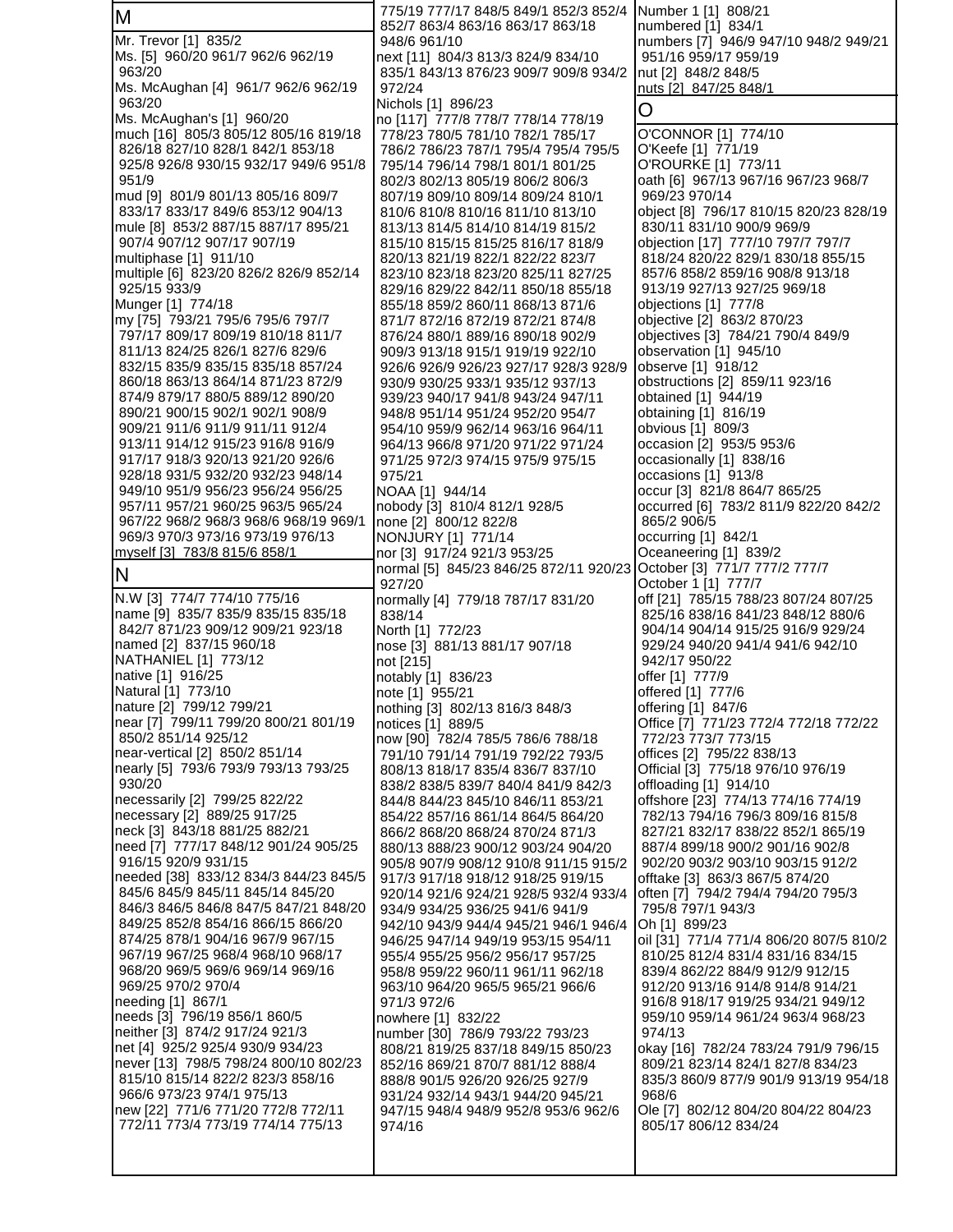## M

Mr. Trevor [1] 835/2
Ms. [5] 960/20 961/7 962/6 962/19 963/20
Ms. McAughan [4] 961/7 962/6 962/19 963/20
Ms. McAughan's [1] 960/20
much [16] 805/3 805/12 805/16 819/18 826/18 827/10 828/1 842/1 853/18 925/8 926/8 930/15 932/17 949/6 951/8 951/9
mud [9] 801/9 801/13 805/16 809/7 833/17 833/17 849/6 853/12 904/13
mule [8] 853/2 887/15 887/17 895/21 907/4 907/12 907/17 907/19
multiphase [1] 911/10
multiple [6] 823/20 826/2 826/9 852/14 925/15 933/9
Munger [1] 774/18
my [75] 793/21 795/6 795/6 797/7 797/17 809/17 809/19 810/18 811/7 811/13 824/25 826/1 827/6 829/6 832/15 835/9 835/15 835/18 857/24 860/18 863/13 864/14 871/23 872/9 874/9 879/17 880/5 889/12 890/20 890/21 900/15 902/1 902/1 908/9 909/21 911/6 911/9 911/11 912/4 913/11 914/12 915/23 916/8 916/9 917/17 918/3 920/13 921/20 926/6 928/18 931/5 932/20 932/23 948/14 949/10 951/9 956/23 956/24 956/25 957/11 957/21 960/25 963/5 965/24 967/22 968/2 968/3 968/6 968/19 969/1 969/3 970/3 973/16 973/19 976/13
myself [3] 783/8 815/6 858/1

## N

N.W [3] 774/7 774/10 775/16
name [9] 835/7 835/9 835/15 835/18 842/7 871/23 909/12 909/21 923/18
named [2] 837/15 960/18
NATHANIEL [1] 773/12
native [1] 916/25
Natural [1] 773/10
nature [2] 799/12 799/21
near [7] 799/11 799/20 800/21 801/19 850/2 851/14 925/12
near-vertical [2] 850/2 851/14
nearly [5] 793/6 793/9 793/13 793/25 930/20
necessarily [2] 799/25 822/22
necessary [2] 889/25 917/25
neck [3] 843/18 881/25 882/21
need [7] 777/17 848/12 901/24 905/25 916/15 920/9 931/15
needed [38] 833/12 834/3 844/23 845/5 845/6 845/9 845/11 845/14 845/20 846/3 846/5 846/8 847/5 847/21 848/20 849/25 852/8 854/16 866/15 866/20 874/25 878/1 904/16 967/9 967/15 967/19 967/25 968/4 968/10 968/17 968/20 969/5 969/6 969/14 969/16 969/25 970/2 970/4
needing [1] 867/1
needs [3] 796/19 856/1 860/5
neither [3] 874/2 917/24 921/3
net [4] 925/2 925/4 930/9 934/23
never [13] 798/5 798/24 800/10 802/23 815/10 815/14 822/2 823/2 858/16 966/6 973/23 974/1 975/13
new [22] 771/6 771/20 772/8 772/11 772/11 773/4 773/19 774/14 775/13 775/19 777/17 848/5 849/1 852/3 852/4 852/7 863/4 863/16 863/17 863/18 948/6 961/10
next [11] 804/3 813/3 824/9 834/10 835/1 843/13 876/23 909/7 909/8 934/2 972/24
Nichols [1] 896/23
no [117] 777/8 778/7 778/14 778/19 778/23 780/5 781/10 782/1 785/17 786/2 786/23 787/1 795/4 795/4 795/5 795/14 796/14 798/1 801/1 801/25 802/3 802/13 805/19 806/2 806/3 807/19 809/10 809/14 809/24 810/1 810/6 810/8 810/16 811/10 813/10 813/13 814/5 814/10 814/19 815/2 815/10 815/15 815/25 816/17 818/9 820/13 821/19 822/1 822/22 823/7 823/10 823/18 823/20 825/11 827/25 829/16 829/22 842/11 850/18 855/18 855/18 859/2 860/11 868/13 871/6 871/7 872/16 872/19 872/21 874/8 876/24 880/1 889/16 890/18 902/9 909/3 913/18 915/1 919/19 922/10 926/6 926/9 926/23 927/17 928/3 928/9 930/9 930/25 933/1 935/12 937/13 939/23 940/17 941/8 943/24 947/11 948/8 951/14 951/24 952/20 954/7 954/10 959/9 962/14 963/16 964/11 964/13 966/8 971/20 971/22 971/24 971/25 972/3 974/15 975/9 975/15 975/21
NOAA [1] 944/14
nobody [3] 810/4 812/1 928/5
none [2] 800/12 822/8
NONJURY [1] 771/14
nor [3] 917/24 921/3 953/25
normal [5] 845/23 846/25 872/11 920/23 927/20
normally [4] 779/18 787/17 831/20 838/14
North [1] 772/23
nose [3] 881/13 881/17 907/18
not [215]
notably [1] 836/23
note [1] 955/21
nothing [3] 802/13 816/3 848/3
notices [1] 889/5
now [90] 782/4 785/5 786/6 788/18 791/10 791/14 791/19 792/22 793/5 808/13 818/17 835/4 836/7 837/10 838/2 838/5 839/7 840/4 841/9 842/3 844/8 844/23 845/10 846/11 853/21 854/22 857/16 861/14 864/5 864/20 866/2 868/20 868/24 870/24 871/3 880/13 888/23 900/12 903/24 904/20 905/8 907/9 908/12 910/8 911/15 915/2 917/3 917/18 918/12 918/25 919/15 920/14 921/6 924/21 928/5 932/4 933/4 934/9 934/25 936/25 941/6 941/9 942/10 943/9 944/4 945/21 946/1 946/4 946/25 947/14 949/19 953/15 954/11 955/4 955/25 956/2 956/17 957/25 958/8 959/22 960/11 961/11 962/18 963/10 964/20 965/5 965/21 966/6 971/3 972/6
nowhere [1] 832/22
number [30] 786/9 793/22 793/23 808/21 819/25 837/18 849/15 850/23 852/16 869/21 870/7 881/12 888/4 888/8 901/5 926/20 926/25 927/9 931/24 932/14 943/1 944/20 945/21 947/15 948/4 948/9 952/8 953/6 962/6 974/16
Number 1 [1] 808/21
numbered [1] 834/1
numbers [7] 946/9 947/10 948/2 949/21 951/16 959/17 959/19
nut [2] 848/2 848/5
nuts [2] 847/25 848/1

## O

O'CONNOR [1] 774/10
O'Keefe [1] 771/19
O'ROURKE [1] 773/11
oath [6] 967/13 967/16 967/23 968/7 969/23 970/14
object [8] 796/17 810/15 820/23 828/19 830/11 831/10 900/9 969/9
objection [17] 777/10 797/7 797/7 818/24 820/22 829/1 830/18 855/15 857/6 858/2 859/16 908/8 913/18 913/19 927/13 927/25 969/18
objections [1] 777/8
objective [2] 863/2 870/23
objectives [3] 784/21 790/4 849/9
observation [1] 945/10
observe [1] 918/12
obstructions [2] 859/11 923/16
obtained [1] 944/19
obtaining [1] 816/19
obvious [1] 809/3
occasion [2] 953/5 953/6
occasionally [1] 838/16
occasions [1] 913/8
occur [3] 821/8 864/7 865/25
occurred [6] 783/2 811/9 822/20 842/2 865/2 906/5
occurring [1] 842/1
Oceaneering [1] 839/2
October [3] 771/7 777/2 777/7
October 1 [1] 777/7
off [21] 785/15 788/23 807/24 807/25 825/16 838/16 841/23 848/12 880/6 904/14 904/14 915/25 916/9 929/24 929/24 940/20 941/4 941/6 942/10 942/17 950/22
offer [1] 777/9
offered [1] 777/6
offering [1] 847/6
Office [7] 771/23 772/4 772/18 772/22 772/23 773/7 773/15
offices [2] 795/22 838/13
Official [3] 775/18 976/10 976/19
offloading [1] 914/10
offshore [23] 774/13 774/16 774/19 782/13 794/16 796/3 809/16 815/8 827/21 832/17 838/22 852/22 865/19 887/4 899/18 900/2 901/16 902/8 902/20 903/2 903/10 903/15 912/2
offtake [3] 863/2 867/5 874/20
often [7] 794/2 794/4 794/20 795/3 795/8 797/1 943/3
Oh [1] 899/23
oil [31] 771/4 771/4 806/20 807/5 810/2 810/25 812/4 831/4 831/16 834/15 839/4 862/22 884/9 912/9 912/15 912/20 913/16 914/8 914/8 914/21 916/8 918/17 919/25 934/21 949/12 959/10 959/14 961/24 963/4 968/23 974/13
okay [16] 782/24 783/24 791/9 796/15 809/21 823/14 824/1 827/8 834/23 835/3 860/9 877/9 901/9 913/19 954/18 968/6
Ole [7] 802/12 804/20 804/22 804/23 805/17 806/12 834/24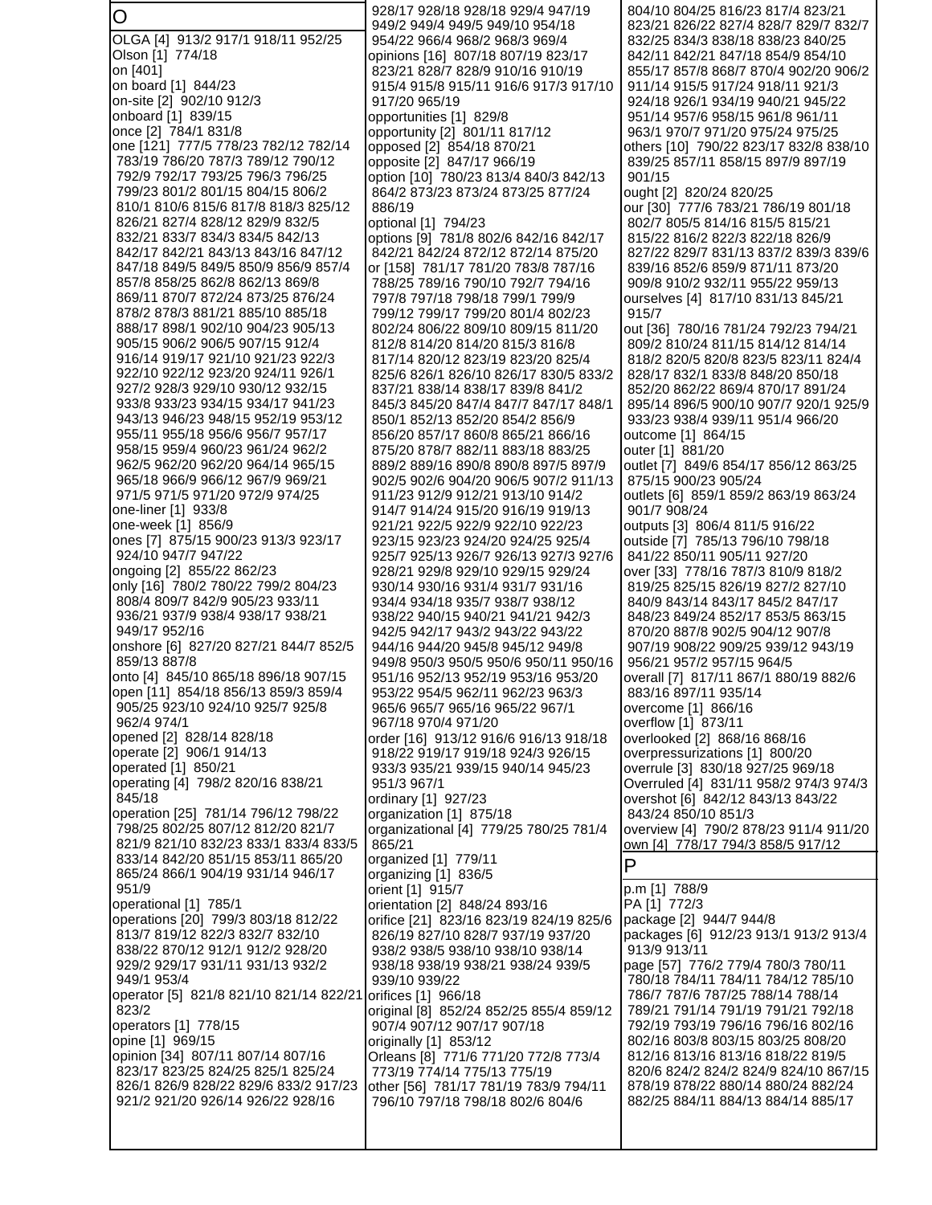# O

OLGA [4] 913/2 917/1 918/11 952/25
Olson [1] 774/18
on [401]
on board [1] 844/23
on-site [2] 902/10 912/3
onboard [1] 839/15
once [2] 784/1 831/8
one [121] 777/5 778/23 782/12 782/14 783/19 786/20 787/3 789/12 790/12 792/9 792/17 793/25 796/3 796/25 799/23 801/2 801/15 804/15 806/2 810/1 810/6 815/6 817/8 818/3 825/12 826/21 827/4 828/12 829/9 832/5 832/21 833/7 834/3 834/5 842/13 842/17 842/21 843/13 843/16 847/12 847/18 849/5 849/5 850/9 856/9 857/4 857/8 858/25 862/8 862/13 869/8 869/11 870/7 872/24 873/25 876/24 878/2 878/3 881/21 885/10 885/18 888/17 898/1 902/10 904/23 905/13 905/15 906/2 906/5 907/15 912/4 916/14 919/17 921/10 921/23 922/3 922/10 922/12 923/20 924/11 926/1 927/2 928/3 929/10 930/12 932/15 933/8 933/23 934/15 934/17 941/23 943/13 946/23 948/15 952/19 953/12 955/11 955/18 956/6 956/7 957/17 958/15 959/4 960/23 961/24 962/2 962/5 962/20 962/20 964/14 965/15 965/18 966/9 966/12 967/9 969/21 971/5 971/5 971/20 972/9 974/25
one-liner [1] 933/8
one-week [1] 856/9
ones [7] 875/15 900/23 913/3 923/17 924/10 947/7 947/22
ongoing [2] 855/22 862/23
only [16] 780/2 780/22 799/2 804/23 808/4 809/7 842/9 905/23 933/11 936/21 937/9 938/4 938/17 938/21 949/17 952/16
onshore [6] 827/20 827/21 844/7 852/5 859/13 887/8
onto [4] 845/10 865/18 896/18 907/15
open [11] 854/18 856/13 859/3 859/4 905/25 923/10 924/10 925/7 925/8 962/4 974/1
opened [2] 828/14 828/18
operate [2] 906/1 914/13
operated [1] 850/21
operating [4] 798/2 820/16 838/21 845/18
operation [25] 781/14 796/12 798/22 798/25 802/25 807/12 812/20 821/7 821/9 821/10 832/23 833/1 833/4 833/5 833/14 842/20 851/15 853/11 865/20 865/24 866/1 904/19 931/14 946/17 951/9
operational [1] 785/1
operations [20] 799/3 803/18 812/22 813/7 819/12 822/3 832/7 832/10 838/22 870/12 912/1 912/2 928/20 929/2 929/17 931/11 931/13 932/2 949/1 953/4
operator [5] 821/8 821/10 821/14 822/21 823/2
operators [1] 778/15
opine [1] 969/15
opinion [34] 807/11 807/14 807/16 823/17 823/25 824/25 825/1 825/24 826/1 826/9 828/22 829/6 833/2 917/23 921/2 921/20 926/14 926/22 928/16 928/17 928/18 928/18 929/4 947/19 949/2 949/4 949/5 949/10 954/18 954/22 966/4 968/2 968/3 969/4
opinions [16] 807/18 807/19 823/17 823/21 828/7 828/9 910/16 910/19 915/4 915/8 915/11 916/6 917/3 917/10 917/20 965/19
opportunities [1] 829/8
opportunity [2] 801/11 817/12
opposed [2] 854/18 870/21
opposite [2] 847/17 966/19
option [10] 780/23 813/4 840/3 842/13 864/2 873/23 873/24 873/25 877/24 886/19
optional [1] 794/23
options [9] 781/8 802/6 842/16 842/17 842/21 842/24 872/12 872/14 875/20
or [158] 781/17 781/20 783/8 787/16 788/25 789/16 790/10 792/7 794/16 797/8 797/18 798/18 799/1 799/9 799/12 799/17 799/20 801/4 802/23 802/24 806/22 809/10 809/15 811/20 812/8 814/20 814/20 815/3 816/8 817/14 820/12 823/19 823/20 825/4 825/6 826/1 826/10 826/17 830/5 833/2 837/21 838/14 838/17 839/8 841/2 845/3 845/20 847/4 847/7 847/17 848/1 850/1 852/13 852/20 854/2 856/9 856/20 857/17 860/8 865/21 866/16 875/20 878/7 882/11 883/18 883/25 889/2 889/16 890/8 890/8 897/5 897/9 902/5 902/6 904/20 906/5 907/2 911/13 911/23 912/9 912/21 913/10 914/2 914/7 914/24 915/20 916/19 919/13 921/21 922/5 922/9 922/10 922/23 923/15 923/23 924/20 924/25 925/4 925/7 925/13 926/7 926/13 927/3 927/6 928/21 929/8 929/10 929/15 929/24 930/14 930/16 931/4 931/7 931/16 934/4 934/18 935/7 938/7 938/12 938/22 940/15 940/21 941/21 942/3 942/5 942/17 943/2 943/22 943/22 944/16 944/20 945/8 945/12 949/8 949/8 950/3 950/5 950/6 950/11 950/16 951/16 952/13 952/19 953/16 953/20 953/22 954/5 962/11 962/23 963/3 965/6 965/7 965/16 965/22 967/1 967/18 970/4 971/20
order [16] 913/12 916/6 916/13 918/18 918/22 919/17 919/18 924/3 926/15 933/3 935/21 939/15 940/14 945/23 951/3 967/1
ordinary [1] 927/23
organization [1] 875/18
organizational [4] 779/25 780/25 781/4 865/21
organized [1] 779/11
organizing [1] 836/5
orient [1] 915/7
orientation [2] 848/24 893/16
orifice [21] 823/16 823/19 824/19 825/6 826/19 827/10 828/7 937/19 937/20 938/2 938/5 938/10 938/10 938/14 938/18 938/19 938/21 938/24 939/5 939/10 939/22
orifices [1] 966/18
original [8] 852/24 852/25 855/4 859/12 907/4 907/12 907/17 907/18
originally [1] 853/12
Orleans [8] 771/6 771/20 772/8 773/4 773/19 774/14 775/13 775/19
other [56] 781/17 781/19 783/9 794/11 796/10 797/18 798/18 802/6 804/6 804/10 804/25 816/23 817/4 823/21 823/21 826/22 827/4 828/7 829/7 832/7 832/25 834/3 838/18 838/23 840/25 842/11 842/21 847/18 854/9 854/10 855/17 857/8 868/7 870/4 902/20 906/2 911/14 915/5 917/24 918/11 921/3 924/18 926/1 934/19 940/21 945/22 951/14 957/6 958/15 961/8 961/11 963/1 970/7 971/20 975/24 975/25
others [10] 790/22 823/17 832/8 838/10 839/25 857/11 858/15 897/9 897/19 901/15
ought [2] 820/24 820/25
our [30] 777/6 783/21 786/19 801/18 802/7 805/5 814/16 815/5 815/21 815/22 816/2 822/3 822/18 826/9 827/22 829/7 831/13 837/2 839/3 839/6 839/16 852/6 859/9 871/11 873/20 909/8 910/2 932/11 955/22 959/13
ourselves [4] 817/10 831/13 845/21 915/7
out [36] 780/16 781/24 792/23 794/21 809/2 810/24 811/15 814/12 814/14 818/2 820/5 820/8 823/5 823/11 824/4 828/17 832/1 833/8 848/20 850/18 852/20 862/22 869/4 870/17 891/24 895/14 896/5 900/10 907/7 920/1 925/9 933/23 938/4 939/11 951/4 966/20
outcome [1] 864/15
outer [1] 881/20
outlet [7] 849/6 854/17 856/12 863/25 875/15 900/23 905/24
outlets [6] 859/1 859/2 863/19 863/24 901/7 908/24
outputs [3] 806/4 811/5 916/22
outside [7] 785/13 796/10 798/18 841/22 850/11 905/11 927/20
over [33] 778/16 787/3 810/9 818/2 819/25 825/15 826/19 827/2 827/10 840/9 843/14 843/17 845/2 847/17 848/23 849/24 852/17 853/5 863/15 870/20 887/8 902/5 904/12 907/8 907/19 908/22 909/25 939/12 943/19 956/21 957/2 957/15 964/5
overall [7] 817/11 867/1 880/19 882/6 883/16 897/11 935/14
overcome [1] 866/16
overflow [1] 873/11
overlooked [2] 868/16 868/16
overpressurizations [1] 800/20
overrule [3] 830/18 927/25 969/18
Overruled [4] 831/11 958/2 974/3 974/3
overshot [6] 842/12 843/13 843/22 843/24 850/10 851/3
overview [4] 790/2 878/23 911/4 911/20
own [4] 778/17 794/3 858/5 917/12

# P

p.m [1] 788/9
PA [1] 772/3
package [2] 944/7 944/8
packages [6] 912/23 913/1 913/2 913/4 913/9 913/11
page [57] 776/2 779/4 780/3 780/11 780/18 784/11 784/11 784/12 785/10 786/7 787/6 787/25 788/14 789/21 791/14 791/19 791/21 792/18 792/19 793/19 796/16 796/16 802/16 802/16 803/8 803/15 803/25 808/20 812/16 813/16 813/16 818/22 819/5 820/6 824/2 824/2 824/9 824/10 867/15 878/19 878/22 880/14 880/24 882/24 882/25 884/11 884/13 884/14 885/17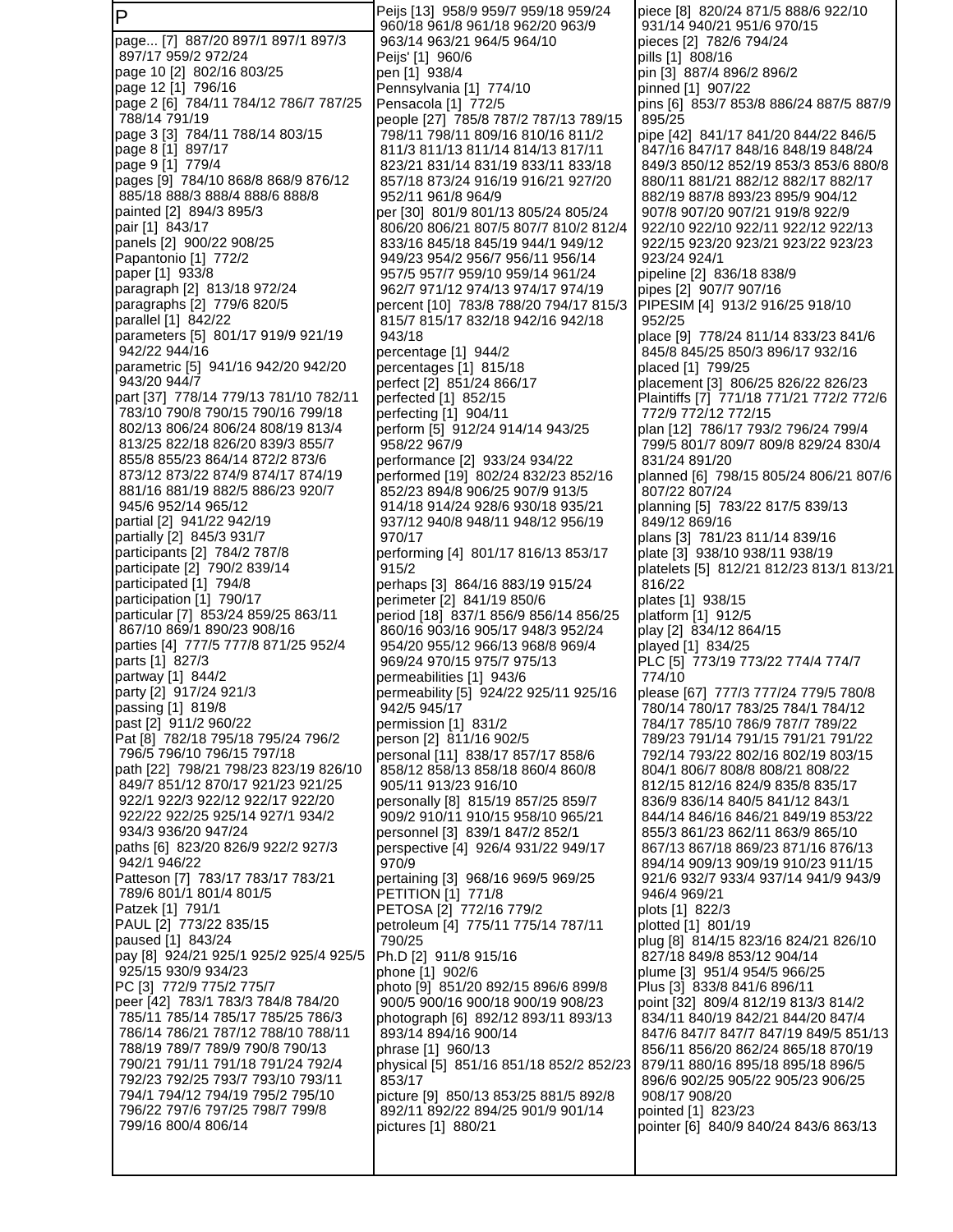# P

page... [7] 887/20 897/1 897/1 897/3 897/17 959/2 972/24
page 10 [2] 802/16 803/25
page 12 [1] 796/16
page 2 [6] 784/11 784/12 786/7 787/25 788/14 791/19
page 3 [3] 784/11 788/14 803/15
page 8 [1] 897/17
page 9 [1] 779/4
pages [9] 784/10 868/8 868/9 876/12 885/18 888/3 888/4 888/6 888/8
painted [2] 894/3 895/3
pair [1] 843/17
panels [2] 900/22 908/25
Papantonio [1] 772/2
paper [1] 933/8
paragraph [2] 813/18 972/24
paragraphs [2] 779/6 820/5
parallel [1] 842/22
parameters [5] 801/17 919/9 921/19 942/22 944/16
parametric [5] 941/16 942/20 942/20 943/20 944/7
part [37] 778/14 779/13 781/10 782/11 783/10 790/8 790/15 790/16 799/18 802/13 806/24 806/24 808/19 813/4 813/25 822/18 826/20 839/3 855/7 855/8 855/23 864/14 872/2 873/6 873/12 873/22 874/9 874/17 874/19 881/16 881/19 882/5 886/23 920/7 945/6 952/14 965/12
partial [2] 941/22 942/19
partially [2] 845/3 931/7
participants [2] 784/2 787/8
participate [2] 790/2 839/14
participated [1] 794/8
participation [1] 790/17
particular [7] 853/24 859/25 863/11 867/10 869/1 890/23 908/16
parties [4] 777/5 777/8 871/25 952/4
parts [1] 827/3
partway [1] 844/2
party [2] 917/24 921/3
passing [1] 819/8
past [2] 911/2 960/22
Pat [8] 782/18 795/18 795/24 796/2 796/5 796/10 796/15 797/18
path [22] 798/21 798/23 823/19 826/10 849/7 851/12 870/17 921/23 921/25 922/1 922/3 922/12 922/17 922/20 922/22 922/25 925/14 927/1 934/2 934/3 936/20 947/24
paths [6] 823/20 826/9 922/2 927/3 942/1 946/22
Patteson [7] 783/17 783/17 783/21 789/6 801/1 801/4 801/5
Patzek [1] 791/1
PAUL [2] 773/22 835/15
paused [1] 843/24
pay [8] 924/21 925/1 925/2 925/4 925/5 925/15 930/9 934/23
PC [3] 772/9 775/2 775/7
peer [42] 783/1 783/3 784/8 784/20 785/11 785/14 785/17 785/25 786/3 786/14 786/21 787/12 788/10 788/11 788/19 789/7 789/9 790/8 790/13 790/21 791/11 791/18 791/24 792/4 792/23 792/25 793/7 793/10 793/11 794/1 794/12 794/19 795/2 795/10 796/22 797/6 797/25 798/7 799/8 799/16 800/4 806/14
Peijs [13] 958/9 959/7 959/18 959/24 960/18 961/8 961/18 962/20 963/9 963/14 963/21 964/5 964/10
Peijs' [1] 960/6
pen [1] 938/4
Pennsylvania [1] 774/10
Pensacola [1] 772/5
people [27] 785/8 787/2 787/13 789/15 798/11 798/11 809/16 810/16 811/2 811/3 811/13 811/14 814/13 817/11 823/21 831/14 831/19 833/11 833/18 857/18 873/24 916/19 916/21 927/20 952/11 961/8 964/9
per [30] 801/9 801/13 805/24 805/24 806/20 806/21 807/5 807/7 810/2 812/4 833/16 845/18 845/19 944/1 949/12 949/23 954/2 956/7 956/11 956/14 957/5 957/7 959/10 959/14 961/24 962/7 971/12 974/13 974/17 974/19
percent [10] 783/8 788/20 794/17 815/3 815/7 815/17 832/18 942/16 942/18 943/18
percentage [1] 944/2
percentages [1] 815/18
perfect [2] 851/24 866/17
perfected [1] 852/15
perfecting [1] 904/11
perform [5] 912/24 914/14 943/25 958/22 967/9
performance [2] 933/24 934/22
performed [19] 802/24 832/23 852/16 852/23 894/8 906/25 907/9 913/5 914/18 914/24 928/6 930/18 935/21 937/12 940/8 948/11 948/12 956/19 970/17
performing [4] 801/17 816/13 853/17 915/2
perhaps [3] 864/16 883/19 915/24
perimeter [2] 841/19 850/6
period [18] 837/1 856/9 856/14 856/25 860/16 903/16 905/17 948/3 952/24 954/20 955/12 966/13 968/8 969/4 969/24 970/15 975/7 975/13
permeabilities [1] 943/6
permeability [5] 924/22 925/11 925/16 942/5 945/17
permission [1] 831/2
person [2] 811/16 902/5
personal [11] 838/17 857/17 858/6 858/12 858/13 858/18 860/4 860/8 905/11 913/23 916/10
personally [8] 815/19 857/25 859/7 909/2 910/11 910/15 958/10 965/21
personnel [3] 839/1 847/2 852/1
perspective [4] 926/4 931/22 949/17 970/9
pertaining [3] 968/16 969/5 969/25
PETITION [1] 771/8
PETOSA [2] 772/16 779/2
petroleum [4] 775/11 775/14 787/11 790/25
Ph.D [2] 911/8 915/16
phone [1] 902/6
photo [9] 851/20 892/15 896/6 899/8 900/5 900/16 900/18 900/19 908/23
photograph [6] 892/12 893/11 893/13 893/14 894/16 900/14
phrase [1] 960/13
physical [5] 851/16 851/18 852/2 852/23 853/17
picture [9] 850/13 853/25 881/5 892/8 892/11 892/22 894/25 901/9 901/14
pictures [1] 880/21
piece [8] 820/24 871/5 888/6 922/10 931/14 940/21 951/6 970/15
pieces [2] 782/6 794/24
pills [1] 808/16
pin [3] 887/4 896/2 896/2
pinned [1] 907/22
pins [6] 853/7 853/8 886/24 887/5 887/9 895/25
pipe [42] 841/17 841/20 844/22 846/5 847/16 847/17 848/16 848/19 848/24 849/3 850/12 852/19 853/3 853/6 880/8 880/11 881/21 882/12 882/17 882/17 882/19 887/8 893/23 895/9 904/12 907/8 907/20 907/21 919/8 922/9 922/10 922/10 922/11 922/12 922/13 922/15 923/20 923/21 923/22 923/23 923/24 924/1
pipeline [2] 836/18 838/9
pipes [2] 907/7 907/16
PIPESIM [4] 913/2 916/25 918/10 952/25
place [9] 778/24 811/14 833/23 841/6 845/8 845/25 850/3 896/17 932/16
placed [1] 799/25
placement [3] 806/25 826/22 826/23
Plaintiffs [7] 771/18 771/21 772/2 772/6 772/9 772/12 772/15
plan [12] 786/17 793/2 796/24 799/4 799/5 801/7 809/7 809/8 829/24 830/4 831/24 891/20
planned [6] 798/15 805/24 806/21 807/6 807/22 807/24
planning [5] 783/22 817/5 839/13 849/12 869/16
plans [3] 781/23 811/14 839/16
plate [3] 938/10 938/11 938/19
platelets [5] 812/21 812/23 813/1 813/21 816/22
plates [1] 938/15
platform [1] 912/5
play [2] 834/12 864/15
played [1] 834/25
PLC [5] 773/19 773/22 774/4 774/7 774/10
please [67] 777/3 777/24 779/5 780/8 780/14 780/17 783/25 784/1 784/12 784/17 785/10 786/9 787/7 789/22 789/23 791/14 791/15 791/21 791/22 792/14 793/22 802/16 802/19 803/15 804/1 806/7 808/8 808/21 808/22 812/15 812/16 824/9 835/8 835/17 836/9 836/14 840/5 841/12 843/1 844/14 846/16 846/21 849/19 853/22 855/3 861/23 862/11 863/9 865/10 867/13 867/18 869/23 871/6 876/13 894/14 909/13 909/19 910/23 911/15 921/6 932/7 933/4 937/14 941/9 943/9 946/4 969/21
plots [1] 822/3
plotted [1] 801/19
plug [8] 814/15 823/16 824/21 826/10 827/18 849/8 853/12 904/14
plume [3] 951/4 954/5 966/25
Plus [3] 833/8 841/6 896/11
point [32] 809/4 812/19 813/3 814/2 834/11 840/19 842/21 844/20 847/4 847/6 847/7 847/19 849/5 851/13 856/11 856/20 862/24 865/18 870/19 879/11 880/16 895/18 895/18 896/5 896/6 902/25 905/22 905/23 906/25 908/17 908/20
pointed [1] 823/23
pointer [6] 840/9 840/24 843/6 863/13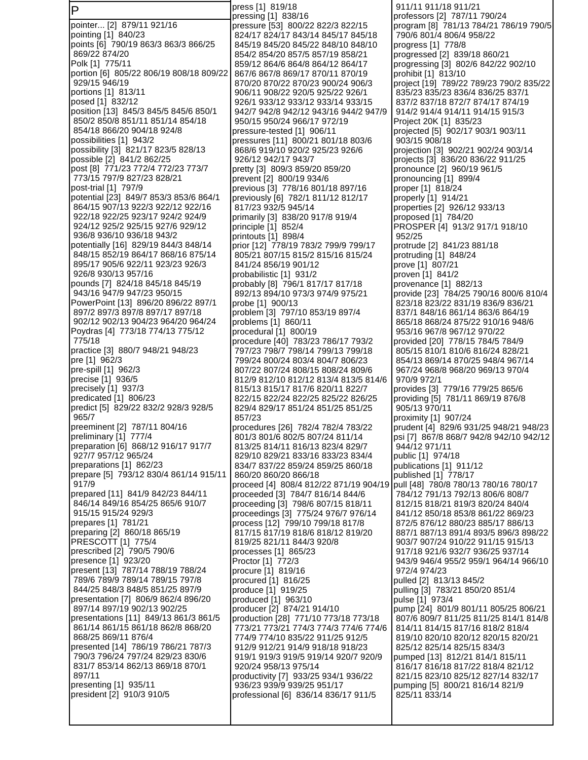# P

pointer... [2] 879/11 921/16
pointing [1] 840/23
points [6] 790/19 863/3 863/3 866/25 869/22 874/20
Polk [1] 775/11
portion [6] 805/22 806/19 808/18 809/22 929/15 946/19
portions [1] 813/11
posed [1] 832/12
position [13] 845/3 845/5 845/6 850/1 850/2 850/8 851/11 851/14 854/18 854/18 866/20 904/18 924/8
possibilities [1] 943/2
possibility [3] 821/17 823/5 828/13
possible [2] 841/2 862/25
post [8] 771/23 772/4 772/23 773/7 773/15 797/9 827/23 828/21
post-trial [1] 797/9
potential [23] 849/7 853/3 853/6 864/1 864/15 907/13 922/3 922/12 922/16 922/18 922/25 923/17 924/2 924/9 924/12 925/2 925/15 927/6 929/12 936/8 936/10 936/18 943/2
potentially [16] 829/19 844/3 848/14 848/15 852/19 864/17 868/16 875/14 895/17 905/6 922/11 923/23 926/3 926/8 930/13 957/16
pounds [7] 824/18 845/18 845/19 943/16 947/9 947/23 950/15
PowerPoint [13] 896/20 896/22 897/1 897/2 897/3 897/8 897/17 897/18 902/12 902/13 904/23 964/20 964/24
Poydras [4] 773/18 774/13 775/12 775/18
practice [3] 880/7 948/21 948/23
pre [1] 962/3
pre-spill [1] 962/3
precise [1] 936/5
precisely [1] 937/3
predicated [1] 806/23
predict [5] 829/22 832/2 928/3 928/5 965/7
preeminent [2] 787/11 804/16
preliminary [1] 777/4
preparation [6] 868/12 916/17 917/7 927/7 957/12 965/24
preparations [1] 862/23
prepare [5] 793/12 830/4 861/14 915/11 917/9
prepared [11] 841/9 842/23 844/11 846/14 849/16 854/25 865/6 910/7 915/15 915/24 929/3
prepares [1] 781/21
preparing [2] 860/18 865/19
PRESCOTT [1] 775/4
prescribed [2] 790/5 790/6
presence [1] 923/20
present [13] 787/14 788/19 788/24 789/6 789/9 789/14 789/15 797/8 844/25 848/3 848/5 851/25 897/9
presentation [7] 806/9 862/4 896/20 897/14 897/19 902/13 902/25
presentations [11] 849/13 861/3 861/5 861/14 861/15 861/18 862/8 868/20 868/25 869/11 876/4
presented [14] 786/19 786/21 787/3 790/3 796/24 797/24 829/23 830/6 831/7 853/14 862/13 869/18 870/1 897/11
presenting [1] 935/11
president [2] 910/3 910/5
press [1] 819/18
pressing [1] 838/16
pressure [53] 800/22 822/3 822/15 824/17 824/17 843/14 845/17 845/18 845/19 845/20 845/22 848/10 848/10 854/2 854/20 857/5 857/19 858/21 859/12 864/6 864/8 864/12 864/17 867/6 867/8 869/17 870/11 870/19 870/20 870/22 870/23 900/24 906/3 906/11 908/22 920/5 925/22 926/1 926/1 933/12 933/14 933/15 942/7 942/8 942/12 943/16 944/2 947/9 950/15 950/24 966/17 972/19
pressure-tested [1] 906/11
pressures [11] 800/21 801/18 803/6 868/6 919/10 920/2 925/23 926/6 926/12 942/17 943/7
pretty [3] 809/3 859/20 859/20
prevent [2] 800/19 934/6
previous [3] 778/16 801/18 897/16
previously [6] 782/1 811/12 812/17 817/23 932/5 945/14
primarily [3] 838/20 917/8 919/4
principle [1] 852/4
printouts [1] 898/4
prior [12] 778/19 783/2 799/9 799/17 805/21 807/15 815/2 815/16 815/24 841/24 856/19 901/12
probabilistic [1] 931/2
probably [8] 796/1 817/17 817/18 892/13 894/10 973/3 974/9 975/21
probe [1] 900/13
problem [3] 797/10 853/19 897/4
problems [1] 860/11
procedural [1] 800/19
procedure [40] 783/23 786/17 793/2 797/23 798/7 798/14 799/13 799/18 799/24 800/24 803/4 804/7 806/23 807/22 807/24 808/15 808/24 809/6 812/9 812/10 812/12 813/4 813/5 814/6 815/13 815/17 817/6 820/11 822/7 822/15 822/24 822/25 825/22 826/25 829/4 829/17 851/24 851/25 851/25 857/23
procedures [26] 782/4 782/4 783/22 801/3 801/6 802/5 807/24 811/14 813/25 814/11 816/13 823/4 829/7 829/10 829/21 833/16 833/23 834/4 834/7 837/22 859/24 859/25 860/18 860/20 860/20 866/18
proceed [4] 808/4 812/22 871/19 904/19
proceeded [3] 784/7 816/14 844/6
proceeding [3] 798/6 807/15 818/11
proceedings [3] 775/24 976/7 976/14
process [12] 799/10 799/18 817/8 817/15 817/19 818/6 818/12 819/20 819/25 821/11 844/3 920/8
processes [1] 865/23
Proctor [1] 772/3
procure [1] 819/16
procured [1] 816/25
produce [1] 919/25
produced [1] 963/10
producer [2] 874/21 914/10
production [28] 771/10 773/18 773/18 773/21 773/21 774/3 774/3 774/6 774/6 774/9 774/10 835/22 911/25 912/5 912/9 912/21 914/9 918/18 918/23 919/1 919/3 919/5 919/14 920/7 920/9 920/24 958/13 975/14
productivity [7] 933/25 934/1 936/22 936/23 939/9 939/25 951/17
professional [6] 836/14 836/17 911/5 911/11 911/18 911/21
professors [2] 787/11 790/24
program [8] 781/13 784/21 786/19 790/5 790/6 801/4 806/4 958/22
progress [1] 778/8
progressed [2] 839/18 860/21
progressing [3] 802/6 842/22 902/10
prohibit [1] 813/10
project [19] 789/22 789/23 790/2 835/22 835/23 835/23 836/4 836/25 837/1 837/2 837/18 872/7 874/17 874/19 914/2 914/4 914/11 914/15 915/3
Project 20K [1] 835/23
projected [5] 902/17 903/1 903/11 903/15 908/18
projection [3] 902/21 902/24 903/14
projects [3] 836/20 836/22 911/25
pronounce [2] 960/19 961/5
pronouncing [1] 899/4
proper [1] 818/24
properly [1] 914/21
properties [2] 926/12 933/13
proposed [1] 784/20
PROSPER [4] 913/2 917/1 918/10 952/25
protrude [2] 841/23 881/18
protruding [1] 848/24
prove [1] 807/21
proven [1] 841/2
provenance [1] 882/13
provide [23] 784/25 790/16 800/6 810/4 823/18 823/22 831/19 836/9 836/21 837/1 848/16 861/14 863/6 864/19 865/18 868/24 875/22 910/16 948/6 953/16 967/8 967/12 970/22
provided [20] 778/15 784/5 784/9 805/15 810/1 810/6 816/24 828/21 854/13 869/14 870/25 948/4 967/14 967/24 968/8 968/20 969/13 970/4 970/9 972/1
provides [3] 779/16 779/25 865/6
providing [5] 781/11 869/19 876/8 905/13 970/11
proximity [1] 907/24
prudent [4] 829/6 931/25 948/21 948/23
psi [7] 867/8 868/7 942/8 942/10 942/12 944/12 971/11
public [1] 974/18
publications [1] 911/12
published [1] 778/17
pull [48] 780/8 780/13 780/16 780/17 784/12 791/13 792/13 806/6 808/7 812/15 818/21 819/3 820/24 840/4 841/12 850/18 853/8 861/22 869/23 872/5 876/12 880/23 885/17 886/13 887/1 887/13 891/4 893/5 896/3 898/22 903/7 907/24 910/22 911/15 913/15 917/18 921/6 932/7 936/25 937/14 943/9 946/4 955/2 959/1 964/14 966/10 972/4 974/23
pulled [2] 813/13 845/2
pulling [3] 783/21 850/20 851/4
pulse [1] 973/4
pump [24] 801/9 801/11 805/25 806/21 807/6 809/7 811/25 811/25 814/1 814/8 814/11 814/15 817/16 818/2 818/4 819/10 820/10 820/12 820/15 820/21 825/12 825/14 825/15 834/3
pumped [13] 812/21 814/1 815/11 816/17 816/18 817/22 818/4 821/12 821/15 823/10 825/22 827/14 832/17
pumping [5] 800/21 816/14 821/9 825/11 833/14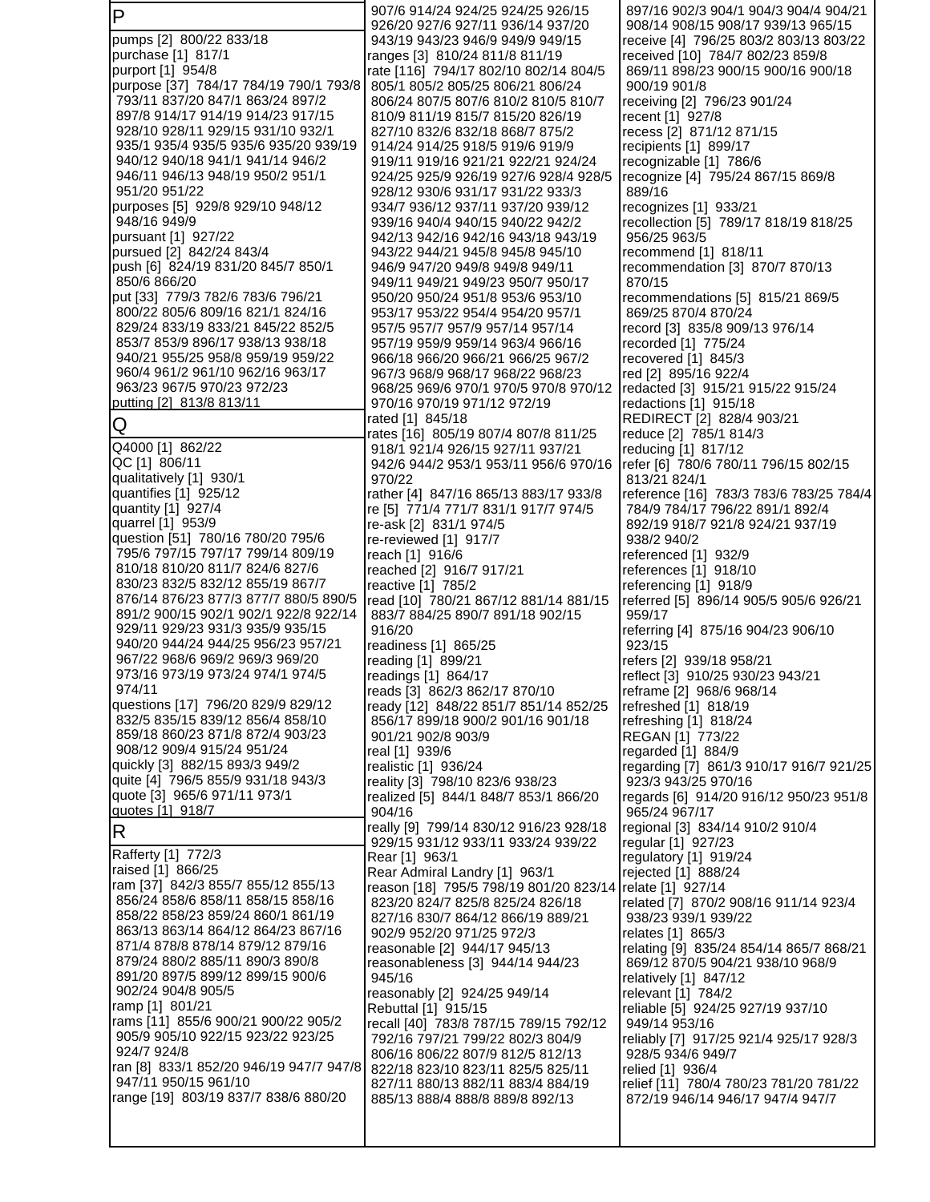## P

pumps [2] 800/22 833/18
purchase [1] 817/1
purport [1] 954/8
purpose [37] 784/17 784/19 790/1 793/8 793/11 837/20 847/1 863/24 897/2 897/8 914/17 914/19 914/23 917/15 928/10 928/11 929/15 931/10 932/1 935/1 935/4 935/5 935/6 935/20 939/19 940/12 940/18 941/1 941/14 946/2 946/11 946/13 948/19 950/2 951/1 951/20 951/22
purposes [5] 929/8 929/10 948/12 948/16 949/9
pursuant [1] 927/22
pursued [2] 842/24 843/4
push [6] 824/19 831/20 845/7 850/1 850/6 866/20
put [33] 779/3 782/6 783/6 796/21 800/22 805/6 809/16 821/1 824/16 829/24 833/19 833/21 845/22 852/5 853/7 853/9 896/17 938/13 938/18 940/21 955/25 958/8 959/19 959/22 960/4 961/2 961/10 962/16 963/17 963/23 967/5 970/23 972/23
putting [2] 813/8 813/11

## Q

Q4000 [1] 862/22
QC [1] 806/11
qualitatively [1] 930/1
quantifies [1] 925/12
quantity [1] 927/4
quarrel [1] 953/9
question [51] 780/16 780/20 795/6 795/6 797/15 797/17 799/14 809/19 810/18 810/20 811/7 824/6 827/6 830/23 832/5 832/12 855/19 867/7 876/14 876/23 877/3 877/7 880/5 890/5 891/2 900/15 902/1 902/1 922/8 922/14 929/11 929/23 931/3 935/9 935/15 940/20 944/24 944/25 956/23 957/21 967/22 968/6 969/2 969/3 969/20 973/16 973/19 973/24 974/1 974/5 974/11
questions [17] 796/20 829/9 829/12 832/5 835/15 839/12 856/4 858/10 859/18 860/23 871/8 872/4 903/23 908/12 909/4 915/24 951/24
quickly [3] 882/15 893/3 949/2
quite [4] 796/5 855/9 931/18 943/3
quote [3] 965/6 971/11 973/1
quotes [1] 918/7

## R

Rafferty [1] 772/3
raised [1] 866/25
ram [37] 842/3 855/7 855/12 855/13 856/24 858/6 858/11 858/15 858/16 858/22 858/23 859/24 860/1 861/19 863/13 863/14 864/12 864/23 867/16 871/4 878/8 878/14 879/12 879/16 879/24 880/2 885/11 890/3 890/8 891/20 897/5 899/12 899/15 900/6 902/24 904/8 905/5
ramp [1] 801/21
rams [11] 855/6 900/21 900/22 905/2 905/9 905/10 922/15 923/22 923/25 924/7 924/8
ran [8] 833/1 852/20 946/19 947/7 947/8 947/11 950/15 961/10
range [19] 803/19 837/7 838/6 880/20 907/6 914/24 924/25 924/25 926/15 926/20 927/6 927/11 936/14 937/20 943/19 943/23 946/9 949/9 949/15
ranges [3] 810/24 811/8 811/19
rate [116] 794/17 802/10 802/14 804/5 805/1 805/2 805/25 806/21 806/24 806/24 807/5 807/6 810/2 810/5 810/7 810/9 811/19 815/7 815/20 826/19 827/10 832/6 832/18 868/7 875/2 914/24 914/25 918/5 919/6 919/9 919/11 919/16 921/21 922/21 924/24 924/25 925/9 926/19 927/6 928/4 928/5 928/12 930/6 931/17 931/22 933/3 934/7 936/12 937/11 937/20 939/12 939/16 940/4 940/15 940/22 942/2 942/13 942/16 942/16 943/18 943/19 943/22 944/21 945/8 945/8 945/10 946/9 947/20 949/8 949/8 949/11 949/11 949/21 949/23 950/7 950/17 950/20 950/24 951/8 953/6 953/10 953/17 953/22 954/4 954/20 957/1 957/5 957/7 957/9 957/14 957/14 957/19 959/9 959/14 963/4 966/16 966/18 966/20 966/21 966/25 967/2 967/3 968/9 968/17 968/22 968/23 968/25 969/6 970/1 970/5 970/8 970/12 970/16 970/19 971/12 972/19
rated [1] 845/18
rates [16] 805/19 807/4 807/8 811/25 918/1 921/4 926/15 927/11 937/21 942/6 944/2 953/1 953/11 956/6 970/16 970/22
rather [4] 847/16 865/13 883/17 933/8
re [5] 771/4 771/7 831/1 917/7 974/5
re-ask [2] 831/1 974/5
re-reviewed [1] 917/7
reach [1] 916/6
reached [2] 916/7 917/21
reactive [1] 785/2
read [10] 780/21 867/12 881/14 881/15 883/7 884/25 890/7 891/18 902/15 916/20
readiness [1] 865/25
reading [1] 899/21
readings [1] 864/17
reads [3] 862/3 862/17 870/10
ready [12] 848/22 851/7 851/14 852/25 856/17 899/18 900/2 901/16 901/18 901/21 902/8 903/9
real [1] 939/6
realistic [1] 936/24
reality [3] 798/10 823/6 938/23
realized [5] 844/1 848/7 853/1 866/20 904/16
really [9] 799/14 830/12 916/23 928/18 929/15 931/12 933/11 933/24 939/22
Rear [1] 963/1
Rear Admiral Landry [1] 963/1
reason [18] 795/5 798/19 801/20 823/14 823/20 824/7 825/8 825/24 826/18 827/16 830/7 864/12 866/19 889/21 902/9 952/20 971/25 972/3
reasonable [2] 944/17 945/13
reasonableness [3] 944/14 944/23 945/16
reasonably [2] 924/25 949/14
Rebuttal [1] 915/15
recall [40] 783/8 787/15 789/15 792/12 792/16 797/21 799/22 802/3 804/9 806/16 806/22 807/9 812/5 812/13 822/18 823/10 823/11 825/5 825/11 827/11 880/13 882/11 883/4 884/19 885/13 888/4 888/8 889/8 892/13 897/16 902/3 904/1 904/3 904/4 904/21 908/14 908/15 908/17 939/13 965/15
receive [4] 796/25 803/2 803/13 803/22
received [10] 784/7 802/23 859/8 869/11 898/23 900/15 900/16 900/18 900/19 901/8
receiving [2] 796/23 901/24
recent [1] 927/8
recess [2] 871/12 871/15
recipients [1] 899/17
recognizable [1] 786/6
recognize [4] 795/24 867/15 869/8 889/16
recognizes [1] 933/21
recollection [5] 789/17 818/19 818/25 956/25 963/5
recommend [1] 818/11
recommendation [3] 870/7 870/13 870/15
recommendations [5] 815/21 869/5 869/25 870/4 870/24
record [3] 835/8 909/13 976/14
recorded [1] 775/24
recovered [1] 845/3
red [2] 895/16 922/4
redacted [3] 915/21 915/22 915/24
redactions [1] 915/18
REDIRECT [2] 828/4 903/21
reduce [2] 785/1 814/3
reducing [1] 817/12
refer [6] 780/6 780/11 796/15 802/15 813/21 824/1
reference [16] 783/3 783/6 783/25 784/4 784/9 784/17 796/22 891/1 892/4 892/19 918/7 921/8 924/21 937/19 938/2 940/2
referenced [1] 932/9
references [1] 918/10
referencing [1] 918/9
referred [5] 896/14 905/5 905/6 926/21 959/17
referring [4] 875/16 904/23 906/10 923/15
refers [2] 939/18 958/21
reflect [3] 910/25 930/23 943/21
reframe [2] 968/6 968/14
refreshed [1] 818/19
refreshing [1] 818/24
REGAN [1] 773/22
regarded [1] 884/9
regarding [7] 861/3 910/17 916/7 921/25 923/3 943/25 970/16
regards [6] 914/20 916/12 950/23 951/8 965/24 967/17
regional [3] 834/14 910/2 910/4
regular [1] 927/23
regulatory [1] 919/24
rejected [1] 888/24
relate [1] 927/14
related [7] 870/2 908/16 911/14 923/4 938/23 939/1 939/22
relates [1] 865/3
relating [9] 835/24 854/14 865/7 868/21 869/12 870/5 904/21 938/10 968/9
relatively [1] 847/12
relevant [1] 784/2
reliable [5] 924/25 927/19 937/10 949/14 953/16
reliably [7] 917/25 921/4 925/17 928/3 928/5 934/6 949/7
relied [1] 936/4
relief [11] 780/4 780/23 781/20 781/22 872/19 946/14 946/17 947/4 947/7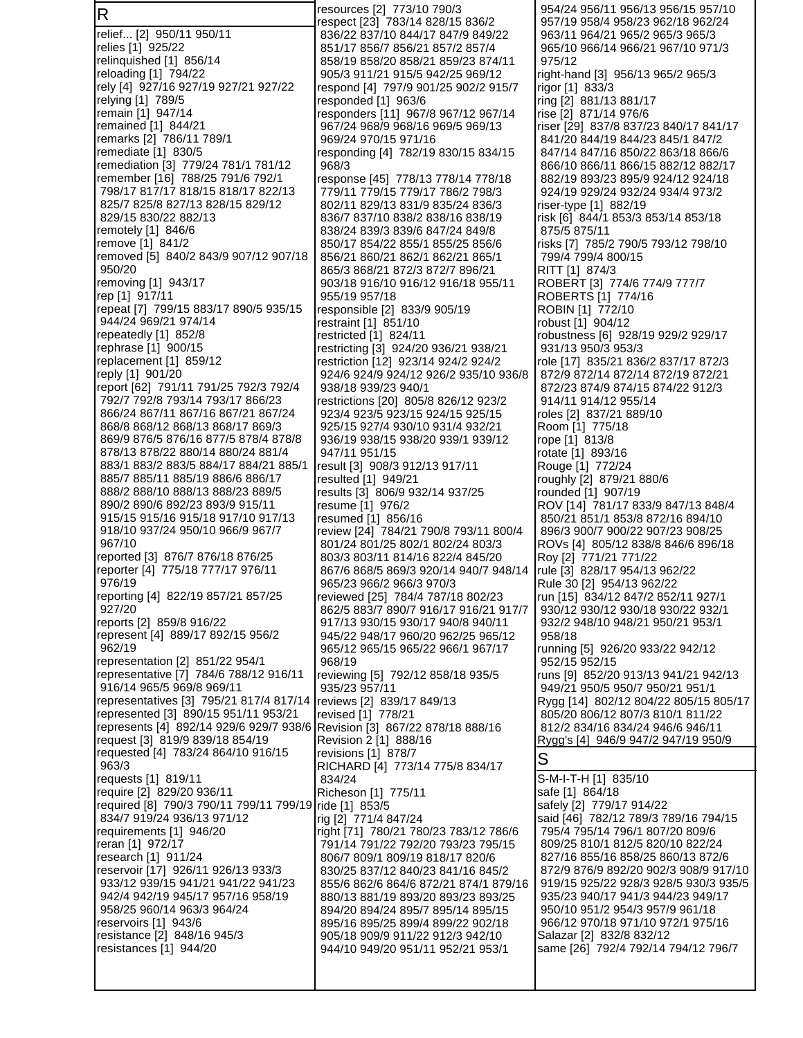## R

relief... [2] 950/11 950/11
relies [1] 925/22
relinquished [1] 856/14
reloading [1] 794/22
rely [4] 927/16 927/19 927/21 927/22
relying [1] 789/5
remain [1] 947/14
remained [1] 844/21
remarks [2] 786/11 789/1
remediate [1] 830/5
remediation [3] 779/24 781/1 781/12
remember [16] 788/25 791/6 792/1 798/17 817/17 818/15 818/17 822/13 825/7 825/8 827/13 828/15 829/12 829/15 830/22 882/13
remotely [1] 846/6
remove [1] 841/2
removed [5] 840/2 843/9 907/12 907/18 950/20
removing [1] 943/17
rep [1] 917/11
repeat [7] 799/15 883/17 890/5 935/15 944/24 969/21 974/14
repeatedly [1] 852/8
rephrase [1] 900/15
replacement [1] 859/12
reply [1] 901/20
report [62] 791/11 791/25 792/3 792/4 792/7 792/8 793/14 793/17 866/23 866/24 867/11 867/16 867/21 867/24 868/8 868/12 868/13 868/17 869/3 869/9 876/5 876/16 877/5 878/4 878/8 878/13 878/22 880/14 880/24 881/4 883/1 883/2 883/5 884/17 884/21 885/1 885/7 885/11 885/19 886/6 886/17 888/2 888/10 888/13 888/23 889/5 890/2 890/6 892/23 893/9 915/11 915/15 915/16 915/18 917/10 917/13 918/10 937/24 950/10 966/9 967/7 967/10
reported [3] 876/7 876/18 876/25
reporter [4] 775/18 777/17 976/11 976/19
reporting [4] 822/19 857/21 857/25 927/20
reports [2] 859/8 916/22
represent [4] 889/17 892/15 956/2 962/19
representation [2] 851/22 954/1
representative [7] 784/6 788/12 916/11 916/14 965/5 969/8 969/11
representatives [3] 795/21 817/4 817/14
represented [3] 890/15 951/11 953/21
represents [4] 892/14 929/6 929/7 938/6
request [3] 819/9 839/18 854/19
requested [4] 783/24 864/10 916/15 963/3
requests [1] 819/11
require [2] 829/20 936/11
required [8] 790/3 790/11 799/11 799/19 834/7 919/24 936/13 971/12
requirements [1] 946/20
reran [1] 972/17
research [1] 911/24
reservoir [17] 926/11 926/13 933/3 933/12 939/15 941/21 941/22 941/23 942/4 942/19 945/17 957/16 958/19 958/25 960/14 963/3 964/24
reservoirs [1] 943/6
resistance [2] 848/16 945/3
resistances [1] 944/20
resources [2] 773/10 790/3
respect [23] 783/14 828/15 836/2 836/22 837/10 844/17 847/9 849/22 851/17 856/7 856/21 857/2 857/4 858/19 858/20 858/21 859/23 874/11 905/3 911/21 915/5 942/25 969/12
respond [4] 797/9 901/25 902/2 915/7
responded [1] 963/6
responders [11] 967/8 967/12 967/14 967/24 968/9 968/16 969/5 969/13 969/24 970/15 971/16
responding [4] 782/19 830/15 834/15 968/3
response [45] 778/13 778/14 778/18 779/11 779/15 779/17 786/2 798/3 802/11 829/13 831/9 835/24 836/3 836/7 837/10 838/2 838/16 838/19 838/24 839/3 839/6 847/24 849/8 850/17 854/22 855/1 855/25 856/6 856/21 860/21 862/1 862/21 865/1 865/3 868/21 872/3 872/7 896/21 903/18 916/10 916/12 916/18 955/11 955/19 957/18
responsible [2] 833/9 905/19
restraint [1] 851/10
restricted [1] 824/11
restricting [3] 924/20 936/21 938/21
restriction [12] 923/14 924/2 924/2 924/6 924/9 924/12 926/2 935/10 936/8 938/18 939/23 940/1
restrictions [20] 805/8 826/12 923/2 923/4 923/5 923/15 924/15 925/15 925/15 927/4 930/10 931/4 932/21 936/19 938/15 938/20 939/1 939/12 947/11 951/15
result [3] 908/3 912/13 917/11
resulted [1] 949/21
results [3] 806/9 932/14 937/25
resume [1] 976/2
resumed [1] 856/16
review [24] 784/21 790/8 793/11 800/4 801/24 801/25 802/1 802/24 803/3 803/3 803/11 814/16 822/4 845/20 867/6 868/5 869/3 920/14 940/7 948/14 965/23 966/2 966/3 970/3
reviewed [25] 784/4 787/18 802/23 862/5 883/7 890/7 916/17 916/21 917/7 917/13 930/15 930/17 940/8 940/11 945/22 948/17 960/20 962/25 965/12 965/12 965/15 965/22 966/1 967/17 968/19
reviewing [5] 792/12 858/18 935/5 935/23 957/11
reviews [2] 839/17 849/13
revised [1] 778/21
Revision [3] 867/22 878/18 888/16
Revision 2 [1] 888/16
revisions [1] 878/7
RICHARD [4] 773/14 775/8 834/17 834/24
Richeson [1] 775/11
ride [1] 853/5
rig [2] 771/4 847/24
right [71] 780/21 780/23 783/12 786/6 791/14 791/22 792/20 793/23 795/15 806/7 809/1 809/19 818/17 820/6 830/25 837/12 840/23 841/16 845/2 855/6 862/6 864/6 872/21 874/1 879/16 880/13 881/19 893/20 893/23 893/25 894/20 894/24 895/7 895/14 895/15 895/16 895/25 899/4 899/22 902/18 905/18 909/9 911/22 912/3 942/10 944/10 949/20 951/11 952/21 953/1 954/24 956/11 956/13 956/15 957/10 957/19 958/4 958/23 962/18 962/24 963/11 964/21 965/2 965/3 965/3 965/10 966/14 966/21 967/10 971/3 975/12
right-hand [3] 956/13 965/2 965/3
rigor [1] 833/3
ring [2] 881/13 881/17
rise [2] 871/14 976/6
riser [29] 837/8 837/23 840/17 841/17 841/20 844/19 844/23 845/1 847/2 847/14 847/16 850/22 863/18 866/6 866/10 866/11 866/15 882/12 882/17 882/19 893/23 895/9 924/12 924/18 924/19 929/24 932/24 934/4 973/2
riser-type [1] 882/19
risk [6] 844/1 853/3 853/14 853/18 875/5 875/11
risks [7] 785/2 790/5 793/12 798/10 799/4 799/4 800/15
RITT [1] 874/3
ROBERT [3] 774/6 774/9 777/7
ROBERTS [1] 774/16
ROBIN [1] 772/10
robust [1] 904/12
robustness [6] 928/19 929/2 929/17 931/13 950/3 953/3
role [17] 835/21 836/2 837/17 872/3 872/9 872/14 872/19 872/21 872/23 874/9 874/15 874/22 912/3 914/11 914/12 955/14
roles [2] 837/21 889/10
Room [1] 775/18
rope [1] 813/8
rotate [1] 893/16
Rouge [1] 772/24
roughly [2] 879/21 880/6
rounded [1] 907/19
ROV [14] 781/17 833/9 847/13 848/4 850/21 851/1 853/8 872/16 894/10 896/3 900/7 900/22 907/23 908/25
ROVs [4] 805/12 838/8 846/6 896/18
Roy [2] 771/21 771/22
rule [3] 828/17 954/13 962/22
Rule 30 [2] 954/13 962/22
run [15] 834/12 847/8 852/11 927/1 930/12 930/12 930/18 930/22 932/1 932/2 948/10 948/21 950/21 953/1 958/18
running [5] 926/20 933/22 942/12 952/15 952/15
runs [9] 852/20 913/13 941/21 942/13 949/21 950/5 950/7 950/21 951/1
Rygg [14] 802/12 804/22 805/15 805/17 805/20 806/12 807/3 810/1 811/22 812/2 834/16 834/24 946/6 946/11
Rygg's [4] 946/9 947/2 947/19 950/9

## S

S-M-I-T-H [1] 835/10
safe [1] 864/18
safely [2] 779/17 914/22
said [46] 782/12 789/3 789/16 794/15 795/4 795/14 796/1 807/20 809/6 809/25 810/1 812/5 820/10 822/24 827/16 855/16 858/25 860/13 872/6 872/9 876/9 892/20 902/3 908/9 917/10 919/15 925/22 928/3 928/5 930/3 935/5 935/23 940/17 941/3 944/23 949/17 950/10 951/2 954/3 957/9 961/18 966/12 970/18 971/10 972/1 975/16
Salazar [2] 832/8 832/12
same [26] 792/4 792/14 794/12 796/7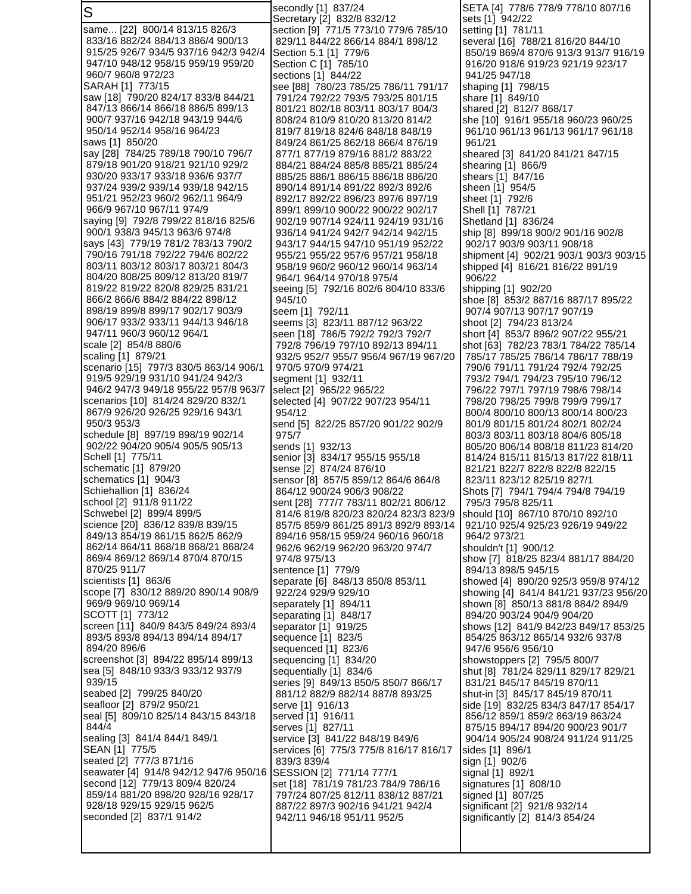## S

same... [22] 800/14 813/15 826/3 833/16 882/24 884/13 886/4 900/13 915/25 926/7 934/5 937/16 942/3 942/4 947/10 948/12 958/15 959/19 959/20 960/7 960/8 972/23
SARAH [1] 773/15
saw [18] 790/20 824/17 833/8 844/21 847/13 866/14 866/18 886/5 899/13 900/7 937/16 942/18 943/19 944/6 950/14 952/14 958/16 964/23
saws [1] 850/20
say [28] 784/25 789/18 790/10 796/7 879/18 901/20 918/21 921/10 929/2 930/20 933/17 933/18 936/6 937/7 937/24 939/2 939/14 939/18 942/15 951/21 952/23 960/2 962/11 964/9 966/9 967/10 967/11 974/9
saying [9] 792/8 799/22 818/16 825/6 900/1 938/3 945/13 963/6 974/8
says [43] 779/19 781/2 783/13 790/2 790/16 791/18 792/22 794/6 802/22 803/11 803/12 803/17 803/21 804/3 804/20 808/25 809/12 813/20 819/7 819/22 819/22 820/8 829/25 831/21 866/2 866/6 884/2 884/22 898/12 898/19 899/8 899/17 902/17 903/9 906/17 933/2 933/11 944/13 946/18 947/11 960/3 960/12 964/1
scale [2] 854/8 880/6
scaling [1] 879/21
scenario [15] 797/3 830/5 863/14 906/1 919/5 929/19 931/10 941/24 942/3 946/2 947/3 949/18 955/22 957/8 963/7
scenarios [10] 814/24 829/20 832/1 867/9 926/20 926/25 929/16 943/1 950/3 953/3
schedule [8] 897/19 898/19 902/14 902/22 904/20 905/4 905/5 905/13
Schell [1] 775/11
schematic [1] 879/20
schematics [1] 904/3
Schiehallion [1] 836/24
school [2] 911/8 911/22
Schwebel [2] 899/4 899/5
science [20] 836/12 839/8 839/15 849/13 854/19 861/15 862/5 862/9 862/14 864/11 868/18 868/21 868/24 869/4 869/12 869/14 870/4 870/15 870/25 911/7
scientists [1] 863/6
scope [7] 830/12 889/20 890/14 908/9 969/9 969/10 969/14
SCOTT [1] 773/12
screen [11] 840/9 843/5 849/24 893/4 893/5 893/8 894/13 894/14 894/17 894/20 896/6
screenshot [3] 894/22 895/14 899/13
sea [5] 848/10 933/3 933/12 937/9 939/15
seabed [2] 799/25 840/20
seafloor [2] 879/2 950/21
seal [5] 809/10 825/14 843/15 843/18 844/4
sealing [3] 841/4 844/1 849/1
SEAN [1] 775/5
seated [2] 777/3 871/16
seawater [4] 914/8 942/12 947/6 950/16
second [12] 779/13 809/4 820/24 859/14 881/20 898/20 928/16 928/17 928/18 929/15 929/15 962/5
seconded [2] 837/1 914/2
secondly [1] 837/24
Secretary [2] 832/8 832/12
section [9] 771/5 773/10 779/6 785/10 829/11 844/22 866/14 884/1 898/12
Section 5.1 [1] 779/6
Section C [1] 785/10
sections [1] 844/22
see [88] 780/23 785/25 786/11 791/17 791/24 792/22 793/5 793/25 801/15 801/21 802/18 803/11 803/17 804/3 808/24 810/9 810/20 813/20 814/2 819/7 819/18 824/6 848/18 848/19 849/24 861/25 862/18 866/4 876/19 877/1 877/19 879/16 881/2 883/22 884/21 884/24 885/8 885/21 885/24 885/25 886/1 886/15 886/18 886/20 890/14 891/14 891/22 892/3 892/6 892/17 892/22 896/23 897/6 897/19 899/1 899/10 900/22 900/22 902/17 902/19 907/14 924/11 924/19 931/16 936/14 941/24 942/7 942/14 942/15 943/17 944/15 947/10 951/19 952/22 955/21 955/22 957/6 957/21 958/18 958/19 960/2 960/12 960/14 963/14 964/1 964/14 970/18 975/4
seeing [5] 792/16 802/6 804/10 833/6 945/10
seem [1] 792/11
seems [3] 823/11 887/12 963/22
seen [18] 786/5 792/2 792/3 792/7 792/8 796/19 797/10 892/13 894/11 932/5 952/7 955/7 956/4 967/19 967/20 970/5 970/9 974/21
segment [1] 932/11
select [2] 965/22 965/22
selected [4] 907/22 907/23 954/11 954/12
send [5] 822/25 857/20 901/22 902/9 975/7
sends [1] 932/13
senior [3] 834/17 955/15 955/18
sense [2] 874/24 876/10
sensor [8] 857/5 859/12 864/6 864/8 864/12 900/24 906/3 908/22
sent [28] 777/7 783/11 802/21 806/12 814/6 819/8 820/23 820/24 823/3 823/9 857/5 859/9 861/25 891/3 892/9 893/14 894/16 958/15 959/24 960/16 960/18 962/6 962/19 962/20 963/20 974/7 974/8 975/13
sentence [1] 779/9
separate [6] 848/13 850/8 853/11 922/24 929/9 929/10
separately [1] 894/11
separating [1] 848/17
separator [1] 919/25
sequence [1] 823/5
sequenced [1] 823/6
sequencing [1] 834/20
sequentially [1] 834/6
series [9] 849/13 850/5 850/7 866/17 881/12 882/9 882/14 887/8 893/25
serve [1] 916/13
served [1] 916/11
serves [1] 827/11
service [3] 841/22 848/19 849/6
services [6] 775/3 775/8 816/17 816/17 839/3 839/4
SESSION [2] 771/14 777/1
set [18] 781/19 781/23 784/9 786/16 797/24 807/25 812/11 838/12 887/21 887/22 897/3 902/16 941/21 942/4 942/11 946/18 951/11 952/5
SETA [4] 778/6 778/9 778/10 807/16
sets [1] 942/22
setting [1] 781/11
several [16] 788/21 816/20 844/10 850/19 869/4 870/6 913/3 913/7 916/19 916/20 918/6 919/23 921/19 923/17 941/25 947/18
shaping [1] 798/15
share [1] 849/10
shared [2] 812/7 868/17
she [10] 916/1 955/18 960/23 960/25 961/10 961/13 961/13 961/17 961/18 961/21
sheared [3] 841/20 841/21 847/15
shearing [1] 866/9
shears [1] 847/16
sheen [1] 954/5
sheet [1] 792/6
Shell [1] 787/21
Shetland [1] 836/24
ship [8] 899/18 900/2 901/16 902/8 902/17 903/9 903/11 908/18
shipment [4] 902/21 903/1 903/3 903/15
shipped [4] 816/21 816/22 891/19 906/22
shipping [1] 902/20
shoe [8] 853/2 887/16 887/17 895/22 907/4 907/13 907/17 907/19
shoot [2] 794/23 813/24
short [4] 853/7 896/2 907/22 955/21
shot [63] 782/23 783/1 784/22 785/14 785/17 785/25 786/14 786/17 788/19 790/6 791/11 791/24 792/4 792/25 793/2 794/1 794/23 795/10 796/12 796/22 797/1 797/19 798/6 798/14 798/20 798/25 799/8 799/9 799/17 800/4 800/10 800/13 800/14 800/23 801/9 801/15 801/24 802/1 802/24 803/3 803/11 803/18 804/6 805/18 805/20 806/14 808/18 811/23 814/20 814/24 815/11 815/13 817/22 818/11 821/21 822/7 822/8 822/8 822/15 823/11 823/12 825/19 827/1
Shots [7] 794/1 794/4 794/8 794/19 795/3 795/8 825/11
should [10] 867/10 870/10 892/10 921/10 925/4 925/23 926/19 949/22 964/2 973/21
shouldn't [1] 900/12
show [7] 818/25 823/4 881/17 884/20 894/13 898/5 945/15
showed [4] 890/20 925/3 959/8 974/12
showing [4] 841/4 841/21 937/23 956/20
shown [8] 850/13 881/8 884/2 894/9 894/20 903/24 904/9 904/20
shows [12] 841/9 842/23 849/17 853/25 854/25 863/12 865/14 932/6 937/8 947/6 956/6 956/10
showstoppers [2] 795/5 800/7
shut [8] 781/24 829/11 829/17 829/21 831/21 845/17 845/19 870/11
shut-in [3] 845/17 845/19 870/11
side [19] 832/25 834/3 847/17 854/17 856/12 859/1 859/2 863/19 863/24 875/15 894/17 894/20 900/23 901/7 904/14 905/24 908/24 911/24 911/25
sides [1] 896/1
sign [1] 902/6
signal [1] 892/1
signatures [1] 808/10
signed [1] 807/25
significant [2] 921/8 932/14
significantly [2] 814/3 854/24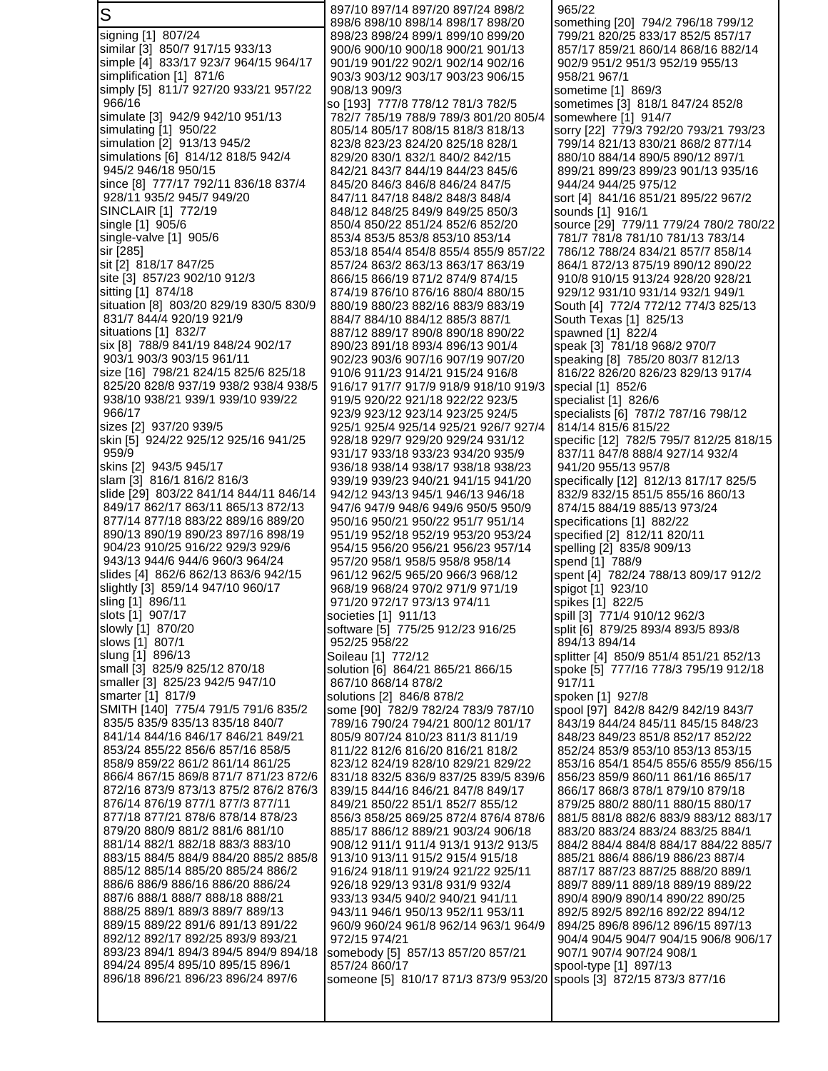S

signing [1] 807/24
similar [3] 850/7 917/15 933/13
simple [4] 833/17 923/7 964/15 964/17
simplification [1] 871/6
simply [5] 811/7 927/20 933/21 957/22 966/16
simulate [3] 942/9 942/10 951/13
simulating [1] 950/22
simulation [2] 913/13 945/2
simulations [6] 814/12 818/5 942/4 945/2 946/18 950/15
since [8] 777/17 792/11 836/18 837/4 928/11 935/2 945/7 949/20
SINCLAIR [1] 772/19
single [1] 905/6
single-valve [1] 905/6
sir [285]
sit [2] 818/17 847/25
site [3] 857/23 902/10 912/3
sitting [1] 874/18
situation [8] 803/20 829/19 830/5 830/9 831/7 844/4 920/19 921/9
situations [1] 832/7
six [8] 788/9 841/19 848/24 902/17 903/1 903/3 903/15 961/11
size [16] 798/21 824/15 825/6 825/18 825/20 828/8 937/19 938/2 938/4 938/5 938/10 938/21 939/1 939/10 939/22 966/17
sizes [2] 937/20 939/5
skin [5] 924/22 925/12 925/16 941/25 959/9
skins [2] 943/5 945/17
slam [3] 816/1 816/2 816/3
slide [29] 803/22 841/14 844/11 846/14 849/17 862/17 863/11 865/13 872/13 877/14 877/18 883/22 889/16 889/20 890/13 890/19 890/22 897/16 898/19 904/23 910/25 916/22 929/3 929/6 943/13 944/6 944/6 960/3 964/24
slides [4] 862/6 862/13 863/6 942/15
slightly [3] 859/14 947/10 960/17
sling [1] 896/11
slots [1] 907/17
slowly [1] 870/20
slows [1] 807/1
slung [1] 896/13
small [3] 825/9 825/12 870/18
smaller [3] 825/23 942/5 947/10
smarter [1] 817/9
SMITH [140] 775/4 791/5 791/6 835/2 835/5 835/9 835/13 835/18 840/7 841/14 844/16 846/17 846/21 849/21 853/24 855/22 856/6 857/16 858/5 858/9 859/22 861/2 861/14 861/25 866/4 867/15 869/8 871/7 871/23 872/6 872/16 873/9 873/13 875/2 876/2 876/3 876/14 876/19 877/1 877/3 877/11 877/18 877/21 878/6 878/14 878/23 879/20 880/9 881/2 881/6 881/10 881/14 882/1 882/18 883/3 883/10 883/15 884/5 884/9 884/20 885/2 885/8 885/12 885/14 885/20 885/24 886/2 886/6 886/9 886/16 886/20 886/24 887/6 888/1 888/7 888/18 888/21 888/25 889/1 889/3 889/7 889/13 889/15 889/22 891/6 891/13 891/22 892/12 892/17 892/25 893/9 893/21 893/23 894/1 894/3 894/5 894/9 894/18 894/24 895/4 895/10 895/15 896/1 896/18 896/21 896/23 896/24 897/6 897/10 897/14 897/20 897/24 898/2 898/6 898/10 898/14 898/17 898/20 898/23 898/24 899/1 899/10 899/20 900/6 900/10 900/18 900/21 901/13 901/19 901/22 902/1 902/14 902/16 903/3 903/12 903/17 903/23 906/15 908/13 909/3
so [193] 777/8 778/12 781/3 782/5 782/7 785/19 788/9 789/3 801/20 805/4 805/14 805/17 808/15 818/3 818/13 823/8 823/23 824/20 825/18 828/1 829/20 830/1 832/1 840/2 842/15 842/21 843/7 844/19 844/23 845/6 845/20 846/3 846/8 846/24 847/5 847/11 847/18 848/2 848/3 848/4 848/12 848/25 849/9 849/25 850/3 850/4 850/22 851/24 852/6 852/20 853/4 853/5 853/8 853/10 853/14 853/18 854/4 854/8 855/4 855/9 857/22 857/24 863/2 863/13 863/17 863/19 866/15 866/19 871/2 874/9 874/15 874/19 876/10 876/16 880/4 880/15 880/19 880/23 882/16 883/9 883/19 884/7 884/10 884/12 885/3 887/1 887/12 889/17 890/8 890/18 890/22 890/23 891/18 893/4 896/13 901/4 902/23 903/6 907/16 907/19 907/20 910/6 911/23 914/21 915/24 916/8 916/17 917/7 917/9 918/9 918/10 919/3 919/5 920/22 921/18 922/22 923/5 923/9 923/12 923/14 923/25 924/5 925/1 925/4 925/14 925/21 926/7 927/4 928/18 929/7 929/20 929/24 931/12 931/17 933/18 933/23 934/20 935/9 936/18 938/14 938/17 938/18 938/23 939/19 939/23 940/21 941/15 941/20 942/12 943/23 945/1 946/13 946/18 947/6 947/9 948/6 949/6 950/5 950/9 950/16 950/21 950/22 951/7 951/14 951/19 952/18 952/19 953/20 953/24 954/15 956/20 956/21 956/23 957/14 957/20 958/1 958/5 958/8 958/14 961/12 962/5 965/20 966/3 968/12 968/19 968/24 970/2 971/9 971/19 971/20 972/17 973/13 974/11
societies [1] 911/13
software [5] 775/25 912/23 916/25 952/25 958/22
Soileau [1] 772/12
solution [6] 864/21 865/21 866/15 867/10 868/14 878/2
solutions [2] 846/8 878/2
some [90] 782/9 782/24 783/9 787/10 789/16 790/24 794/21 800/12 801/17 805/9 807/24 810/23 811/3 811/19 811/22 812/6 816/20 816/21 818/2 823/12 824/19 828/10 829/21 829/22 831/18 832/5 836/9 837/25 839/5 839/6 839/15 844/16 846/21 847/8 849/17 849/21 850/22 851/1 852/7 855/12 856/3 858/25 869/25 872/4 876/4 878/6 885/17 886/12 889/21 903/24 906/18 908/12 911/1 911/4 913/1 913/2 913/5 913/10 913/11 915/2 915/4 915/18 916/24 918/11 919/24 921/22 925/11 926/18 929/13 931/8 931/9 932/4 933/13 934/5 940/2 940/21 941/11 943/11 946/1 950/13 952/11 953/11 960/9 960/24 961/8 962/14 963/1 964/9 972/15 974/21
somebody [5] 857/13 857/20 857/21 857/24 860/17
someone [5] 810/17 871/3 873/9 953/20 965/22
something [20] 794/2 796/18 799/12 799/21 820/25 833/17 852/5 857/17 857/17 859/21 860/14 868/16 882/14 902/9 951/2 951/3 952/19 955/13 958/21 967/1
sometime [1] 869/3
sometimes [3] 818/1 847/24 852/8
somewhere [1] 914/7
sorry [22] 779/3 792/20 793/21 793/23 799/14 821/13 830/21 868/2 877/14 880/10 884/14 890/5 890/12 897/1 899/21 899/23 899/23 901/13 935/16 944/24 944/25 975/12
sort [4] 841/16 851/21 895/22 967/2
sounds [1] 916/1
source [29] 779/11 779/24 780/2 780/22 781/7 781/8 781/10 781/13 783/14 786/12 788/24 834/21 857/7 858/14 864/1 872/13 875/19 890/12 890/22 910/8 910/15 913/24 928/20 928/21 929/12 931/10 931/14 932/1 949/1
South [4] 772/4 772/12 774/3 825/13
South Texas [1] 825/13
spawned [1] 822/4
speak [3] 781/18 968/2 970/7
speaking [8] 785/20 803/7 812/13 816/22 826/20 826/23 829/13 917/4
special [1] 852/6
specialist [1] 826/6
specialists [6] 787/2 787/16 798/12 814/14 815/6 815/22
specific [12] 782/5 795/7 812/25 818/15 837/11 847/8 888/4 927/14 932/4 941/20 955/13 957/8
specifically [12] 812/13 817/17 825/5 832/9 832/15 851/5 855/16 860/13 874/15 884/19 885/13 973/24
specifications [1] 882/22
specified [2] 812/11 820/11
spelling [2] 835/8 909/13
spend [1] 788/9
spent [4] 782/24 788/13 809/17 912/2
spigot [1] 923/10
spikes [1] 822/5
spill [3] 771/4 910/12 962/3
split [6] 879/25 893/4 893/5 893/8 894/13 894/14
splitter [4] 850/9 851/4 851/21 852/13
spoke [5] 777/16 778/3 795/19 912/18 917/11
spoken [1] 927/8
spool [97] 842/8 842/9 842/19 843/7 843/19 844/24 845/11 845/15 848/23 848/23 849/23 851/8 852/17 852/22 852/24 853/9 853/10 853/13 853/15 853/16 854/1 854/5 855/6 855/9 856/15 856/23 859/9 860/11 861/16 865/17 866/17 868/3 878/1 879/10 879/18 879/25 880/2 880/11 880/15 880/17 881/5 881/8 882/6 883/9 883/12 883/17 883/20 883/24 883/24 883/25 884/1 884/2 884/4 884/8 884/17 884/22 885/7 885/21 886/4 886/19 886/23 887/4 887/17 887/23 887/25 888/20 889/1 889/7 889/11 889/18 889/19 889/22 890/4 890/9 890/14 890/22 890/25 892/5 892/5 892/16 892/22 894/12 894/25 896/8 896/12 896/15 897/13 904/4 904/5 904/7 904/15 906/8 906/17 907/1 907/4 907/24 908/1
spool-type [1] 897/13
spools [3] 872/15 873/3 877/16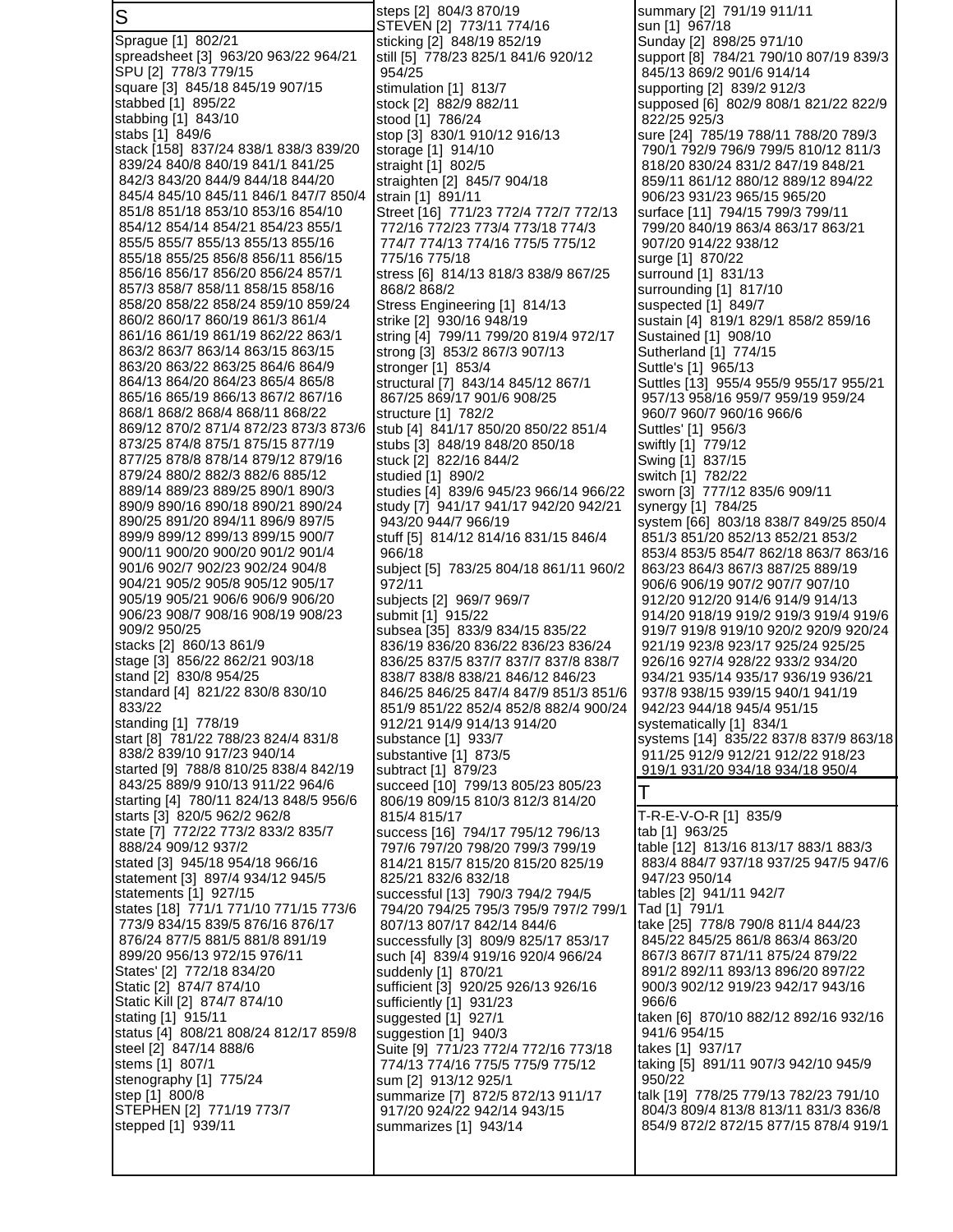## S

Sprague [1] 802/21
spreadsheet [3] 963/20 963/22 964/21
SPU [2] 778/3 779/15
square [3] 845/18 845/19 907/15
stabbed [1] 895/22
stabbing [1] 843/10
stabs [1] 849/6
stack [158] 837/24 838/1 838/3 839/20 839/24 840/8 840/19 841/1 841/25 842/3 843/20 844/9 844/18 844/20 845/4 845/10 845/11 846/1 847/7 850/4 851/8 851/18 853/10 853/16 854/10 854/12 854/14 854/21 854/23 855/1 855/5 855/7 855/13 855/13 855/16 855/18 855/25 856/8 856/11 856/15 856/16 856/17 856/20 856/24 857/1 857/3 858/7 858/11 858/15 858/16 858/20 858/22 858/24 859/10 859/24 860/2 860/17 860/19 861/3 861/4 861/16 861/19 861/19 862/22 863/1 863/2 863/7 863/14 863/15 863/15 863/20 863/22 863/25 864/6 864/9 864/13 864/20 864/23 865/4 865/8 865/16 865/19 866/13 867/2 867/16 868/1 868/2 868/4 868/11 868/22 869/12 870/2 871/4 872/23 873/3 873/6 873/25 874/8 875/1 875/15 877/19 877/25 878/8 878/14 879/12 879/16 879/24 880/2 882/3 882/6 885/12 889/14 889/23 889/25 890/1 890/3 890/9 890/16 890/18 890/21 890/24 890/25 891/20 894/11 896/9 897/5 899/9 899/12 899/13 899/15 900/7 900/11 900/20 900/20 901/2 901/4 901/6 902/7 902/23 902/24 904/8 904/21 905/2 905/8 905/12 905/17 905/19 905/21 906/6 906/9 906/20 906/23 908/7 908/16 908/19 908/23 909/2 950/25
stacks [2] 860/13 861/9
stage [3] 856/22 862/21 903/18
stand [2] 830/8 954/25
standard [4] 821/22 830/8 830/10 833/22
standing [1] 778/19
start [8] 781/22 788/23 824/4 831/8 838/2 839/10 917/23 940/14
started [9] 788/8 810/25 838/4 842/19 843/25 889/9 910/13 911/22 964/6
starting [4] 780/11 824/13 848/5 956/6
starts [3] 820/5 962/2 962/8
state [7] 772/22 773/2 833/2 835/7 888/24 909/12 937/2
stated [3] 945/18 954/18 966/16
statement [3] 897/4 934/12 945/5
statements [1] 927/15
states [18] 771/1 771/10 771/15 773/6 773/9 834/15 839/5 876/16 876/17 876/24 877/5 881/5 881/8 891/19 899/20 956/13 972/15 976/11
States' [2] 772/18 834/20
Static [2] 874/7 874/10
Static Kill [2] 874/7 874/10
stating [1] 915/11
status [4] 808/21 808/24 812/17 859/8
steel [2] 847/14 888/6
stems [1] 807/1
stenography [1] 775/24
step [1] 800/8
STEPHEN [2] 771/19 773/7
stepped [1] 939/11
steps [2] 804/3 870/19
STEVEN [2] 773/11 774/16
sticking [2] 848/19 852/19
still [5] 778/23 825/1 841/6 920/12 954/25
stimulation [1] 813/7
stock [2] 882/9 882/11
stood [1] 786/24
stop [3] 830/1 910/12 916/13
storage [1] 914/10
straight [1] 802/5
straighten [2] 845/7 904/18
strain [1] 891/11
Street [16] 771/23 772/4 772/7 772/13 772/16 772/23 773/4 773/18 774/3 774/7 774/13 774/16 775/5 775/12 775/16 775/18
stress [6] 814/13 818/3 838/9 867/25 868/2 868/2
Stress Engineering [1] 814/13
strike [2] 930/16 948/19
string [4] 799/11 799/20 819/4 972/17
strong [3] 853/2 867/3 907/13
stronger [1] 853/4
structural [7] 843/14 845/12 867/1 867/25 869/17 901/6 908/25
structure [1] 782/2
stub [4] 841/17 850/20 850/22 851/4
stubs [3] 848/19 848/20 850/18
stuck [2] 822/16 844/2
studied [1] 890/2
studies [4] 839/6 945/23 966/14 966/22
study [7] 941/17 941/17 942/20 942/21 943/20 944/7 966/19
stuff [5] 814/12 814/16 831/15 846/4 966/18
subject [5] 783/25 804/18 861/11 960/2 972/11
subjects [2] 969/7 969/7
submit [1] 915/22
subsea [35] 833/9 834/15 835/22 836/19 836/20 836/22 836/23 836/24 836/25 837/5 837/7 837/7 837/8 838/7 838/7 838/8 838/21 846/12 846/23 846/25 846/25 847/4 847/9 851/3 851/6 851/9 851/22 852/4 852/8 882/4 900/24 912/21 914/9 914/13 914/20
substance [1] 933/7
substantive [1] 873/5
subtract [1] 879/23
succeed [10] 799/13 805/23 805/23 806/19 809/15 810/3 812/3 814/20 815/4 815/17
success [16] 794/17 795/12 796/13 797/6 797/20 798/20 799/3 799/19 814/21 815/7 815/20 815/20 825/19 825/21 832/6 832/18
successful [13] 790/3 794/2 794/5 794/20 794/25 795/3 795/9 797/2 799/1 807/13 807/17 842/14 844/6
successfully [3] 809/9 825/17 853/17
such [4] 839/4 919/16 920/4 966/24
suddenly [1] 870/21
sufficient [3] 920/25 926/13 926/16
sufficiently [1] 931/23
suggested [1] 927/1
suggestion [1] 940/3
Suite [9] 771/23 772/4 772/16 773/18 774/13 774/16 775/5 775/9 775/12
sum [2] 913/12 925/1
summarize [7] 872/5 872/13 911/17 917/20 924/22 942/14 943/15
summarizes [1] 943/14
summary [2] 791/19 911/11
sun [1] 967/18
Sunday [2] 898/25 971/10
support [8] 784/21 790/10 807/19 839/3 845/13 869/2 901/6 914/14
supporting [2] 839/2 912/3
supposed [6] 802/9 808/1 821/22 822/9 822/25 925/3
sure [24] 785/19 788/11 788/20 789/3 790/1 792/9 796/9 799/5 810/12 811/3 818/20 830/24 831/2 847/19 848/21 859/11 861/12 880/12 889/12 894/22 906/23 931/23 965/15 965/20
surface [11] 794/15 799/3 799/11 799/20 840/19 863/4 863/17 863/21 907/20 914/22 938/12
surge [1] 870/22
surround [1] 831/13
surrounding [1] 817/10
suspected [1] 849/7
sustain [4] 819/1 829/1 858/2 859/16
Sustained [1] 908/10
Sutherland [1] 774/15
Suttle's [1] 965/13
Suttles [13] 955/4 955/9 955/17 955/21 957/13 958/16 959/7 959/19 959/24 960/7 960/7 960/16 966/6
Suttles' [1] 956/3
swiftly [1] 779/12
Swing [1] 837/15
switch [1] 782/22
sworn [3] 777/12 835/6 909/11
synergy [1] 784/25
system [66] 803/18 838/7 849/25 850/4 851/3 851/20 852/13 852/21 853/2 853/4 853/5 854/7 862/18 863/7 863/16 863/23 864/3 867/3 887/25 889/19 906/6 906/19 907/2 907/7 907/10 912/20 912/20 914/6 914/9 914/13 914/20 918/19 919/2 919/3 919/4 919/6 919/7 919/8 919/10 920/2 920/9 920/24 921/19 923/8 923/17 925/24 925/25 926/16 927/4 928/22 933/2 934/20 934/21 935/14 935/17 936/19 936/21 937/8 938/15 939/15 940/1 941/19 942/23 944/18 945/4 951/15
systematically [1] 834/1
systems [14] 835/22 837/8 837/9 863/18 911/25 912/9 912/21 912/22 918/23 919/1 931/20 934/18 934/18 950/4

## T

T-R-E-V-O-R [1] 835/9
tab [1] 963/25
table [12] 813/16 813/17 883/1 883/3 883/4 884/7 937/18 937/25 947/5 947/6 947/23 950/14
tables [2] 941/11 942/7
Tad [1] 791/1
take [25] 778/8 790/8 811/4 844/23 845/22 845/25 861/8 863/4 863/20 867/3 867/7 871/11 875/24 879/22 891/2 892/11 893/13 896/20 897/22 900/3 902/12 919/23 942/17 943/16 966/6
taken [6] 870/10 882/12 892/16 932/16 941/6 954/15
takes [1] 937/17
taking [5] 891/11 907/3 942/10 945/9 950/22
talk [19] 778/25 779/13 782/23 791/10 804/3 809/4 813/8 813/11 831/3 836/8 854/9 872/2 872/15 877/15 878/4 919/1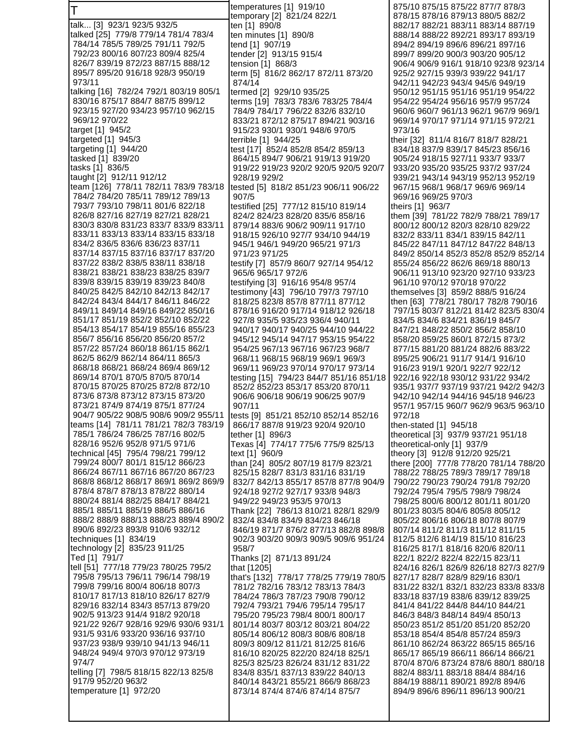# T

talk... [3] 923/1 923/5 932/5
talked [25] 779/8 779/14 781/4 783/4 784/14 785/5 789/25 791/11 792/5 792/23 800/16 807/23 809/4 825/4 826/7 839/19 872/23 887/15 888/12 895/7 895/20 916/18 928/3 950/19 973/11
talking [16] 782/24 792/1 803/19 805/1 830/16 875/17 884/7 887/5 899/12 923/15 927/20 934/23 957/10 962/15 969/12 970/22
target [1] 945/2
targeted [1] 945/3
targeting [1] 944/20
tasked [1] 839/20
tasks [1] 836/5
taught [2] 912/11 912/12
team [126] 778/11 782/11 783/9 783/18 784/2 784/20 785/11 789/12 789/13 793/7 793/10 798/11 801/6 822/18 826/8 827/16 827/19 827/21 828/21 830/3 830/8 831/23 833/7 833/9 833/11 833/11 833/13 833/14 833/15 833/18 834/2 836/5 836/6 836/23 837/11 837/14 837/15 837/16 837/17 837/20 837/22 838/2 838/5 838/11 838/18 838/21 838/21 838/23 838/25 839/7 839/8 839/15 839/19 839/23 840/8 840/25 842/5 842/10 842/13 842/17 842/24 843/4 844/17 846/11 846/22 849/11 849/14 849/16 849/22 850/16 851/17 851/19 852/2 852/10 852/22 854/13 854/17 854/19 855/16 855/23 856/7 856/16 856/20 856/20 857/2 857/22 857/24 860/18 861/15 862/1 862/5 862/9 862/14 864/11 865/3 868/18 868/21 868/24 869/4 869/12 869/14 870/1 870/5 870/5 870/14 870/15 870/25 870/25 872/8 872/10 873/6 873/8 873/12 873/15 873/20 873/21 874/9 874/19 875/1 877/24 904/7 905/22 908/5 908/6 909/2 955/11
teams [14] 781/11 781/21 782/3 783/19 785/1 786/24 786/25 787/16 802/5 828/16 952/6 952/8 971/5 971/6
technical [45] 795/4 798/21 799/12 799/24 800/7 801/1 815/12 866/23 866/24 867/11 867/16 867/20 867/23 868/8 868/12 868/17 869/1 869/2 869/9 878/4 878/7 878/13 878/22 880/14 880/24 881/4 882/25 884/17 884/21 885/1 885/11 885/19 886/5 886/16 888/2 888/9 888/13 888/23 889/4 890/2 890/6 892/23 893/8 910/6 932/12
techniques [1] 834/19
technology [2] 835/23 911/25
Ted [1] 791/7
tell [51] 777/18 779/23 780/25 795/2 795/8 795/13 796/11 796/14 798/19 799/8 799/16 800/4 806/18 807/3 810/17 817/13 818/10 826/17 827/9 829/16 832/14 834/3 857/13 879/20 902/5 913/23 914/4 918/2 920/18 921/22 926/7 928/16 929/6 930/6 931/1 931/5 931/6 933/20 936/16 937/10 937/23 938/9 939/10 941/13 946/11 948/24 949/4 970/3 970/12 973/19 974/7
telling [7] 798/5 818/15 822/13 825/8 917/9 952/20 963/2
temperature [1] 972/20
temperatures [1] 919/10
temporary [2] 821/24 822/1
ten [1] 890/8
ten minutes [1] 890/8
tend [1] 907/19
tender [2] 913/15 915/4
tension [1] 868/3
term [5] 816/2 862/17 872/11 873/20 874/14
termed [2] 929/10 935/25
terms [19] 783/3 783/6 783/25 784/4 784/9 784/17 796/22 832/6 832/10 833/21 872/12 875/17 894/21 903/16 915/23 930/1 930/1 948/6 970/5
terrible [1] 944/25
test [17] 852/4 852/8 854/2 859/13 864/15 894/7 906/21 919/13 919/20 919/22 919/23 920/2 920/5 920/5 920/7 928/19 929/2
tested [5] 818/2 851/23 906/11 906/22 907/5
testified [25] 777/12 815/10 819/14 824/2 824/23 828/20 835/6 858/16 879/14 883/6 906/2 909/11 917/10 918/15 926/10 927/7 934/10 944/19 945/1 946/1 949/20 965/21 971/3 971/23 971/25
testify [7] 857/9 860/7 927/14 954/12 965/6 965/17 972/6
testifying [3] 916/16 954/8 957/4
testimony [43] 796/10 797/3 797/10 818/25 823/8 857/8 877/11 877/12 878/16 916/20 917/14 918/12 926/18 927/8 935/5 935/23 936/4 940/11 940/17 940/17 940/25 944/10 944/22 945/12 945/14 947/17 953/15 954/22 954/25 967/13 967/16 967/23 968/7 968/11 968/15 968/19 969/1 969/3 969/11 969/23 970/14 970/17 973/14
testing [15] 794/23 844/7 851/16 851/18 852/2 852/23 853/17 853/20 870/11 906/6 906/18 906/19 906/25 907/9 907/11
tests [9] 851/21 852/10 852/14 852/16 866/17 887/8 919/23 920/4 920/10
tether [1] 896/3
Texas [4] 774/17 775/6 775/9 825/13
text [1] 960/9
than [24] 805/2 807/19 817/9 823/21 825/15 828/7 831/3 831/16 831/19 832/7 842/13 855/17 857/8 877/8 904/9 924/18 927/2 927/15 933/8 948/3 949/22 949/23 953/5 970/13
Thank [22] 786/13 810/21 828/1 829/9 832/4 834/8 834/9 834/23 846/18 846/19 871/7 876/2 877/13 882/8 898/8 902/3 903/20 909/3 909/5 909/6 951/24 958/7
Thanks [2] 871/13 891/24
that [1205]
that's [132] 778/17 778/25 779/19 780/5 781/2 782/16 783/12 783/13 784/3 784/24 786/3 787/23 790/8 790/12 792/4 793/21 794/6 795/14 795/17 795/20 795/23 798/4 800/1 800/17 801/14 803/7 803/12 803/21 804/22 805/14 806/12 808/3 808/6 808/18 809/3 809/12 811/21 812/25 816/6 816/10 820/25 822/20 824/18 825/1 825/3 825/23 826/24 831/12 831/22 834/8 835/1 837/13 839/22 840/13 840/14 843/21 855/21 866/9 868/23 873/14 874/4 874/6 874/14 875/7 875/10 875/15 875/22 877/7 878/3 878/15 878/16 879/13 880/5 882/2 882/17 882/21 883/11 883/14 887/19 888/14 888/22 892/21 893/17 893/19 894/2 894/19 896/6 896/21 897/16 899/7 899/20 900/3 903/20 905/12 906/4 906/9 916/1 918/10 923/8 923/14 925/2 927/15 939/3 939/22 941/17 942/11 942/23 943/4 945/6 949/19 950/12 951/15 951/16 951/19 954/22 954/22 954/24 956/16 957/9 957/24 960/6 960/7 961/13 962/1 967/9 969/1 969/14 970/17 971/14 971/15 972/21 973/16
their [32] 811/4 816/7 818/7 828/21 834/18 837/9 839/17 845/23 856/16 905/24 918/15 927/11 933/7 933/7 933/20 935/20 935/25 937/2 937/24 939/21 943/14 943/19 952/13 952/19 967/15 968/1 968/17 969/6 969/14 969/16 969/25 970/3
theirs [1] 963/7
them [39] 781/22 782/9 788/21 789/17 800/12 800/12 820/3 828/10 829/22 832/2 833/11 834/1 839/15 842/11 845/22 847/11 847/12 847/22 848/13 849/2 850/14 852/3 852/8 852/9 852/14 855/24 856/22 862/6 869/18 880/13 906/11 913/10 923/20 927/10 933/23 961/10 970/12 970/18 970/22
themselves [3] 859/2 888/5 916/24
then [63] 778/21 780/17 782/8 790/16 797/15 803/7 812/21 814/2 823/5 830/4 834/5 834/6 834/21 836/19 845/7 847/21 848/22 850/2 856/2 858/10 858/20 859/25 860/1 872/15 873/2 877/15 881/20 881/24 882/6 883/22 895/25 906/21 911/7 914/1 916/10 916/23 919/1 920/1 922/7 922/12 922/16 922/18 930/12 931/22 934/2 935/1 937/7 937/19 937/21 942/2 942/3 942/10 942/14 944/16 945/18 946/23 957/1 957/15 960/7 962/9 963/5 963/10 972/18
then-stated [1] 945/18
theoretical [3] 937/9 937/21 951/18
theoretical-only [1] 937/9
theory [3] 912/8 912/20 925/21
there [200] 777/8 778/20 781/14 788/20 788/22 788/25 789/3 789/17 789/18 790/22 790/23 790/24 791/8 792/20 792/24 795/4 795/5 798/9 798/24 798/25 800/6 800/12 801/11 801/20 801/23 803/5 804/6 805/8 805/12 805/22 806/16 806/18 807/8 807/9 807/14 811/2 811/3 811/12 811/15 812/5 812/6 814/19 815/10 816/23 816/25 817/1 818/16 820/6 820/11 822/1 822/2 822/4 822/15 823/11 824/16 826/1 826/9 826/18 827/3 827/9 827/17 828/7 828/9 829/16 830/1 831/22 832/1 832/1 832/23 833/8 833/8 833/18 837/19 838/6 839/12 839/25 841/4 841/22 844/8 844/10 844/21 846/3 848/3 848/14 849/4 850/13 850/23 851/2 851/20 851/20 852/20 853/18 854/4 854/8 857/24 859/3 861/10 862/24 863/22 865/15 865/16 865/17 865/19 866/11 866/14 866/21 870/4 870/6 873/24 878/6 880/1 880/18 882/4 883/11 883/18 884/4 884/16 884/19 888/11 890/21 892/8 894/6 894/9 896/6 896/11 896/13 900/21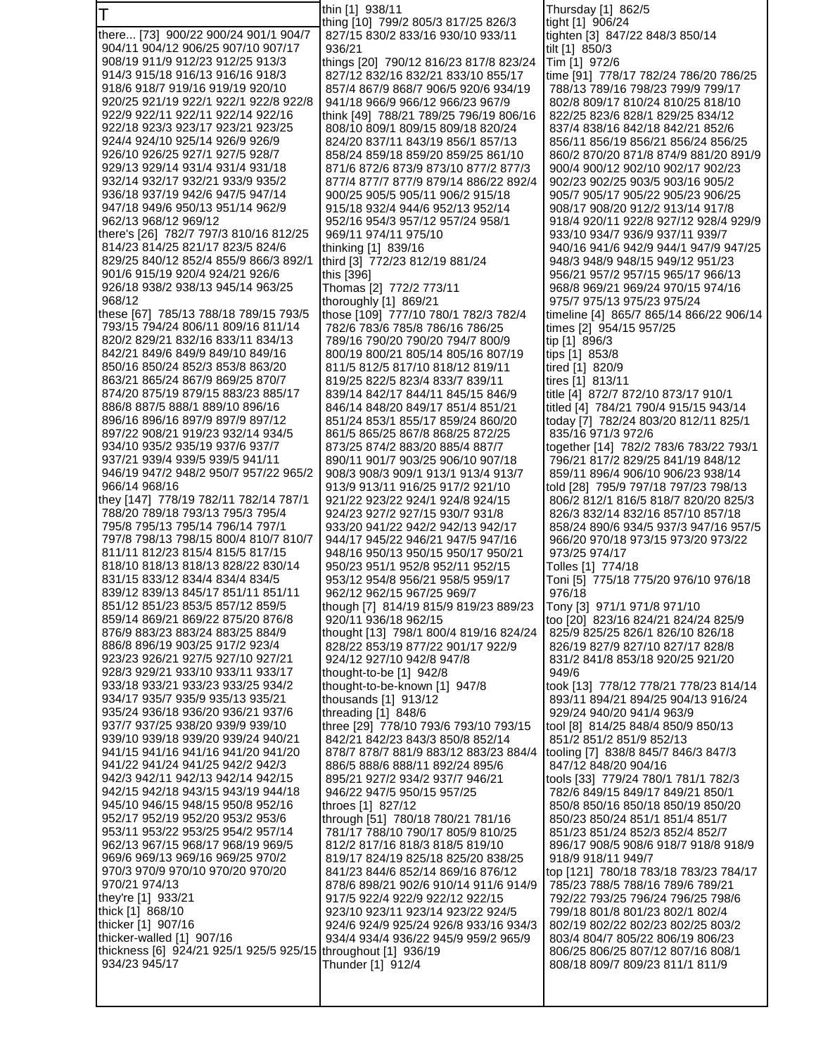# T

there... [73] 900/22 900/24 901/1 904/7 904/11 904/12 906/25 907/10 907/17 908/19 911/9 912/23 912/25 913/3 914/3 915/18 916/13 916/16 918/3 918/6 918/7 919/16 919/19 920/10 920/25 921/19 922/1 922/1 922/8 922/8 922/9 922/11 922/11 922/14 922/16 922/18 923/3 923/17 923/21 923/25 924/4 924/10 925/14 926/9 926/9 926/10 926/25 927/1 927/5 928/7 929/13 929/14 931/4 931/4 931/18 932/14 932/17 932/21 933/9 935/2 936/18 937/19 942/6 947/5 947/14 947/18 949/6 950/13 951/14 962/9 962/13 968/12 969/12

there's [26] 782/7 797/3 810/16 812/25 814/23 814/25 821/17 823/5 824/6 829/25 840/12 852/4 855/9 866/3 892/1 901/6 915/19 920/4 924/21 926/6 926/18 938/2 938/13 945/14 963/25 968/12

these [67] 785/13 788/18 789/15 793/5 793/15 794/24 806/11 809/16 811/14 820/2 829/21 832/16 833/11 834/13 842/21 849/6 849/9 849/10 849/16 850/16 850/24 852/3 853/8 863/20 863/21 865/24 867/9 869/25 870/7 874/20 875/19 879/15 883/23 885/17 886/8 887/5 888/1 889/10 896/16 896/16 896/16 897/9 897/9 897/12 897/22 908/21 919/23 932/14 934/5 934/10 935/2 935/19 937/6 937/7 937/21 939/4 939/5 939/5 941/11 946/19 947/2 948/2 950/7 957/22 965/2 966/14 968/16

they [147] 778/19 782/11 782/14 787/1 788/20 789/18 793/13 795/3 795/4 795/8 795/13 795/14 796/14 797/1 797/8 798/13 798/15 800/4 810/7 810/7 811/11 812/23 815/4 815/5 817/15 818/10 818/13 818/13 828/22 830/14 831/15 833/12 834/4 834/4 834/5 839/12 839/13 845/17 851/11 851/11 851/12 851/23 853/5 857/12 859/5 859/14 869/21 869/22 875/20 876/8 876/9 883/23 883/24 883/25 884/9 886/8 896/19 903/25 917/2 923/4 923/23 926/21 927/5 927/10 927/21 928/3 929/21 933/10 933/11 933/17 933/18 933/21 933/23 933/25 934/2 934/17 935/7 935/9 935/13 935/21 935/24 936/18 936/20 936/21 937/6 937/7 937/25 938/20 939/9 939/10 939/10 939/18 939/20 939/24 940/21 941/15 941/16 941/16 941/20 941/20 941/22 941/24 941/25 942/2 942/3 942/3 942/11 942/13 942/14 942/15 942/15 942/18 943/15 943/19 944/18 945/10 946/15 948/15 950/8 952/16 952/17 952/19 952/20 953/2 953/6 953/11 953/22 953/25 954/2 957/14 962/13 967/15 968/17 968/19 969/5 969/6 969/13 969/16 969/25 970/2 970/3 970/9 970/10 970/20 970/20 970/21 974/13

they're [1] 933/21

thick [1] 868/10

thicker [1] 907/16

thicker-walled [1] 907/16

thickness [6] 924/21 925/1 925/5 925/15 934/23 945/17

thin [1] 938/11

thing [10] 799/2 805/3 817/25 826/3 827/15 830/2 833/16 930/10 933/11 936/21

things [20] 790/12 816/23 817/8 823/24 827/12 832/16 832/21 833/10 855/17 857/4 867/9 868/7 906/5 920/6 934/19 941/8 966/9 966/12 966/23 967/9

think [49] 788/21 789/25 796/19 806/16 808/10 809/1 809/15 809/18 820/24 824/20 837/11 843/19 856/1 857/13 858/24 859/18 859/20 859/25 861/10 871/6 872/6 873/9 873/10 877/2 877/3 877/4 877/7 877/9 879/14 886/22 892/4 900/25 905/5 905/11 906/2 915/18 915/18 932/4 944/6 952/13 952/14 952/16 954/3 957/12 957/24 958/1 969/11 974/11 975/10

thinking [1] 839/16

third [3] 772/23 812/19 881/24

this [396]

Thomas [2] 772/2 773/11

thoroughly [1] 869/21

those [109] 777/10 780/1 782/3 782/4 782/6 783/6 785/8 786/16 786/25 789/16 790/20 790/20 794/7 800/9 800/19 800/21 805/14 805/16 807/19 811/5 812/5 817/10 818/12 819/11 819/25 822/5 823/4 833/7 839/11 839/14 842/17 844/11 845/15 846/9 846/14 848/20 849/17 851/4 851/21 851/24 853/1 855/17 859/24 860/20 861/5 865/25 867/8 868/25 872/25 873/25 874/2 883/20 885/4 887/7 890/11 901/7 903/25 906/10 907/18 908/3 908/3 909/1 913/1 913/4 913/7 913/9 913/11 916/25 917/2 921/10 921/22 923/22 924/1 924/8 924/15 924/23 927/2 927/15 930/7 931/8 933/20 941/22 942/1 942/13 942/17 944/17 945/22 946/21 947/5 947/16 948/16 950/13 950/15 950/17 950/21 950/23 951/1 952/8 952/11 952/15 953/12 954/8 956/21 958/5 959/17 962/12 962/15 967/25 969/7

though [7] 814/19 815/9 819/23 889/23 920/11 936/18 962/15

thought [13] 798/1 800/4 819/16 824/24 828/22 853/19 877/22 901/17 922/9 924/12 927/10 942/8 947/8

thought-to-be [1] 942/8

thought-to-be-known [1] 947/8

thousands [1] 913/12

threading [1] 848/6

three [29] 778/10 793/6 793/10 793/15 842/21 842/23 843/3 850/8 852/14 878/7 878/7 881/9 883/12 883/23 884/4 886/5 888/6 888/11 892/24 895/6 895/21 927/2 934/2 937/7 946/21 946/22 947/25 950/15 957/25

throes [1] 827/12

through [51] 780/18 780/21 781/16 781/17 788/10 790/17 805/9 810/25 812/2 817/16 818/3 818/5 819/10 819/17 824/19 825/18 825/20 838/25 841/23 844/6 852/14 869/16 876/12 878/6 898/21 902/6 910/14 911/6 914/9 917/5 922/4 922/9 922/12 922/15 923/10 923/11 923/14 923/22 924/5 924/6 924/9 925/24 926/8 933/16 934/3 934/4 934/4 936/22 945/9 959/2 965/9

throughout [1] 936/19

Thunder [1] 912/4

Thursday [1] 862/5

tight [1] 906/24

tighten [3] 847/22 848/3 850/14

tilt [1] 850/3

Tim [1] 972/6

time [91] 778/17 782/24 786/20 786/25 788/13 789/16 798/23 799/9 799/17 802/8 809/17 810/24 810/25 818/10 822/25 823/6 828/1 829/25 834/12 837/4 838/16 842/18 842/21 852/6 856/11 856/19 856/21 856/24 856/25 860/2 870/17 871/8 874/9 881/20 891/9 900/4 900/12 902/10 902/17 902/23 902/23 902/25 903/5 903/16 905/2 905/7 905/17 905/22 905/23 906/25 908/17 908/20 912/2 913/14 917/8 918/4 920/11 922/8 927/12 928/4 929/9 933/10 934/7 936/9 937/11 939/7 940/16 941/6 942/9 944/1 947/9 947/25 948/3 948/9 948/15 949/12 951/23 956/21 957/2 957/15 965/17 966/13 968/8 969/21 969/24 970/15 974/16 975/7 975/13 975/23 975/24

timeline [4] 865/7 865/14 866/22 906/14

times [2] 954/15 957/25

tip [1] 896/3

tips [1] 853/8

tired [1] 820/9

tires [1] 813/11

title [4] 872/7 872/10 873/17 910/1

titled [4] 784/21 790/4 915/15 943/14

today [7] 782/24 803/20 812/11 825/1 835/16 971/3 972/6

together [14] 782/2 783/6 783/22 793/1 796/21 817/2 829/25 841/19 848/12 859/11 896/4 906/10 906/23 938/14

told [28] 795/9 797/18 797/23 798/13 806/2 812/1 816/5 818/7 820/20 825/3 826/3 832/14 832/16 857/10 857/18 858/24 890/6 934/5 937/3 947/16 957/5 966/20 970/18 973/15 973/20 973/22 973/25 974/17

Tolles [1] 774/18

Toni [5] 775/18 775/20 976/10 976/18 976/18

Tony [3] 971/1 971/8 971/10

too [20] 823/16 824/21 824/24 825/9 825/9 825/25 826/1 826/10 826/18 826/19 827/9 827/10 827/17 828/8 831/2 841/8 853/18 920/25 921/20 949/6

took [13] 778/12 778/21 778/23 814/14 893/11 894/21 894/25 904/13 916/24 929/24 940/20 941/4 963/9

tool [8] 814/25 848/4 850/9 850/13 851/2 851/2 851/9 852/13

tooling [7] 838/8 845/7 846/3 847/3 847/12 848/20 904/16

tools [33] 779/24 780/1 781/1 782/3 782/6 849/15 849/17 849/21 850/1 850/8 850/16 850/18 850/19 850/20 850/23 850/24 851/1 851/4 851/7 851/23 851/24 852/3 852/4 852/7 896/17 908/5 908/6 918/7 918/8 918/9 918/9 918/11 949/7

top [121] 780/18 783/18 783/23 784/17 785/23 788/5 788/16 789/6 789/21 792/22 793/25 796/24 796/25 798/6 799/18 801/8 801/23 802/1 802/4 802/19 802/22 802/23 802/25 803/2 803/4 804/7 805/22 806/19 806/23 806/25 806/25 807/12 807/16 808/1 808/18 809/7 809/23 811/1 811/9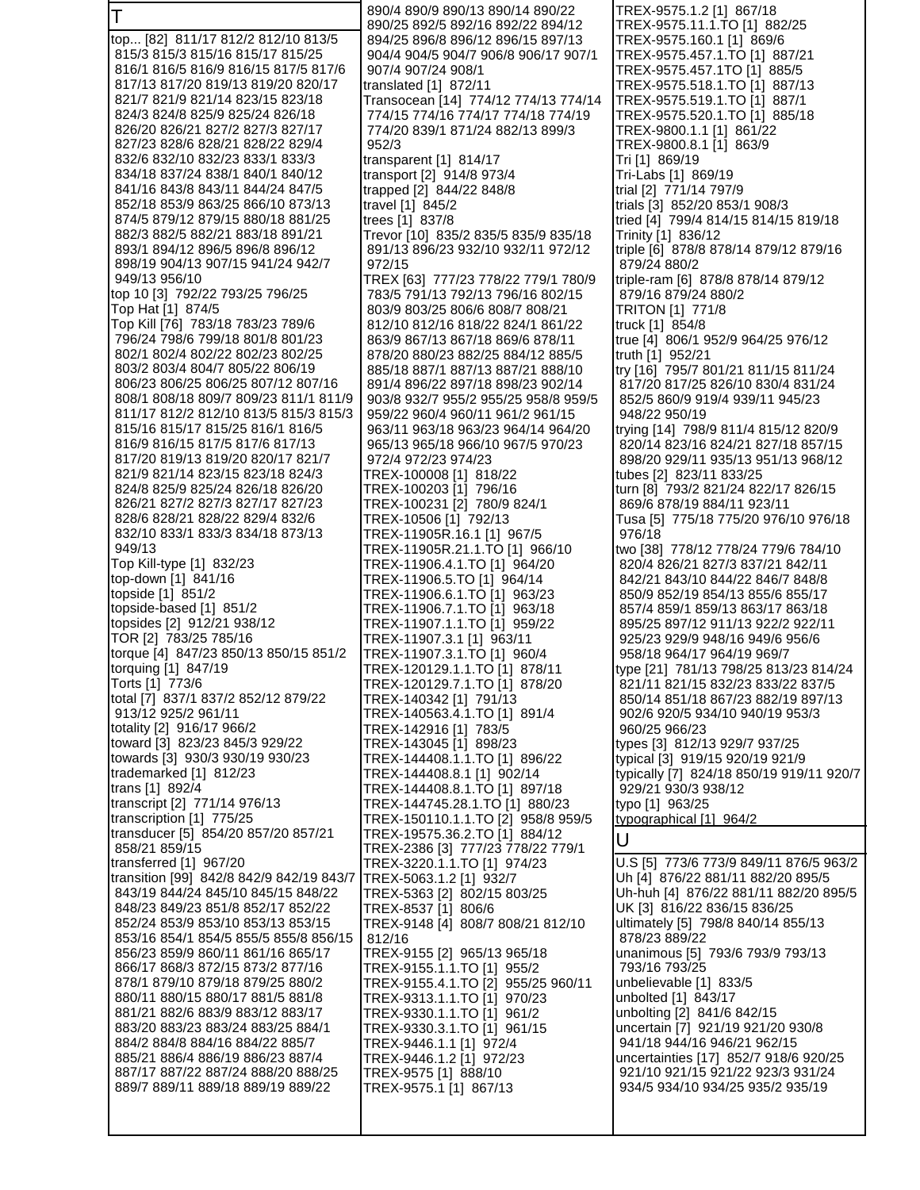## T

top... [82] 811/17 812/2 812/10 813/5 815/3 815/3 815/16 815/17 815/25 816/1 816/5 816/9 816/15 817/5 817/6 817/13 817/20 819/13 819/20 820/17 821/7 821/9 821/14 823/15 823/18 824/3 824/8 825/9 825/24 826/18 826/20 826/21 827/2 827/3 827/17 827/23 828/6 828/21 828/22 829/4 832/6 832/10 832/23 833/1 833/3 834/18 837/24 838/1 840/1 840/12 841/16 843/8 843/11 844/24 847/5 852/18 853/9 863/25 866/10 873/13 874/5 879/12 879/15 880/18 881/25 882/3 882/5 882/21 883/18 891/21 893/1 894/12 896/5 896/8 896/12 898/19 904/13 907/15 941/24 942/7 949/13 956/10
top 10 [3] 792/22 793/25 796/25
Top Hat [1] 874/5
Top Kill [76] 783/18 783/23 789/6 796/24 798/6 799/18 801/8 801/23 802/1 802/4 802/22 802/23 802/25 803/2 803/4 804/7 805/22 806/19 806/23 806/25 807/12 807/16 808/1 808/18 809/7 809/23 811/1 811/9 811/17 812/2 812/10 813/5 815/3 815/3 815/16 815/17 815/25 816/1 816/5 816/9 816/15 817/5 817/6 817/13 817/20 819/13 819/20 820/17 821/7 821/9 821/14 823/15 823/18 824/3 824/8 825/9 825/24 826/18 826/20 826/21 827/2 827/3 827/17 827/23 828/6 828/21 828/22 829/4 832/6 832/10 833/1 833/3 834/18 873/13 949/13
Top Kill-type [1] 832/23
top-down [1] 841/16
topside [1] 851/2
topside-based [1] 851/2
topsides [2] 912/21 938/12
TOR [2] 783/25 785/16
torque [4] 847/23 850/13 850/15 851/2
torquing [1] 847/19
Torts [1] 773/6
total [7] 837/1 837/2 852/12 879/22 913/12 925/2 961/11
totality [2] 916/17 966/2
toward [3] 823/23 845/3 929/22
towards [3] 930/3 930/19 930/23
trademarked [1] 812/23
trans [1] 892/4
transcript [2] 771/14 976/13
transcription [1] 775/25
transducer [5] 854/20 857/20 857/21 858/21 859/15
transferred [1] 967/20
transition [99] 842/8 842/9 842/19 843/7 843/19 844/24 845/10 845/15 848/22 848/23 849/23 851/8 852/17 852/22 852/24 853/9 853/10 853/13 853/15 853/16 854/1 854/5 855/5 855/8 856/15 856/23 859/9 860/11 861/16 865/17 866/17 868/3 872/15 873/2 877/16 878/1 879/10 879/18 879/25 880/2 880/11 880/15 880/17 881/5 881/8 881/21 882/6 883/9 883/12 883/17 883/20 883/23 883/24 883/25 884/1 884/2 884/8 884/16 884/22 885/7 885/21 886/4 886/19 886/23 887/4 887/17 887/22 887/24 888/20 888/25 889/7 889/11 889/18 889/19 889/22 890/4 890/9 890/13 890/14 890/22 890/25 892/5 892/16 892/22 894/12 894/25 896/8 896/12 896/15 897/13 904/4 904/5 904/7 906/8 906/17 907/1 907/4 907/24 908/1
translated [1] 872/11
Transocean [14] 774/12 774/13 774/14 774/15 774/16 774/17 774/18 774/19 774/20 839/1 871/24 882/13 899/3 952/3
transparent [1] 814/17
transport [2] 914/8 973/4
trapped [2] 844/22 848/8
travel [1] 845/2
trees [1] 837/8
Trevor [10] 835/2 835/5 835/9 835/18 891/13 896/23 932/10 932/11 972/12 972/15
TREX [63] 777/23 778/22 779/1 780/9 783/5 791/13 792/13 796/16 802/15 803/9 803/25 806/5 808/1 808/21 812/10 812/16 818/22 824/1 861/22 863/9 867/13 867/18 869/6 878/11 878/20 880/23 882/25 884/12 885/5 885/18 887/1 887/13 887/21 888/10 891/4 896/22 897/18 898/23 902/14 903/8 932/7 955/2 955/25 958/8 959/5 959/22 960/4 960/11 961/2 961/15 963/11 963/18 963/23 964/14 964/20 965/13 965/18 966/10 967/5 970/23 972/4 972/23 974/23
TREX-100008 [1] 818/22
TREX-100203 [1] 796/16
TREX-100231 [2] 780/9 824/1
TREX-10506 [1] 792/13
TREX-11905R.16.1 [1] 967/5
TREX-11905R.21.1.TO [1] 966/10
TREX-11906.4.1.TO [1] 964/20
TREX-11906.5.TO [1] 964/14
TREX-11906.6.1.TO [1] 963/23
TREX-11906.7.1.TO [1] 963/18
TREX-11907.1.1.TO [1] 959/22
TREX-11907.3.1 [1] 963/11
TREX-11907.3.1.TO [1] 960/4
TREX-120129.1.1.TO [1] 878/11
TREX-120129.7.1.TO [1] 878/20
TREX-140342 [1] 791/13
TREX-140563.4.1.TO [1] 891/4
TREX-142916 [1] 783/5
TREX-143045 [1] 898/23
TREX-144408.1.1.TO [1] 896/22
TREX-144408.8.1 [1] 902/14
TREX-144408.8.1.TO [1] 897/18
TREX-144745.28.1.TO [1] 880/23
TREX-150110.1.1.TO [2] 958/8 959/5
TREX-19575.36.2.TO [1] 884/12
TREX-2386 [3] 777/23 778/22 779/1
TREX-3220.1.1.TO [1] 974/23
TREX-5063.1.2 [1] 932/7
TREX-5363 [2] 802/15 803/25
TREX-8537 [1] 806/6
TREX-9148 [4] 808/7 808/21 812/10 812/16
TREX-9155 [2] 965/13 965/18
TREX-9155.1.1.TO [1] 955/2
TREX-9155.4.1.TO [2] 955/25 960/11
TREX-9313.1.1.TO [1] 970/23
TREX-9330.1.1.TO [1] 961/2
TREX-9330.3.1.TO [1] 961/15
TREX-9446.1.1 [1] 972/4
TREX-9446.1.2 [1] 972/23
TREX-9575 [1] 888/10
TREX-9575.1 [1] 867/13
TREX-9575.1.2 [1] 867/18
TREX-9575.11.1.TO [1] 882/25
TREX-9575.160.1 [1] 869/6
TREX-9575.457.1.TO [1] 887/21
TREX-9575.457.1TO [1] 885/5
TREX-9575.518.1.TO [1] 887/13
TREX-9575.519.1.TO [1] 887/1
TREX-9575.520.1.TO [1] 885/18
TREX-9800.1.1 [1] 861/22
TREX-9800.8.1 [1] 863/9
Tri [1] 869/19
Tri-Labs [1] 869/19
trial [2] 771/14 797/9
trials [3] 852/20 853/1 908/3
tried [4] 799/4 814/15 814/15 819/18
Trinity [1] 836/12
triple [6] 878/8 878/14 879/12 879/16 879/24 880/2
triple-ram [6] 878/8 878/14 879/12 879/16 879/24 880/2
TRITON [1] 771/8
truck [1] 854/8
true [4] 806/1 952/9 964/25 976/12
truth [1] 952/21
try [16] 795/7 801/21 811/15 811/24 817/20 817/25 826/10 830/4 831/24 852/5 860/9 919/4 939/11 945/23 948/22 950/19
trying [14] 798/9 811/4 815/12 820/9 820/14 823/16 824/21 827/18 857/15 898/20 929/11 935/13 951/13 968/12
tubes [2] 823/11 833/25
turn [8] 793/2 821/24 822/17 826/15 869/6 878/19 884/11 923/11
Tusa [5] 775/18 775/20 976/10 976/18 976/18
two [38] 778/12 778/24 779/6 784/10 820/4 826/21 827/3 837/21 842/11 842/21 843/10 844/22 846/7 848/8 850/9 852/19 854/13 855/6 855/17 857/4 859/1 859/13 863/17 863/18 895/25 897/12 911/13 922/2 922/11 925/23 929/9 948/16 949/6 956/6 958/18 964/17 964/19 969/7
type [21] 781/13 798/25 813/23 814/24 821/11 821/15 832/23 833/22 837/5 850/14 851/18 867/23 882/19 897/13 902/6 920/5 934/10 940/19 953/3 960/25 966/23
types [3] 812/13 929/7 937/25
typical [3] 919/15 920/19 921/9
typically [7] 824/18 850/14 919/11 920/7 929/21 930/3 938/12
typo [1] 963/25
typographical [1] 964/2

## U

U.S [5] 773/6 773/9 849/11 876/5 963/2
Uh [4] 876/22 881/11 882/20 895/5
Uh-huh [4] 876/22 881/11 882/20 895/5
UK [3] 816/22 836/15 836/25
ultimately [5] 798/8 840/14 855/13 878/23 889/22
unanimous [5] 793/6 793/9 793/13 793/16 793/25
unbelievable [1] 833/5
unbolted [1] 843/17
unbolting [2] 841/6 842/15
uncertain [7] 921/19 921/20 930/8 941/18 944/16 946/21 962/15
uncertainties [17] 852/7 918/6 920/25 921/10 921/15 921/22 923/3 931/24 934/5 934/10 934/25 935/2 935/19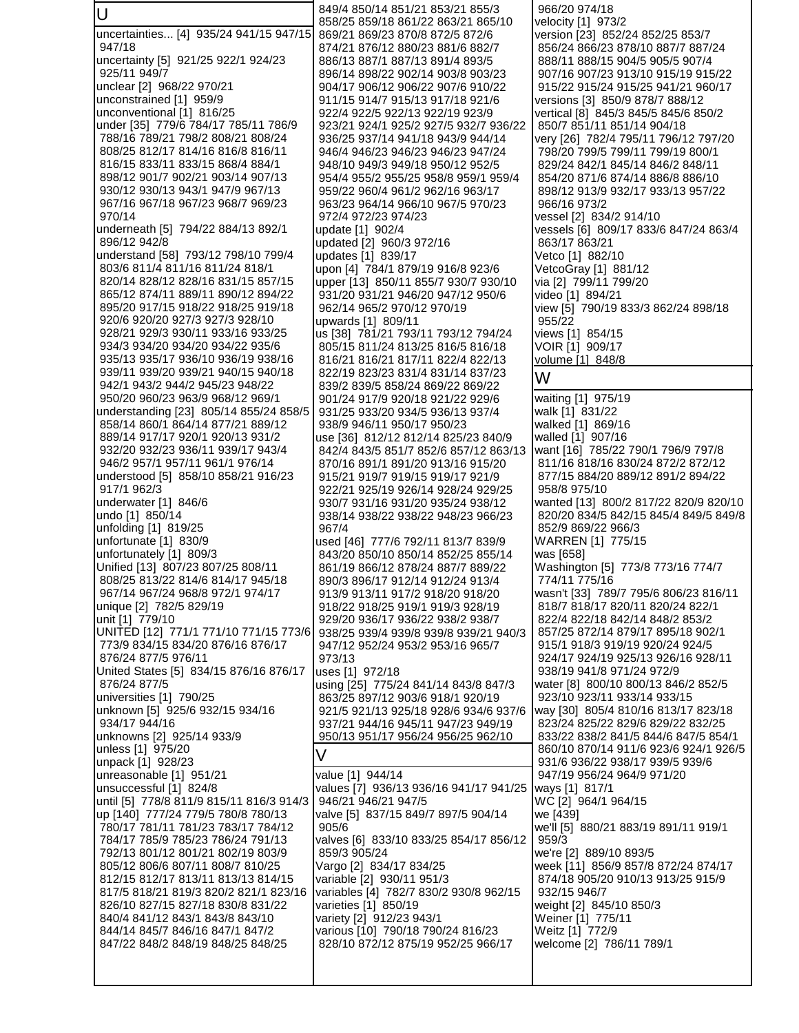## U

uncertainties... [4] 935/24 941/15 947/15 947/18
uncertainty [5] 921/25 922/1 924/23 925/11 949/7
unclear [2] 968/22 970/21
unconstrained [1] 959/9
unconventional [1] 816/25
under [35] 779/6 784/17 785/11 786/9 788/16 789/21 798/2 808/21 808/24 808/25 812/17 814/16 816/8 816/11 816/15 833/11 833/15 868/4 884/1 898/12 901/7 902/21 903/14 907/13 930/12 930/13 943/1 947/9 967/13 967/16 967/18 967/23 968/7 969/23 970/14
underneath [5] 794/22 884/13 892/1 896/12 942/8
understand [58] 793/12 798/10 799/4 803/6 811/4 811/16 811/24 818/1 820/14 828/12 828/16 831/15 857/15 865/12 874/11 889/11 890/12 894/22 895/20 917/15 918/22 918/25 919/18 920/6 920/20 927/3 927/3 928/10 928/21 929/3 930/11 933/16 933/25 934/3 934/20 934/20 934/22 935/6 935/13 935/17 936/10 936/19 938/16 939/11 939/20 939/21 940/15 940/18 942/1 943/2 944/2 945/23 948/22 950/20 960/23 963/9 968/12 969/1
understanding [23] 805/14 855/24 858/5 858/14 860/1 864/14 877/21 889/12 889/14 917/17 920/1 920/13 931/2 932/20 932/23 936/11 939/17 943/4 946/2 957/1 957/11 961/1 976/14
understood [5] 858/10 858/21 916/23 917/1 962/3
underwater [1] 846/6
undo [1] 850/14
unfolding [1] 819/25
unfortunate [1] 830/9
unfortunately [1] 809/3
Unified [13] 807/23 807/25 808/11 808/25 813/22 814/6 814/17 945/18 967/14 967/24 968/8 972/1 974/17
unique [2] 782/5 829/19
unit [1] 779/10
UNITED [12] 771/1 771/10 771/15 773/6 773/9 834/15 834/20 876/16 876/17 876/24 877/5 976/11
United States [5] 834/15 876/16 876/17 876/24 877/5
universities [1] 790/25
unknown [5] 925/6 932/15 934/16 934/17 944/16
unknowns [2] 925/14 933/9
unless [1] 975/20
unpack [1] 928/23
unreasonable [1] 951/21
unsuccessful [1] 824/8
until [5] 778/8 811/9 815/11 816/3 914/3
up [140] 777/24 779/5 780/8 780/13 780/17 781/11 781/23 783/17 784/12 784/17 785/9 785/23 786/24 791/13 792/13 801/12 801/21 802/19 803/9 805/12 806/6 807/11 808/7 810/25 812/15 812/17 813/11 813/13 814/15 817/5 818/21 819/3 820/2 821/1 823/16 826/10 827/15 827/18 830/8 831/22 840/4 841/12 843/1 843/8 843/10 844/14 845/7 846/16 847/1 847/2 847/22 848/2 848/19 848/25 848/25 849/4 850/14 851/21 853/21 855/3 858/25 859/18 861/22 863/21 865/10 869/21 869/23 870/8 872/5 872/6 874/21 876/12 880/23 881/6 882/7 886/13 887/1 887/13 891/4 893/5 896/14 898/22 902/14 903/8 903/23 904/17 906/12 906/22 907/6 910/22 911/15 914/7 915/13 917/18 921/6 922/4 922/5 922/13 922/19 923/9 923/21 924/1 925/2 927/5 932/7 936/22 936/25 937/14 941/18 943/9 944/14 946/4 946/23 946/23 946/23 947/24 948/10 949/3 949/18 950/12 952/5 954/4 955/2 955/25 958/8 959/1 959/4 959/22 960/4 961/2 962/16 963/17 963/23 964/14 966/10 967/5 970/23 972/4 972/23 974/23
update [1] 902/4
updated [2] 960/3 972/16
updates [1] 839/17
upon [4] 784/1 879/19 916/8 923/6
upper [13] 850/11 855/7 930/7 930/10 931/20 931/21 946/20 947/12 950/6 962/14 965/2 970/12 970/19
upwards [1] 809/11
us [38] 781/21 793/11 793/12 794/24 805/15 811/24 813/25 816/5 816/18 816/21 816/21 817/11 822/4 822/13 822/19 823/23 831/4 831/14 837/23 839/2 839/5 858/24 869/22 869/22 901/24 917/9 920/18 921/22 929/6 931/25 933/20 934/5 936/13 937/4 938/9 946/11 950/17 950/23
use [36] 812/12 812/14 825/23 840/9 842/4 843/5 851/7 852/6 857/12 863/13 870/16 891/1 891/20 913/16 915/20 915/21 919/7 919/15 919/17 921/9 922/21 925/19 926/14 928/24 929/25 930/7 931/16 931/20 935/24 938/12 938/14 938/22 938/22 948/23 966/23 967/4
used [46] 777/6 792/11 813/7 839/9 843/20 850/10 850/14 852/25 855/14 861/19 866/12 878/24 887/7 889/22 890/3 896/17 912/14 912/24 913/4 913/9 913/11 917/12 918/20 918/20 918/22 918/25 919/1 919/3 928/19 929/20 936/17 936/22 938/2 938/7 938/25 939/4 939/8 939/8 939/21 940/3 947/12 952/24 953/2 953/16 965/7 973/13
uses [1] 972/18
using [25] 775/24 841/14 843/8 847/3 863/25 897/12 903/6 918/1 920/19 921/5 921/13 925/18 928/6 934/6 937/6 937/21 944/16 945/11 947/23 949/19 950/13 951/17 956/24 956/25 962/10

## V

value [1] 944/14
values [7] 936/13 936/16 941/17 941/25 946/21 946/21 947/5
valve [5] 837/15 849/7 897/5 904/14 905/6
valves [6] 833/10 833/25 854/17 856/12 859/3 905/24
Vargo [2] 834/17 834/25
variable [2] 930/11 951/3
variables [4] 782/7 830/2 930/8 962/15
varieties [1] 850/19
variety [2] 912/23 943/1
various [10] 790/18 790/24 816/23 828/10 872/12 875/19 952/25 966/17 966/20 974/18
velocity [1] 973/2
version [23] 852/24 852/25 853/7 856/24 866/23 878/10 887/7 887/24 888/11 888/15 904/5 905/5 907/4 907/16 907/23 913/10 915/19 915/22 915/22 915/24 915/25 941/21 960/17
versions [3] 850/9 878/7 888/12
vertical [8] 845/3 845/5 845/6 850/2 850/7 851/11 851/14 904/18
very [26] 782/4 795/11 796/12 797/20 798/20 799/5 799/11 799/19 800/1 829/24 842/1 845/14 846/2 848/11 854/20 871/6 874/14 886/8 886/10 898/12 913/9 932/17 933/13 957/22 966/16 973/2
vessel [2] 834/2 914/10
vessels [6] 809/17 833/6 847/24 863/4 863/17 863/21
Vetco [1] 882/10
VetcoGray [1] 881/12
via [2] 799/11 799/20
video [1] 894/21
view [5] 790/19 833/3 862/24 898/18 955/22
views [1] 854/15
VOIR [1] 909/17
volume [1] 848/8

## W

waiting [1] 975/19
walk [1] 831/22
walked [1] 869/16
walled [1] 907/16
want [16] 785/22 790/1 796/9 797/8 811/16 818/16 830/24 872/2 872/12 877/15 884/20 889/12 891/2 894/22 958/8 975/10
wanted [13] 800/2 817/22 820/9 820/10 820/20 834/5 842/15 845/4 849/5 849/8 852/9 869/22 966/3
WARREN [1] 775/15
was [658]
Washington [5] 773/8 773/16 774/7 774/11 775/16
wasn't [33] 789/7 795/6 806/23 816/11 818/7 818/17 820/11 820/24 822/1 822/4 822/18 842/14 848/2 853/2 857/25 872/14 879/17 895/18 902/1 915/1 918/3 919/19 920/24 924/5 924/17 924/19 925/13 926/16 928/11 938/19 941/8 971/24 972/9
water [8] 800/10 800/13 846/2 852/5 923/10 923/11 933/14 933/15
way [30] 805/4 810/16 813/17 823/18 823/24 825/22 829/6 829/22 832/25 833/22 838/2 841/5 844/6 847/5 854/1 860/10 870/14 911/6 923/6 924/1 926/5 931/6 936/22 938/17 939/5 939/6 947/19 956/24 964/9 971/20
ways [1] 817/1
WC [2] 964/1 964/15
we [439]
we'll [5] 880/21 883/19 891/11 919/1 959/3
we're [2] 889/10 893/5
week [11] 856/9 857/8 872/24 874/17 874/18 905/20 910/13 913/25 915/9 932/15 946/7
weight [2] 845/10 850/3
Weiner [1] 775/11
Weitz [1] 772/9
welcome [2] 786/11 789/1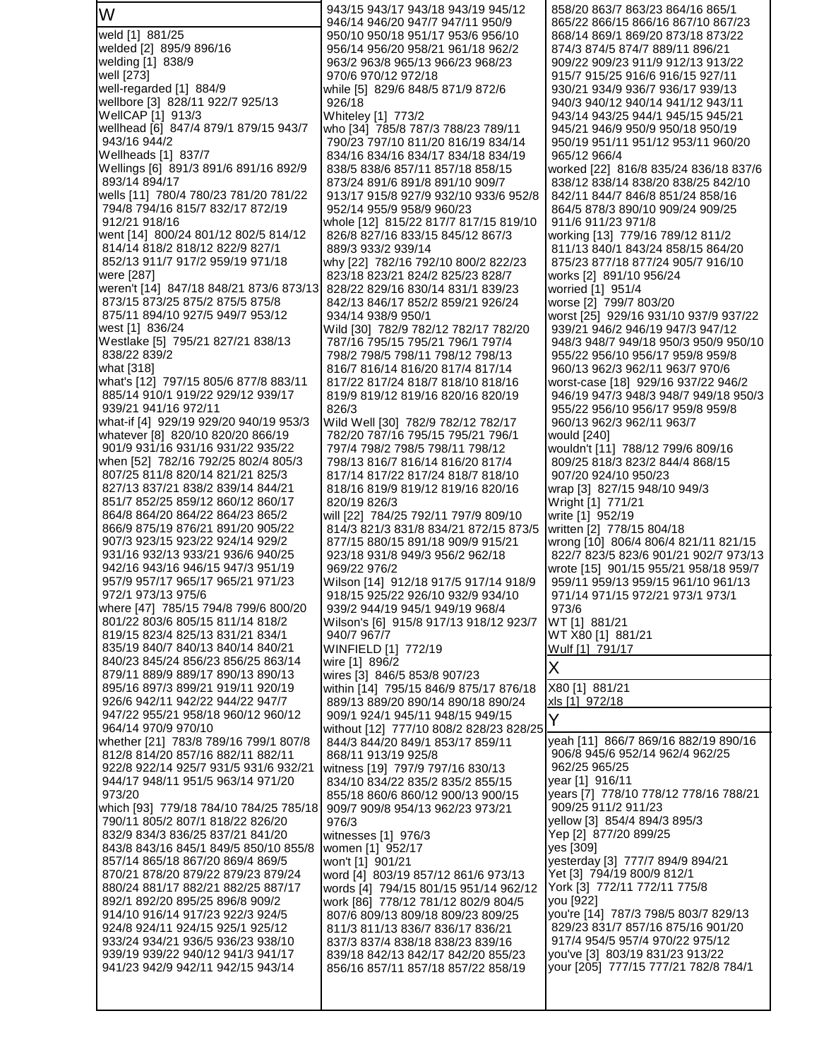## W

weld [1] 881/25
welded [2] 895/9 896/16
welding [1] 838/9
well [273]
well-regarded [1] 884/9
wellbore [3] 828/11 922/7 925/13
WellCAP [1] 913/3
wellhead [6] 847/4 879/1 879/15 943/7 943/16 944/2
Wellheads [1] 837/7
Wellings [6] 891/3 891/6 891/16 892/9 893/14 894/17
wells [11] 780/4 780/23 781/20 781/22 794/8 794/16 815/7 832/17 872/19 912/21 918/16
went [14] 800/24 801/12 802/5 814/12 814/14 818/2 818/12 822/9 827/1 852/13 911/7 917/2 959/19 971/18
were [287]
weren't [14] 847/18 848/21 873/6 873/13 873/15 873/25 875/2 875/5 875/8 875/11 894/10 927/5 949/7 953/12
west [1] 836/24
Westlake [5] 795/21 827/21 838/13 838/22 839/2
what [318]
what's [12] 797/15 805/6 877/8 883/11 885/14 910/1 919/22 929/12 939/17 939/21 941/16 972/11
what-if [4] 929/19 929/20 940/19 953/3
whatever [8] 820/10 820/20 866/19 901/9 931/16 931/16 931/22 935/22
when [52] 782/16 792/25 802/4 805/3 807/25 811/8 820/14 821/21 825/3 827/13 837/21 838/2 839/14 844/21 851/7 852/25 859/12 860/12 860/17 864/8 864/20 864/22 864/23 865/2 866/9 875/19 876/21 891/20 905/22 907/3 923/15 923/22 924/14 929/2 931/16 932/13 933/21 936/6 940/25 942/16 943/16 946/15 947/3 951/19 957/9 957/17 965/17 965/21 971/23 972/1 973/13 975/6
where [47] 785/15 794/8 799/6 800/20 801/22 803/6 805/15 811/14 818/2 819/15 823/4 825/13 831/21 834/1 835/19 840/7 840/13 840/14 840/21 840/23 845/24 856/23 856/25 863/14 879/11 889/9 889/17 890/13 890/13 895/16 897/3 899/21 919/11 920/19 926/6 942/11 942/22 944/22 947/7 947/22 955/21 958/18 960/12 960/12 964/14 970/9 970/10
whether [21] 783/8 789/16 799/1 807/8 812/8 814/20 857/16 882/11 882/11 922/8 922/14 925/7 931/5 931/6 932/21 944/17 948/11 951/5 963/14 971/20 973/20
which [93] 779/18 784/10 784/25 785/18 790/11 805/2 807/1 818/22 826/20 832/9 834/3 836/25 837/21 841/20 843/8 843/16 845/1 849/5 850/10 855/8 857/14 865/18 867/20 869/4 869/5 870/21 878/20 879/22 879/23 879/24 880/24 881/17 882/21 882/25 887/17 892/1 892/20 895/25 896/8 909/2 914/10 916/14 917/23 922/3 924/5 924/8 924/11 924/15 925/1 925/12 933/24 934/21 936/5 936/23 938/10 939/19 939/22 940/12 941/3 941/17 941/23 942/9 942/11 942/15 943/14 943/15 943/17 943/18 943/19 945/12 946/14 946/20 947/7 947/11 950/9 950/10 950/18 951/17 953/6 956/10 956/14 956/20 958/21 961/18 962/2 963/2 963/8 965/13 966/23 968/23 970/6 970/12 972/18
while [5] 829/6 848/5 871/9 872/6 926/18
Whiteley [1] 773/2
who [34] 785/8 787/3 788/23 789/11 790/23 797/10 811/20 816/19 834/14 834/16 834/16 834/17 834/18 834/19 838/5 838/6 857/11 857/18 858/15 873/24 891/6 891/8 891/10 909/7 913/17 915/8 927/9 932/10 933/6 952/8 952/14 955/9 958/9 960/23
whole [12] 815/22 817/7 817/15 819/10 826/8 827/16 833/15 845/12 867/3 889/3 933/2 939/14
why [22] 782/16 792/10 800/2 822/23 823/18 823/21 824/2 825/23 828/7 828/22 829/16 830/14 831/1 839/23 842/13 846/17 852/2 859/21 926/24 934/14 938/9 950/1
Wild [30] 782/9 782/12 782/17 782/20 787/16 795/15 795/21 796/1 797/4 798/2 798/5 798/11 798/12 798/13 816/7 816/14 816/20 817/4 817/14 817/22 817/24 818/7 818/10 818/16 819/9 819/12 819/16 820/16 820/19 826/3
Wild Well [30] 782/9 782/12 782/17 782/20 787/16 795/15 795/21 796/1 797/4 798/2 798/5 798/11 798/12 798/13 816/7 816/14 816/20 817/4 817/14 817/22 817/24 818/7 818/10 818/16 819/9 819/12 819/16 820/16 820/19 826/3
will [22] 784/25 792/11 797/9 809/10 814/3 821/3 831/8 834/21 872/15 873/5 877/15 880/15 891/18 909/9 915/21 923/18 931/8 949/3 956/2 962/18 969/22 976/2
Wilson [14] 912/18 917/5 917/14 918/9 918/15 925/22 926/10 932/9 934/10 939/2 944/19 945/1 949/19 968/4
Wilson's [6] 915/8 917/13 918/12 923/7 940/7 967/7
WINFIELD [1] 772/19
wire [1] 896/2
wires [3] 846/5 853/8 907/23
within [14] 795/15 846/9 875/17 876/18 889/13 889/20 890/14 890/18 890/24 909/1 924/1 945/11 948/15 949/15
without [12] 777/10 808/2 828/23 828/25 844/3 844/20 849/1 853/17 859/11 868/11 913/19 925/8
witness [19] 797/9 797/16 830/13 834/10 834/22 835/2 835/2 855/15 855/18 860/6 860/12 900/13 900/15 909/7 909/8 954/13 962/23 973/21 976/3
witnesses [1] 976/3
women [1] 952/17
won't [1] 901/21
word [4] 803/19 857/12 861/6 973/13
words [4] 794/15 801/15 951/14 962/12
work [86] 778/12 781/12 802/9 804/5 807/6 809/13 809/18 809/23 809/25 811/3 811/13 836/7 836/17 836/21 837/3 837/4 838/18 838/23 839/16 839/18 842/13 842/17 842/20 855/23 856/16 857/11 857/18 857/22 858/19 858/20 863/7 863/23 864/16 865/1 865/22 866/15 866/16 867/10 867/23 868/14 869/1 869/20 873/18 873/22 874/3 874/5 874/7 889/11 896/21 909/22 909/23 911/9 912/13 913/22 915/7 915/25 916/6 916/15 927/11 930/21 934/9 936/7 936/17 939/13 940/3 940/12 940/14 941/12 943/11 943/14 943/25 944/1 945/15 945/21 945/21 946/9 950/9 950/18 950/19 950/19 951/11 951/12 953/11 960/20 965/12 966/4
worked [22] 816/8 835/24 836/18 837/6 838/12 838/14 838/20 838/25 842/10 842/11 844/7 846/8 851/24 858/16 864/5 878/3 890/10 909/24 909/25 911/6 911/23 971/8
working [13] 779/16 789/12 811/2 811/13 840/1 843/24 858/15 864/20 875/23 877/18 877/24 905/7 916/10
works [2] 891/10 956/24
worried [1] 951/4
worse [2] 799/7 803/20
worst [25] 929/16 931/10 937/9 937/22 939/21 946/2 946/19 947/3 947/12 948/3 948/7 949/18 950/3 950/9 950/10 955/22 956/10 956/17 959/8 959/8 960/13 962/3 962/11 963/7 970/6
worst-case [18] 929/16 937/22 946/2 946/19 947/3 948/3 948/7 949/18 950/3 955/22 956/10 956/17 959/8 959/8 960/13 962/3 962/11 963/7
would [240]
wouldn't [11] 788/12 799/6 809/16 809/25 818/3 823/2 844/3 868/15 907/20 924/10 950/23
wrap [3] 827/15 948/10 949/3
Wright [1] 771/21
write [1] 952/19
written [2] 778/15 804/18
wrong [10] 806/4 806/4 821/11 821/15 822/7 823/5 823/6 901/21 902/7 973/13
wrote [15] 901/15 955/21 958/18 959/7 959/11 959/13 959/15 961/10 961/13 971/14 971/15 972/21 973/1 973/1 973/6
WT [1] 881/21
WT X80 [1] 881/21
Wulf [1] 791/17

## X

X80 [1] 881/21
xls [1] 972/18

## Y

yeah [11] 866/7 869/16 882/19 890/16 906/8 945/6 952/14 962/4 962/25 962/25 965/25
year [1] 916/11
years [7] 778/10 778/12 778/16 788/21 909/25 911/2 911/23
yellow [3] 854/4 894/3 895/3
Yep [2] 877/20 899/25
yes [309]
yesterday [3] 777/7 894/9 894/21
Yet [3] 794/19 800/9 812/1
York [3] 772/11 772/11 775/8
you [922]
you're [14] 787/3 798/5 803/7 829/13 829/23 831/7 857/16 875/16 901/20 917/4 954/5 957/4 970/22 975/12
you've [3] 803/19 831/23 913/22
your [205] 777/15 777/21 782/8 784/1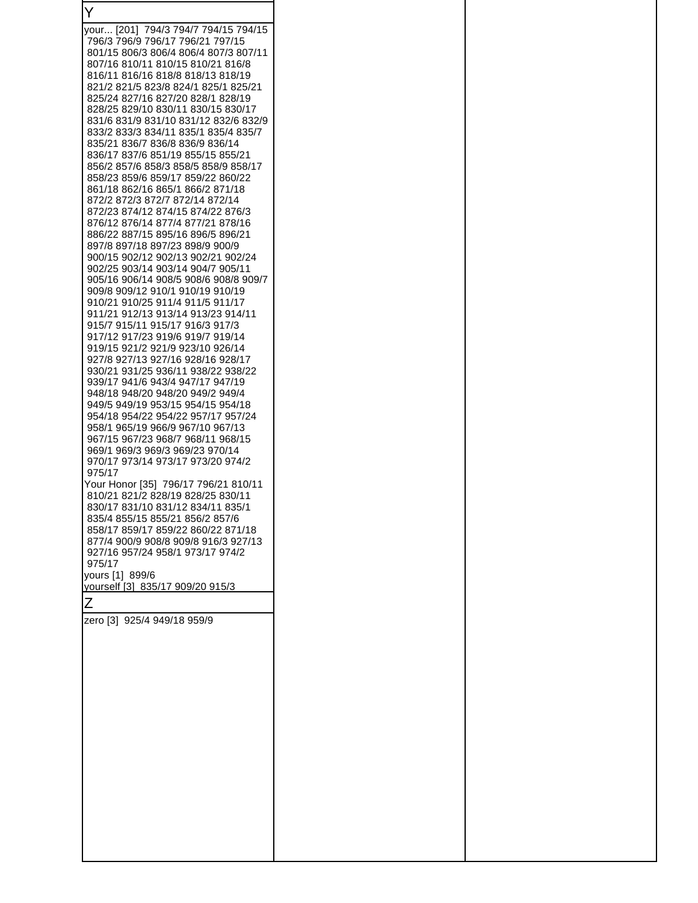## Y

your... [201] 794/3 794/7 794/15 794/15 796/3 796/9 796/17 796/21 797/15 801/15 806/3 806/4 806/4 807/3 807/11 807/16 810/11 810/15 810/21 816/8 816/11 816/16 818/8 818/13 818/19 821/2 821/5 823/8 824/1 825/1 825/21 825/24 827/16 827/20 828/1 828/19 828/25 829/10 830/11 830/15 830/17 831/6 831/9 831/10 831/12 832/6 832/9 833/2 833/3 834/11 835/1 835/4 835/7 835/21 836/7 836/8 836/9 836/14 836/17 837/6 851/19 855/15 855/21 856/2 857/6 858/3 858/5 858/9 858/17 858/23 859/6 859/17 859/22 860/22 861/18 862/16 865/1 866/2 871/18 872/2 872/3 872/7 872/14 872/14 872/23 874/12 874/15 874/22 876/3 876/12 876/14 877/4 877/21 878/16 886/22 887/15 895/16 896/5 896/21 897/8 897/18 897/23 898/9 900/9 900/15 902/12 902/13 902/21 902/24 902/25 903/14 903/14 904/7 905/11 905/16 906/14 908/5 908/6 908/8 909/7 909/8 909/12 910/1 910/19 910/19 910/21 910/25 911/4 911/5 911/17 911/21 912/13 913/14 913/23 914/11 915/7 915/11 915/17 916/3 917/3 917/12 917/23 919/6 919/7 919/14 919/15 921/2 921/9 923/10 926/14 927/8 927/13 927/16 928/16 928/17 930/21 931/25 936/11 938/22 938/22 939/17 941/6 943/4 947/17 947/19 948/18 948/20 948/20 949/2 949/4 949/5 949/19 953/15 954/15 954/18 954/18 954/22 954/22 957/17 957/24 958/1 965/19 966/9 967/10 967/13 967/15 967/23 968/7 968/11 968/15 969/1 969/3 969/3 969/23 970/14 970/17 973/14 973/17 973/20 974/2 975/17

Your Honor [35] 796/17 796/21 810/11 810/21 821/2 828/19 828/25 830/11 830/17 831/10 831/12 834/11 835/1 835/4 855/15 855/21 856/2 857/6 858/17 859/17 859/22 860/22 871/18 877/4 900/9 908/8 909/8 916/3 927/13 927/16 957/24 958/1 973/17 974/2 975/17

yours [1] 899/6

yourself [3] 835/17 909/20 915/3

## Z

zero [3] 925/4 949/18 959/9